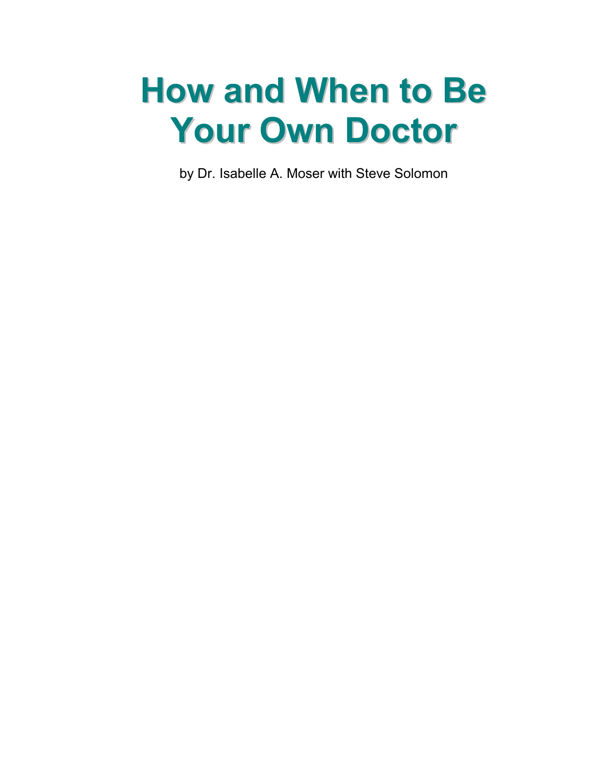# How and When to Be Your Own Doctor

by Dr. Isabelle A. Moser with Steve Solomon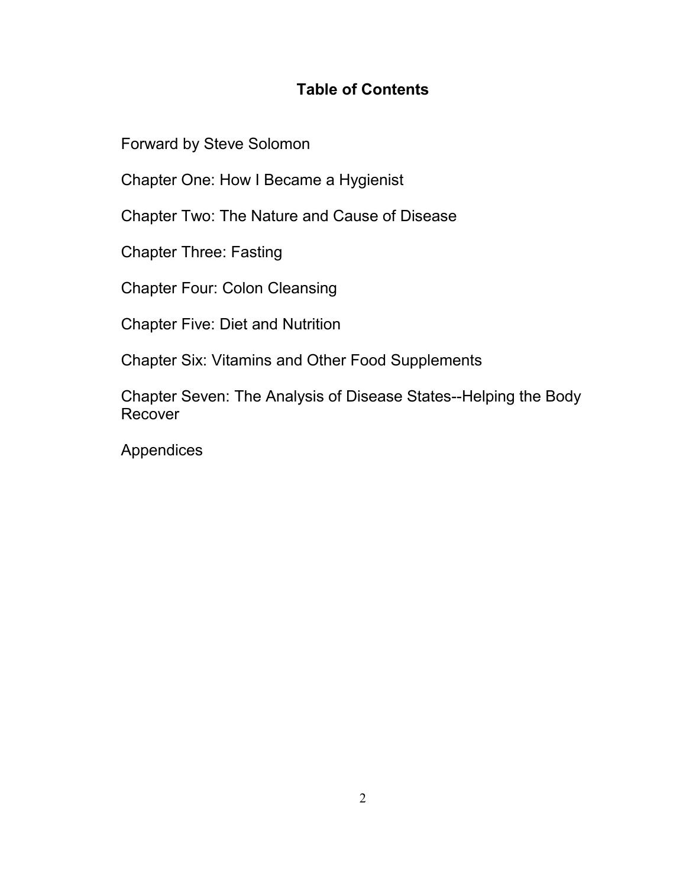# Table of Contents

Forward by Steve Solomon

Chapter One: How I Became a Hygienist

Chapter Two: The Nature and Cause of Disease

Chapter Three: Fasting

Chapter Four: Colon Cleansing

Chapter Five: Diet and Nutrition

Chapter Six: Vitamins and Other Food Supplements

Chapter Seven: The Analysis of Disease States--Helping the Body Recover

Appendices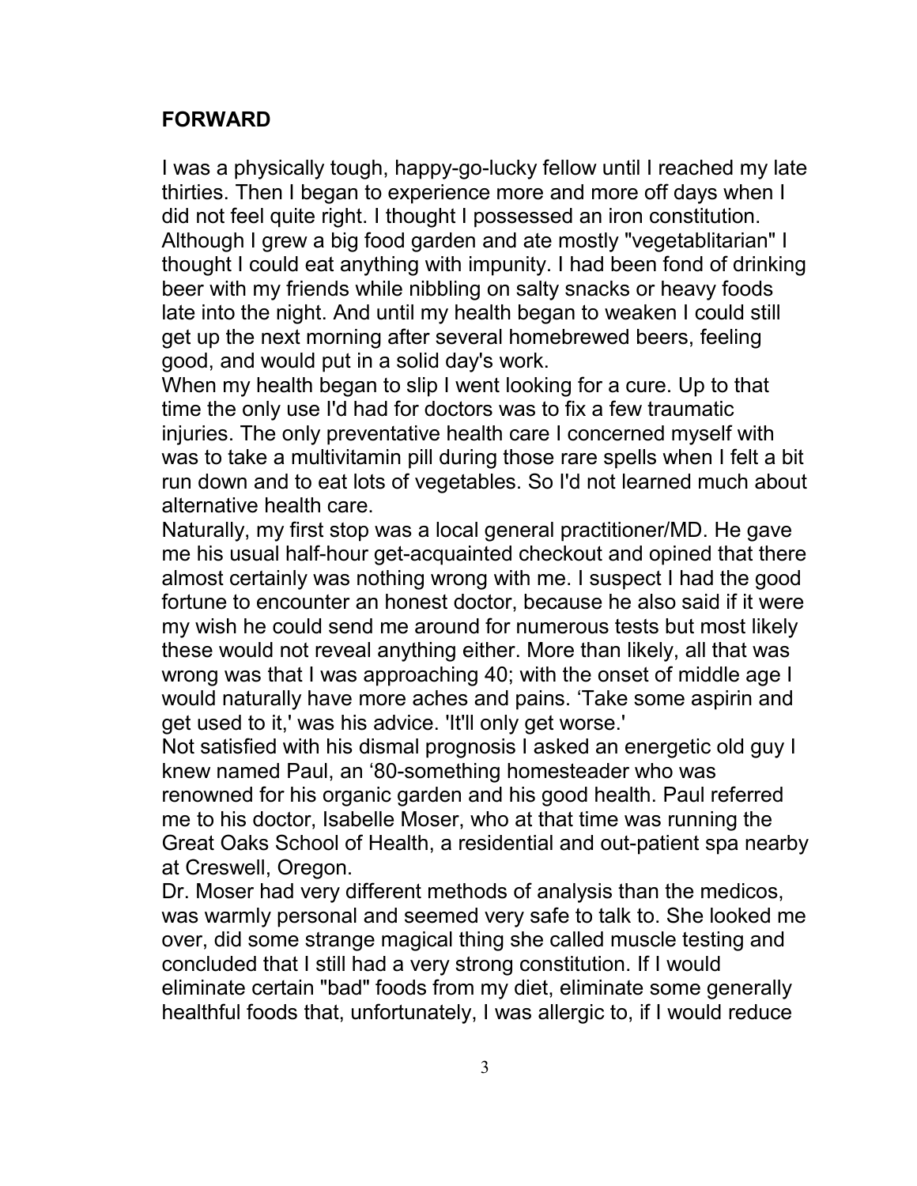## FORWARD

I was a physically tough, happy-go-lucky fellow until I reached my late thirties. Then I began to experience more and more off days when I did not feel quite right. I thought I possessed an iron constitution. Although I grew a big food garden and ate mostly "vegetablitarian" I thought I could eat anything with impunity. I had been fond of drinking beer with my friends while nibbling on salty snacks or heavy foods late into the night. And until my health began to weaken I could still get up the next morning after several homebrewed beers, feeling good, and would put in a solid day's work.

When my health began to slip I went looking for a cure. Up to that time the only use I'd had for doctors was to fix a few traumatic injuries. The only preventative health care I concerned myself with was to take a multivitamin pill during those rare spells when I felt a bit run down and to eat lots of vegetables. So I'd not learned much about alternative health care.

Naturally, my first stop was a local general practitioner/MD. He gave me his usual half-hour get-acquainted checkout and opined that there almost certainly was nothing wrong with me. I suspect I had the good fortune to encounter an honest doctor, because he also said if it were my wish he could send me around for numerous tests but most likely these would not reveal anything either. More than likely, all that was wrong was that I was approaching 40; with the onset of middle age I would naturally have more aches and pains. 'Take some aspirin and get used to it,' was his advice. 'It'll only get worse.'

Not satisfied with his dismal prognosis I asked an energetic old guy I knew named Paul, an '80-something homesteader who was renowned for his organic garden and his good health. Paul referred me to his doctor, Isabelle Moser, who at that time was running the Great Oaks School of Health, a residential and out-patient spa nearby at Creswell, Oregon.

Dr. Moser had very different methods of analysis than the medicos, was warmly personal and seemed very safe to talk to. She looked me over, did some strange magical thing she called muscle testing and concluded that I still had a very strong constitution. If I would eliminate certain "bad" foods from my diet, eliminate some generally healthful foods that, unfortunately, I was allergic to, if I would reduce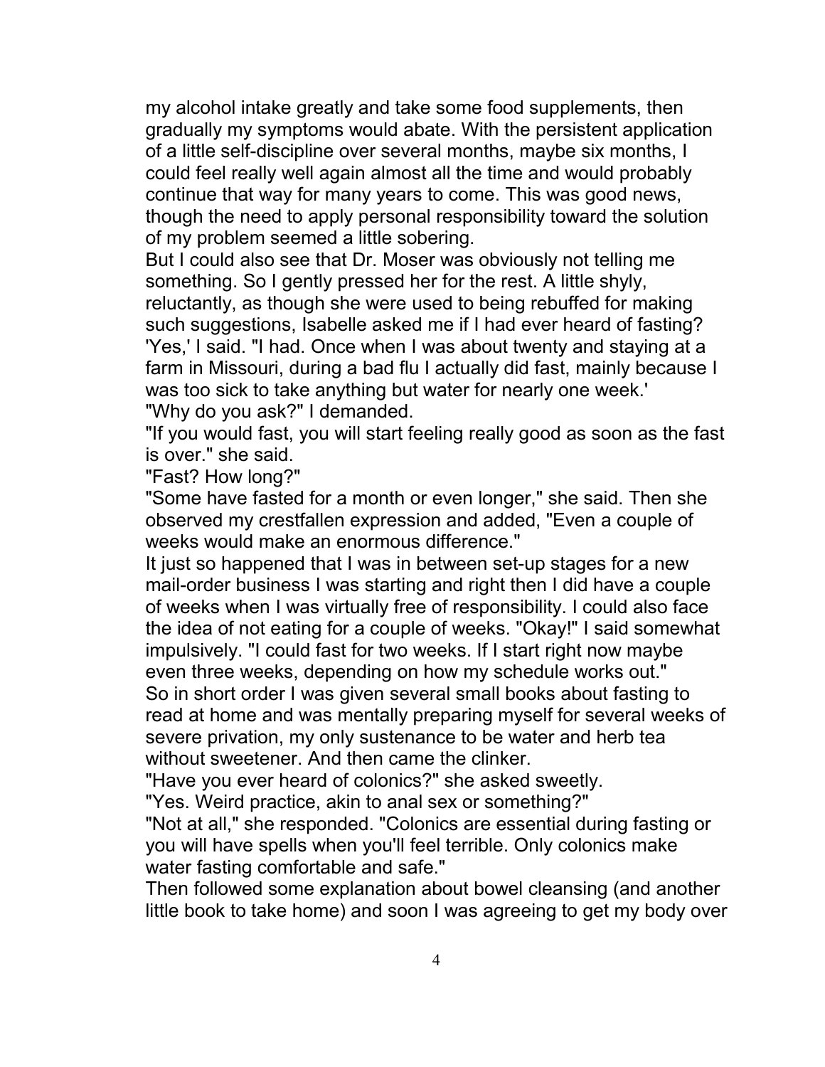my alcohol intake greatly and take some food supplements, then gradually my symptoms would abate. With the persistent application of a little self-discipline over several months, maybe six months, I could feel really well again almost all the time and would probably continue that way for many years to come. This was good news, though the need to apply personal responsibility toward the solution of my problem seemed a little sobering.

But I could also see that Dr. Moser was obviously not telling me something. So I gently pressed her for the rest. A little shyly, reluctantly, as though she were used to being rebuffed for making such suggestions, Isabelle asked me if I had ever heard of fasting?

'Yes,' I said. "I had. Once when I was about twenty and staying at a farm in Missouri, during a bad flu I actually did fast, mainly because I was too sick to take anything but water for nearly one week.'

"Why do you ask?" I demanded.

"If you would fast, you will start feeling really good as soon as the fast is over." she said.

"Fast? How long?"

"Some have fasted for a month or even longer," she said. Then she observed my crestfallen expression and added, "Even a couple of weeks would make an enormous difference."

It just so happened that I was in between set-up stages for a new mail-order business I was starting and right then I did have a couple of weeks when I was virtually free of responsibility. I could also face the idea of not eating for a couple of weeks. "Okay!" I said somewhat impulsively. "I could fast for two weeks. If I start right now maybe even three weeks, depending on how my schedule works out."

So in short order I was given several small books about fasting to read at home and was mentally preparing myself for several weeks of severe privation, my only sustenance to be water and herb tea without sweetener. And then came the clinker.

"Have you ever heard of colonics?" she asked sweetly.

"Yes. Weird practice, akin to anal sex or something?"

"Not at all," she responded. "Colonics are essential during fasting or you will have spells when you'll feel terrible. Only colonics make water fasting comfortable and safe."

Then followed some explanation about bowel cleansing (and another little book to take home) and soon I was agreeing to get my body over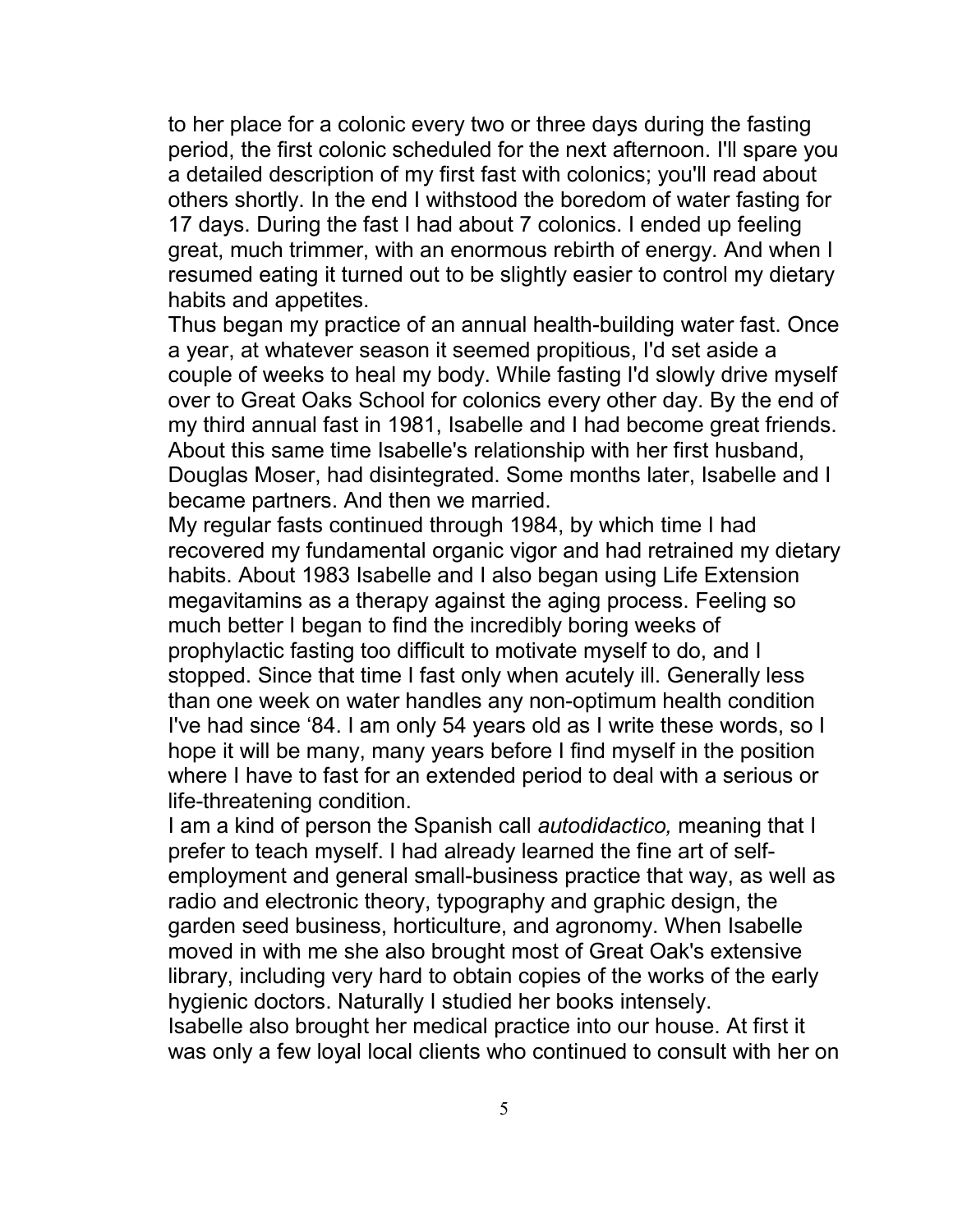to her place for a colonic every two or three days during the fasting period, the first colonic scheduled for the next afternoon. I'll spare you a detailed description of my first fast with colonics; you'll read about others shortly. In the end I withstood the boredom of water fasting for 17 days. During the fast I had about 7 colonics. I ended up feeling great, much trimmer, with an enormous rebirth of energy. And when I resumed eating it turned out to be slightly easier to control my dietary habits and appetites.

Thus began my practice of an annual health-building water fast. Once a year, at whatever season it seemed propitious, I'd set aside a couple of weeks to heal my body. While fasting I'd slowly drive myself over to Great Oaks School for colonics every other day. By the end of my third annual fast in 1981, Isabelle and I had become great friends. About this same time Isabelle's relationship with her first husband, Douglas Moser, had disintegrated. Some months later, Isabelle and I became partners. And then we married.

My regular fasts continued through 1984, by which time I had recovered my fundamental organic vigor and had retrained my dietary habits. About 1983 Isabelle and I also began using Life Extension megavitamins as a therapy against the aging process. Feeling so much better I began to find the incredibly boring weeks of prophylactic fasting too difficult to motivate myself to do, and I stopped. Since that time I fast only when acutely ill. Generally less than one week on water handles any non-optimum health condition I've had since '84. I am only 54 years old as I write these words, so I hope it will be many, many years before I find myself in the position where I have to fast for an extended period to deal with a serious or life-threatening condition.

I am a kind of person the Spanish call *autodidactico,* meaning that I prefer to teach myself. I had already learned the fine art of self-employment and general small-business practice that way, as well as radio and electronic theory, typography and graphic design, the garden seed business, horticulture, and agronomy. When Isabelle moved in with me she also brought most of Great Oak's extensive library, including very hard to obtain copies of the works of the early hygienic doctors. Naturally I studied her books intensely.

Isabelle also brought her medical practice into our house. At first it was only a few loyal local clients who continued to consult with her on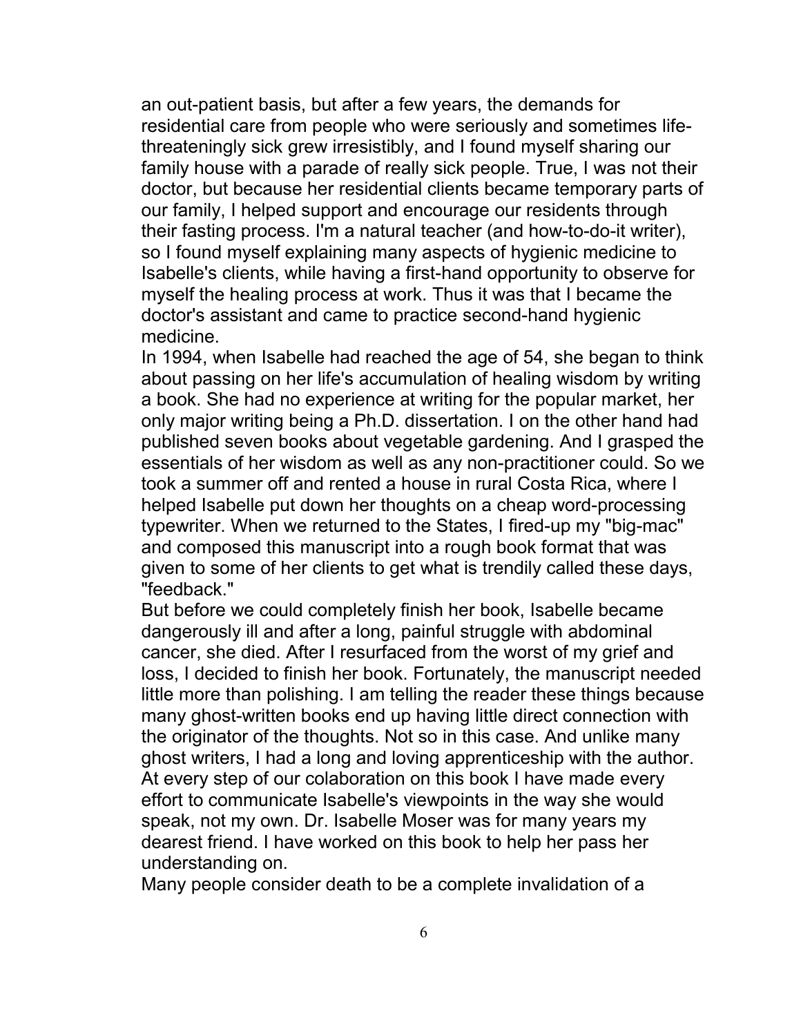an out-patient basis, but after a few years, the demands for residential care from people who were seriously and sometimes life-threateningly sick grew irresistibly, and I found myself sharing our family house with a parade of really sick people. True, I was not their doctor, but because her residential clients became temporary parts of our family, I helped support and encourage our residents through their fasting process. I'm a natural teacher (and how-to-do-it writer), so I found myself explaining many aspects of hygienic medicine to Isabelle's clients, while having a first-hand opportunity to observe for myself the healing process at work. Thus it was that I became the doctor's assistant and came to practice second-hand hygienic medicine.

In 1994, when Isabelle had reached the age of 54, she began to think about passing on her life's accumulation of healing wisdom by writing a book. She had no experience at writing for the popular market, her only major writing being a Ph.D. dissertation. I on the other hand had published seven books about vegetable gardening. And I grasped the essentials of her wisdom as well as any non-practitioner could. So we took a summer off and rented a house in rural Costa Rica, where I helped Isabelle put down her thoughts on a cheap word-processing typewriter. When we returned to the States, I fired-up my "big-mac" and composed this manuscript into a rough book format that was given to some of her clients to get what is trendily called these days, "feedback."

But before we could completely finish her book, Isabelle became dangerously ill and after a long, painful struggle with abdominal cancer, she died. After I resurfaced from the worst of my grief and loss, I decided to finish her book. Fortunately, the manuscript needed little more than polishing. I am telling the reader these things because many ghost-written books end up having little direct connection with the originator of the thoughts. Not so in this case. And unlike many ghost writers, I had a long and loving apprenticeship with the author. At every step of our colaboration on this book I have made every effort to communicate Isabelle's viewpoints in the way she would speak, not my own. Dr. Isabelle Moser was for many years my dearest friend. I have worked on this book to help her pass her understanding on.

Many people consider death to be a complete invalidation of a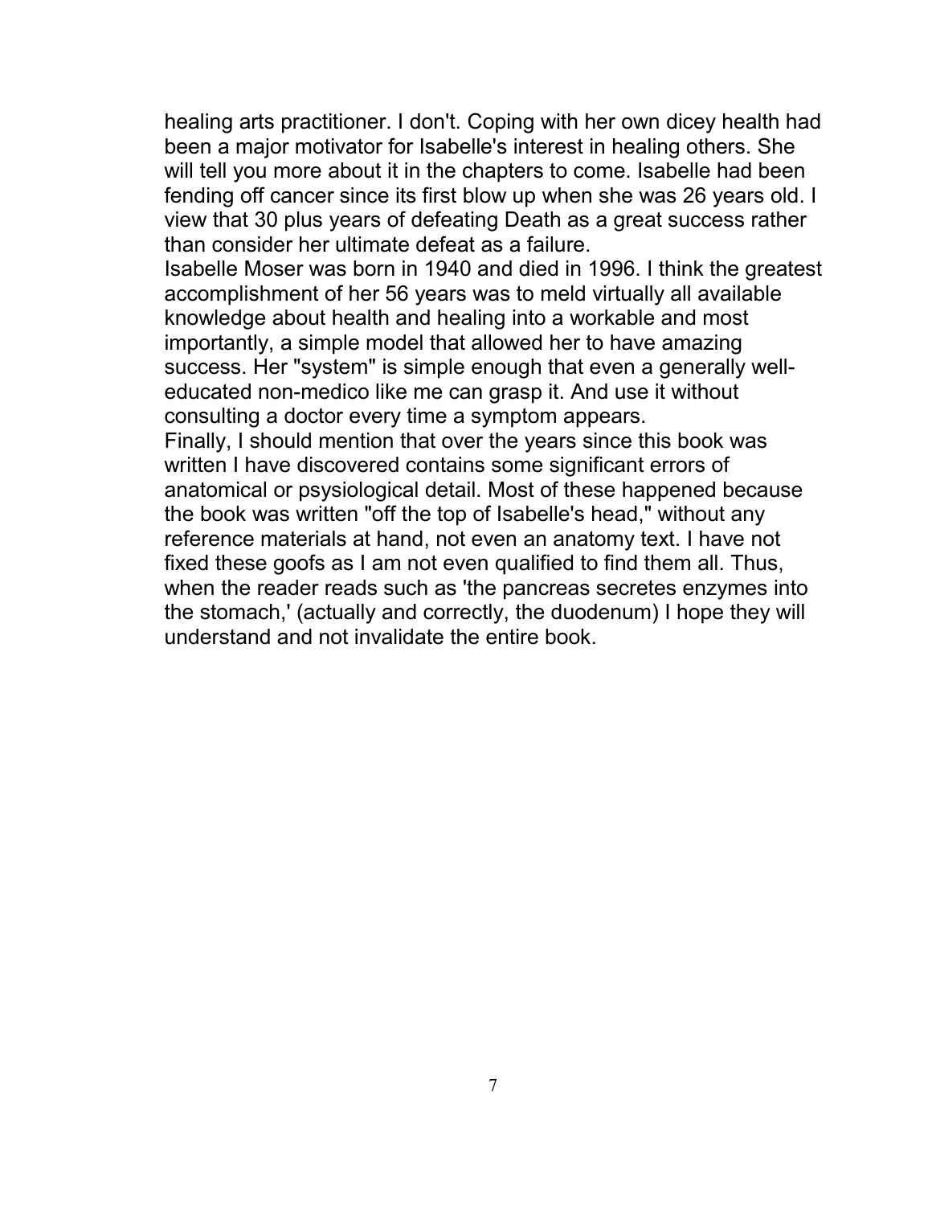healing arts practitioner. I don't. Coping with her own dicey health had been a major motivator for Isabelle's interest in healing others. She will tell you more about it in the chapters to come. Isabelle had been fending off cancer since its first blow up when she was 26 years old. I view that 30 plus years of defeating Death as a great success rather than consider her ultimate defeat as a failure.

Isabelle Moser was born in 1940 and died in 1996. I think the greatest accomplishment of her 56 years was to meld virtually all available knowledge about health and healing into a workable and most importantly, a simple model that allowed her to have amazing success. Her "system" is simple enough that even a generally well-educated non-medico like me can grasp it. And use it without consulting a doctor every time a symptom appears.

Finally, I should mention that over the years since this book was written I have discovered contains some significant errors of anatomical or psysiological detail. Most of these happened because the book was written "off the top of Isabelle's head," without any reference materials at hand, not even an anatomy text. I have not fixed these goofs as I am not even qualified to find them all. Thus, when the reader reads such as 'the pancreas secretes enzymes into the stomach,' (actually and correctly, the duodenum) I hope they will understand and not invalidate the entire book.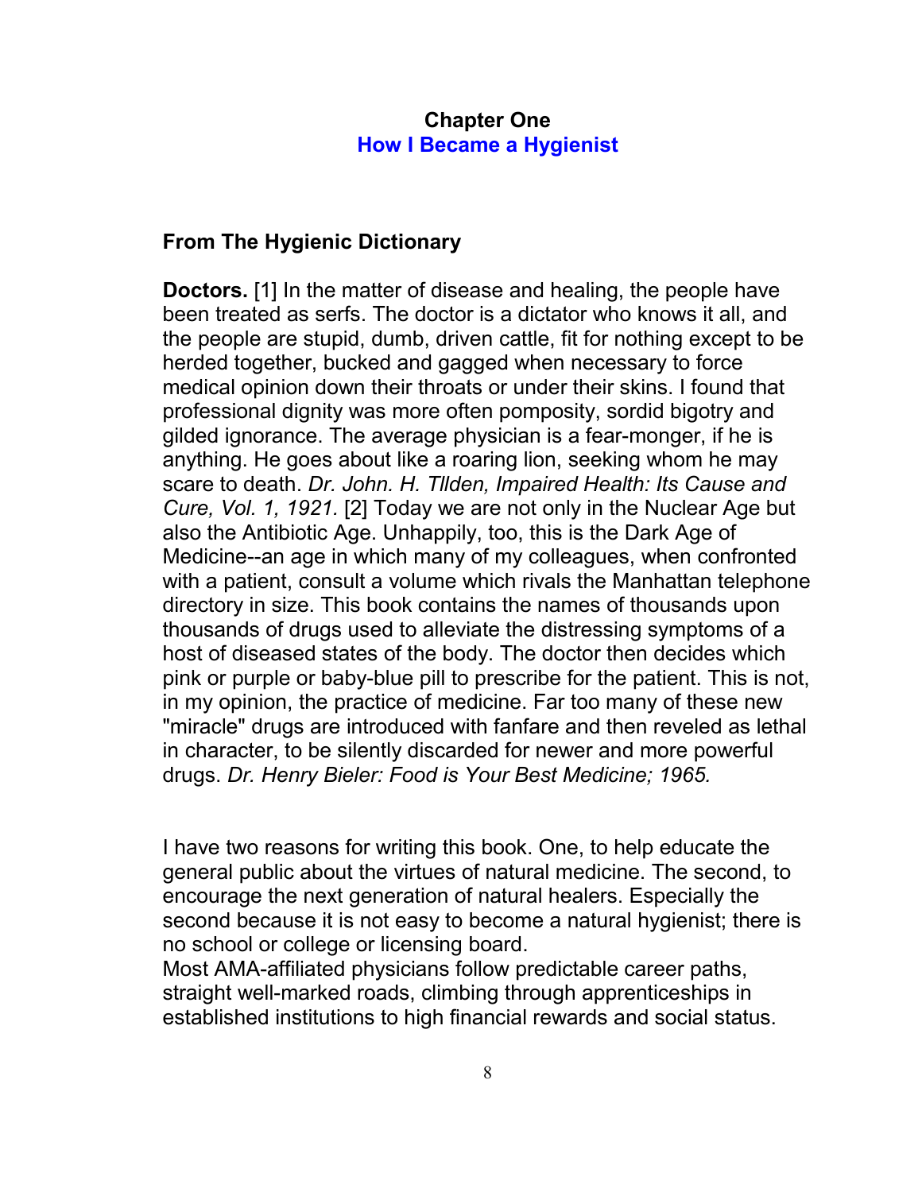## Chapter One
## How I Became a Hygienist

### From The Hygienic Dictionary

**Doctors.** [1] In the matter of disease and healing, the people have been treated as serfs. The doctor is a dictator who knows it all, and the people are stupid, dumb, driven cattle, fit for nothing except to be herded together, bucked and gagged when necessary to force medical opinion down their throats or under their skins. I found that professional dignity was more often pomposity, sordid bigotry and gilded ignorance. The average physician is a fear-monger, if he is anything. He goes about like a roaring lion, seeking whom he may scare to death. *Dr. John. H. Tllden, Impaired Health: Its Cause and Cure, Vol. 1, 1921.* [2] Today we are not only in the Nuclear Age but also the Antibiotic Age. Unhappily, too, this is the Dark Age of Medicine--an age in which many of my colleagues, when confronted with a patient, consult a volume which rivals the Manhattan telephone directory in size. This book contains the names of thousands upon thousands of drugs used to alleviate the distressing symptoms of a host of diseased states of the body. The doctor then decides which pink or purple or baby-blue pill to prescribe for the patient. This is not, in my opinion, the practice of medicine. Far too many of these new "miracle" drugs are introduced with fanfare and then reveled as lethal in character, to be silently discarded for newer and more powerful drugs. *Dr. Henry Bieler: Food is Your Best Medicine; 1965.*

I have two reasons for writing this book. One, to help educate the general public about the virtues of natural medicine. The second, to encourage the next generation of natural healers. Especially the second because it is not easy to become a natural hygienist; there is no school or college or licensing board.
Most AMA-affiliated physicians follow predictable career paths, straight well-marked roads, climbing through apprenticeships in established institutions to high financial rewards and social status.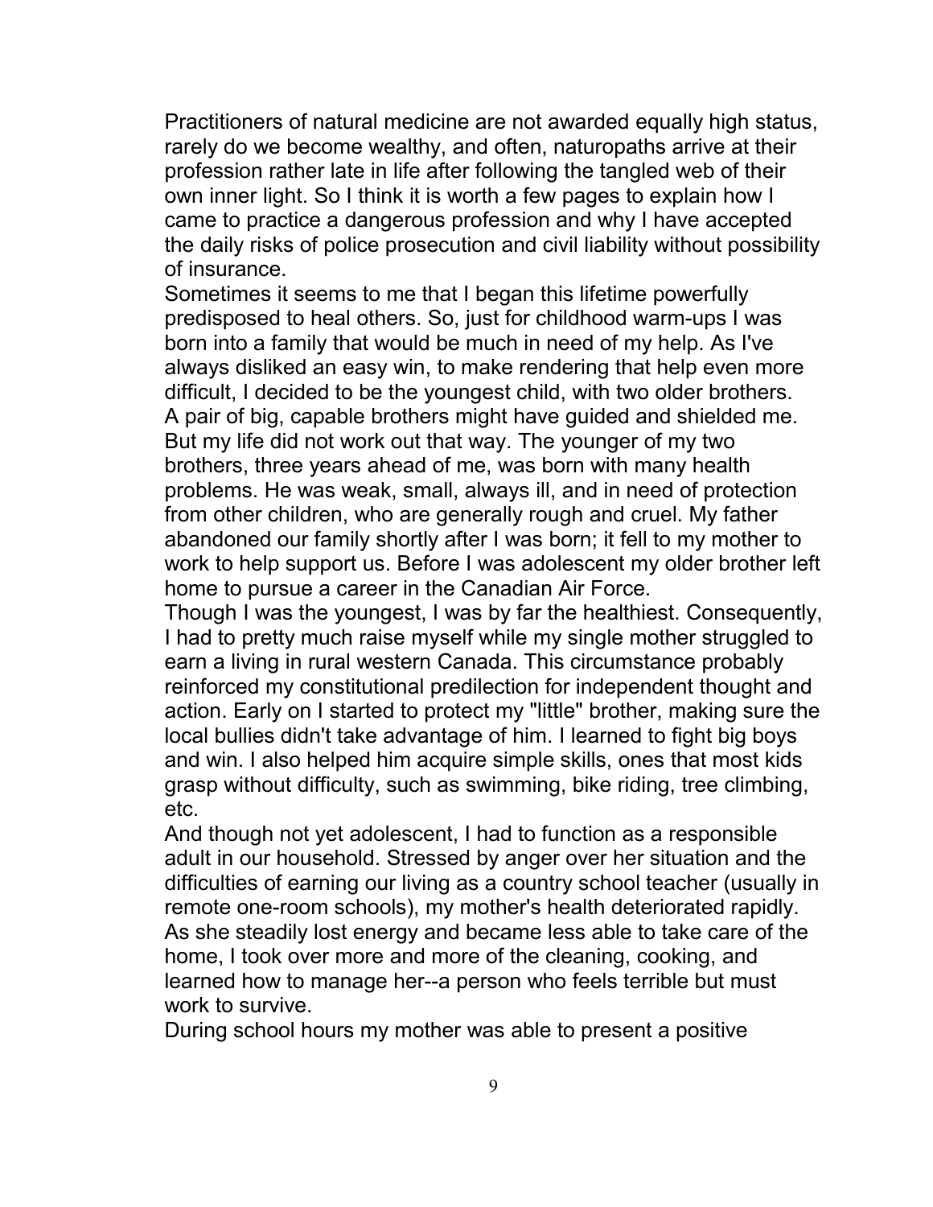Practitioners of natural medicine are not awarded equally high status, rarely do we become wealthy, and often, naturopaths arrive at their profession rather late in life after following the tangled web of their own inner light. So I think it is worth a few pages to explain how I came to practice a dangerous profession and why I have accepted the daily risks of police prosecution and civil liability without possibility of insurance.

Sometimes it seems to me that I began this lifetime powerfully predisposed to heal others. So, just for childhood warm-ups I was born into a family that would be much in need of my help. As I've always disliked an easy win, to make rendering that help even more difficult, I decided to be the youngest child, with two older brothers. A pair of big, capable brothers might have guided and shielded me. But my life did not work out that way. The younger of my two brothers, three years ahead of me, was born with many health problems. He was weak, small, always ill, and in need of protection from other children, who are generally rough and cruel. My father abandoned our family shortly after I was born; it fell to my mother to work to help support us. Before I was adolescent my older brother left home to pursue a career in the Canadian Air Force.

Though I was the youngest, I was by far the healthiest. Consequently, I had to pretty much raise myself while my single mother struggled to earn a living in rural western Canada. This circumstance probably reinforced my constitutional predilection for independent thought and action. Early on I started to protect my "little" brother, making sure the local bullies didn't take advantage of him. I learned to fight big boys and win. I also helped him acquire simple skills, ones that most kids grasp without difficulty, such as swimming, bike riding, tree climbing, etc.

And though not yet adolescent, I had to function as a responsible adult in our household. Stressed by anger over her situation and the difficulties of earning our living as a country school teacher (usually in remote one-room schools), my mother's health deteriorated rapidly. As she steadily lost energy and became less able to take care of the home, I took over more and more of the cleaning, cooking, and learned how to manage her--a person who feels terrible but must work to survive.

During school hours my mother was able to present a positive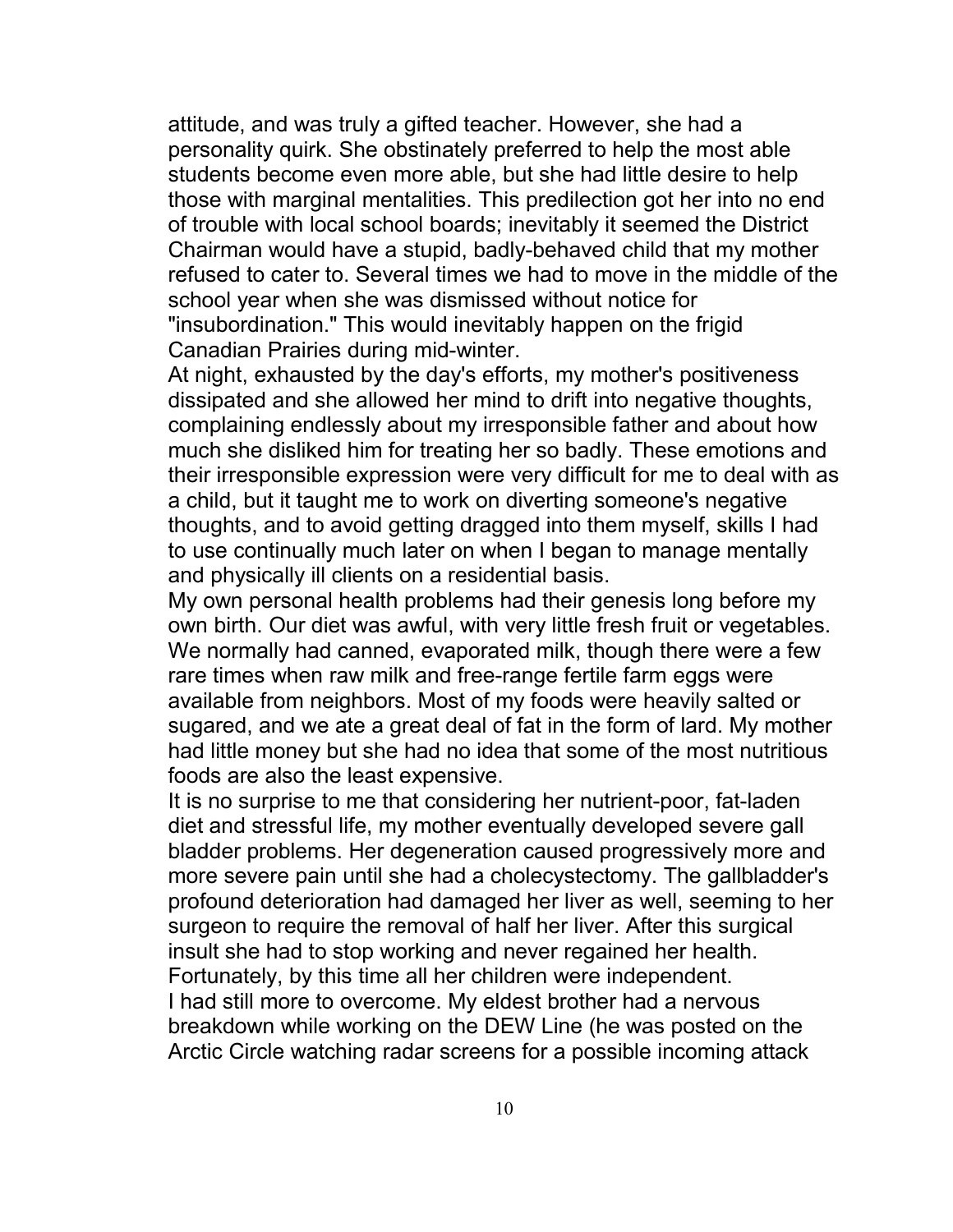attitude, and was truly a gifted teacher. However, she had a personality quirk. She obstinately preferred to help the most able students become even more able, but she had little desire to help those with marginal mentalities. This predilection got her into no end of trouble with local school boards; inevitably it seemed the District Chairman would have a stupid, badly-behaved child that my mother refused to cater to. Several times we had to move in the middle of the school year when she was dismissed without notice for "insubordination." This would inevitably happen on the frigid Canadian Prairies during mid-winter.

At night, exhausted by the day's efforts, my mother's positiveness dissipated and she allowed her mind to drift into negative thoughts, complaining endlessly about my irresponsible father and about how much she disliked him for treating her so badly. These emotions and their irresponsible expression were very difficult for me to deal with as a child, but it taught me to work on diverting someone's negative thoughts, and to avoid getting dragged into them myself, skills I had to use continually much later on when I began to manage mentally and physically ill clients on a residential basis.

My own personal health problems had their genesis long before my own birth. Our diet was awful, with very little fresh fruit or vegetables. We normally had canned, evaporated milk, though there were a few rare times when raw milk and free-range fertile farm eggs were available from neighbors. Most of my foods were heavily salted or sugared, and we ate a great deal of fat in the form of lard. My mother had little money but she had no idea that some of the most nutritious foods are also the least expensive.

It is no surprise to me that considering her nutrient-poor, fat-laden diet and stressful life, my mother eventually developed severe gall bladder problems. Her degeneration caused progressively more and more severe pain until she had a cholecystectomy. The gallbladder's profound deterioration had damaged her liver as well, seeming to her surgeon to require the removal of half her liver. After this surgical insult she had to stop working and never regained her health. Fortunately, by this time all her children were independent.

I had still more to overcome. My eldest brother had a nervous breakdown while working on the DEW Line (he was posted on the Arctic Circle watching radar screens for a possible incoming attack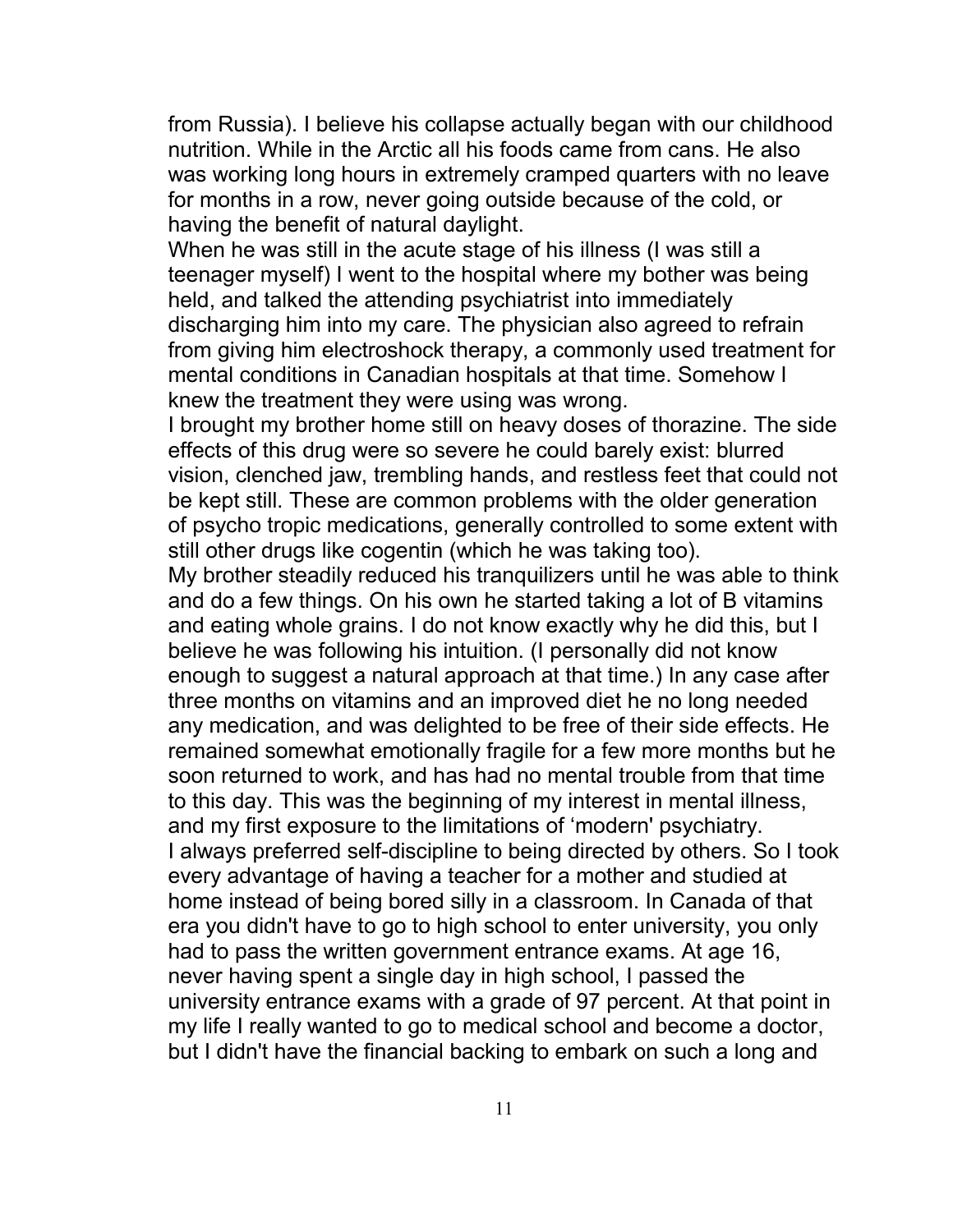from Russia). I believe his collapse actually began with our childhood nutrition. While in the Arctic all his foods came from cans. He also was working long hours in extremely cramped quarters with no leave for months in a row, never going outside because of the cold, or having the benefit of natural daylight.

When he was still in the acute stage of his illness (I was still a teenager myself) I went to the hospital where my bother was being held, and talked the attending psychiatrist into immediately discharging him into my care. The physician also agreed to refrain from giving him electroshock therapy, a commonly used treatment for mental conditions in Canadian hospitals at that time. Somehow I knew the treatment they were using was wrong.

I brought my brother home still on heavy doses of thorazine. The side effects of this drug were so severe he could barely exist: blurred vision, clenched jaw, trembling hands, and restless feet that could not be kept still. These are common problems with the older generation of psycho tropic medications, generally controlled to some extent with still other drugs like cogentin (which he was taking too).

My brother steadily reduced his tranquilizers until he was able to think and do a few things. On his own he started taking a lot of B vitamins and eating whole grains. I do not know exactly why he did this, but I believe he was following his intuition. (I personally did not know enough to suggest a natural approach at that time.) In any case after three months on vitamins and an improved diet he no long needed any medication, and was delighted to be free of their side effects. He remained somewhat emotionally fragile for a few more months but he soon returned to work, and has had no mental trouble from that time to this day. This was the beginning of my interest in mental illness, and my first exposure to the limitations of 'modern' psychiatry.

I always preferred self-discipline to being directed by others. So I took every advantage of having a teacher for a mother and studied at home instead of being bored silly in a classroom. In Canada of that era you didn't have to go to high school to enter university, you only had to pass the written government entrance exams. At age 16, never having spent a single day in high school, I passed the university entrance exams with a grade of 97 percent. At that point in my life I really wanted to go to medical school and become a doctor, but I didn't have the financial backing to embark on such a long and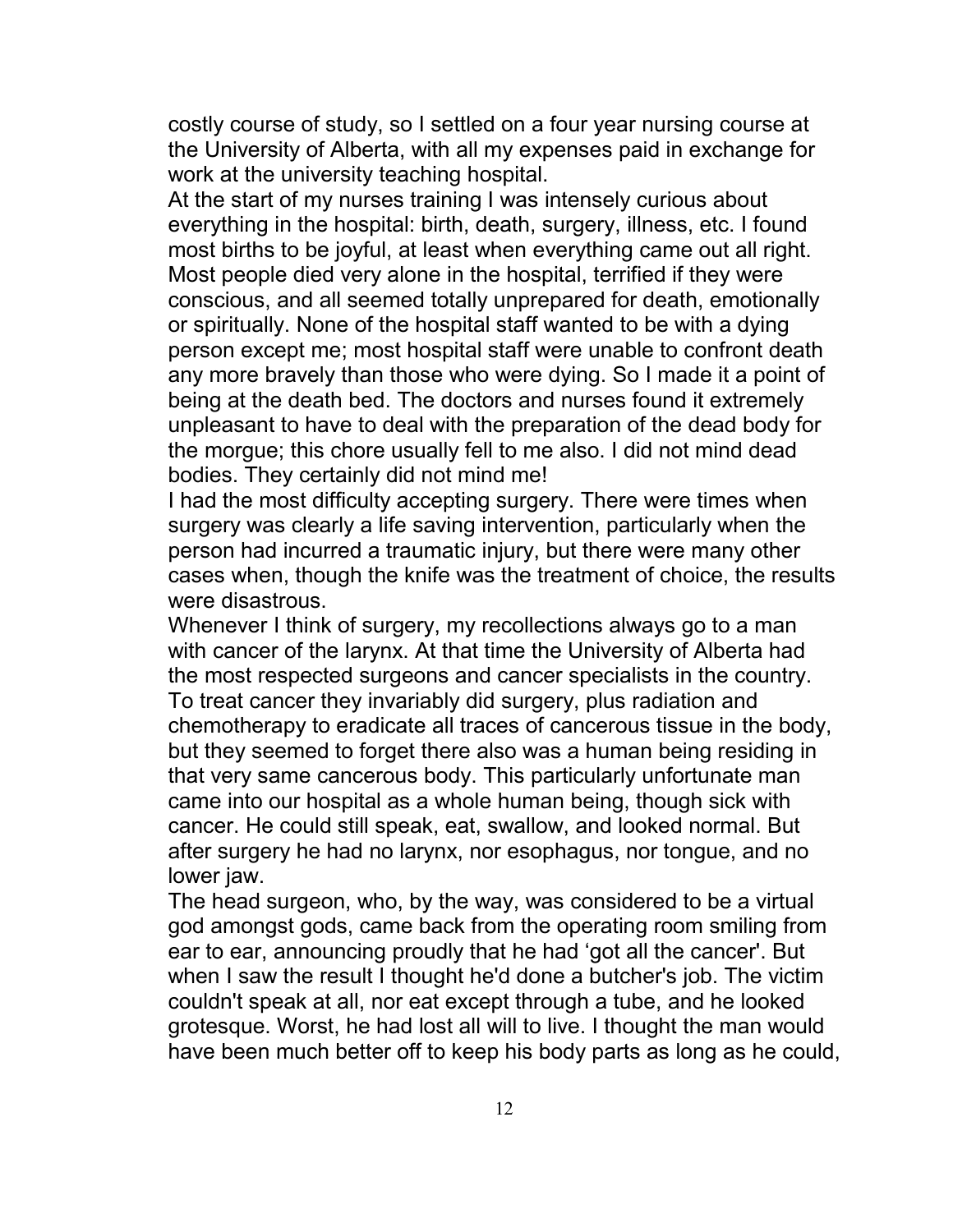costly course of study, so I settled on a four year nursing course at the University of Alberta, with all my expenses paid in exchange for work at the university teaching hospital.

At the start of my nurses training I was intensely curious about everything in the hospital: birth, death, surgery, illness, etc. I found most births to be joyful, at least when everything came out all right. Most people died very alone in the hospital, terrified if they were conscious, and all seemed totally unprepared for death, emotionally or spiritually. None of the hospital staff wanted to be with a dying person except me; most hospital staff were unable to confront death any more bravely than those who were dying. So I made it a point of being at the death bed. The doctors and nurses found it extremely unpleasant to have to deal with the preparation of the dead body for the morgue; this chore usually fell to me also. I did not mind dead bodies. They certainly did not mind me!

I had the most difficulty accepting surgery. There were times when surgery was clearly a life saving intervention, particularly when the person had incurred a traumatic injury, but there were many other cases when, though the knife was the treatment of choice, the results were disastrous.

Whenever I think of surgery, my recollections always go to a man with cancer of the larynx. At that time the University of Alberta had the most respected surgeons and cancer specialists in the country. To treat cancer they invariably did surgery, plus radiation and chemotherapy to eradicate all traces of cancerous tissue in the body, but they seemed to forget there also was a human being residing in that very same cancerous body. This particularly unfortunate man came into our hospital as a whole human being, though sick with cancer. He could still speak, eat, swallow, and looked normal. But after surgery he had no larynx, nor esophagus, nor tongue, and no lower jaw.

The head surgeon, who, by the way, was considered to be a virtual god amongst gods, came back from the operating room smiling from ear to ear, announcing proudly that he had 'got all the cancer'. But when I saw the result I thought he'd done a butcher's job. The victim couldn't speak at all, nor eat except through a tube, and he looked grotesque. Worst, he had lost all will to live. I thought the man would have been much better off to keep his body parts as long as he could,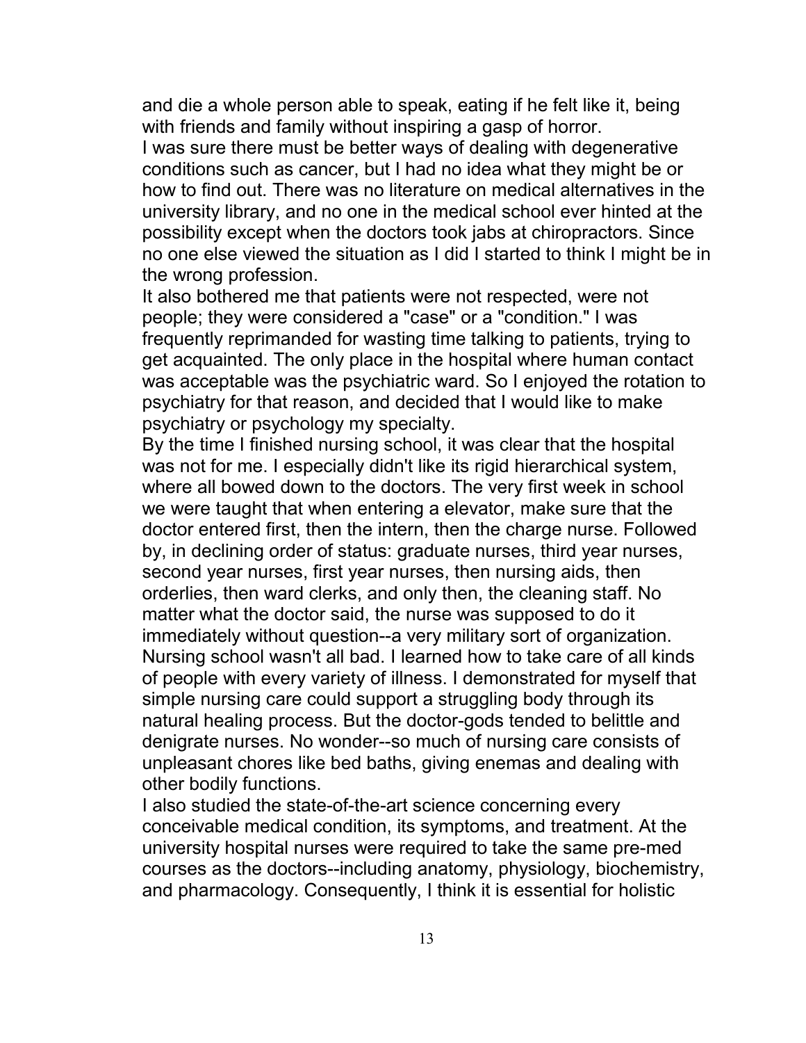and die a whole person able to speak, eating if he felt like it, being with friends and family without inspiring a gasp of horror.

I was sure there must be better ways of dealing with degenerative conditions such as cancer, but I had no idea what they might be or how to find out. There was no literature on medical alternatives in the university library, and no one in the medical school ever hinted at the possibility except when the doctors took jabs at chiropractors. Since no one else viewed the situation as I did I started to think I might be in the wrong profession.

It also bothered me that patients were not respected, were not people; they were considered a "case" or a "condition." I was frequently reprimanded for wasting time talking to patients, trying to get acquainted. The only place in the hospital where human contact was acceptable was the psychiatric ward. So I enjoyed the rotation to psychiatry for that reason, and decided that I would like to make psychiatry or psychology my specialty.

By the time I finished nursing school, it was clear that the hospital was not for me. I especially didn't like its rigid hierarchical system, where all bowed down to the doctors. The very first week in school we were taught that when entering a elevator, make sure that the doctor entered first, then the intern, then the charge nurse. Followed by, in declining order of status: graduate nurses, third year nurses, second year nurses, first year nurses, then nursing aids, then orderlies, then ward clerks, and only then, the cleaning staff. No matter what the doctor said, the nurse was supposed to do it immediately without question--a very military sort of organization.

Nursing school wasn't all bad. I learned how to take care of all kinds of people with every variety of illness. I demonstrated for myself that simple nursing care could support a struggling body through its natural healing process. But the doctor-gods tended to belittle and denigrate nurses. No wonder--so much of nursing care consists of unpleasant chores like bed baths, giving enemas and dealing with other bodily functions.

I also studied the state-of-the-art science concerning every conceivable medical condition, its symptoms, and treatment. At the university hospital nurses were required to take the same pre-med courses as the doctors--including anatomy, physiology, biochemistry, and pharmacology. Consequently, I think it is essential for holistic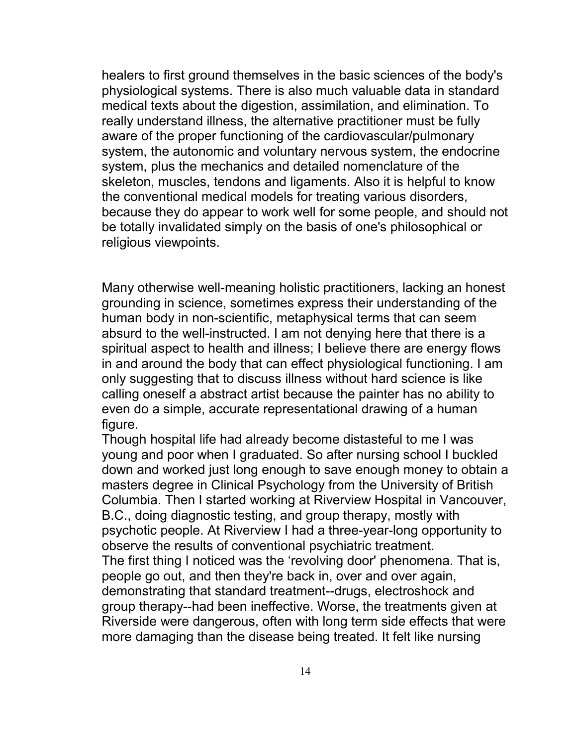healers to first ground themselves in the basic sciences of the body's physiological systems. There is also much valuable data in standard medical texts about the digestion, assimilation, and elimination. To really understand illness, the alternative practitioner must be fully aware of the proper functioning of the cardiovascular/pulmonary system, the autonomic and voluntary nervous system, the endocrine system, plus the mechanics and detailed nomenclature of the skeleton, muscles, tendons and ligaments. Also it is helpful to know the conventional medical models for treating various disorders, because they do appear to work well for some people, and should not be totally invalidated simply on the basis of one's philosophical or religious viewpoints.

Many otherwise well-meaning holistic practitioners, lacking an honest grounding in science, sometimes express their understanding of the human body in non-scientific, metaphysical terms that can seem absurd to the well-instructed. I am not denying here that there is a spiritual aspect to health and illness; I believe there are energy flows in and around the body that can effect physiological functioning. I am only suggesting that to discuss illness without hard science is like calling oneself a abstract artist because the painter has no ability to even do a simple, accurate representational drawing of a human figure.

Though hospital life had already become distasteful to me I was young and poor when I graduated. So after nursing school I buckled down and worked just long enough to save enough money to obtain a masters degree in Clinical Psychology from the University of British Columbia. Then I started working at Riverview Hospital in Vancouver, B.C., doing diagnostic testing, and group therapy, mostly with psychotic people. At Riverview I had a three-year-long opportunity to observe the results of conventional psychiatric treatment.

The first thing I noticed was the 'revolving door' phenomena. That is, people go out, and then they're back in, over and over again, demonstrating that standard treatment--drugs, electroshock and group therapy--had been ineffective. Worse, the treatments given at Riverside were dangerous, often with long term side effects that were more damaging than the disease being treated. It felt like nursing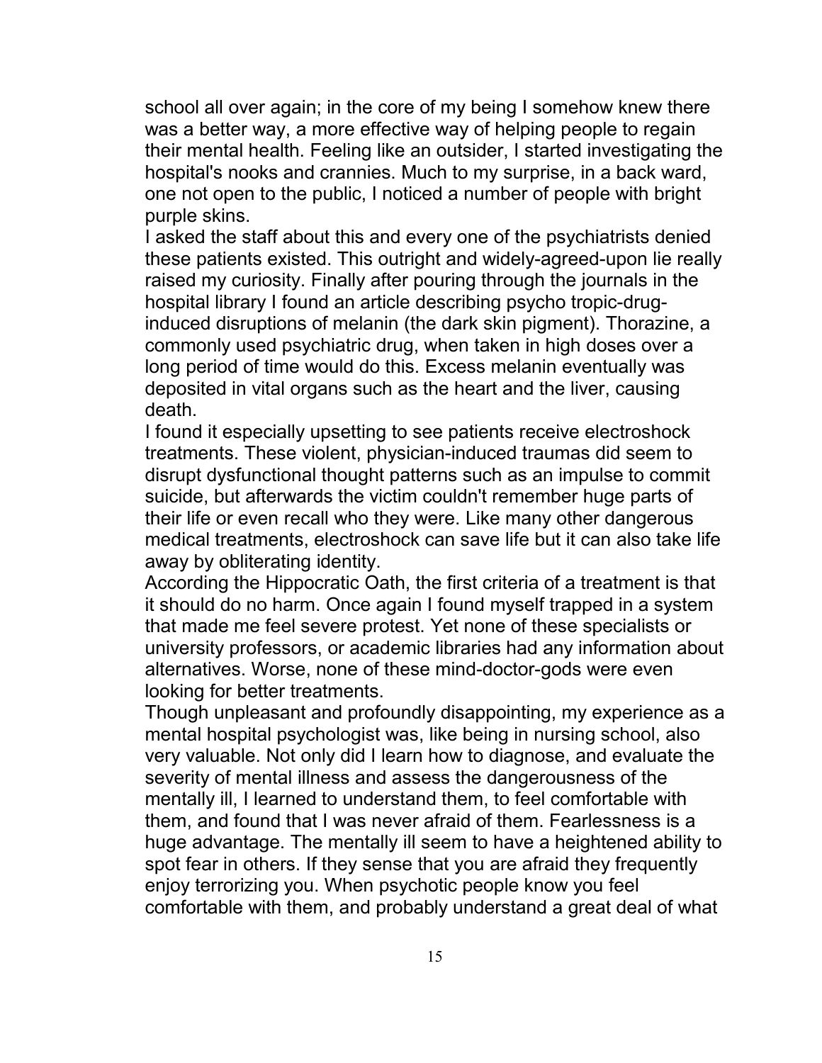school all over again; in the core of my being I somehow knew there was a better way, a more effective way of helping people to regain their mental health. Feeling like an outsider, I started investigating the hospital's nooks and crannies. Much to my surprise, in a back ward, one not open to the public, I noticed a number of people with bright purple skins.

I asked the staff about this and every one of the psychiatrists denied these patients existed. This outright and widely-agreed-upon lie really raised my curiosity. Finally after pouring through the journals in the hospital library I found an article describing psycho tropic-drug-induced disruptions of melanin (the dark skin pigment). Thorazine, a commonly used psychiatric drug, when taken in high doses over a long period of time would do this. Excess melanin eventually was deposited in vital organs such as the heart and the liver, causing death.

I found it especially upsetting to see patients receive electroshock treatments. These violent, physician-induced traumas did seem to disrupt dysfunctional thought patterns such as an impulse to commit suicide, but afterwards the victim couldn't remember huge parts of their life or even recall who they were. Like many other dangerous medical treatments, electroshock can save life but it can also take life away by obliterating identity.

According the Hippocratic Oath, the first criteria of a treatment is that it should do no harm. Once again I found myself trapped in a system that made me feel severe protest. Yet none of these specialists or university professors, or academic libraries had any information about alternatives. Worse, none of these mind-doctor-gods were even looking for better treatments.

Though unpleasant and profoundly disappointing, my experience as a mental hospital psychologist was, like being in nursing school, also very valuable. Not only did I learn how to diagnose, and evaluate the severity of mental illness and assess the dangerousness of the mentally ill, I learned to understand them, to feel comfortable with them, and found that I was never afraid of them. Fearlessness is a huge advantage. The mentally ill seem to have a heightened ability to spot fear in others. If they sense that you are afraid they frequently enjoy terrorizing you. When psychotic people know you feel comfortable with them, and probably understand a great deal of what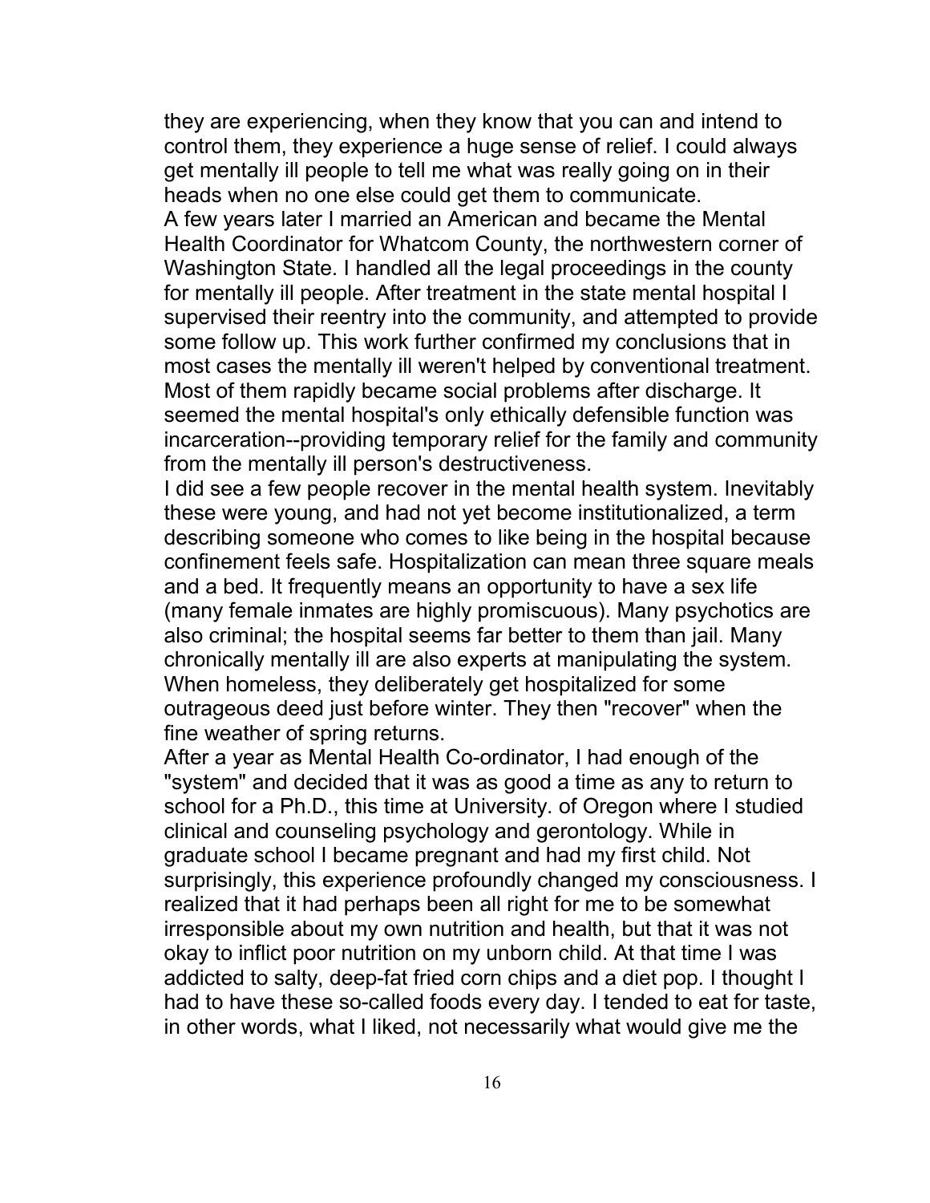they are experiencing, when they know that you can and intend to control them, they experience a huge sense of relief. I could always get mentally ill people to tell me what was really going on in their heads when no one else could get them to communicate.

A few years later I married an American and became the Mental Health Coordinator for Whatcom County, the northwestern corner of Washington State. I handled all the legal proceedings in the county for mentally ill people. After treatment in the state mental hospital I supervised their reentry into the community, and attempted to provide some follow up. This work further confirmed my conclusions that in most cases the mentally ill weren't helped by conventional treatment. Most of them rapidly became social problems after discharge. It seemed the mental hospital's only ethically defensible function was incarceration--providing temporary relief for the family and community from the mentally ill person's destructiveness.

I did see a few people recover in the mental health system. Inevitably these were young, and had not yet become institutionalized, a term describing someone who comes to like being in the hospital because confinement feels safe. Hospitalization can mean three square meals and a bed. It frequently means an opportunity to have a sex life (many female inmates are highly promiscuous). Many psychotics are also criminal; the hospital seems far better to them than jail. Many chronically mentally ill are also experts at manipulating the system. When homeless, they deliberately get hospitalized for some outrageous deed just before winter. They then "recover" when the fine weather of spring returns.

After a year as Mental Health Co-ordinator, I had enough of the "system" and decided that it was as good a time as any to return to school for a Ph.D., this time at University. of Oregon where I studied clinical and counseling psychology and gerontology. While in graduate school I became pregnant and had my first child. Not surprisingly, this experience profoundly changed my consciousness. I realized that it had perhaps been all right for me to be somewhat irresponsible about my own nutrition and health, but that it was not okay to inflict poor nutrition on my unborn child. At that time I was addicted to salty, deep-fat fried corn chips and a diet pop. I thought I had to have these so-called foods every day. I tended to eat for taste, in other words, what I liked, not necessarily what would give me the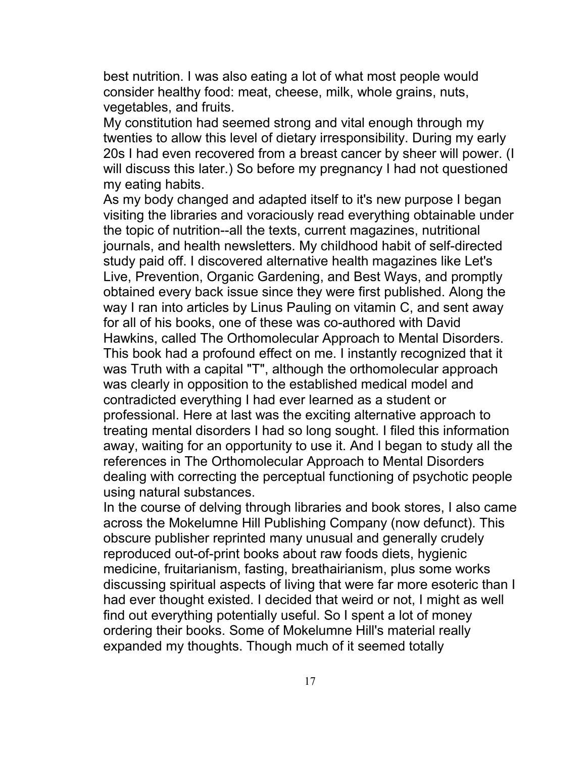best nutrition. I was also eating a lot of what most people would consider healthy food: meat, cheese, milk, whole grains, nuts, vegetables, and fruits.

My constitution had seemed strong and vital enough through my twenties to allow this level of dietary irresponsibility. During my early 20s I had even recovered from a breast cancer by sheer will power. (I will discuss this later.) So before my pregnancy I had not questioned my eating habits.

As my body changed and adapted itself to it's new purpose I began visiting the libraries and voraciously read everything obtainable under the topic of nutrition--all the texts, current magazines, nutritional journals, and health newsletters. My childhood habit of self-directed study paid off. I discovered alternative health magazines like Let's Live, Prevention, Organic Gardening, and Best Ways, and promptly obtained every back issue since they were first published. Along the way I ran into articles by Linus Pauling on vitamin C, and sent away for all of his books, one of these was co-authored with David Hawkins, called The Orthomolecular Approach to Mental Disorders. This book had a profound effect on me. I instantly recognized that it was Truth with a capital "T", although the orthomolecular approach was clearly in opposition to the established medical model and contradicted everything I had ever learned as a student or professional. Here at last was the exciting alternative approach to treating mental disorders I had so long sought. I filed this information away, waiting for an opportunity to use it. And I began to study all the references in The Orthomolecular Approach to Mental Disorders dealing with correcting the perceptual functioning of psychotic people using natural substances.

In the course of delving through libraries and book stores, I also came across the Mokelumne Hill Publishing Company (now defunct). This obscure publisher reprinted many unusual and generally crudely reproduced out-of-print books about raw foods diets, hygienic medicine, fruitarianism, fasting, breathairianism, plus some works discussing spiritual aspects of living that were far more esoteric than I had ever thought existed. I decided that weird or not, I might as well find out everything potentially useful. So I spent a lot of money ordering their books. Some of Mokelumne Hill's material really expanded my thoughts. Though much of it seemed totally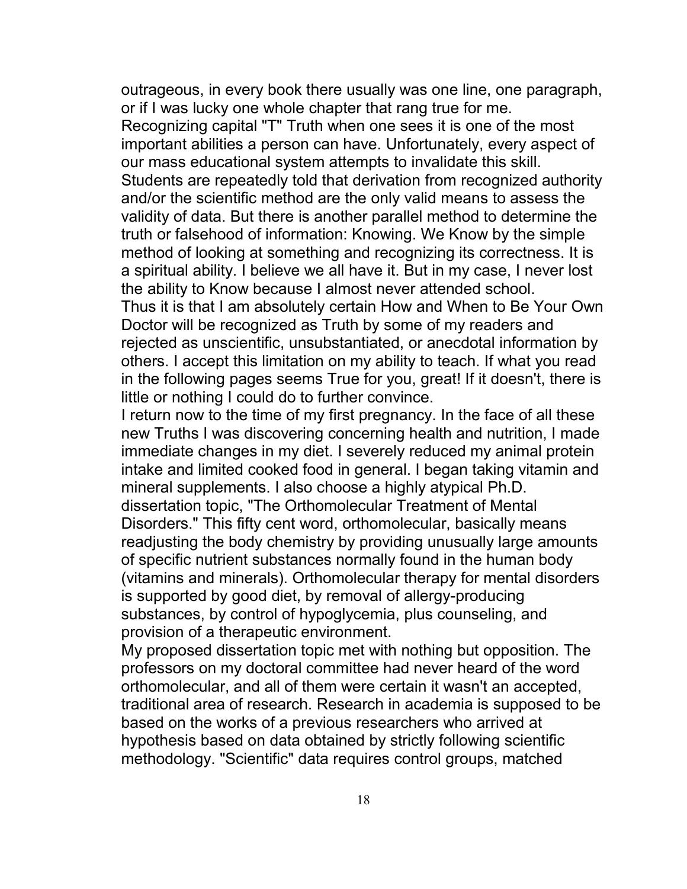outrageous, in every book there usually was one line, one paragraph, or if I was lucky one whole chapter that rang true for me.

Recognizing capital "T" Truth when one sees it is one of the most important abilities a person can have. Unfortunately, every aspect of our mass educational system attempts to invalidate this skill. Students are repeatedly told that derivation from recognized authority and/or the scientific method are the only valid means to assess the validity of data. But there is another parallel method to determine the truth or falsehood of information: Knowing. We Know by the simple method of looking at something and recognizing its correctness. It is a spiritual ability. I believe we all have it. But in my case, I never lost the ability to Know because I almost never attended school.

Thus it is that I am absolutely certain How and When to Be Your Own Doctor will be recognized as Truth by some of my readers and rejected as unscientific, unsubstantiated, or anecdotal information by others. I accept this limitation on my ability to teach. If what you read in the following pages seems True for you, great! If it doesn't, there is little or nothing I could do to further convince.

I return now to the time of my first pregnancy. In the face of all these new Truths I was discovering concerning health and nutrition, I made immediate changes in my diet. I severely reduced my animal protein intake and limited cooked food in general. I began taking vitamin and mineral supplements. I also choose a highly atypical Ph.D. dissertation topic, "The Orthomolecular Treatment of Mental Disorders." This fifty cent word, orthomolecular, basically means readjusting the body chemistry by providing unusually large amounts of specific nutrient substances normally found in the human body (vitamins and minerals). Orthomolecular therapy for mental disorders is supported by good diet, by removal of allergy-producing substances, by control of hypoglycemia, plus counseling, and provision of a therapeutic environment.

My proposed dissertation topic met with nothing but opposition. The professors on my doctoral committee had never heard of the word orthomolecular, and all of them were certain it wasn't an accepted, traditional area of research. Research in academia is supposed to be based on the works of a previous researchers who arrived at hypothesis based on data obtained by strictly following scientific methodology. "Scientific" data requires control groups, matched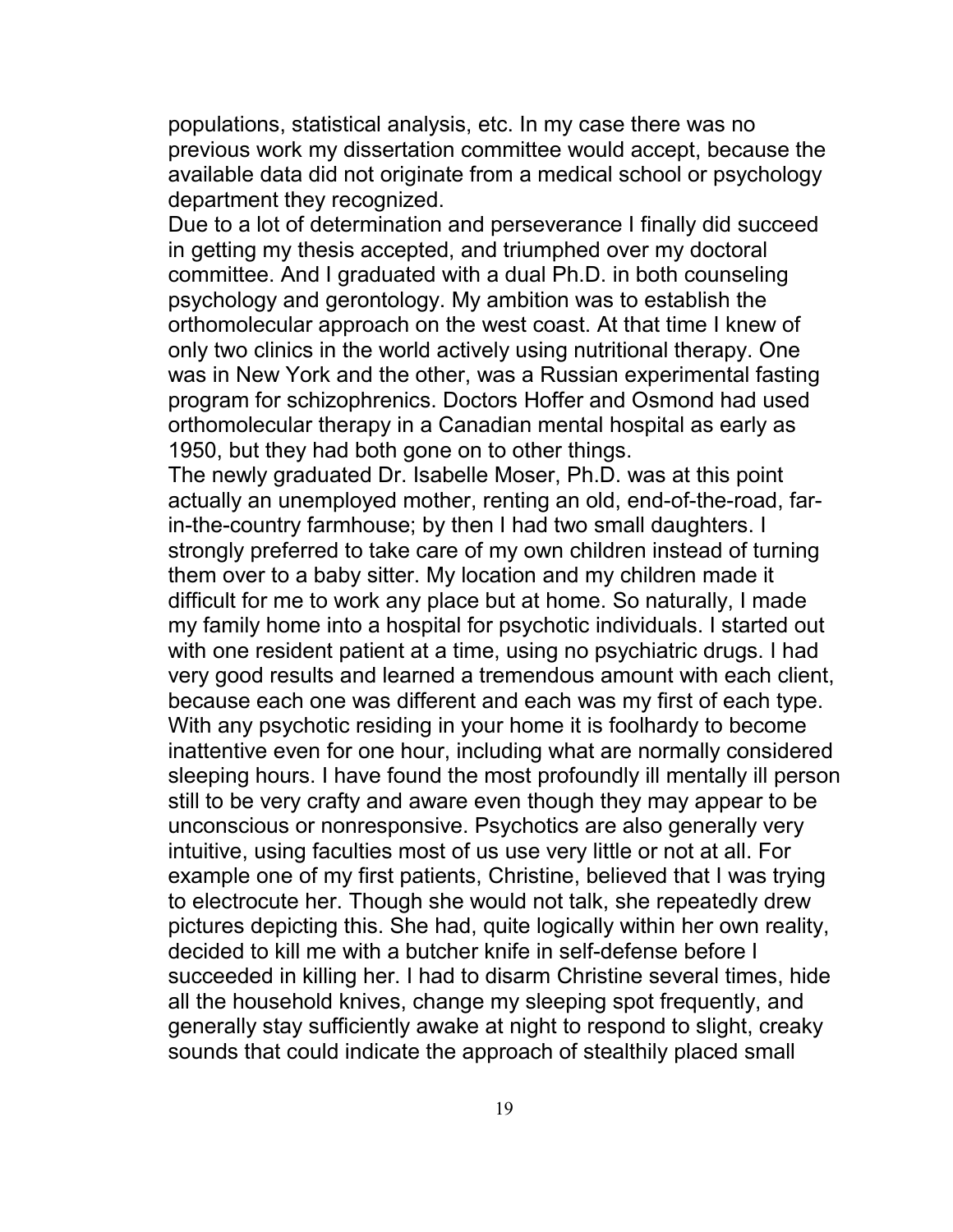populations, statistical analysis, etc. In my case there was no previous work my dissertation committee would accept, because the available data did not originate from a medical school or psychology department they recognized.

Due to a lot of determination and perseverance I finally did succeed in getting my thesis accepted, and triumphed over my doctoral committee. And I graduated with a dual Ph.D. in both counseling psychology and gerontology. My ambition was to establish the orthomolecular approach on the west coast. At that time I knew of only two clinics in the world actively using nutritional therapy. One was in New York and the other, was a Russian experimental fasting program for schizophrenics. Doctors Hoffer and Osmond had used orthomolecular therapy in a Canadian mental hospital as early as 1950, but they had both gone on to other things.

The newly graduated Dr. Isabelle Moser, Ph.D. was at this point actually an unemployed mother, renting an old, end-of-the-road, far-in-the-country farmhouse; by then I had two small daughters. I strongly preferred to take care of my own children instead of turning them over to a baby sitter. My location and my children made it difficult for me to work any place but at home. So naturally, I made my family home into a hospital for psychotic individuals. I started out with one resident patient at a time, using no psychiatric drugs. I had very good results and learned a tremendous amount with each client, because each one was different and each was my first of each type. With any psychotic residing in your home it is foolhardy to become inattentive even for one hour, including what are normally considered sleeping hours. I have found the most profoundly ill mentally ill person still to be very crafty and aware even though they may appear to be unconscious or nonresponsive. Psychotics are also generally very intuitive, using faculties most of us use very little or not at all. For example one of my first patients, Christine, believed that I was trying to electrocute her. Though she would not talk, she repeatedly drew pictures depicting this. She had, quite logically within her own reality, decided to kill me with a butcher knife in self-defense before I succeeded in killing her. I had to disarm Christine several times, hide all the household knives, change my sleeping spot frequently, and generally stay sufficiently awake at night to respond to slight, creaky sounds that could indicate the approach of stealthily placed small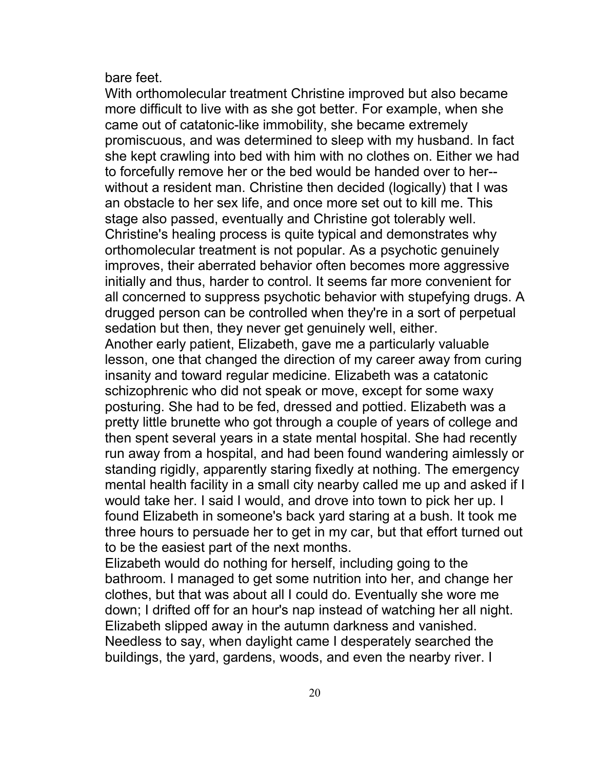bare feet.

With orthomolecular treatment Christine improved but also became more difficult to live with as she got better. For example, when she came out of catatonic-like immobility, she became extremely promiscuous, and was determined to sleep with my husband. In fact she kept crawling into bed with him with no clothes on. Either we had to forcefully remove her or the bed would be handed over to her--without a resident man. Christine then decided (logically) that I was an obstacle to her sex life, and once more set out to kill me. This stage also passed, eventually and Christine got tolerably well.

Christine's healing process is quite typical and demonstrates why orthomolecular treatment is not popular. As a psychotic genuinely improves, their aberrated behavior often becomes more aggressive initially and thus, harder to control. It seems far more convenient for all concerned to suppress psychotic behavior with stupefying drugs. A drugged person can be controlled when they're in a sort of perpetual sedation but then, they never get genuinely well, either.

Another early patient, Elizabeth, gave me a particularly valuable lesson, one that changed the direction of my career away from curing insanity and toward regular medicine. Elizabeth was a catatonic schizophrenic who did not speak or move, except for some waxy posturing. She had to be fed, dressed and pottied. Elizabeth was a pretty little brunette who got through a couple of years of college and then spent several years in a state mental hospital. She had recently run away from a hospital, and had been found wandering aimlessly or standing rigidly, apparently staring fixedly at nothing. The emergency mental health facility in a small city nearby called me up and asked if I would take her. I said I would, and drove into town to pick her up. I found Elizabeth in someone's back yard staring at a bush. It took me three hours to persuade her to get in my car, but that effort turned out to be the easiest part of the next months.

Elizabeth would do nothing for herself, including going to the bathroom. I managed to get some nutrition into her, and change her clothes, but that was about all I could do. Eventually she wore me down; I drifted off for an hour's nap instead of watching her all night. Elizabeth slipped away in the autumn darkness and vanished. Needless to say, when daylight came I desperately searched the buildings, the yard, gardens, woods, and even the nearby river. I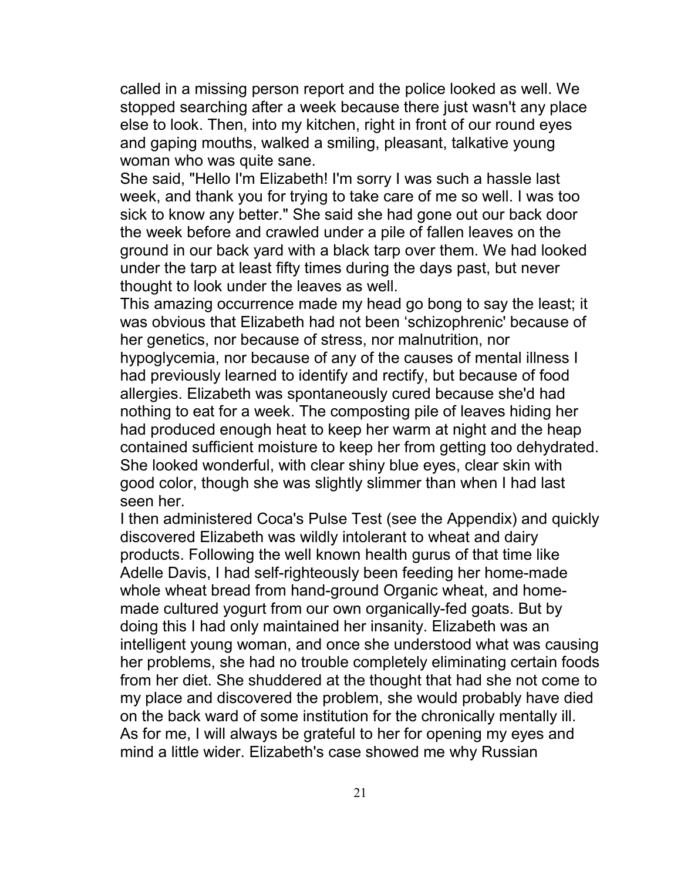called in a missing person report and the police looked as well. We stopped searching after a week because there just wasn't any place else to look. Then, into my kitchen, right in front of our round eyes and gaping mouths, walked a smiling, pleasant, talkative young woman who was quite sane.

She said, "Hello I'm Elizabeth! I'm sorry I was such a hassle last week, and thank you for trying to take care of me so well. I was too sick to know any better." She said she had gone out our back door the week before and crawled under a pile of fallen leaves on the ground in our back yard with a black tarp over them. We had looked under the tarp at least fifty times during the days past, but never thought to look under the leaves as well.

This amazing occurrence made my head go bong to say the least; it was obvious that Elizabeth had not been 'schizophrenic' because of her genetics, nor because of stress, nor malnutrition, nor hypoglycemia, nor because of any of the causes of mental illness I had previously learned to identify and rectify, but because of food allergies. Elizabeth was spontaneously cured because she'd had nothing to eat for a week. The composting pile of leaves hiding her had produced enough heat to keep her warm at night and the heap contained sufficient moisture to keep her from getting too dehydrated. She looked wonderful, with clear shiny blue eyes, clear skin with good color, though she was slightly slimmer than when I had last seen her.

I then administered Coca's Pulse Test (see the Appendix) and quickly discovered Elizabeth was wildly intolerant to wheat and dairy products. Following the well known health gurus of that time like Adelle Davis, I had self-righteously been feeding her home-made whole wheat bread from hand-ground Organic wheat, and home-made cultured yogurt from our own organically-fed goats. But by doing this I had only maintained her insanity. Elizabeth was an intelligent young woman, and once she understood what was causing her problems, she had no trouble completely eliminating certain foods from her diet. She shuddered at the thought that had she not come to my place and discovered the problem, she would probably have died on the back ward of some institution for the chronically mentally ill. As for me, I will always be grateful to her for opening my eyes and mind a little wider. Elizabeth's case showed me why Russian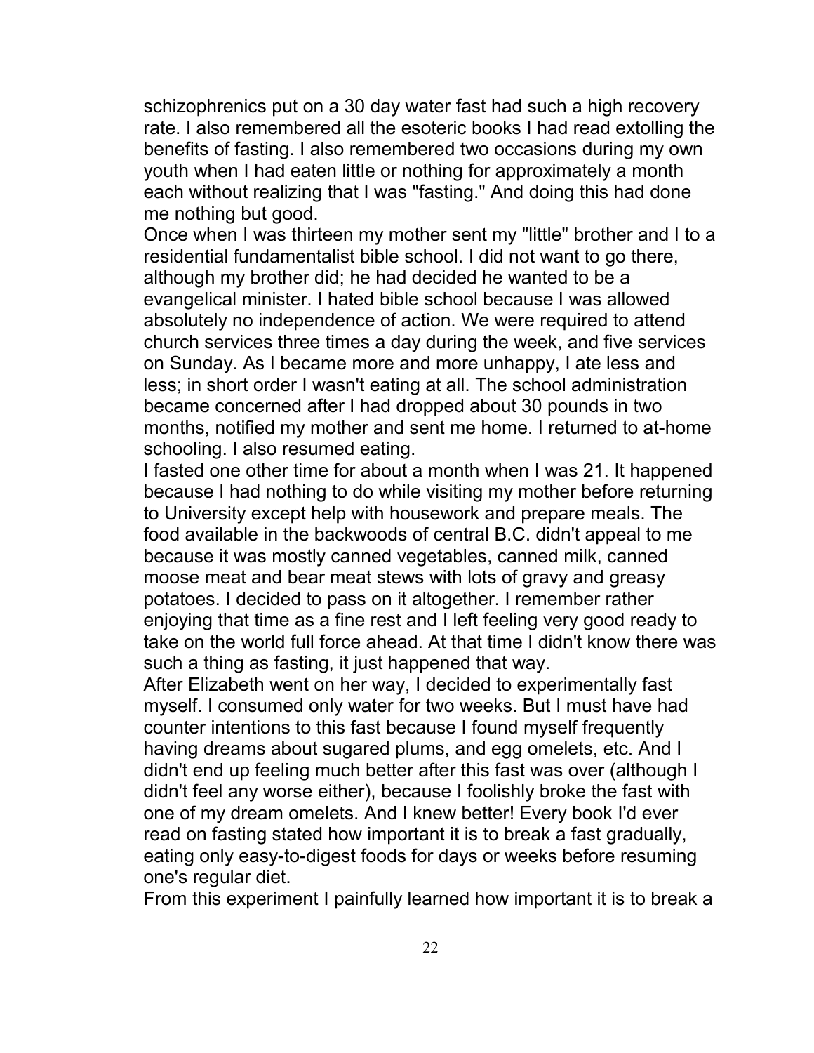schizophrenics put on a 30 day water fast had such a high recovery rate. I also remembered all the esoteric books I had read extolling the benefits of fasting. I also remembered two occasions during my own youth when I had eaten little or nothing for approximately a month each without realizing that I was "fasting." And doing this had done me nothing but good.

Once when I was thirteen my mother sent my "little" brother and I to a residential fundamentalist bible school. I did not want to go there, although my brother did; he had decided he wanted to be a evangelical minister. I hated bible school because I was allowed absolutely no independence of action. We were required to attend church services three times a day during the week, and five services on Sunday. As I became more and more unhappy, I ate less and less; in short order I wasn't eating at all. The school administration became concerned after I had dropped about 30 pounds in two months, notified my mother and sent me home. I returned to at-home schooling. I also resumed eating.

I fasted one other time for about a month when I was 21. It happened because I had nothing to do while visiting my mother before returning to University except help with housework and prepare meals. The food available in the backwoods of central B.C. didn't appeal to me because it was mostly canned vegetables, canned milk, canned moose meat and bear meat stews with lots of gravy and greasy potatoes. I decided to pass on it altogether. I remember rather enjoying that time as a fine rest and I left feeling very good ready to take on the world full force ahead. At that time I didn't know there was such a thing as fasting, it just happened that way.

After Elizabeth went on her way, I decided to experimentally fast myself. I consumed only water for two weeks. But I must have had counter intentions to this fast because I found myself frequently having dreams about sugared plums, and egg omelets, etc. And I didn't end up feeling much better after this fast was over (although I didn't feel any worse either), because I foolishly broke the fast with one of my dream omelets. And I knew better! Every book I'd ever read on fasting stated how important it is to break a fast gradually, eating only easy-to-digest foods for days or weeks before resuming one's regular diet.

From this experiment I painfully learned how important it is to break a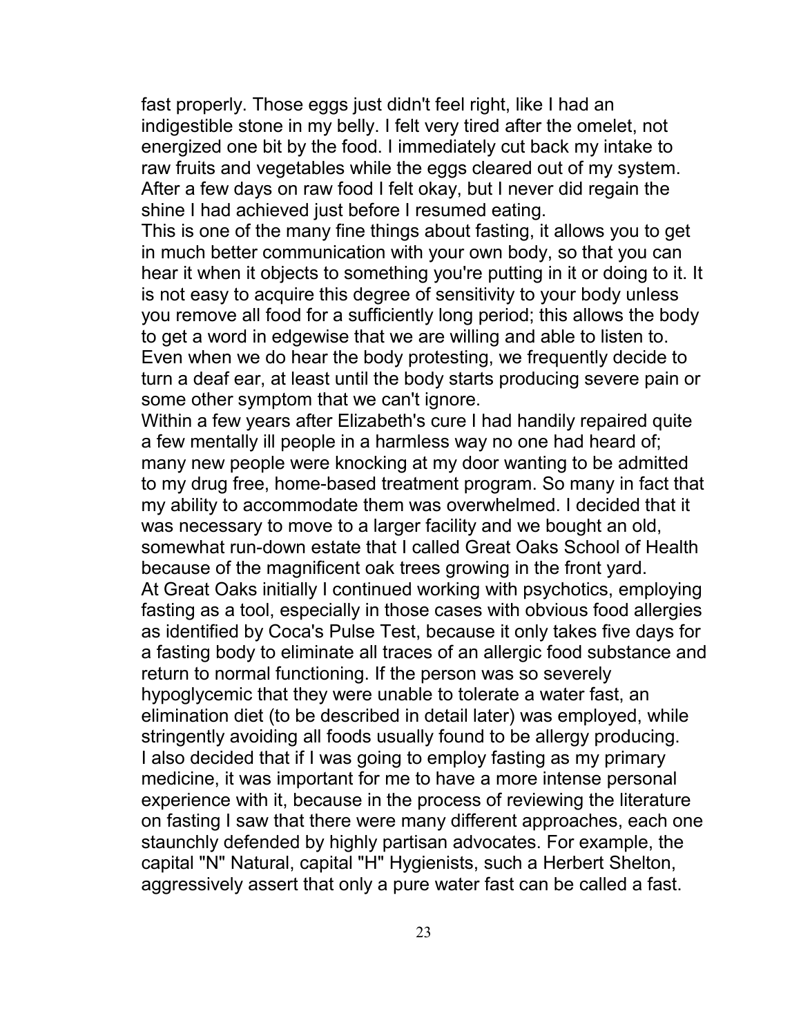fast properly. Those eggs just didn't feel right, like I had an indigestible stone in my belly. I felt very tired after the omelet, not energized one bit by the food. I immediately cut back my intake to raw fruits and vegetables while the eggs cleared out of my system. After a few days on raw food I felt okay, but I never did regain the shine I had achieved just before I resumed eating.

This is one of the many fine things about fasting, it allows you to get in much better communication with your own body, so that you can hear it when it objects to something you're putting in it or doing to it. It is not easy to acquire this degree of sensitivity to your body unless you remove all food for a sufficiently long period; this allows the body to get a word in edgewise that we are willing and able to listen to. Even when we do hear the body protesting, we frequently decide to turn a deaf ear, at least until the body starts producing severe pain or some other symptom that we can't ignore.

Within a few years after Elizabeth's cure I had handily repaired quite a few mentally ill people in a harmless way no one had heard of; many new people were knocking at my door wanting to be admitted to my drug free, home-based treatment program. So many in fact that my ability to accommodate them was overwhelmed. I decided that it was necessary to move to a larger facility and we bought an old, somewhat run-down estate that I called Great Oaks School of Health because of the magnificent oak trees growing in the front yard.

At Great Oaks initially I continued working with psychotics, employing fasting as a tool, especially in those cases with obvious food allergies as identified by Coca's Pulse Test, because it only takes five days for a fasting body to eliminate all traces of an allergic food substance and return to normal functioning. If the person was so severely hypoglycemic that they were unable to tolerate a water fast, an elimination diet (to be described in detail later) was employed, while stringently avoiding all foods usually found to be allergy producing.

I also decided that if I was going to employ fasting as my primary medicine, it was important for me to have a more intense personal experience with it, because in the process of reviewing the literature on fasting I saw that there were many different approaches, each one staunchly defended by highly partisan advocates. For example, the capital "N" Natural, capital "H" Hygienists, such a Herbert Shelton, aggressively assert that only a pure water fast can be called a fast.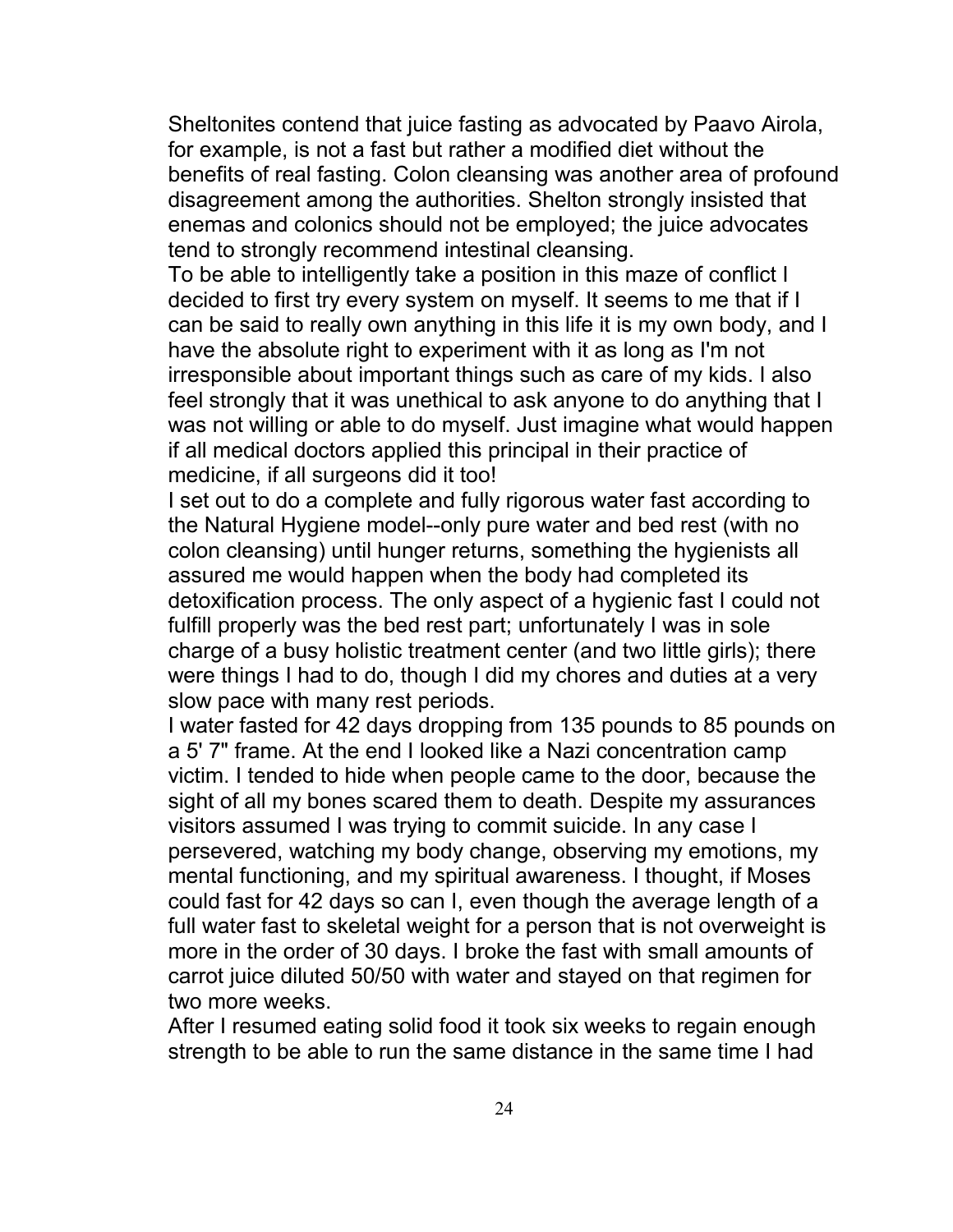Sheltonites contend that juice fasting as advocated by Paavo Airola, for example, is not a fast but rather a modified diet without the benefits of real fasting. Colon cleansing was another area of profound disagreement among the authorities. Shelton strongly insisted that enemas and colonics should not be employed; the juice advocates tend to strongly recommend intestinal cleansing.

To be able to intelligently take a position in this maze of conflict I decided to first try every system on myself. It seems to me that if I can be said to really own anything in this life it is my own body, and I have the absolute right to experiment with it as long as I'm not irresponsible about important things such as care of my kids. I also feel strongly that it was unethical to ask anyone to do anything that I was not willing or able to do myself. Just imagine what would happen if all medical doctors applied this principal in their practice of medicine, if all surgeons did it too!

I set out to do a complete and fully rigorous water fast according to the Natural Hygiene model--only pure water and bed rest (with no colon cleansing) until hunger returns, something the hygienists all assured me would happen when the body had completed its detoxification process. The only aspect of a hygienic fast I could not fulfill properly was the bed rest part; unfortunately I was in sole charge of a busy holistic treatment center (and two little girls); there were things I had to do, though I did my chores and duties at a very slow pace with many rest periods.

I water fasted for 42 days dropping from 135 pounds to 85 pounds on a 5' 7" frame. At the end I looked like a Nazi concentration camp victim. I tended to hide when people came to the door, because the sight of all my bones scared them to death. Despite my assurances visitors assumed I was trying to commit suicide. In any case I persevered, watching my body change, observing my emotions, my mental functioning, and my spiritual awareness. I thought, if Moses could fast for 42 days so can I, even though the average length of a full water fast to skeletal weight for a person that is not overweight is more in the order of 30 days. I broke the fast with small amounts of carrot juice diluted 50/50 with water and stayed on that regimen for two more weeks.

After I resumed eating solid food it took six weeks to regain enough strength to be able to run the same distance in the same time I had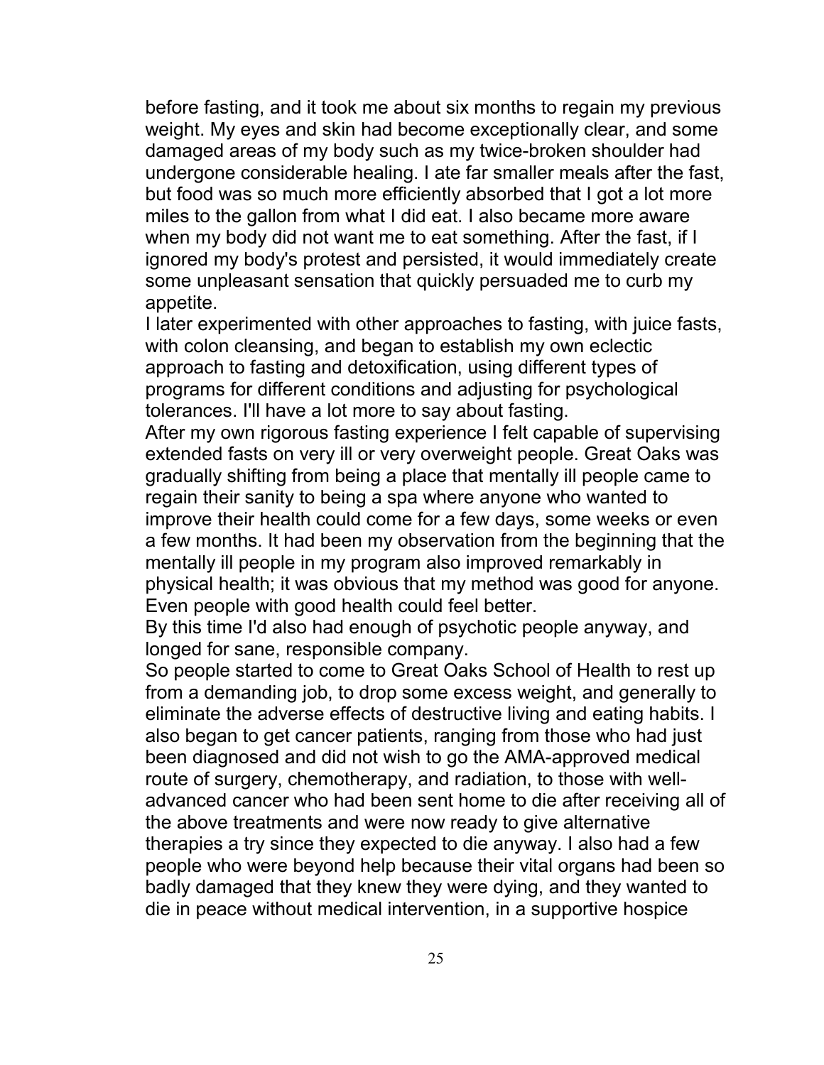before fasting, and it took me about six months to regain my previous weight. My eyes and skin had become exceptionally clear, and some damaged areas of my body such as my twice-broken shoulder had undergone considerable healing. I ate far smaller meals after the fast, but food was so much more efficiently absorbed that I got a lot more miles to the gallon from what I did eat. I also became more aware when my body did not want me to eat something. After the fast, if I ignored my body's protest and persisted, it would immediately create some unpleasant sensation that quickly persuaded me to curb my appetite.

I later experimented with other approaches to fasting, with juice fasts, with colon cleansing, and began to establish my own eclectic approach to fasting and detoxification, using different types of programs for different conditions and adjusting for psychological tolerances. I'll have a lot more to say about fasting.

After my own rigorous fasting experience I felt capable of supervising extended fasts on very ill or very overweight people. Great Oaks was gradually shifting from being a place that mentally ill people came to regain their sanity to being a spa where anyone who wanted to improve their health could come for a few days, some weeks or even a few months. It had been my observation from the beginning that the mentally ill people in my program also improved remarkably in physical health; it was obvious that my method was good for anyone. Even people with good health could feel better.

By this time I'd also had enough of psychotic people anyway, and longed for sane, responsible company.

So people started to come to Great Oaks School of Health to rest up from a demanding job, to drop some excess weight, and generally to eliminate the adverse effects of destructive living and eating habits. I also began to get cancer patients, ranging from those who had just been diagnosed and did not wish to go the AMA-approved medical route of surgery, chemotherapy, and radiation, to those with well-advanced cancer who had been sent home to die after receiving all of the above treatments and were now ready to give alternative therapies a try since they expected to die anyway. I also had a few people who were beyond help because their vital organs had been so badly damaged that they knew they were dying, and they wanted to die in peace without medical intervention, in a supportive hospice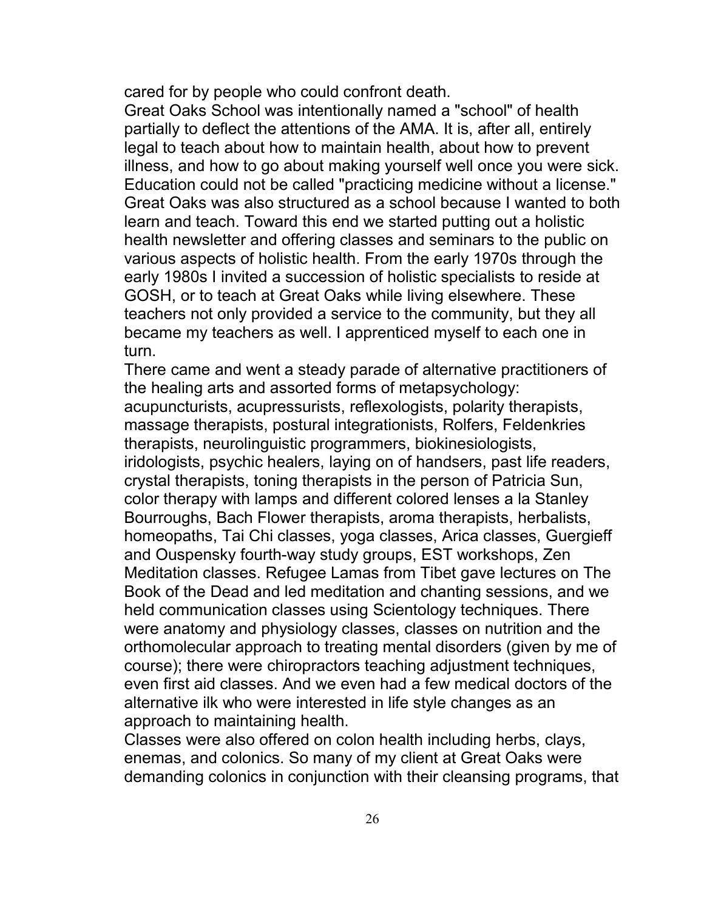cared for by people who could confront death.

Great Oaks School was intentionally named a "school" of health partially to deflect the attentions of the AMA. It is, after all, entirely legal to teach about how to maintain health, about how to prevent illness, and how to go about making yourself well once you were sick. Education could not be called "practicing medicine without a license." Great Oaks was also structured as a school because I wanted to both learn and teach. Toward this end we started putting out a holistic health newsletter and offering classes and seminars to the public on various aspects of holistic health. From the early 1970s through the early 1980s I invited a succession of holistic specialists to reside at GOSH, or to teach at Great Oaks while living elsewhere. These teachers not only provided a service to the community, but they all became my teachers as well. I apprenticed myself to each one in turn.

There came and went a steady parade of alternative practitioners of the healing arts and assorted forms of metapsychology: acupuncturists, acupressurists, reflexologists, polarity therapists, massage therapists, postural integrationists, Rolfers, Feldenkries therapists, neurolinguistic programmers, biokinesiologists, iridologists, psychic healers, laying on of handsers, past life readers, crystal therapists, toning therapists in the person of Patricia Sun, color therapy with lamps and different colored lenses a la Stanley Bourroughs, Bach Flower therapists, aroma therapists, herbalists, homeopaths, Tai Chi classes, yoga classes, Arica classes, Guergieff and Ouspensky fourth-way study groups, EST workshops, Zen Meditation classes. Refugee Lamas from Tibet gave lectures on The Book of the Dead and led meditation and chanting sessions, and we held communication classes using Scientology techniques. There were anatomy and physiology classes, classes on nutrition and the orthomolecular approach to treating mental disorders (given by me of course); there were chiropractors teaching adjustment techniques, even first aid classes. And we even had a few medical doctors of the alternative ilk who were interested in life style changes as an approach to maintaining health.

Classes were also offered on colon health including herbs, clays, enemas, and colonics. So many of my client at Great Oaks were demanding colonics in conjunction with their cleansing programs, that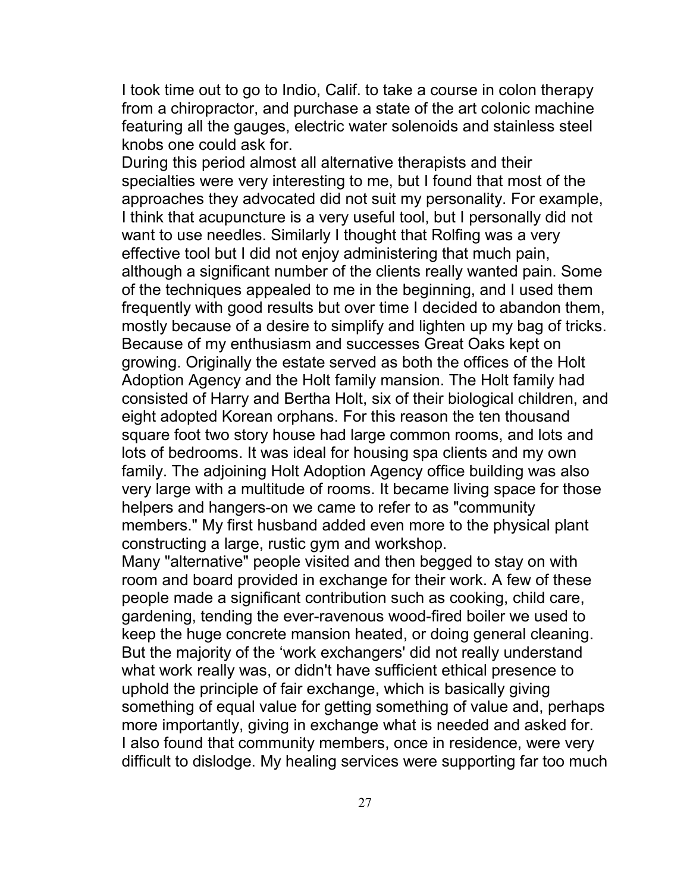I took time out to go to Indio, Calif. to take a course in colon therapy from a chiropractor, and purchase a state of the art colonic machine featuring all the gauges, electric water solenoids and stainless steel knobs one could ask for.

During this period almost all alternative therapists and their specialties were very interesting to me, but I found that most of the approaches they advocated did not suit my personality. For example, I think that acupuncture is a very useful tool, but I personally did not want to use needles. Similarly I thought that Rolfing was a very effective tool but I did not enjoy administering that much pain, although a significant number of the clients really wanted pain. Some of the techniques appealed to me in the beginning, and I used them frequently with good results but over time I decided to abandon them, mostly because of a desire to simplify and lighten up my bag of tricks.

Because of my enthusiasm and successes Great Oaks kept on growing. Originally the estate served as both the offices of the Holt Adoption Agency and the Holt family mansion. The Holt family had consisted of Harry and Bertha Holt, six of their biological children, and eight adopted Korean orphans. For this reason the ten thousand square foot two story house had large common rooms, and lots and lots of bedrooms. It was ideal for housing spa clients and my own family. The adjoining Holt Adoption Agency office building was also very large with a multitude of rooms. It became living space for those helpers and hangers-on we came to refer to as "community members." My first husband added even more to the physical plant constructing a large, rustic gym and workshop.

Many "alternative" people visited and then begged to stay on with room and board provided in exchange for their work. A few of these people made a significant contribution such as cooking, child care, gardening, tending the ever-ravenous wood-fired boiler we used to keep the huge concrete mansion heated, or doing general cleaning. But the majority of the 'work exchangers' did not really understand what work really was, or didn't have sufficient ethical presence to uphold the principle of fair exchange, which is basically giving something of equal value for getting something of value and, perhaps more importantly, giving in exchange what is needed and asked for.

I also found that community members, once in residence, were very difficult to dislodge. My healing services were supporting far too much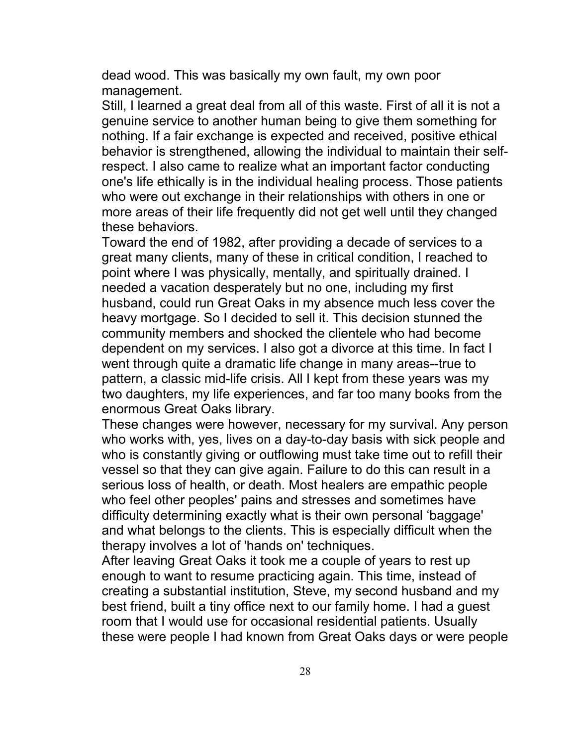dead wood. This was basically my own fault, my own poor management.

Still, I learned a great deal from all of this waste. First of all it is not a genuine service to another human being to give them something for nothing. If a fair exchange is expected and received, positive ethical behavior is strengthened, allowing the individual to maintain their self-respect. I also came to realize what an important factor conducting one's life ethically is in the individual healing process. Those patients who were out exchange in their relationships with others in one or more areas of their life frequently did not get well until they changed these behaviors.

Toward the end of 1982, after providing a decade of services to a great many clients, many of these in critical condition, I reached to point where I was physically, mentally, and spiritually drained. I needed a vacation desperately but no one, including my first husband, could run Great Oaks in my absence much less cover the heavy mortgage. So I decided to sell it. This decision stunned the community members and shocked the clientele who had become dependent on my services. I also got a divorce at this time. In fact I went through quite a dramatic life change in many areas--true to pattern, a classic mid-life crisis. All I kept from these years was my two daughters, my life experiences, and far too many books from the enormous Great Oaks library.

These changes were however, necessary for my survival. Any person who works with, yes, lives on a day-to-day basis with sick people and who is constantly giving or outflowing must take time out to refill their vessel so that they can give again. Failure to do this can result in a serious loss of health, or death. Most healers are empathic people who feel other peoples' pains and stresses and sometimes have difficulty determining exactly what is their own personal 'baggage' and what belongs to the clients. This is especially difficult when the therapy involves a lot of 'hands on' techniques.

After leaving Great Oaks it took me a couple of years to rest up enough to want to resume practicing again. This time, instead of creating a substantial institution, Steve, my second husband and my best friend, built a tiny office next to our family home. I had a guest room that I would use for occasional residential patients. Usually these were people I had known from Great Oaks days or were people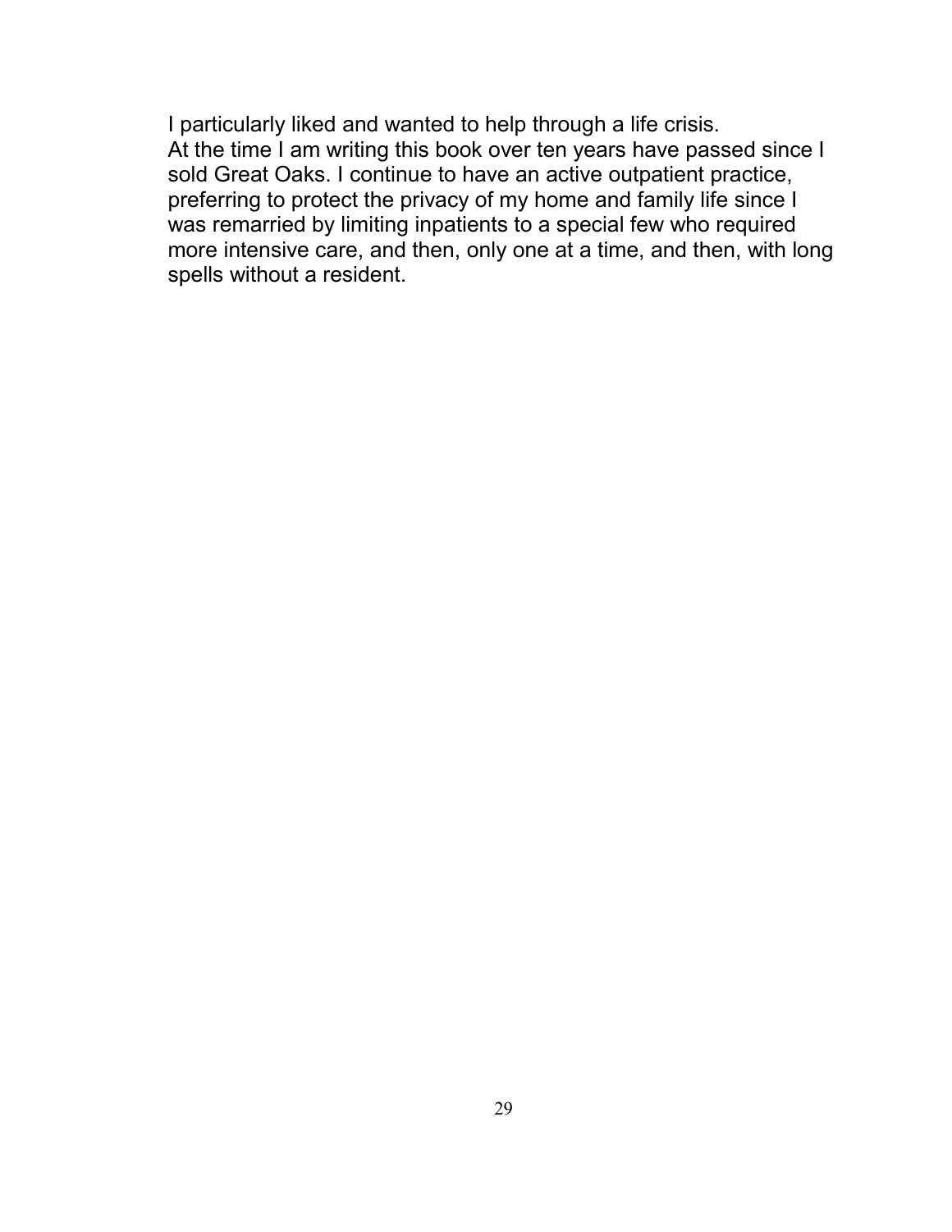I particularly liked and wanted to help through a life crisis.

At the time I am writing this book over ten years have passed since I sold Great Oaks. I continue to have an active outpatient practice, preferring to protect the privacy of my home and family life since I was remarried by limiting inpatients to a special few who required more intensive care, and then, only one at a time, and then, with long spells without a resident.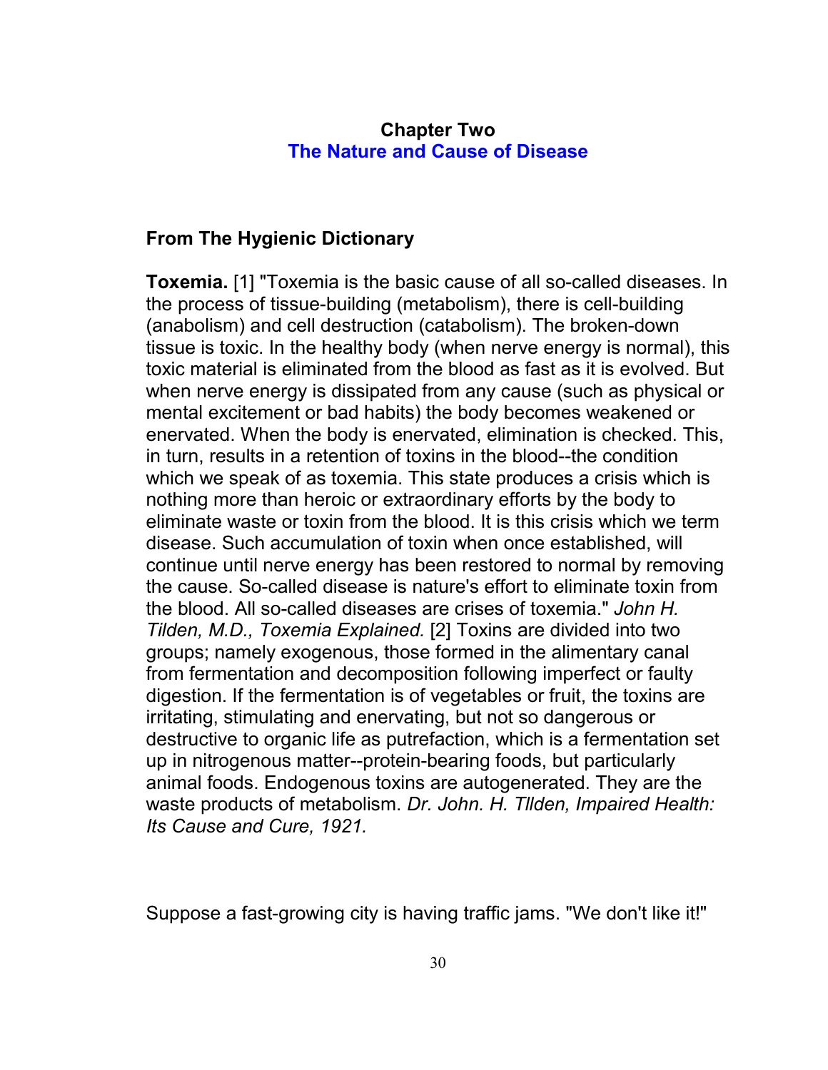## Chapter Two
## The Nature and Cause of Disease

### From The Hygienic Dictionary

**Toxemia.** [1] "Toxemia is the basic cause of all so-called diseases. In the process of tissue-building (metabolism), there is cell-building (anabolism) and cell destruction (catabolism). The broken-down tissue is toxic. In the healthy body (when nerve energy is normal), this toxic material is eliminated from the blood as fast as it is evolved. But when nerve energy is dissipated from any cause (such as physical or mental excitement or bad habits) the body becomes weakened or enervated. When the body is enervated, elimination is checked. This, in turn, results in a retention of toxins in the blood--the condition which we speak of as toxemia. This state produces a crisis which is nothing more than heroic or extraordinary efforts by the body to eliminate waste or toxin from the blood. It is this crisis which we term disease. Such accumulation of toxin when once established, will continue until nerve energy has been restored to normal by removing the cause. So-called disease is nature's effort to eliminate toxin from the blood. All so-called diseases are crises of toxemia." *John H. Tilden, M.D., Toxemia Explained.* [2] Toxins are divided into two groups; namely exogenous, those formed in the alimentary canal from fermentation and decomposition following imperfect or faulty digestion. If the fermentation is of vegetables or fruit, the toxins are irritating, stimulating and enervating, but not so dangerous or destructive to organic life as putrefaction, which is a fermentation set up in nitrogenous matter--protein-bearing foods, but particularly animal foods. Endogenous toxins are autogenerated. They are the waste products of metabolism. *Dr. John. H. Tllden, Impaired Health: Its Cause and Cure, 1921.*

Suppose a fast-growing city is having traffic jams. "We don't like it!"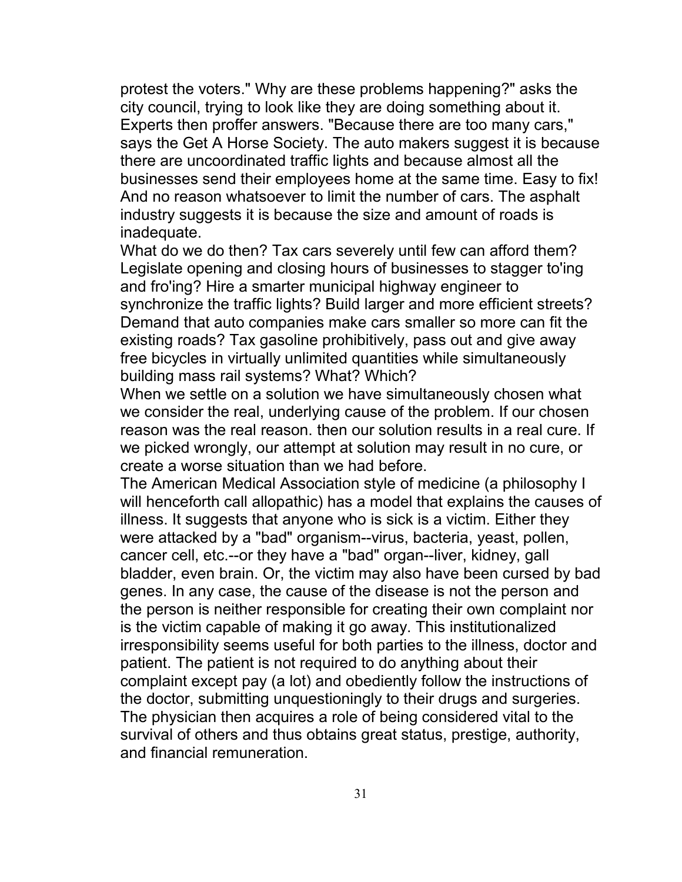protest the voters." Why are these problems happening?" asks the city council, trying to look like they are doing something about it. Experts then proffer answers. "Because there are too many cars," says the Get A Horse Society. The auto makers suggest it is because there are uncoordinated traffic lights and because almost all the businesses send their employees home at the same time. Easy to fix! And no reason whatsoever to limit the number of cars. The asphalt industry suggests it is because the size and amount of roads is inadequate.

What do we do then? Tax cars severely until few can afford them? Legislate opening and closing hours of businesses to stagger to'ing and fro'ing? Hire a smarter municipal highway engineer to synchronize the traffic lights? Build larger and more efficient streets? Demand that auto companies make cars smaller so more can fit the existing roads? Tax gasoline prohibitively, pass out and give away free bicycles in virtually unlimited quantities while simultaneously building mass rail systems? What? Which?

When we settle on a solution we have simultaneously chosen what we consider the real, underlying cause of the problem. If our chosen reason was the real reason. then our solution results in a real cure. If we picked wrongly, our attempt at solution may result in no cure, or create a worse situation than we had before.

The American Medical Association style of medicine (a philosophy I will henceforth call allopathic) has a model that explains the causes of illness. It suggests that anyone who is sick is a victim. Either they were attacked by a "bad" organism--virus, bacteria, yeast, pollen, cancer cell, etc.--or they have a "bad" organ--liver, kidney, gall bladder, even brain. Or, the victim may also have been cursed by bad genes. In any case, the cause of the disease is not the person and the person is neither responsible for creating their own complaint nor is the victim capable of making it go away. This institutionalized irresponsibility seems useful for both parties to the illness, doctor and patient. The patient is not required to do anything about their complaint except pay (a lot) and obediently follow the instructions of the doctor, submitting unquestioningly to their drugs and surgeries. The physician then acquires a role of being considered vital to the survival of others and thus obtains great status, prestige, authority, and financial remuneration.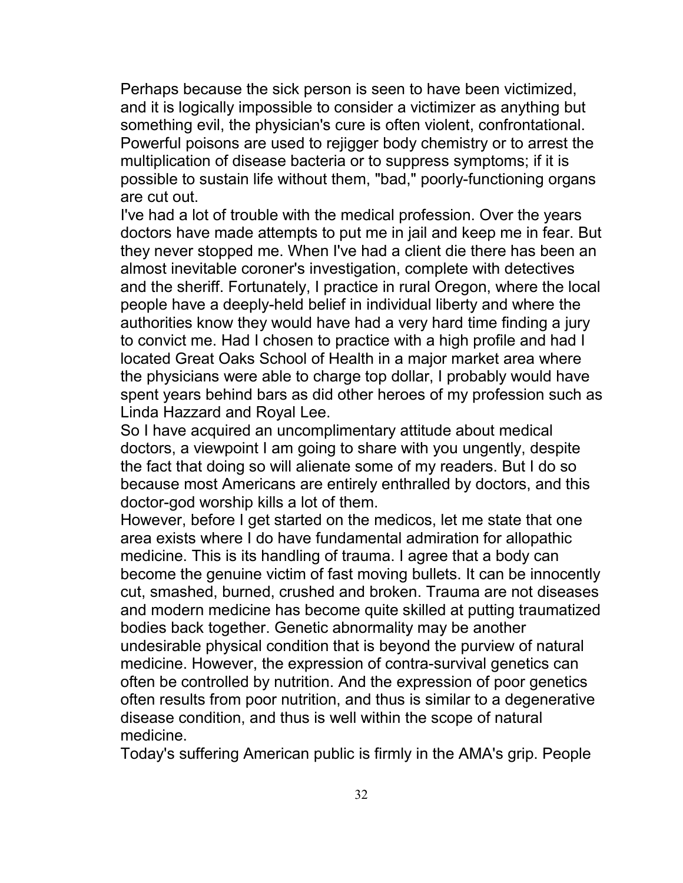Perhaps because the sick person is seen to have been victimized, and it is logically impossible to consider a victimizer as anything but something evil, the physician's cure is often violent, confrontational. Powerful poisons are used to rejigger body chemistry or to arrest the multiplication of disease bacteria or to suppress symptoms; if it is possible to sustain life without them, "bad," poorly-functioning organs are cut out.

I've had a lot of trouble with the medical profession. Over the years doctors have made attempts to put me in jail and keep me in fear. But they never stopped me. When I've had a client die there has been an almost inevitable coroner's investigation, complete with detectives and the sheriff. Fortunately, I practice in rural Oregon, where the local people have a deeply-held belief in individual liberty and where the authorities know they would have had a very hard time finding a jury to convict me. Had I chosen to practice with a high profile and had I located Great Oaks School of Health in a major market area where the physicians were able to charge top dollar, I probably would have spent years behind bars as did other heroes of my profession such as Linda Hazzard and Royal Lee.

So I have acquired an uncomplimentary attitude about medical doctors, a viewpoint I am going to share with you ungently, despite the fact that doing so will alienate some of my readers. But I do so because most Americans are entirely enthralled by doctors, and this doctor-god worship kills a lot of them.

However, before I get started on the medicos, let me state that one area exists where I do have fundamental admiration for allopathic medicine. This is its handling of trauma. I agree that a body can become the genuine victim of fast moving bullets. It can be innocently cut, smashed, burned, crushed and broken. Trauma are not diseases and modern medicine has become quite skilled at putting traumatized bodies back together. Genetic abnormality may be another undesirable physical condition that is beyond the purview of natural medicine. However, the expression of contra-survival genetics can often be controlled by nutrition. And the expression of poor genetics often results from poor nutrition, and thus is similar to a degenerative disease condition, and thus is well within the scope of natural medicine.

Today's suffering American public is firmly in the AMA's grip. People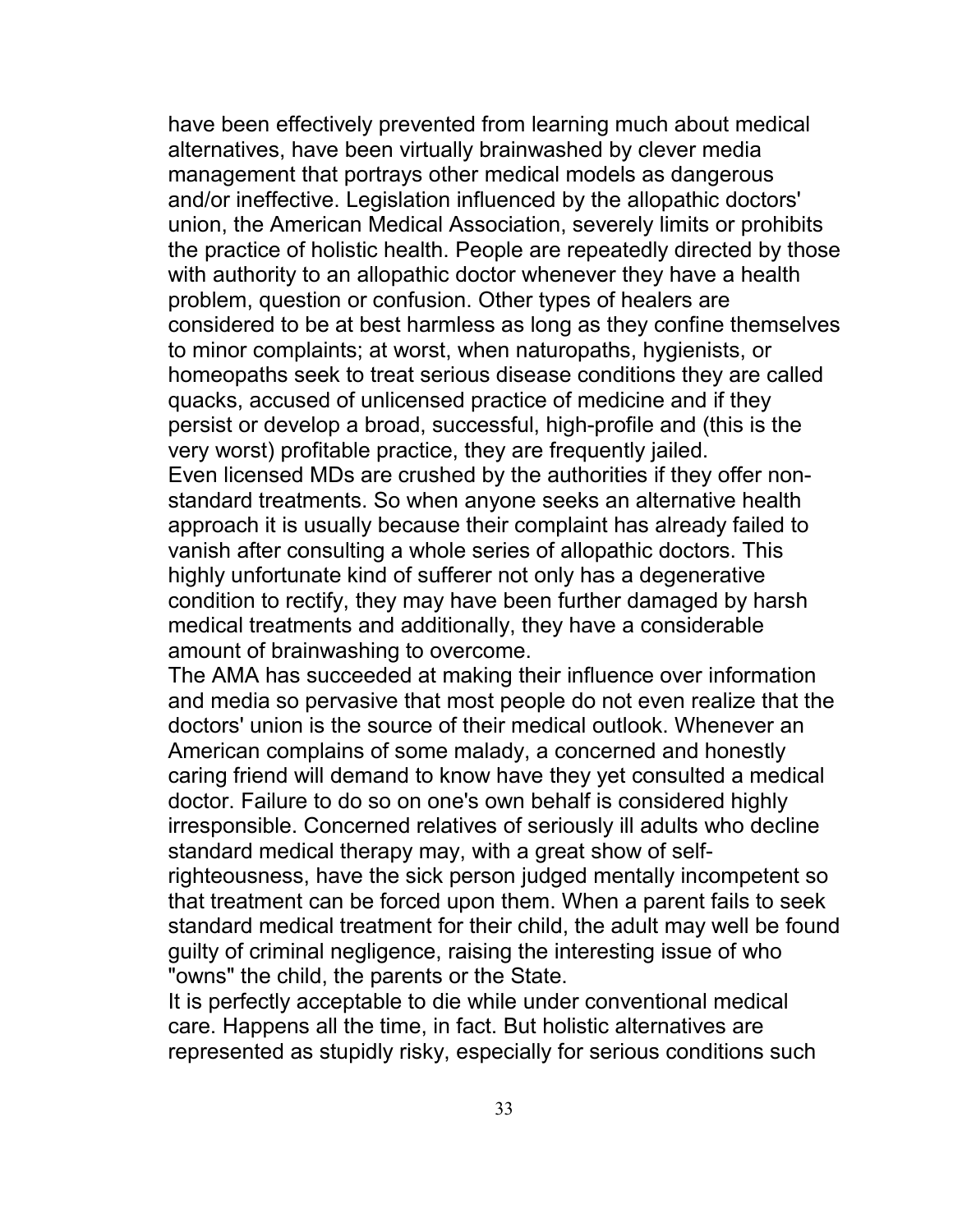have been effectively prevented from learning much about medical alternatives, have been virtually brainwashed by clever media management that portrays other medical models as dangerous and/or ineffective. Legislation influenced by the allopathic doctors' union, the American Medical Association, severely limits or prohibits the practice of holistic health. People are repeatedly directed by those with authority to an allopathic doctor whenever they have a health problem, question or confusion. Other types of healers are considered to be at best harmless as long as they confine themselves to minor complaints; at worst, when naturopaths, hygienists, or homeopaths seek to treat serious disease conditions they are called quacks, accused of unlicensed practice of medicine and if they persist or develop a broad, successful, high-profile and (this is the very worst) profitable practice, they are frequently jailed.

Even licensed MDs are crushed by the authorities if they offer non-standard treatments. So when anyone seeks an alternative health approach it is usually because their complaint has already failed to vanish after consulting a whole series of allopathic doctors. This highly unfortunate kind of sufferer not only has a degenerative condition to rectify, they may have been further damaged by harsh medical treatments and additionally, they have a considerable amount of brainwashing to overcome.

The AMA has succeeded at making their influence over information and media so pervasive that most people do not even realize that the doctors' union is the source of their medical outlook. Whenever an American complains of some malady, a concerned and honestly caring friend will demand to know have they yet consulted a medical doctor. Failure to do so on one's own behalf is considered highly irresponsible. Concerned relatives of seriously ill adults who decline standard medical therapy may, with a great show of self-righteousness, have the sick person judged mentally incompetent so that treatment can be forced upon them. When a parent fails to seek standard medical treatment for their child, the adult may well be found guilty of criminal negligence, raising the interesting issue of who "owns" the child, the parents or the State.

It is perfectly acceptable to die while under conventional medical care. Happens all the time, in fact. But holistic alternatives are represented as stupidly risky, especially for serious conditions such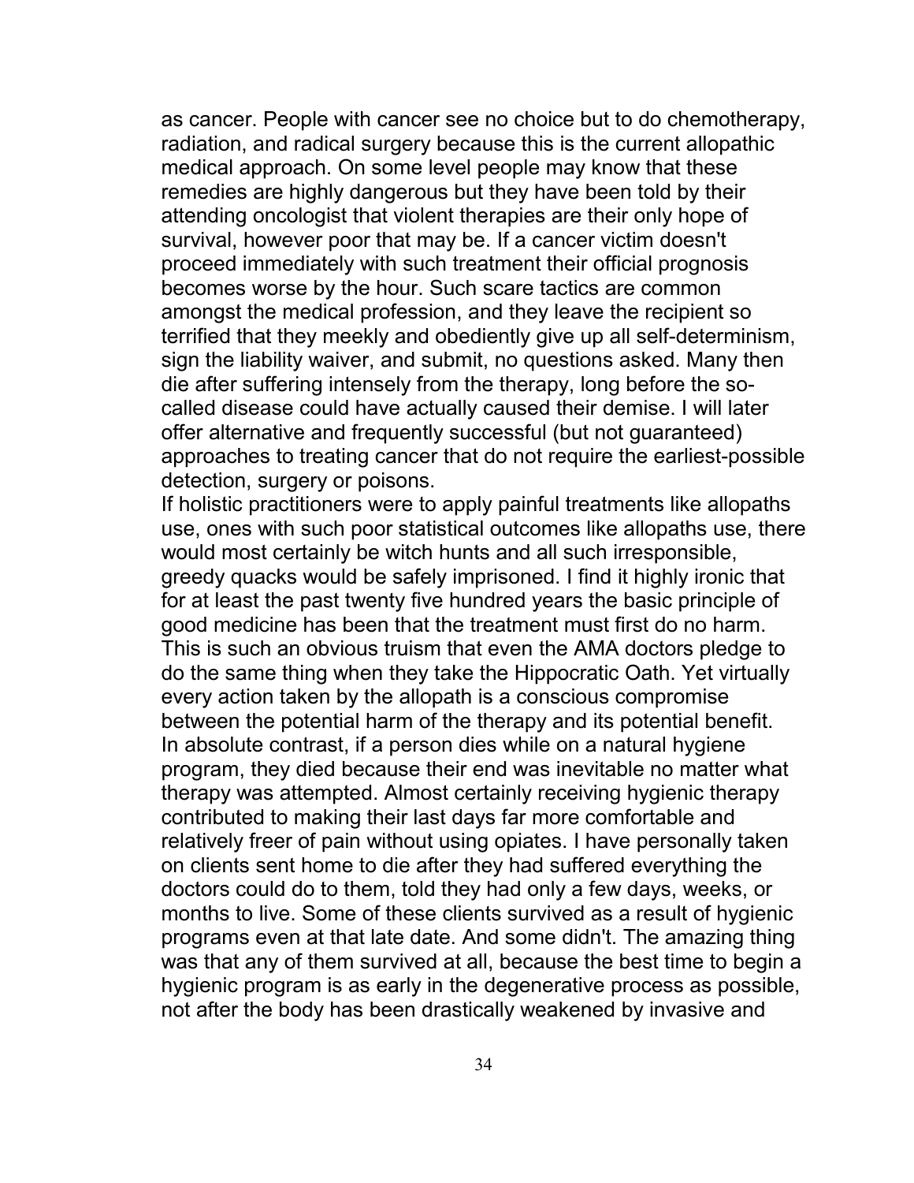as cancer. People with cancer see no choice but to do chemotherapy, radiation, and radical surgery because this is the current allopathic medical approach. On some level people may know that these remedies are highly dangerous but they have been told by their attending oncologist that violent therapies are their only hope of survival, however poor that may be. If a cancer victim doesn't proceed immediately with such treatment their official prognosis becomes worse by the hour. Such scare tactics are common amongst the medical profession, and they leave the recipient so terrified that they meekly and obediently give up all self-determinism, sign the liability waiver, and submit, no questions asked. Many then die after suffering intensely from the therapy, long before the so-called disease could have actually caused their demise. I will later offer alternative and frequently successful (but not guaranteed) approaches to treating cancer that do not require the earliest-possible detection, surgery or poisons.

If holistic practitioners were to apply painful treatments like allopaths use, ones with such poor statistical outcomes like allopaths use, there would most certainly be witch hunts and all such irresponsible, greedy quacks would be safely imprisoned. I find it highly ironic that for at least the past twenty five hundred years the basic principle of good medicine has been that the treatment must first do no harm. This is such an obvious truism that even the AMA doctors pledge to do the same thing when they take the Hippocratic Oath. Yet virtually every action taken by the allopath is a conscious compromise between the potential harm of the therapy and its potential benefit. In absolute contrast, if a person dies while on a natural hygiene program, they died because their end was inevitable no matter what therapy was attempted. Almost certainly receiving hygienic therapy contributed to making their last days far more comfortable and relatively freer of pain without using opiates. I have personally taken on clients sent home to die after they had suffered everything the doctors could do to them, told they had only a few days, weeks, or months to live. Some of these clients survived as a result of hygienic programs even at that late date. And some didn't. The amazing thing was that any of them survived at all, because the best time to begin a hygienic program is as early in the degenerative process as possible, not after the body has been drastically weakened by invasive and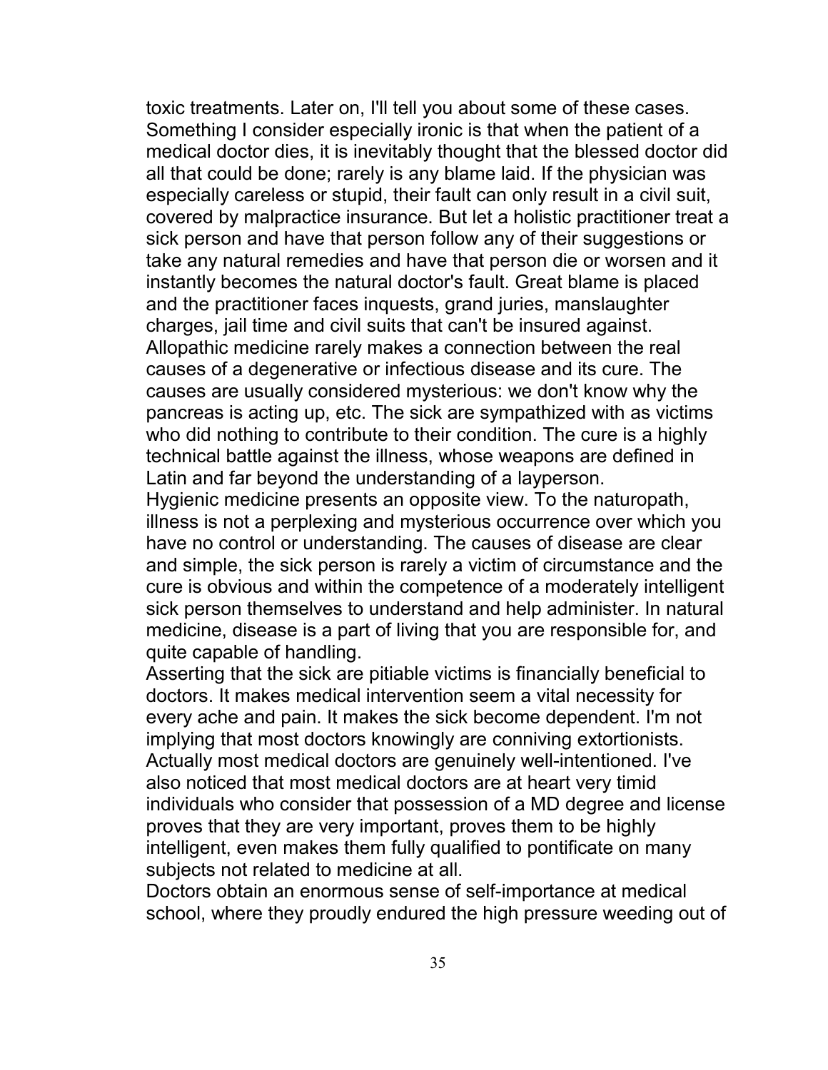toxic treatments. Later on, I'll tell you about some of these cases.

Something I consider especially ironic is that when the patient of a medical doctor dies, it is inevitably thought that the blessed doctor did all that could be done; rarely is any blame laid. If the physician was especially careless or stupid, their fault can only result in a civil suit, covered by malpractice insurance. But let a holistic practitioner treat a sick person and have that person follow any of their suggestions or take any natural remedies and have that person die or worsen and it instantly becomes the natural doctor's fault. Great blame is placed and the practitioner faces inquests, grand juries, manslaughter charges, jail time and civil suits that can't be insured against.

Allopathic medicine rarely makes a connection between the real causes of a degenerative or infectious disease and its cure. The causes are usually considered mysterious: we don't know why the pancreas is acting up, etc. The sick are sympathized with as victims who did nothing to contribute to their condition. The cure is a highly technical battle against the illness, whose weapons are defined in Latin and far beyond the understanding of a layperson.

Hygienic medicine presents an opposite view. To the naturopath, illness is not a perplexing and mysterious occurrence over which you have no control or understanding. The causes of disease are clear and simple, the sick person is rarely a victim of circumstance and the cure is obvious and within the competence of a moderately intelligent sick person themselves to understand and help administer. In natural medicine, disease is a part of living that you are responsible for, and quite capable of handling.

Asserting that the sick are pitiable victims is financially beneficial to doctors. It makes medical intervention seem a vital necessity for every ache and pain. It makes the sick become dependent. I'm not implying that most doctors knowingly are conniving extortionists. Actually most medical doctors are genuinely well-intentioned. I've also noticed that most medical doctors are at heart very timid individuals who consider that possession of a MD degree and license proves that they are very important, proves them to be highly intelligent, even makes them fully qualified to pontificate on many subjects not related to medicine at all.

Doctors obtain an enormous sense of self-importance at medical school, where they proudly endured the high pressure weeding out of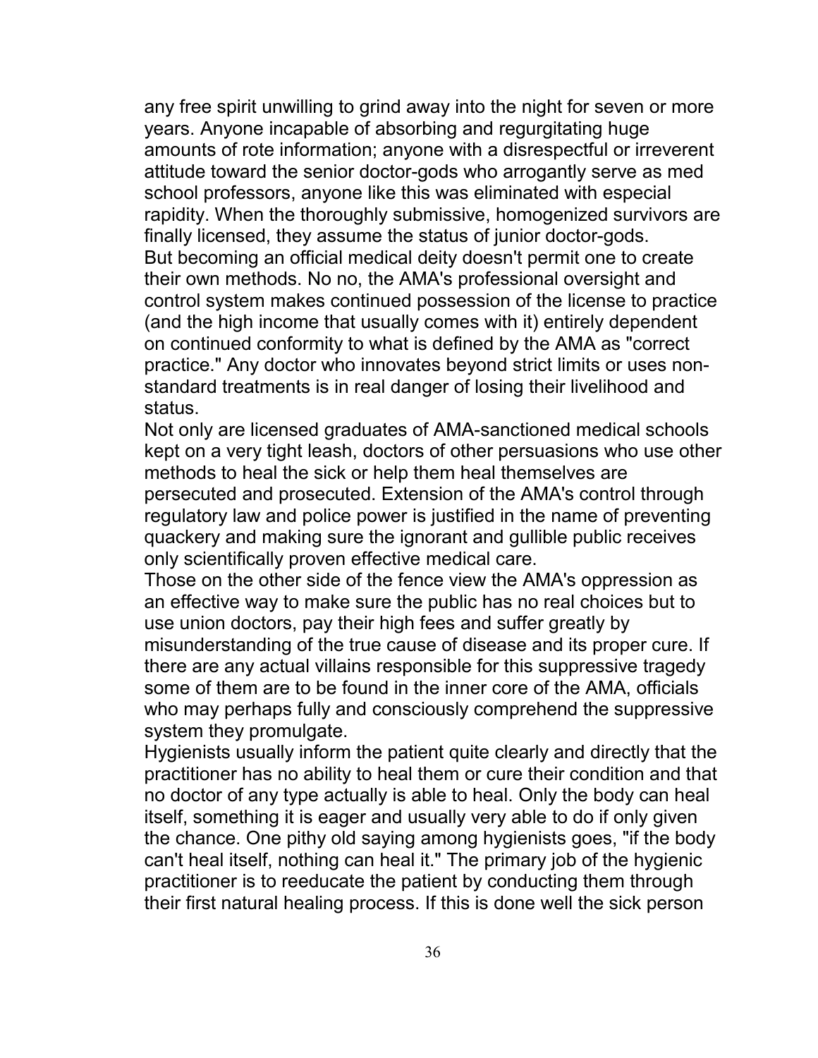any free spirit unwilling to grind away into the night for seven or more years. Anyone incapable of absorbing and regurgitating huge amounts of rote information; anyone with a disrespectful or irreverent attitude toward the senior doctor-gods who arrogantly serve as med school professors, anyone like this was eliminated with especial rapidity. When the thoroughly submissive, homogenized survivors are finally licensed, they assume the status of junior doctor-gods.

But becoming an official medical deity doesn't permit one to create their own methods. No no, the AMA's professional oversight and control system makes continued possession of the license to practice (and the high income that usually comes with it) entirely dependent on continued conformity to what is defined by the AMA as "correct practice." Any doctor who innovates beyond strict limits or uses non-standard treatments is in real danger of losing their livelihood and status.

Not only are licensed graduates of AMA-sanctioned medical schools kept on a very tight leash, doctors of other persuasions who use other methods to heal the sick or help them heal themselves are persecuted and prosecuted. Extension of the AMA's control through regulatory law and police power is justified in the name of preventing quackery and making sure the ignorant and gullible public receives only scientifically proven effective medical care.

Those on the other side of the fence view the AMA's oppression as an effective way to make sure the public has no real choices but to use union doctors, pay their high fees and suffer greatly by misunderstanding of the true cause of disease and its proper cure. If there are any actual villains responsible for this suppressive tragedy some of them are to be found in the inner core of the AMA, officials who may perhaps fully and consciously comprehend the suppressive system they promulgate.

Hygienists usually inform the patient quite clearly and directly that the practitioner has no ability to heal them or cure their condition and that no doctor of any type actually is able to heal. Only the body can heal itself, something it is eager and usually very able to do if only given the chance. One pithy old saying among hygienists goes, "if the body can't heal itself, nothing can heal it." The primary job of the hygienic practitioner is to reeducate the patient by conducting them through their first natural healing process. If this is done well the sick person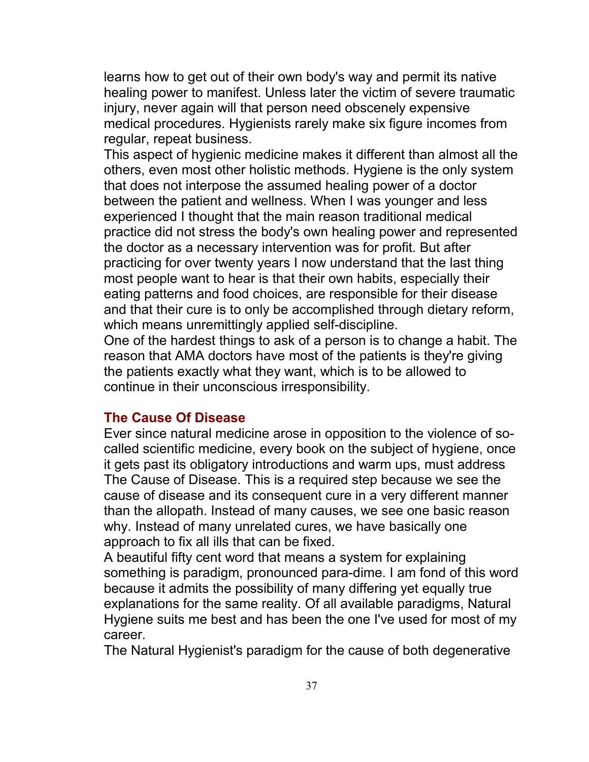learns how to get out of their own body's way and permit its native healing power to manifest. Unless later the victim of severe traumatic injury, never again will that person need obscenely expensive medical procedures. Hygienists rarely make six figure incomes from regular, repeat business.

This aspect of hygienic medicine makes it different than almost all the others, even most other holistic methods. Hygiene is the only system that does not interpose the assumed healing power of a doctor between the patient and wellness. When I was younger and less experienced I thought that the main reason traditional medical practice did not stress the body's own healing power and represented the doctor as a necessary intervention was for profit. But after practicing for over twenty years I now understand that the last thing most people want to hear is that their own habits, especially their eating patterns and food choices, are responsible for their disease and that their cure is to only be accomplished through dietary reform, which means unremittingly applied self-discipline.

One of the hardest things to ask of a person is to change a habit. The reason that AMA doctors have most of the patients is they're giving the patients exactly what they want, which is to be allowed to continue in their unconscious irresponsibility.

### The Cause Of Disease

Ever since natural medicine arose in opposition to the violence of so-called scientific medicine, every book on the subject of hygiene, once it gets past its obligatory introductions and warm ups, must address The Cause of Disease. This is a required step because we see the cause of disease and its consequent cure in a very different manner than the allopath. Instead of many causes, we see one basic reason why. Instead of many unrelated cures, we have basically one approach to fix all ills that can be fixed.

A beautiful fifty cent word that means a system for explaining something is paradigm, pronounced para-dime. I am fond of this word because it admits the possibility of many differing yet equally true explanations for the same reality. Of all available paradigms, Natural Hygiene suits me best and has been the one I've used for most of my career.

The Natural Hygienist's paradigm for the cause of both degenerative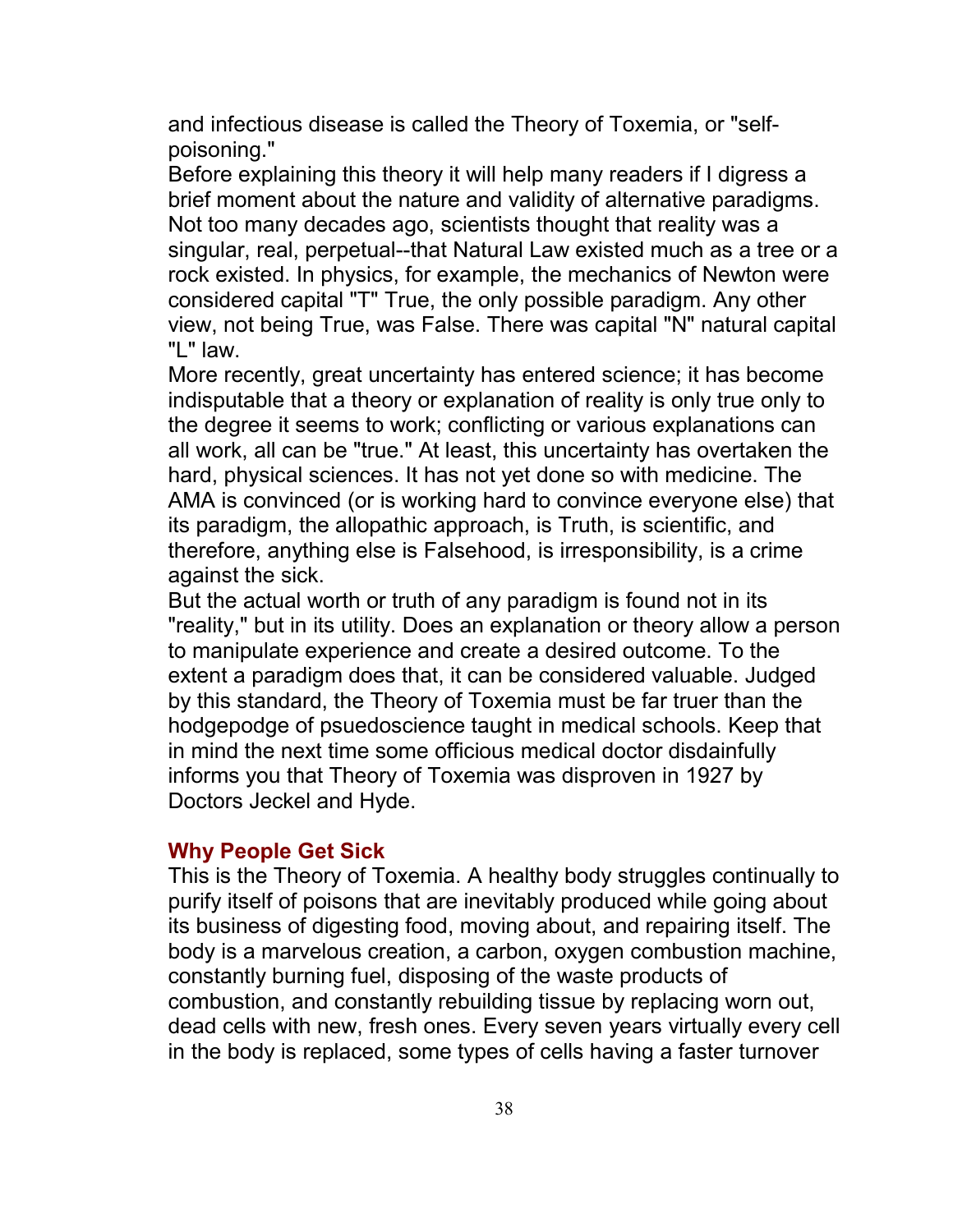and infectious disease is called the Theory of Toxemia, or "self-poisoning."

Before explaining this theory it will help many readers if I digress a brief moment about the nature and validity of alternative paradigms. Not too many decades ago, scientists thought that reality was a singular, real, perpetual--that Natural Law existed much as a tree or a rock existed. In physics, for example, the mechanics of Newton were considered capital "T" True, the only possible paradigm. Any other view, not being True, was False. There was capital "N" natural capital "L" law.

More recently, great uncertainty has entered science; it has become indisputable that a theory or explanation of reality is only true only to the degree it seems to work; conflicting or various explanations can all work, all can be "true." At least, this uncertainty has overtaken the hard, physical sciences. It has not yet done so with medicine. The AMA is convinced (or is working hard to convince everyone else) that its paradigm, the allopathic approach, is Truth, is scientific, and therefore, anything else is Falsehood, is irresponsibility, is a crime against the sick.

But the actual worth or truth of any paradigm is found not in its "reality," but in its utility. Does an explanation or theory allow a person to manipulate experience and create a desired outcome. To the extent a paradigm does that, it can be considered valuable. Judged by this standard, the Theory of Toxemia must be far truer than the hodgepodge of psuedoscience taught in medical schools. Keep that in mind the next time some officious medical doctor disdainfully informs you that Theory of Toxemia was disproven in 1927 by Doctors Jeckel and Hyde.

### Why People Get Sick

This is the Theory of Toxemia. A healthy body struggles continually to purify itself of poisons that are inevitably produced while going about its business of digesting food, moving about, and repairing itself. The body is a marvelous creation, a carbon, oxygen combustion machine, constantly burning fuel, disposing of the waste products of combustion, and constantly rebuilding tissue by replacing worn out, dead cells with new, fresh ones. Every seven years virtually every cell in the body is replaced, some types of cells having a faster turnover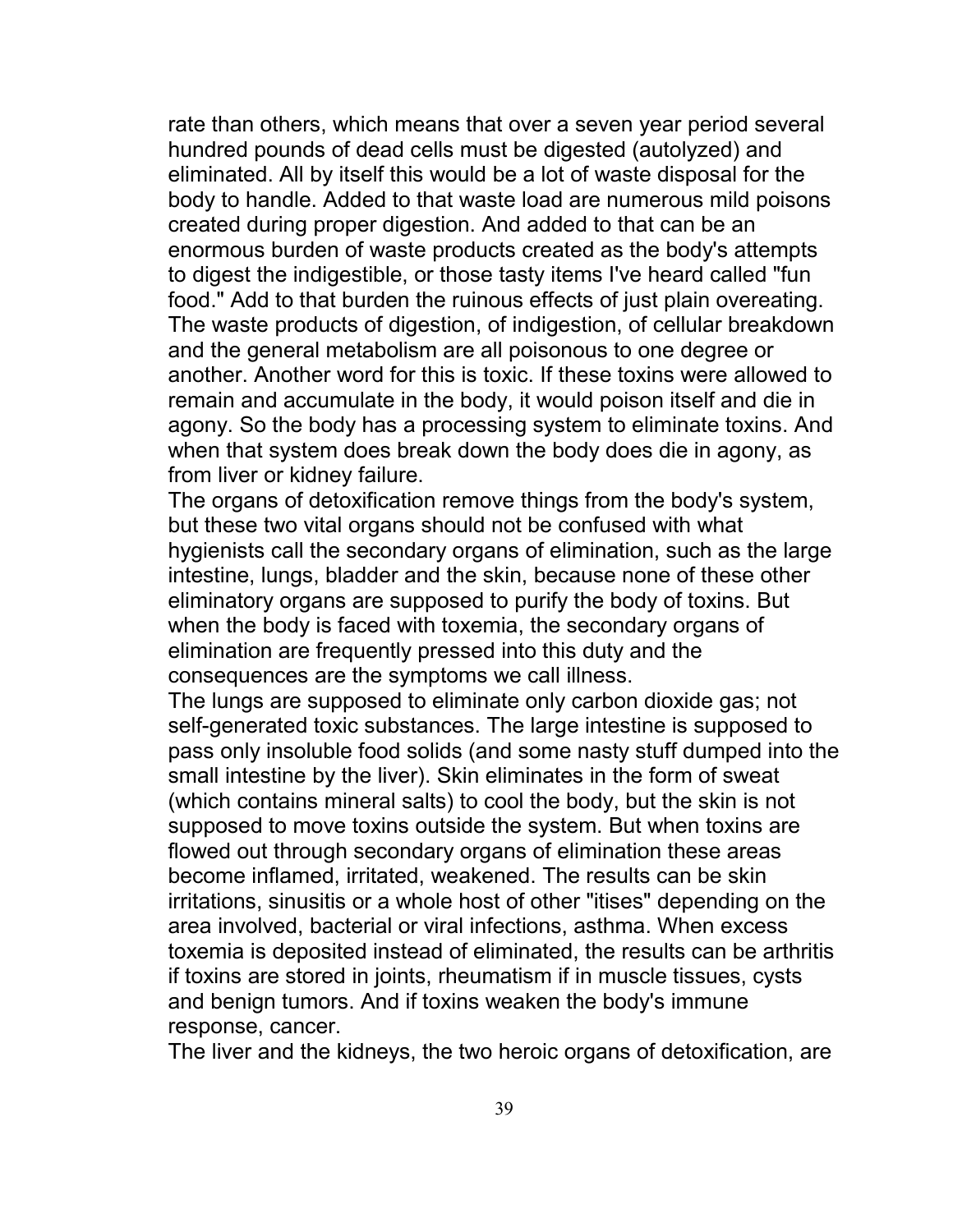rate than others, which means that over a seven year period several hundred pounds of dead cells must be digested (autolyzed) and eliminated. All by itself this would be a lot of waste disposal for the body to handle. Added to that waste load are numerous mild poisons created during proper digestion. And added to that can be an enormous burden of waste products created as the body's attempts to digest the indigestible, or those tasty items I've heard called "fun food." Add to that burden the ruinous effects of just plain overeating. The waste products of digestion, of indigestion, of cellular breakdown and the general metabolism are all poisonous to one degree or another. Another word for this is toxic. If these toxins were allowed to remain and accumulate in the body, it would poison itself and die in agony. So the body has a processing system to eliminate toxins. And when that system does break down the body does die in agony, as from liver or kidney failure.

The organs of detoxification remove things from the body's system, but these two vital organs should not be confused with what hygienists call the secondary organs of elimination, such as the large intestine, lungs, bladder and the skin, because none of these other eliminatory organs are supposed to purify the body of toxins. But when the body is faced with toxemia, the secondary organs of elimination are frequently pressed into this duty and the consequences are the symptoms we call illness.

The lungs are supposed to eliminate only carbon dioxide gas; not self-generated toxic substances. The large intestine is supposed to pass only insoluble food solids (and some nasty stuff dumped into the small intestine by the liver). Skin eliminates in the form of sweat (which contains mineral salts) to cool the body, but the skin is not supposed to move toxins outside the system. But when toxins are flowed out through secondary organs of elimination these areas become inflamed, irritated, weakened. The results can be skin irritations, sinusitis or a whole host of other "itises" depending on the area involved, bacterial or viral infections, asthma. When excess toxemia is deposited instead of eliminated, the results can be arthritis if toxins are stored in joints, rheumatism if in muscle tissues, cysts and benign tumors. And if toxins weaken the body's immune response, cancer.

The liver and the kidneys, the two heroic organs of detoxification, are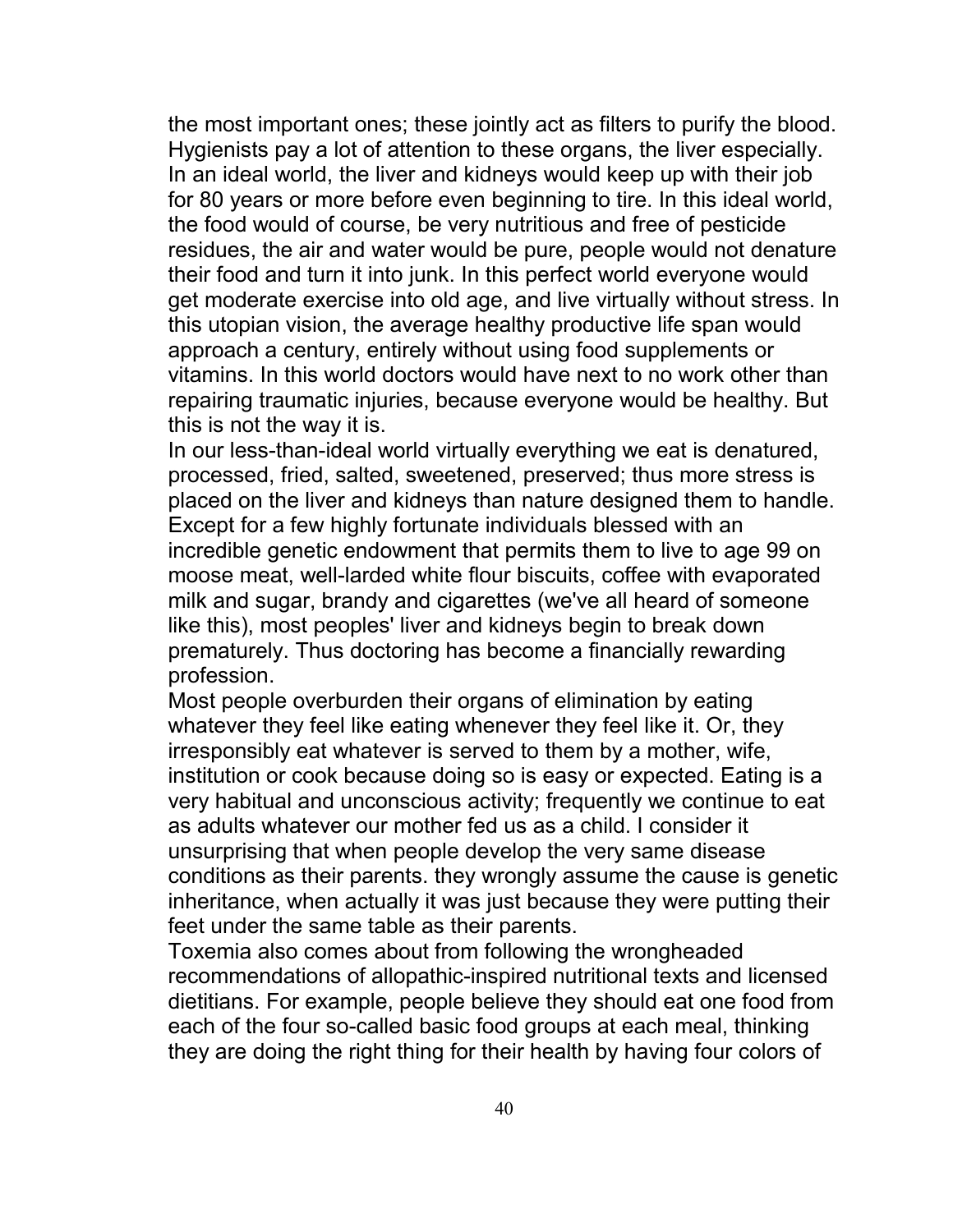the most important ones; these jointly act as filters to purify the blood. Hygienists pay a lot of attention to these organs, the liver especially. In an ideal world, the liver and kidneys would keep up with their job for 80 years or more before even beginning to tire. In this ideal world, the food would of course, be very nutritious and free of pesticide residues, the air and water would be pure, people would not denature their food and turn it into junk. In this perfect world everyone would get moderate exercise into old age, and live virtually without stress. In this utopian vision, the average healthy productive life span would approach a century, entirely without using food supplements or vitamins. In this world doctors would have next to no work other than repairing traumatic injuries, because everyone would be healthy. But this is not the way it is.

In our less-than-ideal world virtually everything we eat is denatured, processed, fried, salted, sweetened, preserved; thus more stress is placed on the liver and kidneys than nature designed them to handle. Except for a few highly fortunate individuals blessed with an incredible genetic endowment that permits them to live to age 99 on moose meat, well-larded white flour biscuits, coffee with evaporated milk and sugar, brandy and cigarettes (we've all heard of someone like this), most peoples' liver and kidneys begin to break down prematurely. Thus doctoring has become a financially rewarding profession.

Most people overburden their organs of elimination by eating whatever they feel like eating whenever they feel like it. Or, they irresponsibly eat whatever is served to them by a mother, wife, institution or cook because doing so is easy or expected. Eating is a very habitual and unconscious activity; frequently we continue to eat as adults whatever our mother fed us as a child. I consider it unsurprising that when people develop the very same disease conditions as their parents. they wrongly assume the cause is genetic inheritance, when actually it was just because they were putting their feet under the same table as their parents.

Toxemia also comes about from following the wrongheaded recommendations of allopathic-inspired nutritional texts and licensed dietitians. For example, people believe they should eat one food from each of the four so-called basic food groups at each meal, thinking they are doing the right thing for their health by having four colors of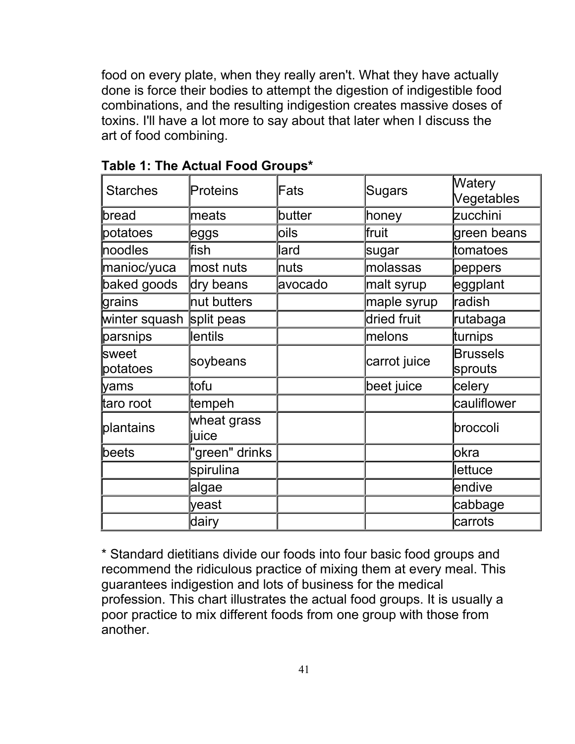food on every plate, when they really aren't. What they have actually done is force their bodies to attempt the digestion of indigestible food combinations, and the resulting indigestion creates massive doses of toxins. I'll have a lot more to say about that later when I discuss the art of food combining.

**Table 1: The Actual Food Groups***

| Starches | Proteins | Fats | Sugars | Watery Vegetables |
|---|---|---|---|---|
| bread | meats | butter | honey | zucchini |
| potatoes | eggs | oils | fruit | green beans |
| noodles | fish | lard | sugar | tomatoes |
| manioc/yuca | most nuts | nuts | molassas | peppers |
| baked goods | dry beans | avocado | malt syrup | eggplant |
| grains | nut butters | | maple syrup | radish |
| winter squash | split peas | | dried fruit | rutabaga |
| parsnips | lentils | | melons | turnips |
| sweet potatoes | soybeans | | carrot juice | Brussels sprouts |
| yams | tofu | | beet juice | celery |
| taro root | tempeh | | | cauliflower |
| plantains | wheat grass juice | | | broccoli |
| beets | "green" drinks | | | okra |
| | spirulina | | | lettuce |
| | algae | | | endive |
| | yeast | | | cabbage |
| | dairy | | | carrots |

* Standard dietitians divide our foods into four basic food groups and recommend the ridiculous practice of mixing them at every meal. This guarantees indigestion and lots of business for the medical profession. This chart illustrates the actual food groups. It is usually a poor practice to mix different foods from one group with those from another.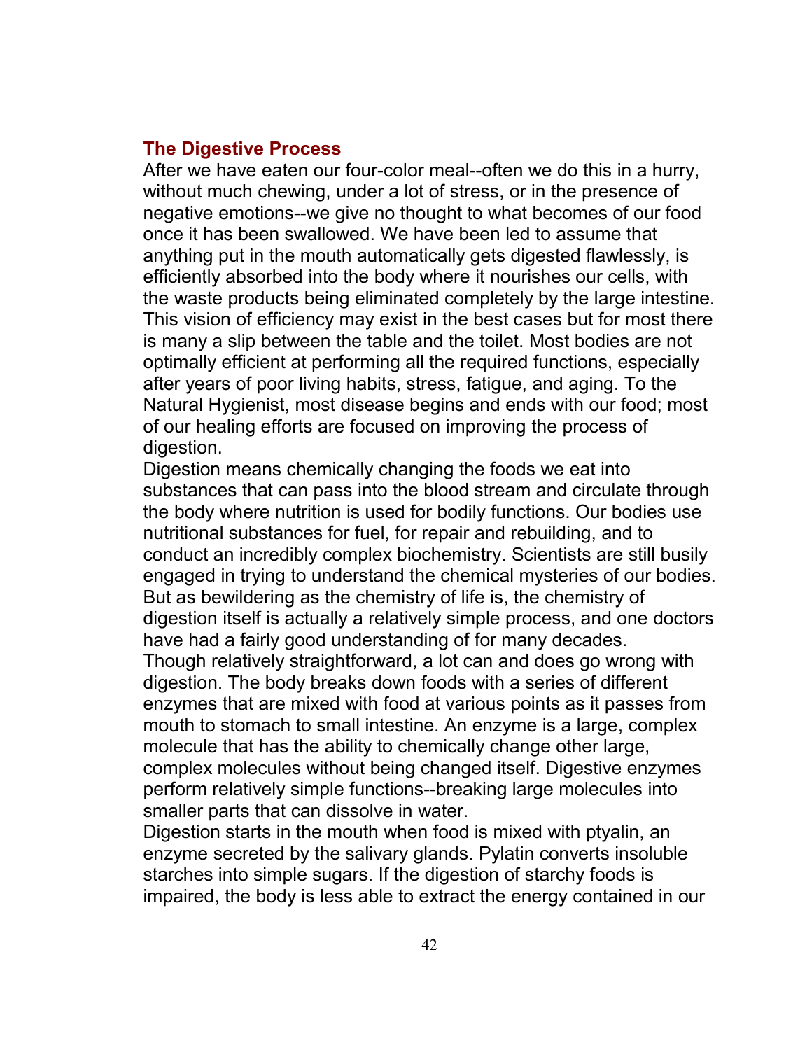## The Digestive Process

After we have eaten our four-color meal--often we do this in a hurry, without much chewing, under a lot of stress, or in the presence of negative emotions--we give no thought to what becomes of our food once it has been swallowed. We have been led to assume that anything put in the mouth automatically gets digested flawlessly, is efficiently absorbed into the body where it nourishes our cells, with the waste products being eliminated completely by the large intestine. This vision of efficiency may exist in the best cases but for most there is many a slip between the table and the toilet. Most bodies are not optimally efficient at performing all the required functions, especially after years of poor living habits, stress, fatigue, and aging. To the Natural Hygienist, most disease begins and ends with our food; most of our healing efforts are focused on improving the process of digestion.

Digestion means chemically changing the foods we eat into substances that can pass into the blood stream and circulate through the body where nutrition is used for bodily functions. Our bodies use nutritional substances for fuel, for repair and rebuilding, and to conduct an incredibly complex biochemistry. Scientists are still busily engaged in trying to understand the chemical mysteries of our bodies. But as bewildering as the chemistry of life is, the chemistry of digestion itself is actually a relatively simple process, and one doctors have had a fairly good understanding of for many decades.

Though relatively straightforward, a lot can and does go wrong with digestion. The body breaks down foods with a series of different enzymes that are mixed with food at various points as it passes from mouth to stomach to small intestine. An enzyme is a large, complex molecule that has the ability to chemically change other large, complex molecules without being changed itself. Digestive enzymes perform relatively simple functions--breaking large molecules into smaller parts that can dissolve in water.

Digestion starts in the mouth when food is mixed with ptyalin, an enzyme secreted by the salivary glands. Pylatin converts insoluble starches into simple sugars. If the digestion of starchy foods is impaired, the body is less able to extract the energy contained in our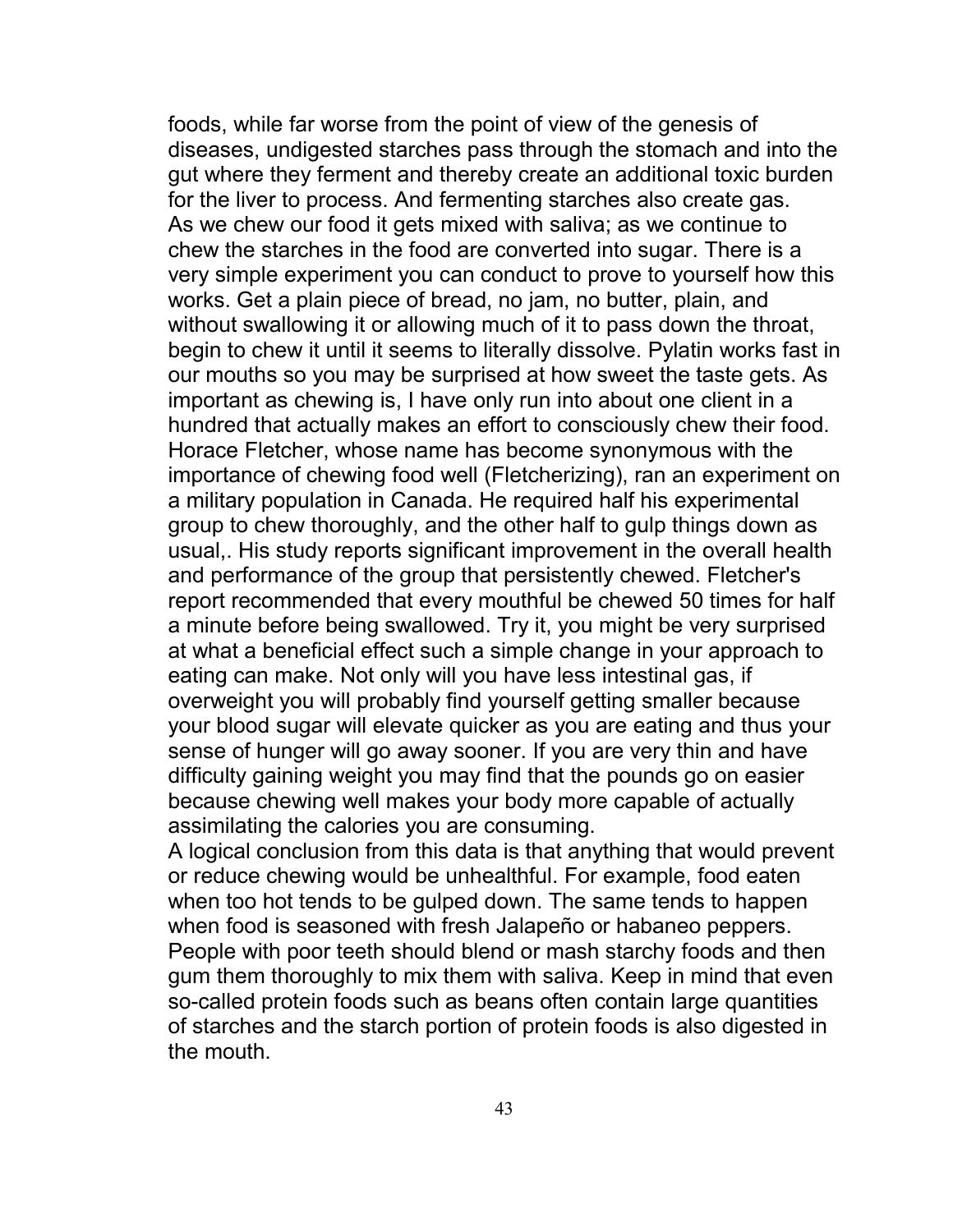foods, while far worse from the point of view of the genesis of diseases, undigested starches pass through the stomach and into the gut where they ferment and thereby create an additional toxic burden for the liver to process. And fermenting starches also create gas.

As we chew our food it gets mixed with saliva; as we continue to chew the starches in the food are converted into sugar. There is a very simple experiment you can conduct to prove to yourself how this works. Get a plain piece of bread, no jam, no butter, plain, and without swallowing it or allowing much of it to pass down the throat, begin to chew it until it seems to literally dissolve. Pylatin works fast in our mouths so you may be surprised at how sweet the taste gets. As important as chewing is, I have only run into about one client in a hundred that actually makes an effort to consciously chew their food. Horace Fletcher, whose name has become synonymous with the importance of chewing food well (Fletcherizing), ran an experiment on a military population in Canada. He required half his experimental group to chew thoroughly, and the other half to gulp things down as usual,. His study reports significant improvement in the overall health and performance of the group that persistently chewed. Fletcher's report recommended that every mouthful be chewed 50 times for half a minute before being swallowed. Try it, you might be very surprised at what a beneficial effect such a simple change in your approach to eating can make. Not only will you have less intestinal gas, if overweight you will probably find yourself getting smaller because your blood sugar will elevate quicker as you are eating and thus your sense of hunger will go away sooner. If you are very thin and have difficulty gaining weight you may find that the pounds go on easier because chewing well makes your body more capable of actually assimilating the calories you are consuming.

A logical conclusion from this data is that anything that would prevent or reduce chewing would be unhealthful. For example, food eaten when too hot tends to be gulped down. The same tends to happen when food is seasoned with fresh Jalapeño or habaneo peppers. People with poor teeth should blend or mash starchy foods and then gum them thoroughly to mix them with saliva. Keep in mind that even so-called protein foods such as beans often contain large quantities of starches and the starch portion of protein foods is also digested in the mouth.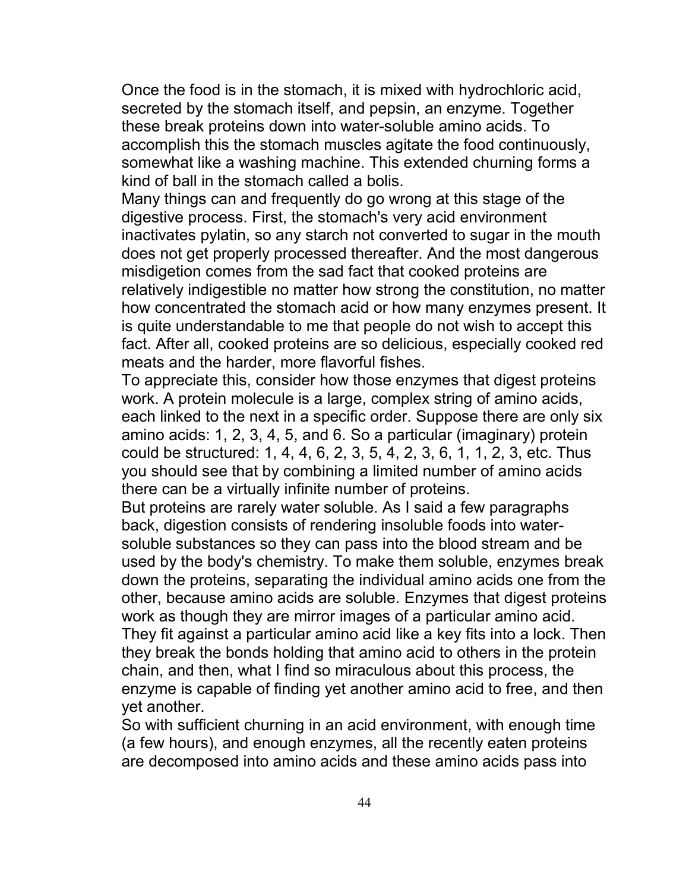Once the food is in the stomach, it is mixed with hydrochloric acid, secreted by the stomach itself, and pepsin, an enzyme. Together these break proteins down into water-soluble amino acids. To accomplish this the stomach muscles agitate the food continuously, somewhat like a washing machine. This extended churning forms a kind of ball in the stomach called a bolis.

Many things can and frequently do go wrong at this stage of the digestive process. First, the stomach's very acid environment inactivates pylatin, so any starch not converted to sugar in the mouth does not get properly processed thereafter. And the most dangerous misdigetion comes from the sad fact that cooked proteins are relatively indigestible no matter how strong the constitution, no matter how concentrated the stomach acid or how many enzymes present. It is quite understandable to me that people do not wish to accept this fact. After all, cooked proteins are so delicious, especially cooked red meats and the harder, more flavorful fishes.

To appreciate this, consider how those enzymes that digest proteins work. A protein molecule is a large, complex string of amino acids, each linked to the next in a specific order. Suppose there are only six amino acids: 1, 2, 3, 4, 5, and 6. So a particular (imaginary) protein could be structured: 1, 4, 4, 6, 2, 3, 5, 4, 2, 3, 6, 1, 1, 2, 3, etc. Thus you should see that by combining a limited number of amino acids there can be a virtually infinite number of proteins.

But proteins are rarely water soluble. As I said a few paragraphs back, digestion consists of rendering insoluble foods into water-soluble substances so they can pass into the blood stream and be used by the body's chemistry. To make them soluble, enzymes break down the proteins, separating the individual amino acids one from the other, because amino acids are soluble. Enzymes that digest proteins work as though they are mirror images of a particular amino acid. They fit against a particular amino acid like a key fits into a lock. Then they break the bonds holding that amino acid to others in the protein chain, and then, what I find so miraculous about this process, the enzyme is capable of finding yet another amino acid to free, and then yet another.

So with sufficient churning in an acid environment, with enough time (a few hours), and enough enzymes, all the recently eaten proteins are decomposed into amino acids and these amino acids pass into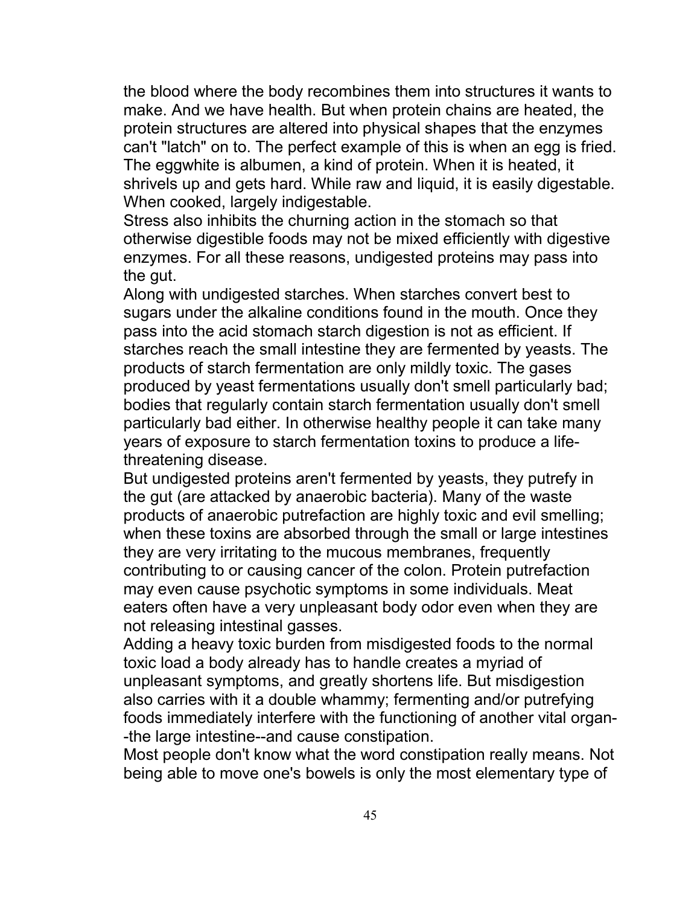the blood where the body recombines them into structures it wants to make. And we have health. But when protein chains are heated, the protein structures are altered into physical shapes that the enzymes can't "latch" on to. The perfect example of this is when an egg is fried. The eggwhite is albumen, a kind of protein. When it is heated, it shrivels up and gets hard. While raw and liquid, it is easily digestable. When cooked, largely indigestable.

Stress also inhibits the churning action in the stomach so that otherwise digestible foods may not be mixed efficiently with digestive enzymes. For all these reasons, undigested proteins may pass into the gut.

Along with undigested starches. When starches convert best to sugars under the alkaline conditions found in the mouth. Once they pass into the acid stomach starch digestion is not as efficient. If starches reach the small intestine they are fermented by yeasts. The products of starch fermentation are only mildly toxic. The gases produced by yeast fermentations usually don't smell particularly bad; bodies that regularly contain starch fermentation usually don't smell particularly bad either. In otherwise healthy people it can take many years of exposure to starch fermentation toxins to produce a life-threatening disease.

But undigested proteins aren't fermented by yeasts, they putrefy in the gut (are attacked by anaerobic bacteria). Many of the waste products of anaerobic putrefaction are highly toxic and evil smelling; when these toxins are absorbed through the small or large intestines they are very irritating to the mucous membranes, frequently contributing to or causing cancer of the colon. Protein putrefaction may even cause psychotic symptoms in some individuals. Meat eaters often have a very unpleasant body odor even when they are not releasing intestinal gasses.

Adding a heavy toxic burden from misdigested foods to the normal toxic load a body already has to handle creates a myriad of unpleasant symptoms, and greatly shortens life. But misdigestion also carries with it a double whammy; fermenting and/or putrefying foods immediately interfere with the functioning of another vital organ--the large intestine--and cause constipation.

Most people don't know what the word constipation really means. Not being able to move one's bowels is only the most elementary type of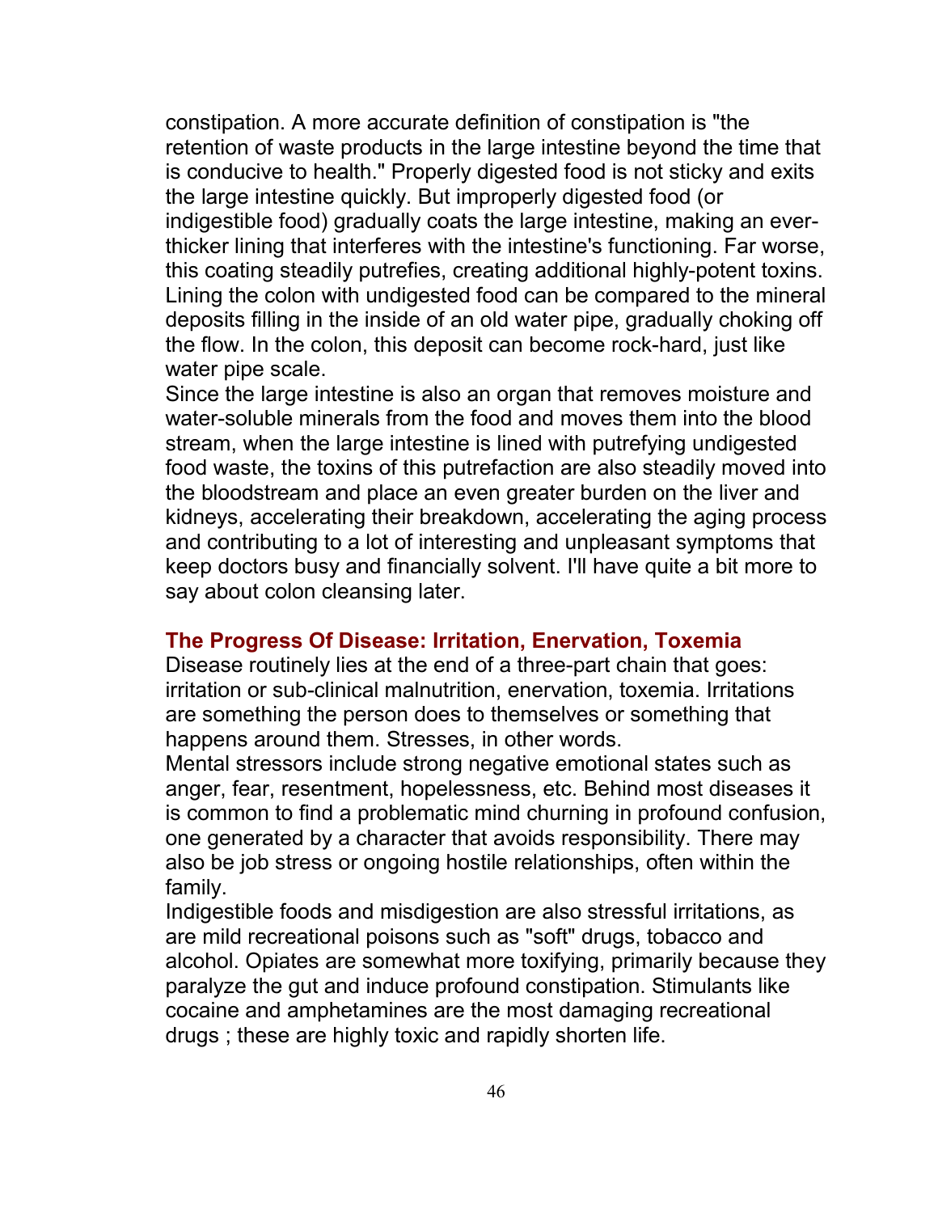constipation. A more accurate definition of constipation is "the retention of waste products in the large intestine beyond the time that is conducive to health." Properly digested food is not sticky and exits the large intestine quickly. But improperly digested food (or indigestible food) gradually coats the large intestine, making an ever-thicker lining that interferes with the intestine's functioning. Far worse, this coating steadily putrefies, creating additional highly-potent toxins. Lining the colon with undigested food can be compared to the mineral deposits filling in the inside of an old water pipe, gradually choking off the flow. In the colon, this deposit can become rock-hard, just like water pipe scale.

Since the large intestine is also an organ that removes moisture and water-soluble minerals from the food and moves them into the blood stream, when the large intestine is lined with putrefying undigested food waste, the toxins of this putrefaction are also steadily moved into the bloodstream and place an even greater burden on the liver and kidneys, accelerating their breakdown, accelerating the aging process and contributing to a lot of interesting and unpleasant symptoms that keep doctors busy and financially solvent. I'll have quite a bit more to say about colon cleansing later.

### The Progress Of Disease: Irritation, Enervation, Toxemia

Disease routinely lies at the end of a three-part chain that goes: irritation or sub-clinical malnutrition, enervation, toxemia. Irritations are something the person does to themselves or something that happens around them. Stresses, in other words.

Mental stressors include strong negative emotional states such as anger, fear, resentment, hopelessness, etc. Behind most diseases it is common to find a problematic mind churning in profound confusion, one generated by a character that avoids responsibility. There may also be job stress or ongoing hostile relationships, often within the family.

Indigestible foods and misdigestion are also stressful irritations, as are mild recreational poisons such as "soft" drugs, tobacco and alcohol. Opiates are somewhat more toxifying, primarily because they paralyze the gut and induce profound constipation. Stimulants like cocaine and amphetamines are the most damaging recreational drugs ; these are highly toxic and rapidly shorten life.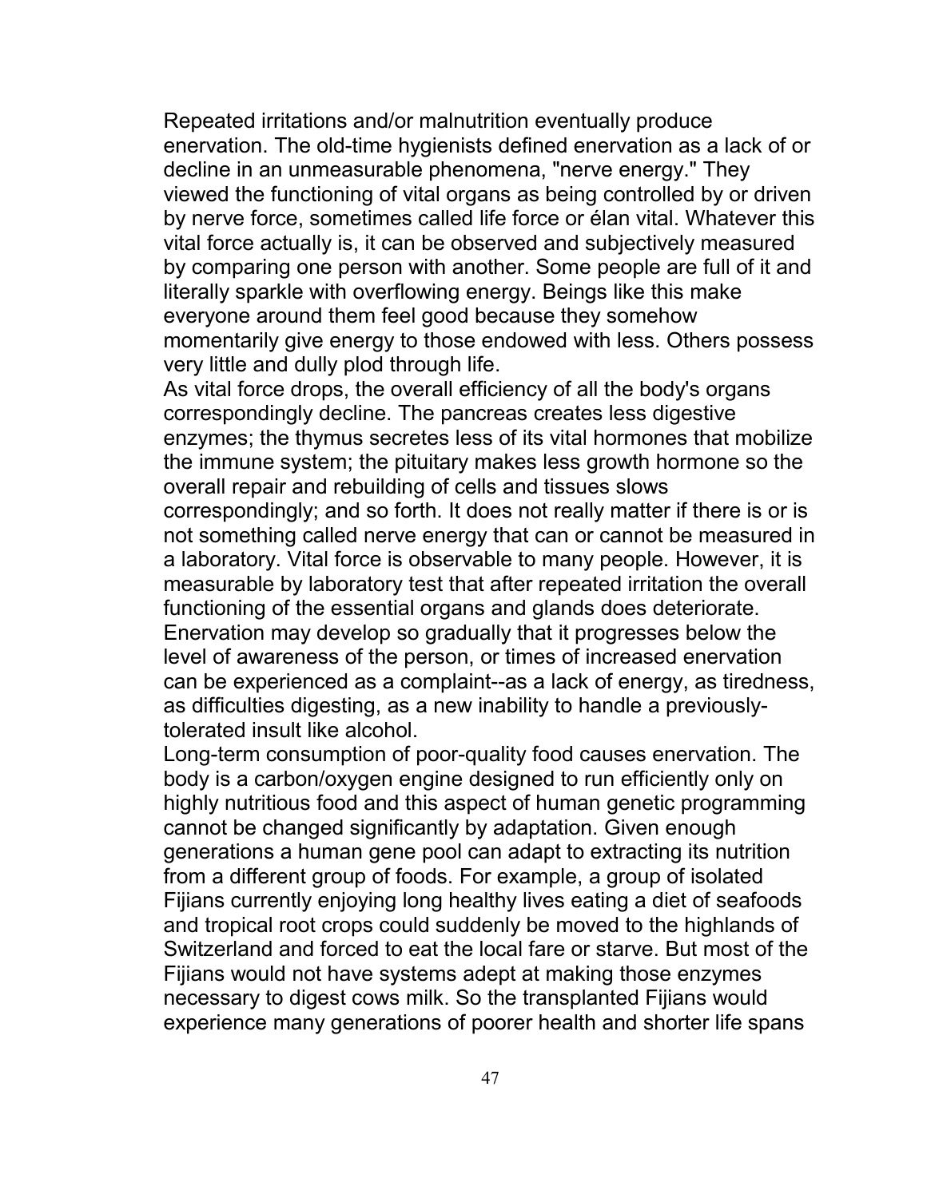Repeated irritations and/or malnutrition eventually produce enervation. The old-time hygienists defined enervation as a lack of or decline in an unmeasurable phenomena, "nerve energy." They viewed the functioning of vital organs as being controlled by or driven by nerve force, sometimes called life force or élan vital. Whatever this vital force actually is, it can be observed and subjectively measured by comparing one person with another. Some people are full of it and literally sparkle with overflowing energy. Beings like this make everyone around them feel good because they somehow momentarily give energy to those endowed with less. Others possess very little and dully plod through life.

As vital force drops, the overall efficiency of all the body's organs correspondingly decline. The pancreas creates less digestive enzymes; the thymus secretes less of its vital hormones that mobilize the immune system; the pituitary makes less growth hormone so the overall repair and rebuilding of cells and tissues slows correspondingly; and so forth. It does not really matter if there is or is not something called nerve energy that can or cannot be measured in a laboratory. Vital force is observable to many people. However, it is measurable by laboratory test that after repeated irritation the overall functioning of the essential organs and glands does deteriorate.

Enervation may develop so gradually that it progresses below the level of awareness of the person, or times of increased enervation can be experienced as a complaint--as a lack of energy, as tiredness, as difficulties digesting, as a new inability to handle a previously-tolerated insult like alcohol.

Long-term consumption of poor-quality food causes enervation. The body is a carbon/oxygen engine designed to run efficiently only on highly nutritious food and this aspect of human genetic programming cannot be changed significantly by adaptation. Given enough generations a human gene pool can adapt to extracting its nutrition from a different group of foods. For example, a group of isolated Fijians currently enjoying long healthy lives eating a diet of seafoods and tropical root crops could suddenly be moved to the highlands of Switzerland and forced to eat the local fare or starve. But most of the Fijians would not have systems adept at making those enzymes necessary to digest cows milk. So the transplanted Fijians would experience many generations of poorer health and shorter life spans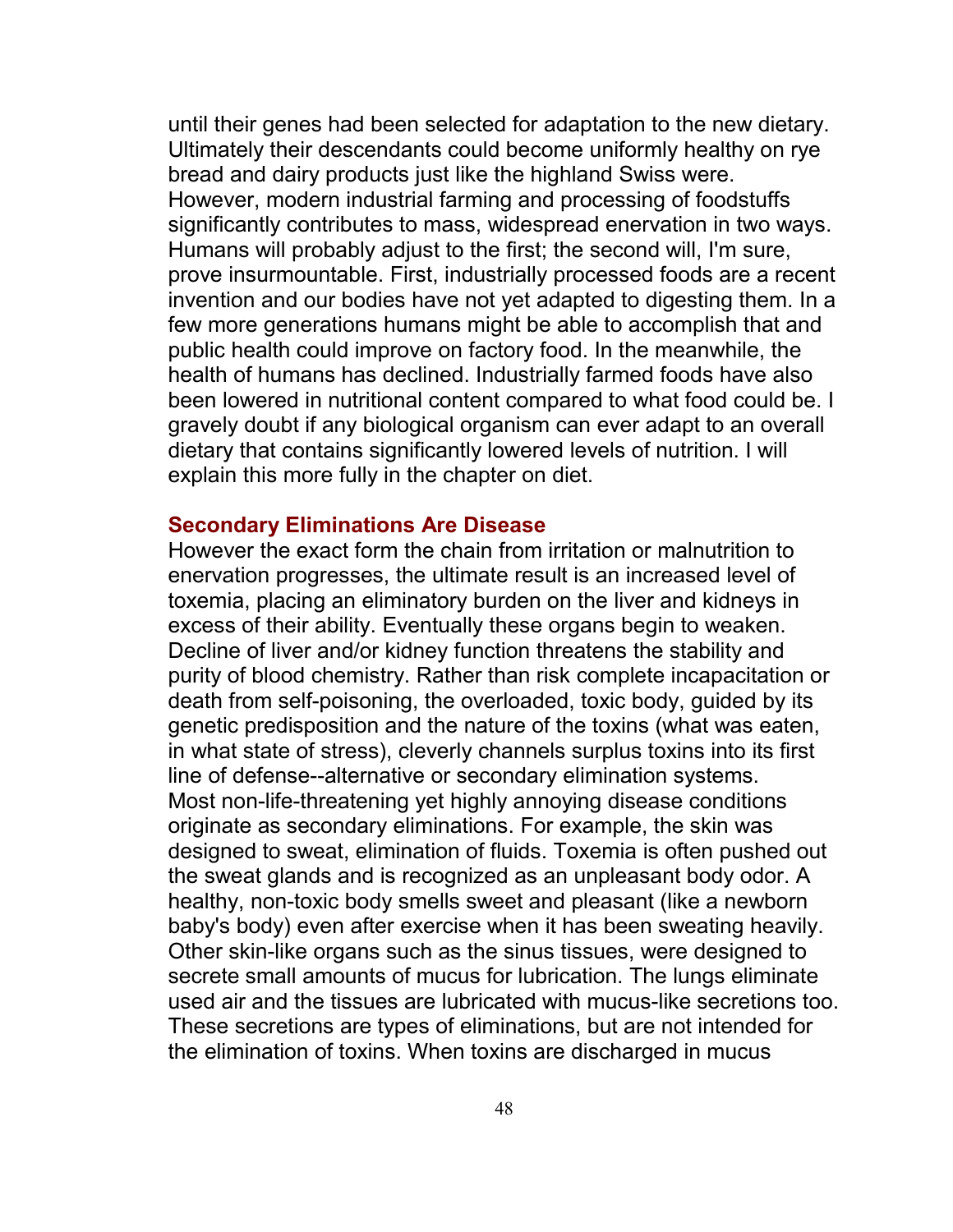until their genes had been selected for adaptation to the new dietary. Ultimately their descendants could become uniformly healthy on rye bread and dairy products just like the highland Swiss were.

However, modern industrial farming and processing of foodstuffs significantly contributes to mass, widespread enervation in two ways. Humans will probably adjust to the first; the second will, I'm sure, prove insurmountable. First, industrially processed foods are a recent invention and our bodies have not yet adapted to digesting them. In a few more generations humans might be able to accomplish that and public health could improve on factory food. In the meanwhile, the health of humans has declined. Industrially farmed foods have also been lowered in nutritional content compared to what food could be. I gravely doubt if any biological organism can ever adapt to an overall dietary that contains significantly lowered levels of nutrition. I will explain this more fully in the chapter on diet.

### Secondary Eliminations Are Disease

However the exact form the chain from irritation or malnutrition to enervation progresses, the ultimate result is an increased level of toxemia, placing an eliminatory burden on the liver and kidneys in excess of their ability. Eventually these organs begin to weaken. Decline of liver and/or kidney function threatens the stability and purity of blood chemistry. Rather than risk complete incapacitation or death from self-poisoning, the overloaded, toxic body, guided by its genetic predisposition and the nature of the toxins (what was eaten, in what state of stress), cleverly channels surplus toxins into its first line of defense--alternative or secondary elimination systems.

Most non-life-threatening yet highly annoying disease conditions originate as secondary eliminations. For example, the skin was designed to sweat, elimination of fluids. Toxemia is often pushed out the sweat glands and is recognized as an unpleasant body odor. A healthy, non-toxic body smells sweet and pleasant (like a newborn baby's body) even after exercise when it has been sweating heavily. Other skin-like organs such as the sinus tissues, were designed to secrete small amounts of mucus for lubrication. The lungs eliminate used air and the tissues are lubricated with mucus-like secretions too. These secretions are types of eliminations, but are not intended for the elimination of toxins. When toxins are discharged in mucus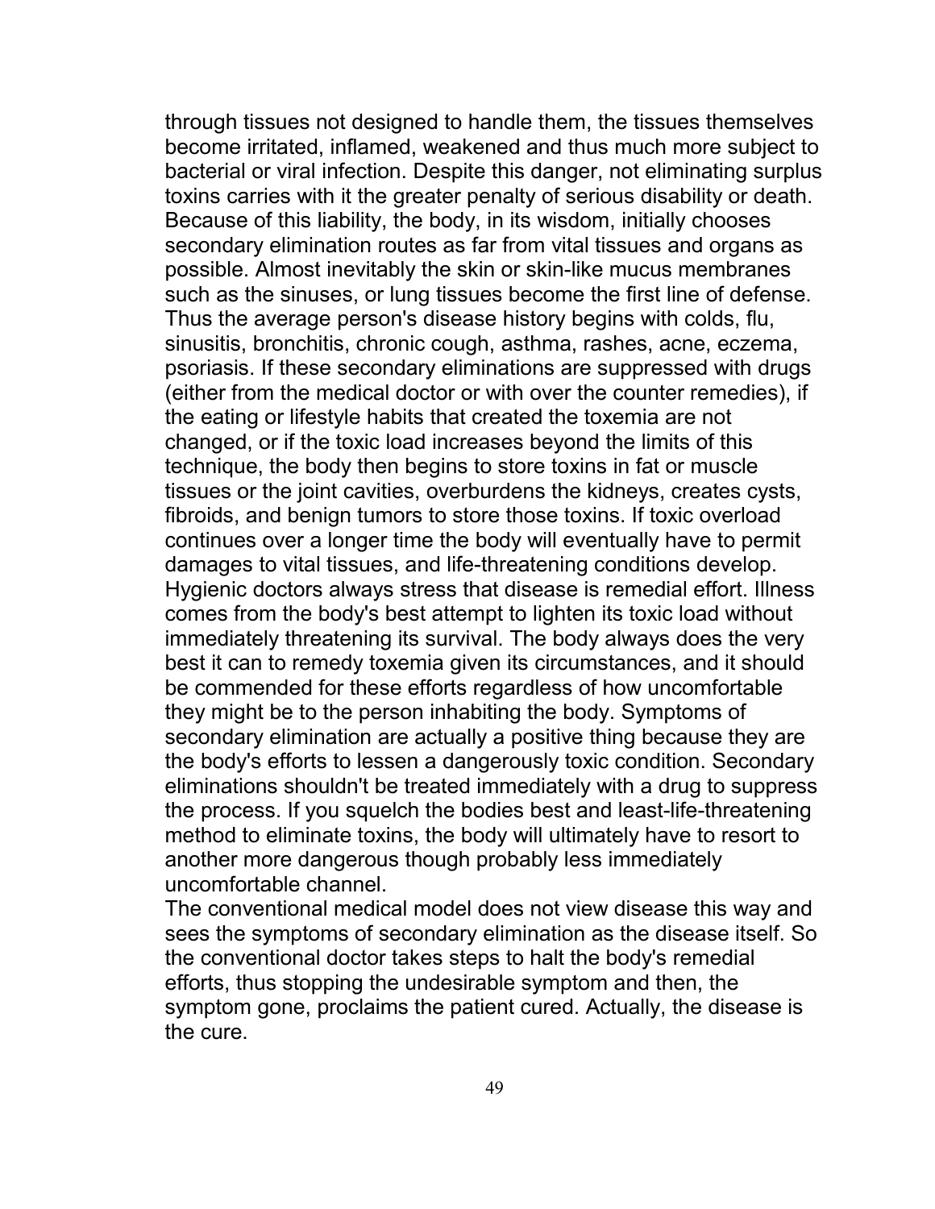through tissues not designed to handle them, the tissues themselves become irritated, inflamed, weakened and thus much more subject to bacterial or viral infection. Despite this danger, not eliminating surplus toxins carries with it the greater penalty of serious disability or death. Because of this liability, the body, in its wisdom, initially chooses secondary elimination routes as far from vital tissues and organs as possible. Almost inevitably the skin or skin-like mucus membranes such as the sinuses, or lung tissues become the first line of defense. Thus the average person's disease history begins with colds, flu, sinusitis, bronchitis, chronic cough, asthma, rashes, acne, eczema, psoriasis. If these secondary eliminations are suppressed with drugs (either from the medical doctor or with over the counter remedies), if the eating or lifestyle habits that created the toxemia are not changed, or if the toxic load increases beyond the limits of this technique, the body then begins to store toxins in fat or muscle tissues or the joint cavities, overburdens the kidneys, creates cysts, fibroids, and benign tumors to store those toxins. If toxic overload continues over a longer time the body will eventually have to permit damages to vital tissues, and life-threatening conditions develop. Hygienic doctors always stress that disease is remedial effort. Illness comes from the body's best attempt to lighten its toxic load without immediately threatening its survival. The body always does the very best it can to remedy toxemia given its circumstances, and it should be commended for these efforts regardless of how uncomfortable they might be to the person inhabiting the body. Symptoms of secondary elimination are actually a positive thing because they are the body's efforts to lessen a dangerously toxic condition. Secondary eliminations shouldn't be treated immediately with a drug to suppress the process. If you squelch the bodies best and least-life-threatening method to eliminate toxins, the body will ultimately have to resort to another more dangerous though probably less immediately uncomfortable channel.

The conventional medical model does not view disease this way and sees the symptoms of secondary elimination as the disease itself. So the conventional doctor takes steps to halt the body's remedial efforts, thus stopping the undesirable symptom and then, the symptom gone, proclaims the patient cured. Actually, the disease is the cure.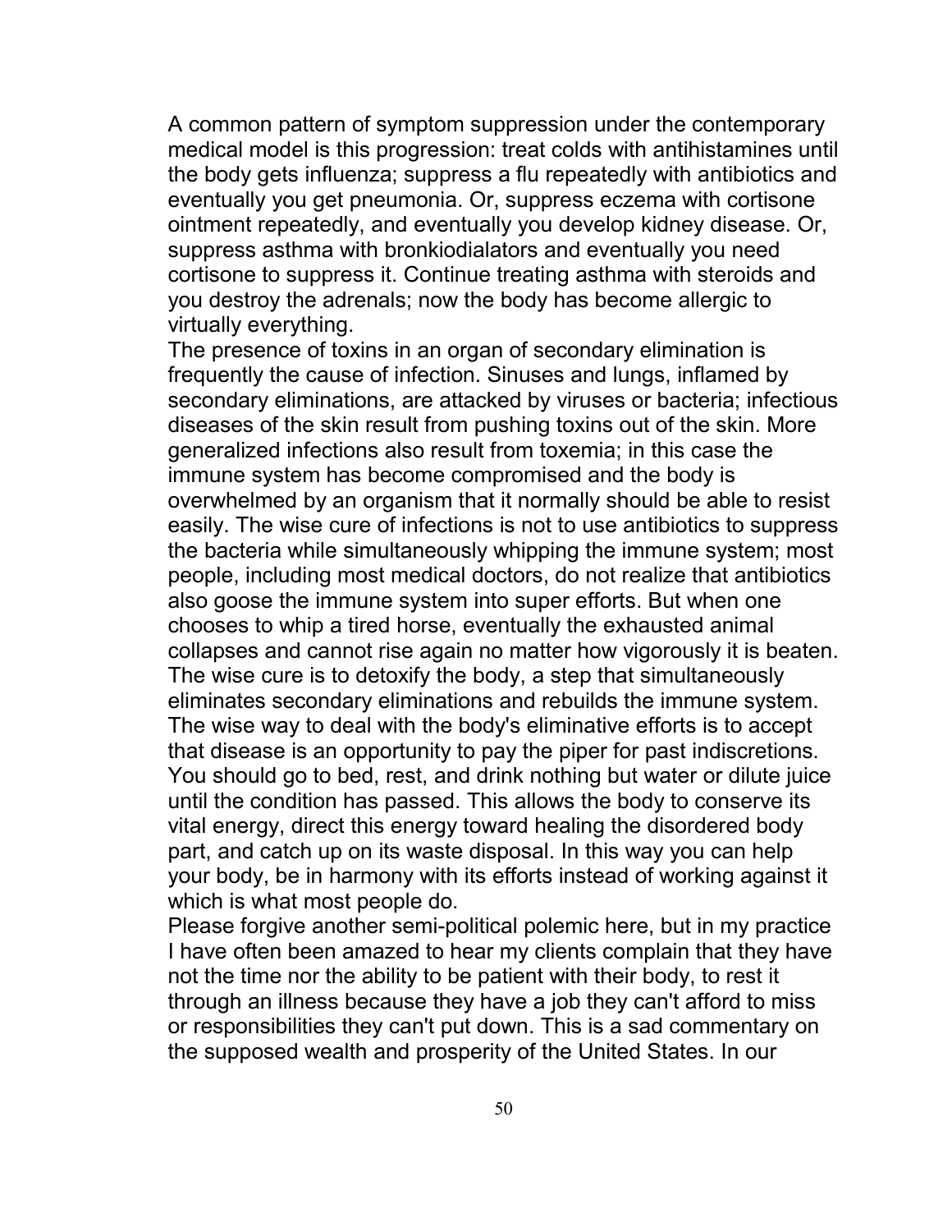A common pattern of symptom suppression under the contemporary medical model is this progression: treat colds with antihistamines until the body gets influenza; suppress a flu repeatedly with antibiotics and eventually you get pneumonia. Or, suppress eczema with cortisone ointment repeatedly, and eventually you develop kidney disease. Or, suppress asthma with bronkiodialators and eventually you need cortisone to suppress it. Continue treating asthma with steroids and you destroy the adrenals; now the body has become allergic to virtually everything.

The presence of toxins in an organ of secondary elimination is frequently the cause of infection. Sinuses and lungs, inflamed by secondary eliminations, are attacked by viruses or bacteria; infectious diseases of the skin result from pushing toxins out of the skin. More generalized infections also result from toxemia; in this case the immune system has become compromised and the body is overwhelmed by an organism that it normally should be able to resist easily. The wise cure of infections is not to use antibiotics to suppress the bacteria while simultaneously whipping the immune system; most people, including most medical doctors, do not realize that antibiotics also goose the immune system into super efforts. But when one chooses to whip a tired horse, eventually the exhausted animal collapses and cannot rise again no matter how vigorously it is beaten. The wise cure is to detoxify the body, a step that simultaneously eliminates secondary eliminations and rebuilds the immune system. The wise way to deal with the body's eliminative efforts is to accept that disease is an opportunity to pay the piper for past indiscretions. You should go to bed, rest, and drink nothing but water or dilute juice until the condition has passed. This allows the body to conserve its vital energy, direct this energy toward healing the disordered body part, and catch up on its waste disposal. In this way you can help your body, be in harmony with its efforts instead of working against it which is what most people do.

Please forgive another semi-political polemic here, but in my practice I have often been amazed to hear my clients complain that they have not the time nor the ability to be patient with their body, to rest it through an illness because they have a job they can't afford to miss or responsibilities they can't put down. This is a sad commentary on the supposed wealth and prosperity of the United States. In our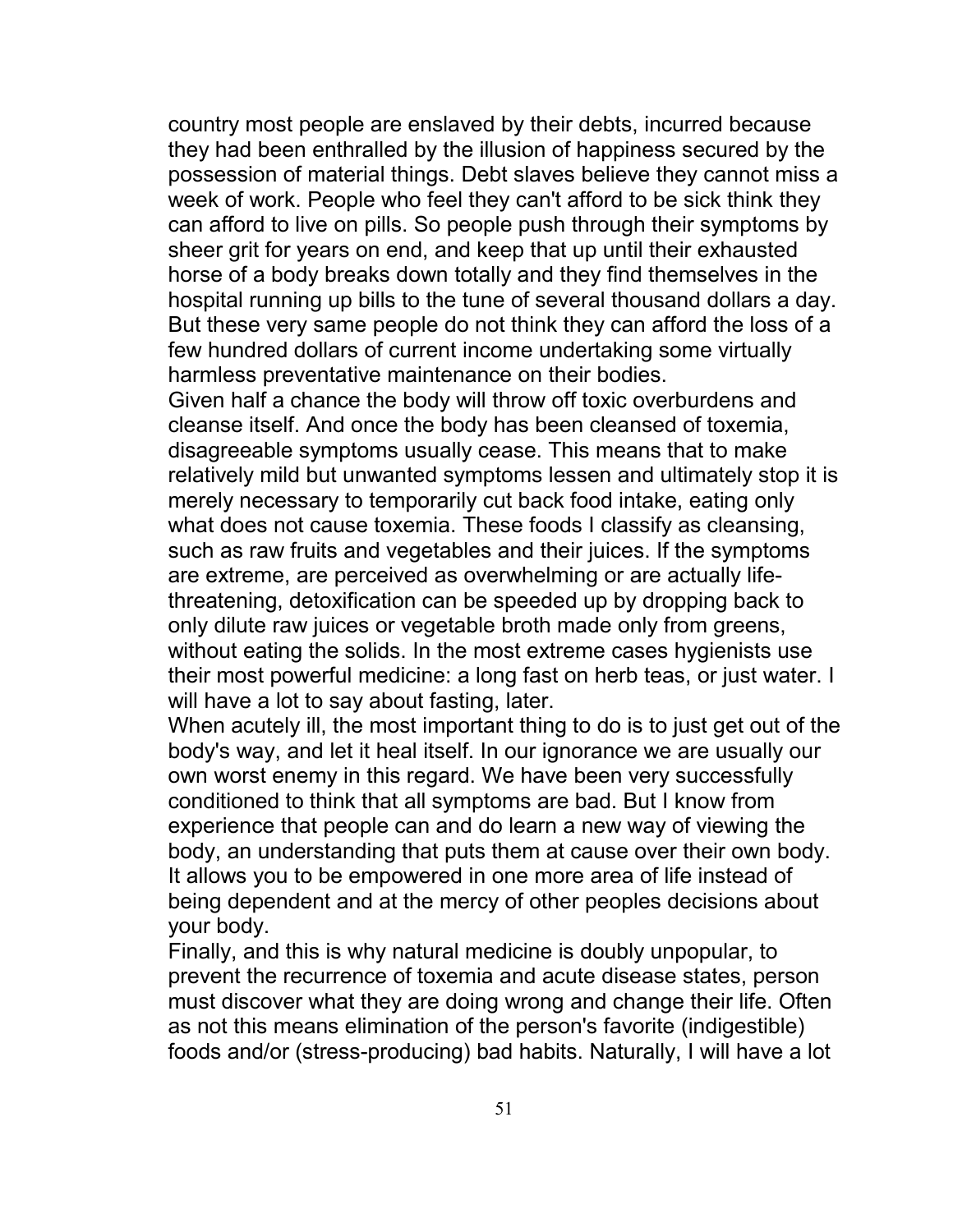country most people are enslaved by their debts, incurred because they had been enthralled by the illusion of happiness secured by the possession of material things. Debt slaves believe they cannot miss a week of work. People who feel they can't afford to be sick think they can afford to live on pills. So people push through their symptoms by sheer grit for years on end, and keep that up until their exhausted horse of a body breaks down totally and they find themselves in the hospital running up bills to the tune of several thousand dollars a day. But these very same people do not think they can afford the loss of a few hundred dollars of current income undertaking some virtually harmless preventative maintenance on their bodies.

Given half a chance the body will throw off toxic overburdens and cleanse itself. And once the body has been cleansed of toxemia, disagreeable symptoms usually cease. This means that to make relatively mild but unwanted symptoms lessen and ultimately stop it is merely necessary to temporarily cut back food intake, eating only what does not cause toxemia. These foods I classify as cleansing, such as raw fruits and vegetables and their juices. If the symptoms are extreme, are perceived as overwhelming or are actually life-threatening, detoxification can be speeded up by dropping back to only dilute raw juices or vegetable broth made only from greens, without eating the solids. In the most extreme cases hygienists use their most powerful medicine: a long fast on herb teas, or just water. I will have a lot to say about fasting, later.

When acutely ill, the most important thing to do is to just get out of the body's way, and let it heal itself. In our ignorance we are usually our own worst enemy in this regard. We have been very successfully conditioned to think that all symptoms are bad. But I know from experience that people can and do learn a new way of viewing the body, an understanding that puts them at cause over their own body. It allows you to be empowered in one more area of life instead of being dependent and at the mercy of other peoples decisions about your body.

Finally, and this is why natural medicine is doubly unpopular, to prevent the recurrence of toxemia and acute disease states, person must discover what they are doing wrong and change their life. Often as not this means elimination of the person's favorite (indigestible) foods and/or (stress-producing) bad habits. Naturally, I will have a lot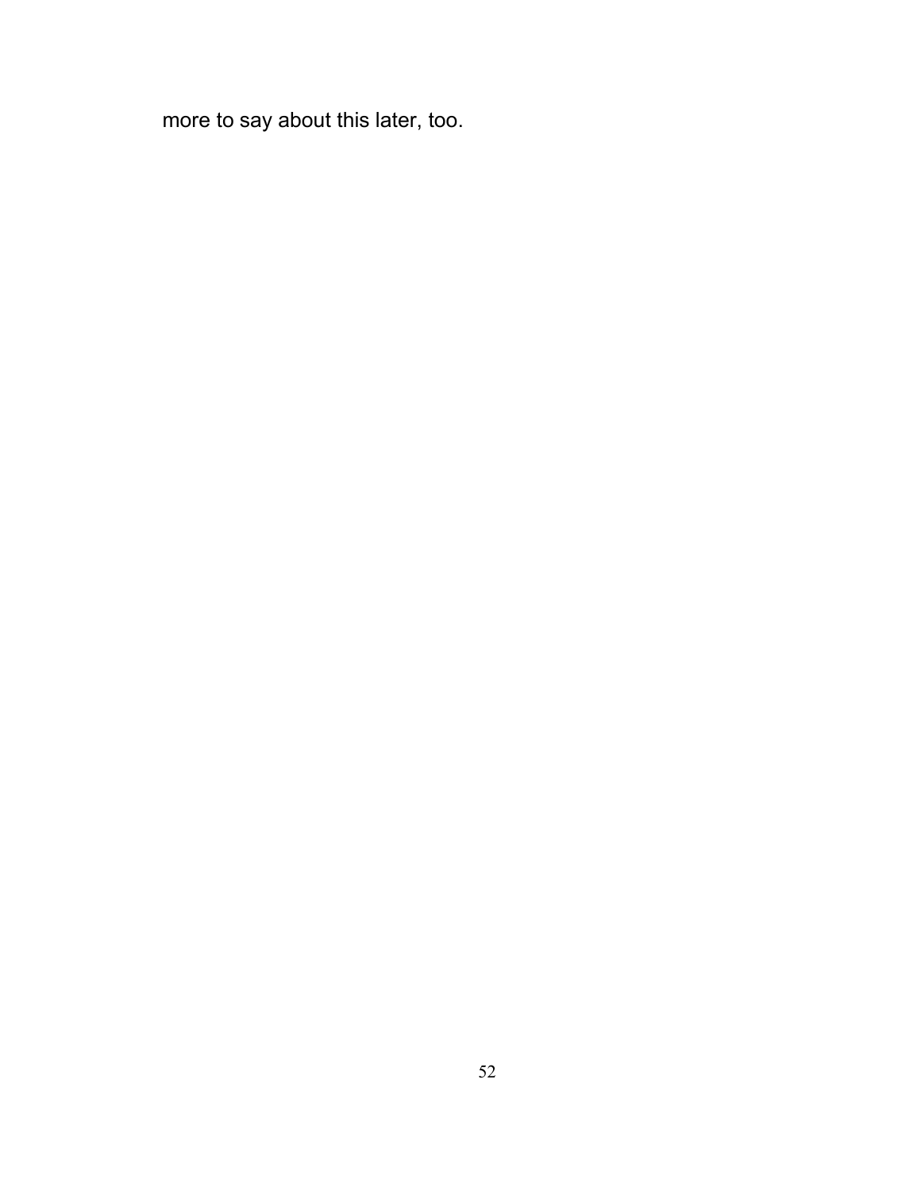more to say about this later, too.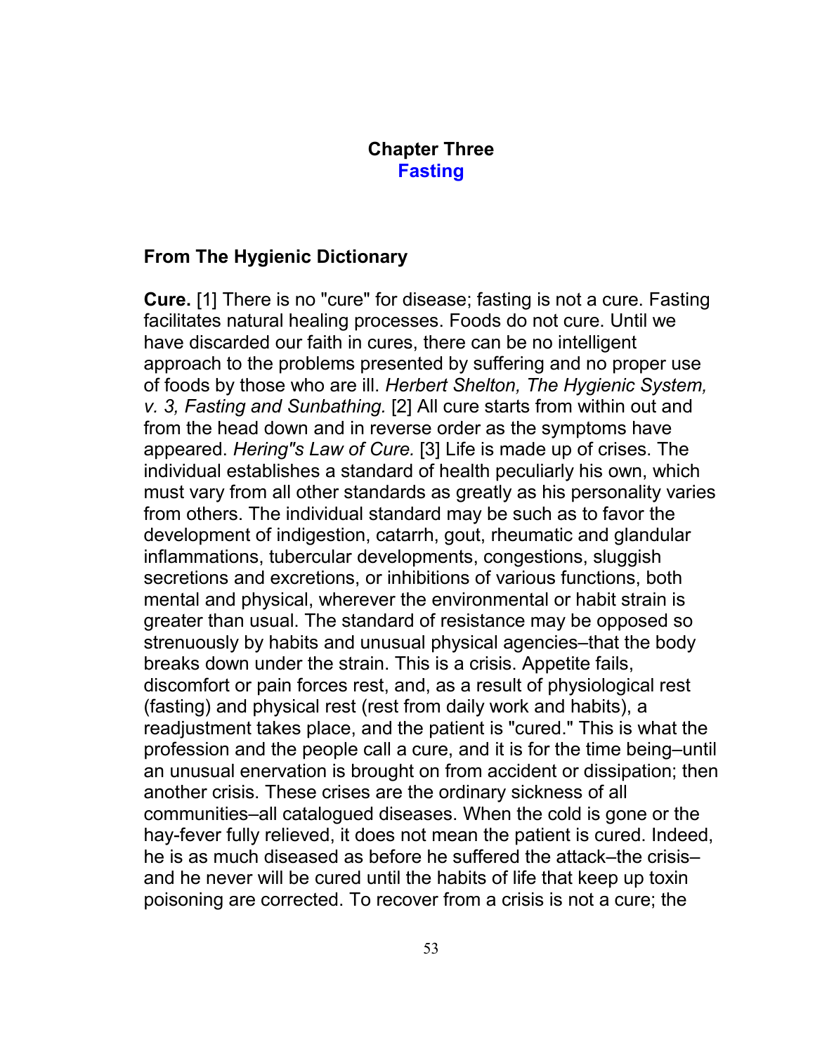# Chapter Three
## Fasting

### From The Hygienic Dictionary

**Cure.** [1] There is no "cure" for disease; fasting is not a cure. Fasting facilitates natural healing processes. Foods do not cure. Until we have discarded our faith in cures, there can be no intelligent approach to the problems presented by suffering and no proper use of foods by those who are ill. *Herbert Shelton, The Hygienic System, v. 3, Fasting and Sunbathing.* [2] All cure starts from within out and from the head down and in reverse order as the symptoms have appeared. *Hering"s Law of Cure.* [3] Life is made up of crises. The individual establishes a standard of health peculiarly his own, which must vary from all other standards as greatly as his personality varies from others. The individual standard may be such as to favor the development of indigestion, catarrh, gout, rheumatic and glandular inflammations, tubercular developments, congestions, sluggish secretions and excretions, or inhibitions of various functions, both mental and physical, wherever the environmental or habit strain is greater than usual. The standard of resistance may be opposed so strenuously by habits and unusual physical agencies–that the body breaks down under the strain. This is a crisis. Appetite fails, discomfort or pain forces rest, and, as a result of physiological rest (fasting) and physical rest (rest from daily work and habits), a readjustment takes place, and the patient is "cured." This is what the profession and the people call a cure, and it is for the time being–until an unusual enervation is brought on from accident or dissipation; then another crisis. These crises are the ordinary sickness of all communities–all catalogued diseases. When the cold is gone or the hay-fever fully relieved, it does not mean the patient is cured. Indeed, he is as much diseased as before he suffered the attack–the crisis–and he never will be cured until the habits of life that keep up toxin poisoning are corrected. To recover from a crisis is not a cure; the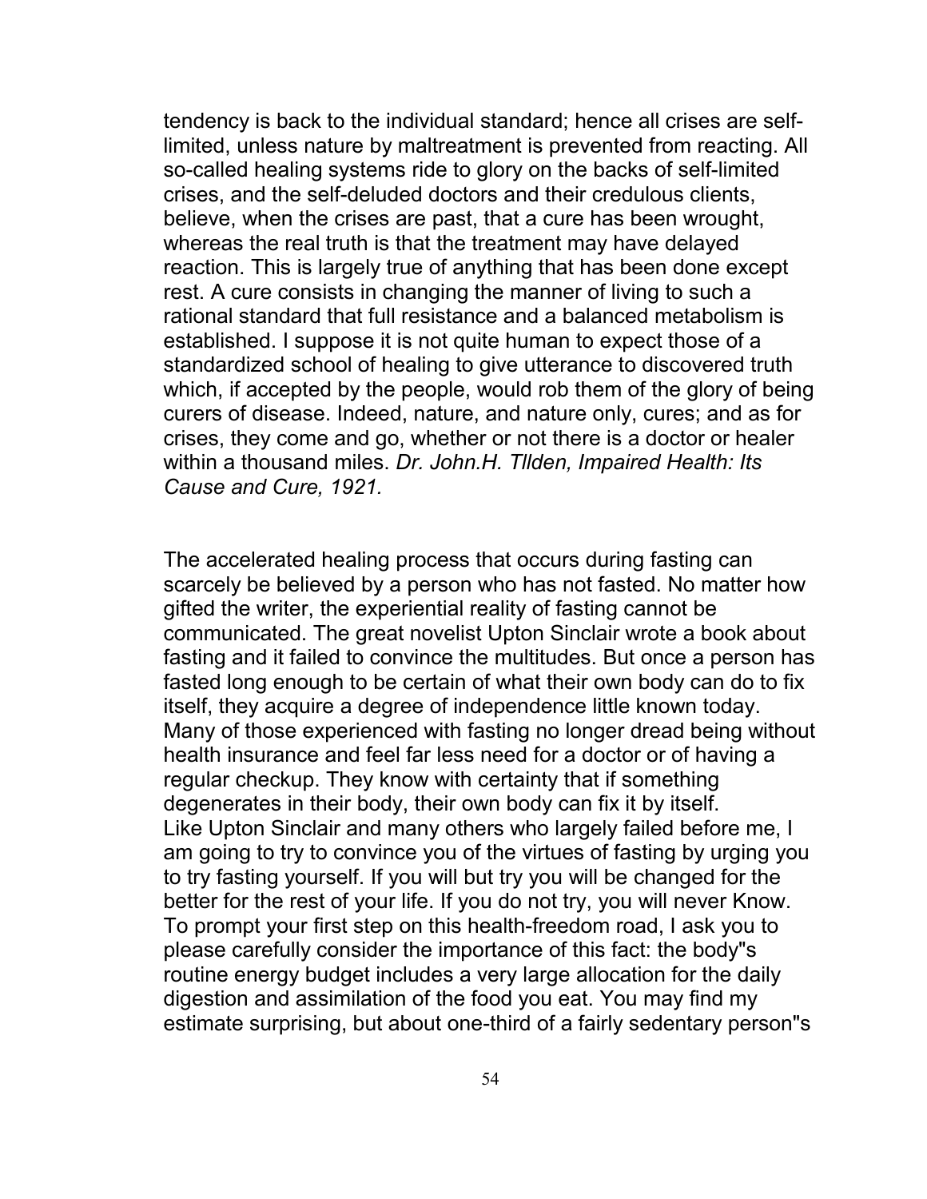tendency is back to the individual standard; hence all crises are self-limited, unless nature by maltreatment is prevented from reacting. All so-called healing systems ride to glory on the backs of self-limited crises, and the self-deluded doctors and their credulous clients, believe, when the crises are past, that a cure has been wrought, whereas the real truth is that the treatment may have delayed reaction. This is largely true of anything that has been done except rest. A cure consists in changing the manner of living to such a rational standard that full resistance and a balanced metabolism is established. I suppose it is not quite human to expect those of a standardized school of healing to give utterance to discovered truth which, if accepted by the people, would rob them of the glory of being curers of disease. Indeed, nature, and nature only, cures; and as for crises, they come and go, whether or not there is a doctor or healer within a thousand miles. *Dr. John.H. Tllden, Impaired Health: Its Cause and Cure, 1921.*

The accelerated healing process that occurs during fasting can scarcely be believed by a person who has not fasted. No matter how gifted the writer, the experiential reality of fasting cannot be communicated. The great novelist Upton Sinclair wrote a book about fasting and it failed to convince the multitudes. But once a person has fasted long enough to be certain of what their own body can do to fix itself, they acquire a degree of independence little known today. Many of those experienced with fasting no longer dread being without health insurance and feel far less need for a doctor or of having a regular checkup. They know with certainty that if something degenerates in their body, their own body can fix it by itself.
Like Upton Sinclair and many others who largely failed before me, I am going to try to convince you of the virtues of fasting by urging you to try fasting yourself. If you will but try you will be changed for the better for the rest of your life. If you do not try, you will never Know. To prompt your first step on this health-freedom road, I ask you to please carefully consider the importance of this fact: the body"s routine energy budget includes a very large allocation for the daily digestion and assimilation of the food you eat. You may find my estimate surprising, but about one-third of a fairly sedentary person"s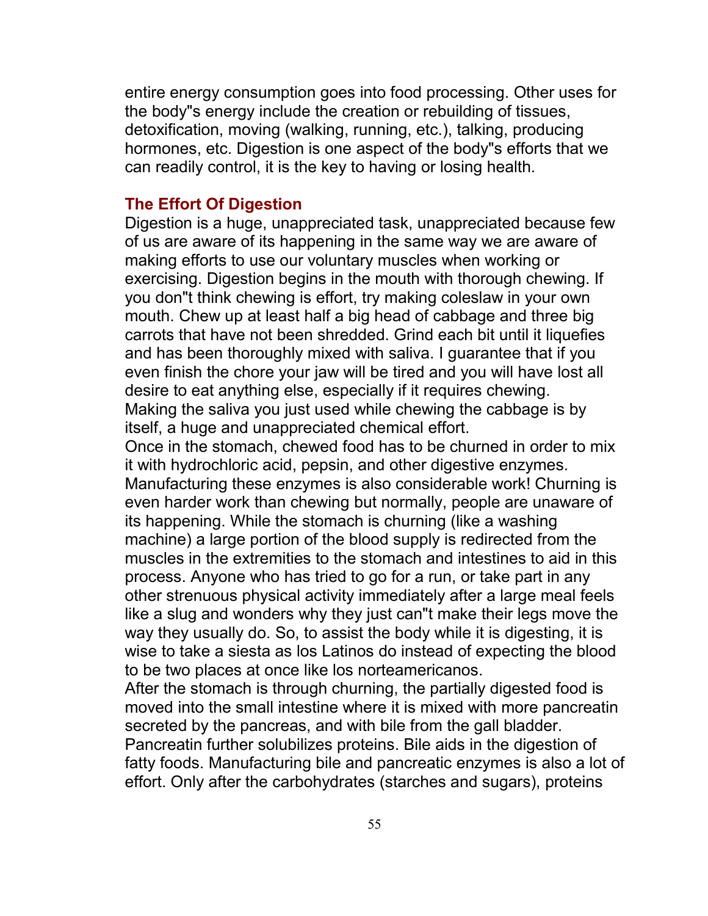entire energy consumption goes into food processing. Other uses for the body"s energy include the creation or rebuilding of tissues, detoxification, moving (walking, running, etc.), talking, producing hormones, etc. Digestion is one aspect of the body"s efforts that we can readily control, it is the key to having or losing health.

## The Effort Of Digestion

Digestion is a huge, unappreciated task, unappreciated because few of us are aware of its happening in the same way we are aware of making efforts to use our voluntary muscles when working or exercising. Digestion begins in the mouth with thorough chewing. If you don"t think chewing is effort, try making coleslaw in your own mouth. Chew up at least half a big head of cabbage and three big carrots that have not been shredded. Grind each bit until it liquefies and has been thoroughly mixed with saliva. I guarantee that if you even finish the chore your jaw will be tired and you will have lost all desire to eat anything else, especially if it requires chewing.
Making the saliva you just used while chewing the cabbage is by itself, a huge and unappreciated chemical effort.
Once in the stomach, chewed food has to be churned in order to mix it with hydrochloric acid, pepsin, and other digestive enzymes. Manufacturing these enzymes is also considerable work! Churning is even harder work than chewing but normally, people are unaware of its happening. While the stomach is churning (like a washing machine) a large portion of the blood supply is redirected from the muscles in the extremities to the stomach and intestines to aid in this process. Anyone who has tried to go for a run, or take part in any other strenuous physical activity immediately after a large meal feels like a slug and wonders why they just can"t make their legs move the way they usually do. So, to assist the body while it is digesting, it is wise to take a siesta as los Latinos do instead of expecting the blood to be two places at once like los norteamericanos.
After the stomach is through churning, the partially digested food is moved into the small intestine where it is mixed with more pancreatin secreted by the pancreas, and with bile from the gall bladder. Pancreatin further solubilizes proteins. Bile aids in the digestion of fatty foods. Manufacturing bile and pancreatic enzymes is also a lot of effort. Only after the carbohydrates (starches and sugars), proteins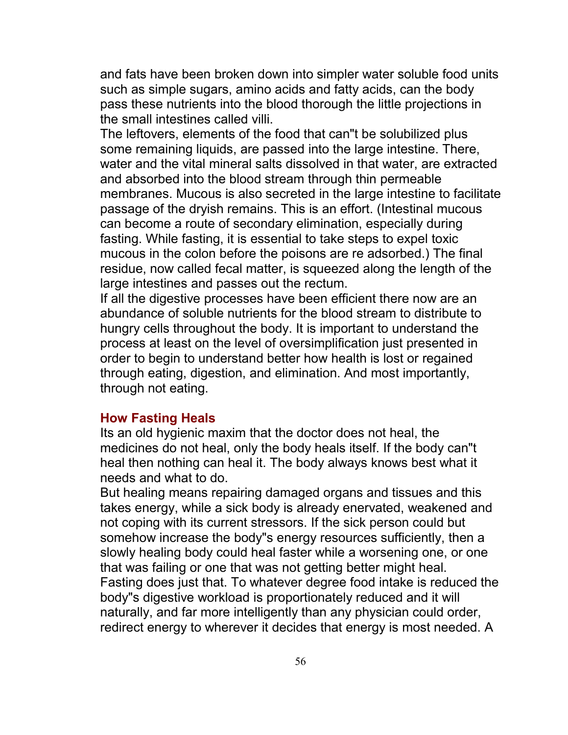and fats have been broken down into simpler water soluble food units such as simple sugars, amino acids and fatty acids, can the body pass these nutrients into the blood thorough the little projections in the small intestines called villi.

The leftovers, elements of the food that can"t be solubilized plus some remaining liquids, are passed into the large intestine. There, water and the vital mineral salts dissolved in that water, are extracted and absorbed into the blood stream through thin permeable membranes. Mucous is also secreted in the large intestine to facilitate passage of the dryish remains. This is an effort. (Intestinal mucous can become a route of secondary elimination, especially during fasting. While fasting, it is essential to take steps to expel toxic mucous in the colon before the poisons are re adsorbed.) The final residue, now called fecal matter, is squeezed along the length of the large intestines and passes out the rectum.

If all the digestive processes have been efficient there now are an abundance of soluble nutrients for the blood stream to distribute to hungry cells throughout the body. It is important to understand the process at least on the level of oversimplification just presented in order to begin to understand better how health is lost or regained through eating, digestion, and elimination. And most importantly, through not eating.

## How Fasting Heals

Its an old hygienic maxim that the doctor does not heal, the medicines do not heal, only the body heals itself. If the body can"t heal then nothing can heal it. The body always knows best what it needs and what to do.

But healing means repairing damaged organs and tissues and this takes energy, while a sick body is already enervated, weakened and not coping with its current stressors. If the sick person could but somehow increase the body"s energy resources sufficiently, then a slowly healing body could heal faster while a worsening one, or one that was failing or one that was not getting better might heal.

Fasting does just that. To whatever degree food intake is reduced the body"s digestive workload is proportionately reduced and it will naturally, and far more intelligently than any physician could order, redirect energy to wherever it decides that energy is most needed. A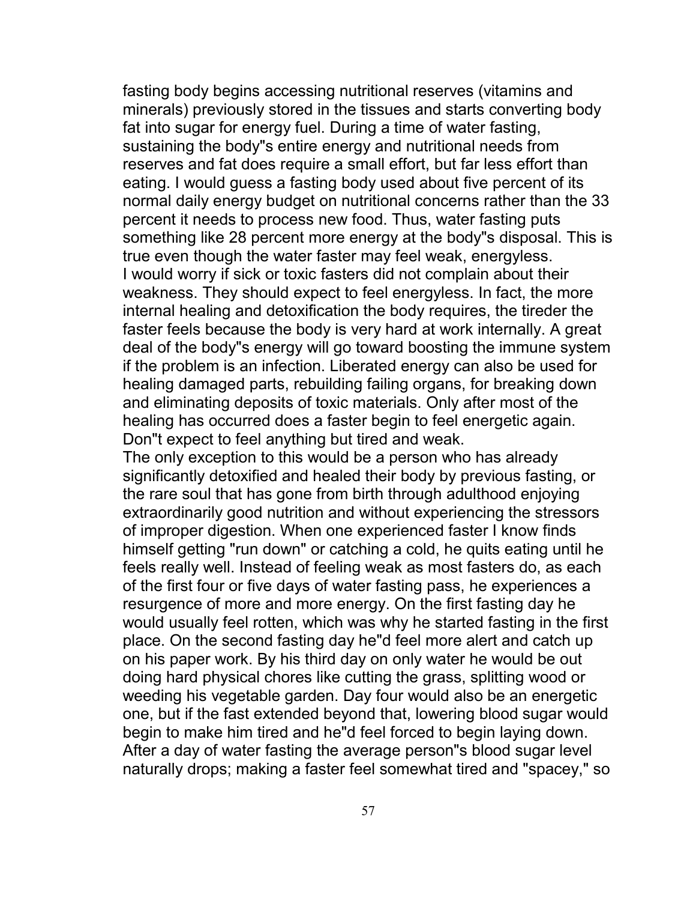fasting body begins accessing nutritional reserves (vitamins and minerals) previously stored in the tissues and starts converting body fat into sugar for energy fuel. During a time of water fasting, sustaining the body"s entire energy and nutritional needs from reserves and fat does require a small effort, but far less effort than eating. I would guess a fasting body used about five percent of its normal daily energy budget on nutritional concerns rather than the 33 percent it needs to process new food. Thus, water fasting puts something like 28 percent more energy at the body"s disposal. This is true even though the water faster may feel weak, energyless.

I would worry if sick or toxic fasters did not complain about their weakness. They should expect to feel energyless. In fact, the more internal healing and detoxification the body requires, the tireder the faster feels because the body is very hard at work internally. A great deal of the body"s energy will go toward boosting the immune system if the problem is an infection. Liberated energy can also be used for healing damaged parts, rebuilding failing organs, for breaking down and eliminating deposits of toxic materials. Only after most of the healing has occurred does a faster begin to feel energetic again. Don"t expect to feel anything but tired and weak.

The only exception to this would be a person who has already significantly detoxified and healed their body by previous fasting, or the rare soul that has gone from birth through adulthood enjoying extraordinarily good nutrition and without experiencing the stressors of improper digestion. When one experienced faster I know finds himself getting "run down" or catching a cold, he quits eating until he feels really well. Instead of feeling weak as most fasters do, as each of the first four or five days of water fasting pass, he experiences a resurgence of more and more energy. On the first fasting day he would usually feel rotten, which was why he started fasting in the first place. On the second fasting day he"d feel more alert and catch up on his paper work. By his third day on only water he would be out doing hard physical chores like cutting the grass, splitting wood or weeding his vegetable garden. Day four would also be an energetic one, but if the fast extended beyond that, lowering blood sugar would begin to make him tired and he"d feel forced to begin laying down. After a day of water fasting the average person"s blood sugar level naturally drops; making a faster feel somewhat tired and "spacey," so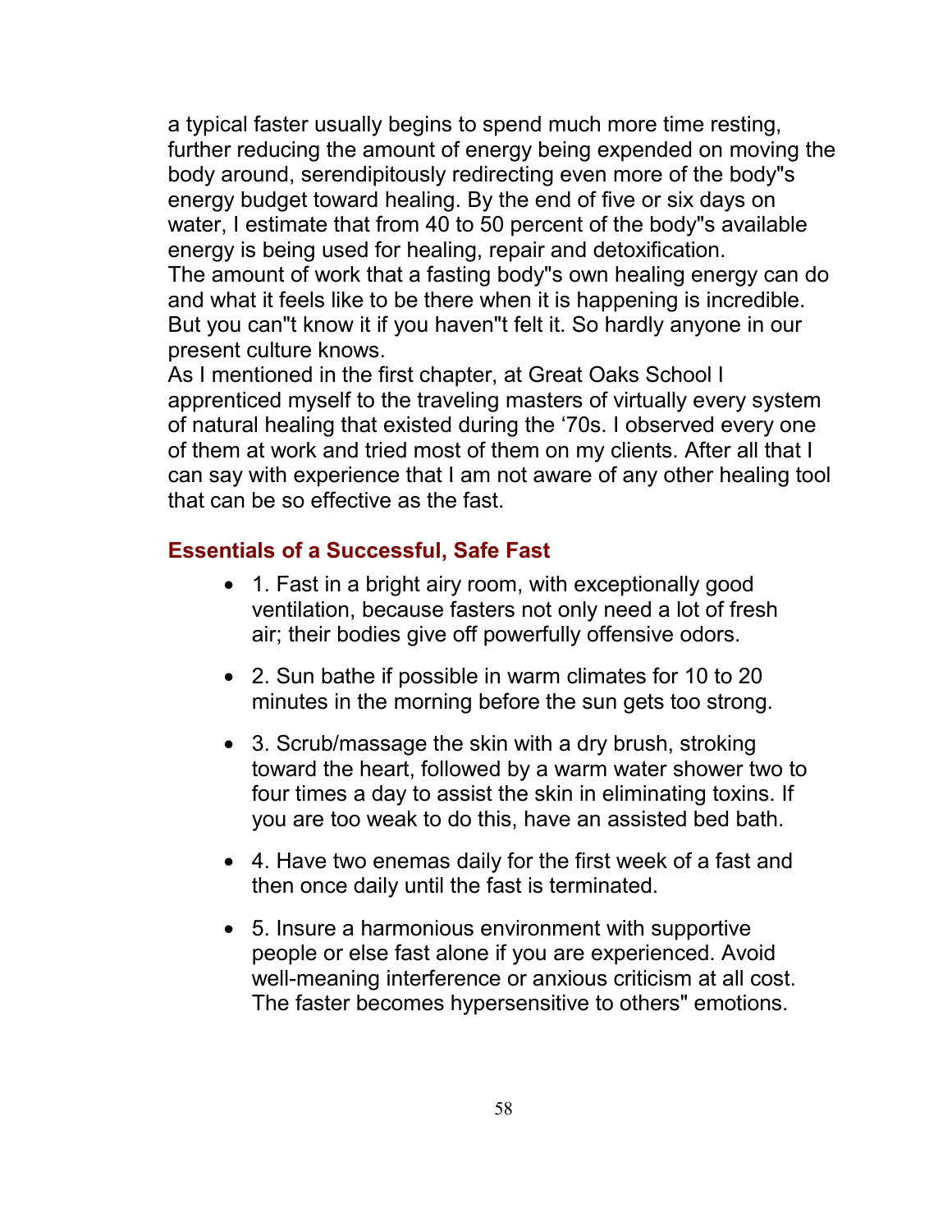a typical faster usually begins to spend much more time resting, further reducing the amount of energy being expended on moving the body around, serendipitously redirecting even more of the body"s energy budget toward healing. By the end of five or six days on water, I estimate that from 40 to 50 percent of the body"s available energy is being used for healing, repair and detoxification.
The amount of work that a fasting body"s own healing energy can do and what it feels like to be there when it is happening is incredible. But you can"t know it if you haven"t felt it. So hardly anyone in our present culture knows.
As I mentioned in the first chapter, at Great Oaks School I apprenticed myself to the traveling masters of virtually every system of natural healing that existed during the '70s. I observed every one of them at work and tried most of them on my clients. After all that I can say with experience that I am not aware of any other healing tool that can be so effective as the fast.

## Essentials of a Successful, Safe Fast

- 1. Fast in a bright airy room, with exceptionally good ventilation, because fasters not only need a lot of fresh air; their bodies give off powerfully offensive odors.
- 2. Sun bathe if possible in warm climates for 10 to 20 minutes in the morning before the sun gets too strong.
- 3. Scrub/massage the skin with a dry brush, stroking toward the heart, followed by a warm water shower two to four times a day to assist the skin in eliminating toxins. If you are too weak to do this, have an assisted bed bath.
- 4. Have two enemas daily for the first week of a fast and then once daily until the fast is terminated.
- 5. Insure a harmonious environment with supportive people or else fast alone if you are experienced. Avoid well-meaning interference or anxious criticism at all cost. The faster becomes hypersensitive to others" emotions.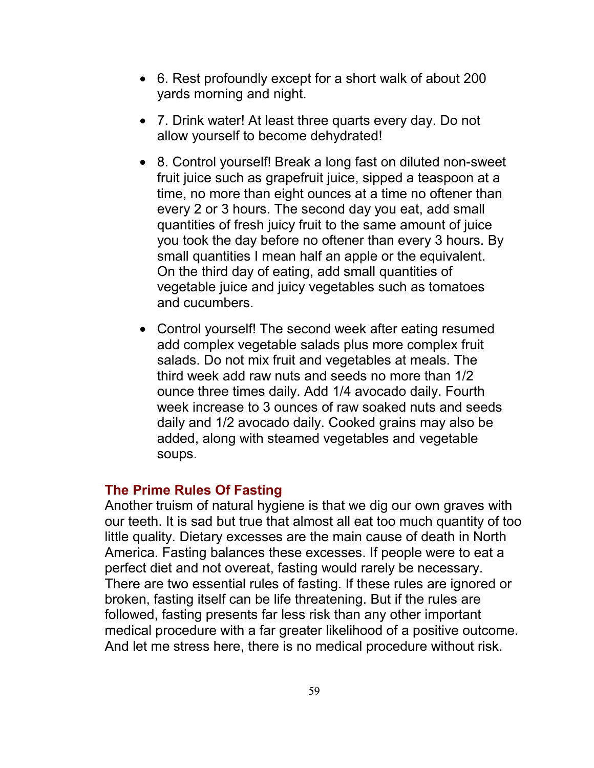- 6. Rest profoundly except for a short walk of about 200 yards morning and night.
- 7. Drink water! At least three quarts every day. Do not allow yourself to become dehydrated!
- 8. Control yourself! Break a long fast on diluted non-sweet fruit juice such as grapefruit juice, sipped a teaspoon at a time, no more than eight ounces at a time no oftener than every 2 or 3 hours. The second day you eat, add small quantities of fresh juicy fruit to the same amount of juice you took the day before no oftener than every 3 hours. By small quantities I mean half an apple or the equivalent. On the third day of eating, add small quantities of vegetable juice and juicy vegetables such as tomatoes and cucumbers.
- Control yourself! The second week after eating resumed add complex vegetable salads plus more complex fruit salads. Do not mix fruit and vegetables at meals. The third week add raw nuts and seeds no more than 1/2 ounce three times daily. Add 1/4 avocado daily. Fourth week increase to 3 ounces of raw soaked nuts and seeds daily and 1/2 avocado daily. Cooked grains may also be added, along with steamed vegetables and vegetable soups.

### The Prime Rules Of Fasting

Another truism of natural hygiene is that we dig our own graves with our teeth. It is sad but true that almost all eat too much quantity of too little quality. Dietary excesses are the main cause of death in North America. Fasting balances these excesses. If people were to eat a perfect diet and not overeat, fasting would rarely be necessary. There are two essential rules of fasting. If these rules are ignored or broken, fasting itself can be life threatening. But if the rules are followed, fasting presents far less risk than any other important medical procedure with a far greater likelihood of a positive outcome. And let me stress here, there is no medical procedure without risk.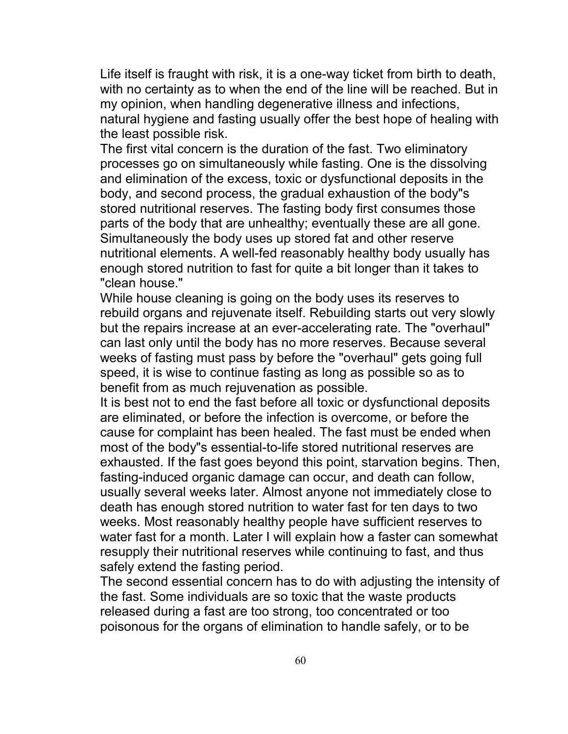Life itself is fraught with risk, it is a one-way ticket from birth to death, with no certainty as to when the end of the line will be reached. But in my opinion, when handling degenerative illness and infections, natural hygiene and fasting usually offer the best hope of healing with the least possible risk.

The first vital concern is the duration of the fast. Two eliminatory processes go on simultaneously while fasting. One is the dissolving and elimination of the excess, toxic or dysfunctional deposits in the body, and second process, the gradual exhaustion of the body"s stored nutritional reserves. The fasting body first consumes those parts of the body that are unhealthy; eventually these are all gone. Simultaneously the body uses up stored fat and other reserve nutritional elements. A well-fed reasonably healthy body usually has enough stored nutrition to fast for quite a bit longer than it takes to "clean house."

While house cleaning is going on the body uses its reserves to rebuild organs and rejuvenate itself. Rebuilding starts out very slowly but the repairs increase at an ever-accelerating rate. The "overhaul" can last only until the body has no more reserves. Because several weeks of fasting must pass by before the "overhaul" gets going full speed, it is wise to continue fasting as long as possible so as to benefit from as much rejuvenation as possible.

It is best not to end the fast before all toxic or dysfunctional deposits are eliminated, or before the infection is overcome, or before the cause for complaint has been healed. The fast must be ended when most of the body"s essential-to-life stored nutritional reserves are exhausted. If the fast goes beyond this point, starvation begins. Then, fasting-induced organic damage can occur, and death can follow, usually several weeks later. Almost anyone not immediately close to death has enough stored nutrition to water fast for ten days to two weeks. Most reasonably healthy people have sufficient reserves to water fast for a month. Later I will explain how a faster can somewhat resupply their nutritional reserves while continuing to fast, and thus safely extend the fasting period.

The second essential concern has to do with adjusting the intensity of the fast. Some individuals are so toxic that the waste products released during a fast are too strong, too concentrated or too poisonous for the organs of elimination to handle safely, or to be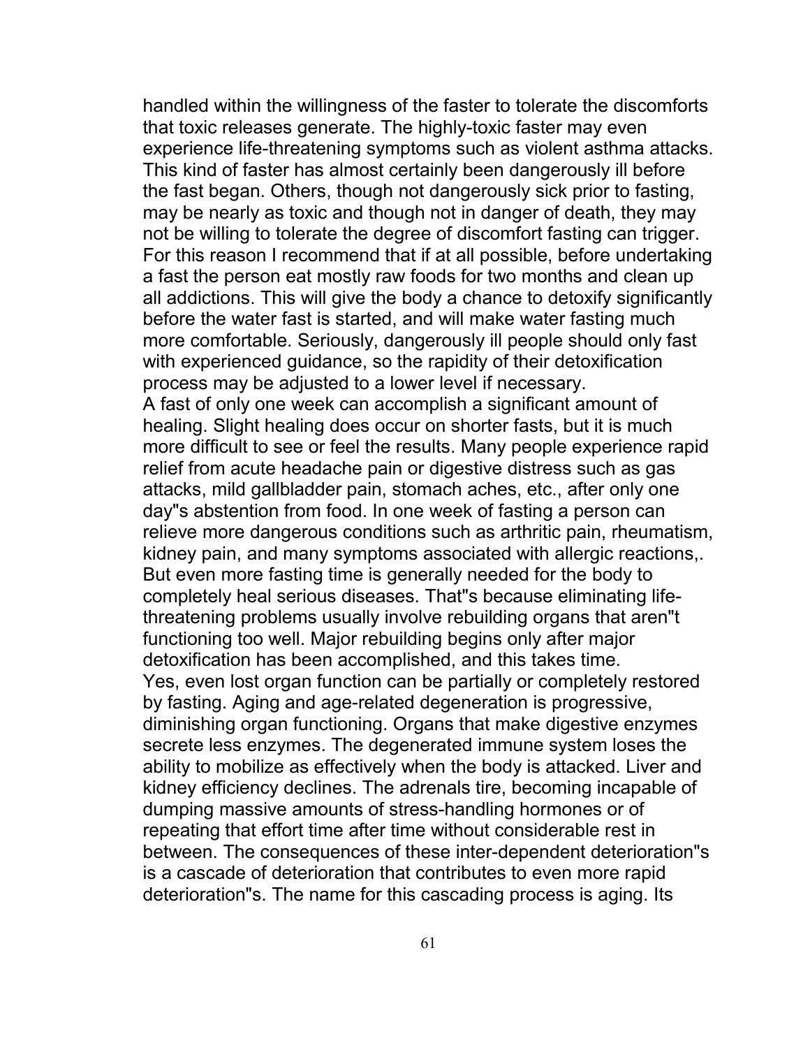handled within the willingness of the faster to tolerate the discomforts that toxic releases generate. The highly-toxic faster may even experience life-threatening symptoms such as violent asthma attacks. This kind of faster has almost certainly been dangerously ill before the fast began. Others, though not dangerously sick prior to fasting, may be nearly as toxic and though not in danger of death, they may not be willing to tolerate the degree of discomfort fasting can trigger. For this reason I recommend that if at all possible, before undertaking a fast the person eat mostly raw foods for two months and clean up all addictions. This will give the body a chance to detoxify significantly before the water fast is started, and will make water fasting much more comfortable. Seriously, dangerously ill people should only fast with experienced guidance, so the rapidity of their detoxification process may be adjusted to a lower level if necessary.

A fast of only one week can accomplish a significant amount of healing. Slight healing does occur on shorter fasts, but it is much more difficult to see or feel the results. Many people experience rapid relief from acute headache pain or digestive distress such as gas attacks, mild gallbladder pain, stomach aches, etc., after only one day"s abstention from food. In one week of fasting a person can relieve more dangerous conditions such as arthritic pain, rheumatism, kidney pain, and many symptoms associated with allergic reactions,. But even more fasting time is generally needed for the body to completely heal serious diseases. That"s because eliminating life-threatening problems usually involve rebuilding organs that aren"t functioning too well. Major rebuilding begins only after major detoxification has been accomplished, and this takes time.

Yes, even lost organ function can be partially or completely restored by fasting. Aging and age-related degeneration is progressive, diminishing organ functioning. Organs that make digestive enzymes secrete less enzymes. The degenerated immune system loses the ability to mobilize as effectively when the body is attacked. Liver and kidney efficiency declines. The adrenals tire, becoming incapable of dumping massive amounts of stress-handling hormones or of repeating that effort time after time without considerable rest in between. The consequences of these inter-dependent deterioration"s is a cascade of deterioration that contributes to even more rapid deterioration"s. The name for this cascading process is aging. Its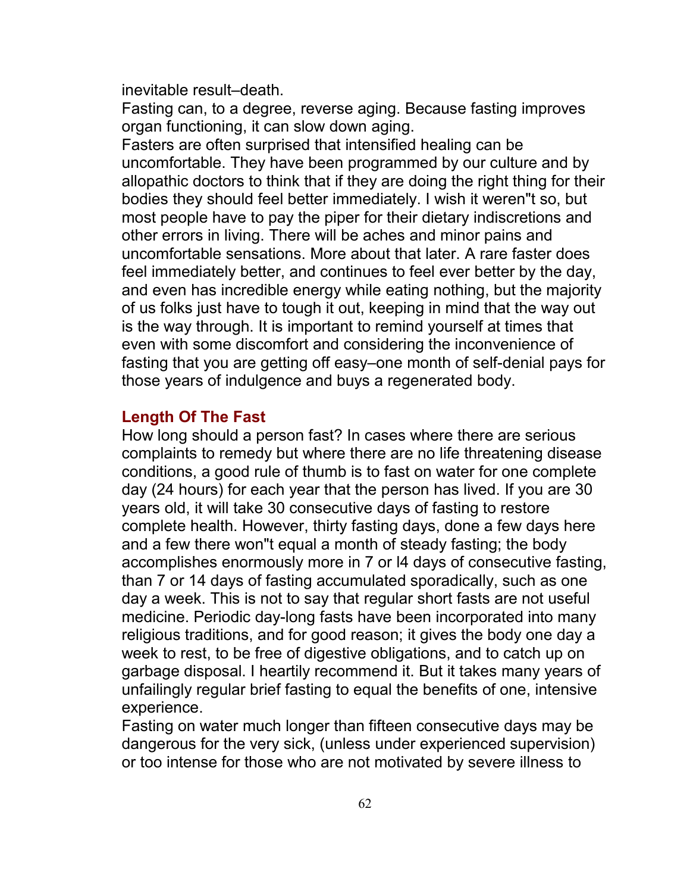inevitable result–death.

Fasting can, to a degree, reverse aging. Because fasting improves organ functioning, it can slow down aging.

Fasters are often surprised that intensified healing can be uncomfortable. They have been programmed by our culture and by allopathic doctors to think that if they are doing the right thing for their bodies they should feel better immediately. I wish it weren"t so, but most people have to pay the piper for their dietary indiscretions and other errors in living. There will be aches and minor pains and uncomfortable sensations. More about that later. A rare faster does feel immediately better, and continues to feel ever better by the day, and even has incredible energy while eating nothing, but the majority of us folks just have to tough it out, keeping in mind that the way out is the way through. It is important to remind yourself at times that even with some discomfort and considering the inconvenience of fasting that you are getting off easy–one month of self-denial pays for those years of indulgence and buys a regenerated body.

## Length Of The Fast

How long should a person fast? In cases where there are serious complaints to remedy but where there are no life threatening disease conditions, a good rule of thumb is to fast on water for one complete day (24 hours) for each year that the person has lived. If you are 30 years old, it will take 30 consecutive days of fasting to restore complete health. However, thirty fasting days, done a few days here and a few there won"t equal a month of steady fasting; the body accomplishes enormously more in 7 or l4 days of consecutive fasting, than 7 or 14 days of fasting accumulated sporadically, such as one day a week. This is not to say that regular short fasts are not useful medicine. Periodic day-long fasts have been incorporated into many religious traditions, and for good reason; it gives the body one day a week to rest, to be free of digestive obligations, and to catch up on garbage disposal. I heartily recommend it. But it takes many years of unfailingly regular brief fasting to equal the benefits of one, intensive experience.

Fasting on water much longer than fifteen consecutive days may be dangerous for the very sick, (unless under experienced supervision) or too intense for those who are not motivated by severe illness to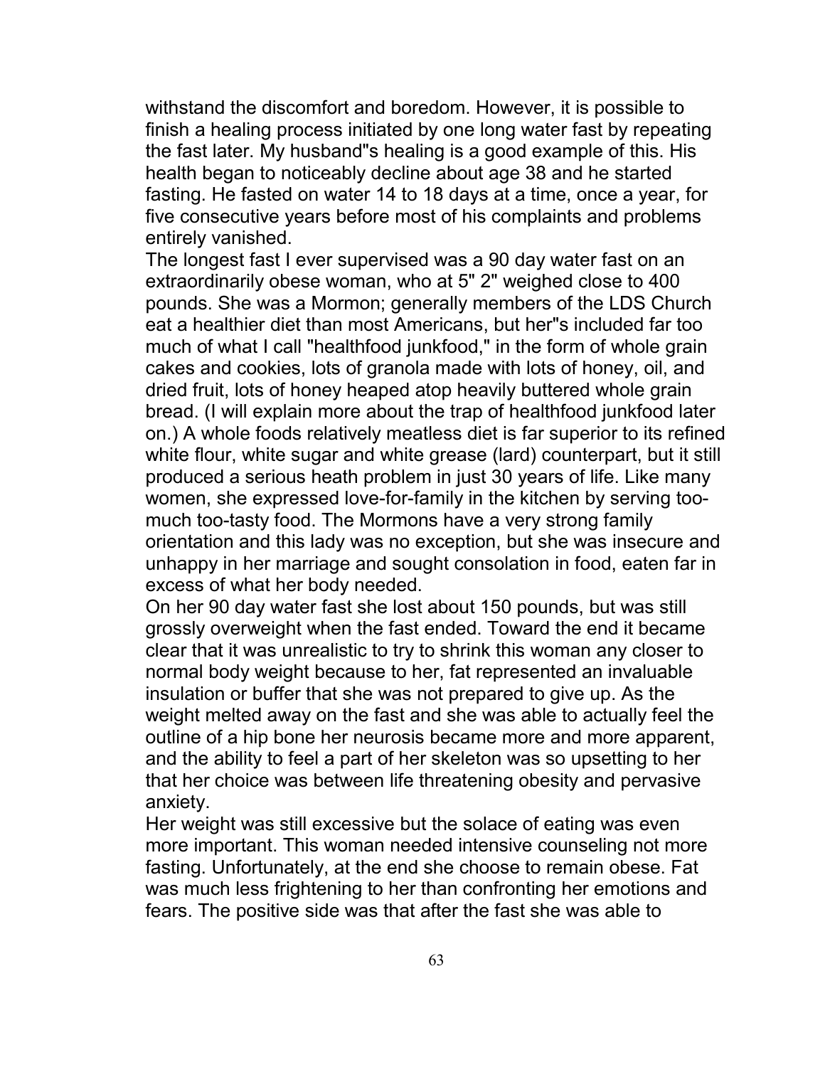withstand the discomfort and boredom. However, it is possible to finish a healing process initiated by one long water fast by repeating the fast later. My husband"s healing is a good example of this. His health began to noticeably decline about age 38 and he started fasting. He fasted on water 14 to 18 days at a time, once a year, for five consecutive years before most of his complaints and problems entirely vanished.

The longest fast I ever supervised was a 90 day water fast on an extraordinarily obese woman, who at 5" 2" weighed close to 400 pounds. She was a Mormon; generally members of the LDS Church eat a healthier diet than most Americans, but her"s included far too much of what I call "healthfood junkfood," in the form of whole grain cakes and cookies, lots of granola made with lots of honey, oil, and dried fruit, lots of honey heaped atop heavily buttered whole grain bread. (I will explain more about the trap of healthfood junkfood later on.) A whole foods relatively meatless diet is far superior to its refined white flour, white sugar and white grease (lard) counterpart, but it still produced a serious heath problem in just 30 years of life. Like many women, she expressed love-for-family in the kitchen by serving too-much too-tasty food. The Mormons have a very strong family orientation and this lady was no exception, but she was insecure and unhappy in her marriage and sought consolation in food, eaten far in excess of what her body needed.

On her 90 day water fast she lost about 150 pounds, but was still grossly overweight when the fast ended. Toward the end it became clear that it was unrealistic to try to shrink this woman any closer to normal body weight because to her, fat represented an invaluable insulation or buffer that she was not prepared to give up. As the weight melted away on the fast and she was able to actually feel the outline of a hip bone her neurosis became more and more apparent, and the ability to feel a part of her skeleton was so upsetting to her that her choice was between life threatening obesity and pervasive anxiety.

Her weight was still excessive but the solace of eating was even more important. This woman needed intensive counseling not more fasting. Unfortunately, at the end she choose to remain obese. Fat was much less frightening to her than confronting her emotions and fears. The positive side was that after the fast she was able to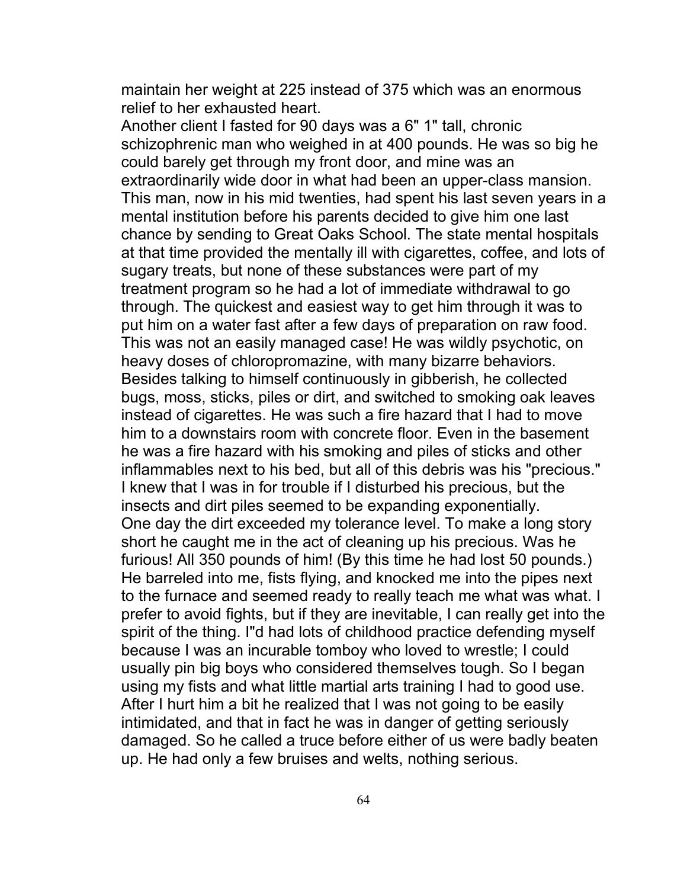maintain her weight at 225 instead of 375 which was an enormous relief to her exhausted heart.

Another client I fasted for 90 days was a 6" 1" tall, chronic schizophrenic man who weighed in at 400 pounds. He was so big he could barely get through my front door, and mine was an extraordinarily wide door in what had been an upper-class mansion. This man, now in his mid twenties, had spent his last seven years in a mental institution before his parents decided to give him one last chance by sending to Great Oaks School. The state mental hospitals at that time provided the mentally ill with cigarettes, coffee, and lots of sugary treats, but none of these substances were part of my treatment program so he had a lot of immediate withdrawal to go through. The quickest and easiest way to get him through it was to put him on a water fast after a few days of preparation on raw food. This was not an easily managed case! He was wildly psychotic, on heavy doses of chloropromazine, with many bizarre behaviors. Besides talking to himself continuously in gibberish, he collected bugs, moss, sticks, piles or dirt, and switched to smoking oak leaves instead of cigarettes. He was such a fire hazard that I had to move him to a downstairs room with concrete floor. Even in the basement he was a fire hazard with his smoking and piles of sticks and other inflammables next to his bed, but all of this debris was his "precious." I knew that I was in for trouble if I disturbed his precious, but the insects and dirt piles seemed to be expanding exponentially.

One day the dirt exceeded my tolerance level. To make a long story short he caught me in the act of cleaning up his precious. Was he furious! All 350 pounds of him! (By this time he had lost 50 pounds.) He barreled into me, fists flying, and knocked me into the pipes next to the furnace and seemed ready to really teach me what was what. I prefer to avoid fights, but if they are inevitable, I can really get into the spirit of the thing. I"d had lots of childhood practice defending myself because I was an incurable tomboy who loved to wrestle; I could usually pin big boys who considered themselves tough. So I began using my fists and what little martial arts training I had to good use. After I hurt him a bit he realized that I was not going to be easily intimidated, and that in fact he was in danger of getting seriously damaged. So he called a truce before either of us were badly beaten up. He had only a few bruises and welts, nothing serious.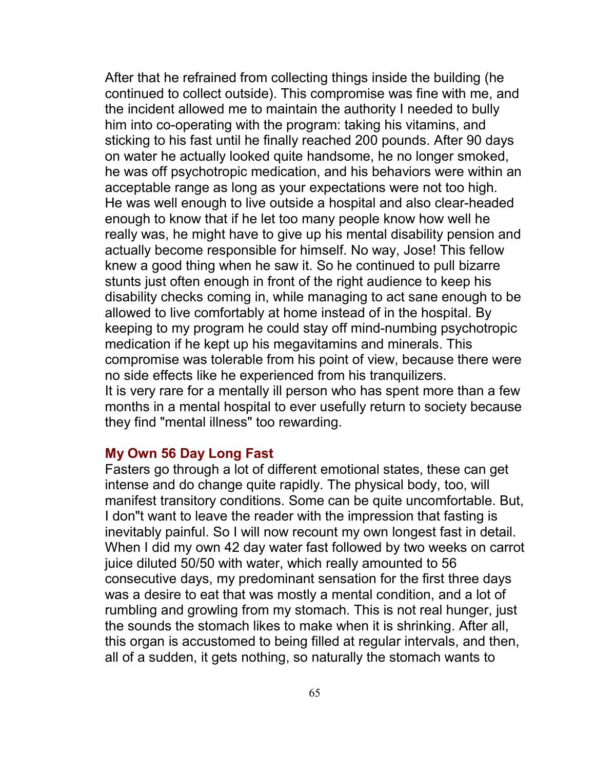After that he refrained from collecting things inside the building (he continued to collect outside). This compromise was fine with me, and the incident allowed me to maintain the authority I needed to bully him into co-operating with the program: taking his vitamins, and sticking to his fast until he finally reached 200 pounds. After 90 days on water he actually looked quite handsome, he no longer smoked, he was off psychotropic medication, and his behaviors were within an acceptable range as long as your expectations were not too high. He was well enough to live outside a hospital and also clear-headed enough to know that if he let too many people know how well he really was, he might have to give up his mental disability pension and actually become responsible for himself. No way, Jose! This fellow knew a good thing when he saw it. So he continued to pull bizarre stunts just often enough in front of the right audience to keep his disability checks coming in, while managing to act sane enough to be allowed to live comfortably at home instead of in the hospital. By keeping to my program he could stay off mind-numbing psychotropic medication if he kept up his megavitamins and minerals. This compromise was tolerable from his point of view, because there were no side effects like he experienced from his tranquilizers.
It is very rare for a mentally ill person who has spent more than a few months in a mental hospital to ever usefully return to society because they find "mental illness" too rewarding.

### My Own 56 Day Long Fast

Fasters go through a lot of different emotional states, these can get intense and do change quite rapidly. The physical body, too, will manifest transitory conditions. Some can be quite uncomfortable. But, I don"t want to leave the reader with the impression that fasting is inevitably painful. So I will now recount my own longest fast in detail. When I did my own 42 day water fast followed by two weeks on carrot juice diluted 50/50 with water, which really amounted to 56 consecutive days, my predominant sensation for the first three days was a desire to eat that was mostly a mental condition, and a lot of rumbling and growling from my stomach. This is not real hunger, just the sounds the stomach likes to make when it is shrinking. After all, this organ is accustomed to being filled at regular intervals, and then, all of a sudden, it gets nothing, so naturally the stomach wants to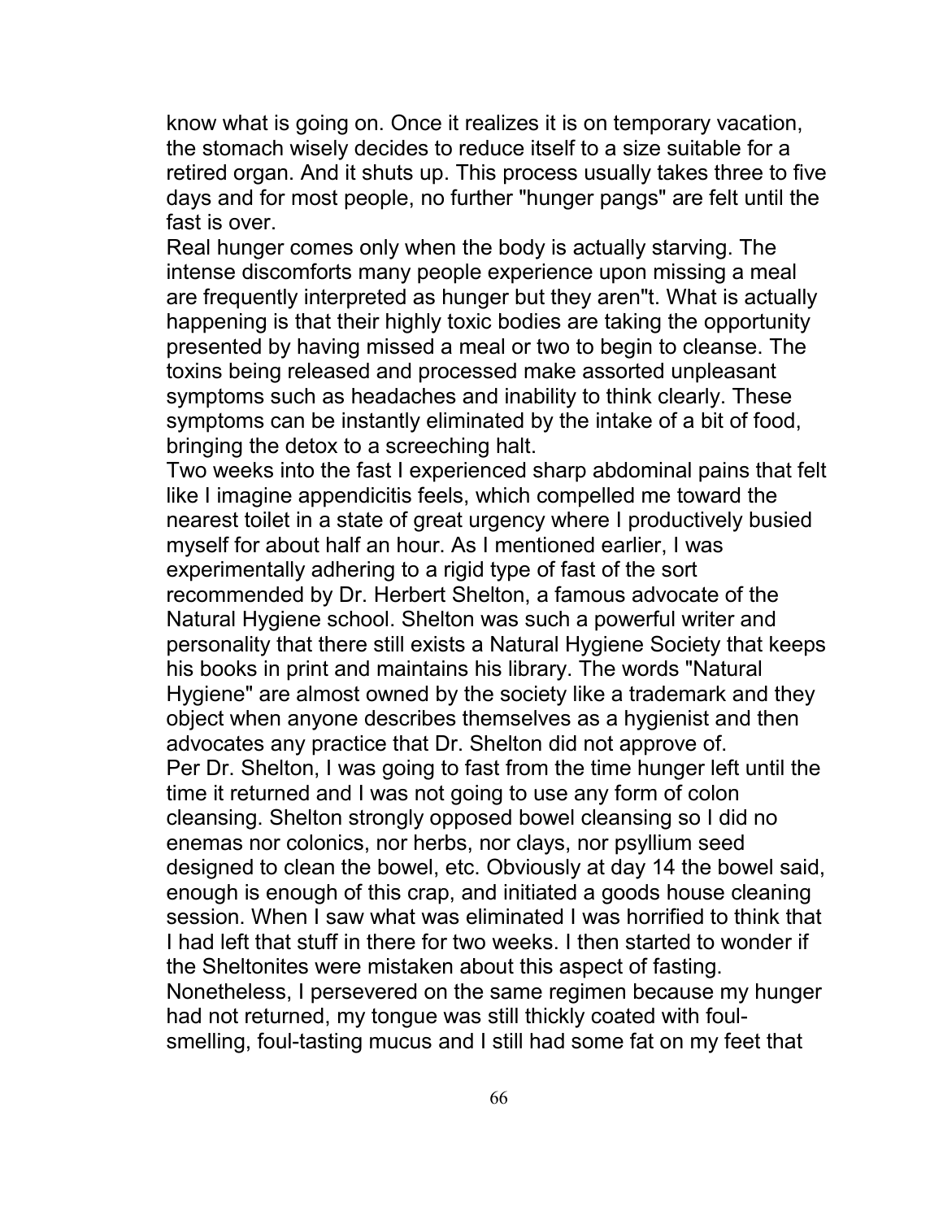know what is going on. Once it realizes it is on temporary vacation, the stomach wisely decides to reduce itself to a size suitable for a retired organ. And it shuts up. This process usually takes three to five days and for most people, no further "hunger pangs" are felt until the fast is over.

Real hunger comes only when the body is actually starving. The intense discomforts many people experience upon missing a meal are frequently interpreted as hunger but they aren"t. What is actually happening is that their highly toxic bodies are taking the opportunity presented by having missed a meal or two to begin to cleanse. The toxins being released and processed make assorted unpleasant symptoms such as headaches and inability to think clearly. These symptoms can be instantly eliminated by the intake of a bit of food, bringing the detox to a screeching halt.

Two weeks into the fast I experienced sharp abdominal pains that felt like I imagine appendicitis feels, which compelled me toward the nearest toilet in a state of great urgency where I productively busied myself for about half an hour. As I mentioned earlier, I was experimentally adhering to a rigid type of fast of the sort recommended by Dr. Herbert Shelton, a famous advocate of the Natural Hygiene school. Shelton was such a powerful writer and personality that there still exists a Natural Hygiene Society that keeps his books in print and maintains his library. The words "Natural Hygiene" are almost owned by the society like a trademark and they object when anyone describes themselves as a hygienist and then advocates any practice that Dr. Shelton did not approve of.

Per Dr. Shelton, I was going to fast from the time hunger left until the time it returned and I was not going to use any form of colon cleansing. Shelton strongly opposed bowel cleansing so I did no enemas nor colonics, nor herbs, nor clays, nor psyllium seed designed to clean the bowel, etc. Obviously at day 14 the bowel said, enough is enough of this crap, and initiated a goods house cleaning session. When I saw what was eliminated I was horrified to think that I had left that stuff in there for two weeks. I then started to wonder if the Sheltonites were mistaken about this aspect of fasting. Nonetheless, I persevered on the same regimen because my hunger had not returned, my tongue was still thickly coated with foul-smelling, foul-tasting mucus and I still had some fat on my feet that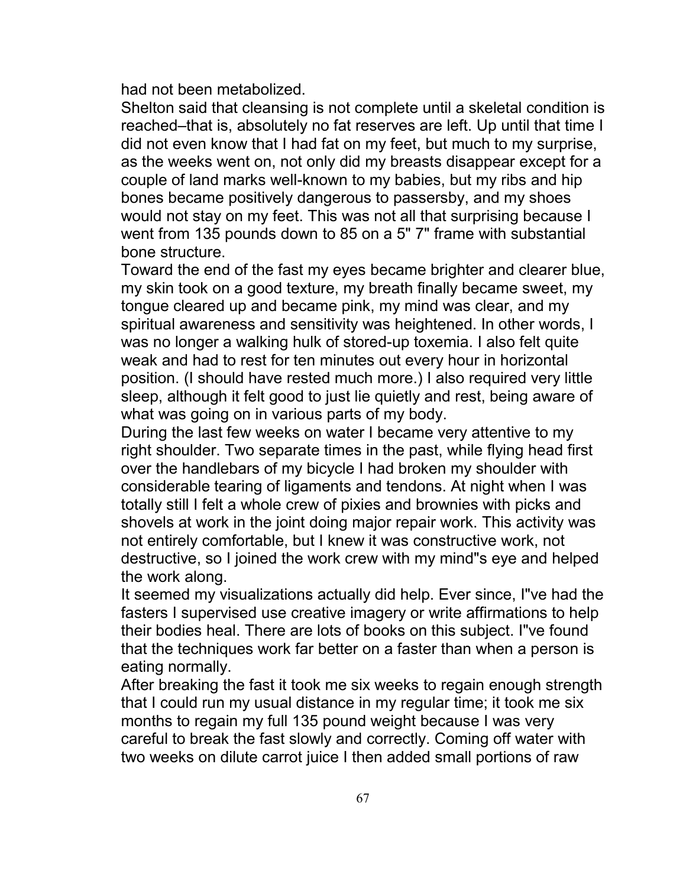had not been metabolized.

Shelton said that cleansing is not complete until a skeletal condition is reached–that is, absolutely no fat reserves are left. Up until that time I did not even know that I had fat on my feet, but much to my surprise, as the weeks went on, not only did my breasts disappear except for a couple of land marks well-known to my babies, but my ribs and hip bones became positively dangerous to passersby, and my shoes would not stay on my feet. This was not all that surprising because I went from 135 pounds down to 85 on a 5" 7" frame with substantial bone structure.

Toward the end of the fast my eyes became brighter and clearer blue, my skin took on a good texture, my breath finally became sweet, my tongue cleared up and became pink, my mind was clear, and my spiritual awareness and sensitivity was heightened. In other words, I was no longer a walking hulk of stored-up toxemia. I also felt quite weak and had to rest for ten minutes out every hour in horizontal position. (I should have rested much more.) I also required very little sleep, although it felt good to just lie quietly and rest, being aware of what was going on in various parts of my body.

During the last few weeks on water I became very attentive to my right shoulder. Two separate times in the past, while flying head first over the handlebars of my bicycle I had broken my shoulder with considerable tearing of ligaments and tendons. At night when I was totally still I felt a whole crew of pixies and brownies with picks and shovels at work in the joint doing major repair work. This activity was not entirely comfortable, but I knew it was constructive work, not destructive, so I joined the work crew with my mind"s eye and helped the work along.

It seemed my visualizations actually did help. Ever since, I"ve had the fasters I supervised use creative imagery or write affirmations to help their bodies heal. There are lots of books on this subject. I"ve found that the techniques work far better on a faster than when a person is eating normally.

After breaking the fast it took me six weeks to regain enough strength that I could run my usual distance in my regular time; it took me six months to regain my full 135 pound weight because I was very careful to break the fast slowly and correctly. Coming off water with two weeks on dilute carrot juice I then added small portions of raw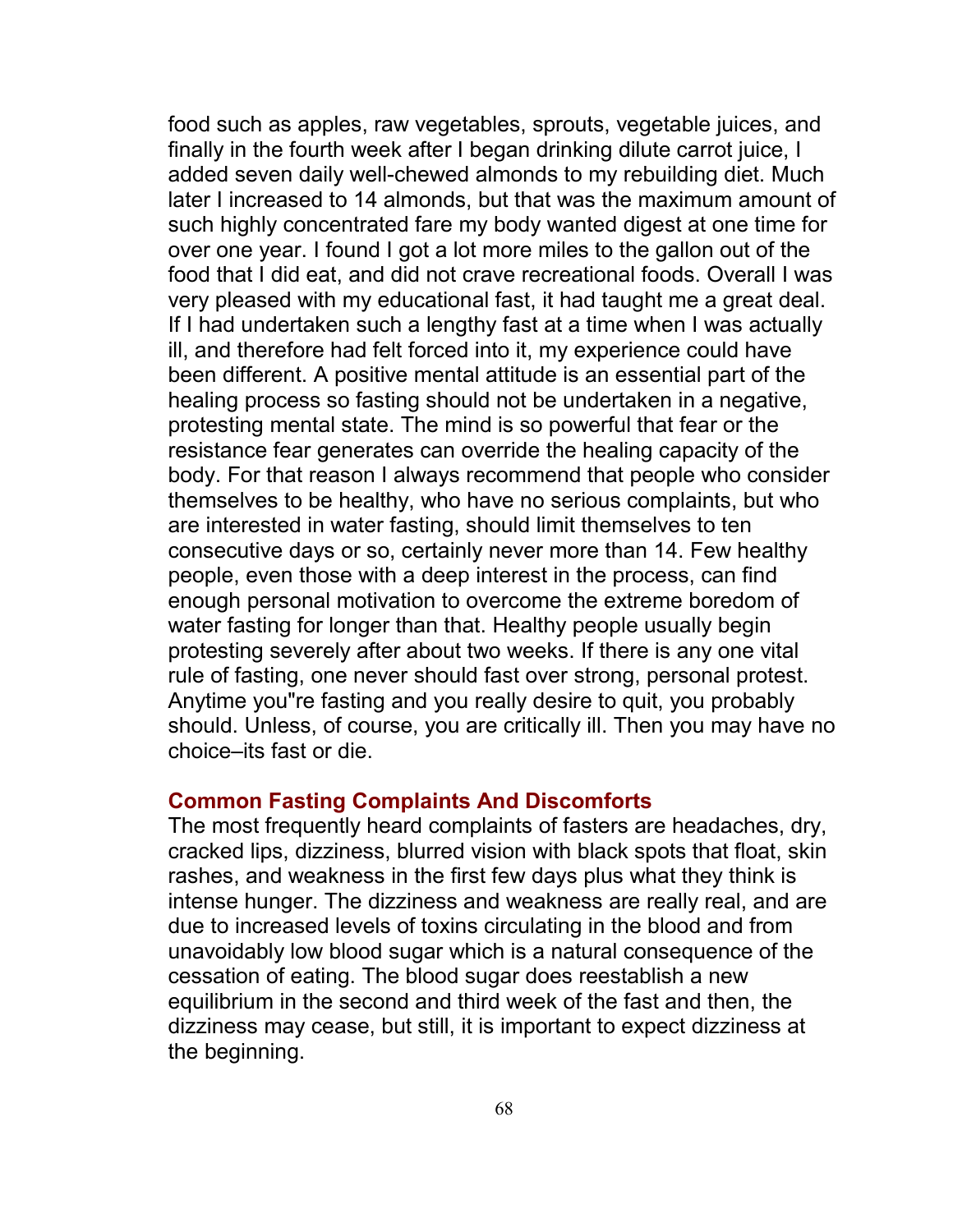food such as apples, raw vegetables, sprouts, vegetable juices, and finally in the fourth week after I began drinking dilute carrot juice, I added seven daily well-chewed almonds to my rebuilding diet. Much later I increased to 14 almonds, but that was the maximum amount of such highly concentrated fare my body wanted digest at one time for over one year. I found I got a lot more miles to the gallon out of the food that I did eat, and did not crave recreational foods. Overall I was very pleased with my educational fast, it had taught me a great deal. If I had undertaken such a lengthy fast at a time when I was actually ill, and therefore had felt forced into it, my experience could have been different. A positive mental attitude is an essential part of the healing process so fasting should not be undertaken in a negative, protesting mental state. The mind is so powerful that fear or the resistance fear generates can override the healing capacity of the body. For that reason I always recommend that people who consider themselves to be healthy, who have no serious complaints, but who are interested in water fasting, should limit themselves to ten consecutive days or so, certainly never more than 14. Few healthy people, even those with a deep interest in the process, can find enough personal motivation to overcome the extreme boredom of water fasting for longer than that. Healthy people usually begin protesting severely after about two weeks. If there is any one vital rule of fasting, one never should fast over strong, personal protest. Anytime you"re fasting and you really desire to quit, you probably should. Unless, of course, you are critically ill. Then you may have no choice–its fast or die.

### Common Fasting Complaints And Discomforts

The most frequently heard complaints of fasters are headaches, dry, cracked lips, dizziness, blurred vision with black spots that float, skin rashes, and weakness in the first few days plus what they think is intense hunger. The dizziness and weakness are really real, and are due to increased levels of toxins circulating in the blood and from unavoidably low blood sugar which is a natural consequence of the cessation of eating. The blood sugar does reestablish a new equilibrium in the second and third week of the fast and then, the dizziness may cease, but still, it is important to expect dizziness at the beginning.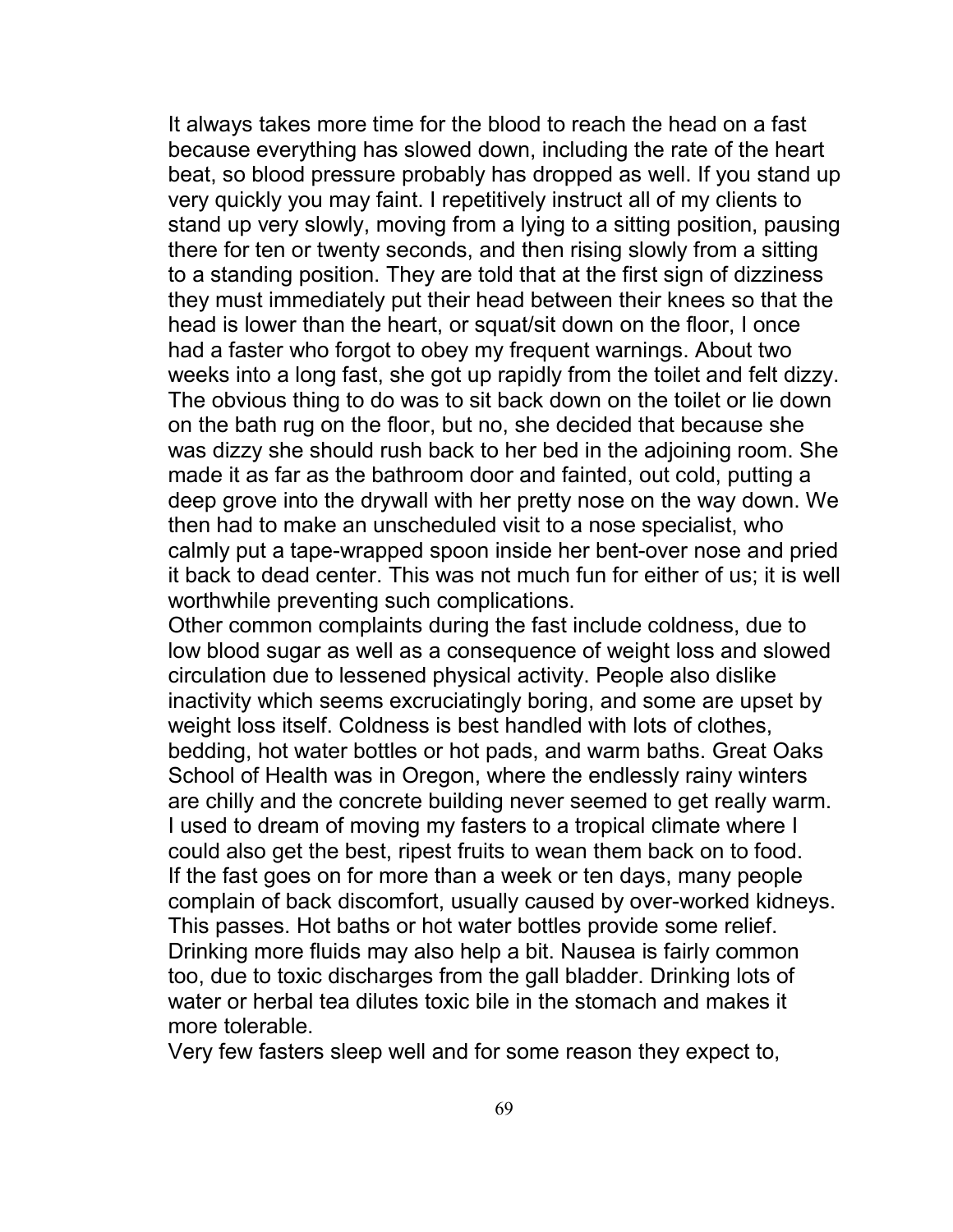It always takes more time for the blood to reach the head on a fast because everything has slowed down, including the rate of the heart beat, so blood pressure probably has dropped as well. If you stand up very quickly you may faint. I repetitively instruct all of my clients to stand up very slowly, moving from a lying to a sitting position, pausing there for ten or twenty seconds, and then rising slowly from a sitting to a standing position. They are told that at the first sign of dizziness they must immediately put their head between their knees so that the head is lower than the heart, or squat/sit down on the floor, I once had a faster who forgot to obey my frequent warnings. About two weeks into a long fast, she got up rapidly from the toilet and felt dizzy. The obvious thing to do was to sit back down on the toilet or lie down on the bath rug on the floor, but no, she decided that because she was dizzy she should rush back to her bed in the adjoining room. She made it as far as the bathroom door and fainted, out cold, putting a deep grove into the drywall with her pretty nose on the way down. We then had to make an unscheduled visit to a nose specialist, who calmly put a tape-wrapped spoon inside her bent-over nose and pried it back to dead center. This was not much fun for either of us; it is well worthwhile preventing such complications.

Other common complaints during the fast include coldness, due to low blood sugar as well as a consequence of weight loss and slowed circulation due to lessened physical activity. People also dislike inactivity which seems excruciatingly boring, and some are upset by weight loss itself. Coldness is best handled with lots of clothes, bedding, hot water bottles or hot pads, and warm baths. Great Oaks School of Health was in Oregon, where the endlessly rainy winters are chilly and the concrete building never seemed to get really warm. I used to dream of moving my fasters to a tropical climate where I could also get the best, ripest fruits to wean them back on to food.

If the fast goes on for more than a week or ten days, many people complain of back discomfort, usually caused by over-worked kidneys. This passes. Hot baths or hot water bottles provide some relief. Drinking more fluids may also help a bit. Nausea is fairly common too, due to toxic discharges from the gall bladder. Drinking lots of water or herbal tea dilutes toxic bile in the stomach and makes it more tolerable.

Very few fasters sleep well and for some reason they expect to,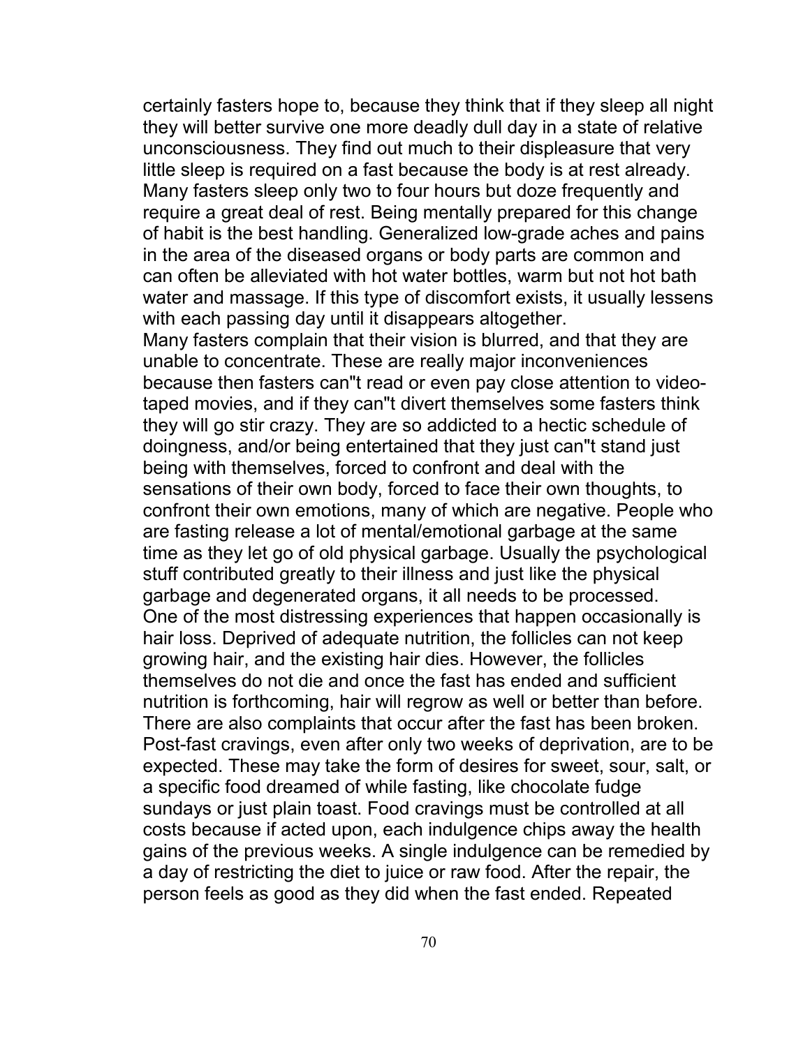certainly fasters hope to, because they think that if they sleep all night they will better survive one more deadly dull day in a state of relative unconsciousness. They find out much to their displeasure that very little sleep is required on a fast because the body is at rest already. Many fasters sleep only two to four hours but doze frequently and require a great deal of rest. Being mentally prepared for this change of habit is the best handling. Generalized low-grade aches and pains in the area of the diseased organs or body parts are common and can often be alleviated with hot water bottles, warm but not hot bath water and massage. If this type of discomfort exists, it usually lessens with each passing day until it disappears altogether.

Many fasters complain that their vision is blurred, and that they are unable to concentrate. These are really major inconveniences because then fasters can"t read or even pay close attention to video-taped movies, and if they can"t divert themselves some fasters think they will go stir crazy. They are so addicted to a hectic schedule of doingness, and/or being entertained that they just can"t stand just being with themselves, forced to confront and deal with the sensations of their own body, forced to face their own thoughts, to confront their own emotions, many of which are negative. People who are fasting release a lot of mental/emotional garbage at the same time as they let go of old physical garbage. Usually the psychological stuff contributed greatly to their illness and just like the physical garbage and degenerated organs, it all needs to be processed.

One of the most distressing experiences that happen occasionally is hair loss. Deprived of adequate nutrition, the follicles can not keep growing hair, and the existing hair dies. However, the follicles themselves do not die and once the fast has ended and sufficient nutrition is forthcoming, hair will regrow as well or better than before.

There are also complaints that occur after the fast has been broken. Post-fast cravings, even after only two weeks of deprivation, are to be expected. These may take the form of desires for sweet, sour, salt, or a specific food dreamed of while fasting, like chocolate fudge sundays or just plain toast. Food cravings must be controlled at all costs because if acted upon, each indulgence chips away the health gains of the previous weeks. A single indulgence can be remedied by a day of restricting the diet to juice or raw food. After the repair, the person feels as good as they did when the fast ended. Repeated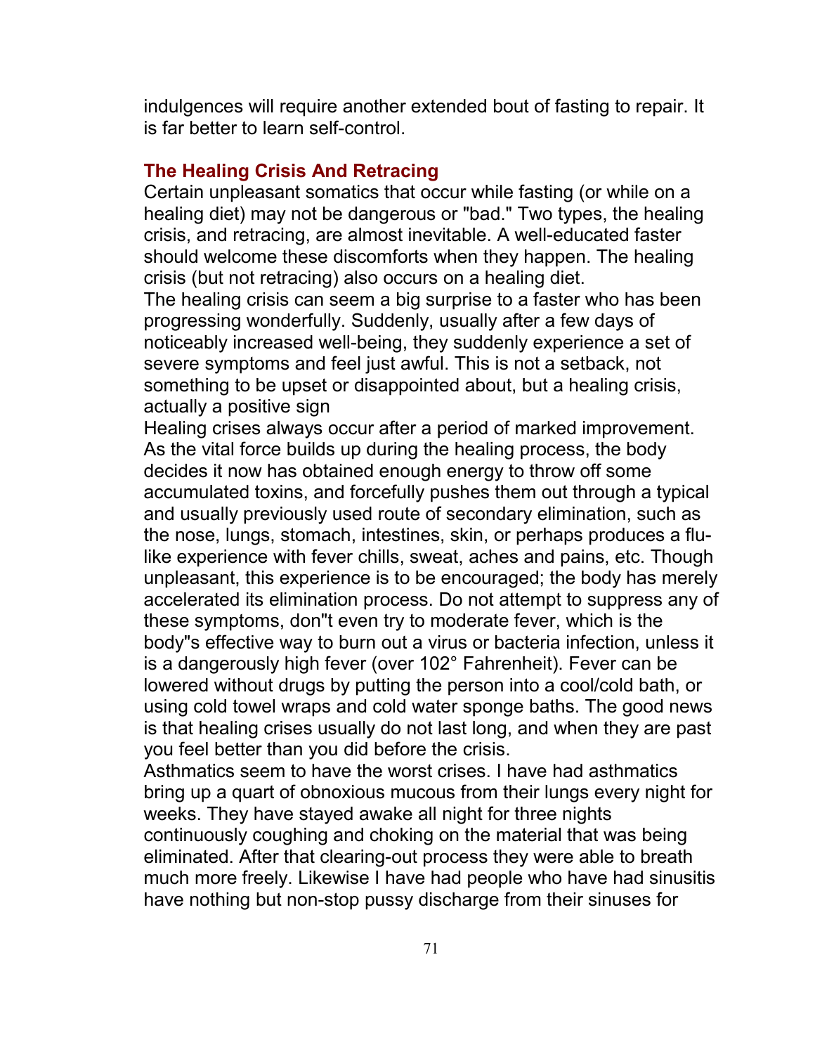indulgences will require another extended bout of fasting to repair. It is far better to learn self-control.

## The Healing Crisis And Retracing

Certain unpleasant somatics that occur while fasting (or while on a healing diet) may not be dangerous or "bad." Two types, the healing crisis, and retracing, are almost inevitable. A well-educated faster should welcome these discomforts when they happen. The healing crisis (but not retracing) also occurs on a healing diet.

The healing crisis can seem a big surprise to a faster who has been progressing wonderfully. Suddenly, usually after a few days of noticeably increased well-being, they suddenly experience a set of severe symptoms and feel just awful. This is not a setback, not something to be upset or disappointed about, but a healing crisis, actually a positive sign

Healing crises always occur after a period of marked improvement. As the vital force builds up during the healing process, the body decides it now has obtained enough energy to throw off some accumulated toxins, and forcefully pushes them out through a typical and usually previously used route of secondary elimination, such as the nose, lungs, stomach, intestines, skin, or perhaps produces a flu-like experience with fever chills, sweat, aches and pains, etc. Though unpleasant, this experience is to be encouraged; the body has merely accelerated its elimination process. Do not attempt to suppress any of these symptoms, don"t even try to moderate fever, which is the body"s effective way to burn out a virus or bacteria infection, unless it is a dangerously high fever (over 102° Fahrenheit). Fever can be lowered without drugs by putting the person into a cool/cold bath, or using cold towel wraps and cold water sponge baths. The good news is that healing crises usually do not last long, and when they are past you feel better than you did before the crisis.

Asthmatics seem to have the worst crises. I have had asthmatics bring up a quart of obnoxious mucous from their lungs every night for weeks. They have stayed awake all night for three nights continuously coughing and choking on the material that was being eliminated. After that clearing-out process they were able to breath much more freely. Likewise I have had people who have had sinusitis have nothing but non-stop pussy discharge from their sinuses for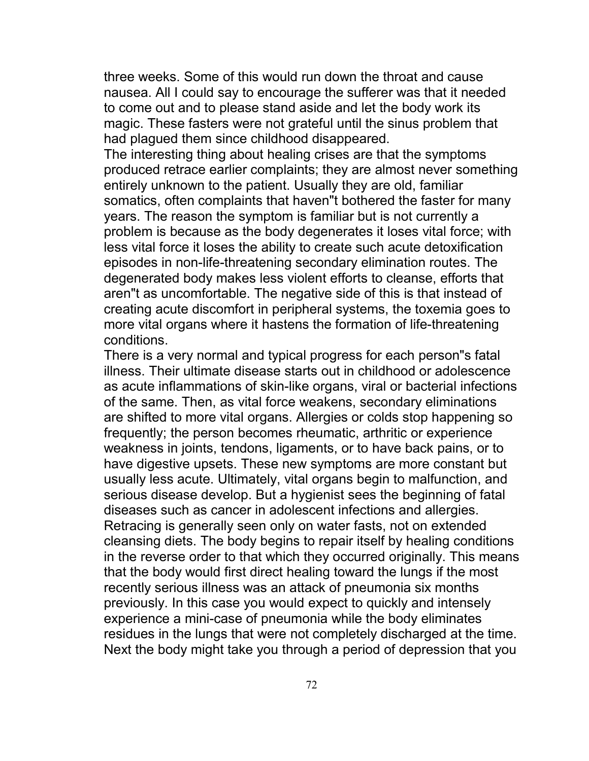three weeks. Some of this would run down the throat and cause nausea. All I could say to encourage the sufferer was that it needed to come out and to please stand aside and let the body work its magic. These fasters were not grateful until the sinus problem that had plagued them since childhood disappeared.

The interesting thing about healing crises are that the symptoms produced retrace earlier complaints; they are almost never something entirely unknown to the patient. Usually they are old, familiar somatics, often complaints that haven"t bothered the faster for many years. The reason the symptom is familiar but is not currently a problem is because as the body degenerates it loses vital force; with less vital force it loses the ability to create such acute detoxification episodes in non-life-threatening secondary elimination routes. The degenerated body makes less violent efforts to cleanse, efforts that aren"t as uncomfortable. The negative side of this is that instead of creating acute discomfort in peripheral systems, the toxemia goes to more vital organs where it hastens the formation of life-threatening conditions.

There is a very normal and typical progress for each person"s fatal illness. Their ultimate disease starts out in childhood or adolescence as acute inflammations of skin-like organs, viral or bacterial infections of the same. Then, as vital force weakens, secondary eliminations are shifted to more vital organs. Allergies or colds stop happening so frequently; the person becomes rheumatic, arthritic or experience weakness in joints, tendons, ligaments, or to have back pains, or to have digestive upsets. These new symptoms are more constant but usually less acute. Ultimately, vital organs begin to malfunction, and serious disease develop. But a hygienist sees the beginning of fatal diseases such as cancer in adolescent infections and allergies.

Retracing is generally seen only on water fasts, not on extended cleansing diets. The body begins to repair itself by healing conditions in the reverse order to that which they occurred originally. This means that the body would first direct healing toward the lungs if the most recently serious illness was an attack of pneumonia six months previously. In this case you would expect to quickly and intensely experience a mini-case of pneumonia while the body eliminates residues in the lungs that were not completely discharged at the time. Next the body might take you through a period of depression that you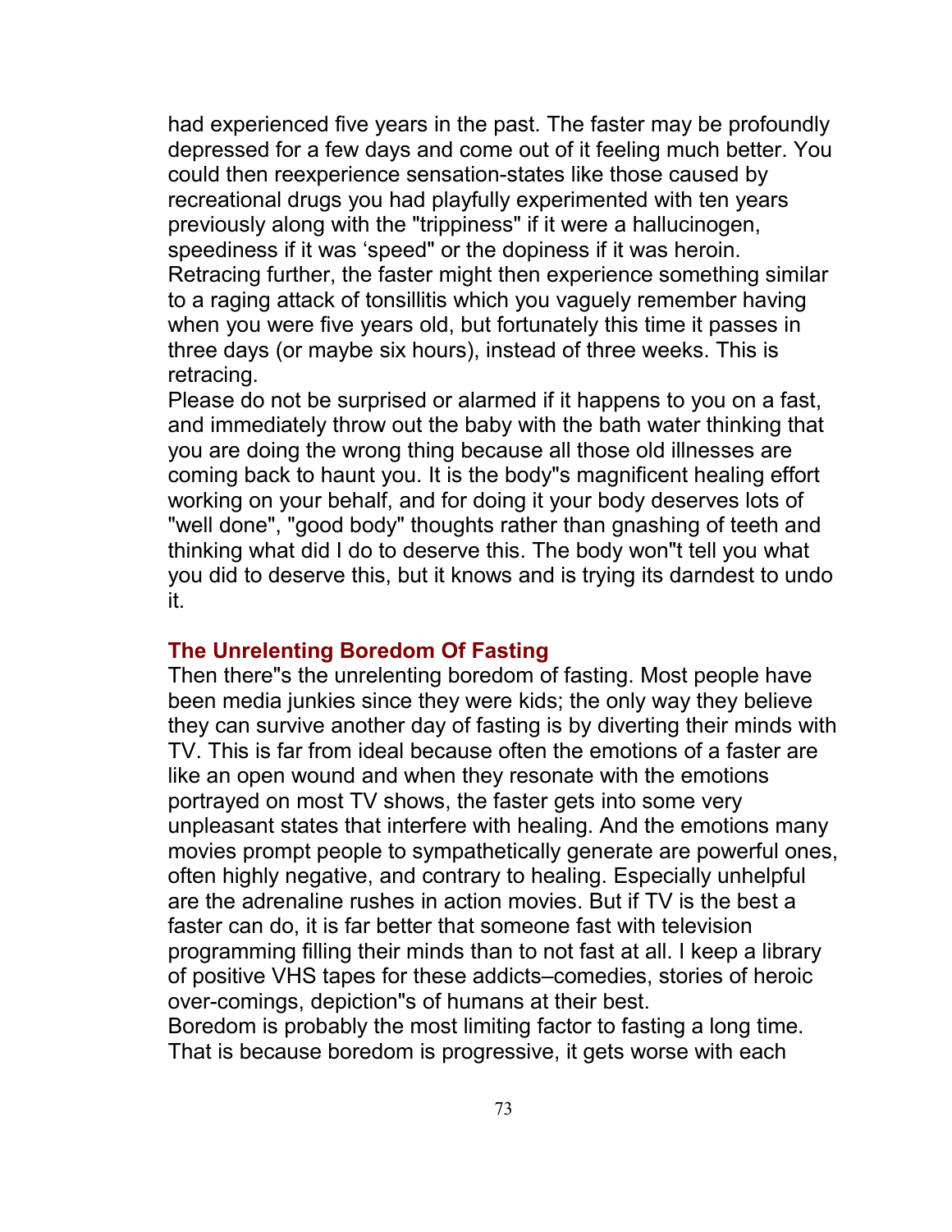had experienced five years in the past. The faster may be profoundly depressed for a few days and come out of it feeling much better. You could then reexperience sensation-states like those caused by recreational drugs you had playfully experimented with ten years previously along with the "trippiness" if it were a hallucinogen, speediness if it was 'speed" or the dopiness if it was heroin. Retracing further, the faster might then experience something similar to a raging attack of tonsillitis which you vaguely remember having when you were five years old, but fortunately this time it passes in three days (or maybe six hours), instead of three weeks. This is retracing.

Please do not be surprised or alarmed if it happens to you on a fast, and immediately throw out the baby with the bath water thinking that you are doing the wrong thing because all those old illnesses are coming back to haunt you. It is the body"s magnificent healing effort working on your behalf, and for doing it your body deserves lots of "well done", "good body" thoughts rather than gnashing of teeth and thinking what did I do to deserve this. The body won"t tell you what you did to deserve this, but it knows and is trying its darndest to undo it.

## The Unrelenting Boredom Of Fasting

Then there"s the unrelenting boredom of fasting. Most people have been media junkies since they were kids; the only way they believe they can survive another day of fasting is by diverting their minds with TV. This is far from ideal because often the emotions of a faster are like an open wound and when they resonate with the emotions portrayed on most TV shows, the faster gets into some very unpleasant states that interfere with healing. And the emotions many movies prompt people to sympathetically generate are powerful ones, often highly negative, and contrary to healing. Especially unhelpful are the adrenaline rushes in action movies. But if TV is the best a faster can do, it is far better that someone fast with television programming filling their minds than to not fast at all. I keep a library of positive VHS tapes for these addicts–comedies, stories of heroic over-comings, depiction"s of humans at their best.

Boredom is probably the most limiting factor to fasting a long time. That is because boredom is progressive, it gets worse with each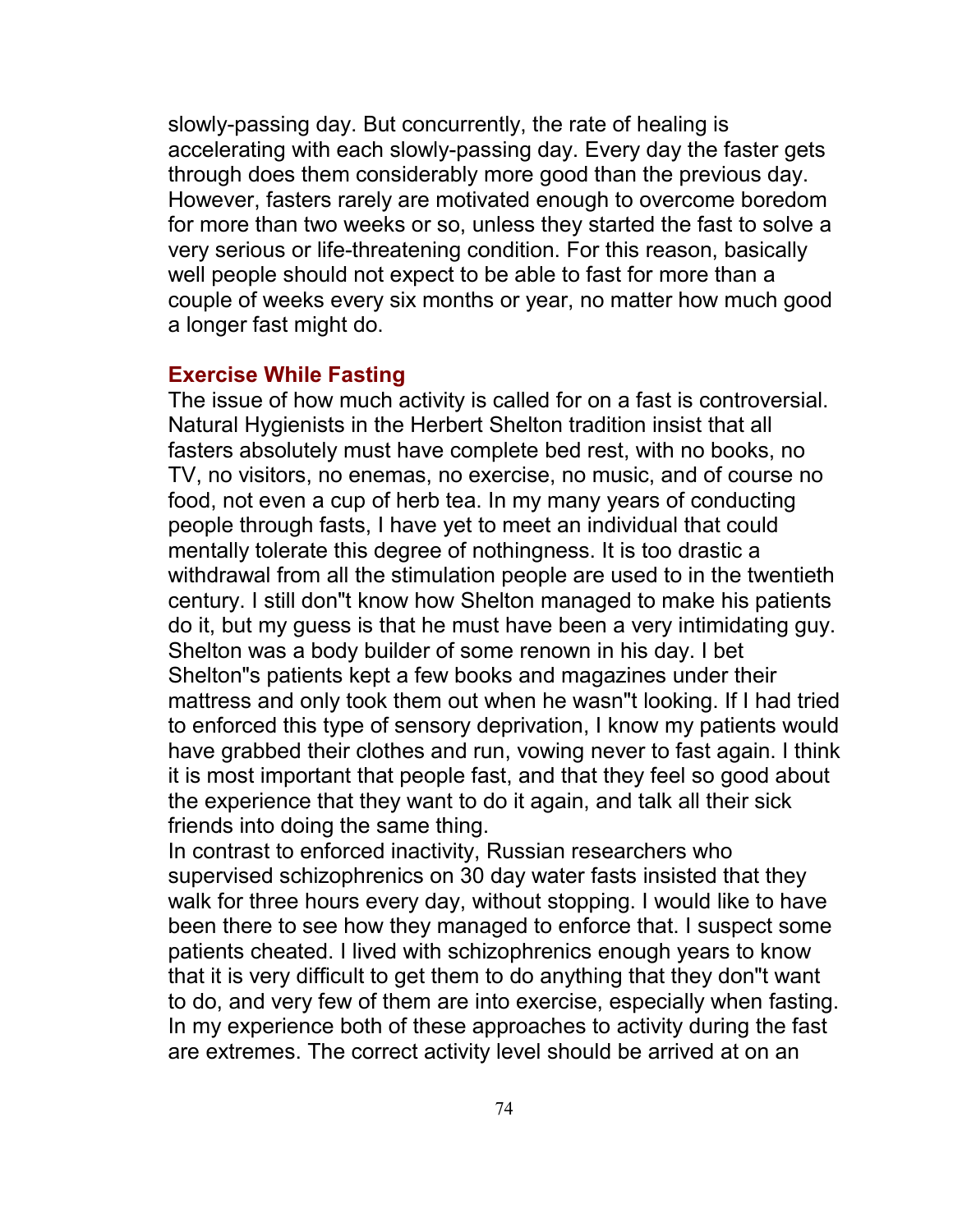slowly-passing day. But concurrently, the rate of healing is accelerating with each slowly-passing day. Every day the faster gets through does them considerably more good than the previous day. However, fasters rarely are motivated enough to overcome boredom for more than two weeks or so, unless they started the fast to solve a very serious or life-threatening condition. For this reason, basically well people should not expect to be able to fast for more than a couple of weeks every six months or year, no matter how much good a longer fast might do.

## Exercise While Fasting

The issue of how much activity is called for on a fast is controversial. Natural Hygienists in the Herbert Shelton tradition insist that all fasters absolutely must have complete bed rest, with no books, no TV, no visitors, no enemas, no exercise, no music, and of course no food, not even a cup of herb tea. In my many years of conducting people through fasts, I have yet to meet an individual that could mentally tolerate this degree of nothingness. It is too drastic a withdrawal from all the stimulation people are used to in the twentieth century. I still don"t know how Shelton managed to make his patients do it, but my guess is that he must have been a very intimidating guy. Shelton was a body builder of some renown in his day. I bet Shelton"s patients kept a few books and magazines under their mattress and only took them out when he wasn"t looking. If I had tried to enforced this type of sensory deprivation, I know my patients would have grabbed their clothes and run, vowing never to fast again. I think it is most important that people fast, and that they feel so good about the experience that they want to do it again, and talk all their sick friends into doing the same thing.

In contrast to enforced inactivity, Russian researchers who supervised schizophrenics on 30 day water fasts insisted that they walk for three hours every day, without stopping. I would like to have been there to see how they managed to enforce that. I suspect some patients cheated. I lived with schizophrenics enough years to know that it is very difficult to get them to do anything that they don"t want to do, and very few of them are into exercise, especially when fasting. In my experience both of these approaches to activity during the fast are extremes. The correct activity level should be arrived at on an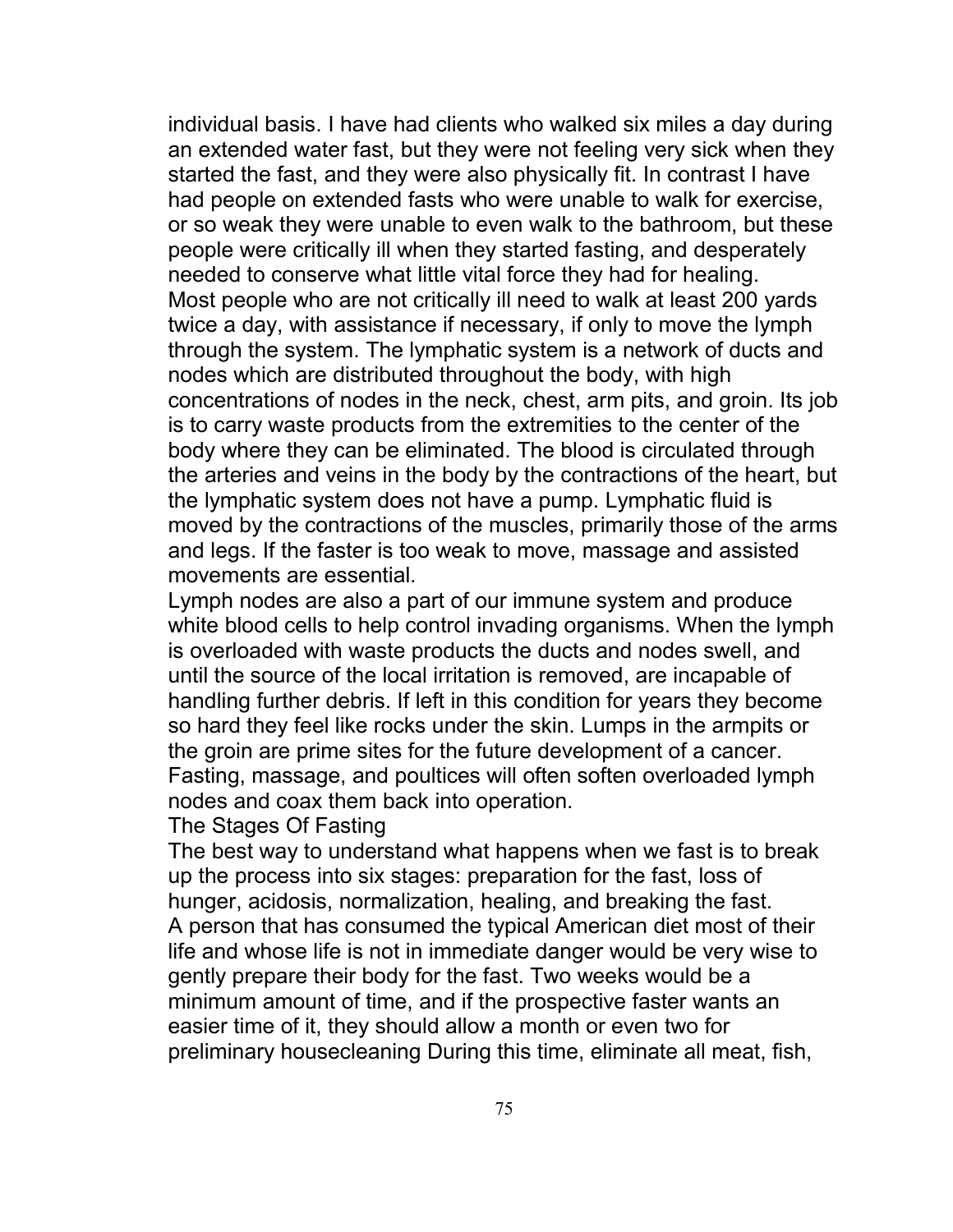individual basis. I have had clients who walked six miles a day during an extended water fast, but they were not feeling very sick when they started the fast, and they were also physically fit. In contrast I have had people on extended fasts who were unable to walk for exercise, or so weak they were unable to even walk to the bathroom, but these people were critically ill when they started fasting, and desperately needed to conserve what little vital force they had for healing.

Most people who are not critically ill need to walk at least 200 yards twice a day, with assistance if necessary, if only to move the lymph through the system. The lymphatic system is a network of ducts and nodes which are distributed throughout the body, with high concentrations of nodes in the neck, chest, arm pits, and groin. Its job is to carry waste products from the extremities to the center of the body where they can be eliminated. The blood is circulated through the arteries and veins in the body by the contractions of the heart, but the lymphatic system does not have a pump. Lymphatic fluid is moved by the contractions of the muscles, primarily those of the arms and legs. If the faster is too weak to move, massage and assisted movements are essential.

Lymph nodes are also a part of our immune system and produce white blood cells to help control invading organisms. When the lymph is overloaded with waste products the ducts and nodes swell, and until the source of the local irritation is removed, are incapable of handling further debris. If left in this condition for years they become so hard they feel like rocks under the skin. Lumps in the armpits or the groin are prime sites for the future development of a cancer. Fasting, massage, and poultices will often soften overloaded lymph nodes and coax them back into operation.

## The Stages Of Fasting

The best way to understand what happens when we fast is to break up the process into six stages: preparation for the fast, loss of hunger, acidosis, normalization, healing, and breaking the fast.

A person that has consumed the typical American diet most of their life and whose life is not in immediate danger would be very wise to gently prepare their body for the fast. Two weeks would be a minimum amount of time, and if the prospective faster wants an easier time of it, they should allow a month or even two for preliminary housecleaning During this time, eliminate all meat, fish,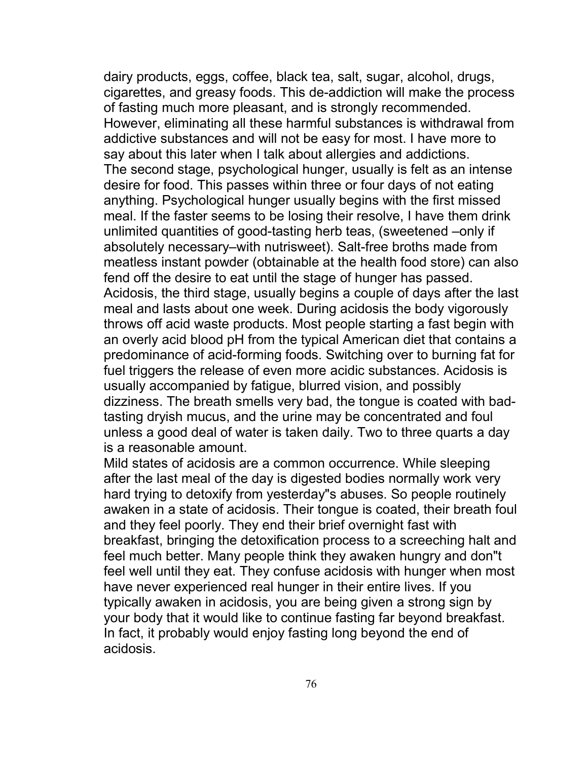dairy products, eggs, coffee, black tea, salt, sugar, alcohol, drugs, cigarettes, and greasy foods. This de-addiction will make the process of fasting much more pleasant, and is strongly recommended. However, eliminating all these harmful substances is withdrawal from addictive substances and will not be easy for most. I have more to say about this later when I talk about allergies and addictions.

The second stage, psychological hunger, usually is felt as an intense desire for food. This passes within three or four days of not eating anything. Psychological hunger usually begins with the first missed meal. If the faster seems to be losing their resolve, I have them drink unlimited quantities of good-tasting herb teas, (sweetened –only if absolutely necessary–with nutrisweet). Salt-free broths made from meatless instant powder (obtainable at the health food store) can also fend off the desire to eat until the stage of hunger has passed.

Acidosis, the third stage, usually begins a couple of days after the last meal and lasts about one week. During acidosis the body vigorously throws off acid waste products. Most people starting a fast begin with an overly acid blood pH from the typical American diet that contains a predominance of acid-forming foods. Switching over to burning fat for fuel triggers the release of even more acidic substances. Acidosis is usually accompanied by fatigue, blurred vision, and possibly dizziness. The breath smells very bad, the tongue is coated with bad-tasting dryish mucus, and the urine may be concentrated and foul unless a good deal of water is taken daily. Two to three quarts a day is a reasonable amount.

Mild states of acidosis are a common occurrence. While sleeping after the last meal of the day is digested bodies normally work very hard trying to detoxify from yesterday"s abuses. So people routinely awaken in a state of acidosis. Their tongue is coated, their breath foul and they feel poorly. They end their brief overnight fast with breakfast, bringing the detoxification process to a screeching halt and feel much better. Many people think they awaken hungry and don"t feel well until they eat. They confuse acidosis with hunger when most have never experienced real hunger in their entire lives. If you typically awaken in acidosis, you are being given a strong sign by your body that it would like to continue fasting far beyond breakfast. In fact, it probably would enjoy fasting long beyond the end of acidosis.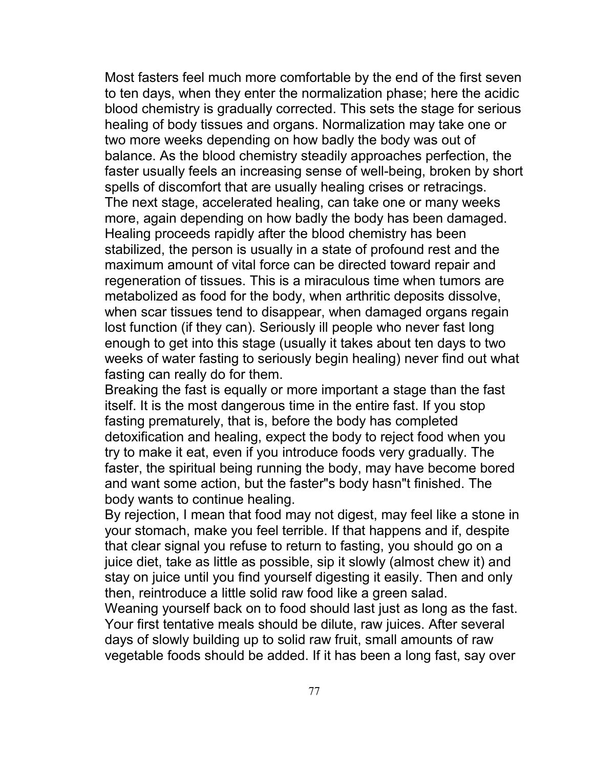Most fasters feel much more comfortable by the end of the first seven to ten days, when they enter the normalization phase; here the acidic blood chemistry is gradually corrected. This sets the stage for serious healing of body tissues and organs. Normalization may take one or two more weeks depending on how badly the body was out of balance. As the blood chemistry steadily approaches perfection, the faster usually feels an increasing sense of well-being, broken by short spells of discomfort that are usually healing crises or retracings.

The next stage, accelerated healing, can take one or many weeks more, again depending on how badly the body has been damaged. Healing proceeds rapidly after the blood chemistry has been stabilized, the person is usually in a state of profound rest and the maximum amount of vital force can be directed toward repair and regeneration of tissues. This is a miraculous time when tumors are metabolized as food for the body, when arthritic deposits dissolve, when scar tissues tend to disappear, when damaged organs regain lost function (if they can). Seriously ill people who never fast long enough to get into this stage (usually it takes about ten days to two weeks of water fasting to seriously begin healing) never find out what fasting can really do for them.

Breaking the fast is equally or more important a stage than the fast itself. It is the most dangerous time in the entire fast. If you stop fasting prematurely, that is, before the body has completed detoxification and healing, expect the body to reject food when you try to make it eat, even if you introduce foods very gradually. The faster, the spiritual being running the body, may have become bored and want some action, but the faster"s body hasn"t finished. The body wants to continue healing.

By rejection, I mean that food may not digest, may feel like a stone in your stomach, make you feel terrible. If that happens and if, despite that clear signal you refuse to return to fasting, you should go on a juice diet, take as little as possible, sip it slowly (almost chew it) and stay on juice until you find yourself digesting it easily. Then and only then, reintroduce a little solid raw food like a green salad.

Weaning yourself back on to food should last just as long as the fast. Your first tentative meals should be dilute, raw juices. After several days of slowly building up to solid raw fruit, small amounts of raw vegetable foods should be added. If it has been a long fast, say over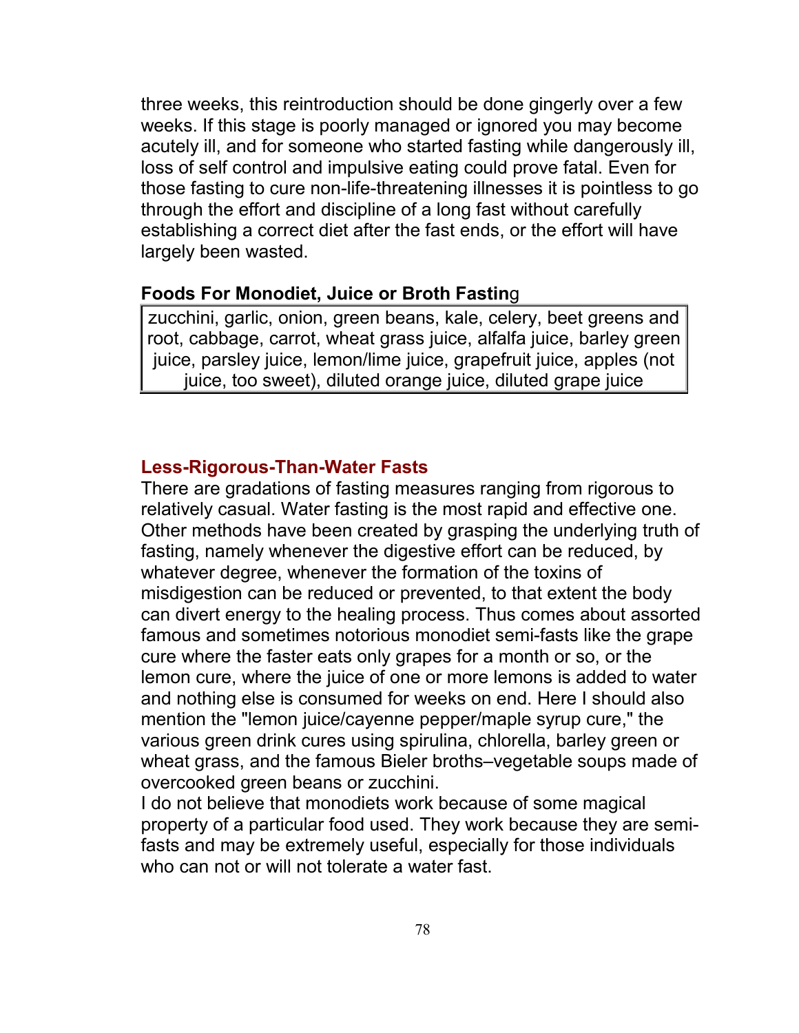three weeks, this reintroduction should be done gingerly over a few weeks. If this stage is poorly managed or ignored you may become acutely ill, and for someone who started fasting while dangerously ill, loss of self control and impulsive eating could prove fatal. Even for those fasting to cure non-life-threatening illnesses it is pointless to go through the effort and discipline of a long fast without carefully establishing a correct diet after the fast ends, or the effort will have largely been wasted.

**Foods For Monodiet, Juice or Broth Fasting**

| zucchini, garlic, onion, green beans, kale, celery, beet greens and root, cabbage, carrot, wheat grass juice, alfalfa juice, barley green juice, parsley juice, lemon/lime juice, grapefruit juice, apples (not juice, too sweet), diluted orange juice, diluted grape juice |
|---|

## Less-Rigorous-Than-Water Fasts

There are gradations of fasting measures ranging from rigorous to relatively casual. Water fasting is the most rapid and effective one. Other methods have been created by grasping the underlying truth of fasting, namely whenever the digestive effort can be reduced, by whatever degree, whenever the formation of the toxins of misdigestion can be reduced or prevented, to that extent the body can divert energy to the healing process. Thus comes about assorted famous and sometimes notorious monodiet semi-fasts like the grape cure where the faster eats only grapes for a month or so, or the lemon cure, where the juice of one or more lemons is added to water and nothing else is consumed for weeks on end. Here I should also mention the "lemon juice/cayenne pepper/maple syrup cure," the various green drink cures using spirulina, chlorella, barley green or wheat grass, and the famous Bieler broths–vegetable soups made of overcooked green beans or zucchini.

I do not believe that monodiets work because of some magical property of a particular food used. They work because they are semi-fasts and may be extremely useful, especially for those individuals who can not or will not tolerate a water fast.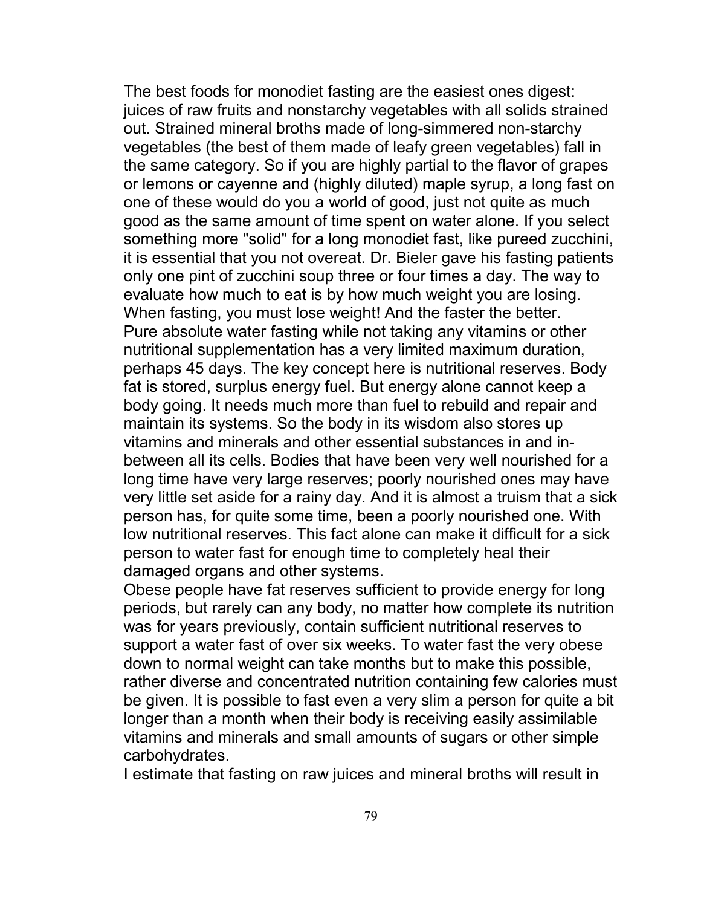The best foods for monodiet fasting are the easiest ones digest: juices of raw fruits and nonstarchy vegetables with all solids strained out. Strained mineral broths made of long-simmered non-starchy vegetables (the best of them made of leafy green vegetables) fall in the same category. So if you are highly partial to the flavor of grapes or lemons or cayenne and (highly diluted) maple syrup, a long fast on one of these would do you a world of good, just not quite as much good as the same amount of time spent on water alone. If you select something more "solid" for a long monodiet fast, like pureed zucchini, it is essential that you not overeat. Dr. Bieler gave his fasting patients only one pint of zucchini soup three or four times a day. The way to evaluate how much to eat is by how much weight you are losing. When fasting, you must lose weight! And the faster the better.

Pure absolute water fasting while not taking any vitamins or other nutritional supplementation has a very limited maximum duration, perhaps 45 days. The key concept here is nutritional reserves. Body fat is stored, surplus energy fuel. But energy alone cannot keep a body going. It needs much more than fuel to rebuild and repair and maintain its systems. So the body in its wisdom also stores up vitamins and minerals and other essential substances in and in-between all its cells. Bodies that have been very well nourished for a long time have very large reserves; poorly nourished ones may have very little set aside for a rainy day. And it is almost a truism that a sick person has, for quite some time, been a poorly nourished one. With low nutritional reserves. This fact alone can make it difficult for a sick person to water fast for enough time to completely heal their damaged organs and other systems.

Obese people have fat reserves sufficient to provide energy for long periods, but rarely can any body, no matter how complete its nutrition was for years previously, contain sufficient nutritional reserves to support a water fast of over six weeks. To water fast the very obese down to normal weight can take months but to make this possible, rather diverse and concentrated nutrition containing few calories must be given. It is possible to fast even a very slim a person for quite a bit longer than a month when their body is receiving easily assimilable vitamins and minerals and small amounts of sugars or other simple carbohydrates.

I estimate that fasting on raw juices and mineral broths will result in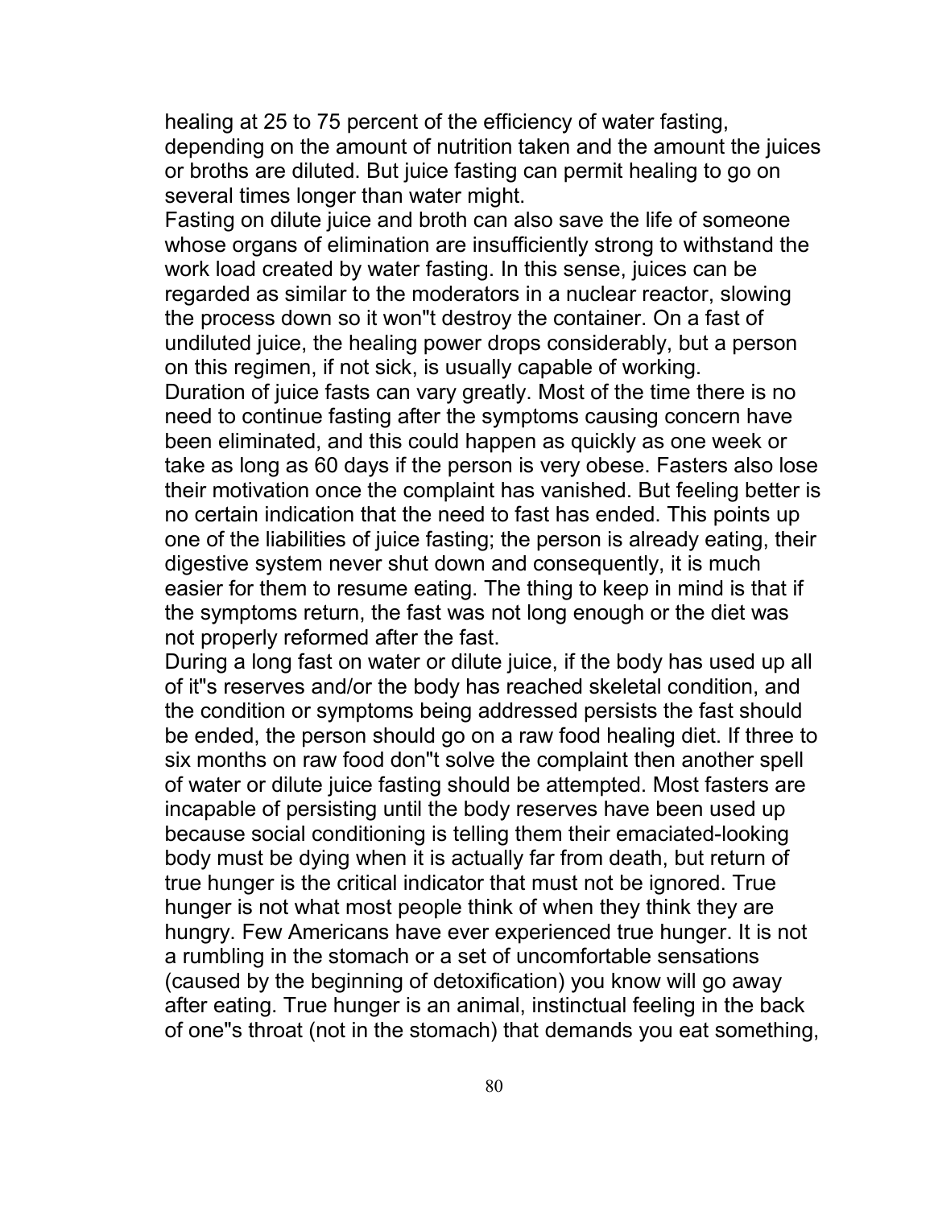healing at 25 to 75 percent of the efficiency of water fasting, depending on the amount of nutrition taken and the amount the juices or broths are diluted. But juice fasting can permit healing to go on several times longer than water might.

Fasting on dilute juice and broth can also save the life of someone whose organs of elimination are insufficiently strong to withstand the work load created by water fasting. In this sense, juices can be regarded as similar to the moderators in a nuclear reactor, slowing the process down so it won"t destroy the container. On a fast of undiluted juice, the healing power drops considerably, but a person on this regimen, if not sick, is usually capable of working.

Duration of juice fasts can vary greatly. Most of the time there is no need to continue fasting after the symptoms causing concern have been eliminated, and this could happen as quickly as one week or take as long as 60 days if the person is very obese. Fasters also lose their motivation once the complaint has vanished. But feeling better is no certain indication that the need to fast has ended. This points up one of the liabilities of juice fasting; the person is already eating, their digestive system never shut down and consequently, it is much easier for them to resume eating. The thing to keep in mind is that if the symptoms return, the fast was not long enough or the diet was not properly reformed after the fast.

During a long fast on water or dilute juice, if the body has used up all of it"s reserves and/or the body has reached skeletal condition, and the condition or symptoms being addressed persists the fast should be ended, the person should go on a raw food healing diet. If three to six months on raw food don"t solve the complaint then another spell of water or dilute juice fasting should be attempted. Most fasters are incapable of persisting until the body reserves have been used up because social conditioning is telling them their emaciated-looking body must be dying when it is actually far from death, but return of true hunger is the critical indicator that must not be ignored. True hunger is not what most people think of when they think they are hungry. Few Americans have ever experienced true hunger. It is not a rumbling in the stomach or a set of uncomfortable sensations (caused by the beginning of detoxification) you know will go away after eating. True hunger is an animal, instinctual feeling in the back of one"s throat (not in the stomach) that demands you eat something,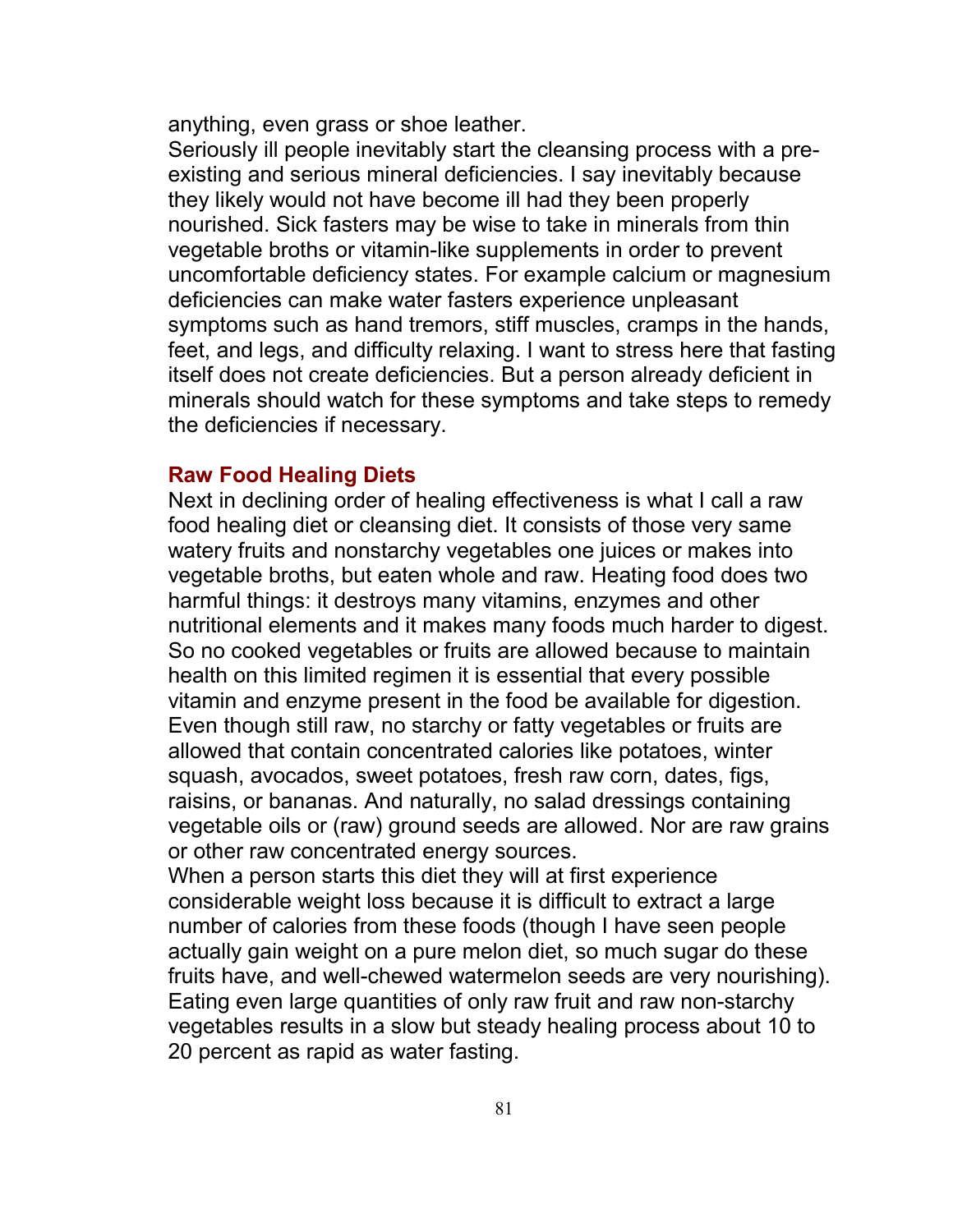anything, even grass or shoe leather.

Seriously ill people inevitably start the cleansing process with a pre-existing and serious mineral deficiencies. I say inevitably because they likely would not have become ill had they been properly nourished. Sick fasters may be wise to take in minerals from thin vegetable broths or vitamin-like supplements in order to prevent uncomfortable deficiency states. For example calcium or magnesium deficiencies can make water fasters experience unpleasant symptoms such as hand tremors, stiff muscles, cramps in the hands, feet, and legs, and difficulty relaxing. I want to stress here that fasting itself does not create deficiencies. But a person already deficient in minerals should watch for these symptoms and take steps to remedy the deficiencies if necessary.

### Raw Food Healing Diets

Next in declining order of healing effectiveness is what I call a raw food healing diet or cleansing diet. It consists of those very same watery fruits and nonstarchy vegetables one juices or makes into vegetable broths, but eaten whole and raw. Heating food does two harmful things: it destroys many vitamins, enzymes and other nutritional elements and it makes many foods much harder to digest. So no cooked vegetables or fruits are allowed because to maintain health on this limited regimen it is essential that every possible vitamin and enzyme present in the food be available for digestion. Even though still raw, no starchy or fatty vegetables or fruits are allowed that contain concentrated calories like potatoes, winter squash, avocados, sweet potatoes, fresh raw corn, dates, figs, raisins, or bananas. And naturally, no salad dressings containing vegetable oils or (raw) ground seeds are allowed. Nor are raw grains or other raw concentrated energy sources.

When a person starts this diet they will at first experience considerable weight loss because it is difficult to extract a large number of calories from these foods (though I have seen people actually gain weight on a pure melon diet, so much sugar do these fruits have, and well-chewed watermelon seeds are very nourishing). Eating even large quantities of only raw fruit and raw non-starchy vegetables results in a slow but steady healing process about 10 to 20 percent as rapid as water fasting.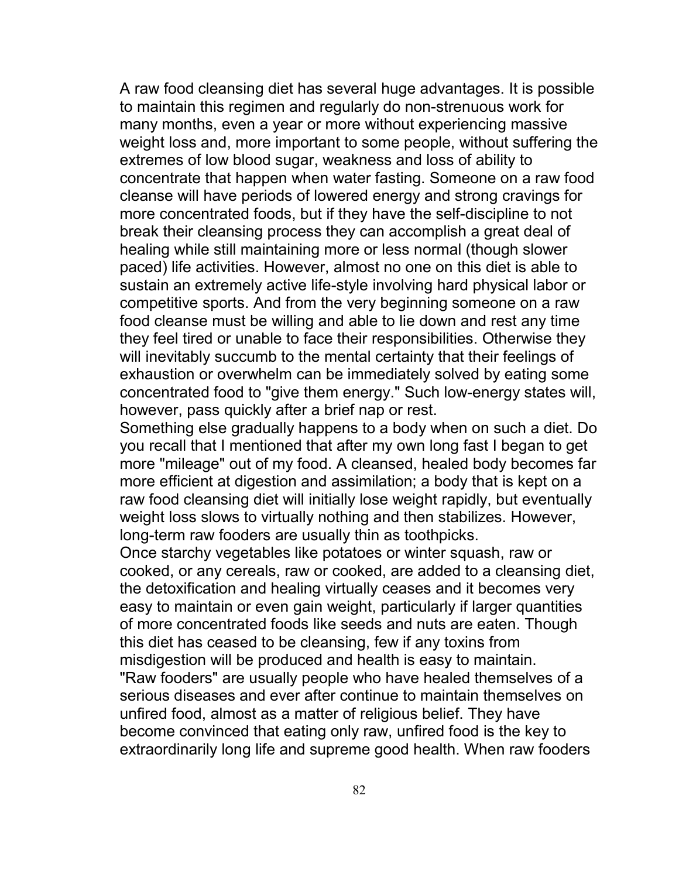A raw food cleansing diet has several huge advantages. It is possible to maintain this regimen and regularly do non-strenuous work for many months, even a year or more without experiencing massive weight loss and, more important to some people, without suffering the extremes of low blood sugar, weakness and loss of ability to concentrate that happen when water fasting. Someone on a raw food cleanse will have periods of lowered energy and strong cravings for more concentrated foods, but if they have the self-discipline to not break their cleansing process they can accomplish a great deal of healing while still maintaining more or less normal (though slower paced) life activities. However, almost no one on this diet is able to sustain an extremely active life-style involving hard physical labor or competitive sports. And from the very beginning someone on a raw food cleanse must be willing and able to lie down and rest any time they feel tired or unable to face their responsibilities. Otherwise they will inevitably succumb to the mental certainty that their feelings of exhaustion or overwhelm can be immediately solved by eating some concentrated food to "give them energy." Such low-energy states will, however, pass quickly after a brief nap or rest.

Something else gradually happens to a body when on such a diet. Do you recall that I mentioned that after my own long fast I began to get more "mileage" out of my food. A cleansed, healed body becomes far more efficient at digestion and assimilation; a body that is kept on a raw food cleansing diet will initially lose weight rapidly, but eventually weight loss slows to virtually nothing and then stabilizes. However, long-term raw fooders are usually thin as toothpicks.

Once starchy vegetables like potatoes or winter squash, raw or cooked, or any cereals, raw or cooked, are added to a cleansing diet, the detoxification and healing virtually ceases and it becomes very easy to maintain or even gain weight, particularly if larger quantities of more concentrated foods like seeds and nuts are eaten. Though this diet has ceased to be cleansing, few if any toxins from misdigestion will be produced and health is easy to maintain.

"Raw fooders" are usually people who have healed themselves of a serious diseases and ever after continue to maintain themselves on unfired food, almost as a matter of religious belief. They have become convinced that eating only raw, unfired food is the key to extraordinarily long life and supreme good health. When raw fooders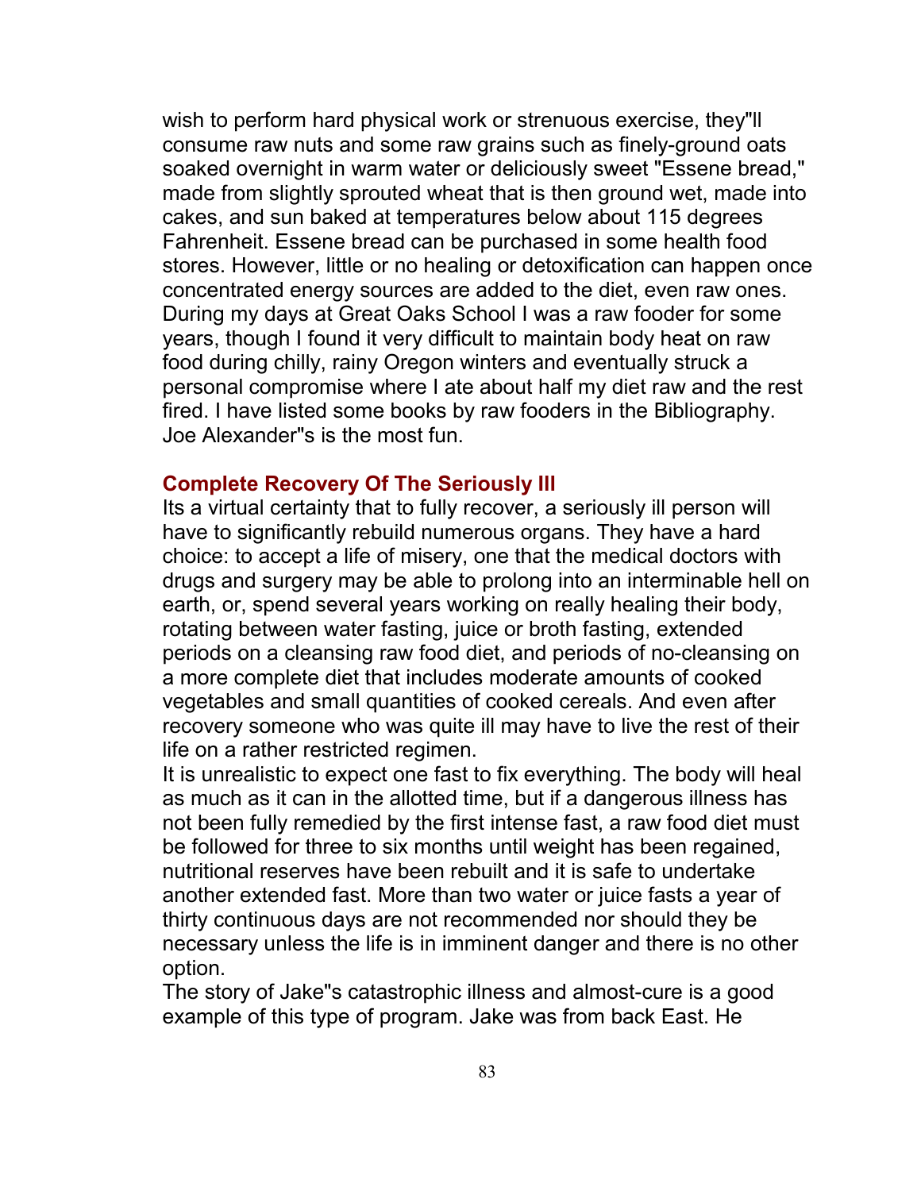wish to perform hard physical work or strenuous exercise, they"ll consume raw nuts and some raw grains such as finely-ground oats soaked overnight in warm water or deliciously sweet "Essene bread," made from slightly sprouted wheat that is then ground wet, made into cakes, and sun baked at temperatures below about 115 degrees Fahrenheit. Essene bread can be purchased in some health food stores. However, little or no healing or detoxification can happen once concentrated energy sources are added to the diet, even raw ones. During my days at Great Oaks School I was a raw fooder for some years, though I found it very difficult to maintain body heat on raw food during chilly, rainy Oregon winters and eventually struck a personal compromise where I ate about half my diet raw and the rest fired. I have listed some books by raw fooders in the Bibliography. Joe Alexander"s is the most fun.

### Complete Recovery Of The Seriously Ill

Its a virtual certainty that to fully recover, a seriously ill person will have to significantly rebuild numerous organs. They have a hard choice: to accept a life of misery, one that the medical doctors with drugs and surgery may be able to prolong into an interminable hell on earth, or, spend several years working on really healing their body, rotating between water fasting, juice or broth fasting, extended periods on a cleansing raw food diet, and periods of no-cleansing on a more complete diet that includes moderate amounts of cooked vegetables and small quantities of cooked cereals. And even after recovery someone who was quite ill may have to live the rest of their life on a rather restricted regimen.

It is unrealistic to expect one fast to fix everything. The body will heal as much as it can in the allotted time, but if a dangerous illness has not been fully remedied by the first intense fast, a raw food diet must be followed for three to six months until weight has been regained, nutritional reserves have been rebuilt and it is safe to undertake another extended fast. More than two water or juice fasts a year of thirty continuous days are not recommended nor should they be necessary unless the life is in imminent danger and there is no other option.

The story of Jake"s catastrophic illness and almost-cure is a good example of this type of program. Jake was from back East. He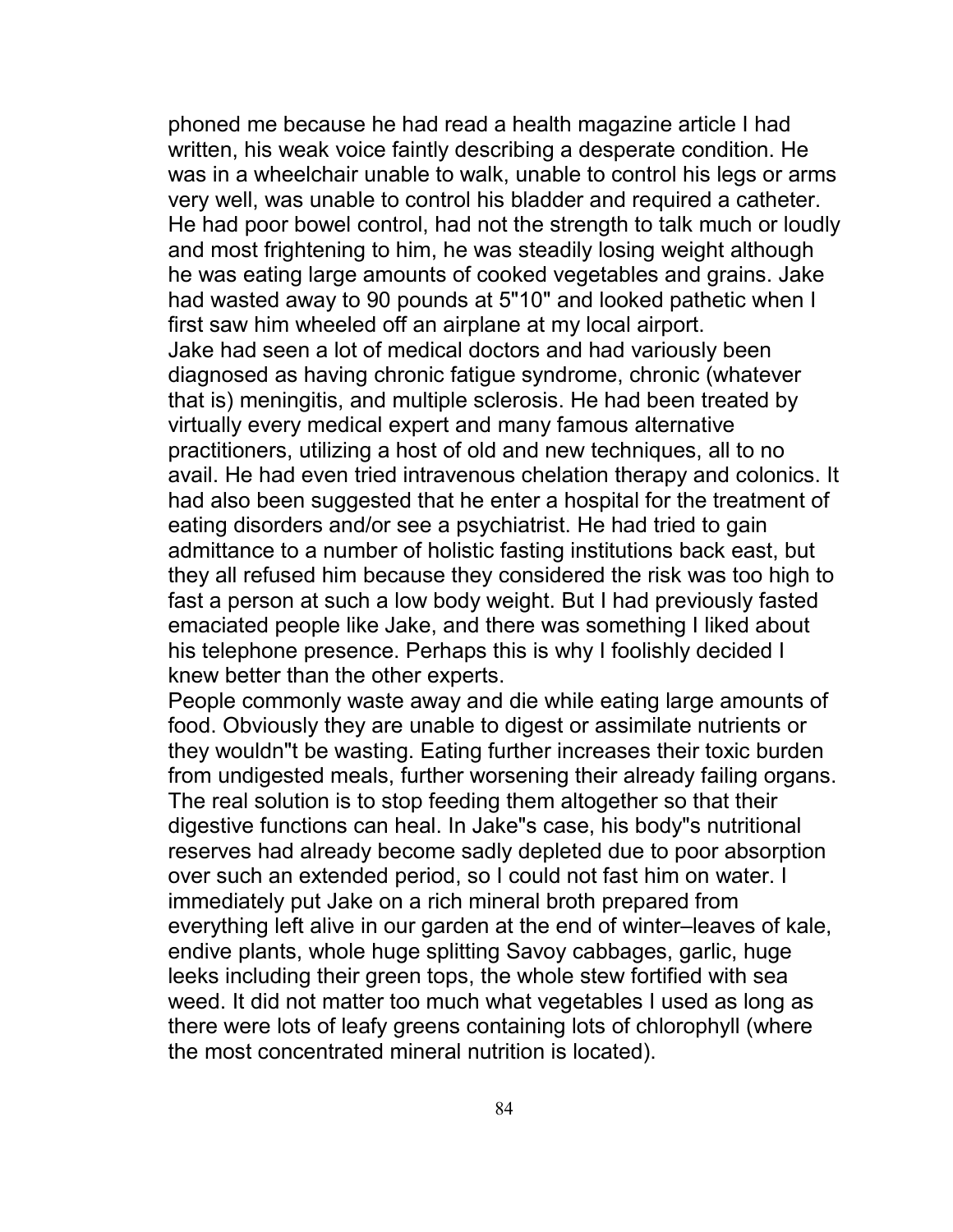phoned me because he had read a health magazine article I had written, his weak voice faintly describing a desperate condition. He was in a wheelchair unable to walk, unable to control his legs or arms very well, was unable to control his bladder and required a catheter. He had poor bowel control, had not the strength to talk much or loudly and most frightening to him, he was steadily losing weight although he was eating large amounts of cooked vegetables and grains. Jake had wasted away to 90 pounds at 5"10" and looked pathetic when I first saw him wheeled off an airplane at my local airport.

Jake had seen a lot of medical doctors and had variously been diagnosed as having chronic fatigue syndrome, chronic (whatever that is) meningitis, and multiple sclerosis. He had been treated by virtually every medical expert and many famous alternative practitioners, utilizing a host of old and new techniques, all to no avail. He had even tried intravenous chelation therapy and colonics. It had also been suggested that he enter a hospital for the treatment of eating disorders and/or see a psychiatrist. He had tried to gain admittance to a number of holistic fasting institutions back east, but they all refused him because they considered the risk was too high to fast a person at such a low body weight. But I had previously fasted emaciated people like Jake, and there was something I liked about his telephone presence. Perhaps this is why I foolishly decided I knew better than the other experts.

People commonly waste away and die while eating large amounts of food. Obviously they are unable to digest or assimilate nutrients or they wouldn"t be wasting. Eating further increases their toxic burden from undigested meals, further worsening their already failing organs. The real solution is to stop feeding them altogether so that their digestive functions can heal. In Jake"s case, his body"s nutritional reserves had already become sadly depleted due to poor absorption over such an extended period, so I could not fast him on water. I immediately put Jake on a rich mineral broth prepared from everything left alive in our garden at the end of winter–leaves of kale, endive plants, whole huge splitting Savoy cabbages, garlic, huge leeks including their green tops, the whole stew fortified with sea weed. It did not matter too much what vegetables I used as long as there were lots of leafy greens containing lots of chlorophyll (where the most concentrated mineral nutrition is located).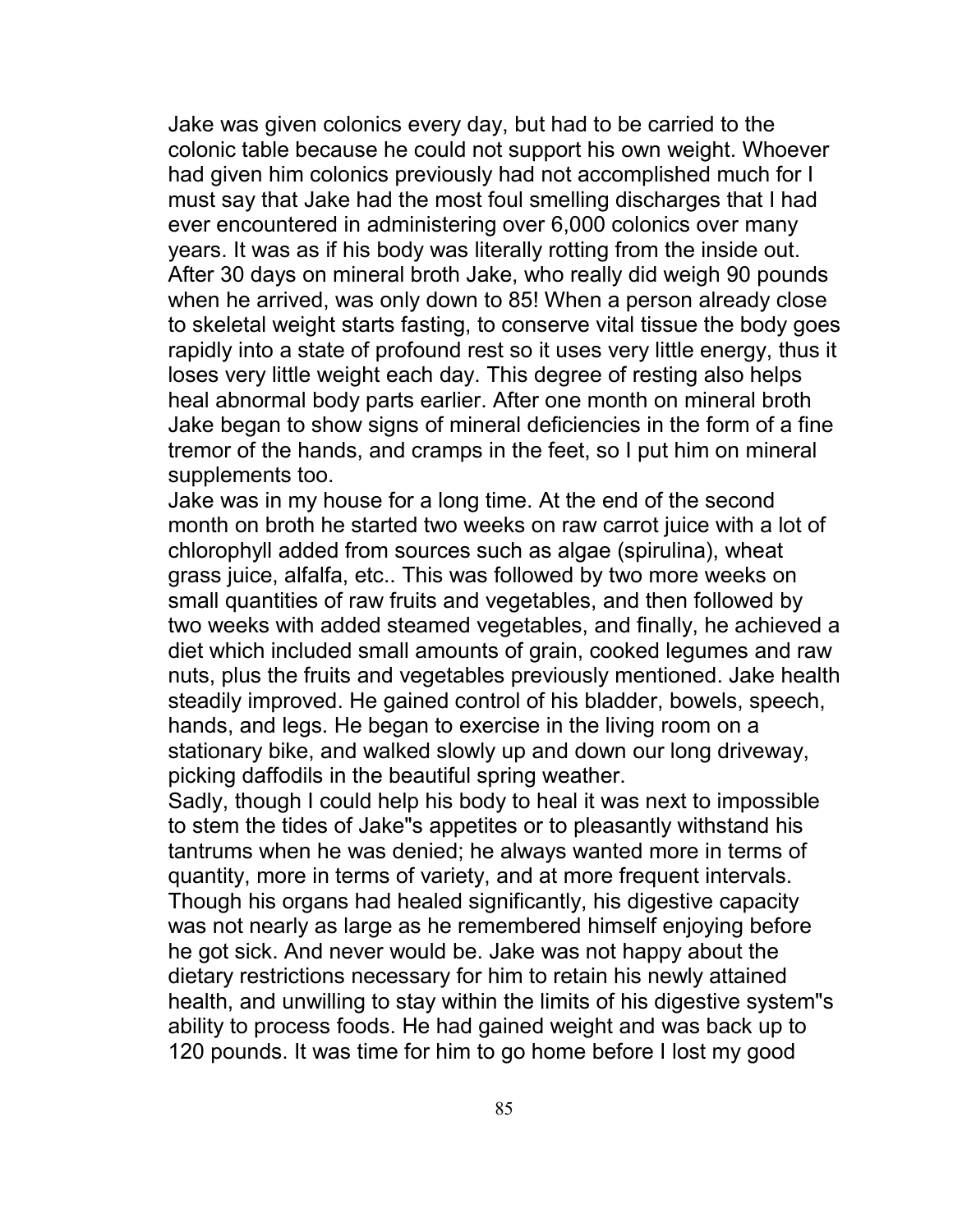Jake was given colonics every day, but had to be carried to the colonic table because he could not support his own weight. Whoever had given him colonics previously had not accomplished much for I must say that Jake had the most foul smelling discharges that I had ever encountered in administering over 6,000 colonics over many years. It was as if his body was literally rotting from the inside out. After 30 days on mineral broth Jake, who really did weigh 90 pounds when he arrived, was only down to 85! When a person already close to skeletal weight starts fasting, to conserve vital tissue the body goes rapidly into a state of profound rest so it uses very little energy, thus it loses very little weight each day. This degree of resting also helps heal abnormal body parts earlier. After one month on mineral broth Jake began to show signs of mineral deficiencies in the form of a fine tremor of the hands, and cramps in the feet, so I put him on mineral supplements too.

Jake was in my house for a long time. At the end of the second month on broth he started two weeks on raw carrot juice with a lot of chlorophyll added from sources such as algae (spirulina), wheat grass juice, alfalfa, etc.. This was followed by two more weeks on small quantities of raw fruits and vegetables, and then followed by two weeks with added steamed vegetables, and finally, he achieved a diet which included small amounts of grain, cooked legumes and raw nuts, plus the fruits and vegetables previously mentioned. Jake health steadily improved. He gained control of his bladder, bowels, speech, hands, and legs. He began to exercise in the living room on a stationary bike, and walked slowly up and down our long driveway, picking daffodils in the beautiful spring weather.

Sadly, though I could help his body to heal it was next to impossible to stem the tides of Jake"s appetites or to pleasantly withstand his tantrums when he was denied; he always wanted more in terms of quantity, more in terms of variety, and at more frequent intervals. Though his organs had healed significantly, his digestive capacity was not nearly as large as he remembered himself enjoying before he got sick. And never would be. Jake was not happy about the dietary restrictions necessary for him to retain his newly attained health, and unwilling to stay within the limits of his digestive system"s ability to process foods. He had gained weight and was back up to 120 pounds. It was time for him to go home before I lost my good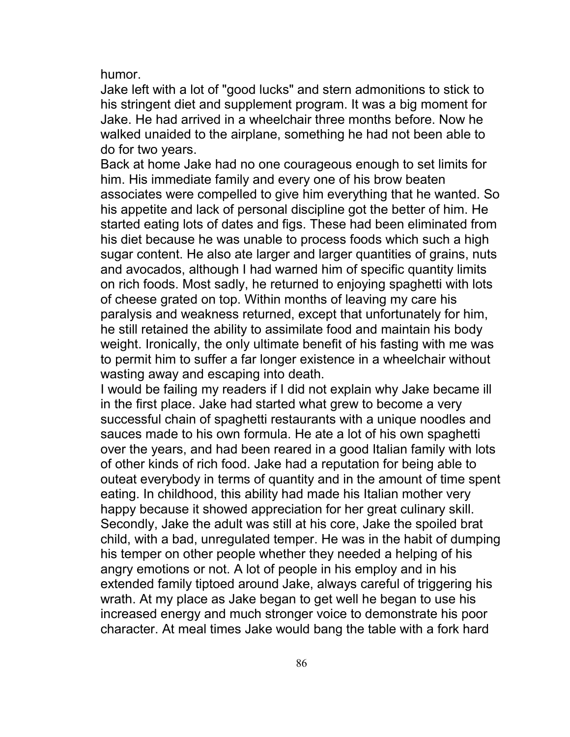humor.

Jake left with a lot of "good lucks" and stern admonitions to stick to his stringent diet and supplement program. It was a big moment for Jake. He had arrived in a wheelchair three months before. Now he walked unaided to the airplane, something he had not been able to do for two years.

Back at home Jake had no one courageous enough to set limits for him. His immediate family and every one of his brow beaten associates were compelled to give him everything that he wanted. So his appetite and lack of personal discipline got the better of him. He started eating lots of dates and figs. These had been eliminated from his diet because he was unable to process foods which such a high sugar content. He also ate larger and larger quantities of grains, nuts and avocados, although I had warned him of specific quantity limits on rich foods. Most sadly, he returned to enjoying spaghetti with lots of cheese grated on top. Within months of leaving my care his paralysis and weakness returned, except that unfortunately for him, he still retained the ability to assimilate food and maintain his body weight. Ironically, the only ultimate benefit of his fasting with me was to permit him to suffer a far longer existence in a wheelchair without wasting away and escaping into death.

I would be failing my readers if I did not explain why Jake became ill in the first place. Jake had started what grew to become a very successful chain of spaghetti restaurants with a unique noodles and sauces made to his own formula. He ate a lot of his own spaghetti over the years, and had been reared in a good Italian family with lots of other kinds of rich food. Jake had a reputation for being able to outeat everybody in terms of quantity and in the amount of time spent eating. In childhood, this ability had made his Italian mother very happy because it showed appreciation for her great culinary skill. Secondly, Jake the adult was still at his core, Jake the spoiled brat child, with a bad, unregulated temper. He was in the habit of dumping his temper on other people whether they needed a helping of his angry emotions or not. A lot of people in his employ and in his extended family tiptoed around Jake, always careful of triggering his wrath. At my place as Jake began to get well he began to use his increased energy and much stronger voice to demonstrate his poor character. At meal times Jake would bang the table with a fork hard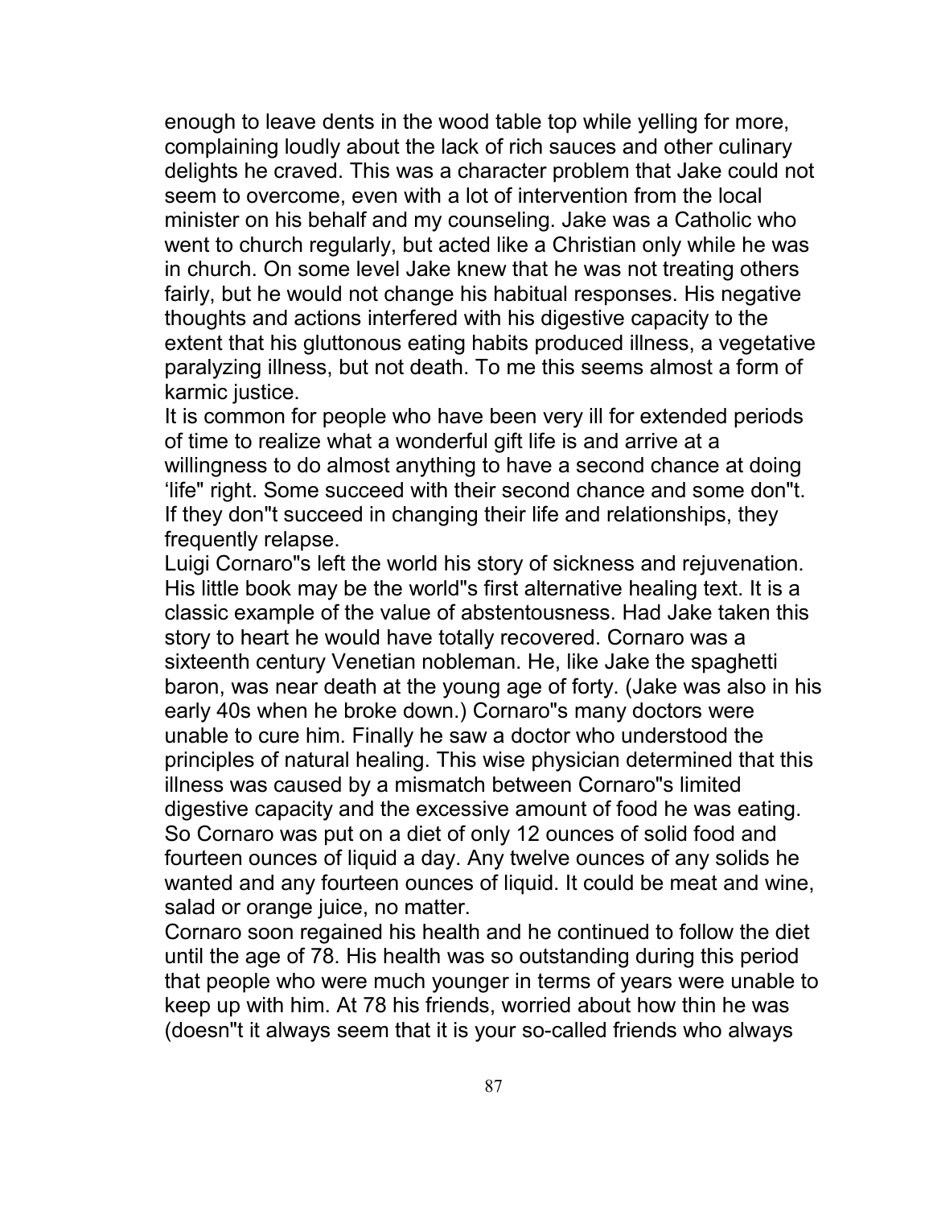enough to leave dents in the wood table top while yelling for more, complaining loudly about the lack of rich sauces and other culinary delights he craved. This was a character problem that Jake could not seem to overcome, even with a lot of intervention from the local minister on his behalf and my counseling. Jake was a Catholic who went to church regularly, but acted like a Christian only while he was in church. On some level Jake knew that he was not treating others fairly, but he would not change his habitual responses. His negative thoughts and actions interfered with his digestive capacity to the extent that his gluttonous eating habits produced illness, a vegetative paralyzing illness, but not death. To me this seems almost a form of karmic justice.

It is common for people who have been very ill for extended periods of time to realize what a wonderful gift life is and arrive at a willingness to do almost anything to have a second chance at doing 'life" right. Some succeed with their second chance and some don"t. If they don"t succeed in changing their life and relationships, they frequently relapse.

Luigi Cornaro"s left the world his story of sickness and rejuvenation. His little book may be the world"s first alternative healing text. It is a classic example of the value of abstentousness. Had Jake taken this story to heart he would have totally recovered. Cornaro was a sixteenth century Venetian nobleman. He, like Jake the spaghetti baron, was near death at the young age of forty. (Jake was also in his early 40s when he broke down.) Cornaro"s many doctors were unable to cure him. Finally he saw a doctor who understood the principles of natural healing. This wise physician determined that this illness was caused by a mismatch between Cornaro"s limited digestive capacity and the excessive amount of food he was eating. So Cornaro was put on a diet of only 12 ounces of solid food and fourteen ounces of liquid a day. Any twelve ounces of any solids he wanted and any fourteen ounces of liquid. It could be meat and wine, salad or orange juice, no matter.

Cornaro soon regained his health and he continued to follow the diet until the age of 78. His health was so outstanding during this period that people who were much younger in terms of years were unable to keep up with him. At 78 his friends, worried about how thin he was (doesn"t it always seem that it is your so-called friends who always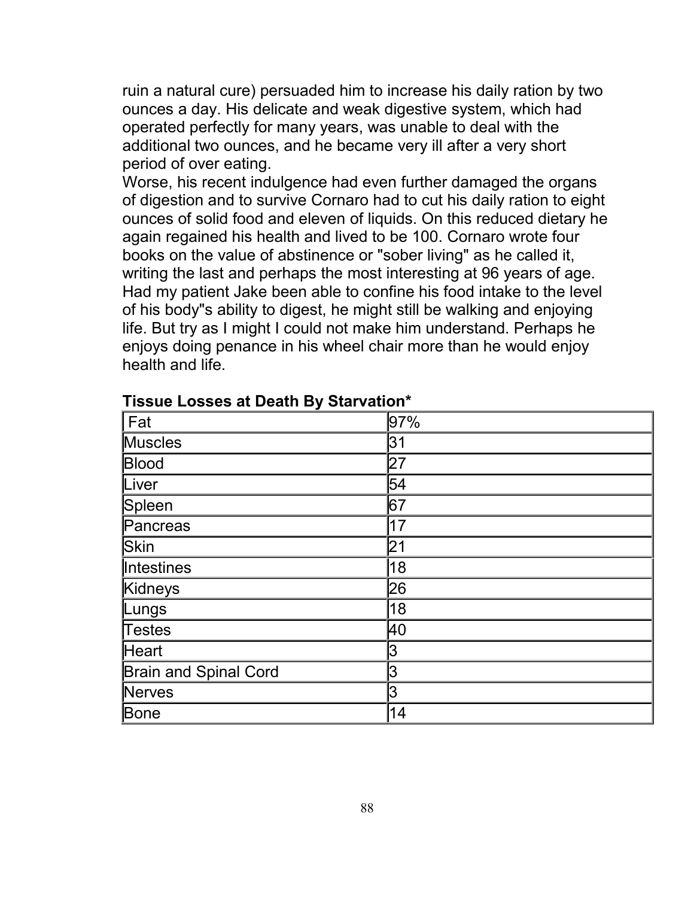ruin a natural cure) persuaded him to increase his daily ration by two ounces a day. His delicate and weak digestive system, which had operated perfectly for many years, was unable to deal with the additional two ounces, and he became very ill after a very short period of over eating.

Worse, his recent indulgence had even further damaged the organs of digestion and to survive Cornaro had to cut his daily ration to eight ounces of solid food and eleven of liquids. On this reduced dietary he again regained his health and lived to be 100. Cornaro wrote four books on the value of abstinence or "sober living" as he called it, writing the last and perhaps the most interesting at 96 years of age. Had my patient Jake been able to confine his food intake to the level of his body"s ability to digest, he might still be walking and enjoying life. But try as I might I could not make him understand. Perhaps he enjoys doing penance in his wheel chair more than he would enjoy health and life.

**Tissue Losses at Death By Starvation***

| Fat | 97% |
|---|---|
| Muscles | 31 |
| Blood | 27 |
| Liver | 54 |
| Spleen | 67 |
| Pancreas | 17 |
| Skin | 21 |
| Intestines | 18 |
| Kidneys | 26 |
| Lungs | 18 |
| Testes | 40 |
| Heart | 3 |
| Brain and Spinal Cord | 3 |
| Nerves | 3 |
| Bone | 14 |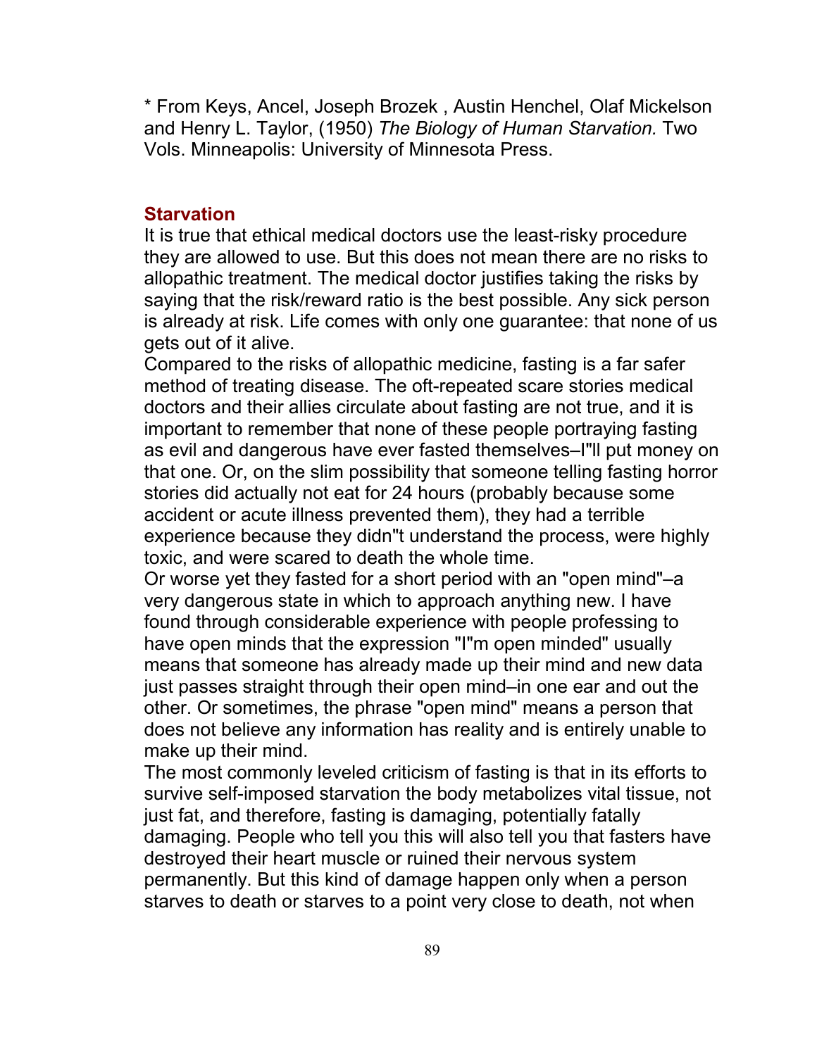* From Keys, Ancel, Joseph Brozek , Austin Henchel, Olaf Mickelson and Henry L. Taylor, (1950) *The Biology of Human Starvation.* Two Vols. Minneapolis: University of Minnesota Press.

## Starvation

It is true that ethical medical doctors use the least-risky procedure they are allowed to use. But this does not mean there are no risks to allopathic treatment. The medical doctor justifies taking the risks by saying that the risk/reward ratio is the best possible. Any sick person is already at risk. Life comes with only one guarantee: that none of us gets out of it alive.

Compared to the risks of allopathic medicine, fasting is a far safer method of treating disease. The oft-repeated scare stories medical doctors and their allies circulate about fasting are not true, and it is important to remember that none of these people portraying fasting as evil and dangerous have ever fasted themselves–I"ll put money on that one. Or, on the slim possibility that someone telling fasting horror stories did actually not eat for 24 hours (probably because some accident or acute illness prevented them), they had a terrible experience because they didn"t understand the process, were highly toxic, and were scared to death the whole time.

Or worse yet they fasted for a short period with an "open mind"–a very dangerous state in which to approach anything new. I have found through considerable experience with people professing to have open minds that the expression "I"m open minded" usually means that someone has already made up their mind and new data just passes straight through their open mind–in one ear and out the other. Or sometimes, the phrase "open mind" means a person that does not believe any information has reality and is entirely unable to make up their mind.

The most commonly leveled criticism of fasting is that in its efforts to survive self-imposed starvation the body metabolizes vital tissue, not just fat, and therefore, fasting is damaging, potentially fatally damaging. People who tell you this will also tell you that fasters have destroyed their heart muscle or ruined their nervous system permanently. But this kind of damage happen only when a person starves to death or starves to a point very close to death, not when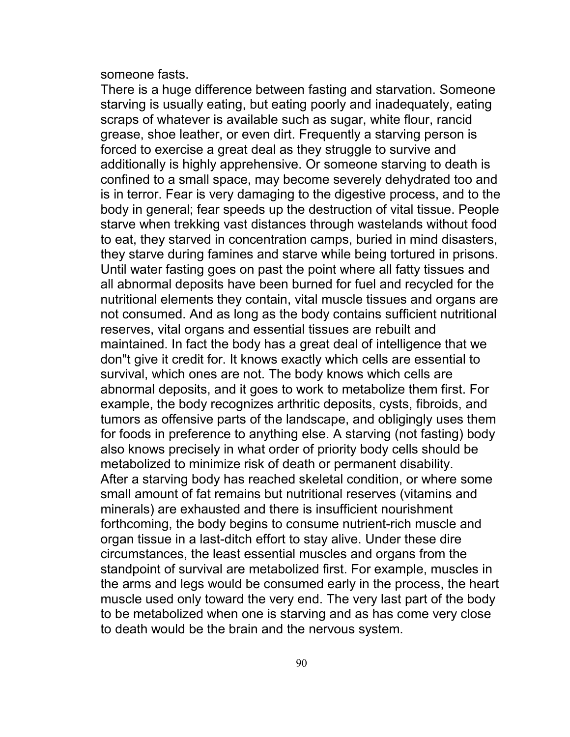someone fasts.

There is a huge difference between fasting and starvation. Someone starving is usually eating, but eating poorly and inadequately, eating scraps of whatever is available such as sugar, white flour, rancid grease, shoe leather, or even dirt. Frequently a starving person is forced to exercise a great deal as they struggle to survive and additionally is highly apprehensive. Or someone starving to death is confined to a small space, may become severely dehydrated too and is in terror. Fear is very damaging to the digestive process, and to the body in general; fear speeds up the destruction of vital tissue. People starve when trekking vast distances through wastelands without food to eat, they starved in concentration camps, buried in mind disasters, they starve during famines and starve while being tortured in prisons. Until water fasting goes on past the point where all fatty tissues and all abnormal deposits have been burned for fuel and recycled for the nutritional elements they contain, vital muscle tissues and organs are not consumed. And as long as the body contains sufficient nutritional reserves, vital organs and essential tissues are rebuilt and maintained. In fact the body has a great deal of intelligence that we don"t give it credit for. It knows exactly which cells are essential to survival, which ones are not. The body knows which cells are abnormal deposits, and it goes to work to metabolize them first. For example, the body recognizes arthritic deposits, cysts, fibroids, and tumors as offensive parts of the landscape, and obligingly uses them for foods in preference to anything else. A starving (not fasting) body also knows precisely in what order of priority body cells should be metabolized to minimize risk of death or permanent disability.

After a starving body has reached skeletal condition, or where some small amount of fat remains but nutritional reserves (vitamins and minerals) are exhausted and there is insufficient nourishment forthcoming, the body begins to consume nutrient-rich muscle and organ tissue in a last-ditch effort to stay alive. Under these dire circumstances, the least essential muscles and organs from the standpoint of survival are metabolized first. For example, muscles in the arms and legs would be consumed early in the process, the heart muscle used only toward the very end. The very last part of the body to be metabolized when one is starving and as has come very close to death would be the brain and the nervous system.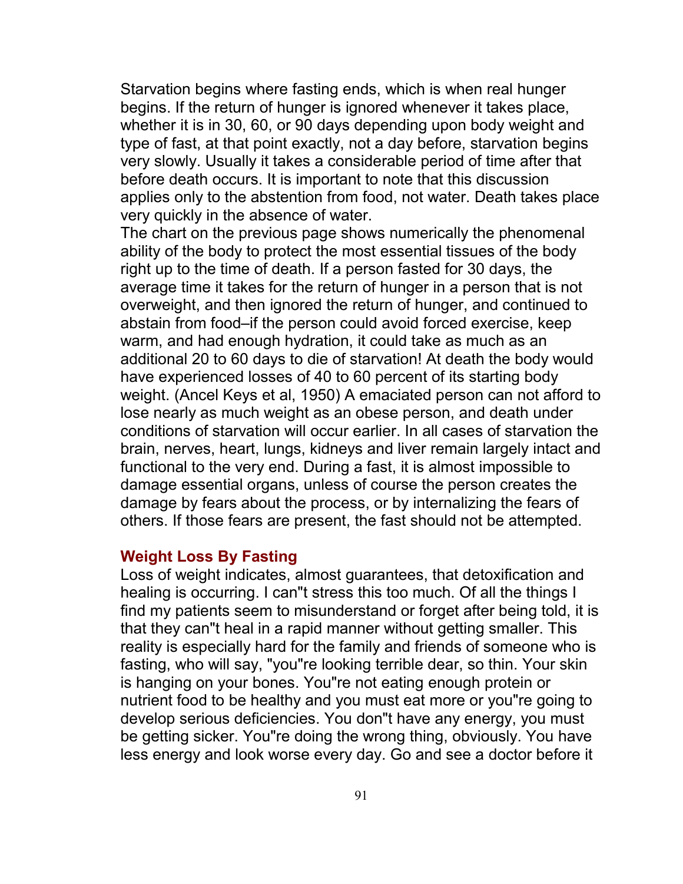Starvation begins where fasting ends, which is when real hunger begins. If the return of hunger is ignored whenever it takes place, whether it is in 30, 60, or 90 days depending upon body weight and type of fast, at that point exactly, not a day before, starvation begins very slowly. Usually it takes a considerable period of time after that before death occurs. It is important to note that this discussion applies only to the abstention from food, not water. Death takes place very quickly in the absence of water.

The chart on the previous page shows numerically the phenomenal ability of the body to protect the most essential tissues of the body right up to the time of death. If a person fasted for 30 days, the average time it takes for the return of hunger in a person that is not overweight, and then ignored the return of hunger, and continued to abstain from food–if the person could avoid forced exercise, keep warm, and had enough hydration, it could take as much as an additional 20 to 60 days to die of starvation! At death the body would have experienced losses of 40 to 60 percent of its starting body weight. (Ancel Keys et al, 1950) A emaciated person can not afford to lose nearly as much weight as an obese person, and death under conditions of starvation will occur earlier. In all cases of starvation the brain, nerves, heart, lungs, kidneys and liver remain largely intact and functional to the very end. During a fast, it is almost impossible to damage essential organs, unless of course the person creates the damage by fears about the process, or by internalizing the fears of others. If those fears are present, the fast should not be attempted.

## Weight Loss By Fasting

Loss of weight indicates, almost guarantees, that detoxification and healing is occurring. I can"t stress this too much. Of all the things I find my patients seem to misunderstand or forget after being told, it is that they can"t heal in a rapid manner without getting smaller. This reality is especially hard for the family and friends of someone who is fasting, who will say, "you"re looking terrible dear, so thin. Your skin is hanging on your bones. You"re not eating enough protein or nutrient food to be healthy and you must eat more or you"re going to develop serious deficiencies. You don"t have any energy, you must be getting sicker. You"re doing the wrong thing, obviously. You have less energy and look worse every day. Go and see a doctor before it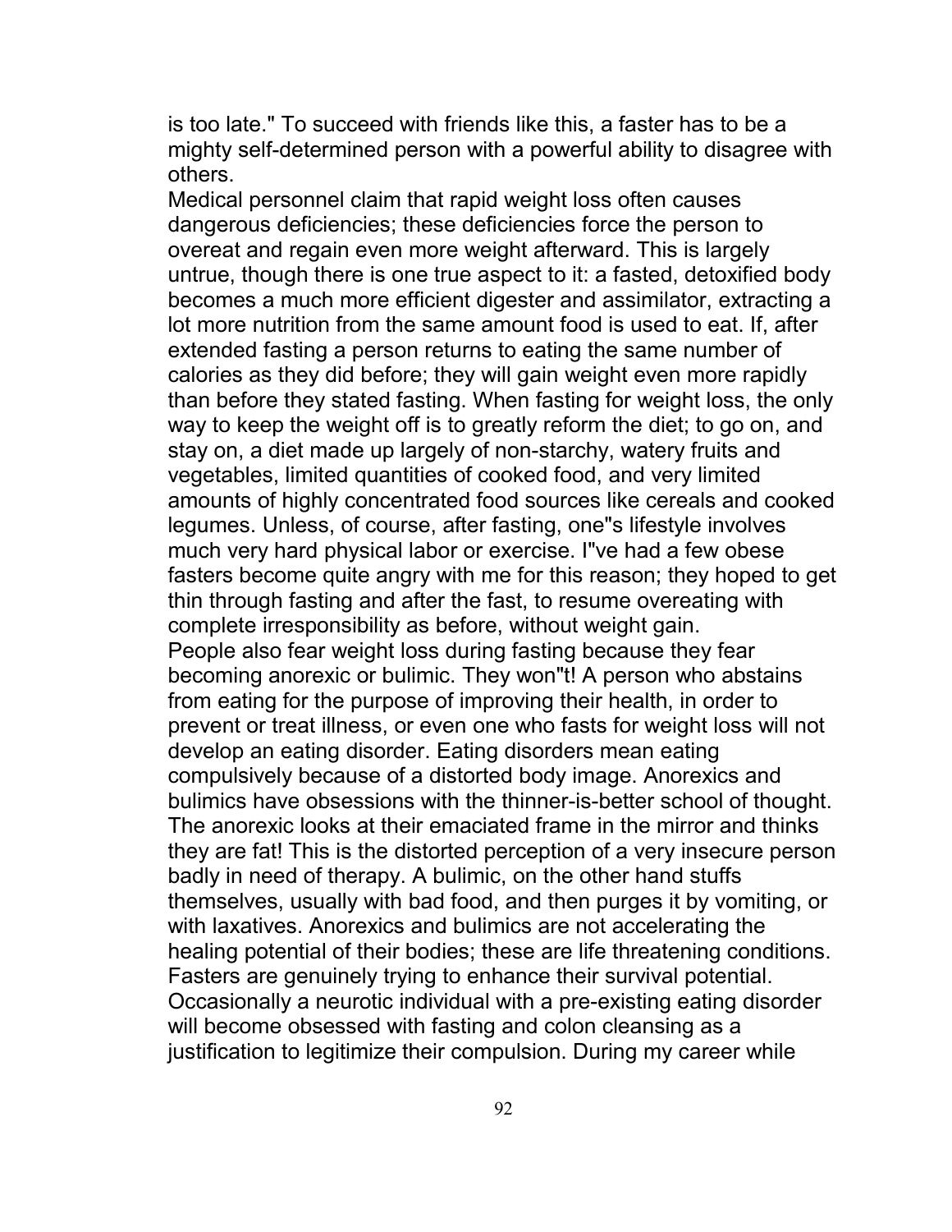is too late." To succeed with friends like this, a faster has to be a mighty self-determined person with a powerful ability to disagree with others.

Medical personnel claim that rapid weight loss often causes dangerous deficiencies; these deficiencies force the person to overeat and regain even more weight afterward. This is largely untrue, though there is one true aspect to it: a fasted, detoxified body becomes a much more efficient digester and assimilator, extracting a lot more nutrition from the same amount food is used to eat. If, after extended fasting a person returns to eating the same number of calories as they did before; they will gain weight even more rapidly than before they stated fasting. When fasting for weight loss, the only way to keep the weight off is to greatly reform the diet; to go on, and stay on, a diet made up largely of non-starchy, watery fruits and vegetables, limited quantities of cooked food, and very limited amounts of highly concentrated food sources like cereals and cooked legumes. Unless, of course, after fasting, one"s lifestyle involves much very hard physical labor or exercise. I"ve had a few obese fasters become quite angry with me for this reason; they hoped to get thin through fasting and after the fast, to resume overeating with complete irresponsibility as before, without weight gain.

People also fear weight loss during fasting because they fear becoming anorexic or bulimic. They won"t! A person who abstains from eating for the purpose of improving their health, in order to prevent or treat illness, or even one who fasts for weight loss will not develop an eating disorder. Eating disorders mean eating compulsively because of a distorted body image. Anorexics and bulimics have obsessions with the thinner-is-better school of thought. The anorexic looks at their emaciated frame in the mirror and thinks they are fat! This is the distorted perception of a very insecure person badly in need of therapy. A bulimic, on the other hand stuffs themselves, usually with bad food, and then purges it by vomiting, or with laxatives. Anorexics and bulimics are not accelerating the healing potential of their bodies; these are life threatening conditions. Fasters are genuinely trying to enhance their survival potential. Occasionally a neurotic individual with a pre-existing eating disorder will become obsessed with fasting and colon cleansing as a justification to legitimize their compulsion. During my career while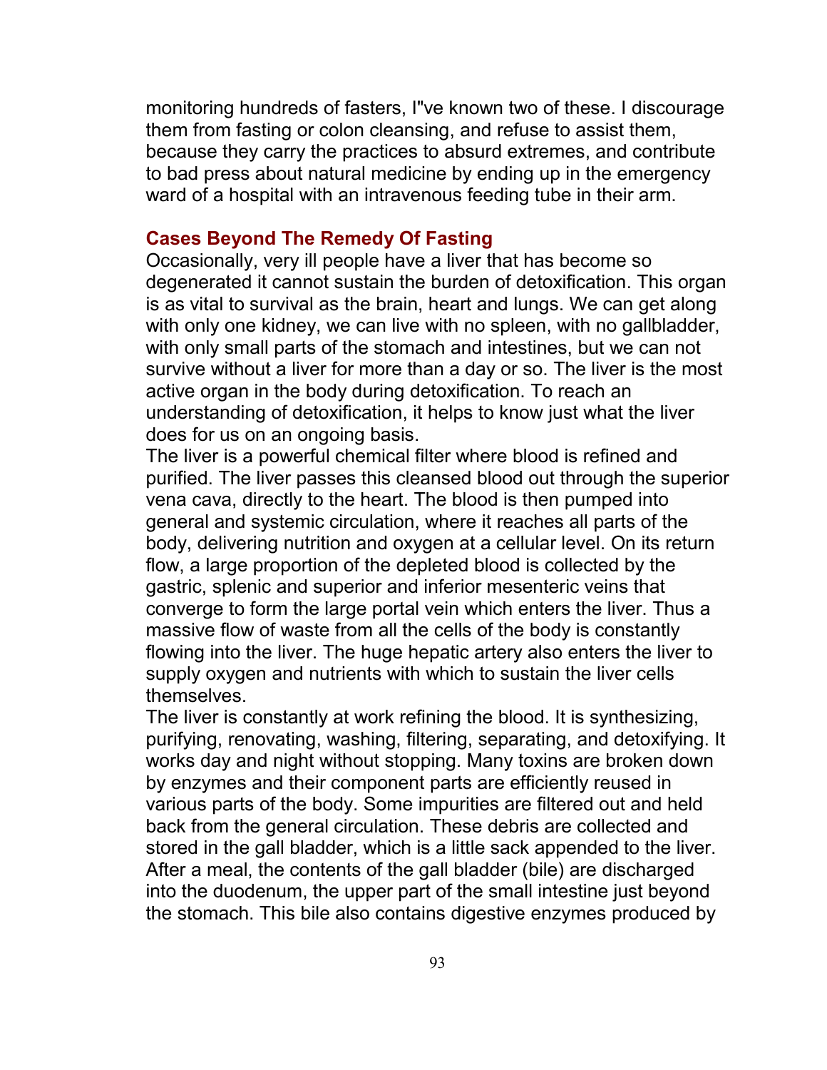monitoring hundreds of fasters, I"ve known two of these. I discourage them from fasting or colon cleansing, and refuse to assist them, because they carry the practices to absurd extremes, and contribute to bad press about natural medicine by ending up in the emergency ward of a hospital with an intravenous feeding tube in their arm.

### Cases Beyond The Remedy Of Fasting

Occasionally, very ill people have a liver that has become so degenerated it cannot sustain the burden of detoxification. This organ is as vital to survival as the brain, heart and lungs. We can get along with only one kidney, we can live with no spleen, with no gallbladder, with only small parts of the stomach and intestines, but we can not survive without a liver for more than a day or so. The liver is the most active organ in the body during detoxification. To reach an understanding of detoxification, it helps to know just what the liver does for us on an ongoing basis.

The liver is a powerful chemical filter where blood is refined and purified. The liver passes this cleansed blood out through the superior vena cava, directly to the heart. The blood is then pumped into general and systemic circulation, where it reaches all parts of the body, delivering nutrition and oxygen at a cellular level. On its return flow, a large proportion of the depleted blood is collected by the gastric, splenic and superior and inferior mesenteric veins that converge to form the large portal vein which enters the liver. Thus a massive flow of waste from all the cells of the body is constantly flowing into the liver. The huge hepatic artery also enters the liver to supply oxygen and nutrients with which to sustain the liver cells themselves.

The liver is constantly at work refining the blood. It is synthesizing, purifying, renovating, washing, filtering, separating, and detoxifying. It works day and night without stopping. Many toxins are broken down by enzymes and their component parts are efficiently reused in various parts of the body. Some impurities are filtered out and held back from the general circulation. These debris are collected and stored in the gall bladder, which is a little sack appended to the liver. After a meal, the contents of the gall bladder (bile) are discharged into the duodenum, the upper part of the small intestine just beyond the stomach. This bile also contains digestive enzymes produced by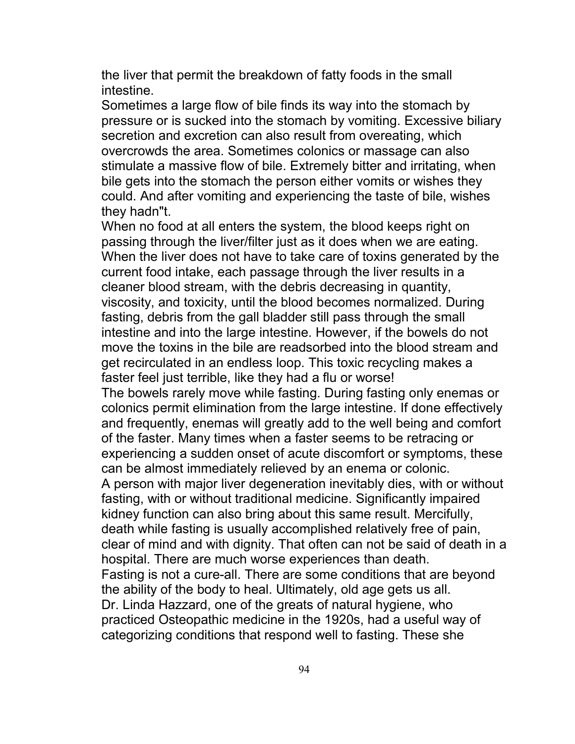the liver that permit the breakdown of fatty foods in the small intestine.

Sometimes a large flow of bile finds its way into the stomach by pressure or is sucked into the stomach by vomiting. Excessive biliary secretion and excretion can also result from overeating, which overcrowds the area. Sometimes colonics or massage can also stimulate a massive flow of bile. Extremely bitter and irritating, when bile gets into the stomach the person either vomits or wishes they could. And after vomiting and experiencing the taste of bile, wishes they hadn"t.

When no food at all enters the system, the blood keeps right on passing through the liver/filter just as it does when we are eating. When the liver does not have to take care of toxins generated by the current food intake, each passage through the liver results in a cleaner blood stream, with the debris decreasing in quantity, viscosity, and toxicity, until the blood becomes normalized. During fasting, debris from the gall bladder still pass through the small intestine and into the large intestine. However, if the bowels do not move the toxins in the bile are readsorbed into the blood stream and get recirculated in an endless loop. This toxic recycling makes a faster feel just terrible, like they had a flu or worse!

The bowels rarely move while fasting. During fasting only enemas or colonics permit elimination from the large intestine. If done effectively and frequently, enemas will greatly add to the well being and comfort of the faster. Many times when a faster seems to be retracing or experiencing a sudden onset of acute discomfort or symptoms, these can be almost immediately relieved by an enema or colonic.

A person with major liver degeneration inevitably dies, with or without fasting, with or without traditional medicine. Significantly impaired kidney function can also bring about this same result. Mercifully, death while fasting is usually accomplished relatively free of pain, clear of mind and with dignity. That often can not be said of death in a hospital. There are much worse experiences than death.

Fasting is not a cure-all. There are some conditions that are beyond the ability of the body to heal. Ultimately, old age gets us all.

Dr. Linda Hazzard, one of the greats of natural hygiene, who practiced Osteopathic medicine in the 1920s, had a useful way of categorizing conditions that respond well to fasting. These she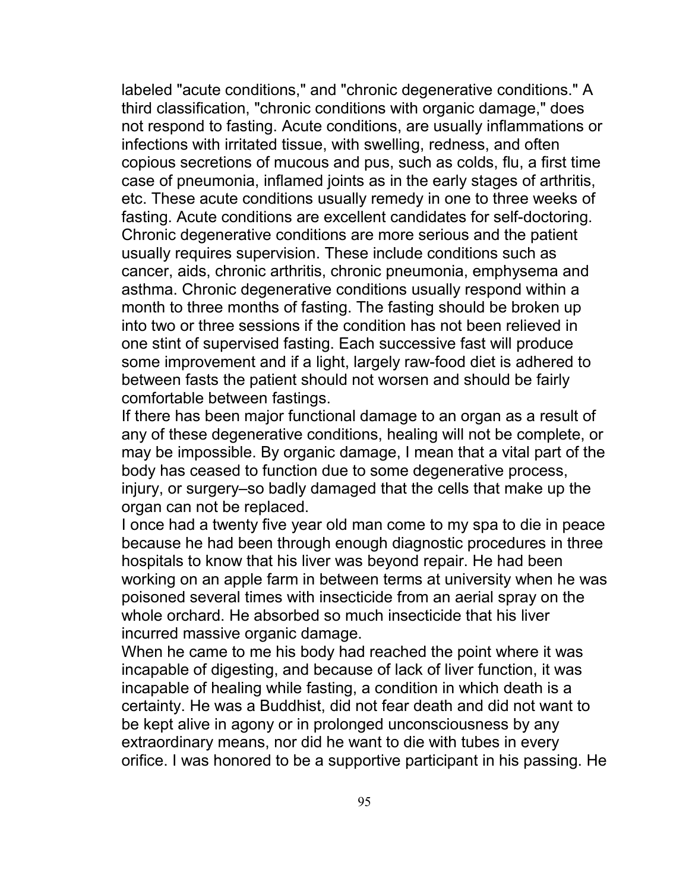labeled "acute conditions," and "chronic degenerative conditions." A third classification, "chronic conditions with organic damage," does not respond to fasting. Acute conditions, are usually inflammations or infections with irritated tissue, with swelling, redness, and often copious secretions of mucous and pus, such as colds, flu, a first time case of pneumonia, inflamed joints as in the early stages of arthritis, etc. These acute conditions usually remedy in one to three weeks of fasting. Acute conditions are excellent candidates for self-doctoring. Chronic degenerative conditions are more serious and the patient usually requires supervision. These include conditions such as cancer, aids, chronic arthritis, chronic pneumonia, emphysema and asthma. Chronic degenerative conditions usually respond within a month to three months of fasting. The fasting should be broken up into two or three sessions if the condition has not been relieved in one stint of supervised fasting. Each successive fast will produce some improvement and if a light, largely raw-food diet is adhered to between fasts the patient should not worsen and should be fairly comfortable between fastings.

If there has been major functional damage to an organ as a result of any of these degenerative conditions, healing will not be complete, or may be impossible. By organic damage, I mean that a vital part of the body has ceased to function due to some degenerative process, injury, or surgery–so badly damaged that the cells that make up the organ can not be replaced.

I once had a twenty five year old man come to my spa to die in peace because he had been through enough diagnostic procedures in three hospitals to know that his liver was beyond repair. He had been working on an apple farm in between terms at university when he was poisoned several times with insecticide from an aerial spray on the whole orchard. He absorbed so much insecticide that his liver incurred massive organic damage.

When he came to me his body had reached the point where it was incapable of digesting, and because of lack of liver function, it was incapable of healing while fasting, a condition in which death is a certainty. He was a Buddhist, did not fear death and did not want to be kept alive in agony or in prolonged unconsciousness by any extraordinary means, nor did he want to die with tubes in every orifice. I was honored to be a supportive participant in his passing. He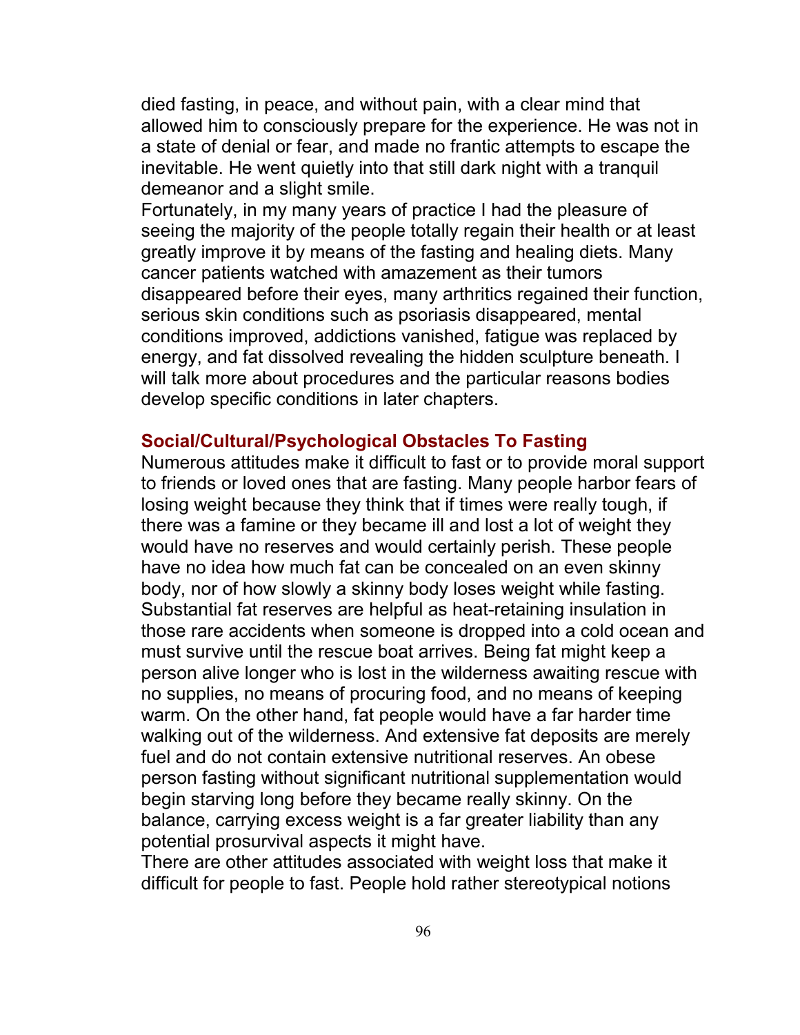died fasting, in peace, and without pain, with a clear mind that allowed him to consciously prepare for the experience. He was not in a state of denial or fear, and made no frantic attempts to escape the inevitable. He went quietly into that still dark night with a tranquil demeanor and a slight smile.

Fortunately, in my many years of practice I had the pleasure of seeing the majority of the people totally regain their health or at least greatly improve it by means of the fasting and healing diets. Many cancer patients watched with amazement as their tumors disappeared before their eyes, many arthritics regained their function, serious skin conditions such as psoriasis disappeared, mental conditions improved, addictions vanished, fatigue was replaced by energy, and fat dissolved revealing the hidden sculpture beneath. I will talk more about procedures and the particular reasons bodies develop specific conditions in later chapters.

## Social/Cultural/Psychological Obstacles To Fasting

Numerous attitudes make it difficult to fast or to provide moral support to friends or loved ones that are fasting. Many people harbor fears of losing weight because they think that if times were really tough, if there was a famine or they became ill and lost a lot of weight they would have no reserves and would certainly perish. These people have no idea how much fat can be concealed on an even skinny body, nor of how slowly a skinny body loses weight while fasting. Substantial fat reserves are helpful as heat-retaining insulation in those rare accidents when someone is dropped into a cold ocean and must survive until the rescue boat arrives. Being fat might keep a person alive longer who is lost in the wilderness awaiting rescue with no supplies, no means of procuring food, and no means of keeping warm. On the other hand, fat people would have a far harder time walking out of the wilderness. And extensive fat deposits are merely fuel and do not contain extensive nutritional reserves. An obese person fasting without significant nutritional supplementation would begin starving long before they became really skinny. On the balance, carrying excess weight is a far greater liability than any potential prosurvival aspects it might have.

There are other attitudes associated with weight loss that make it difficult for people to fast. People hold rather stereotypical notions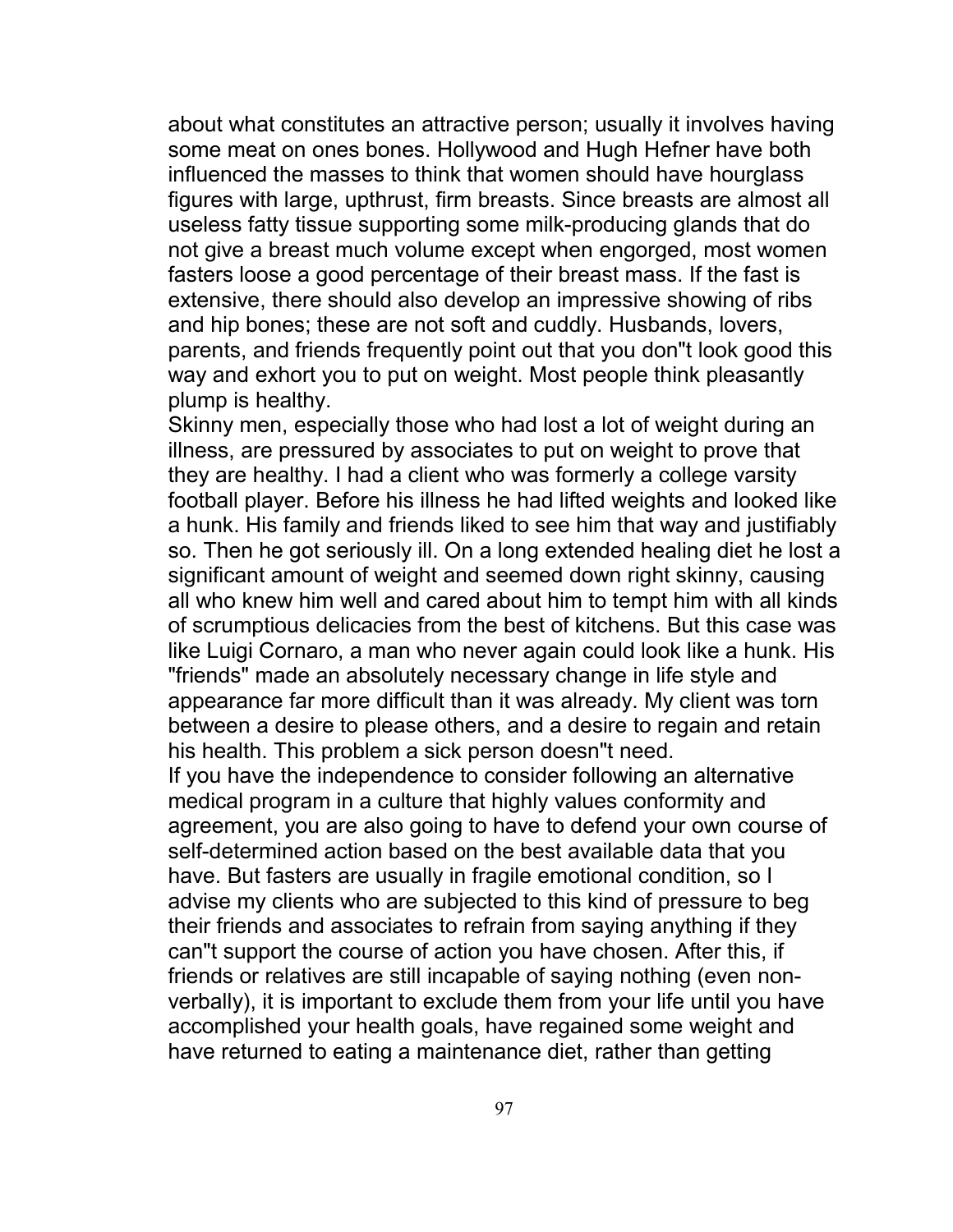about what constitutes an attractive person; usually it involves having some meat on ones bones. Hollywood and Hugh Hefner have both influenced the masses to think that women should have hourglass figures with large, upthrust, firm breasts. Since breasts are almost all useless fatty tissue supporting some milk-producing glands that do not give a breast much volume except when engorged, most women fasters loose a good percentage of their breast mass. If the fast is extensive, there should also develop an impressive showing of ribs and hip bones; these are not soft and cuddly. Husbands, lovers, parents, and friends frequently point out that you don"t look good this way and exhort you to put on weight. Most people think pleasantly plump is healthy.

Skinny men, especially those who had lost a lot of weight during an illness, are pressured by associates to put on weight to prove that they are healthy. I had a client who was formerly a college varsity football player. Before his illness he had lifted weights and looked like a hunk. His family and friends liked to see him that way and justifiably so. Then he got seriously ill. On a long extended healing diet he lost a significant amount of weight and seemed down right skinny, causing all who knew him well and cared about him to tempt him with all kinds of scrumptious delicacies from the best of kitchens. But this case was like Luigi Cornaro, a man who never again could look like a hunk. His "friends" made an absolutely necessary change in life style and appearance far more difficult than it was already. My client was torn between a desire to please others, and a desire to regain and retain his health. This problem a sick person doesn"t need.

If you have the independence to consider following an alternative medical program in a culture that highly values conformity and agreement, you are also going to have to defend your own course of self-determined action based on the best available data that you have. But fasters are usually in fragile emotional condition, so I advise my clients who are subjected to this kind of pressure to beg their friends and associates to refrain from saying anything if they can"t support the course of action you have chosen. After this, if friends or relatives are still incapable of saying nothing (even non-verbally), it is important to exclude them from your life until you have accomplished your health goals, have regained some weight and have returned to eating a maintenance diet, rather than getting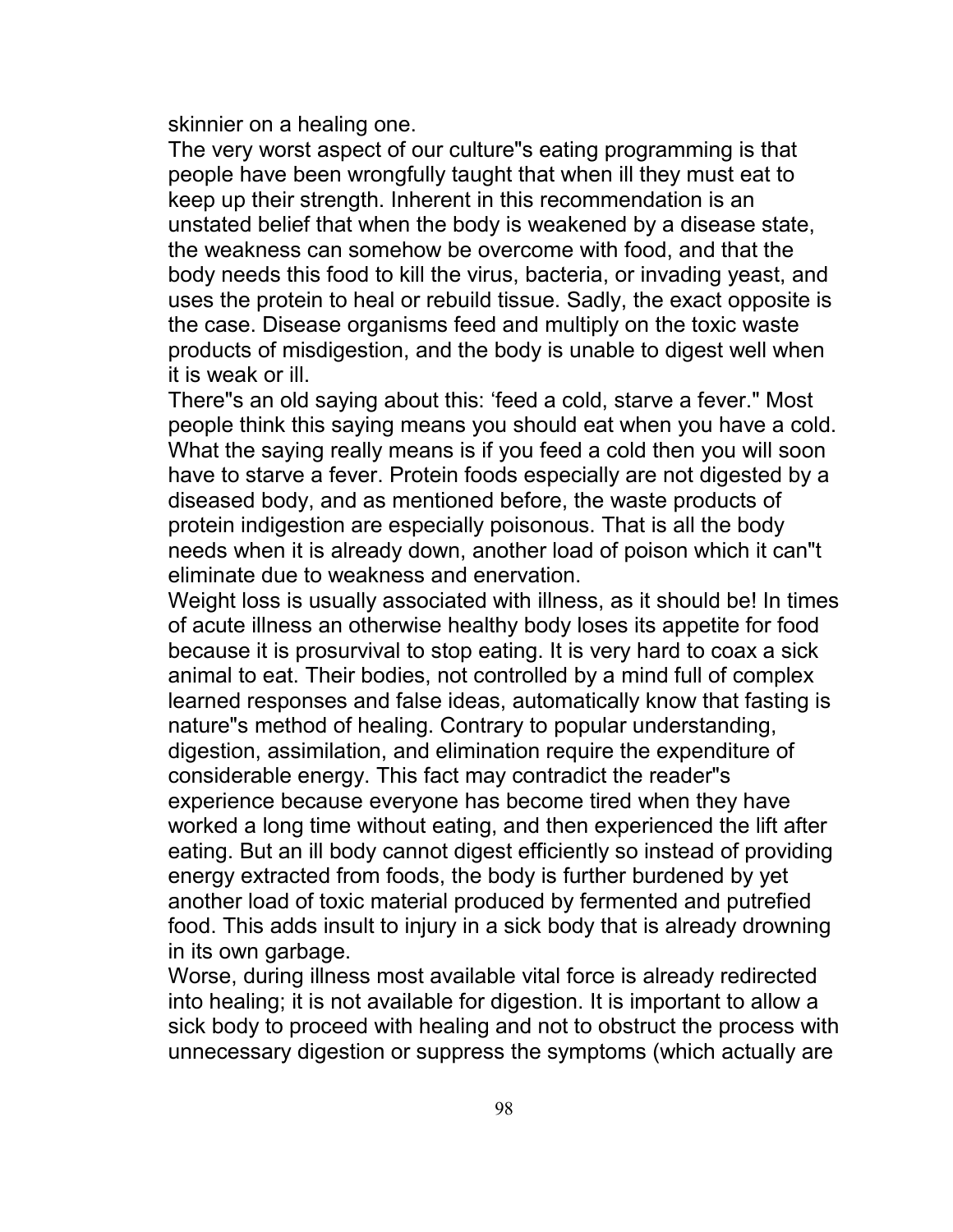skinnier on a healing one.

The very worst aspect of our culture"s eating programming is that people have been wrongfully taught that when ill they must eat to keep up their strength. Inherent in this recommendation is an unstated belief that when the body is weakened by a disease state, the weakness can somehow be overcome with food, and that the body needs this food to kill the virus, bacteria, or invading yeast, and uses the protein to heal or rebuild tissue. Sadly, the exact opposite is the case. Disease organisms feed and multiply on the toxic waste products of misdigestion, and the body is unable to digest well when it is weak or ill.

There"s an old saying about this: 'feed a cold, starve a fever." Most people think this saying means you should eat when you have a cold. What the saying really means is if you feed a cold then you will soon have to starve a fever. Protein foods especially are not digested by a diseased body, and as mentioned before, the waste products of protein indigestion are especially poisonous. That is all the body needs when it is already down, another load of poison which it can"t eliminate due to weakness and enervation.

Weight loss is usually associated with illness, as it should be! In times of acute illness an otherwise healthy body loses its appetite for food because it is prosurvival to stop eating. It is very hard to coax a sick animal to eat. Their bodies, not controlled by a mind full of complex learned responses and false ideas, automatically know that fasting is nature"s method of healing. Contrary to popular understanding, digestion, assimilation, and elimination require the expenditure of considerable energy. This fact may contradict the reader"s experience because everyone has become tired when they have worked a long time without eating, and then experienced the lift after eating. But an ill body cannot digest efficiently so instead of providing energy extracted from foods, the body is further burdened by yet another load of toxic material produced by fermented and putrefied food. This adds insult to injury in a sick body that is already drowning in its own garbage.

Worse, during illness most available vital force is already redirected into healing; it is not available for digestion. It is important to allow a sick body to proceed with healing and not to obstruct the process with unnecessary digestion or suppress the symptoms (which actually are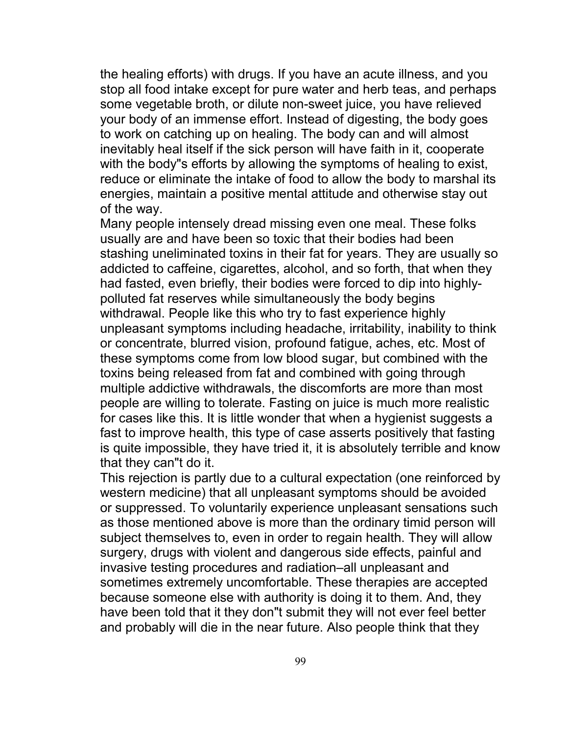the healing efforts) with drugs. If you have an acute illness, and you stop all food intake except for pure water and herb teas, and perhaps some vegetable broth, or dilute non-sweet juice, you have relieved your body of an immense effort. Instead of digesting, the body goes to work on catching up on healing. The body can and will almost inevitably heal itself if the sick person will have faith in it, cooperate with the body"s efforts by allowing the symptoms of healing to exist, reduce or eliminate the intake of food to allow the body to marshal its energies, maintain a positive mental attitude and otherwise stay out of the way.

Many people intensely dread missing even one meal. These folks usually are and have been so toxic that their bodies had been stashing uneliminated toxins in their fat for years. They are usually so addicted to caffeine, cigarettes, alcohol, and so forth, that when they had fasted, even briefly, their bodies were forced to dip into highly-polluted fat reserves while simultaneously the body begins withdrawal. People like this who try to fast experience highly unpleasant symptoms including headache, irritability, inability to think or concentrate, blurred vision, profound fatigue, aches, etc. Most of these symptoms come from low blood sugar, but combined with the toxins being released from fat and combined with going through multiple addictive withdrawals, the discomforts are more than most people are willing to tolerate. Fasting on juice is much more realistic for cases like this. It is little wonder that when a hygienist suggests a fast to improve health, this type of case asserts positively that fasting is quite impossible, they have tried it, it is absolutely terrible and know that they can"t do it.

This rejection is partly due to a cultural expectation (one reinforced by western medicine) that all unpleasant symptoms should be avoided or suppressed. To voluntarily experience unpleasant sensations such as those mentioned above is more than the ordinary timid person will subject themselves to, even in order to regain health. They will allow surgery, drugs with violent and dangerous side effects, painful and invasive testing procedures and radiation–all unpleasant and sometimes extremely uncomfortable. These therapies are accepted because someone else with authority is doing it to them. And, they have been told that it they don"t submit they will not ever feel better and probably will die in the near future. Also people think that they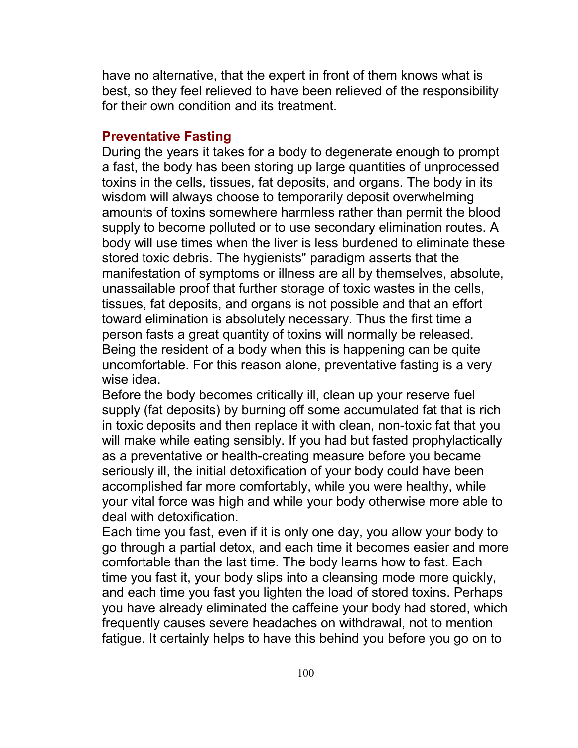have no alternative, that the expert in front of them knows what is best, so they feel relieved to have been relieved of the responsibility for their own condition and its treatment.

### Preventative Fasting

During the years it takes for a body to degenerate enough to prompt a fast, the body has been storing up large quantities of unprocessed toxins in the cells, tissues, fat deposits, and organs. The body in its wisdom will always choose to temporarily deposit overwhelming amounts of toxins somewhere harmless rather than permit the blood supply to become polluted or to use secondary elimination routes. A body will use times when the liver is less burdened to eliminate these stored toxic debris. The hygienists" paradigm asserts that the manifestation of symptoms or illness are all by themselves, absolute, unassailable proof that further storage of toxic wastes in the cells, tissues, fat deposits, and organs is not possible and that an effort toward elimination is absolutely necessary. Thus the first time a person fasts a great quantity of toxins will normally be released. Being the resident of a body when this is happening can be quite uncomfortable. For this reason alone, preventative fasting is a very wise idea.

Before the body becomes critically ill, clean up your reserve fuel supply (fat deposits) by burning off some accumulated fat that is rich in toxic deposits and then replace it with clean, non-toxic fat that you will make while eating sensibly. If you had but fasted prophylactically as a preventative or health-creating measure before you became seriously ill, the initial detoxification of your body could have been accomplished far more comfortably, while you were healthy, while your vital force was high and while your body otherwise more able to deal with detoxification.

Each time you fast, even if it is only one day, you allow your body to go through a partial detox, and each time it becomes easier and more comfortable than the last time. The body learns how to fast. Each time you fast it, your body slips into a cleansing mode more quickly, and each time you fast you lighten the load of stored toxins. Perhaps you have already eliminated the caffeine your body had stored, which frequently causes severe headaches on withdrawal, not to mention fatigue. It certainly helps to have this behind you before you go on to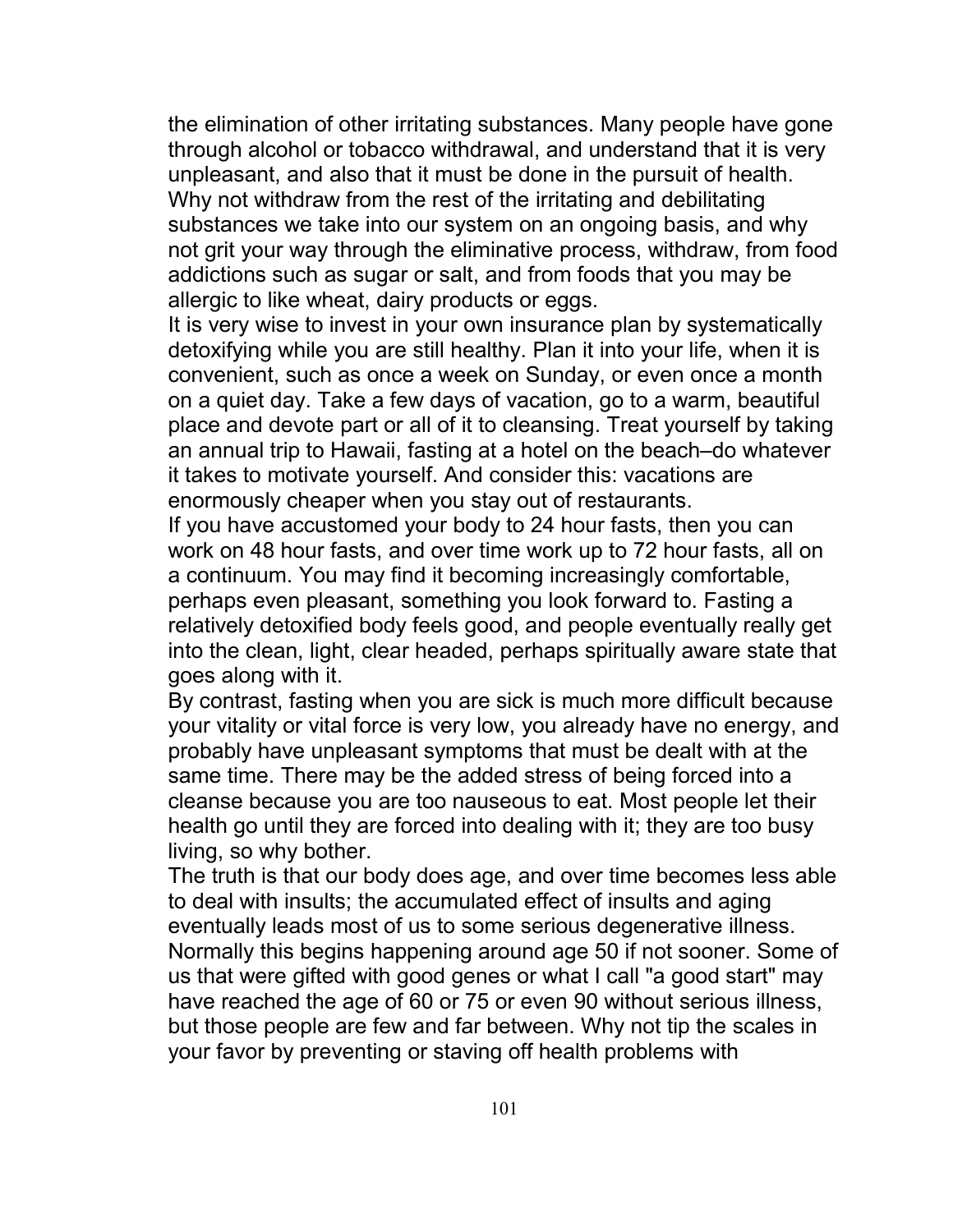the elimination of other irritating substances. Many people have gone through alcohol or tobacco withdrawal, and understand that it is very unpleasant, and also that it must be done in the pursuit of health. Why not withdraw from the rest of the irritating and debilitating substances we take into our system on an ongoing basis, and why not grit your way through the eliminative process, withdraw, from food addictions such as sugar or salt, and from foods that you may be allergic to like wheat, dairy products or eggs.

It is very wise to invest in your own insurance plan by systematically detoxifying while you are still healthy. Plan it into your life, when it is convenient, such as once a week on Sunday, or even once a month on a quiet day. Take a few days of vacation, go to a warm, beautiful place and devote part or all of it to cleansing. Treat yourself by taking an annual trip to Hawaii, fasting at a hotel on the beach–do whatever it takes to motivate yourself. And consider this: vacations are enormously cheaper when you stay out of restaurants.

If you have accustomed your body to 24 hour fasts, then you can work on 48 hour fasts, and over time work up to 72 hour fasts, all on a continuum. You may find it becoming increasingly comfortable, perhaps even pleasant, something you look forward to. Fasting a relatively detoxified body feels good, and people eventually really get into the clean, light, clear headed, perhaps spiritually aware state that goes along with it.

By contrast, fasting when you are sick is much more difficult because your vitality or vital force is very low, you already have no energy, and probably have unpleasant symptoms that must be dealt with at the same time. There may be the added stress of being forced into a cleanse because you are too nauseous to eat. Most people let their health go until they are forced into dealing with it; they are too busy living, so why bother.

The truth is that our body does age, and over time becomes less able to deal with insults; the accumulated effect of insults and aging eventually leads most of us to some serious degenerative illness. Normally this begins happening around age 50 if not sooner. Some of us that were gifted with good genes or what I call "a good start" may have reached the age of 60 or 75 or even 90 without serious illness, but those people are few and far between. Why not tip the scales in your favor by preventing or staving off health problems with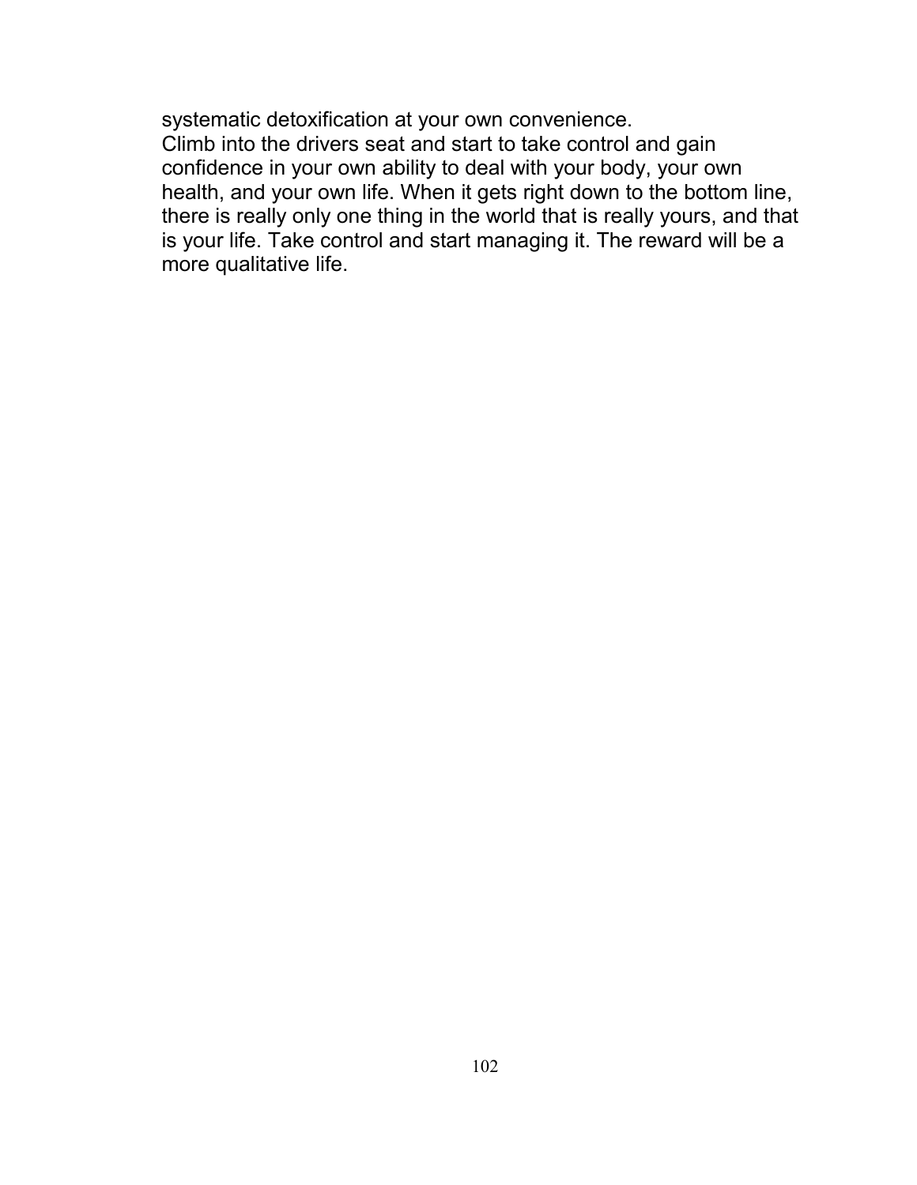systematic detoxification at your own convenience.

Climb into the drivers seat and start to take control and gain confidence in your own ability to deal with your body, your own health, and your own life. When it gets right down to the bottom line, there is really only one thing in the world that is really yours, and that is your life. Take control and start managing it. The reward will be a more qualitative life.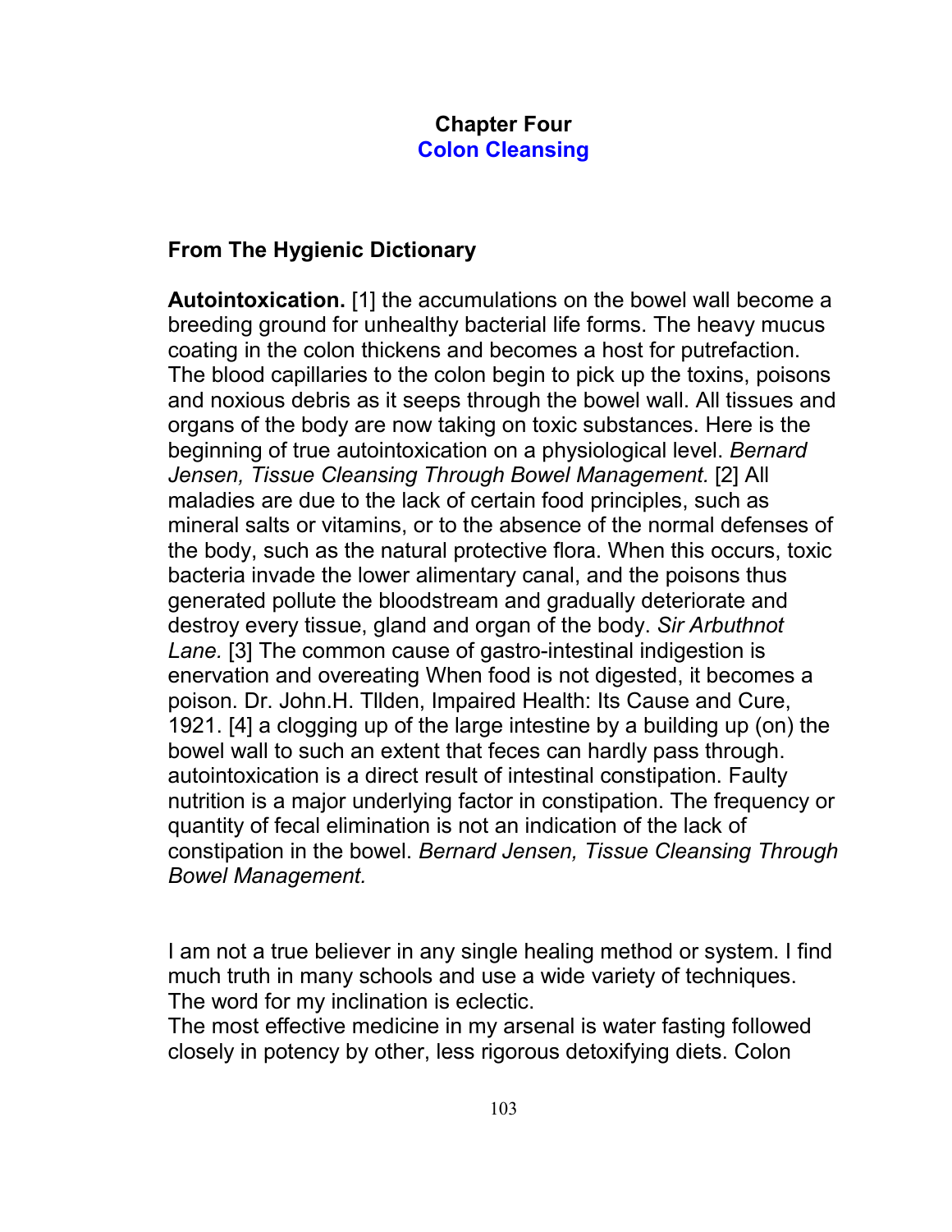# Chapter Four
## Colon Cleansing

### From The Hygienic Dictionary

**Autointoxication.** [1] the accumulations on the bowel wall become a breeding ground for unhealthy bacterial life forms. The heavy mucus coating in the colon thickens and becomes a host for putrefaction. The blood capillaries to the colon begin to pick up the toxins, poisons and noxious debris as it seeps through the bowel wall. All tissues and organs of the body are now taking on toxic substances. Here is the beginning of true autointoxication on a physiological level. *Bernard Jensen, Tissue Cleansing Through Bowel Management.* [2] All maladies are due to the lack of certain food principles, such as mineral salts or vitamins, or to the absence of the normal defenses of the body, such as the natural protective flora. When this occurs, toxic bacteria invade the lower alimentary canal, and the poisons thus generated pollute the bloodstream and gradually deteriorate and destroy every tissue, gland and organ of the body. *Sir Arbuthnot Lane.* [3] The common cause of gastro-intestinal indigestion is enervation and overeating When food is not digested, it becomes a poison. Dr. John.H. Tllden, Impaired Health: Its Cause and Cure, 1921. [4] a clogging up of the large intestine by a building up (on) the bowel wall to such an extent that feces can hardly pass through. autointoxication is a direct result of intestinal constipation. Faulty nutrition is a major underlying factor in constipation. The frequency or quantity of fecal elimination is not an indication of the lack of constipation in the bowel. *Bernard Jensen, Tissue Cleansing Through Bowel Management.*

I am not a true believer in any single healing method or system. I find much truth in many schools and use a wide variety of techniques. The word for my inclination is eclectic.

The most effective medicine in my arsenal is water fasting followed closely in potency by other, less rigorous detoxifying diets. Colon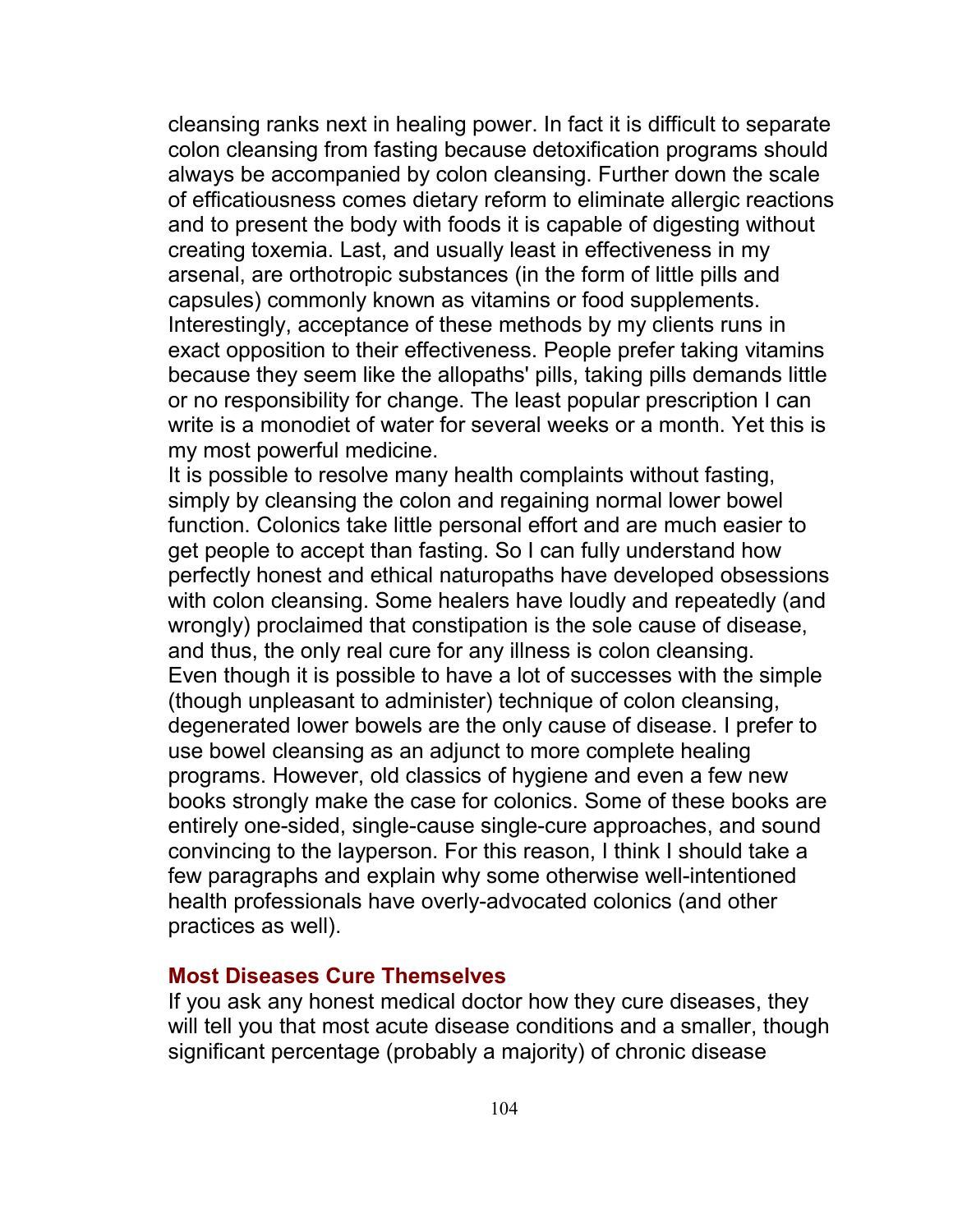cleansing ranks next in healing power. In fact it is difficult to separate colon cleansing from fasting because detoxification programs should always be accompanied by colon cleansing. Further down the scale of efficatiousness comes dietary reform to eliminate allergic reactions and to present the body with foods it is capable of digesting without creating toxemia. Last, and usually least in effectiveness in my arsenal, are orthotropic substances (in the form of little pills and capsules) commonly known as vitamins or food supplements. Interestingly, acceptance of these methods by my clients runs in exact opposition to their effectiveness. People prefer taking vitamins because they seem like the allopaths' pills, taking pills demands little or no responsibility for change. The least popular prescription I can write is a monodiet of water for several weeks or a month. Yet this is my most powerful medicine.

It is possible to resolve many health complaints without fasting, simply by cleansing the colon and regaining normal lower bowel function. Colonics take little personal effort and are much easier to get people to accept than fasting. So I can fully understand how perfectly honest and ethical naturopaths have developed obsessions with colon cleansing. Some healers have loudly and repeatedly (and wrongly) proclaimed that constipation is the sole cause of disease, and thus, the only real cure for any illness is colon cleansing.

Even though it is possible to have a lot of successes with the simple (though unpleasant to administer) technique of colon cleansing, degenerated lower bowels are the only cause of disease. I prefer to use bowel cleansing as an adjunct to more complete healing programs. However, old classics of hygiene and even a few new books strongly make the case for colonics. Some of these books are entirely one-sided, single-cause single-cure approaches, and sound convincing to the layperson. For this reason, I think I should take a few paragraphs and explain why some otherwise well-intentioned health professionals have overly-advocated colonics (and other practices as well).

### Most Diseases Cure Themselves

If you ask any honest medical doctor how they cure diseases, they will tell you that most acute disease conditions and a smaller, though significant percentage (probably a majority) of chronic disease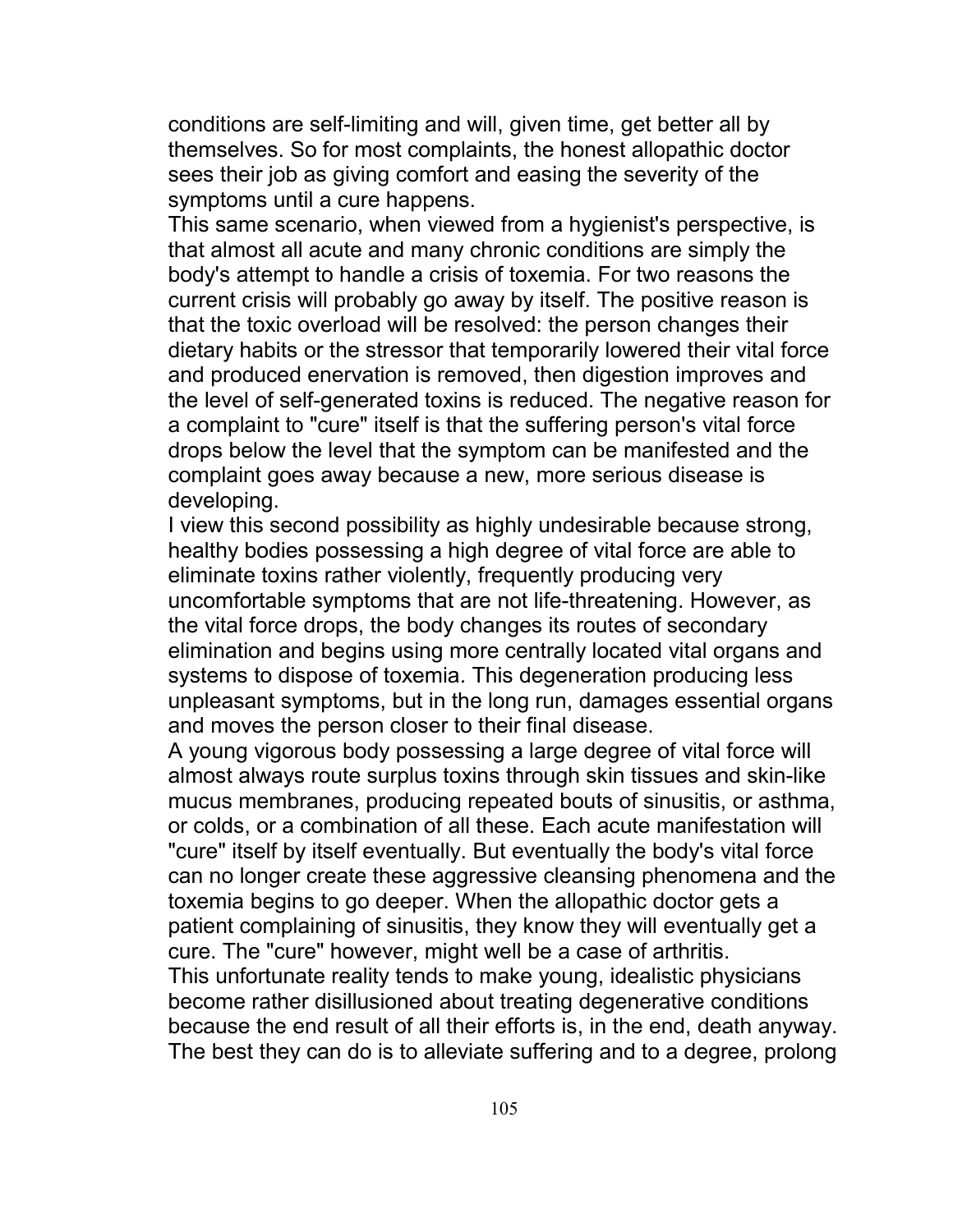conditions are self-limiting and will, given time, get better all by themselves. So for most complaints, the honest allopathic doctor sees their job as giving comfort and easing the severity of the symptoms until a cure happens.

This same scenario, when viewed from a hygienist's perspective, is that almost all acute and many chronic conditions are simply the body's attempt to handle a crisis of toxemia. For two reasons the current crisis will probably go away by itself. The positive reason is that the toxic overload will be resolved: the person changes their dietary habits or the stressor that temporarily lowered their vital force and produced enervation is removed, then digestion improves and the level of self-generated toxins is reduced. The negative reason for a complaint to "cure" itself is that the suffering person's vital force drops below the level that the symptom can be manifested and the complaint goes away because a new, more serious disease is developing.

I view this second possibility as highly undesirable because strong, healthy bodies possessing a high degree of vital force are able to eliminate toxins rather violently, frequently producing very uncomfortable symptoms that are not life-threatening. However, as the vital force drops, the body changes its routes of secondary elimination and begins using more centrally located vital organs and systems to dispose of toxemia. This degeneration producing less unpleasant symptoms, but in the long run, damages essential organs and moves the person closer to their final disease.

A young vigorous body possessing a large degree of vital force will almost always route surplus toxins through skin tissues and skin-like mucus membranes, producing repeated bouts of sinusitis, or asthma, or colds, or a combination of all these. Each acute manifestation will "cure" itself by itself eventually. But eventually the body's vital force can no longer create these aggressive cleansing phenomena and the toxemia begins to go deeper. When the allopathic doctor gets a patient complaining of sinusitis, they know they will eventually get a cure. The "cure" however, might well be a case of arthritis.

This unfortunate reality tends to make young, idealistic physicians become rather disillusioned about treating degenerative conditions because the end result of all their efforts is, in the end, death anyway. The best they can do is to alleviate suffering and to a degree, prolong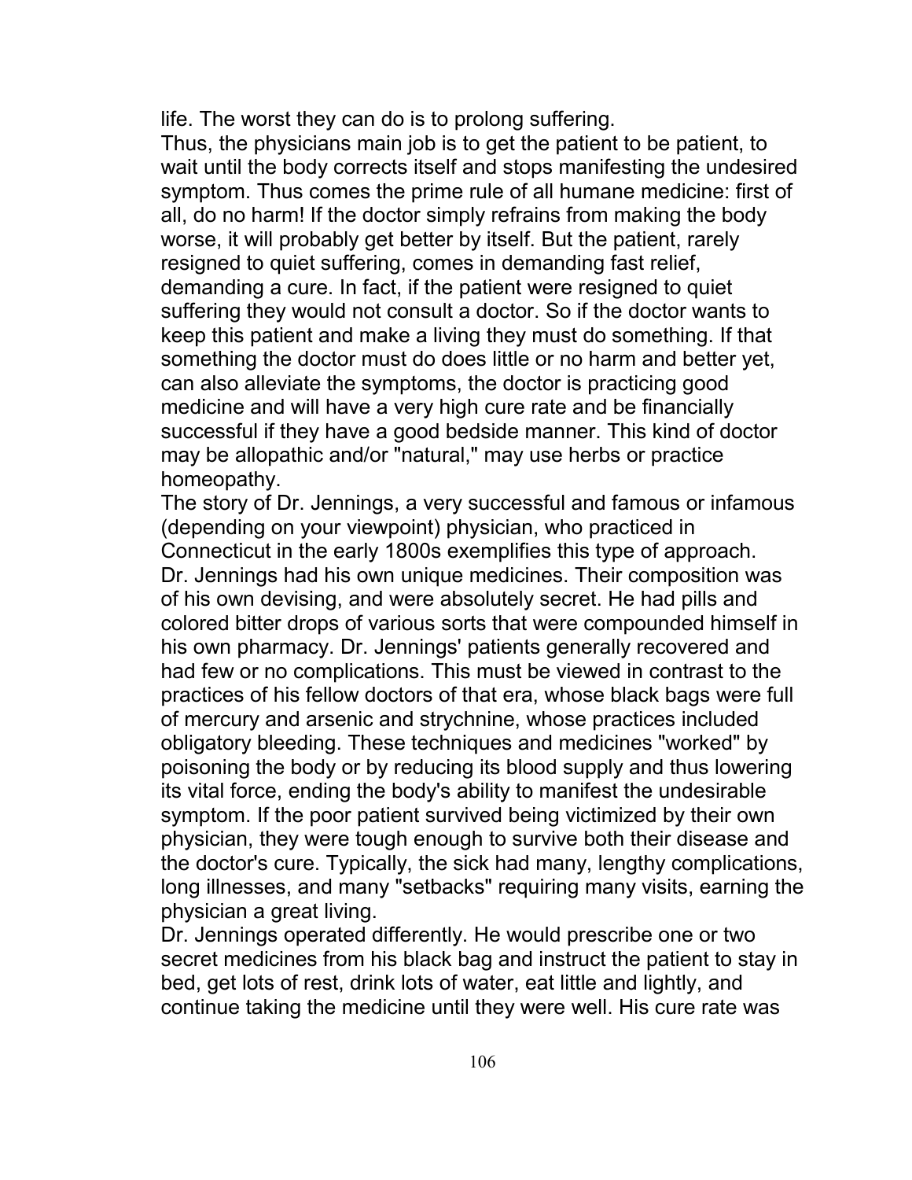life. The worst they can do is to prolong suffering.

Thus, the physicians main job is to get the patient to be patient, to wait until the body corrects itself and stops manifesting the undesired symptom. Thus comes the prime rule of all humane medicine: first of all, do no harm! If the doctor simply refrains from making the body worse, it will probably get better by itself. But the patient, rarely resigned to quiet suffering, comes in demanding fast relief, demanding a cure. In fact, if the patient were resigned to quiet suffering they would not consult a doctor. So if the doctor wants to keep this patient and make a living they must do something. If that something the doctor must do does little or no harm and better yet, can also alleviate the symptoms, the doctor is practicing good medicine and will have a very high cure rate and be financially successful if they have a good bedside manner. This kind of doctor may be allopathic and/or "natural," may use herbs or practice homeopathy.

The story of Dr. Jennings, a very successful and famous or infamous (depending on your viewpoint) physician, who practiced in Connecticut in the early 1800s exemplifies this type of approach. Dr. Jennings had his own unique medicines. Their composition was of his own devising, and were absolutely secret. He had pills and colored bitter drops of various sorts that were compounded himself in his own pharmacy. Dr. Jennings' patients generally recovered and had few or no complications. This must be viewed in contrast to the practices of his fellow doctors of that era, whose black bags were full of mercury and arsenic and strychnine, whose practices included obligatory bleeding. These techniques and medicines "worked" by poisoning the body or by reducing its blood supply and thus lowering its vital force, ending the body's ability to manifest the undesirable symptom. If the poor patient survived being victimized by their own physician, they were tough enough to survive both their disease and the doctor's cure. Typically, the sick had many, lengthy complications, long illnesses, and many "setbacks" requiring many visits, earning the physician a great living.

Dr. Jennings operated differently. He would prescribe one or two secret medicines from his black bag and instruct the patient to stay in bed, get lots of rest, drink lots of water, eat little and lightly, and continue taking the medicine until they were well. His cure rate was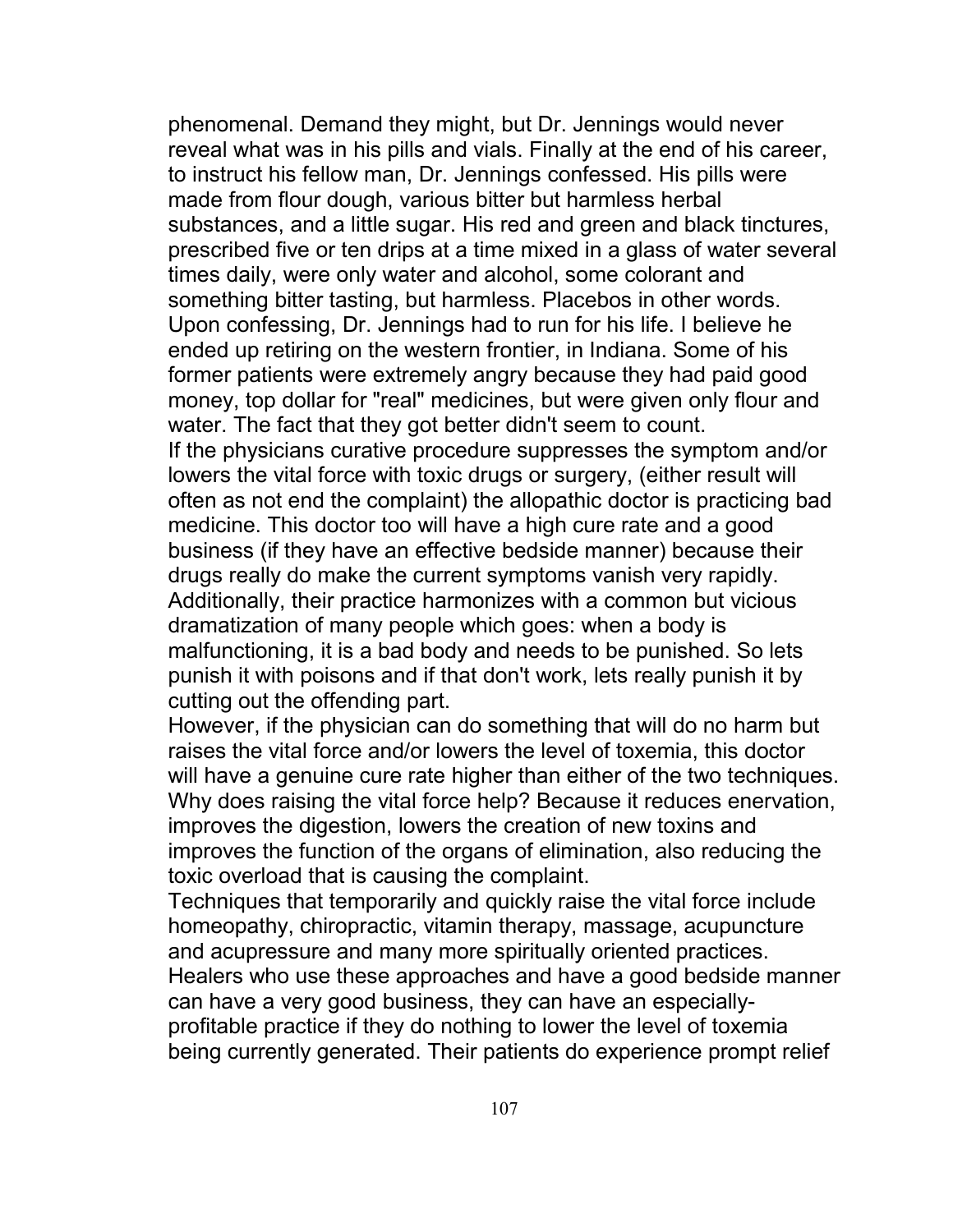phenomenal. Demand they might, but Dr. Jennings would never reveal what was in his pills and vials. Finally at the end of his career, to instruct his fellow man, Dr. Jennings confessed. His pills were made from flour dough, various bitter but harmless herbal substances, and a little sugar. His red and green and black tinctures, prescribed five or ten drips at a time mixed in a glass of water several times daily, were only water and alcohol, some colorant and something bitter tasting, but harmless. Placebos in other words. Upon confessing, Dr. Jennings had to run for his life. I believe he ended up retiring on the western frontier, in Indiana. Some of his former patients were extremely angry because they had paid good money, top dollar for "real" medicines, but were given only flour and water. The fact that they got better didn't seem to count.

If the physicians curative procedure suppresses the symptom and/or lowers the vital force with toxic drugs or surgery, (either result will often as not end the complaint) the allopathic doctor is practicing bad medicine. This doctor too will have a high cure rate and a good business (if they have an effective bedside manner) because their drugs really do make the current symptoms vanish very rapidly. Additionally, their practice harmonizes with a common but vicious dramatization of many people which goes: when a body is malfunctioning, it is a bad body and needs to be punished. So lets punish it with poisons and if that don't work, lets really punish it by cutting out the offending part.

However, if the physician can do something that will do no harm but raises the vital force and/or lowers the level of toxemia, this doctor will have a genuine cure rate higher than either of the two techniques. Why does raising the vital force help? Because it reduces enervation, improves the digestion, lowers the creation of new toxins and improves the function of the organs of elimination, also reducing the toxic overload that is causing the complaint.

Techniques that temporarily and quickly raise the vital force include homeopathy, chiropractic, vitamin therapy, massage, acupuncture and acupressure and many more spiritually oriented practices. Healers who use these approaches and have a good bedside manner can have a very good business, they can have an especially-profitable practice if they do nothing to lower the level of toxemia being currently generated. Their patients do experience prompt relief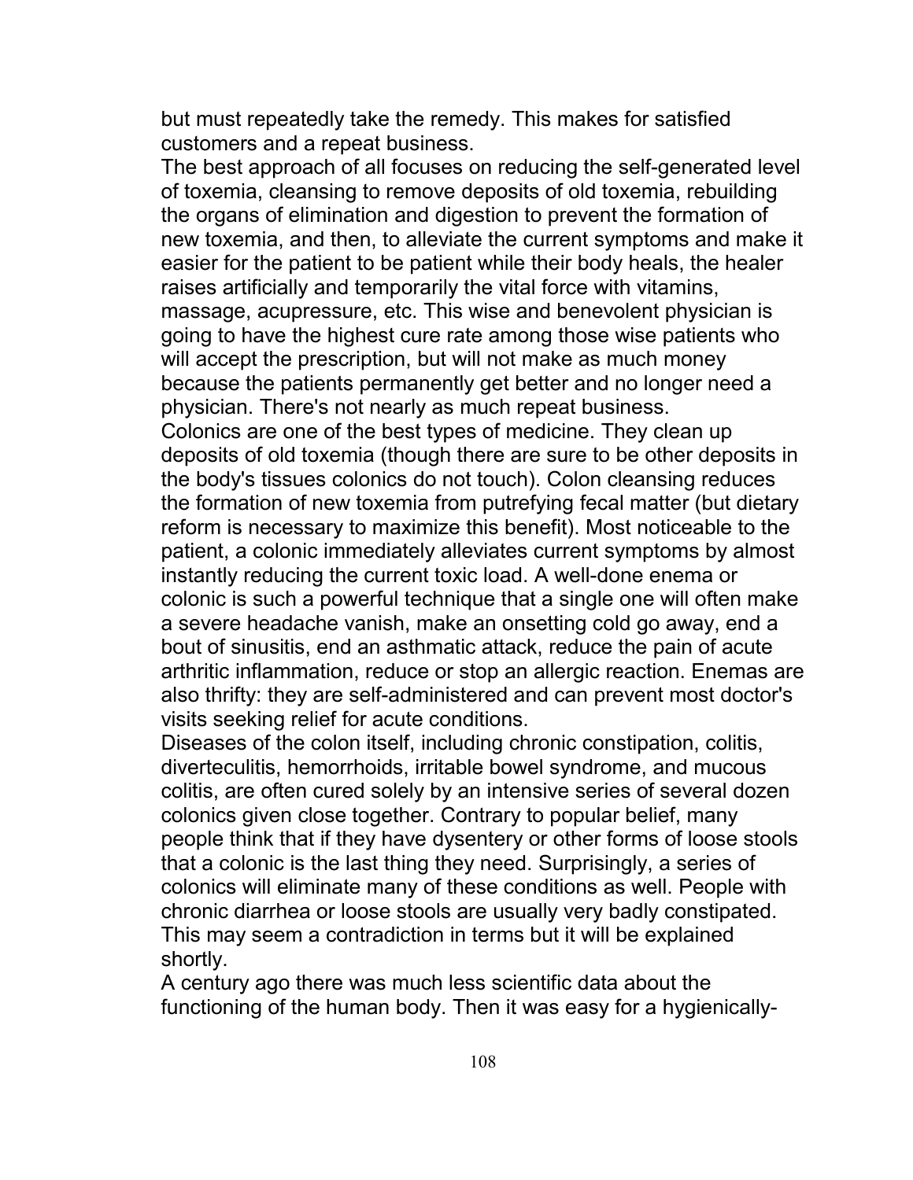but must repeatedly take the remedy. This makes for satisfied customers and a repeat business.

The best approach of all focuses on reducing the self-generated level of toxemia, cleansing to remove deposits of old toxemia, rebuilding the organs of elimination and digestion to prevent the formation of new toxemia, and then, to alleviate the current symptoms and make it easier for the patient to be patient while their body heals, the healer raises artificially and temporarily the vital force with vitamins, massage, acupressure, etc. This wise and benevolent physician is going to have the highest cure rate among those wise patients who will accept the prescription, but will not make as much money because the patients permanently get better and no longer need a physician. There's not nearly as much repeat business.

Colonics are one of the best types of medicine. They clean up deposits of old toxemia (though there are sure to be other deposits in the body's tissues colonics do not touch). Colon cleansing reduces the formation of new toxemia from putrefying fecal matter (but dietary reform is necessary to maximize this benefit). Most noticeable to the patient, a colonic immediately alleviates current symptoms by almost instantly reducing the current toxic load. A well-done enema or colonic is such a powerful technique that a single one will often make a severe headache vanish, make an onsetting cold go away, end a bout of sinusitis, end an asthmatic attack, reduce the pain of acute arthritic inflammation, reduce or stop an allergic reaction. Enemas are also thrifty: they are self-administered and can prevent most doctor's visits seeking relief for acute conditions.

Diseases of the colon itself, including chronic constipation, colitis, diverteculitis, hemorrhoids, irritable bowel syndrome, and mucous colitis, are often cured solely by an intensive series of several dozen colonics given close together. Contrary to popular belief, many people think that if they have dysentery or other forms of loose stools that a colonic is the last thing they need. Surprisingly, a series of colonics will eliminate many of these conditions as well. People with chronic diarrhea or loose stools are usually very badly constipated. This may seem a contradiction in terms but it will be explained shortly.

A century ago there was much less scientific data about the functioning of the human body. Then it was easy for a hygienically-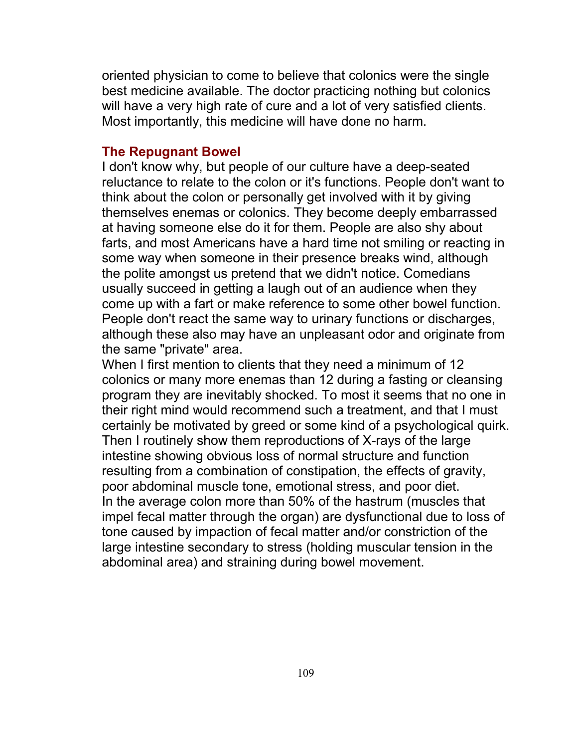oriented physician to come to believe that colonics were the single best medicine available. The doctor practicing nothing but colonics will have a very high rate of cure and a lot of very satisfied clients. Most importantly, this medicine will have done no harm.

### The Repugnant Bowel

I don't know why, but people of our culture have a deep-seated reluctance to relate to the colon or it's functions. People don't want to think about the colon or personally get involved with it by giving themselves enemas or colonics. They become deeply embarrassed at having someone else do it for them. People are also shy about farts, and most Americans have a hard time not smiling or reacting in some way when someone in their presence breaks wind, although the polite amongst us pretend that we didn't notice. Comedians usually succeed in getting a laugh out of an audience when they come up with a fart or make reference to some other bowel function. People don't react the same way to urinary functions or discharges, although these also may have an unpleasant odor and originate from the same "private" area.

When I first mention to clients that they need a minimum of 12 colonics or many more enemas than 12 during a fasting or cleansing program they are inevitably shocked. To most it seems that no one in their right mind would recommend such a treatment, and that I must certainly be motivated by greed or some kind of a psychological quirk. Then I routinely show them reproductions of X-rays of the large intestine showing obvious loss of normal structure and function resulting from a combination of constipation, the effects of gravity, poor abdominal muscle tone, emotional stress, and poor diet.

In the average colon more than 50% of the hastrum (muscles that impel fecal matter through the organ) are dysfunctional due to loss of tone caused by impaction of fecal matter and/or constriction of the large intestine secondary to stress (holding muscular tension in the abdominal area) and straining during bowel movement.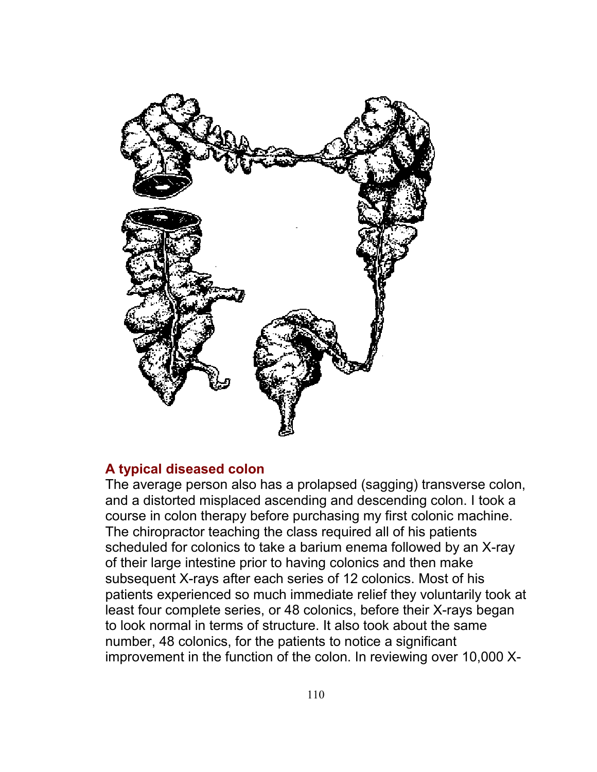## A typical diseased colon

The average person also has a prolapsed (sagging) transverse colon, and a distorted misplaced ascending and descending colon. I took a course in colon therapy before purchasing my first colonic machine. The chiropractor teaching the class required all of his patients scheduled for colonics to take a barium enema followed by an X-ray of their large intestine prior to having colonics and then make subsequent X-rays after each series of 12 colonics. Most of his patients experienced so much immediate relief they voluntarily took at least four complete series, or 48 colonics, before their X-rays began to look normal in terms of structure. It also took about the same number, 48 colonics, for the patients to notice a significant improvement in the function of the colon. In reviewing over 10,000 X-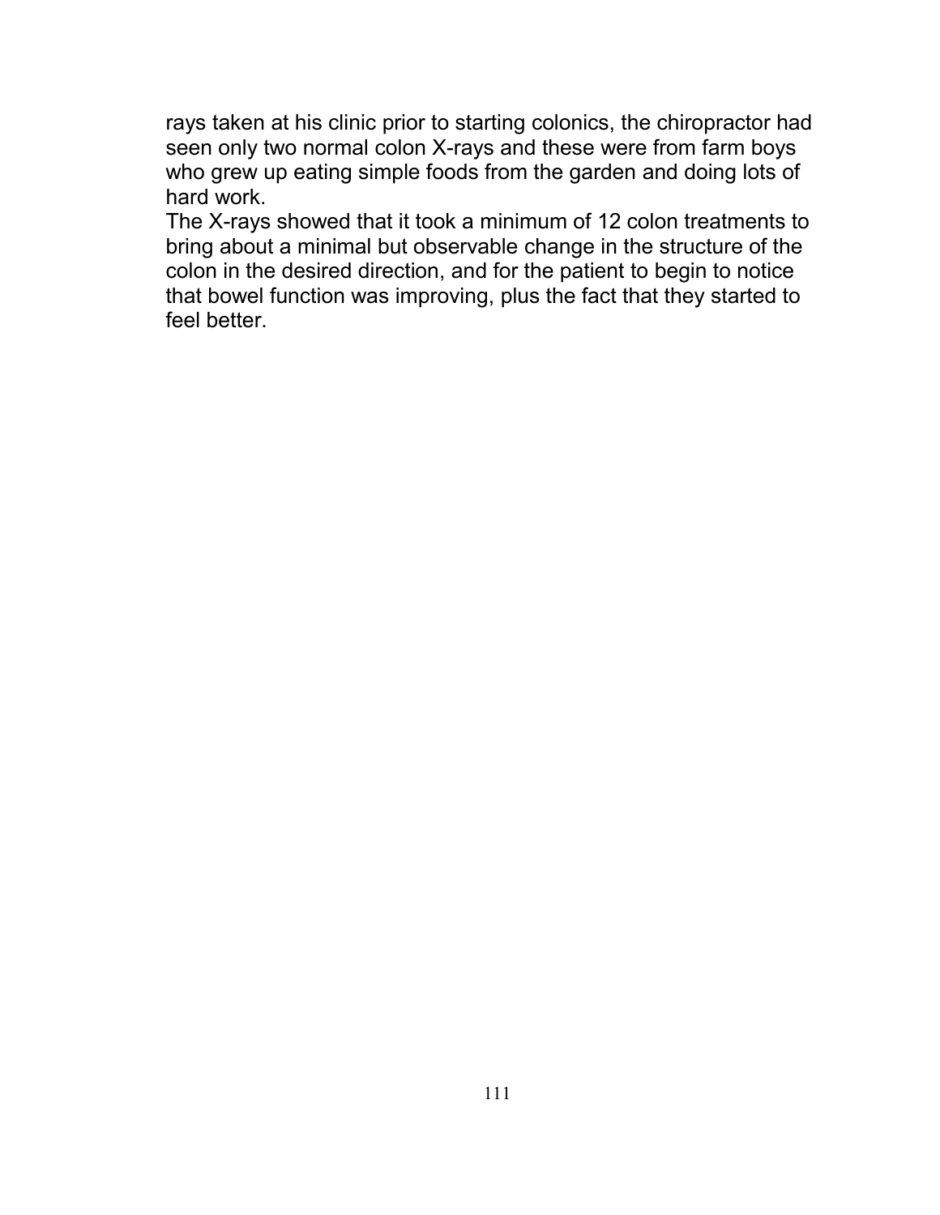rays taken at his clinic prior to starting colonics, the chiropractor had seen only two normal colon X-rays and these were from farm boys who grew up eating simple foods from the garden and doing lots of hard work.

The X-rays showed that it took a minimum of 12 colon treatments to bring about a minimal but observable change in the structure of the colon in the desired direction, and for the patient to begin to notice that bowel function was improving, plus the fact that they started to feel better.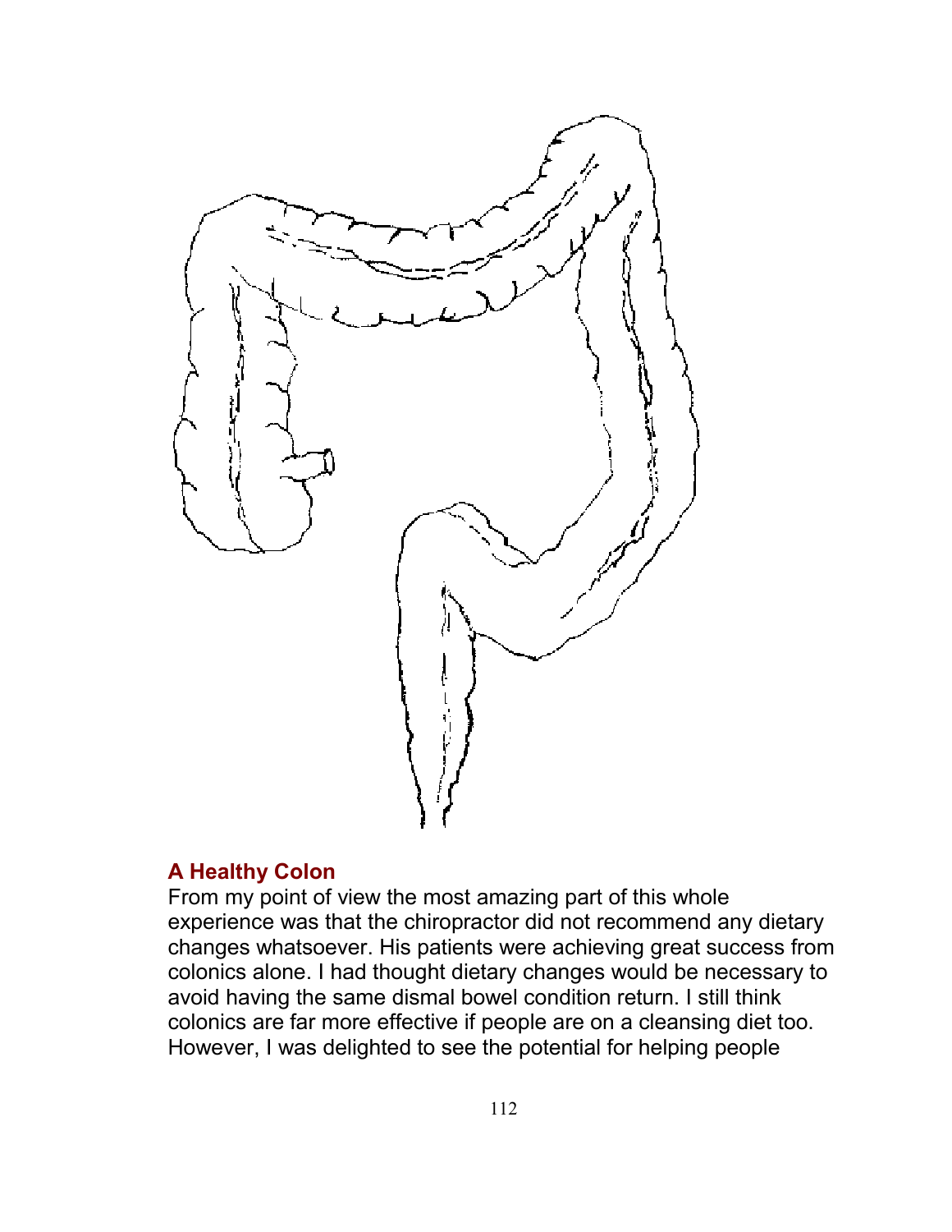## A Healthy Colon

From my point of view the most amazing part of this whole experience was that the chiropractor did not recommend any dietary changes whatsoever. His patients were achieving great success from colonics alone. I had thought dietary changes would be necessary to avoid having the same dismal bowel condition return. I still think colonics are far more effective if people are on a cleansing diet too. However, I was delighted to see the potential for helping people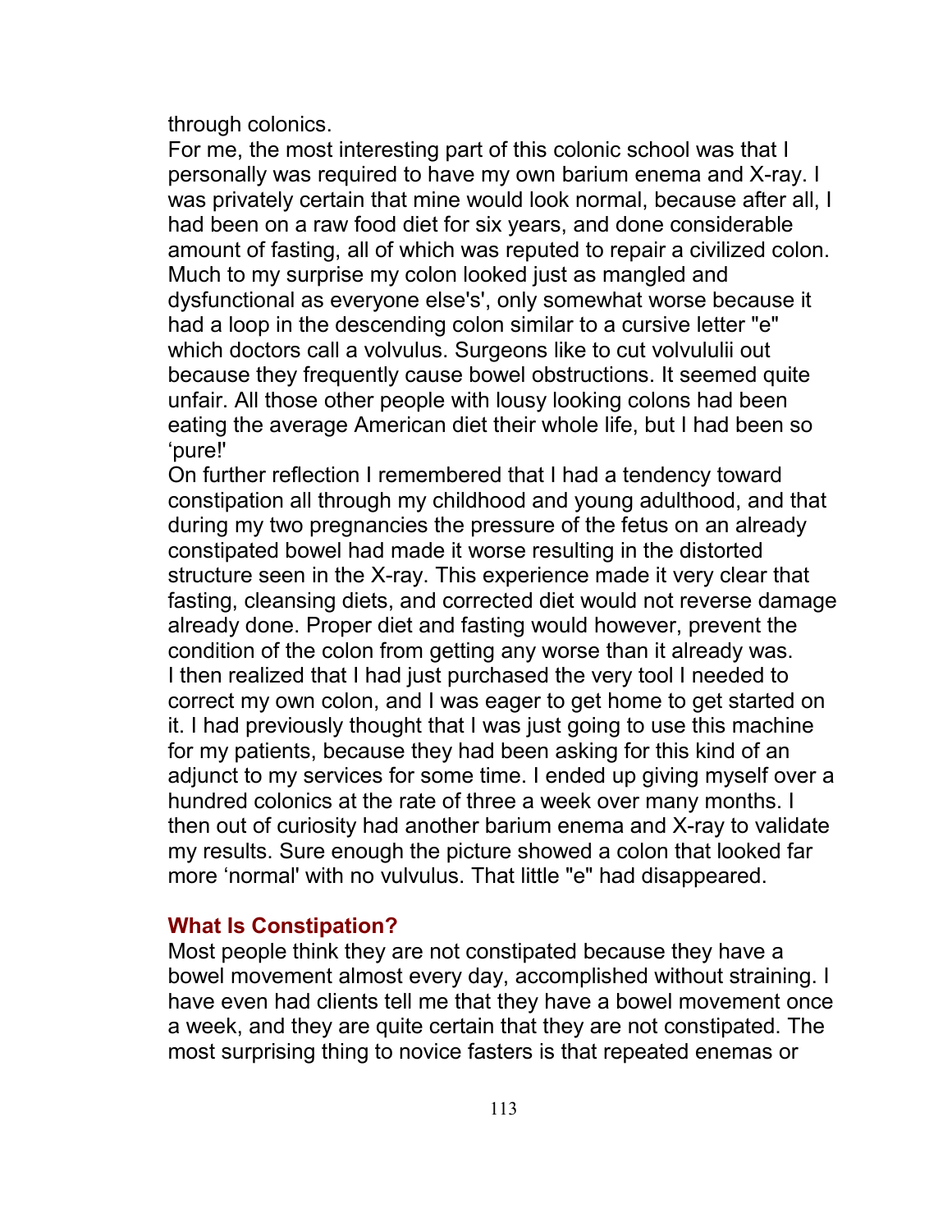through colonics.

For me, the most interesting part of this colonic school was that I personally was required to have my own barium enema and X-ray. I was privately certain that mine would look normal, because after all, I had been on a raw food diet for six years, and done considerable amount of fasting, all of which was reputed to repair a civilized colon. Much to my surprise my colon looked just as mangled and dysfunctional as everyone else's', only somewhat worse because it had a loop in the descending colon similar to a cursive letter "e" which doctors call a volvulus. Surgeons like to cut volvululii out because they frequently cause bowel obstructions. It seemed quite unfair. All those other people with lousy looking colons had been eating the average American diet their whole life, but I had been so 'pure!'

On further reflection I remembered that I had a tendency toward constipation all through my childhood and young adulthood, and that during my two pregnancies the pressure of the fetus on an already constipated bowel had made it worse resulting in the distorted structure seen in the X-ray. This experience made it very clear that fasting, cleansing diets, and corrected diet would not reverse damage already done. Proper diet and fasting would however, prevent the condition of the colon from getting any worse than it already was.

I then realized that I had just purchased the very tool I needed to correct my own colon, and I was eager to get home to get started on it. I had previously thought that I was just going to use this machine for my patients, because they had been asking for this kind of an adjunct to my services for some time. I ended up giving myself over a hundred colonics at the rate of three a week over many months. I then out of curiosity had another barium enema and X-ray to validate my results. Sure enough the picture showed a colon that looked far more 'normal' with no vulvulus. That little "e" had disappeared.

### What Is Constipation?

Most people think they are not constipated because they have a bowel movement almost every day, accomplished without straining. I have even had clients tell me that they have a bowel movement once a week, and they are quite certain that they are not constipated. The most surprising thing to novice fasters is that repeated enemas or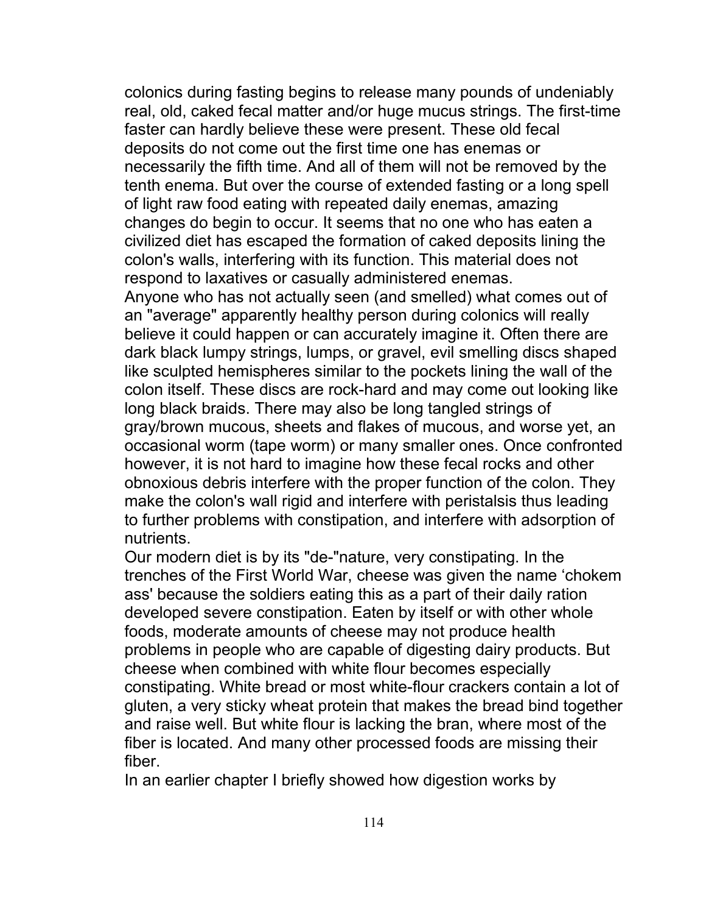colonics during fasting begins to release many pounds of undeniably real, old, caked fecal matter and/or huge mucus strings. The first-time faster can hardly believe these were present. These old fecal deposits do not come out the first time one has enemas or necessarily the fifth time. And all of them will not be removed by the tenth enema. But over the course of extended fasting or a long spell of light raw food eating with repeated daily enemas, amazing changes do begin to occur. It seems that no one who has eaten a civilized diet has escaped the formation of caked deposits lining the colon's walls, interfering with its function. This material does not respond to laxatives or casually administered enemas.

Anyone who has not actually seen (and smelled) what comes out of an "average" apparently healthy person during colonics will really believe it could happen or can accurately imagine it. Often there are dark black lumpy strings, lumps, or gravel, evil smelling discs shaped like sculpted hemispheres similar to the pockets lining the wall of the colon itself. These discs are rock-hard and may come out looking like long black braids. There may also be long tangled strings of gray/brown mucous, sheets and flakes of mucous, and worse yet, an occasional worm (tape worm) or many smaller ones. Once confronted however, it is not hard to imagine how these fecal rocks and other obnoxious debris interfere with the proper function of the colon. They make the colon's wall rigid and interfere with peristalsis thus leading to further problems with constipation, and interfere with adsorption of nutrients.

Our modern diet is by its "de-"nature, very constipating. In the trenches of the First World War, cheese was given the name 'chokem ass' because the soldiers eating this as a part of their daily ration developed severe constipation. Eaten by itself or with other whole foods, moderate amounts of cheese may not produce health problems in people who are capable of digesting dairy products. But cheese when combined with white flour becomes especially constipating. White bread or most white-flour crackers contain a lot of gluten, a very sticky wheat protein that makes the bread bind together and raise well. But white flour is lacking the bran, where most of the fiber is located. And many other processed foods are missing their fiber.

In an earlier chapter I briefly showed how digestion works by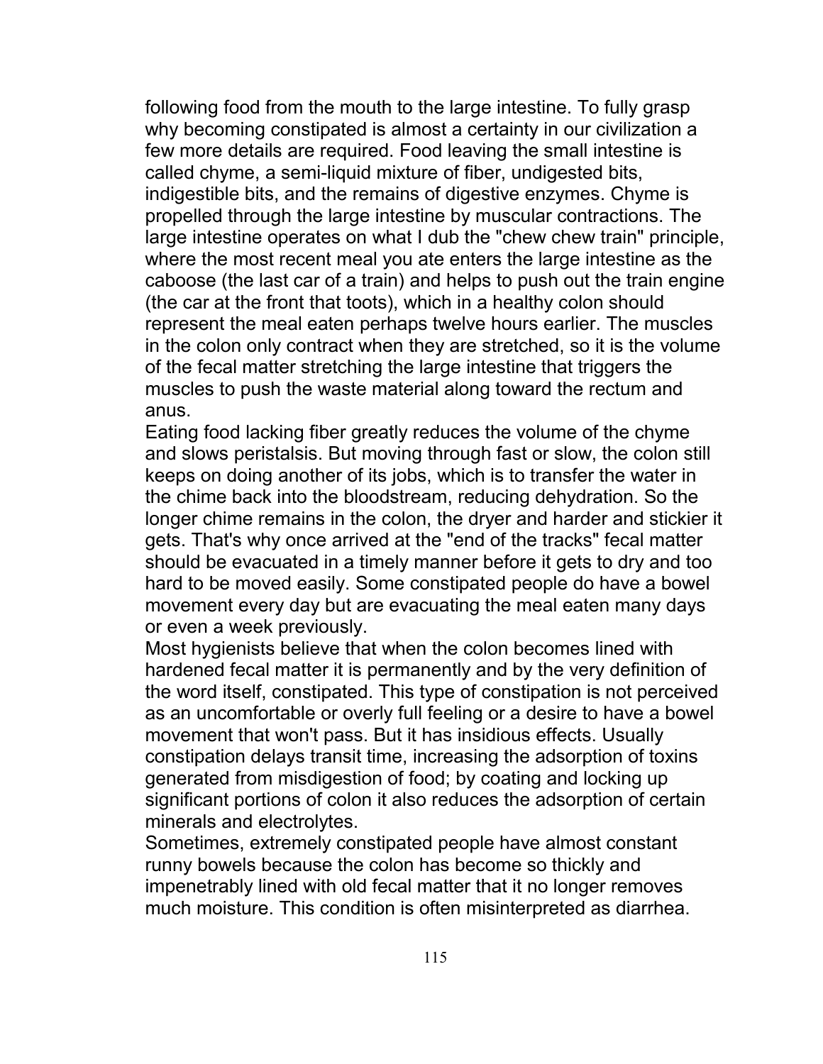following food from the mouth to the large intestine. To fully grasp why becoming constipated is almost a certainty in our civilization a few more details are required. Food leaving the small intestine is called chyme, a semi-liquid mixture of fiber, undigested bits, indigestible bits, and the remains of digestive enzymes. Chyme is propelled through the large intestine by muscular contractions. The large intestine operates on what I dub the "chew chew train" principle, where the most recent meal you ate enters the large intestine as the caboose (the last car of a train) and helps to push out the train engine (the car at the front that toots), which in a healthy colon should represent the meal eaten perhaps twelve hours earlier. The muscles in the colon only contract when they are stretched, so it is the volume of the fecal matter stretching the large intestine that triggers the muscles to push the waste material along toward the rectum and anus.

Eating food lacking fiber greatly reduces the volume of the chyme and slows peristalsis. But moving through fast or slow, the colon still keeps on doing another of its jobs, which is to transfer the water in the chime back into the bloodstream, reducing dehydration. So the longer chime remains in the colon, the dryer and harder and stickier it gets. That's why once arrived at the "end of the tracks" fecal matter should be evacuated in a timely manner before it gets to dry and too hard to be moved easily. Some constipated people do have a bowel movement every day but are evacuating the meal eaten many days or even a week previously.

Most hygienists believe that when the colon becomes lined with hardened fecal matter it is permanently and by the very definition of the word itself, constipated. This type of constipation is not perceived as an uncomfortable or overly full feeling or a desire to have a bowel movement that won't pass. But it has insidious effects. Usually constipation delays transit time, increasing the adsorption of toxins generated from misdigestion of food; by coating and locking up significant portions of colon it also reduces the adsorption of certain minerals and electrolytes.

Sometimes, extremely constipated people have almost constant runny bowels because the colon has become so thickly and impenetrably lined with old fecal matter that it no longer removes much moisture. This condition is often misinterpreted as diarrhea.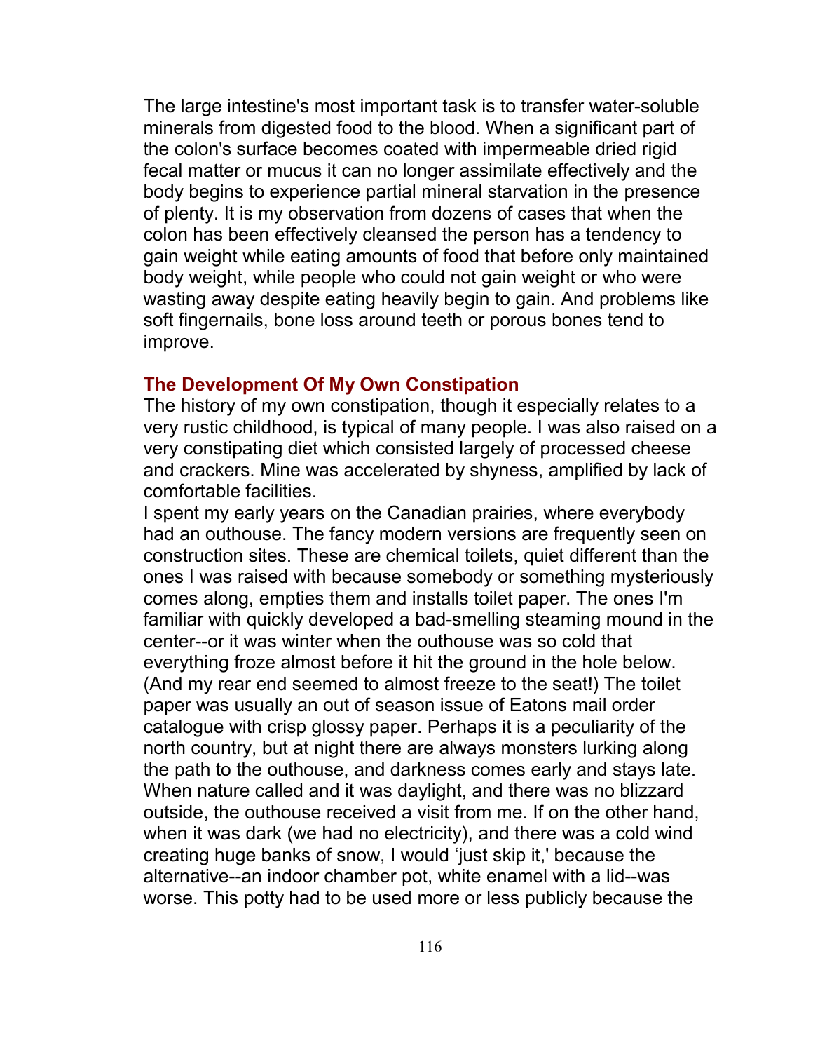The large intestine's most important task is to transfer water-soluble minerals from digested food to the blood. When a significant part of the colon's surface becomes coated with impermeable dried rigid fecal matter or mucus it can no longer assimilate effectively and the body begins to experience partial mineral starvation in the presence of plenty. It is my observation from dozens of cases that when the colon has been effectively cleansed the person has a tendency to gain weight while eating amounts of food that before only maintained body weight, while people who could not gain weight or who were wasting away despite eating heavily begin to gain. And problems like soft fingernails, bone loss around teeth or porous bones tend to improve.

## The Development Of My Own Constipation

The history of my own constipation, though it especially relates to a very rustic childhood, is typical of many people. I was also raised on a very constipating diet which consisted largely of processed cheese and crackers. Mine was accelerated by shyness, amplified by lack of comfortable facilities.

I spent my early years on the Canadian prairies, where everybody had an outhouse. The fancy modern versions are frequently seen on construction sites. These are chemical toilets, quiet different than the ones I was raised with because somebody or something mysteriously comes along, empties them and installs toilet paper. The ones I'm familiar with quickly developed a bad-smelling steaming mound in the center--or it was winter when the outhouse was so cold that everything froze almost before it hit the ground in the hole below. (And my rear end seemed to almost freeze to the seat!) The toilet paper was usually an out of season issue of Eatons mail order catalogue with crisp glossy paper. Perhaps it is a peculiarity of the north country, but at night there are always monsters lurking along the path to the outhouse, and darkness comes early and stays late. When nature called and it was daylight, and there was no blizzard outside, the outhouse received a visit from me. If on the other hand, when it was dark (we had no electricity), and there was a cold wind creating huge banks of snow, I would 'just skip it,' because the alternative--an indoor chamber pot, white enamel with a lid--was worse. This potty had to be used more or less publicly because the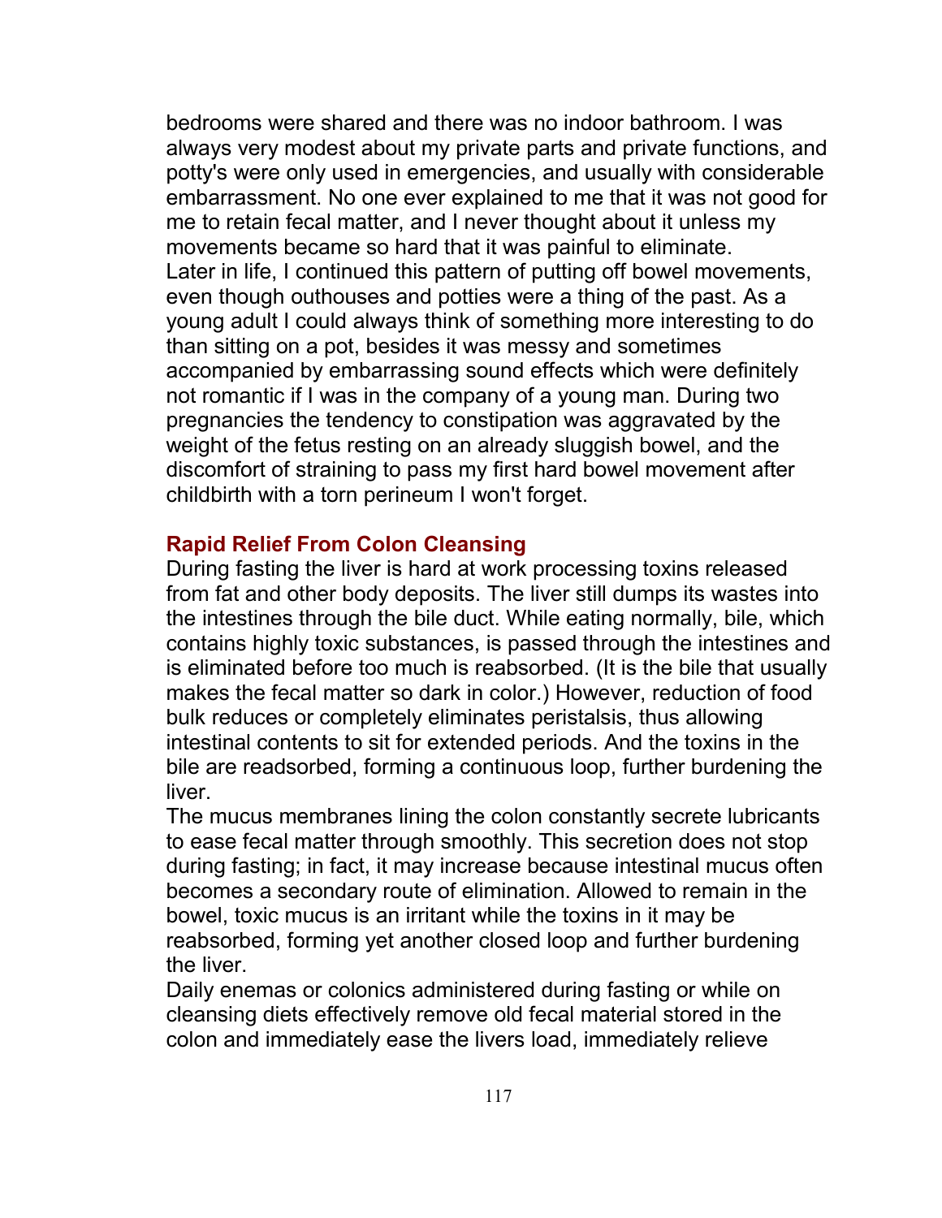bedrooms were shared and there was no indoor bathroom. I was always very modest about my private parts and private functions, and potty's were only used in emergencies, and usually with considerable embarrassment. No one ever explained to me that it was not good for me to retain fecal matter, and I never thought about it unless my movements became so hard that it was painful to eliminate.

Later in life, I continued this pattern of putting off bowel movements, even though outhouses and potties were a thing of the past. As a young adult I could always think of something more interesting to do than sitting on a pot, besides it was messy and sometimes accompanied by embarrassing sound effects which were definitely not romantic if I was in the company of a young man. During two pregnancies the tendency to constipation was aggravated by the weight of the fetus resting on an already sluggish bowel, and the discomfort of straining to pass my first hard bowel movement after childbirth with a torn perineum I won't forget.

### Rapid Relief From Colon Cleansing

During fasting the liver is hard at work processing toxins released from fat and other body deposits. The liver still dumps its wastes into the intestines through the bile duct. While eating normally, bile, which contains highly toxic substances, is passed through the intestines and is eliminated before too much is reabsorbed. (It is the bile that usually makes the fecal matter so dark in color.) However, reduction of food bulk reduces or completely eliminates peristalsis, thus allowing intestinal contents to sit for extended periods. And the toxins in the bile are readsorbed, forming a continuous loop, further burdening the liver.

The mucus membranes lining the colon constantly secrete lubricants to ease fecal matter through smoothly. This secretion does not stop during fasting; in fact, it may increase because intestinal mucus often becomes a secondary route of elimination. Allowed to remain in the bowel, toxic mucus is an irritant while the toxins in it may be reabsorbed, forming yet another closed loop and further burdening the liver.

Daily enemas or colonics administered during fasting or while on cleansing diets effectively remove old fecal material stored in the colon and immediately ease the livers load, immediately relieve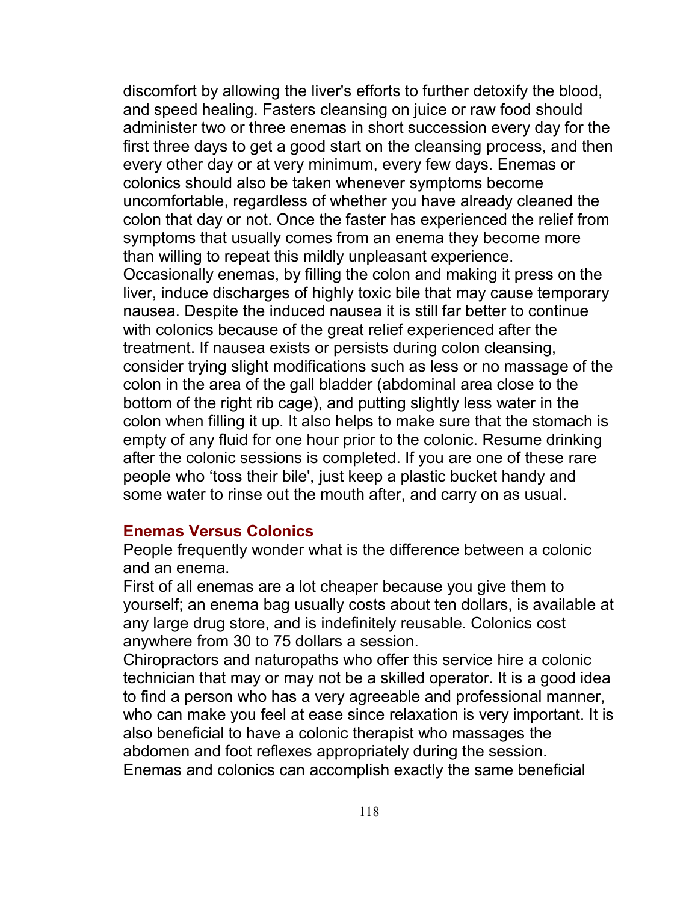discomfort by allowing the liver's efforts to further detoxify the blood, and speed healing. Fasters cleansing on juice or raw food should administer two or three enemas in short succession every day for the first three days to get a good start on the cleansing process, and then every other day or at very minimum, every few days. Enemas or colonics should also be taken whenever symptoms become uncomfortable, regardless of whether you have already cleaned the colon that day or not. Once the faster has experienced the relief from symptoms that usually comes from an enema they become more than willing to repeat this mildly unpleasant experience.

Occasionally enemas, by filling the colon and making it press on the liver, induce discharges of highly toxic bile that may cause temporary nausea. Despite the induced nausea it is still far better to continue with colonics because of the great relief experienced after the treatment. If nausea exists or persists during colon cleansing, consider trying slight modifications such as less or no massage of the colon in the area of the gall bladder (abdominal area close to the bottom of the right rib cage), and putting slightly less water in the colon when filling it up. It also helps to make sure that the stomach is empty of any fluid for one hour prior to the colonic. Resume drinking after the colonic sessions is completed. If you are one of these rare people who 'toss their bile', just keep a plastic bucket handy and some water to rinse out the mouth after, and carry on as usual.

### Enemas Versus Colonics

People frequently wonder what is the difference between a colonic and an enema.

First of all enemas are a lot cheaper because you give them to yourself; an enema bag usually costs about ten dollars, is available at any large drug store, and is indefinitely reusable. Colonics cost anywhere from 30 to 75 dollars a session.

Chiropractors and naturopaths who offer this service hire a colonic technician that may or may not be a skilled operator. It is a good idea to find a person who has a very agreeable and professional manner, who can make you feel at ease since relaxation is very important. It is also beneficial to have a colonic therapist who massages the abdomen and foot reflexes appropriately during the session.

Enemas and colonics can accomplish exactly the same beneficial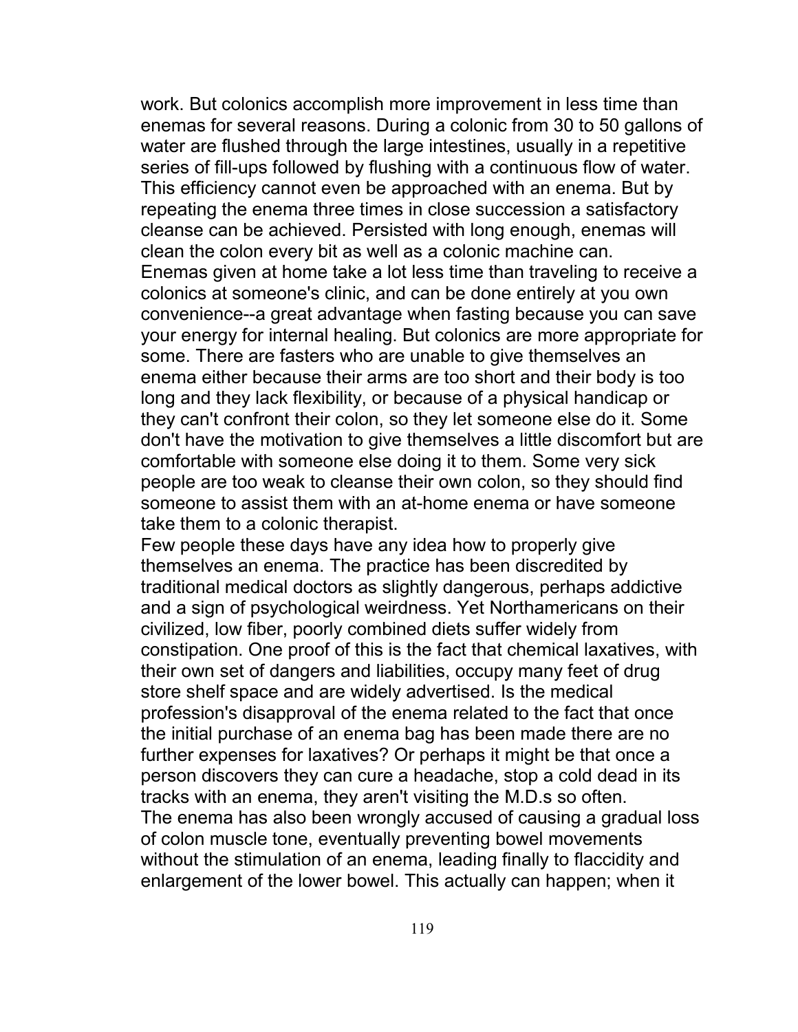work. But colonics accomplish more improvement in less time than enemas for several reasons. During a colonic from 30 to 50 gallons of water are flushed through the large intestines, usually in a repetitive series of fill-ups followed by flushing with a continuous flow of water. This efficiency cannot even be approached with an enema. But by repeating the enema three times in close succession a satisfactory cleanse can be achieved. Persisted with long enough, enemas will clean the colon every bit as well as a colonic machine can.

Enemas given at home take a lot less time than traveling to receive a colonics at someone's clinic, and can be done entirely at you own convenience--a great advantage when fasting because you can save your energy for internal healing. But colonics are more appropriate for some. There are fasters who are unable to give themselves an enema either because their arms are too short and their body is too long and they lack flexibility, or because of a physical handicap or they can't confront their colon, so they let someone else do it. Some don't have the motivation to give themselves a little discomfort but are comfortable with someone else doing it to them. Some very sick people are too weak to cleanse their own colon, so they should find someone to assist them with an at-home enema or have someone take them to a colonic therapist.

Few people these days have any idea how to properly give themselves an enema. The practice has been discredited by traditional medical doctors as slightly dangerous, perhaps addictive and a sign of psychological weirdness. Yet Northamericans on their civilized, low fiber, poorly combined diets suffer widely from constipation. One proof of this is the fact that chemical laxatives, with their own set of dangers and liabilities, occupy many feet of drug store shelf space and are widely advertised. Is the medical profession's disapproval of the enema related to the fact that once the initial purchase of an enema bag has been made there are no further expenses for laxatives? Or perhaps it might be that once a person discovers they can cure a headache, stop a cold dead in its tracks with an enema, they aren't visiting the M.D.s so often.

The enema has also been wrongly accused of causing a gradual loss of colon muscle tone, eventually preventing bowel movements without the stimulation of an enema, leading finally to flaccidity and enlargement of the lower bowel. This actually can happen; when it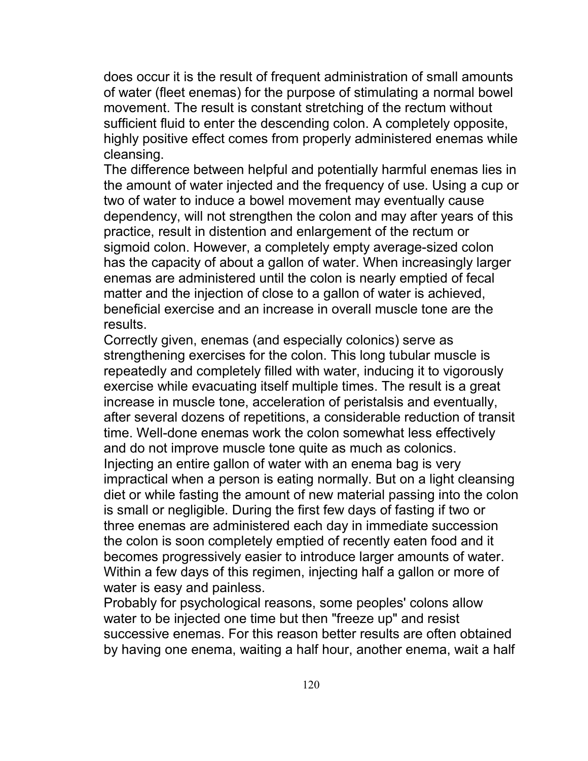does occur it is the result of frequent administration of small amounts of water (fleet enemas) for the purpose of stimulating a normal bowel movement. The result is constant stretching of the rectum without sufficient fluid to enter the descending colon. A completely opposite, highly positive effect comes from properly administered enemas while cleansing.

The difference between helpful and potentially harmful enemas lies in the amount of water injected and the frequency of use. Using a cup or two of water to induce a bowel movement may eventually cause dependency, will not strengthen the colon and may after years of this practice, result in distention and enlargement of the rectum or sigmoid colon. However, a completely empty average-sized colon has the capacity of about a gallon of water. When increasingly larger enemas are administered until the colon is nearly emptied of fecal matter and the injection of close to a gallon of water is achieved, beneficial exercise and an increase in overall muscle tone are the results.

Correctly given, enemas (and especially colonics) serve as strengthening exercises for the colon. This long tubular muscle is repeatedly and completely filled with water, inducing it to vigorously exercise while evacuating itself multiple times. The result is a great increase in muscle tone, acceleration of peristalsis and eventually, after several dozens of repetitions, a considerable reduction of transit time. Well-done enemas work the colon somewhat less effectively and do not improve muscle tone quite as much as colonics.

Injecting an entire gallon of water with an enema bag is very impractical when a person is eating normally. But on a light cleansing diet or while fasting the amount of new material passing into the colon is small or negligible. During the first few days of fasting if two or three enemas are administered each day in immediate succession the colon is soon completely emptied of recently eaten food and it becomes progressively easier to introduce larger amounts of water. Within a few days of this regimen, injecting half a gallon or more of water is easy and painless.

Probably for psychological reasons, some peoples' colons allow water to be injected one time but then "freeze up" and resist successive enemas. For this reason better results are often obtained by having one enema, waiting a half hour, another enema, wait a half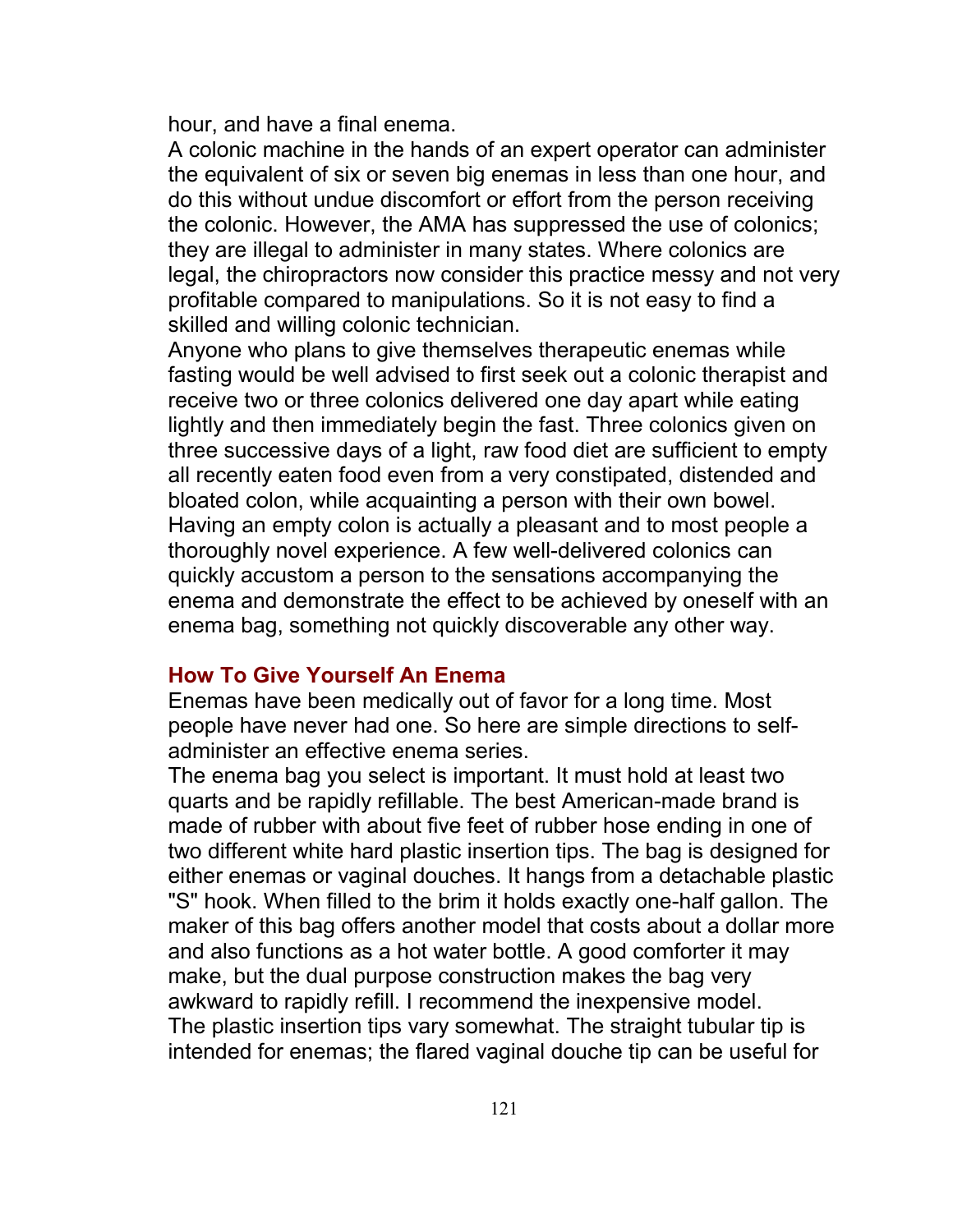hour, and have a final enema.

A colonic machine in the hands of an expert operator can administer the equivalent of six or seven big enemas in less than one hour, and do this without undue discomfort or effort from the person receiving the colonic. However, the AMA has suppressed the use of colonics; they are illegal to administer in many states. Where colonics are legal, the chiropractors now consider this practice messy and not very profitable compared to manipulations. So it is not easy to find a skilled and willing colonic technician.

Anyone who plans to give themselves therapeutic enemas while fasting would be well advised to first seek out a colonic therapist and receive two or three colonics delivered one day apart while eating lightly and then immediately begin the fast. Three colonics given on three successive days of a light, raw food diet are sufficient to empty all recently eaten food even from a very constipated, distended and bloated colon, while acquainting a person with their own bowel. Having an empty colon is actually a pleasant and to most people a thoroughly novel experience. A few well-delivered colonics can quickly accustom a person to the sensations accompanying the enema and demonstrate the effect to be achieved by oneself with an enema bag, something not quickly discoverable any other way.

### How To Give Yourself An Enema

Enemas have been medically out of favor for a long time. Most people have never had one. So here are simple directions to self-administer an effective enema series.

The enema bag you select is important. It must hold at least two quarts and be rapidly refillable. The best American-made brand is made of rubber with about five feet of rubber hose ending in one of two different white hard plastic insertion tips. The bag is designed for either enemas or vaginal douches. It hangs from a detachable plastic "S" hook. When filled to the brim it holds exactly one-half gallon. The maker of this bag offers another model that costs about a dollar more and also functions as a hot water bottle. A good comforter it may make, but the dual purpose construction makes the bag very awkward to rapidly refill. I recommend the inexpensive model.

The plastic insertion tips vary somewhat. The straight tubular tip is intended for enemas; the flared vaginal douche tip can be useful for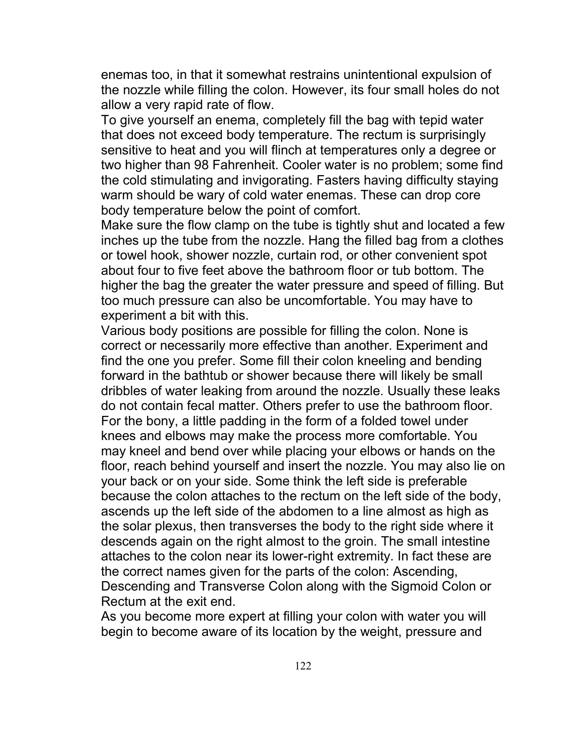enemas too, in that it somewhat restrains unintentional expulsion of the nozzle while filling the colon. However, its four small holes do not allow a very rapid rate of flow.

To give yourself an enema, completely fill the bag with tepid water that does not exceed body temperature. The rectum is surprisingly sensitive to heat and you will flinch at temperatures only a degree or two higher than 98 Fahrenheit. Cooler water is no problem; some find the cold stimulating and invigorating. Fasters having difficulty staying warm should be wary of cold water enemas. These can drop core body temperature below the point of comfort.

Make sure the flow clamp on the tube is tightly shut and located a few inches up the tube from the nozzle. Hang the filled bag from a clothes or towel hook, shower nozzle, curtain rod, or other convenient spot about four to five feet above the bathroom floor or tub bottom. The higher the bag the greater the water pressure and speed of filling. But too much pressure can also be uncomfortable. You may have to experiment a bit with this.

Various body positions are possible for filling the colon. None is correct or necessarily more effective than another. Experiment and find the one you prefer. Some fill their colon kneeling and bending forward in the bathtub or shower because there will likely be small dribbles of water leaking from around the nozzle. Usually these leaks do not contain fecal matter. Others prefer to use the bathroom floor. For the bony, a little padding in the form of a folded towel under knees and elbows may make the process more comfortable. You may kneel and bend over while placing your elbows or hands on the floor, reach behind yourself and insert the nozzle. You may also lie on your back or on your side. Some think the left side is preferable because the colon attaches to the rectum on the left side of the body, ascends up the left side of the abdomen to a line almost as high as the solar plexus, then transverses the body to the right side where it descends again on the right almost to the groin. The small intestine attaches to the colon near its lower-right extremity. In fact these are the correct names given for the parts of the colon: Ascending, Descending and Transverse Colon along with the Sigmoid Colon or Rectum at the exit end.

As you become more expert at filling your colon with water you will begin to become aware of its location by the weight, pressure and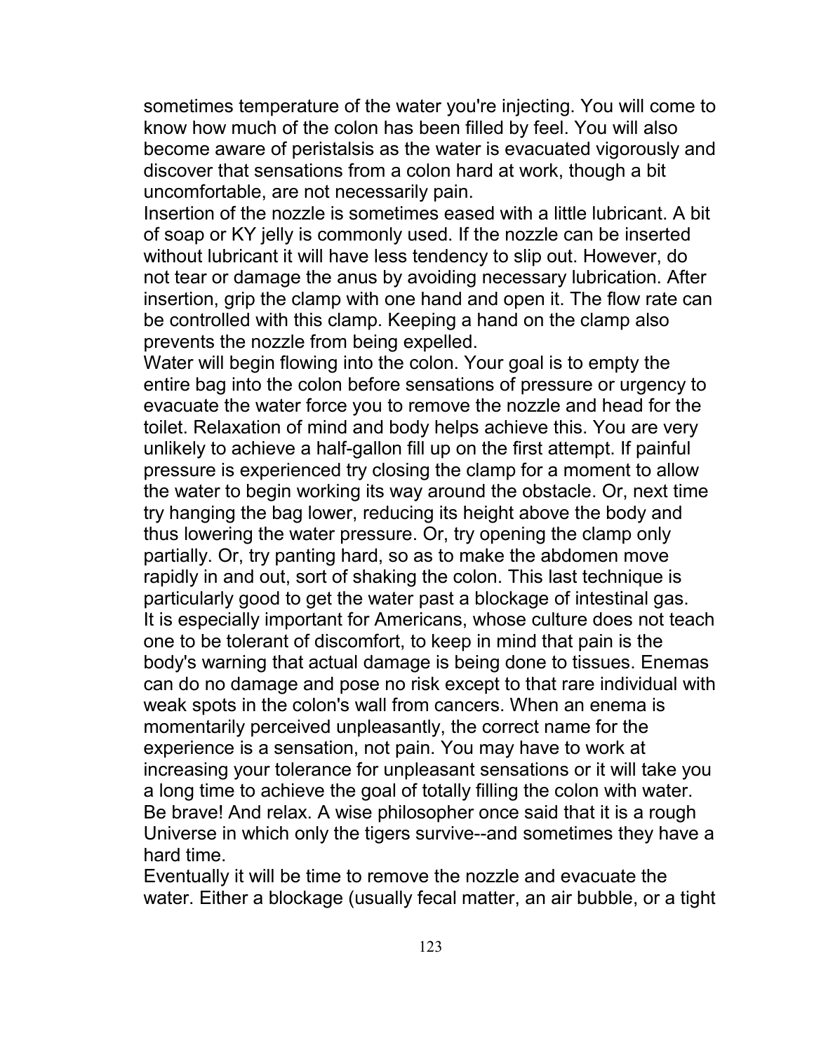sometimes temperature of the water you're injecting. You will come to know how much of the colon has been filled by feel. You will also become aware of peristalsis as the water is evacuated vigorously and discover that sensations from a colon hard at work, though a bit uncomfortable, are not necessarily pain.

Insertion of the nozzle is sometimes eased with a little lubricant. A bit of soap or KY jelly is commonly used. If the nozzle can be inserted without lubricant it will have less tendency to slip out. However, do not tear or damage the anus by avoiding necessary lubrication. After insertion, grip the clamp with one hand and open it. The flow rate can be controlled with this clamp. Keeping a hand on the clamp also prevents the nozzle from being expelled.

Water will begin flowing into the colon. Your goal is to empty the entire bag into the colon before sensations of pressure or urgency to evacuate the water force you to remove the nozzle and head for the toilet. Relaxation of mind and body helps achieve this. You are very unlikely to achieve a half-gallon fill up on the first attempt. If painful pressure is experienced try closing the clamp for a moment to allow the water to begin working its way around the obstacle. Or, next time try hanging the bag lower, reducing its height above the body and thus lowering the water pressure. Or, try opening the clamp only partially. Or, try panting hard, so as to make the abdomen move rapidly in and out, sort of shaking the colon. This last technique is particularly good to get the water past a blockage of intestinal gas.

It is especially important for Americans, whose culture does not teach one to be tolerant of discomfort, to keep in mind that pain is the body's warning that actual damage is being done to tissues. Enemas can do no damage and pose no risk except to that rare individual with weak spots in the colon's wall from cancers. When an enema is momentarily perceived unpleasantly, the correct name for the experience is a sensation, not pain. You may have to work at increasing your tolerance for unpleasant sensations or it will take you a long time to achieve the goal of totally filling the colon with water. Be brave! And relax. A wise philosopher once said that it is a rough Universe in which only the tigers survive--and sometimes they have a hard time.

Eventually it will be time to remove the nozzle and evacuate the water. Either a blockage (usually fecal matter, an air bubble, or a tight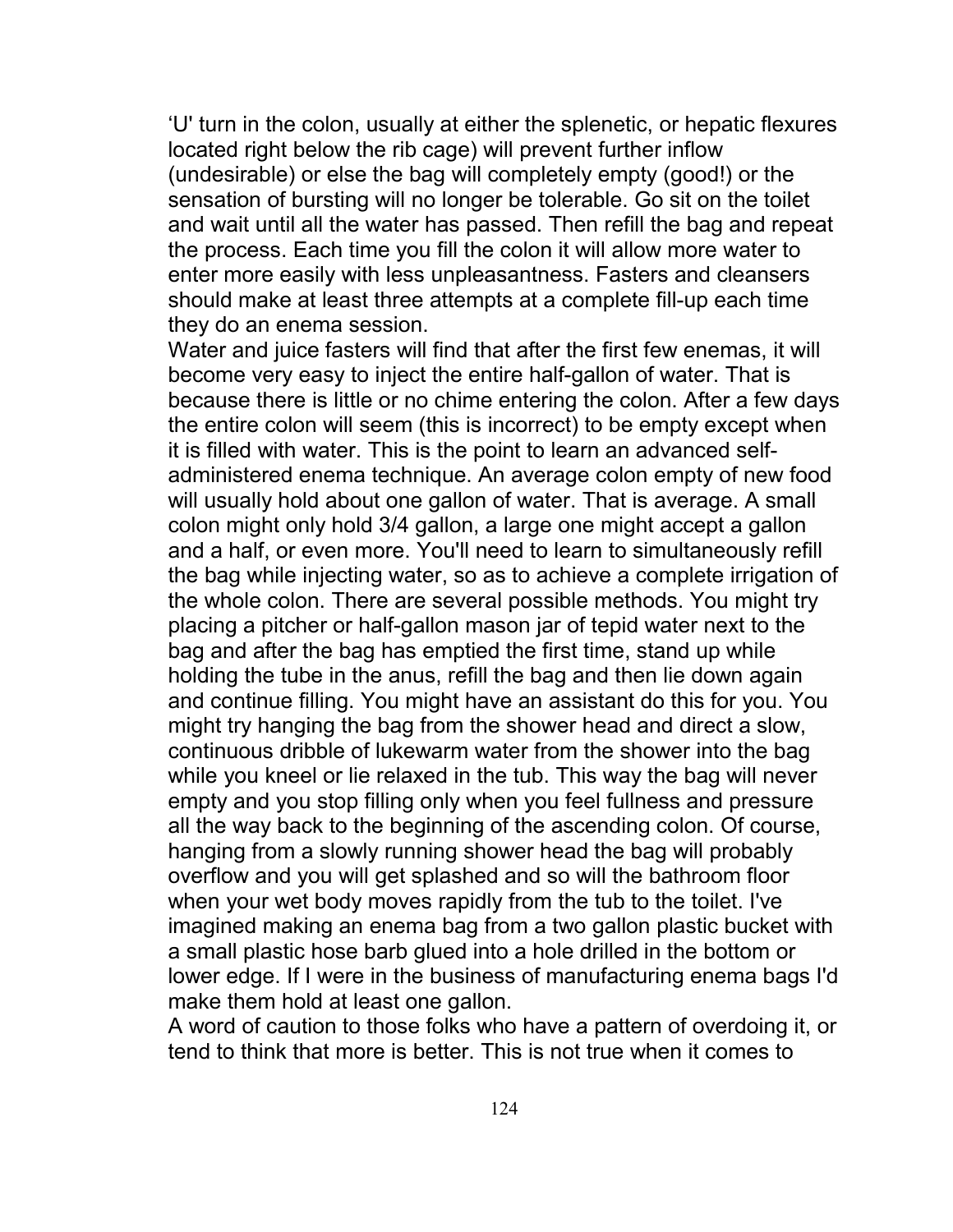'U' turn in the colon, usually at either the splenetic, or hepatic flexures located right below the rib cage) will prevent further inflow (undesirable) or else the bag will completely empty (good!) or the sensation of bursting will no longer be tolerable. Go sit on the toilet and wait until all the water has passed. Then refill the bag and repeat the process. Each time you fill the colon it will allow more water to enter more easily with less unpleasantness. Fasters and cleansers should make at least three attempts at a complete fill-up each time they do an enema session.

Water and juice fasters will find that after the first few enemas, it will become very easy to inject the entire half-gallon of water. That is because there is little or no chime entering the colon. After a few days the entire colon will seem (this is incorrect) to be empty except when it is filled with water. This is the point to learn an advanced self-administered enema technique. An average colon empty of new food will usually hold about one gallon of water. That is average. A small colon might only hold 3/4 gallon, a large one might accept a gallon and a half, or even more. You'll need to learn to simultaneously refill the bag while injecting water, so as to achieve a complete irrigation of the whole colon. There are several possible methods. You might try placing a pitcher or half-gallon mason jar of tepid water next to the bag and after the bag has emptied the first time, stand up while holding the tube in the anus, refill the bag and then lie down again and continue filling. You might have an assistant do this for you. You might try hanging the bag from the shower head and direct a slow, continuous dribble of lukewarm water from the shower into the bag while you kneel or lie relaxed in the tub. This way the bag will never empty and you stop filling only when you feel fullness and pressure all the way back to the beginning of the ascending colon. Of course, hanging from a slowly running shower head the bag will probably overflow and you will get splashed and so will the bathroom floor when your wet body moves rapidly from the tub to the toilet. I've imagined making an enema bag from a two gallon plastic bucket with a small plastic hose barb glued into a hole drilled in the bottom or lower edge. If I were in the business of manufacturing enema bags I'd make them hold at least one gallon.

A word of caution to those folks who have a pattern of overdoing it, or tend to think that more is better. This is not true when it comes to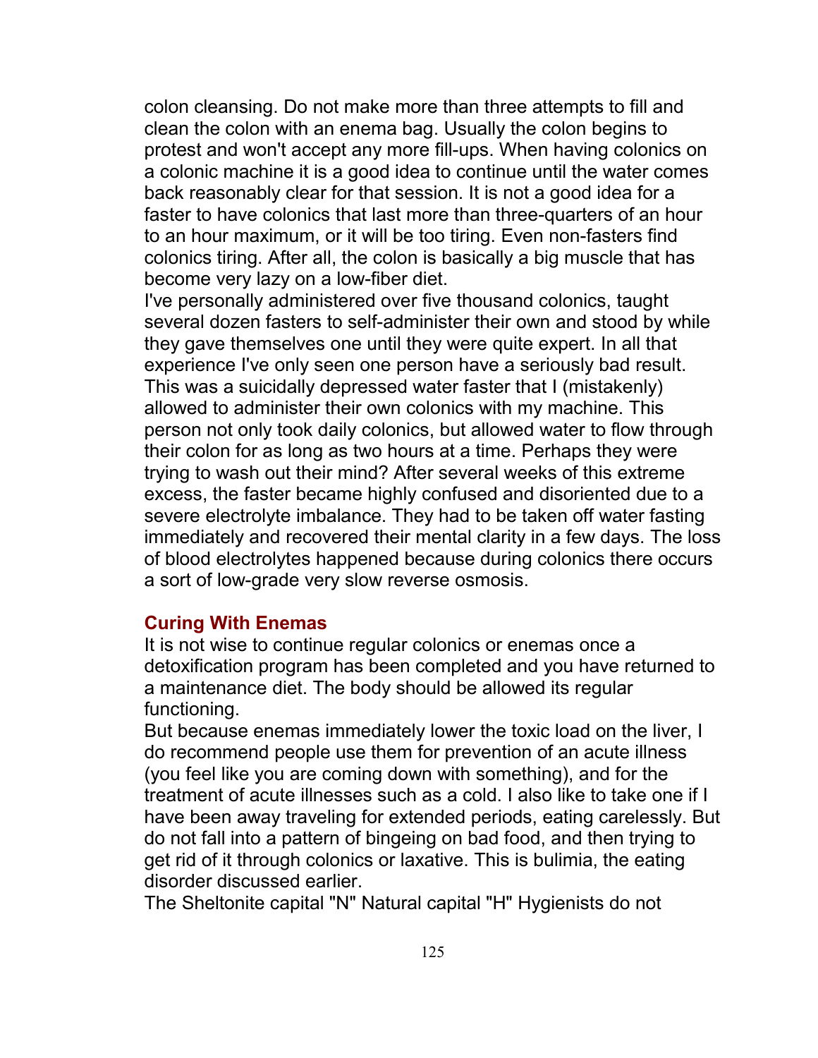colon cleansing. Do not make more than three attempts to fill and clean the colon with an enema bag. Usually the colon begins to protest and won't accept any more fill-ups. When having colonics on a colonic machine it is a good idea to continue until the water comes back reasonably clear for that session. It is not a good idea for a faster to have colonics that last more than three-quarters of an hour to an hour maximum, or it will be too tiring. Even non-fasters find colonics tiring. After all, the colon is basically a big muscle that has become very lazy on a low-fiber diet.

I've personally administered over five thousand colonics, taught several dozen fasters to self-administer their own and stood by while they gave themselves one until they were quite expert. In all that experience I've only seen one person have a seriously bad result. This was a suicidally depressed water faster that I (mistakenly) allowed to administer their own colonics with my machine. This person not only took daily colonics, but allowed water to flow through their colon for as long as two hours at a time. Perhaps they were trying to wash out their mind? After several weeks of this extreme excess, the faster became highly confused and disoriented due to a severe electrolyte imbalance. They had to be taken off water fasting immediately and recovered their mental clarity in a few days. The loss of blood electrolytes happened because during colonics there occurs a sort of low-grade very slow reverse osmosis.

### Curing With Enemas

It is not wise to continue regular colonics or enemas once a detoxification program has been completed and you have returned to a maintenance diet. The body should be allowed its regular functioning.

But because enemas immediately lower the toxic load on the liver, I do recommend people use them for prevention of an acute illness (you feel like you are coming down with something), and for the treatment of acute illnesses such as a cold. I also like to take one if I have been away traveling for extended periods, eating carelessly. But do not fall into a pattern of bingeing on bad food, and then trying to get rid of it through colonics or laxative. This is bulimia, the eating disorder discussed earlier.

The Sheltonite capital "N" Natural capital "H" Hygienists do not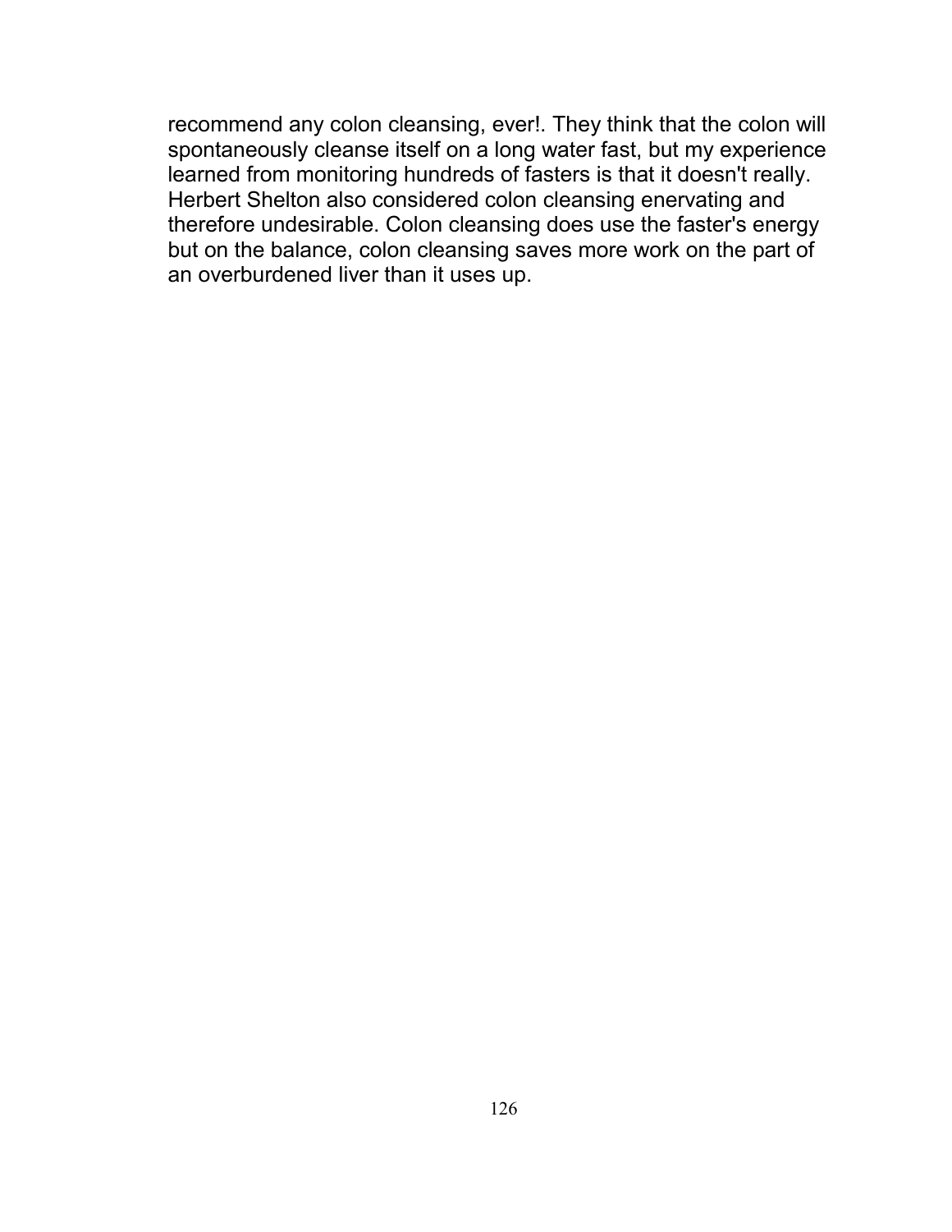recommend any colon cleansing, ever!. They think that the colon will spontaneously cleanse itself on a long water fast, but my experience learned from monitoring hundreds of fasters is that it doesn't really. Herbert Shelton also considered colon cleansing enervating and therefore undesirable. Colon cleansing does use the faster's energy but on the balance, colon cleansing saves more work on the part of an overburdened liver than it uses up.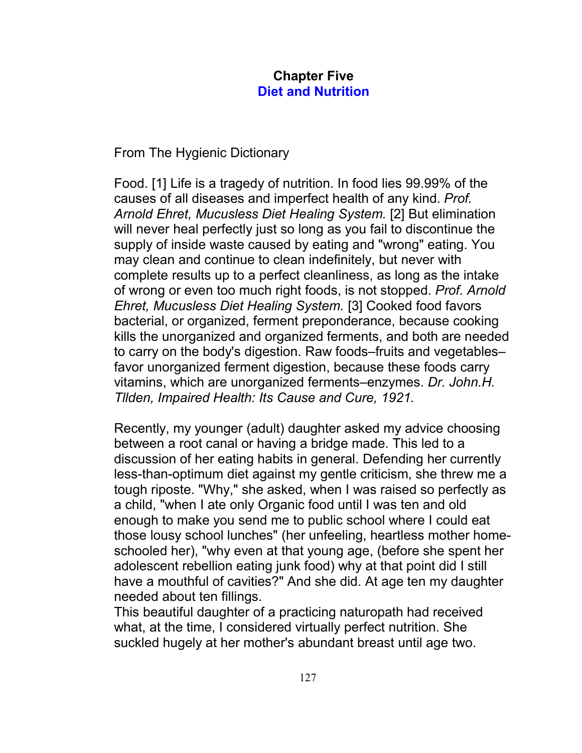# Chapter Five
## Diet and Nutrition

From The Hygienic Dictionary

Food. [1] Life is a tragedy of nutrition. In food lies 99.99% of the causes of all diseases and imperfect health of any kind. *Prof. Arnold Ehret, Mucusless Diet Healing System.* [2] But elimination will never heal perfectly just so long as you fail to discontinue the supply of inside waste caused by eating and "wrong" eating. You may clean and continue to clean indefinitely, but never with complete results up to a perfect cleanliness, as long as the intake of wrong or even too much right foods, is not stopped. *Prof. Arnold Ehret, Mucusless Diet Healing System.* [3] Cooked food favors bacterial, or organized, ferment preponderance, because cooking kills the unorganized and organized ferments, and both are needed to carry on the body's digestion. Raw foods–fruits and vegetables–favor unorganized ferment digestion, because these foods carry vitamins, which are unorganized ferments–enzymes. *Dr. John.H. Tllden, Impaired Health: Its Cause and Cure, 1921.*

Recently, my younger (adult) daughter asked my advice choosing between a root canal or having a bridge made. This led to a discussion of her eating habits in general. Defending her currently less-than-optimum diet against my gentle criticism, she threw me a tough riposte. "Why," she asked, when I was raised so perfectly as a child, "when I ate only Organic food until I was ten and old enough to make you send me to public school where I could eat those lousy school lunches" (her unfeeling, heartless mother home-schooled her), "why even at that young age, (before she spent her adolescent rebellion eating junk food) why at that point did I still have a mouthful of cavities?" And she did. At age ten my daughter needed about ten fillings.
This beautiful daughter of a practicing naturopath had received what, at the time, I considered virtually perfect nutrition. She suckled hugely at her mother's abundant breast until age two.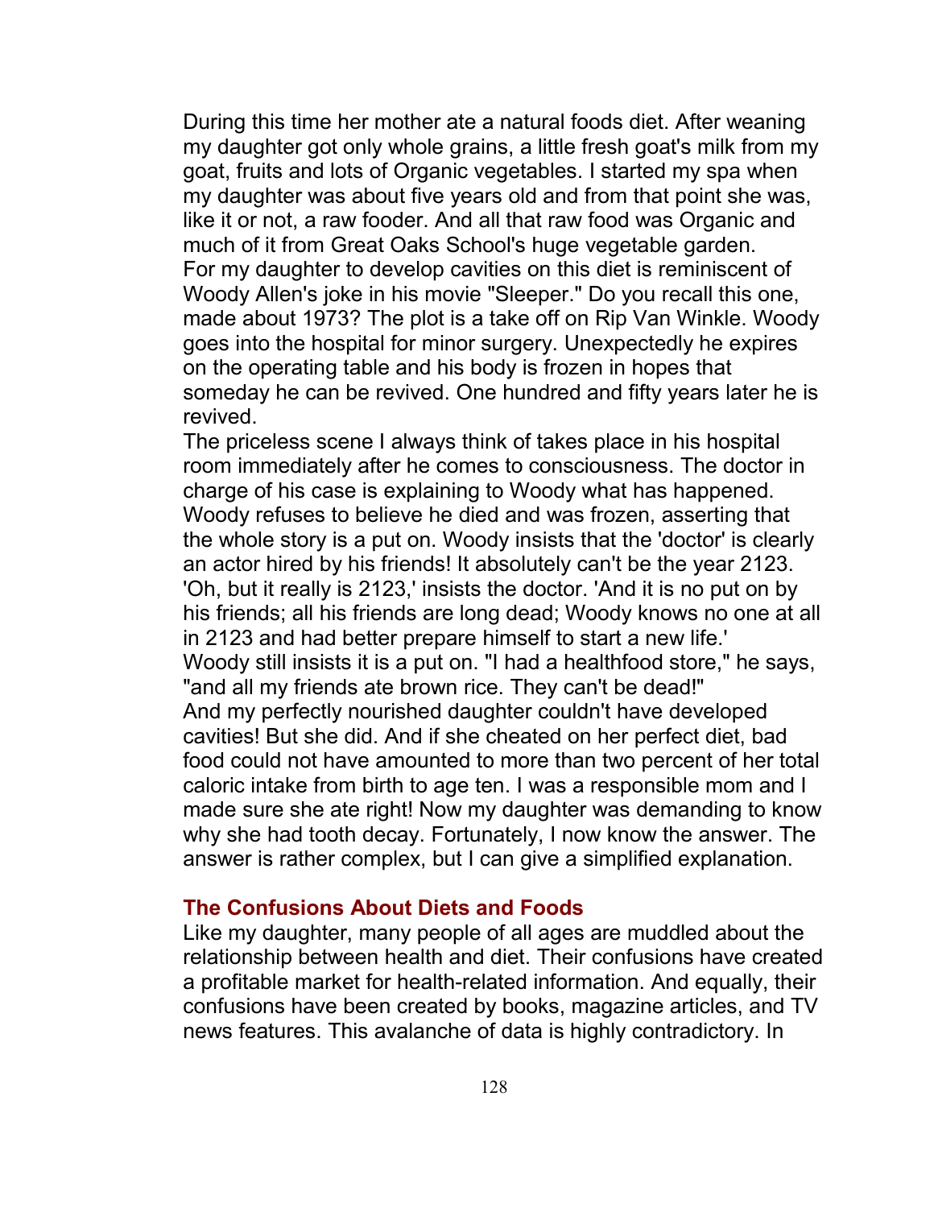During this time her mother ate a natural foods diet. After weaning my daughter got only whole grains, a little fresh goat's milk from my goat, fruits and lots of Organic vegetables. I started my spa when my daughter was about five years old and from that point she was, like it or not, a raw fooder. And all that raw food was Organic and much of it from Great Oaks School's huge vegetable garden.

For my daughter to develop cavities on this diet is reminiscent of Woody Allen's joke in his movie "Sleeper." Do you recall this one, made about 1973? The plot is a take off on Rip Van Winkle. Woody goes into the hospital for minor surgery. Unexpectedly he expires on the operating table and his body is frozen in hopes that someday he can be revived. One hundred and fifty years later he is revived.

The priceless scene I always think of takes place in his hospital room immediately after he comes to consciousness. The doctor in charge of his case is explaining to Woody what has happened. Woody refuses to believe he died and was frozen, asserting that the whole story is a put on. Woody insists that the 'doctor' is clearly an actor hired by his friends! It absolutely can't be the year 2123. 'Oh, but it really is 2123,' insists the doctor. 'And it is no put on by his friends; all his friends are long dead; Woody knows no one at all in 2123 and had better prepare himself to start a new life.'

Woody still insists it is a put on. "I had a healthfood store," he says, "and all my friends ate brown rice. They can't be dead!"

And my perfectly nourished daughter couldn't have developed cavities! But she did. And if she cheated on her perfect diet, bad food could not have amounted to more than two percent of her total caloric intake from birth to age ten. I was a responsible mom and I made sure she ate right! Now my daughter was demanding to know why she had tooth decay. Fortunately, I now know the answer. The answer is rather complex, but I can give a simplified explanation.

## The Confusions About Diets and Foods

Like my daughter, many people of all ages are muddled about the relationship between health and diet. Their confusions have created a profitable market for health-related information. And equally, their confusions have been created by books, magazine articles, and TV news features. This avalanche of data is highly contradictory. In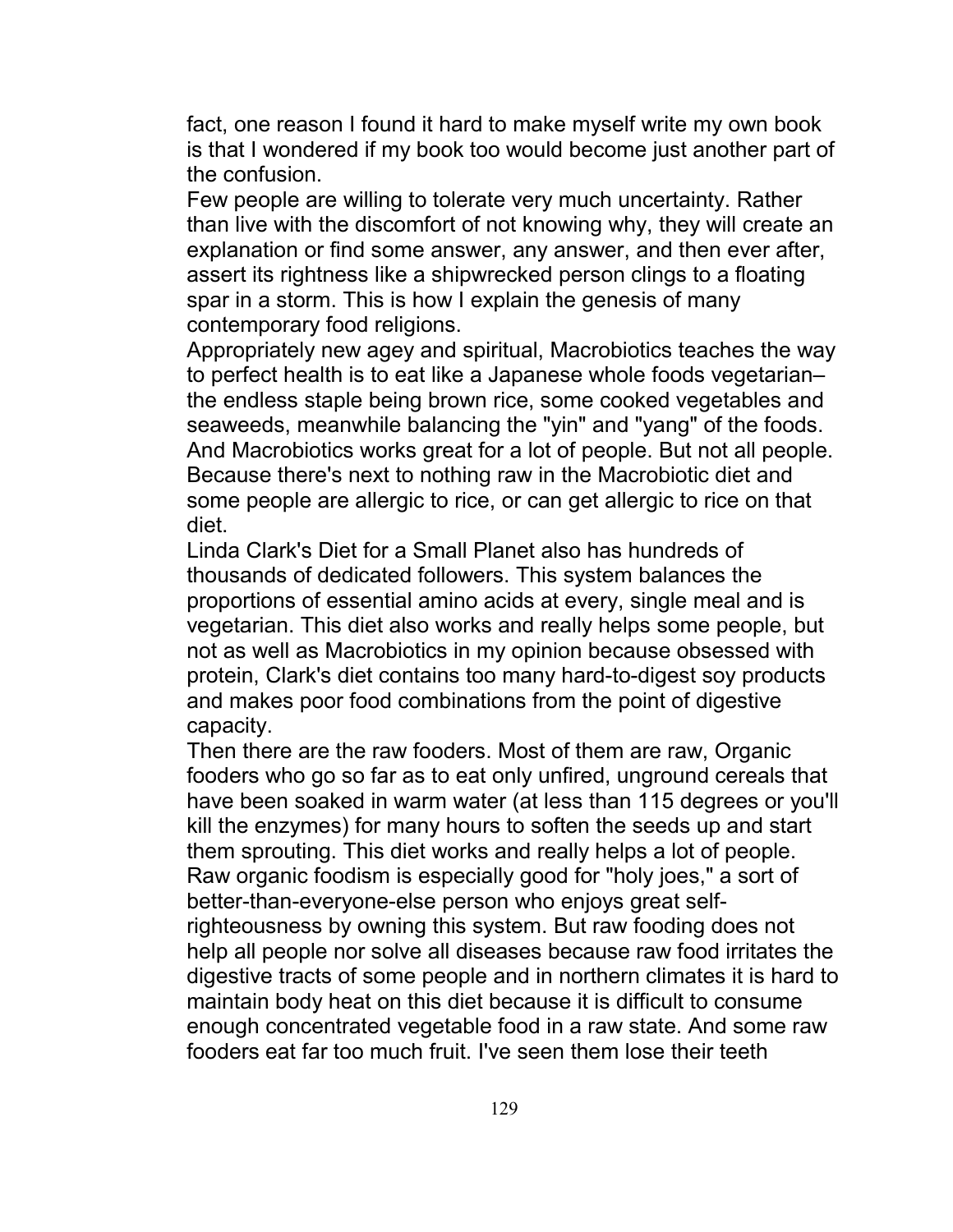fact, one reason I found it hard to make myself write my own book is that I wondered if my book too would become just another part of the confusion.

Few people are willing to tolerate very much uncertainty. Rather than live with the discomfort of not knowing why, they will create an explanation or find some answer, any answer, and then ever after, assert its rightness like a shipwrecked person clings to a floating spar in a storm. This is how I explain the genesis of many contemporary food religions.

Appropriately new agey and spiritual, Macrobiotics teaches the way to perfect health is to eat like a Japanese whole foods vegetarian–the endless staple being brown rice, some cooked vegetables and seaweeds, meanwhile balancing the "yin" and "yang" of the foods. And Macrobiotics works great for a lot of people. But not all people. Because there's next to nothing raw in the Macrobiotic diet and some people are allergic to rice, or can get allergic to rice on that diet.

Linda Clark's Diet for a Small Planet also has hundreds of thousands of dedicated followers. This system balances the proportions of essential amino acids at every, single meal and is vegetarian. This diet also works and really helps some people, but not as well as Macrobiotics in my opinion because obsessed with protein, Clark's diet contains too many hard-to-digest soy products and makes poor food combinations from the point of digestive capacity.

Then there are the raw fooders. Most of them are raw, Organic fooders who go so far as to eat only unfired, unground cereals that have been soaked in warm water (at less than 115 degrees or you'll kill the enzymes) for many hours to soften the seeds up and start them sprouting. This diet works and really helps a lot of people. Raw organic foodism is especially good for "holy joes," a sort of better-than-everyone-else person who enjoys great self-righteousness by owning this system. But raw fooding does not help all people nor solve all diseases because raw food irritates the digestive tracts of some people and in northern climates it is hard to maintain body heat on this diet because it is difficult to consume enough concentrated vegetable food in a raw state. And some raw fooders eat far too much fruit. I've seen them lose their teeth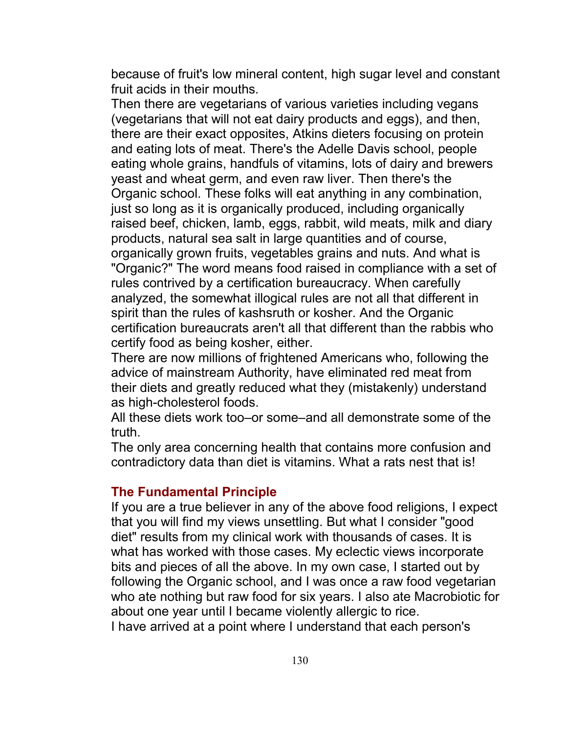because of fruit's low mineral content, high sugar level and constant fruit acids in their mouths.

Then there are vegetarians of various varieties including vegans (vegetarians that will not eat dairy products and eggs), and then, there are their exact opposites, Atkins dieters focusing on protein and eating lots of meat. There's the Adelle Davis school, people eating whole grains, handfuls of vitamins, lots of dairy and brewers yeast and wheat germ, and even raw liver. Then there's the Organic school. These folks will eat anything in any combination, just so long as it is organically produced, including organically raised beef, chicken, lamb, eggs, rabbit, wild meats, milk and diary products, natural sea salt in large quantities and of course, organically grown fruits, vegetables grains and nuts. And what is "Organic?" The word means food raised in compliance with a set of rules contrived by a certification bureaucracy. When carefully analyzed, the somewhat illogical rules are not all that different in spirit than the rules of kashsruth or kosher. And the Organic certification bureaucrats aren't all that different than the rabbis who certify food as being kosher, either.

There are now millions of frightened Americans who, following the advice of mainstream Authority, have eliminated red meat from their diets and greatly reduced what they (mistakenly) understand as high-cholesterol foods.

All these diets work too–or some–and all demonstrate some of the truth.

The only area concerning health that contains more confusion and contradictory data than diet is vitamins. What a rats nest that is!

## The Fundamental Principle

If you are a true believer in any of the above food religions, I expect that you will find my views unsettling. But what I consider "good diet" results from my clinical work with thousands of cases. It is what has worked with those cases. My eclectic views incorporate bits and pieces of all the above. In my own case, I started out by following the Organic school, and I was once a raw food vegetarian who ate nothing but raw food for six years. I also ate Macrobiotic for about one year until I became violently allergic to rice.

I have arrived at a point where I understand that each person's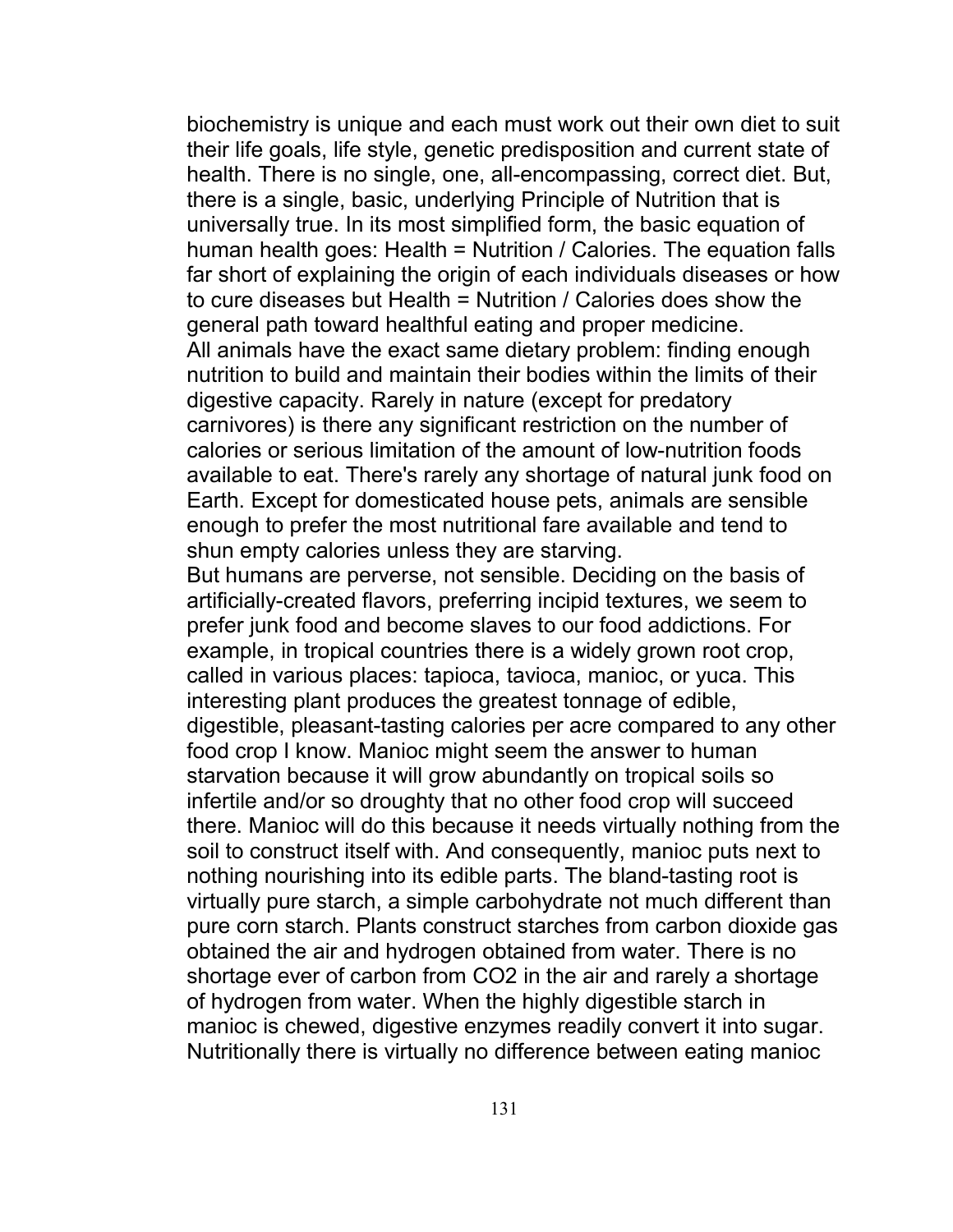biochemistry is unique and each must work out their own diet to suit their life goals, life style, genetic predisposition and current state of health. There is no single, one, all-encompassing, correct diet. But, there is a single, basic, underlying Principle of Nutrition that is universally true. In its most simplified form, the basic equation of human health goes: Health = Nutrition / Calories. The equation falls far short of explaining the origin of each individuals diseases or how to cure diseases but Health = Nutrition / Calories does show the general path toward healthful eating and proper medicine.

All animals have the exact same dietary problem: finding enough nutrition to build and maintain their bodies within the limits of their digestive capacity. Rarely in nature (except for predatory carnivores) is there any significant restriction on the number of calories or serious limitation of the amount of low-nutrition foods available to eat. There's rarely any shortage of natural junk food on Earth. Except for domesticated house pets, animals are sensible enough to prefer the most nutritional fare available and tend to shun empty calories unless they are starving.

But humans are perverse, not sensible. Deciding on the basis of artificially-created flavors, preferring incipid textures, we seem to prefer junk food and become slaves to our food addictions. For example, in tropical countries there is a widely grown root crop, called in various places: tapioca, tavioca, manioc, or yuca. This interesting plant produces the greatest tonnage of edible, digestible, pleasant-tasting calories per acre compared to any other food crop I know. Manioc might seem the answer to human starvation because it will grow abundantly on tropical soils so infertile and/or so droughty that no other food crop will succeed there. Manioc will do this because it needs virtually nothing from the soil to construct itself with. And consequently, manioc puts next to nothing nourishing into its edible parts. The bland-tasting root is virtually pure starch, a simple carbohydrate not much different than pure corn starch. Plants construct starches from carbon dioxide gas obtained the air and hydrogen obtained from water. There is no shortage ever of carbon from $CO_2$ in the air and rarely a shortage of hydrogen from water. When the highly digestible starch in manioc is chewed, digestive enzymes readily convert it into sugar. Nutritionally there is virtually no difference between eating manioc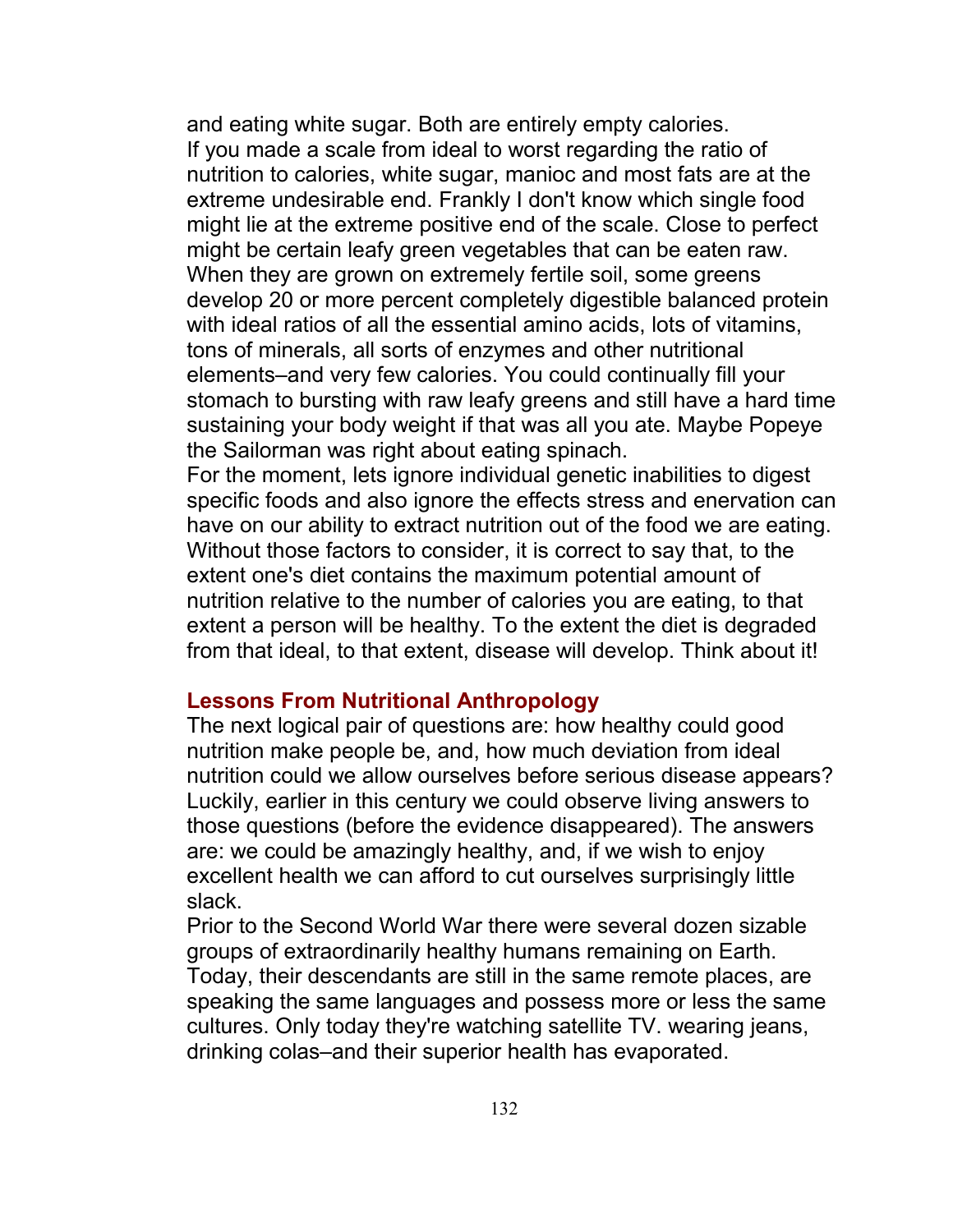and eating white sugar. Both are entirely empty calories.

If you made a scale from ideal to worst regarding the ratio of nutrition to calories, white sugar, manioc and most fats are at the extreme undesirable end. Frankly I don't know which single food might lie at the extreme positive end of the scale. Close to perfect might be certain leafy green vegetables that can be eaten raw. When they are grown on extremely fertile soil, some greens develop 20 or more percent completely digestible balanced protein with ideal ratios of all the essential amino acids, lots of vitamins, tons of minerals, all sorts of enzymes and other nutritional elements–and very few calories. You could continually fill your stomach to bursting with raw leafy greens and still have a hard time sustaining your body weight if that was all you ate. Maybe Popeye the Sailorman was right about eating spinach.

For the moment, lets ignore individual genetic inabilities to digest specific foods and also ignore the effects stress and enervation can have on our ability to extract nutrition out of the food we are eating. Without those factors to consider, it is correct to say that, to the extent one's diet contains the maximum potential amount of nutrition relative to the number of calories you are eating, to that extent a person will be healthy. To the extent the diet is degraded from that ideal, to that extent, disease will develop. Think about it!

## Lessons From Nutritional Anthropology

The next logical pair of questions are: how healthy could good nutrition make people be, and, how much deviation from ideal nutrition could we allow ourselves before serious disease appears? Luckily, earlier in this century we could observe living answers to those questions (before the evidence disappeared). The answers are: we could be amazingly healthy, and, if we wish to enjoy excellent health we can afford to cut ourselves surprisingly little slack.

Prior to the Second World War there were several dozen sizable groups of extraordinarily healthy humans remaining on Earth. Today, their descendants are still in the same remote places, are speaking the same languages and possess more or less the same cultures. Only today they're watching satellite TV. wearing jeans, drinking colas–and their superior health has evaporated.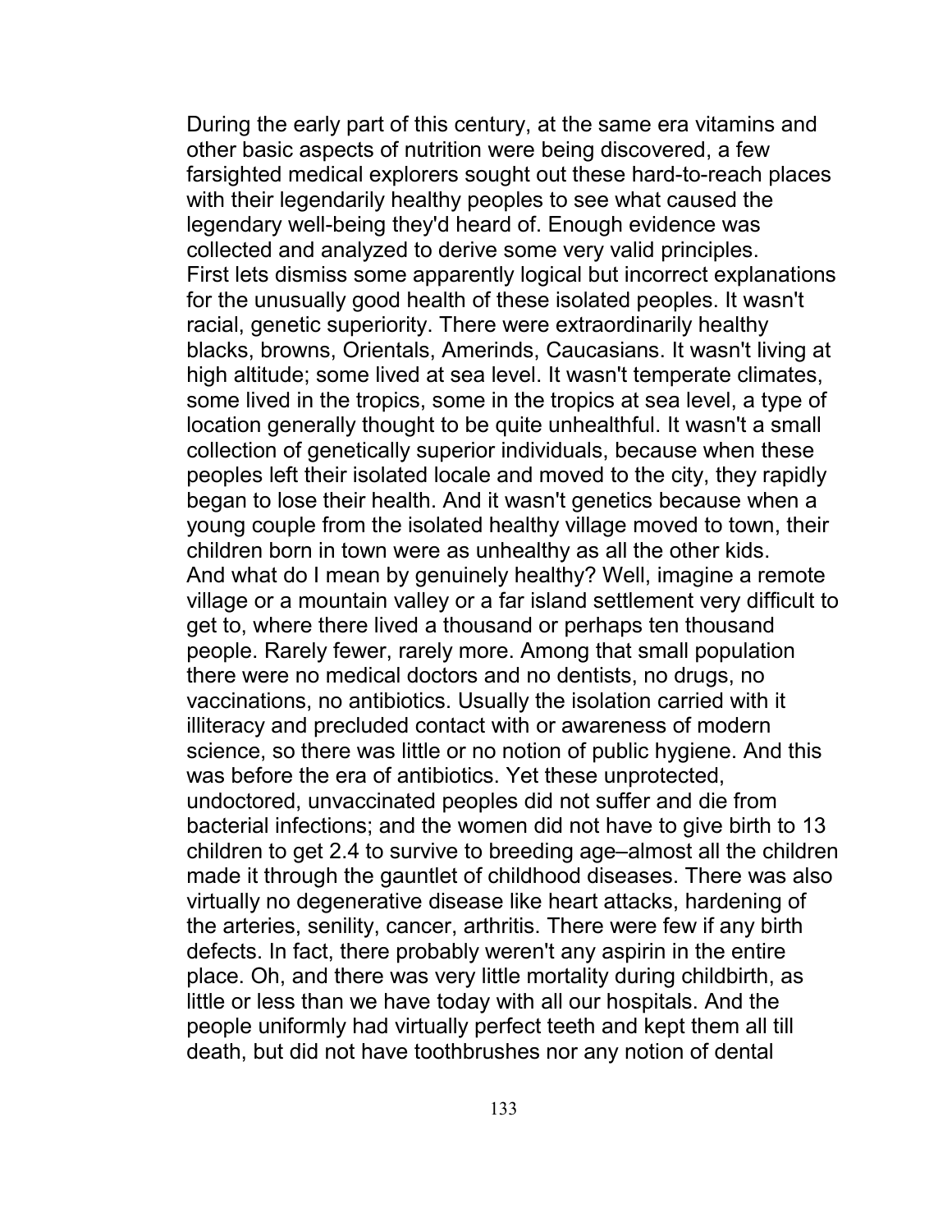During the early part of this century, at the same era vitamins and other basic aspects of nutrition were being discovered, a few farsighted medical explorers sought out these hard-to-reach places with their legendarily healthy peoples to see what caused the legendary well-being they'd heard of. Enough evidence was collected and analyzed to derive some very valid principles.

First lets dismiss some apparently logical but incorrect explanations for the unusually good health of these isolated peoples. It wasn't racial, genetic superiority. There were extraordinarily healthy blacks, browns, Orientals, Amerinds, Caucasians. It wasn't living at high altitude; some lived at sea level. It wasn't temperate climates, some lived in the tropics, some in the tropics at sea level, a type of location generally thought to be quite unhealthful. It wasn't a small collection of genetically superior individuals, because when these peoples left their isolated locale and moved to the city, they rapidly began to lose their health. And it wasn't genetics because when a young couple from the isolated healthy village moved to town, their children born in town were as unhealthy as all the other kids.

And what do I mean by genuinely healthy? Well, imagine a remote village or a mountain valley or a far island settlement very difficult to get to, where there lived a thousand or perhaps ten thousand people. Rarely fewer, rarely more. Among that small population there were no medical doctors and no dentists, no drugs, no vaccinations, no antibiotics. Usually the isolation carried with it illiteracy and precluded contact with or awareness of modern science, so there was little or no notion of public hygiene. And this was before the era of antibiotics. Yet these unprotected, undoctored, unvaccinated peoples did not suffer and die from bacterial infections; and the women did not have to give birth to 13 children to get 2.4 to survive to breeding age–almost all the children made it through the gauntlet of childhood diseases. There was also virtually no degenerative disease like heart attacks, hardening of the arteries, senility, cancer, arthritis. There were few if any birth defects. In fact, there probably weren't any aspirin in the entire place. Oh, and there was very little mortality during childbirth, as little or less than we have today with all our hospitals. And the people uniformly had virtually perfect teeth and kept them all till death, but did not have toothbrushes nor any notion of dental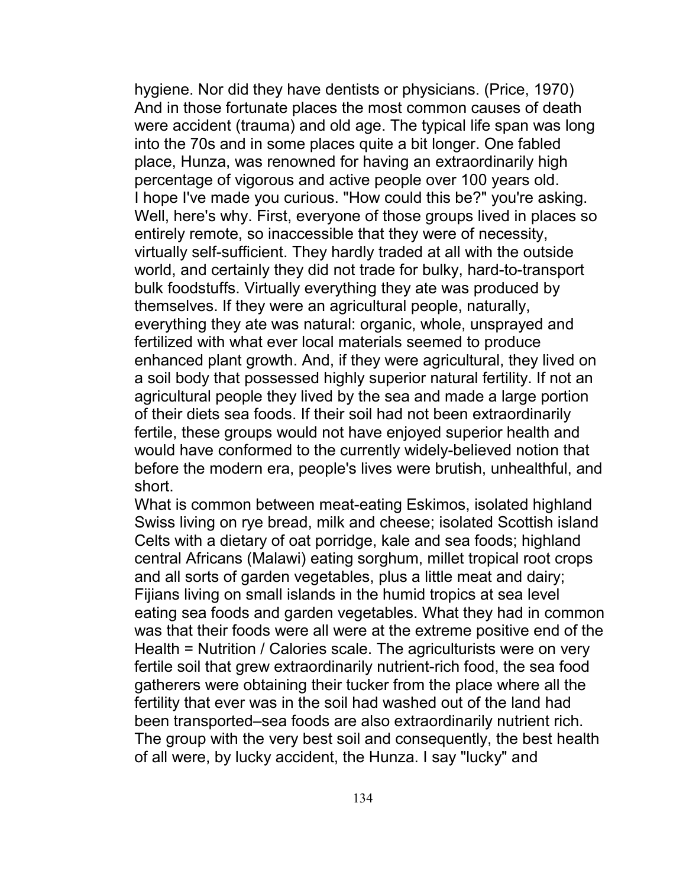hygiene. Nor did they have dentists or physicians. (Price, 1970) And in those fortunate places the most common causes of death were accident (trauma) and old age. The typical life span was long into the 70s and in some places quite a bit longer. One fabled place, Hunza, was renowned for having an extraordinarily high percentage of vigorous and active people over 100 years old.

I hope I've made you curious. "How could this be?" you're asking. Well, here's why. First, everyone of those groups lived in places so entirely remote, so inaccessible that they were of necessity, virtually self-sufficient. They hardly traded at all with the outside world, and certainly they did not trade for bulky, hard-to-transport bulk foodstuffs. Virtually everything they ate was produced by themselves. If they were an agricultural people, naturally, everything they ate was natural: organic, whole, unsprayed and fertilized with what ever local materials seemed to produce enhanced plant growth. And, if they were agricultural, they lived on a soil body that possessed highly superior natural fertility. If not an agricultural people they lived by the sea and made a large portion of their diets sea foods. If their soil had not been extraordinarily fertile, these groups would not have enjoyed superior health and would have conformed to the currently widely-believed notion that before the modern era, people's lives were brutish, unhealthful, and short.

What is common between meat-eating Eskimos, isolated highland Swiss living on rye bread, milk and cheese; isolated Scottish island Celts with a dietary of oat porridge, kale and sea foods; highland central Africans (Malawi) eating sorghum, millet tropical root crops and all sorts of garden vegetables, plus a little meat and dairy; Fijians living on small islands in the humid tropics at sea level eating sea foods and garden vegetables. What they had in common was that their foods were all were at the extreme positive end of the Health = Nutrition / Calories scale. The agriculturists were on very fertile soil that grew extraordinarily nutrient-rich food, the sea food gatherers were obtaining their tucker from the place where all the fertility that ever was in the soil had washed out of the land had been transported–sea foods are also extraordinarily nutrient rich. The group with the very best soil and consequently, the best health of all were, by lucky accident, the Hunza. I say "lucky" and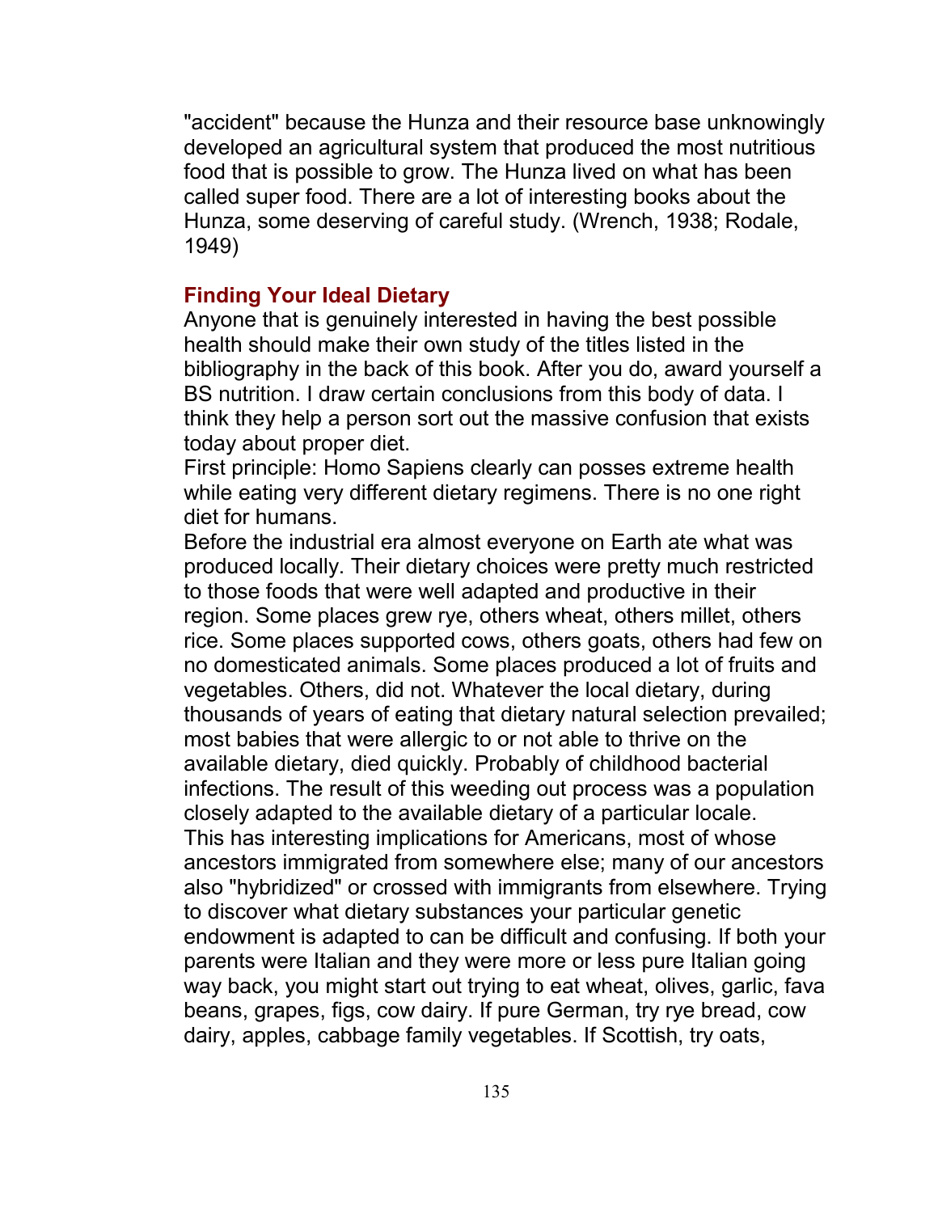"accident" because the Hunza and their resource base unknowingly developed an agricultural system that produced the most nutritious food that is possible to grow. The Hunza lived on what has been called super food. There are a lot of interesting books about the Hunza, some deserving of careful study. (Wrench, 1938; Rodale, 1949)

## Finding Your Ideal Dietary

Anyone that is genuinely interested in having the best possible health should make their own study of the titles listed in the bibliography in the back of this book. After you do, award yourself a BS nutrition. I draw certain conclusions from this body of data. I think they help a person sort out the massive confusion that exists today about proper diet.

First principle: Homo Sapiens clearly can posses extreme health while eating very different dietary regimens. There is no one right diet for humans.

Before the industrial era almost everyone on Earth ate what was produced locally. Their dietary choices were pretty much restricted to those foods that were well adapted and productive in their region. Some places grew rye, others wheat, others millet, others rice. Some places supported cows, others goats, others had few on no domesticated animals. Some places produced a lot of fruits and vegetables. Others, did not. Whatever the local dietary, during thousands of years of eating that dietary natural selection prevailed; most babies that were allergic to or not able to thrive on the available dietary, died quickly. Probably of childhood bacterial infections. The result of this weeding out process was a population closely adapted to the available dietary of a particular locale.

This has interesting implications for Americans, most of whose ancestors immigrated from somewhere else; many of our ancestors also "hybridized" or crossed with immigrants from elsewhere. Trying to discover what dietary substances your particular genetic endowment is adapted to can be difficult and confusing. If both your parents were Italian and they were more or less pure Italian going way back, you might start out trying to eat wheat, olives, garlic, fava beans, grapes, figs, cow dairy. If pure German, try rye bread, cow dairy, apples, cabbage family vegetables. If Scottish, try oats,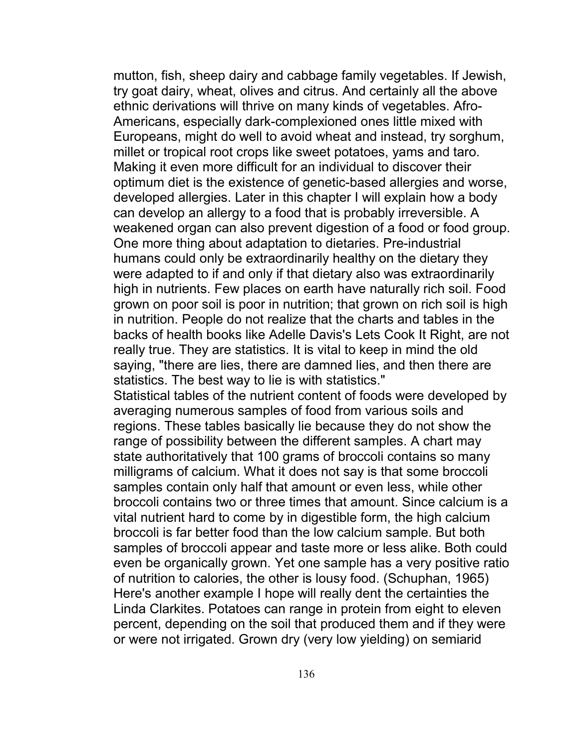mutton, fish, sheep dairy and cabbage family vegetables. If Jewish, try goat dairy, wheat, olives and citrus. And certainly all the above ethnic derivations will thrive on many kinds of vegetables. Afro-Americans, especially dark-complexioned ones little mixed with Europeans, might do well to avoid wheat and instead, try sorghum, millet or tropical root crops like sweet potatoes, yams and taro. Making it even more difficult for an individual to discover their optimum diet is the existence of genetic-based allergies and worse, developed allergies. Later in this chapter I will explain how a body can develop an allergy to a food that is probably irreversible. A weakened organ can also prevent digestion of a food or food group. One more thing about adaptation to dietaries. Pre-industrial humans could only be extraordinarily healthy on the dietary they were adapted to if and only if that dietary also was extraordinarily high in nutrients. Few places on earth have naturally rich soil. Food grown on poor soil is poor in nutrition; that grown on rich soil is high in nutrition. People do not realize that the charts and tables in the backs of health books like Adelle Davis's Lets Cook It Right, are not really true. They are statistics. It is vital to keep in mind the old saying, "there are lies, there are damned lies, and then there are statistics. The best way to lie is with statistics."

Statistical tables of the nutrient content of foods were developed by averaging numerous samples of food from various soils and regions. These tables basically lie because they do not show the range of possibility between the different samples. A chart may state authoritatively that 100 grams of broccoli contains so many milligrams of calcium. What it does not say is that some broccoli samples contain only half that amount or even less, while other broccoli contains two or three times that amount. Since calcium is a vital nutrient hard to come by in digestible form, the high calcium broccoli is far better food than the low calcium sample. But both samples of broccoli appear and taste more or less alike. Both could even be organically grown. Yet one sample has a very positive ratio of nutrition to calories, the other is lousy food. (Schuphan, 1965) Here's another example I hope will really dent the certainties the Linda Clarkites. Potatoes can range in protein from eight to eleven percent, depending on the soil that produced them and if they were or were not irrigated. Grown dry (very low yielding) on semiarid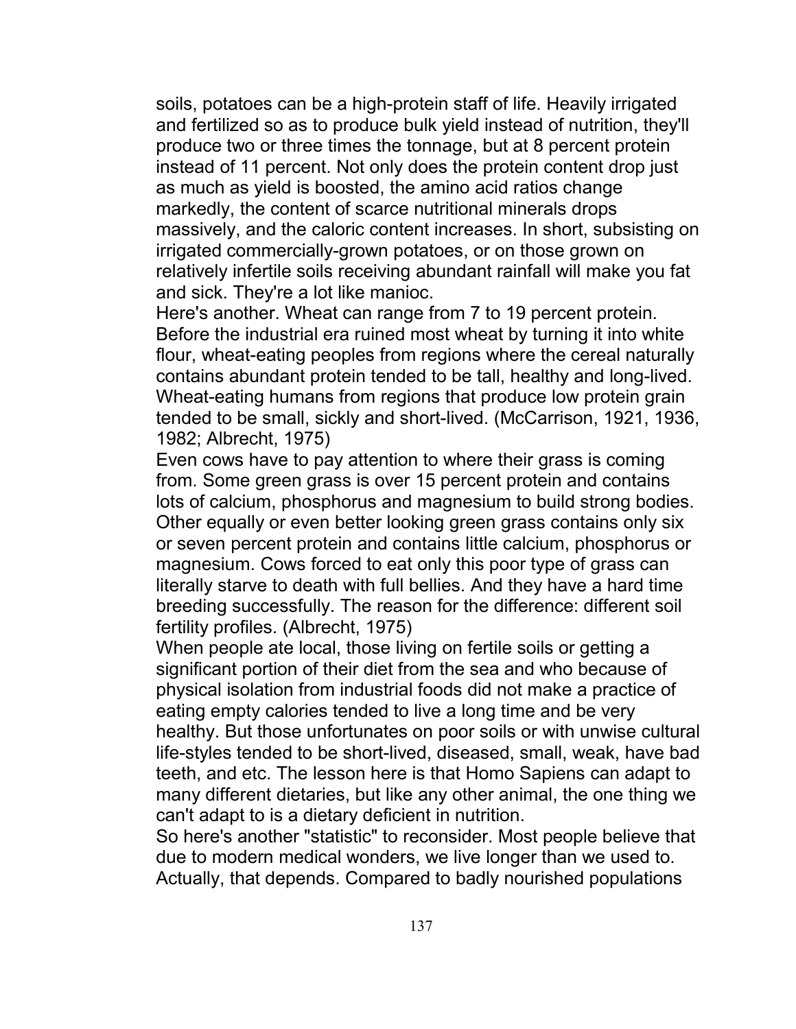soils, potatoes can be a high-protein staff of life. Heavily irrigated and fertilized so as to produce bulk yield instead of nutrition, they'll produce two or three times the tonnage, but at 8 percent protein instead of 11 percent. Not only does the protein content drop just as much as yield is boosted, the amino acid ratios change markedly, the content of scarce nutritional minerals drops massively, and the caloric content increases. In short, subsisting on irrigated commercially-grown potatoes, or on those grown on relatively infertile soils receiving abundant rainfall will make you fat and sick. They're a lot like manioc.

Here's another. Wheat can range from 7 to 19 percent protein. Before the industrial era ruined most wheat by turning it into white flour, wheat-eating peoples from regions where the cereal naturally contains abundant protein tended to be tall, healthy and long-lived. Wheat-eating humans from regions that produce low protein grain tended to be small, sickly and short-lived. (McCarrison, 1921, 1936, 1982; Albrecht, 1975)

Even cows have to pay attention to where their grass is coming from. Some green grass is over 15 percent protein and contains lots of calcium, phosphorus and magnesium to build strong bodies. Other equally or even better looking green grass contains only six or seven percent protein and contains little calcium, phosphorus or magnesium. Cows forced to eat only this poor type of grass can literally starve to death with full bellies. And they have a hard time breeding successfully. The reason for the difference: different soil fertility profiles. (Albrecht, 1975)

When people ate local, those living on fertile soils or getting a significant portion of their diet from the sea and who because of physical isolation from industrial foods did not make a practice of eating empty calories tended to live a long time and be very healthy. But those unfortunates on poor soils or with unwise cultural life-styles tended to be short-lived, diseased, small, weak, have bad teeth, and etc. The lesson here is that Homo Sapiens can adapt to many different dietaries, but like any other animal, the one thing we can't adapt to is a dietary deficient in nutrition.

So here's another "statistic" to reconsider. Most people believe that due to modern medical wonders, we live longer than we used to. Actually, that depends. Compared to badly nourished populations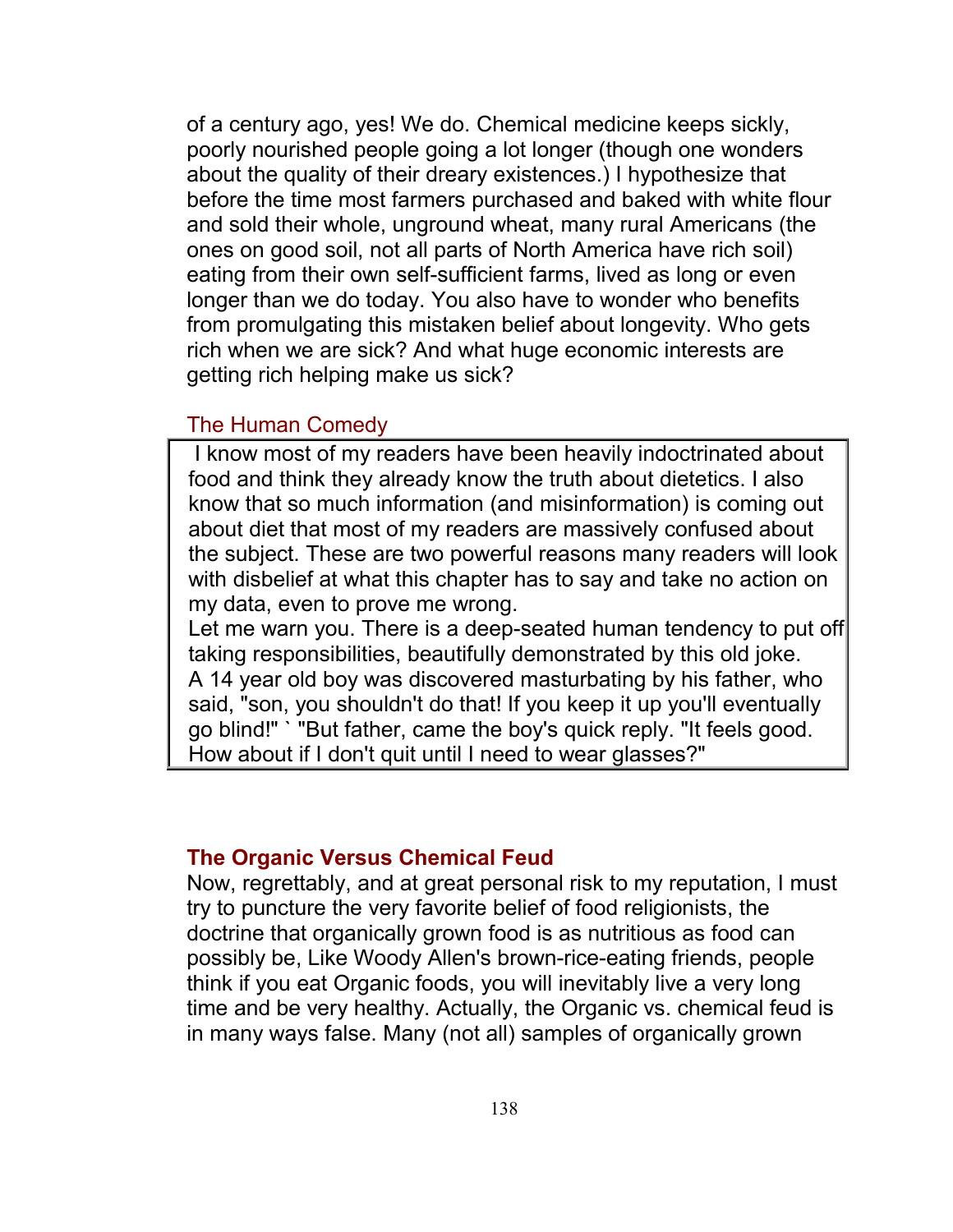of a century ago, yes! We do. Chemical medicine keeps sickly, poorly nourished people going a lot longer (though one wonders about the quality of their dreary existences.) I hypothesize that before the time most farmers purchased and baked with white flour and sold their whole, unground wheat, many rural Americans (the ones on good soil, not all parts of North America have rich soil) eating from their own self-sufficient farms, lived as long or even longer than we do today. You also have to wonder who benefits from promulgating this mistaken belief about longevity. Who gets rich when we are sick? And what huge economic interests are getting rich helping make us sick?

### The Human Comedy

> I know most of my readers have been heavily indoctrinated about food and think they already know the truth about dietetics. I also know that so much information (and misinformation) is coming out about diet that most of my readers are massively confused about the subject. These are two powerful reasons many readers will look with disbelief at what this chapter has to say and take no action on my data, even to prove me wrong.
> Let me warn you. There is a deep-seated human tendency to put off taking responsibilities, beautifully demonstrated by this old joke. A 14 year old boy was discovered masturbating by his father, who said, "son, you shouldn't do that! If you keep it up you'll eventually go blind!" ` "But father, came the boy's quick reply. "It feels good. How about if I don't quit until I need to wear glasses?"

## The Organic Versus Chemical Feud

Now, regrettably, and at great personal risk to my reputation, I must try to puncture the very favorite belief of food religionists, the doctrine that organically grown food is as nutritious as food can possibly be, Like Woody Allen's brown-rice-eating friends, people think if you eat Organic foods, you will inevitably live a very long time and be very healthy. Actually, the Organic vs. chemical feud is in many ways false. Many (not all) samples of organically grown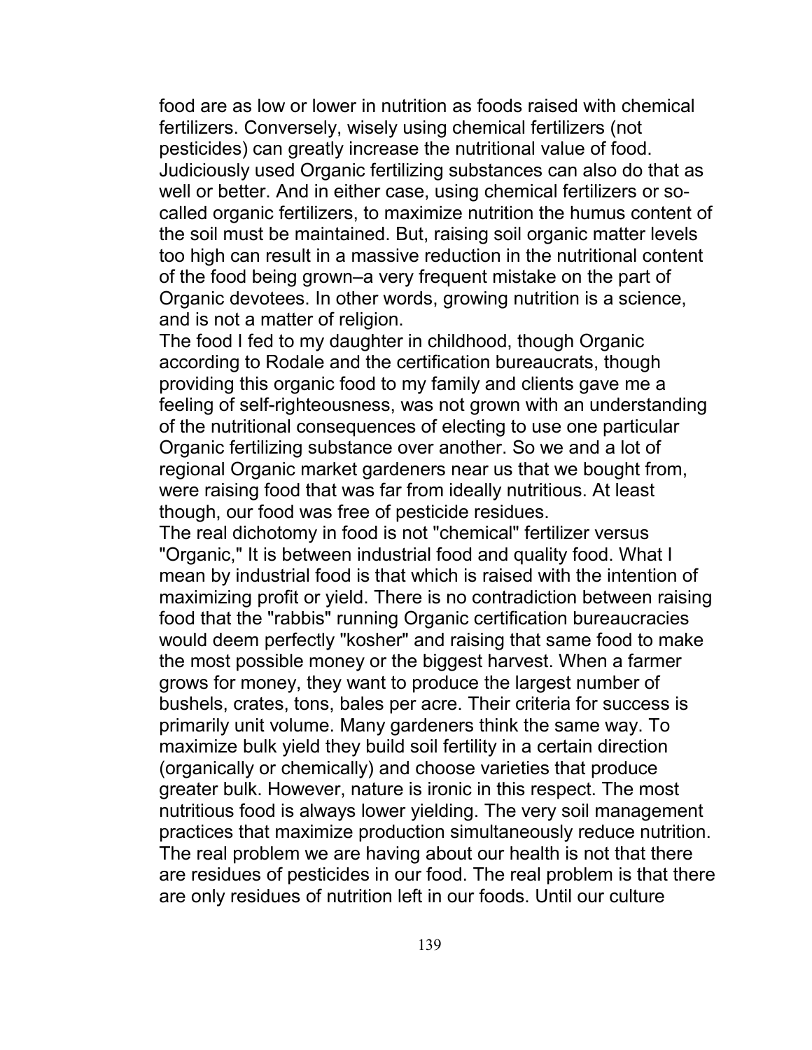food are as low or lower in nutrition as foods raised with chemical fertilizers. Conversely, wisely using chemical fertilizers (not pesticides) can greatly increase the nutritional value of food. Judiciously used Organic fertilizing substances can also do that as well or better. And in either case, using chemical fertilizers or so-called organic fertilizers, to maximize nutrition the humus content of the soil must be maintained. But, raising soil organic matter levels too high can result in a massive reduction in the nutritional content of the food being grown–a very frequent mistake on the part of Organic devotees. In other words, growing nutrition is a science, and is not a matter of religion.

The food I fed to my daughter in childhood, though Organic according to Rodale and the certification bureaucrats, though providing this organic food to my family and clients gave me a feeling of self-righteousness, was not grown with an understanding of the nutritional consequences of electing to use one particular Organic fertilizing substance over another. So we and a lot of regional Organic market gardeners near us that we bought from, were raising food that was far from ideally nutritious. At least though, our food was free of pesticide residues.

The real dichotomy in food is not "chemical" fertilizer versus "Organic," It is between industrial food and quality food. What I mean by industrial food is that which is raised with the intention of maximizing profit or yield. There is no contradiction between raising food that the "rabbis" running Organic certification bureaucracies would deem perfectly "kosher" and raising that same food to make the most possible money or the biggest harvest. When a farmer grows for money, they want to produce the largest number of bushels, crates, tons, bales per acre. Their criteria for success is primarily unit volume. Many gardeners think the same way. To maximize bulk yield they build soil fertility in a certain direction (organically or chemically) and choose varieties that produce greater bulk. However, nature is ironic in this respect. The most nutritious food is always lower yielding. The very soil management practices that maximize production simultaneously reduce nutrition. The real problem we are having about our health is not that there are residues of pesticides in our food. The real problem is that there are only residues of nutrition left in our foods. Until our culture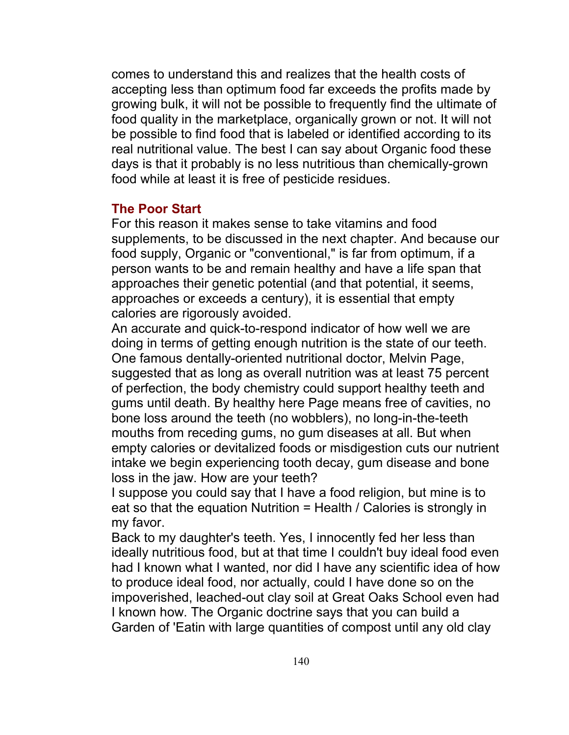comes to understand this and realizes that the health costs of accepting less than optimum food far exceeds the profits made by growing bulk, it will not be possible to frequently find the ultimate of food quality in the marketplace, organically grown or not. It will not be possible to find food that is labeled or identified according to its real nutritional value. The best I can say about Organic food these days is that it probably is no less nutritious than chemically-grown food while at least it is free of pesticide residues.

## The Poor Start

For this reason it makes sense to take vitamins and food supplements, to be discussed in the next chapter. And because our food supply, Organic or "conventional," is far from optimum, if a person wants to be and remain healthy and have a life span that approaches their genetic potential (and that potential, it seems, approaches or exceeds a century), it is essential that empty calories are rigorously avoided.

An accurate and quick-to-respond indicator of how well we are doing in terms of getting enough nutrition is the state of our teeth. One famous dentally-oriented nutritional doctor, Melvin Page, suggested that as long as overall nutrition was at least 75 percent of perfection, the body chemistry could support healthy teeth and gums until death. By healthy here Page means free of cavities, no bone loss around the teeth (no wobblers), no long-in-the-teeth mouths from receding gums, no gum diseases at all. But when empty calories or devitalized foods or misdigestion cuts our nutrient intake we begin experiencing tooth decay, gum disease and bone loss in the jaw. How are your teeth?

I suppose you could say that I have a food religion, but mine is to eat so that the equation Nutrition = Health / Calories is strongly in my favor.

Back to my daughter's teeth. Yes, I innocently fed her less than ideally nutritious food, but at that time I couldn't buy ideal food even had I known what I wanted, nor did I have any scientific idea of how to produce ideal food, nor actually, could I have done so on the impoverished, leached-out clay soil at Great Oaks School even had I known how. The Organic doctrine says that you can build a Garden of 'Eatin with large quantities of compost until any old clay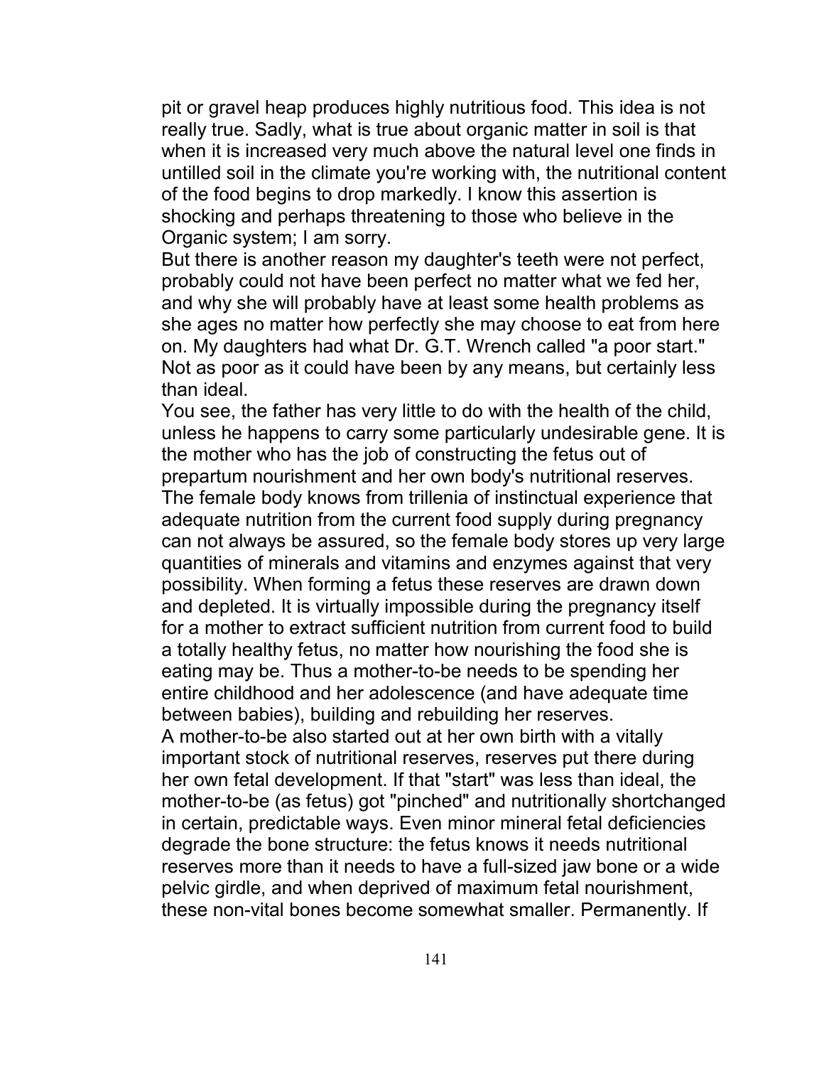pit or gravel heap produces highly nutritious food. This idea is not really true. Sadly, what is true about organic matter in soil is that when it is increased very much above the natural level one finds in untilled soil in the climate you're working with, the nutritional content of the food begins to drop markedly. I know this assertion is shocking and perhaps threatening to those who believe in the Organic system; I am sorry.

But there is another reason my daughter's teeth were not perfect, probably could not have been perfect no matter what we fed her, and why she will probably have at least some health problems as she ages no matter how perfectly she may choose to eat from here on. My daughters had what Dr. G.T. Wrench called "a poor start." Not as poor as it could have been by any means, but certainly less than ideal.

You see, the father has very little to do with the health of the child, unless he happens to carry some particularly undesirable gene. It is the mother who has the job of constructing the fetus out of prepartum nourishment and her own body's nutritional reserves. The female body knows from trillenia of instinctual experience that adequate nutrition from the current food supply during pregnancy can not always be assured, so the female body stores up very large quantities of minerals and vitamins and enzymes against that very possibility. When forming a fetus these reserves are drawn down and depleted. It is virtually impossible during the pregnancy itself for a mother to extract sufficient nutrition from current food to build a totally healthy fetus, no matter how nourishing the food she is eating may be. Thus a mother-to-be needs to be spending her entire childhood and her adolescence (and have adequate time between babies), building and rebuilding her reserves.

A mother-to-be also started out at her own birth with a vitally important stock of nutritional reserves, reserves put there during her own fetal development. If that "start" was less than ideal, the mother-to-be (as fetus) got "pinched" and nutritionally shortchanged in certain, predictable ways. Even minor mineral fetal deficiencies degrade the bone structure: the fetus knows it needs nutritional reserves more than it needs to have a full-sized jaw bone or a wide pelvic girdle, and when deprived of maximum fetal nourishment, these non-vital bones become somewhat smaller. Permanently. If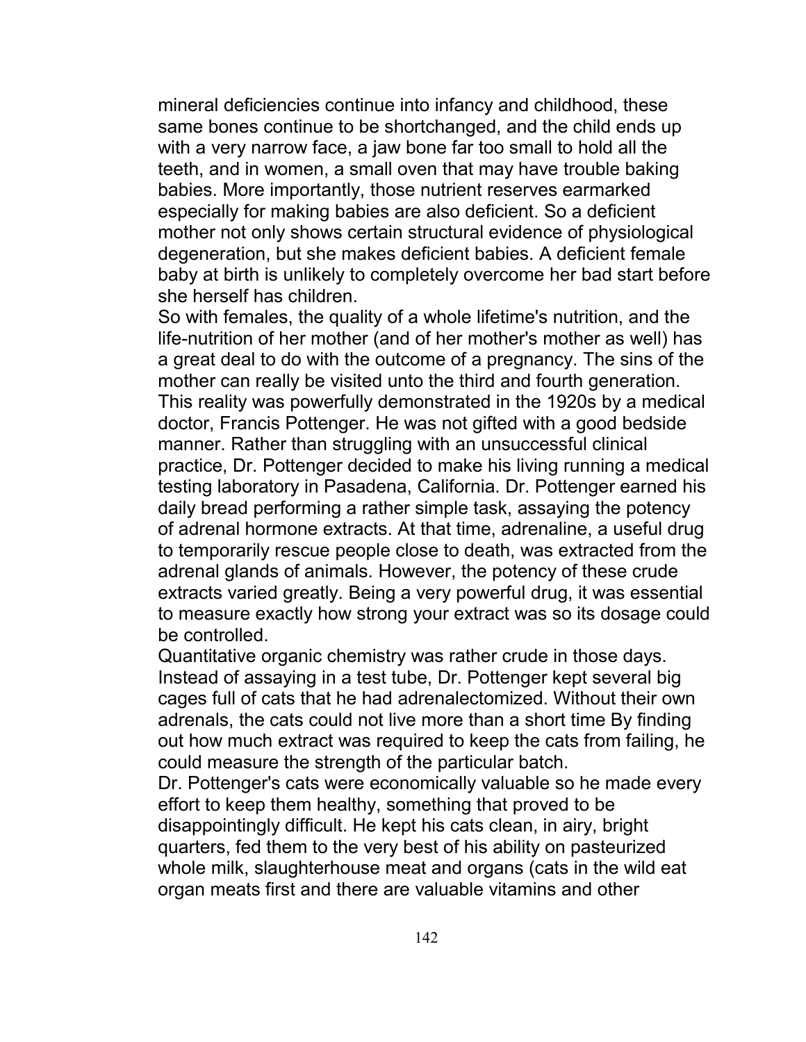mineral deficiencies continue into infancy and childhood, these same bones continue to be shortchanged, and the child ends up with a very narrow face, a jaw bone far too small to hold all the teeth, and in women, a small oven that may have trouble baking babies. More importantly, those nutrient reserves earmarked especially for making babies are also deficient. So a deficient mother not only shows certain structural evidence of physiological degeneration, but she makes deficient babies. A deficient female baby at birth is unlikely to completely overcome her bad start before she herself has children.

So with females, the quality of a whole lifetime's nutrition, and the life-nutrition of her mother (and of her mother's mother as well) has a great deal to do with the outcome of a pregnancy. The sins of the mother can really be visited unto the third and fourth generation. This reality was powerfully demonstrated in the 1920s by a medical doctor, Francis Pottenger. He was not gifted with a good bedside manner. Rather than struggling with an unsuccessful clinical practice, Dr. Pottenger decided to make his living running a medical testing laboratory in Pasadena, California. Dr. Pottenger earned his daily bread performing a rather simple task, assaying the potency of adrenal hormone extracts. At that time, adrenaline, a useful drug to temporarily rescue people close to death, was extracted from the adrenal glands of animals. However, the potency of these crude extracts varied greatly. Being a very powerful drug, it was essential to measure exactly how strong your extract was so its dosage could be controlled.

Quantitative organic chemistry was rather crude in those days. Instead of assaying in a test tube, Dr. Pottenger kept several big cages full of cats that he had adrenalectomized. Without their own adrenals, the cats could not live more than a short time By finding out how much extract was required to keep the cats from failing, he could measure the strength of the particular batch.

Dr. Pottenger's cats were economically valuable so he made every effort to keep them healthy, something that proved to be disappointingly difficult. He kept his cats clean, in airy, bright quarters, fed them to the very best of his ability on pasteurized whole milk, slaughterhouse meat and organs (cats in the wild eat organ meats first and there are valuable vitamins and other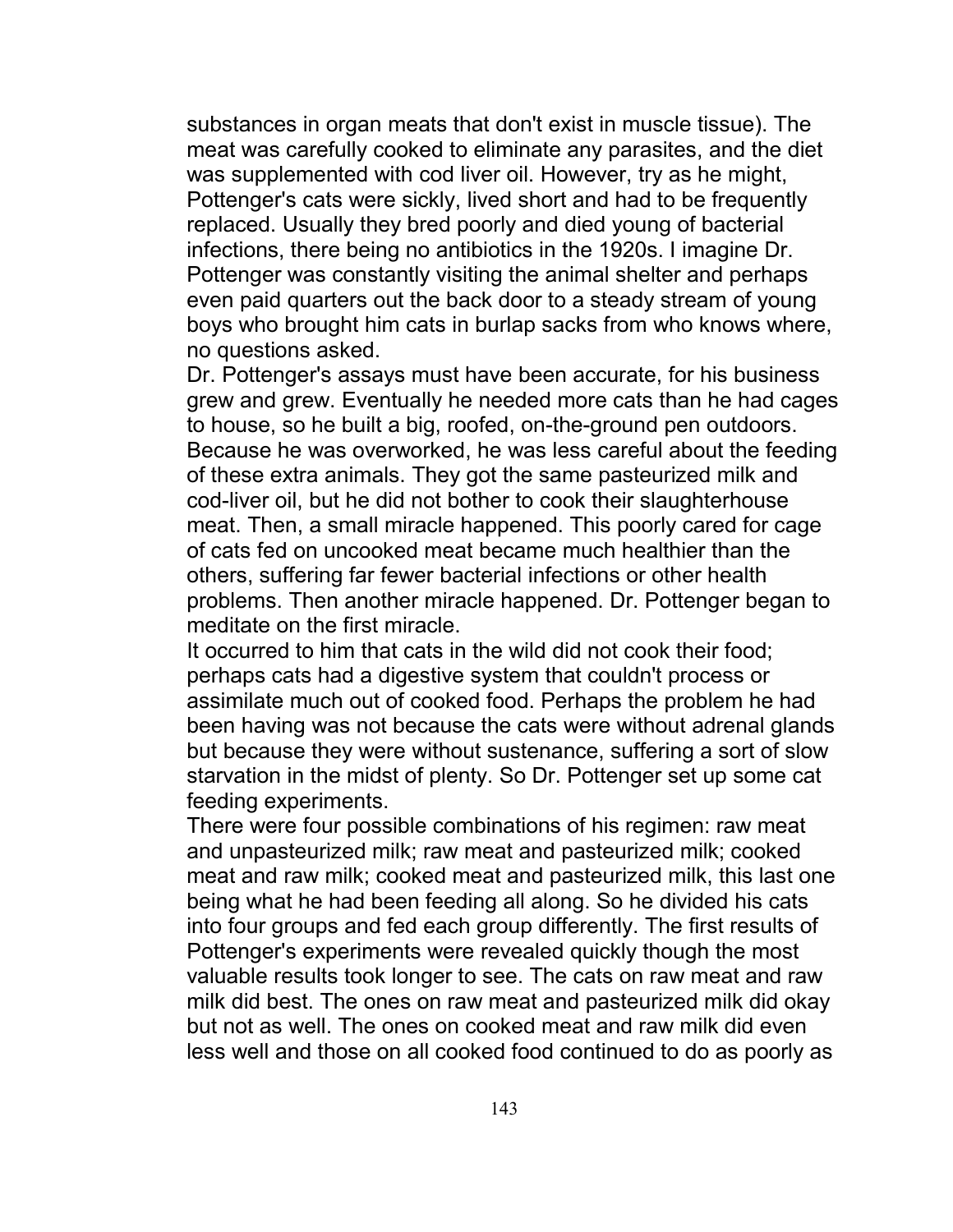substances in organ meats that don't exist in muscle tissue). The meat was carefully cooked to eliminate any parasites, and the diet was supplemented with cod liver oil. However, try as he might, Pottenger's cats were sickly, lived short and had to be frequently replaced. Usually they bred poorly and died young of bacterial infections, there being no antibiotics in the 1920s. I imagine Dr. Pottenger was constantly visiting the animal shelter and perhaps even paid quarters out the back door to a steady stream of young boys who brought him cats in burlap sacks from who knows where, no questions asked.

Dr. Pottenger's assays must have been accurate, for his business grew and grew. Eventually he needed more cats than he had cages to house, so he built a big, roofed, on-the-ground pen outdoors. Because he was overworked, he was less careful about the feeding of these extra animals. They got the same pasteurized milk and cod-liver oil, but he did not bother to cook their slaughterhouse meat. Then, a small miracle happened. This poorly cared for cage of cats fed on uncooked meat became much healthier than the others, suffering far fewer bacterial infections or other health problems. Then another miracle happened. Dr. Pottenger began to meditate on the first miracle.

It occurred to him that cats in the wild did not cook their food; perhaps cats had a digestive system that couldn't process or assimilate much out of cooked food. Perhaps the problem he had been having was not because the cats were without adrenal glands but because they were without sustenance, suffering a sort of slow starvation in the midst of plenty. So Dr. Pottenger set up some cat feeding experiments.

There were four possible combinations of his regimen: raw meat and unpasteurized milk; raw meat and pasteurized milk; cooked meat and raw milk; cooked meat and pasteurized milk, this last one being what he had been feeding all along. So he divided his cats into four groups and fed each group differently. The first results of Pottenger's experiments were revealed quickly though the most valuable results took longer to see. The cats on raw meat and raw milk did best. The ones on raw meat and pasteurized milk did okay but not as well. The ones on cooked meat and raw milk did even less well and those on all cooked food continued to do as poorly as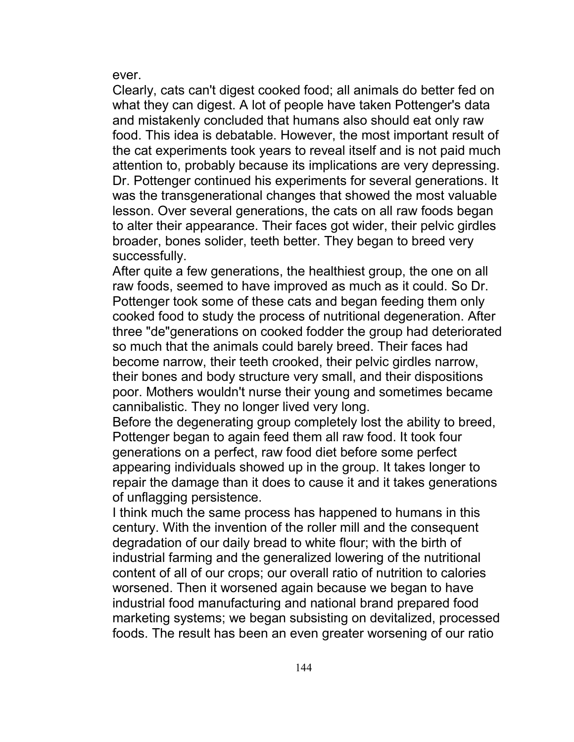ever.

Clearly, cats can't digest cooked food; all animals do better fed on what they can digest. A lot of people have taken Pottenger's data and mistakenly concluded that humans also should eat only raw food. This idea is debatable. However, the most important result of the cat experiments took years to reveal itself and is not paid much attention to, probably because its implications are very depressing. Dr. Pottenger continued his experiments for several generations. It was the transgenerational changes that showed the most valuable lesson. Over several generations, the cats on all raw foods began to alter their appearance. Their faces got wider, their pelvic girdles broader, bones solider, teeth better. They began to breed very successfully.

After quite a few generations, the healthiest group, the one on all raw foods, seemed to have improved as much as it could. So Dr. Pottenger took some of these cats and began feeding them only cooked food to study the process of nutritional degeneration. After three "de"generations on cooked fodder the group had deteriorated so much that the animals could barely breed. Their faces had become narrow, their teeth crooked, their pelvic girdles narrow, their bones and body structure very small, and their dispositions poor. Mothers wouldn't nurse their young and sometimes became cannibalistic. They no longer lived very long.

Before the degenerating group completely lost the ability to breed, Pottenger began to again feed them all raw food. It took four generations on a perfect, raw food diet before some perfect appearing individuals showed up in the group. It takes longer to repair the damage than it does to cause it and it takes generations of unflagging persistence.

I think much the same process has happened to humans in this century. With the invention of the roller mill and the consequent degradation of our daily bread to white flour; with the birth of industrial farming and the generalized lowering of the nutritional content of all of our crops; our overall ratio of nutrition to calories worsened. Then it worsened again because we began to have industrial food manufacturing and national brand prepared food marketing systems; we began subsisting on devitalized, processed foods. The result has been an even greater worsening of our ratio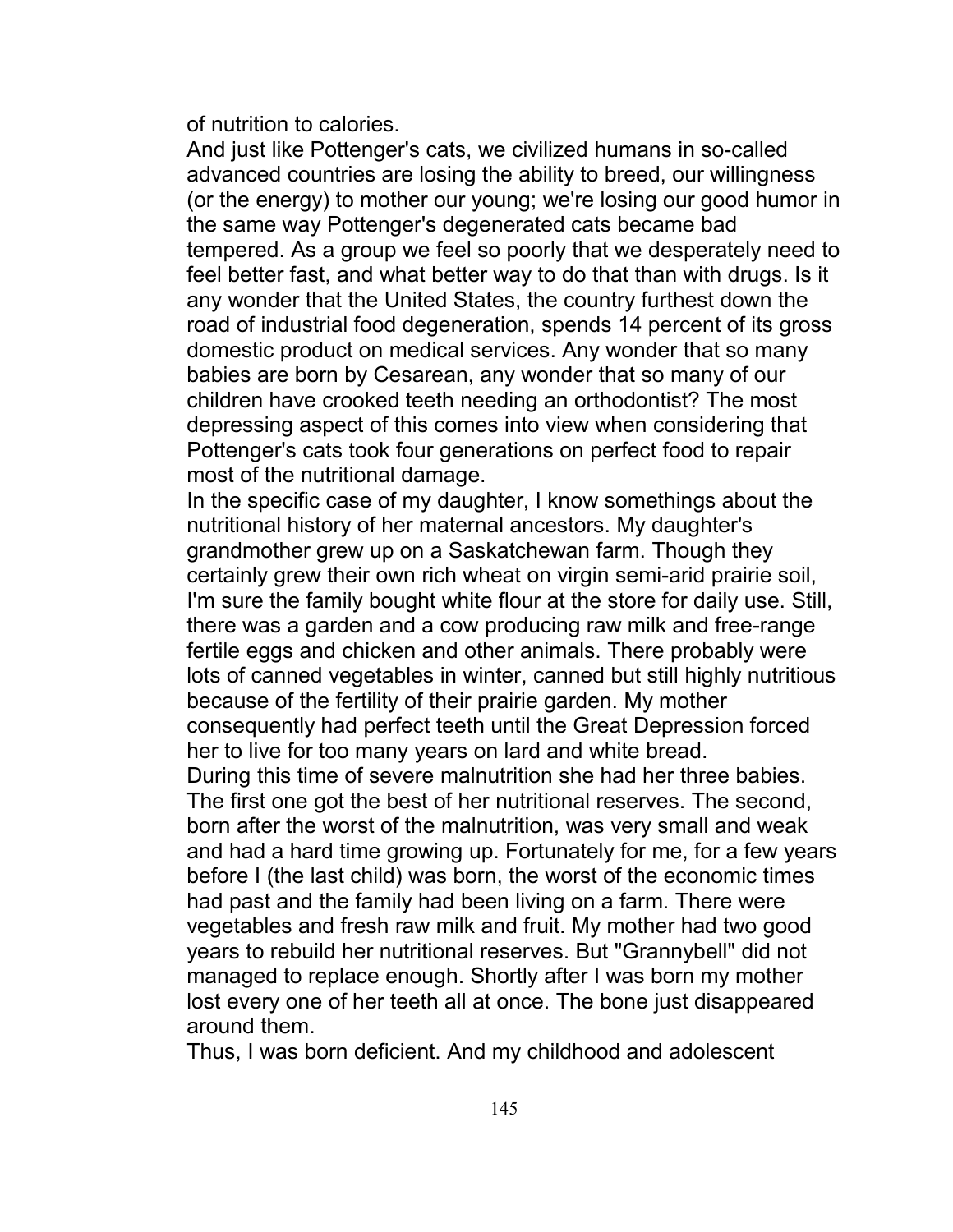of nutrition to calories.

And just like Pottenger's cats, we civilized humans in so-called advanced countries are losing the ability to breed, our willingness (or the energy) to mother our young; we're losing our good humor in the same way Pottenger's degenerated cats became bad tempered. As a group we feel so poorly that we desperately need to feel better fast, and what better way to do that than with drugs. Is it any wonder that the United States, the country furthest down the road of industrial food degeneration, spends 14 percent of its gross domestic product on medical services. Any wonder that so many babies are born by Cesarean, any wonder that so many of our children have crooked teeth needing an orthodontist? The most depressing aspect of this comes into view when considering that Pottenger's cats took four generations on perfect food to repair most of the nutritional damage.

In the specific case of my daughter, I know somethings about the nutritional history of her maternal ancestors. My daughter's grandmother grew up on a Saskatchewan farm. Though they certainly grew their own rich wheat on virgin semi-arid prairie soil, I'm sure the family bought white flour at the store for daily use. Still, there was a garden and a cow producing raw milk and free-range fertile eggs and chicken and other animals. There probably were lots of canned vegetables in winter, canned but still highly nutritious because of the fertility of their prairie garden. My mother consequently had perfect teeth until the Great Depression forced her to live for too many years on lard and white bread.

During this time of severe malnutrition she had her three babies. The first one got the best of her nutritional reserves. The second, born after the worst of the malnutrition, was very small and weak and had a hard time growing up. Fortunately for me, for a few years before I (the last child) was born, the worst of the economic times had past and the family had been living on a farm. There were vegetables and fresh raw milk and fruit. My mother had two good years to rebuild her nutritional reserves. But "Grannybell" did not managed to replace enough. Shortly after I was born my mother lost every one of her teeth all at once. The bone just disappeared around them.

Thus, I was born deficient. And my childhood and adolescent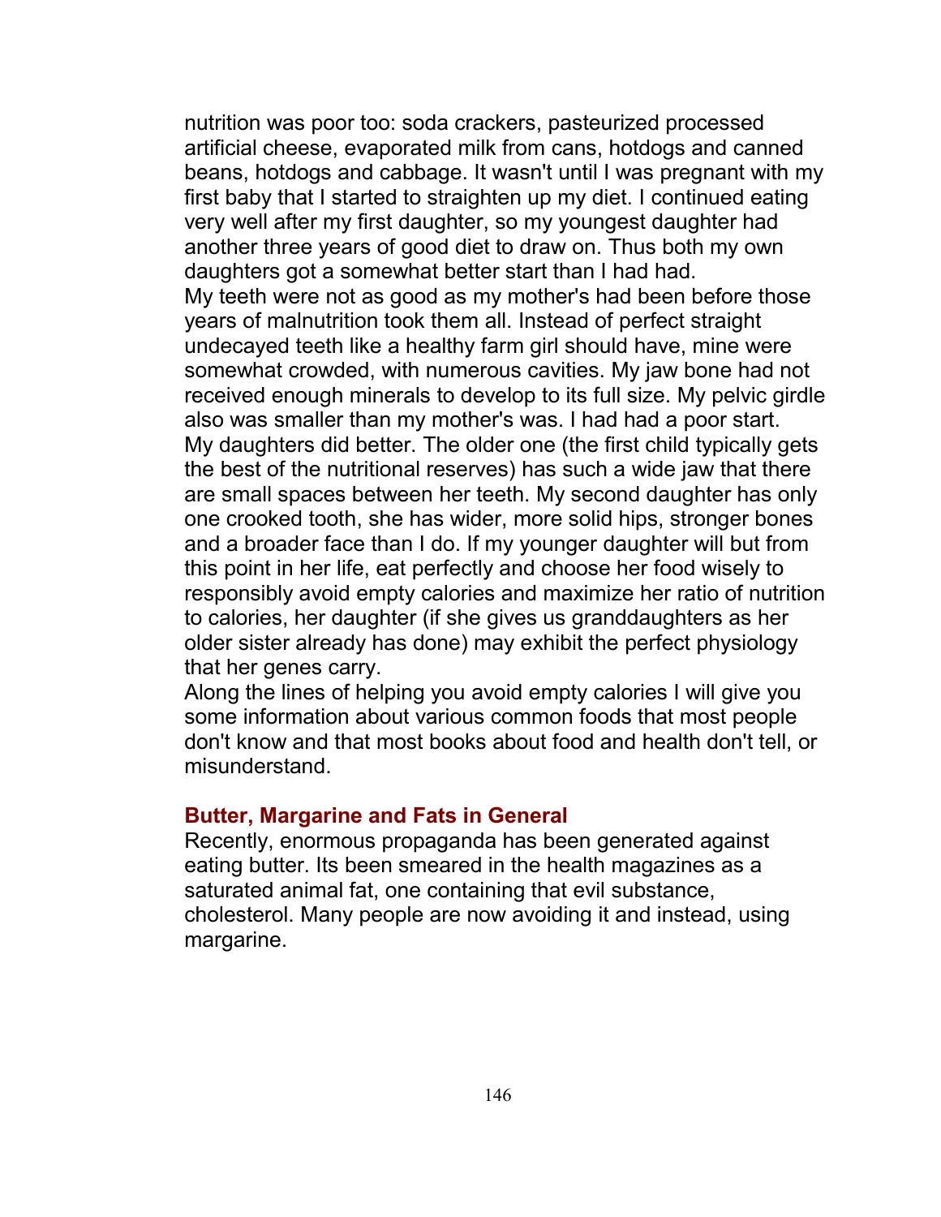nutrition was poor too: soda crackers, pasteurized processed artificial cheese, evaporated milk from cans, hotdogs and canned beans, hotdogs and cabbage. It wasn't until I was pregnant with my first baby that I started to straighten up my diet. I continued eating very well after my first daughter, so my youngest daughter had another three years of good diet to draw on. Thus both my own daughters got a somewhat better start than I had had.

My teeth were not as good as my mother's had been before those years of malnutrition took them all. Instead of perfect straight undecayed teeth like a healthy farm girl should have, mine were somewhat crowded, with numerous cavities. My jaw bone had not received enough minerals to develop to its full size. My pelvic girdle also was smaller than my mother's was. I had had a poor start.

My daughters did better. The older one (the first child typically gets the best of the nutritional reserves) has such a wide jaw that there are small spaces between her teeth. My second daughter has only one crooked tooth, she has wider, more solid hips, stronger bones and a broader face than I do. If my younger daughter will but from this point in her life, eat perfectly and choose her food wisely to responsibly avoid empty calories and maximize her ratio of nutrition to calories, her daughter (if she gives us granddaughters as her older sister already has done) may exhibit the perfect physiology that her genes carry.

Along the lines of helping you avoid empty calories I will give you some information about various common foods that most people don't know and that most books about food and health don't tell, or misunderstand.

### Butter, Margarine and Fats in General

Recently, enormous propaganda has been generated against eating butter. Its been smeared in the health magazines as a saturated animal fat, one containing that evil substance, cholesterol. Many people are now avoiding it and instead, using margarine.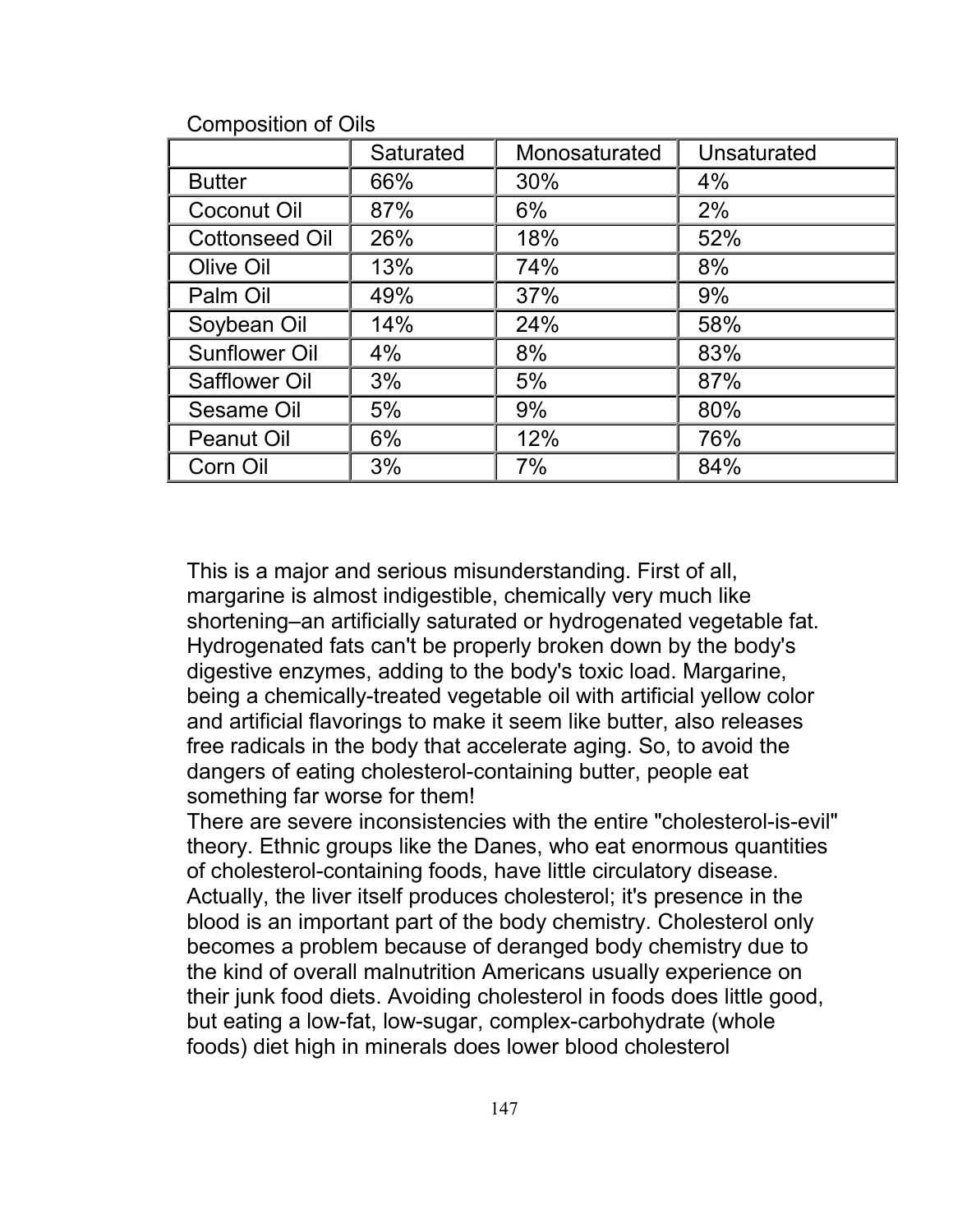Composition of Oils

| | Saturated | Monosaturated | Unsaturated |
|---|---|---|---|
| Butter | 66% | 30% | 4% |
| Coconut Oil | 87% | 6% | 2% |
| Cottonseed Oil | 26% | 18% | 52% |
| Olive Oil | 13% | 74% | 8% |
| Palm Oil | 49% | 37% | 9% |
| Soybean Oil | 14% | 24% | 58% |
| Sunflower Oil | 4% | 8% | 83% |
| Safflower Oil | 3% | 5% | 87% |
| Sesame Oil | 5% | 9% | 80% |
| Peanut Oil | 6% | 12% | 76% |
| Corn Oil | 3% | 7% | 84% |

This is a major and serious misunderstanding. First of all, margarine is almost indigestible, chemically very much like shortening–an artificially saturated or hydrogenated vegetable fat. Hydrogenated fats can't be properly broken down by the body's digestive enzymes, adding to the body's toxic load. Margarine, being a chemically-treated vegetable oil with artificial yellow color and artificial flavorings to make it seem like butter, also releases free radicals in the body that accelerate aging. So, to avoid the dangers of eating cholesterol-containing butter, people eat something far worse for them!

There are severe inconsistencies with the entire "cholesterol-is-evil" theory. Ethnic groups like the Danes, who eat enormous quantities of cholesterol-containing foods, have little circulatory disease. Actually, the liver itself produces cholesterol; it's presence in the blood is an important part of the body chemistry. Cholesterol only becomes a problem because of deranged body chemistry due to the kind of overall malnutrition Americans usually experience on their junk food diets. Avoiding cholesterol in foods does little good, but eating a low-fat, low-sugar, complex-carbohydrate (whole foods) diet high in minerals does lower blood cholesterol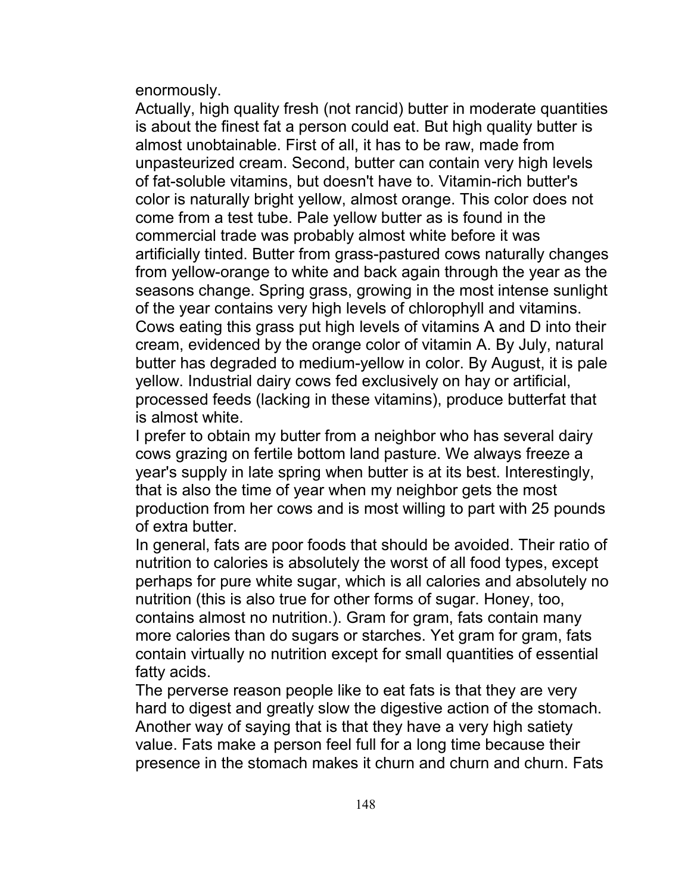enormously.

Actually, high quality fresh (not rancid) butter in moderate quantities is about the finest fat a person could eat. But high quality butter is almost unobtainable. First of all, it has to be raw, made from unpasteurized cream. Second, butter can contain very high levels of fat-soluble vitamins, but doesn't have to. Vitamin-rich butter's color is naturally bright yellow, almost orange. This color does not come from a test tube. Pale yellow butter as is found in the commercial trade was probably almost white before it was artificially tinted. Butter from grass-pastured cows naturally changes from yellow-orange to white and back again through the year as the seasons change. Spring grass, growing in the most intense sunlight of the year contains very high levels of chlorophyll and vitamins. Cows eating this grass put high levels of vitamins A and D into their cream, evidenced by the orange color of vitamin A. By July, natural butter has degraded to medium-yellow in color. By August, it is pale yellow. Industrial dairy cows fed exclusively on hay or artificial, processed feeds (lacking in these vitamins), produce butterfat that is almost white.

I prefer to obtain my butter from a neighbor who has several dairy cows grazing on fertile bottom land pasture. We always freeze a year's supply in late spring when butter is at its best. Interestingly, that is also the time of year when my neighbor gets the most production from her cows and is most willing to part with 25 pounds of extra butter.

In general, fats are poor foods that should be avoided. Their ratio of nutrition to calories is absolutely the worst of all food types, except perhaps for pure white sugar, which is all calories and absolutely no nutrition (this is also true for other forms of sugar. Honey, too, contains almost no nutrition.). Gram for gram, fats contain many more calories than do sugars or starches. Yet gram for gram, fats contain virtually no nutrition except for small quantities of essential fatty acids.

The perverse reason people like to eat fats is that they are very hard to digest and greatly slow the digestive action of the stomach. Another way of saying that is that they have a very high satiety value. Fats make a person feel full for a long time because their presence in the stomach makes it churn and churn and churn. Fats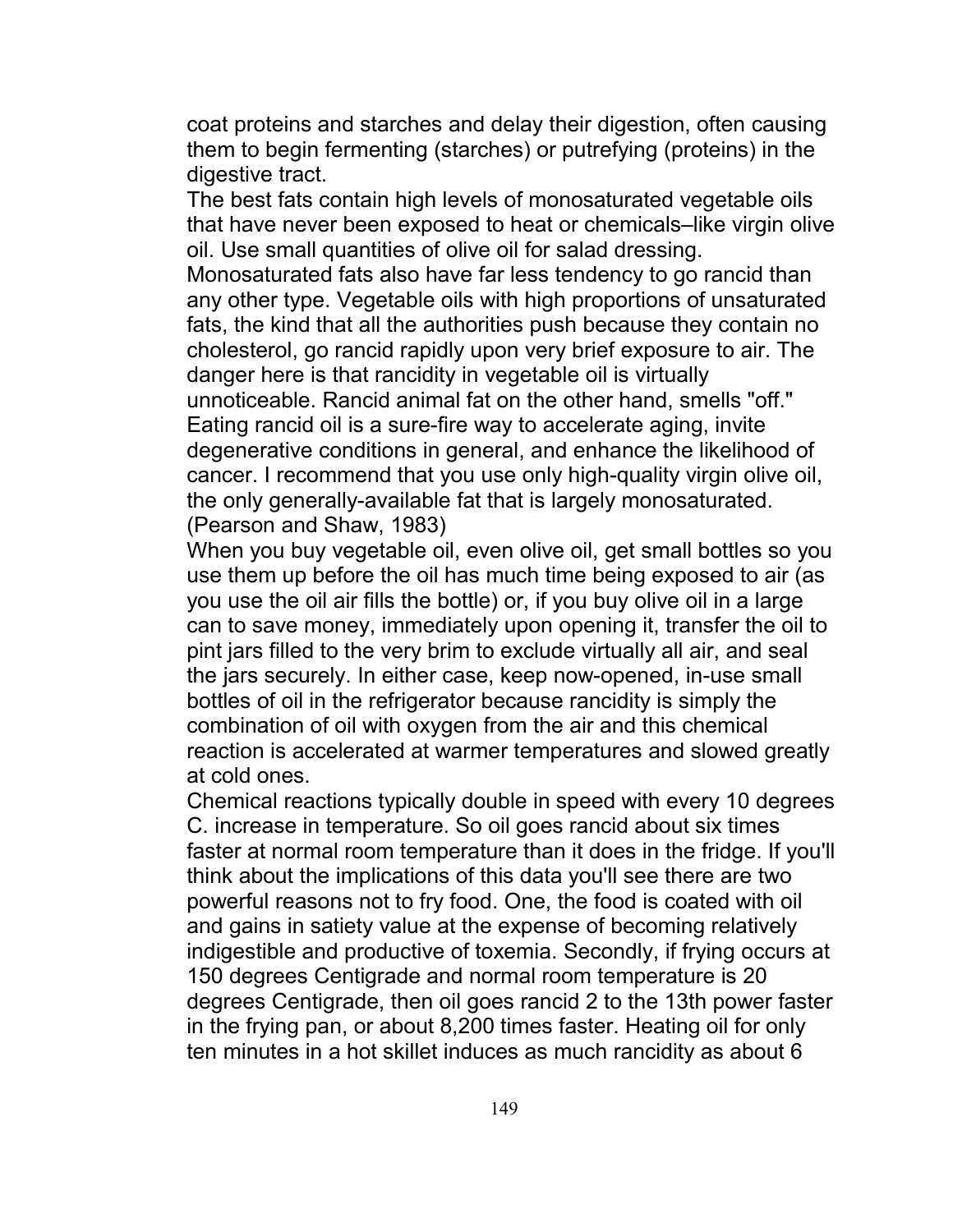coat proteins and starches and delay their digestion, often causing them to begin fermenting (starches) or putrefying (proteins) in the digestive tract.

The best fats contain high levels of monosaturated vegetable oils that have never been exposed to heat or chemicals–like virgin olive oil. Use small quantities of olive oil for salad dressing.

Monosaturated fats also have far less tendency to go rancid than any other type. Vegetable oils with high proportions of unsaturated fats, the kind that all the authorities push because they contain no cholesterol, go rancid rapidly upon very brief exposure to air. The danger here is that rancidity in vegetable oil is virtually unnoticeable. Rancid animal fat on the other hand, smells "off." Eating rancid oil is a sure-fire way to accelerate aging, invite degenerative conditions in general, and enhance the likelihood of cancer. I recommend that you use only high-quality virgin olive oil, the only generally-available fat that is largely monosaturated. (Pearson and Shaw, 1983)

When you buy vegetable oil, even olive oil, get small bottles so you use them up before the oil has much time being exposed to air (as you use the oil air fills the bottle) or, if you buy olive oil in a large can to save money, immediately upon opening it, transfer the oil to pint jars filled to the very brim to exclude virtually all air, and seal the jars securely. In either case, keep now-opened, in-use small bottles of oil in the refrigerator because rancidity is simply the combination of oil with oxygen from the air and this chemical reaction is accelerated at warmer temperatures and slowed greatly at cold ones.

Chemical reactions typically double in speed with every 10 degrees C. increase in temperature. So oil goes rancid about six times faster at normal room temperature than it does in the fridge. If you'll think about the implications of this data you'll see there are two powerful reasons not to fry food. One, the food is coated with oil and gains in satiety value at the expense of becoming relatively indigestible and productive of toxemia. Secondly, if frying occurs at 150 degrees Centigrade and normal room temperature is 20 degrees Centigrade, then oil goes rancid 2 to the 13th power faster in the frying pan, or about 8,200 times faster. Heating oil for only ten minutes in a hot skillet induces as much rancidity as about 6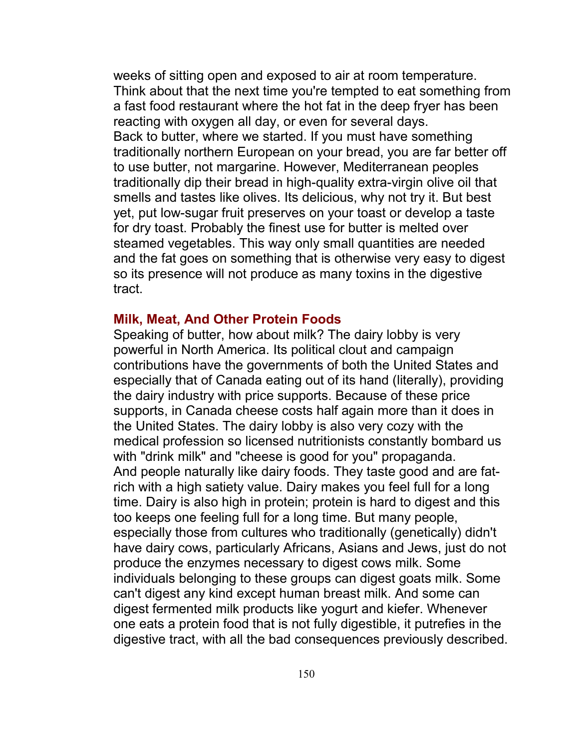weeks of sitting open and exposed to air at room temperature. Think about that the next time you're tempted to eat something from a fast food restaurant where the hot fat in the deep fryer has been reacting with oxygen all day, or even for several days.

Back to butter, where we started. If you must have something traditionally northern European on your bread, you are far better off to use butter, not margarine. However, Mediterranean peoples traditionally dip their bread in high-quality extra-virgin olive oil that smells and tastes like olives. Its delicious, why not try it. But best yet, put low-sugar fruit preserves on your toast or develop a taste for dry toast. Probably the finest use for butter is melted over steamed vegetables. This way only small quantities are needed and the fat goes on something that is otherwise very easy to digest so its presence will not produce as many toxins in the digestive tract.

### Milk, Meat, And Other Protein Foods

Speaking of butter, how about milk? The dairy lobby is very powerful in North America. Its political clout and campaign contributions have the governments of both the United States and especially that of Canada eating out of its hand (literally), providing the dairy industry with price supports. Because of these price supports, in Canada cheese costs half again more than it does in the United States. The dairy lobby is also very cozy with the medical profession so licensed nutritionists constantly bombard us with "drink milk" and "cheese is good for you" propaganda.

And people naturally like dairy foods. They taste good and are fat-rich with a high satiety value. Dairy makes you feel full for a long time. Dairy is also high in protein; protein is hard to digest and this too keeps one feeling full for a long time. But many people, especially those from cultures who traditionally (genetically) didn't have dairy cows, particularly Africans, Asians and Jews, just do not produce the enzymes necessary to digest cows milk. Some individuals belonging to these groups can digest goats milk. Some can't digest any kind except human breast milk. And some can digest fermented milk products like yogurt and kiefer. Whenever one eats a protein food that is not fully digestible, it putrefies in the digestive tract, with all the bad consequences previously described.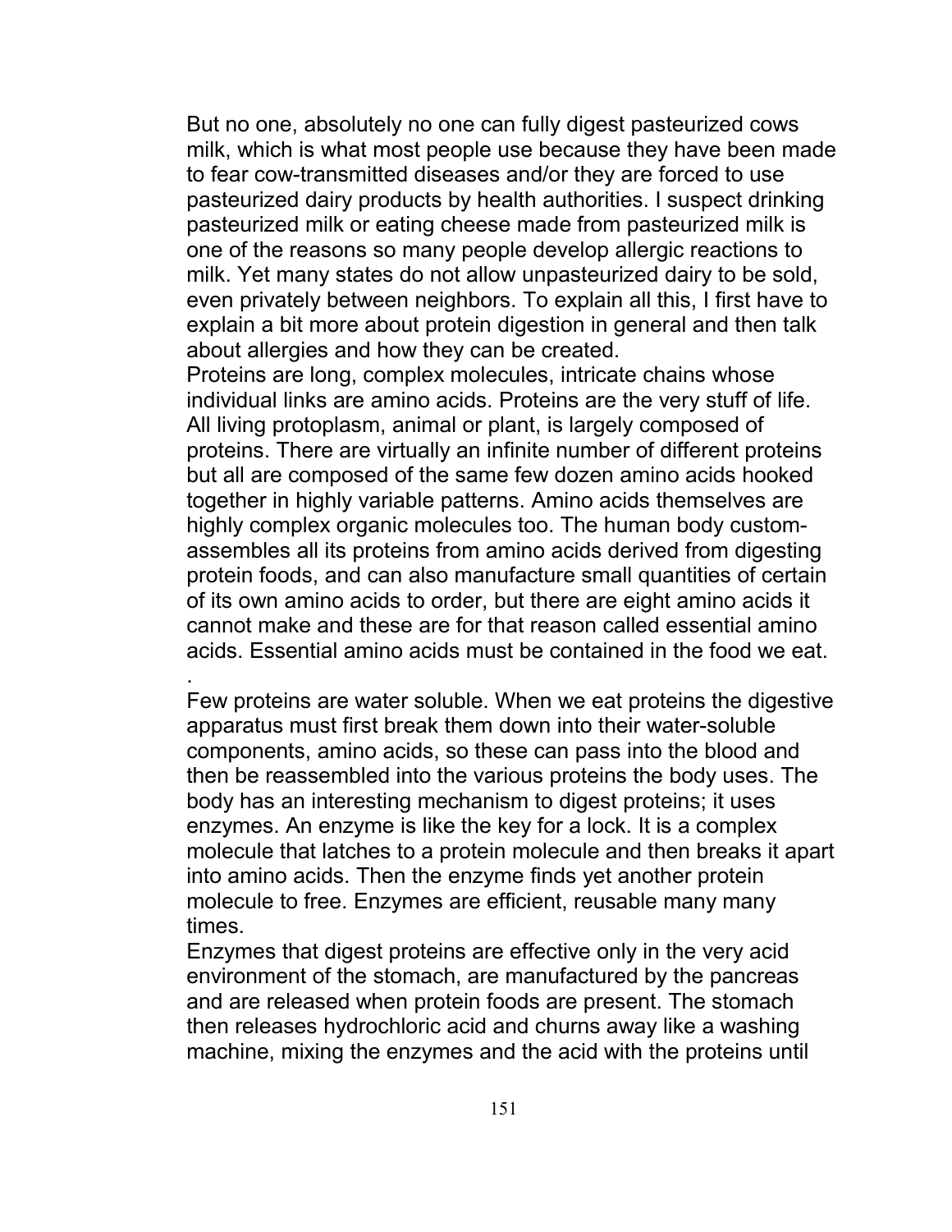But no one, absolutely no one can fully digest pasteurized cows milk, which is what most people use because they have been made to fear cow-transmitted diseases and/or they are forced to use pasteurized dairy products by health authorities. I suspect drinking pasteurized milk or eating cheese made from pasteurized milk is one of the reasons so many people develop allergic reactions to milk. Yet many states do not allow unpasteurized dairy to be sold, even privately between neighbors. To explain all this, I first have to explain a bit more about protein digestion in general and then talk about allergies and how they can be created.

Proteins are long, complex molecules, intricate chains whose individual links are amino acids. Proteins are the very stuff of life. All living protoplasm, animal or plant, is largely composed of proteins. There are virtually an infinite number of different proteins but all are composed of the same few dozen amino acids hooked together in highly variable patterns. Amino acids themselves are highly complex organic molecules too. The human body custom-assembles all its proteins from amino acids derived from digesting protein foods, and can also manufacture small quantities of certain of its own amino acids to order, but there are eight amino acids it cannot make and these are for that reason called essential amino acids. Essential amino acids must be contained in the food we eat.

.

Few proteins are water soluble. When we eat proteins the digestive apparatus must first break them down into their water-soluble components, amino acids, so these can pass into the blood and then be reassembled into the various proteins the body uses. The body has an interesting mechanism to digest proteins; it uses enzymes. An enzyme is like the key for a lock. It is a complex molecule that latches to a protein molecule and then breaks it apart into amino acids. Then the enzyme finds yet another protein molecule to free. Enzymes are efficient, reusable many many times.

Enzymes that digest proteins are effective only in the very acid environment of the stomach, are manufactured by the pancreas and are released when protein foods are present. The stomach then releases hydrochloric acid and churns away like a washing machine, mixing the enzymes and the acid with the proteins until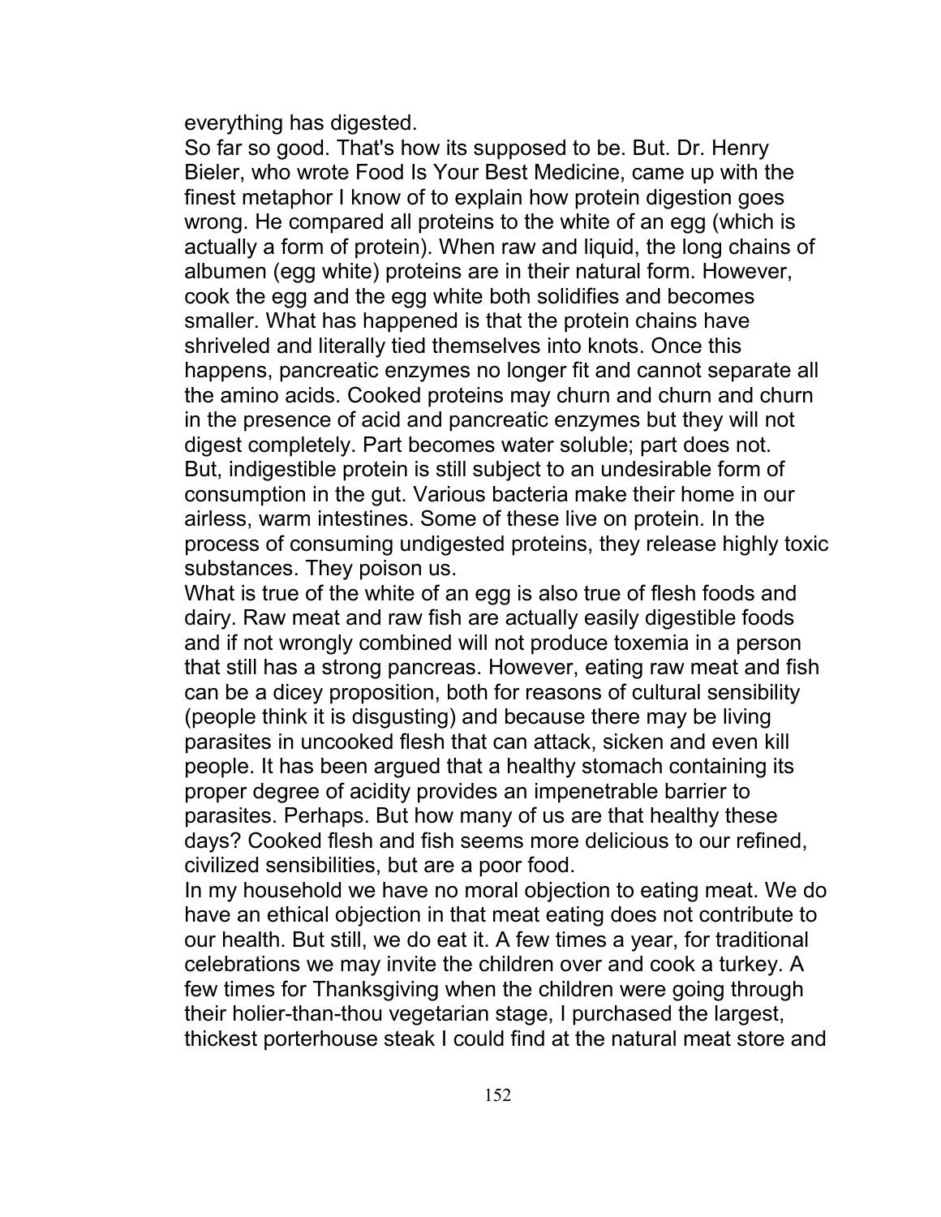everything has digested.

So far so good. That's how its supposed to be. But. Dr. Henry Bieler, who wrote Food Is Your Best Medicine, came up with the finest metaphor I know of to explain how protein digestion goes wrong. He compared all proteins to the white of an egg (which is actually a form of protein). When raw and liquid, the long chains of albumen (egg white) proteins are in their natural form. However, cook the egg and the egg white both solidifies and becomes smaller. What has happened is that the protein chains have shriveled and literally tied themselves into knots. Once this happens, pancreatic enzymes no longer fit and cannot separate all the amino acids. Cooked proteins may churn and churn and churn in the presence of acid and pancreatic enzymes but they will not digest completely. Part becomes water soluble; part does not.

But, indigestible protein is still subject to an undesirable form of consumption in the gut. Various bacteria make their home in our airless, warm intestines. Some of these live on protein. In the process of consuming undigested proteins, they release highly toxic substances. They poison us.

What is true of the white of an egg is also true of flesh foods and dairy. Raw meat and raw fish are actually easily digestible foods and if not wrongly combined will not produce toxemia in a person that still has a strong pancreas. However, eating raw meat and fish can be a dicey proposition, both for reasons of cultural sensibility (people think it is disgusting) and because there may be living parasites in uncooked flesh that can attack, sicken and even kill people. It has been argued that a healthy stomach containing its proper degree of acidity provides an impenetrable barrier to parasites. Perhaps. But how many of us are that healthy these days? Cooked flesh and fish seems more delicious to our refined, civilized sensibilities, but are a poor food.

In my household we have no moral objection to eating meat. We do have an ethical objection in that meat eating does not contribute to our health. But still, we do eat it. A few times a year, for traditional celebrations we may invite the children over and cook a turkey. A few times for Thanksgiving when the children were going through their holier-than-thou vegetarian stage, I purchased the largest, thickest porterhouse steak I could find at the natural meat store and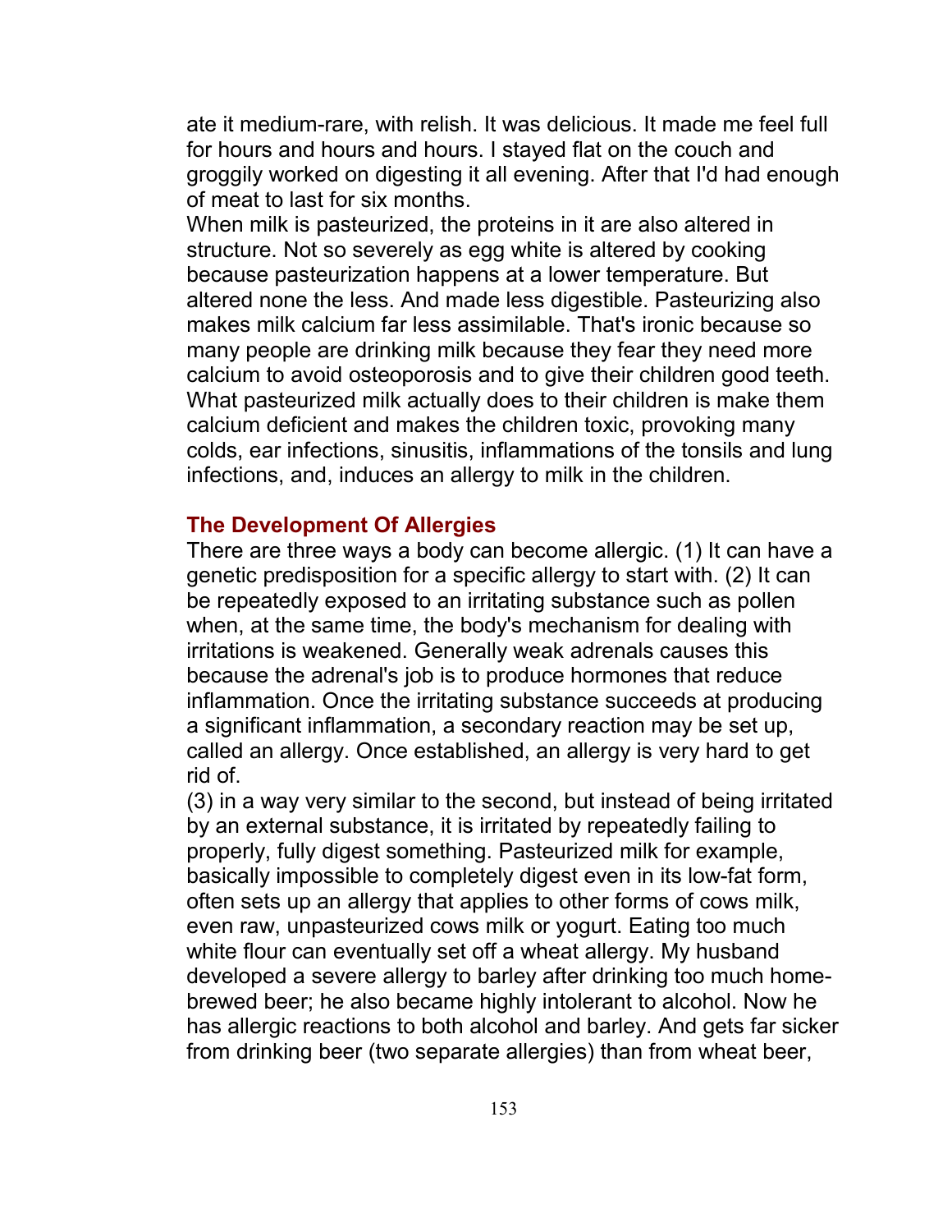ate it medium-rare, with relish. It was delicious. It made me feel full for hours and hours and hours. I stayed flat on the couch and groggily worked on digesting it all evening. After that I'd had enough of meat to last for six months.

When milk is pasteurized, the proteins in it are also altered in structure. Not so severely as egg white is altered by cooking because pasteurization happens at a lower temperature. But altered none the less. And made less digestible. Pasteurizing also makes milk calcium far less assimilable. That's ironic because so many people are drinking milk because they fear they need more calcium to avoid osteoporosis and to give their children good teeth. What pasteurized milk actually does to their children is make them calcium deficient and makes the children toxic, provoking many colds, ear infections, sinusitis, inflammations of the tonsils and lung infections, and, induces an allergy to milk in the children.

### The Development Of Allergies

There are three ways a body can become allergic. (1) It can have a genetic predisposition for a specific allergy to start with. (2) It can be repeatedly exposed to an irritating substance such as pollen when, at the same time, the body's mechanism for dealing with irritations is weakened. Generally weak adrenals causes this because the adrenal's job is to produce hormones that reduce inflammation. Once the irritating substance succeeds at producing a significant inflammation, a secondary reaction may be set up, called an allergy. Once established, an allergy is very hard to get rid of.

(3) in a way very similar to the second, but instead of being irritated by an external substance, it is irritated by repeatedly failing to properly, fully digest something. Pasteurized milk for example, basically impossible to completely digest even in its low-fat form, often sets up an allergy that applies to other forms of cows milk, even raw, unpasteurized cows milk or yogurt. Eating too much white flour can eventually set off a wheat allergy. My husband developed a severe allergy to barley after drinking too much home-brewed beer; he also became highly intolerant to alcohol. Now he has allergic reactions to both alcohol and barley. And gets far sicker from drinking beer (two separate allergies) than from wheat beer,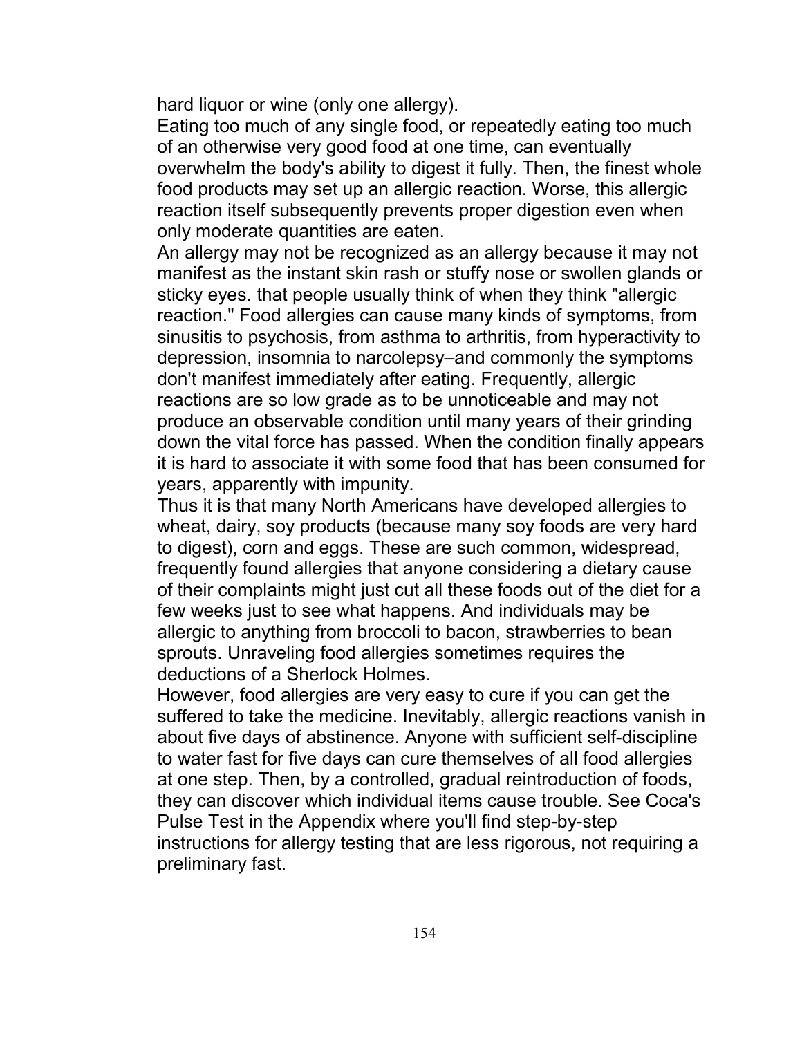hard liquor or wine (only one allergy).

Eating too much of any single food, or repeatedly eating too much of an otherwise very good food at one time, can eventually overwhelm the body's ability to digest it fully. Then, the finest whole food products may set up an allergic reaction. Worse, this allergic reaction itself subsequently prevents proper digestion even when only moderate quantities are eaten.

An allergy may not be recognized as an allergy because it may not manifest as the instant skin rash or stuffy nose or swollen glands or sticky eyes. that people usually think of when they think "allergic reaction." Food allergies can cause many kinds of symptoms, from sinusitis to psychosis, from asthma to arthritis, from hyperactivity to depression, insomnia to narcolepsy–and commonly the symptoms don't manifest immediately after eating. Frequently, allergic reactions are so low grade as to be unnoticeable and may not produce an observable condition until many years of their grinding down the vital force has passed. When the condition finally appears it is hard to associate it with some food that has been consumed for years, apparently with impunity.

Thus it is that many North Americans have developed allergies to wheat, dairy, soy products (because many soy foods are very hard to digest), corn and eggs. These are such common, widespread, frequently found allergies that anyone considering a dietary cause of their complaints might just cut all these foods out of the diet for a few weeks just to see what happens. And individuals may be allergic to anything from broccoli to bacon, strawberries to bean sprouts. Unraveling food allergies sometimes requires the deductions of a Sherlock Holmes.

However, food allergies are very easy to cure if you can get the suffered to take the medicine. Inevitably, allergic reactions vanish in about five days of abstinence. Anyone with sufficient self-discipline to water fast for five days can cure themselves of all food allergies at one step. Then, by a controlled, gradual reintroduction of foods, they can discover which individual items cause trouble. See Coca's Pulse Test in the Appendix where you'll find step-by-step instructions for allergy testing that are less rigorous, not requiring a preliminary fast.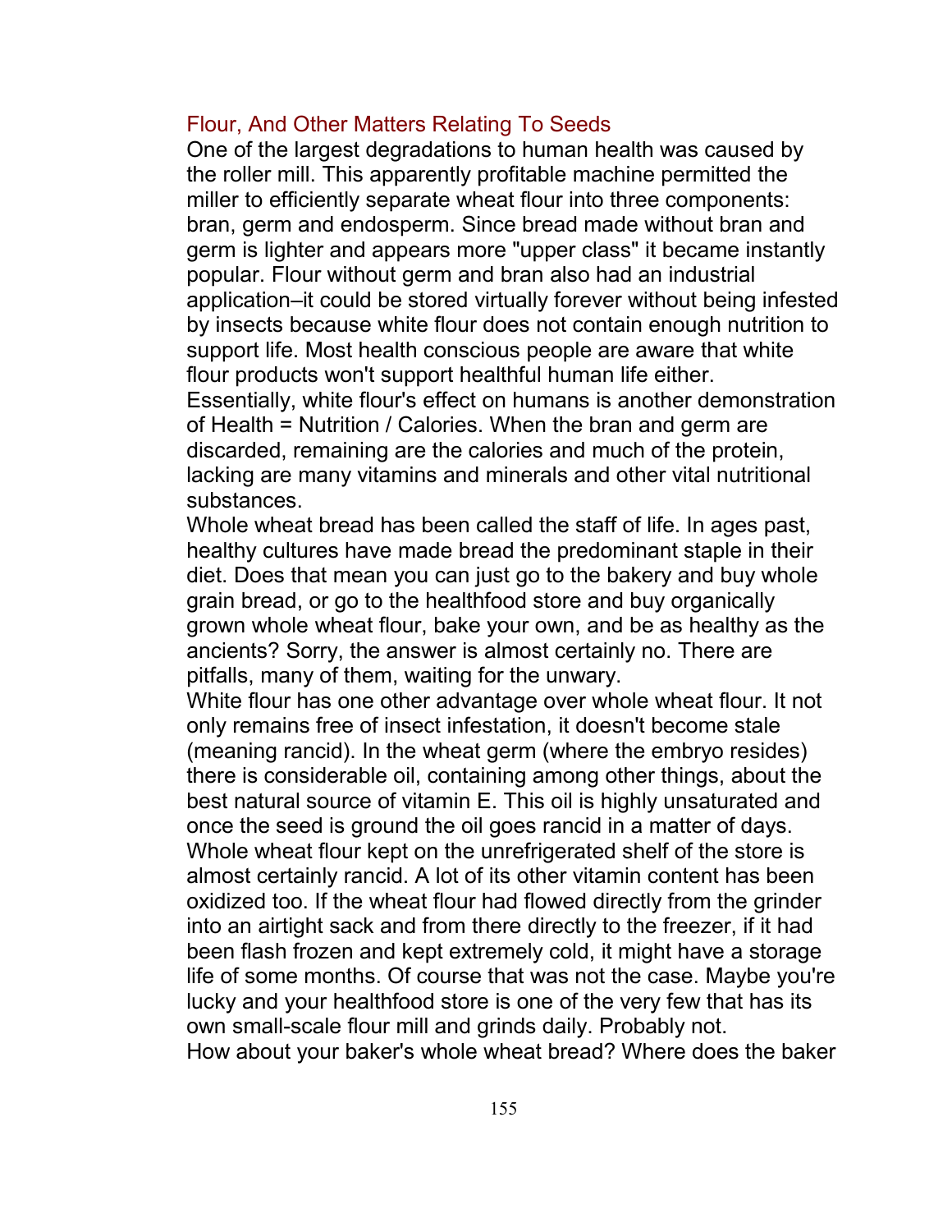## Flour, And Other Matters Relating To Seeds

One of the largest degradations to human health was caused by the roller mill. This apparently profitable machine permitted the miller to efficiently separate wheat flour into three components: bran, germ and endosperm. Since bread made without bran and germ is lighter and appears more "upper class" it became instantly popular. Flour without germ and bran also had an industrial application–it could be stored virtually forever without being infested by insects because white flour does not contain enough nutrition to support life. Most health conscious people are aware that white flour products won't support healthful human life either.

Essentially, white flour's effect on humans is another demonstration of Health = Nutrition / Calories. When the bran and germ are discarded, remaining are the calories and much of the protein, lacking are many vitamins and minerals and other vital nutritional substances.

Whole wheat bread has been called the staff of life. In ages past, healthy cultures have made bread the predominant staple in their diet. Does that mean you can just go to the bakery and buy whole grain bread, or go to the healthfood store and buy organically grown whole wheat flour, bake your own, and be as healthy as the ancients? Sorry, the answer is almost certainly no. There are pitfalls, many of them, waiting for the unwary.

White flour has one other advantage over whole wheat flour. It not only remains free of insect infestation, it doesn't become stale (meaning rancid). In the wheat germ (where the embryo resides) there is considerable oil, containing among other things, about the best natural source of vitamin E. This oil is highly unsaturated and once the seed is ground the oil goes rancid in a matter of days. Whole wheat flour kept on the unrefrigerated shelf of the store is almost certainly rancid. A lot of its other vitamin content has been oxidized too. If the wheat flour had flowed directly from the grinder into an airtight sack and from there directly to the freezer, if it had been flash frozen and kept extremely cold, it might have a storage life of some months. Of course that was not the case. Maybe you're lucky and your healthfood store is one of the very few that has its own small-scale flour mill and grinds daily. Probably not.

How about your baker's whole wheat bread? Where does the baker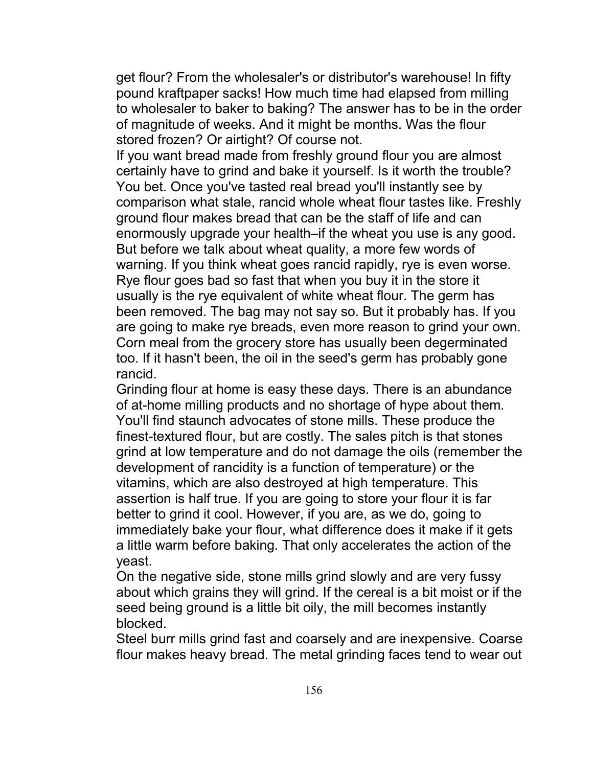get flour? From the wholesaler's or distributor's warehouse! In fifty pound kraftpaper sacks! How much time had elapsed from milling to wholesaler to baker to baking? The answer has to be in the order of magnitude of weeks. And it might be months. Was the flour stored frozen? Or airtight? Of course not.

If you want bread made from freshly ground flour you are almost certainly have to grind and bake it yourself. Is it worth the trouble? You bet. Once you've tasted real bread you'll instantly see by comparison what stale, rancid whole wheat flour tastes like. Freshly ground flour makes bread that can be the staff of life and can enormously upgrade your health–if the wheat you use is any good. But before we talk about wheat quality, a more few words of warning. If you think wheat goes rancid rapidly, rye is even worse. Rye flour goes bad so fast that when you buy it in the store it usually is the rye equivalent of white wheat flour. The germ has been removed. The bag may not say so. But it probably has. If you are going to make rye breads, even more reason to grind your own. Corn meal from the grocery store has usually been degerminated too. If it hasn't been, the oil in the seed's germ has probably gone rancid.

Grinding flour at home is easy these days. There is an abundance of at-home milling products and no shortage of hype about them. You'll find staunch advocates of stone mills. These produce the finest-textured flour, but are costly. The sales pitch is that stones grind at low temperature and do not damage the oils (remember the development of rancidity is a function of temperature) or the vitamins, which are also destroyed at high temperature. This assertion is half true. If you are going to store your flour it is far better to grind it cool. However, if you are, as we do, going to immediately bake your flour, what difference does it make if it gets a little warm before baking. That only accelerates the action of the yeast.

On the negative side, stone mills grind slowly and are very fussy about which grains they will grind. If the cereal is a bit moist or if the seed being ground is a little bit oily, the mill becomes instantly blocked.

Steel burr mills grind fast and coarsely and are inexpensive. Coarse flour makes heavy bread. The metal grinding faces tend to wear out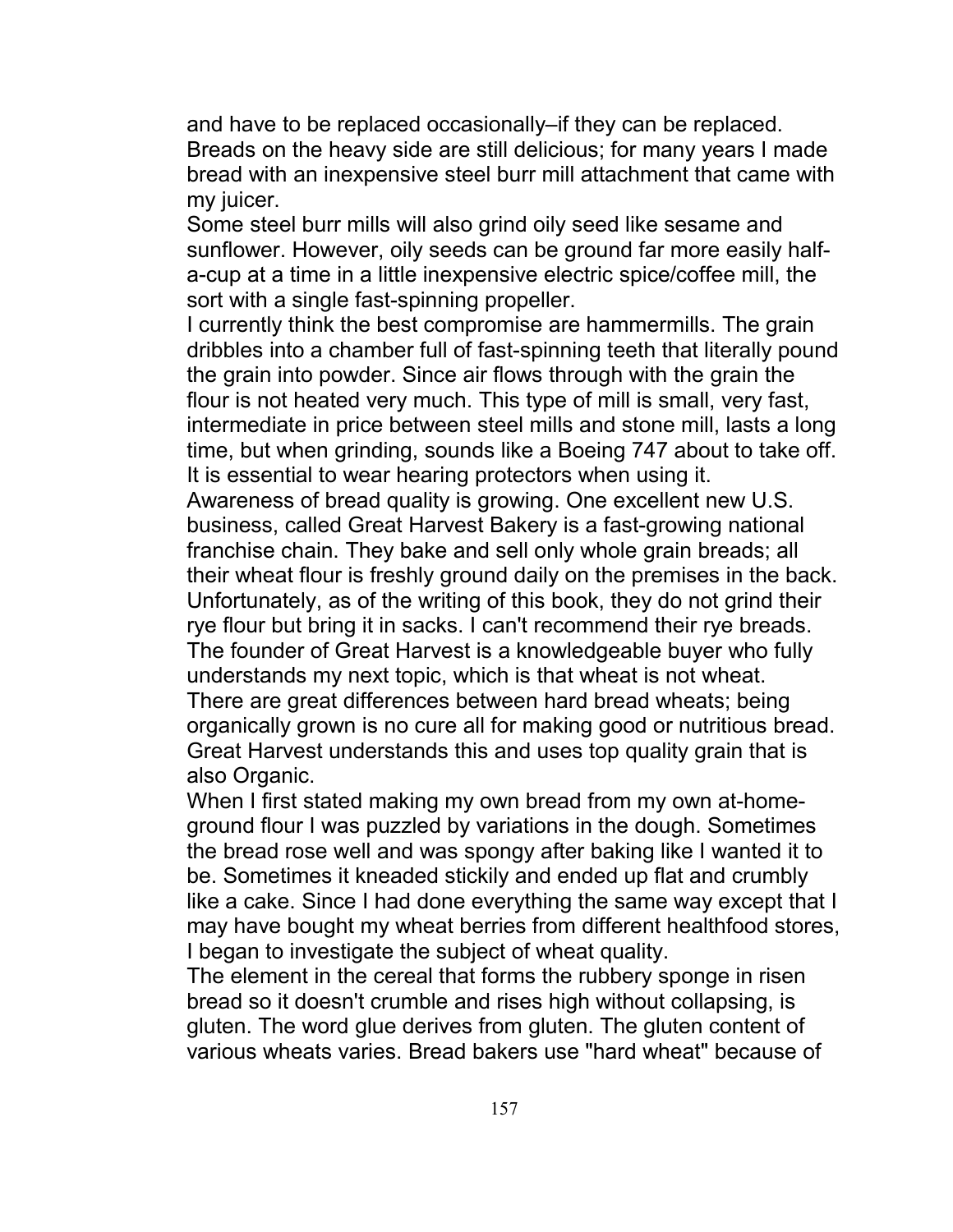and have to be replaced occasionally–if they can be replaced. Breads on the heavy side are still delicious; for many years I made bread with an inexpensive steel burr mill attachment that came with my juicer.

Some steel burr mills will also grind oily seed like sesame and sunflower. However, oily seeds can be ground far more easily half-a-cup at a time in a little inexpensive electric spice/coffee mill, the sort with a single fast-spinning propeller.

I currently think the best compromise are hammermills. The grain dribbles into a chamber full of fast-spinning teeth that literally pound the grain into powder. Since air flows through with the grain the flour is not heated very much. This type of mill is small, very fast, intermediate in price between steel mills and stone mill, lasts a long time, but when grinding, sounds like a Boeing 747 about to take off. It is essential to wear hearing protectors when using it.

Awareness of bread quality is growing. One excellent new U.S. business, called Great Harvest Bakery is a fast-growing national franchise chain. They bake and sell only whole grain breads; all their wheat flour is freshly ground daily on the premises in the back. Unfortunately, as of the writing of this book, they do not grind their rye flour but bring it in sacks. I can't recommend their rye breads. The founder of Great Harvest is a knowledgeable buyer who fully understands my next topic, which is that wheat is not wheat.

There are great differences between hard bread wheats; being organically grown is no cure all for making good or nutritious bread. Great Harvest understands this and uses top quality grain that is also Organic.

When I first stated making my own bread from my own at-home-ground flour I was puzzled by variations in the dough. Sometimes the bread rose well and was spongy after baking like I wanted it to be. Sometimes it kneaded stickily and ended up flat and crumbly like a cake. Since I had done everything the same way except that I may have bought my wheat berries from different healthfood stores, I began to investigate the subject of wheat quality.

The element in the cereal that forms the rubbery sponge in risen bread so it doesn't crumble and rises high without collapsing, is gluten. The word glue derives from gluten. The gluten content of various wheats varies. Bread bakers use "hard wheat" because of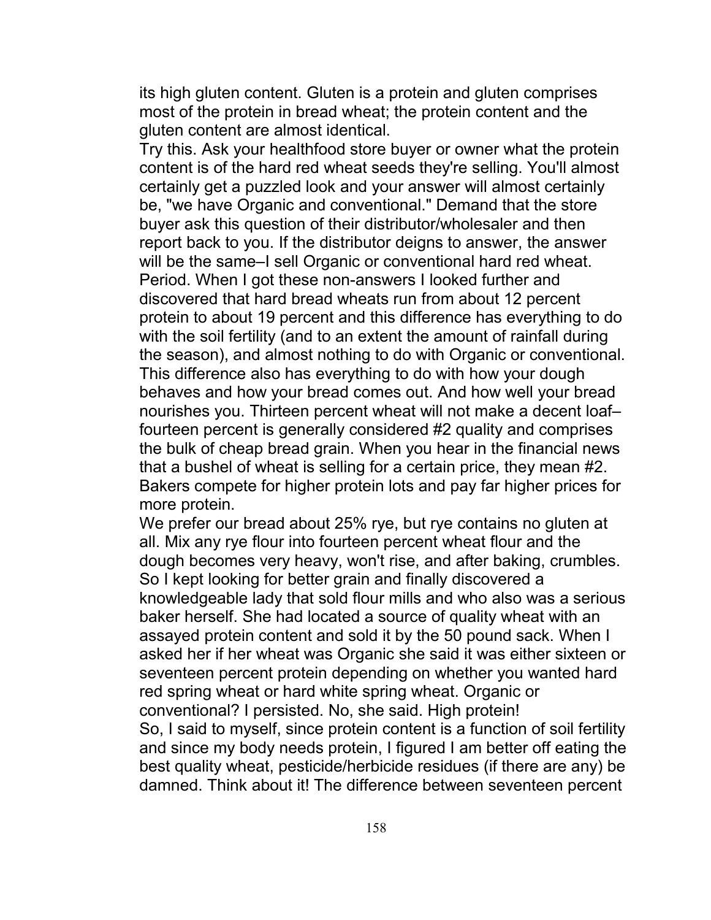its high gluten content. Gluten is a protein and gluten comprises most of the protein in bread wheat; the protein content and the gluten content are almost identical.

Try this. Ask your healthfood store buyer or owner what the protein content is of the hard red wheat seeds they're selling. You'll almost certainly get a puzzled look and your answer will almost certainly be, "we have Organic and conventional." Demand that the store buyer ask this question of their distributor/wholesaler and then report back to you. If the distributor deigns to answer, the answer will be the same–I sell Organic or conventional hard red wheat. Period. When I got these non-answers I looked further and discovered that hard bread wheats run from about 12 percent protein to about 19 percent and this difference has everything to do with the soil fertility (and to an extent the amount of rainfall during the season), and almost nothing to do with Organic or conventional. This difference also has everything to do with how your dough behaves and how your bread comes out. And how well your bread nourishes you. Thirteen percent wheat will not make a decent loaf–fourteen percent is generally considered #2 quality and comprises the bulk of cheap bread grain. When you hear in the financial news that a bushel of wheat is selling for a certain price, they mean #2. Bakers compete for higher protein lots and pay far higher prices for more protein.

We prefer our bread about 25% rye, but rye contains no gluten at all. Mix any rye flour into fourteen percent wheat flour and the dough becomes very heavy, won't rise, and after baking, crumbles. So I kept looking for better grain and finally discovered a knowledgeable lady that sold flour mills and who also was a serious baker herself. She had located a source of quality wheat with an assayed protein content and sold it by the 50 pound sack. When I asked her if her wheat was Organic she said it was either sixteen or seventeen percent protein depending on whether you wanted hard red spring wheat or hard white spring wheat. Organic or conventional? I persisted. No, she said. High protein!

So, I said to myself, since protein content is a function of soil fertility and since my body needs protein, I figured I am better off eating the best quality wheat, pesticide/herbicide residues (if there are any) be damned. Think about it! The difference between seventeen percent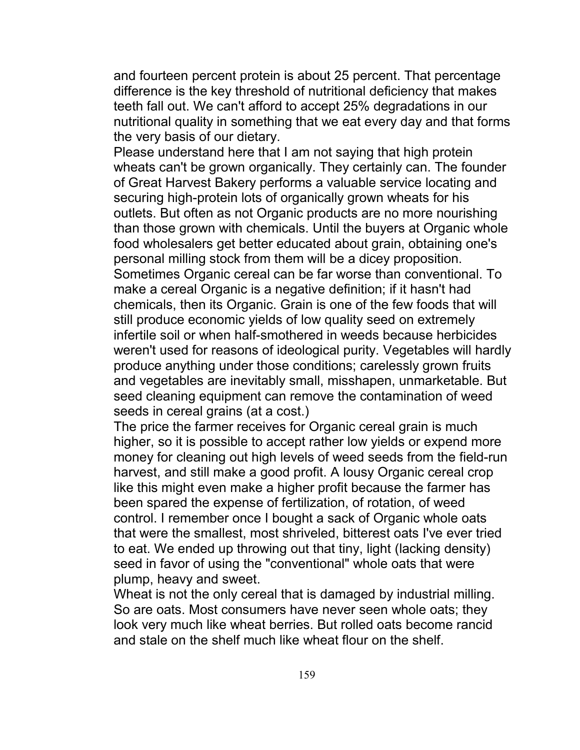and fourteen percent protein is about 25 percent. That percentage difference is the key threshold of nutritional deficiency that makes teeth fall out. We can't afford to accept 25% degradations in our nutritional quality in something that we eat every day and that forms the very basis of our dietary.

Please understand here that I am not saying that high protein wheats can't be grown organically. They certainly can. The founder of Great Harvest Bakery performs a valuable service locating and securing high-protein lots of organically grown wheats for his outlets. But often as not Organic products are no more nourishing than those grown with chemicals. Until the buyers at Organic whole food wholesalers get better educated about grain, obtaining one's personal milling stock from them will be a dicey proposition. Sometimes Organic cereal can be far worse than conventional. To make a cereal Organic is a negative definition; if it hasn't had chemicals, then its Organic. Grain is one of the few foods that will still produce economic yields of low quality seed on extremely infertile soil or when half-smothered in weeds because herbicides weren't used for reasons of ideological purity. Vegetables will hardly produce anything under those conditions; carelessly grown fruits and vegetables are inevitably small, misshapen, unmarketable. But seed cleaning equipment can remove the contamination of weed seeds in cereal grains (at a cost.)

The price the farmer receives for Organic cereal grain is much higher, so it is possible to accept rather low yields or expend more money for cleaning out high levels of weed seeds from the field-run harvest, and still make a good profit. A lousy Organic cereal crop like this might even make a higher profit because the farmer has been spared the expense of fertilization, of rotation, of weed control. I remember once I bought a sack of Organic whole oats that were the smallest, most shriveled, bitterest oats I've ever tried to eat. We ended up throwing out that tiny, light (lacking density) seed in favor of using the "conventional" whole oats that were plump, heavy and sweet.

Wheat is not the only cereal that is damaged by industrial milling. So are oats. Most consumers have never seen whole oats; they look very much like wheat berries. But rolled oats become rancid and stale on the shelf much like wheat flour on the shelf.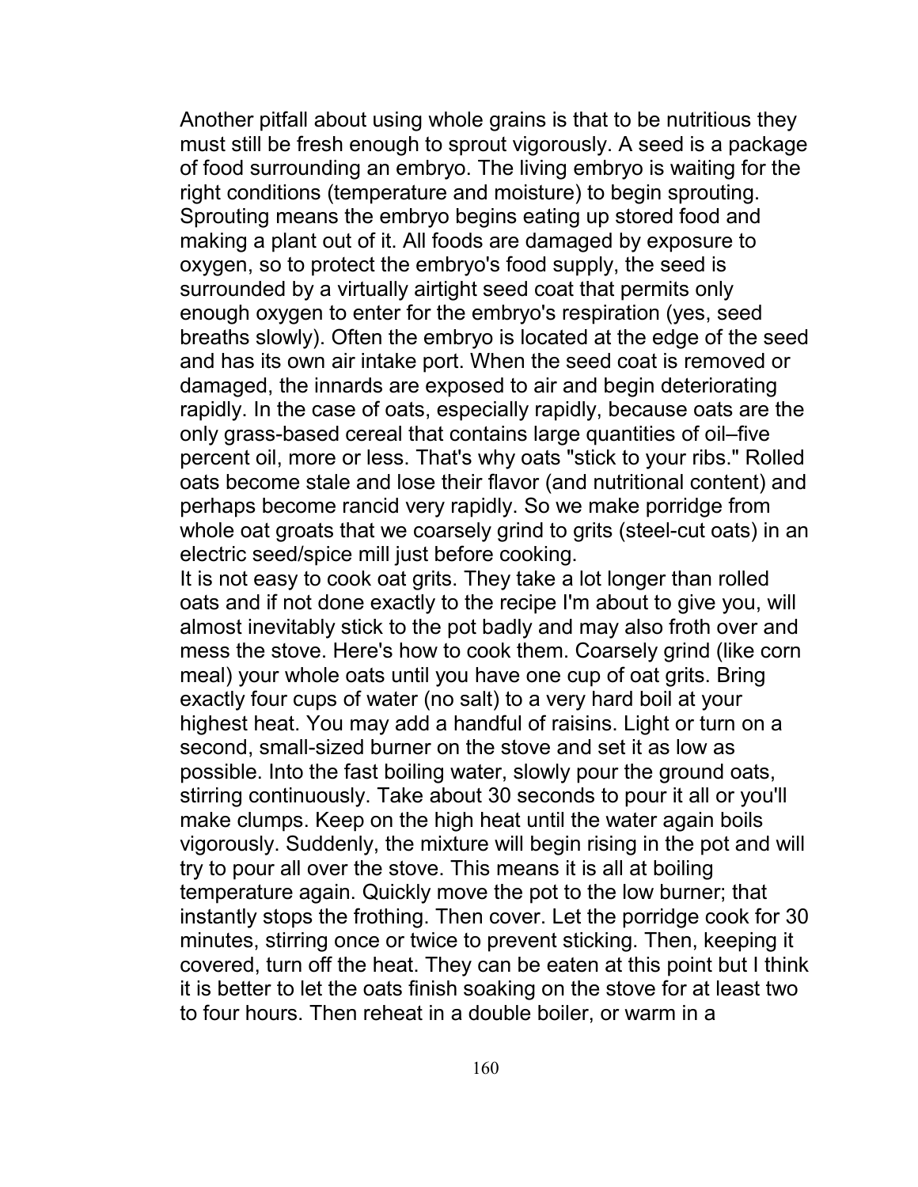Another pitfall about using whole grains is that to be nutritious they must still be fresh enough to sprout vigorously. A seed is a package of food surrounding an embryo. The living embryo is waiting for the right conditions (temperature and moisture) to begin sprouting. Sprouting means the embryo begins eating up stored food and making a plant out of it. All foods are damaged by exposure to oxygen, so to protect the embryo's food supply, the seed is surrounded by a virtually airtight seed coat that permits only enough oxygen to enter for the embryo's respiration (yes, seed breaths slowly). Often the embryo is located at the edge of the seed and has its own air intake port. When the seed coat is removed or damaged, the innards are exposed to air and begin deteriorating rapidly. In the case of oats, especially rapidly, because oats are the only grass-based cereal that contains large quantities of oil–five percent oil, more or less. That's why oats "stick to your ribs." Rolled oats become stale and lose their flavor (and nutritional content) and perhaps become rancid very rapidly. So we make porridge from whole oat groats that we coarsely grind to grits (steel-cut oats) in an electric seed/spice mill just before cooking.

It is not easy to cook oat grits. They take a lot longer than rolled oats and if not done exactly to the recipe I'm about to give you, will almost inevitably stick to the pot badly and may also froth over and mess the stove. Here's how to cook them. Coarsely grind (like corn meal) your whole oats until you have one cup of oat grits. Bring exactly four cups of water (no salt) to a very hard boil at your highest heat. You may add a handful of raisins. Light or turn on a second, small-sized burner on the stove and set it as low as possible. Into the fast boiling water, slowly pour the ground oats, stirring continuously. Take about 30 seconds to pour it all or you'll make clumps. Keep on the high heat until the water again boils vigorously. Suddenly, the mixture will begin rising in the pot and will try to pour all over the stove. This means it is all at boiling temperature again. Quickly move the pot to the low burner; that instantly stops the frothing. Then cover. Let the porridge cook for 30 minutes, stirring once or twice to prevent sticking. Then, keeping it covered, turn off the heat. They can be eaten at this point but I think it is better to let the oats finish soaking on the stove for at least two to four hours. Then reheat in a double boiler, or warm in a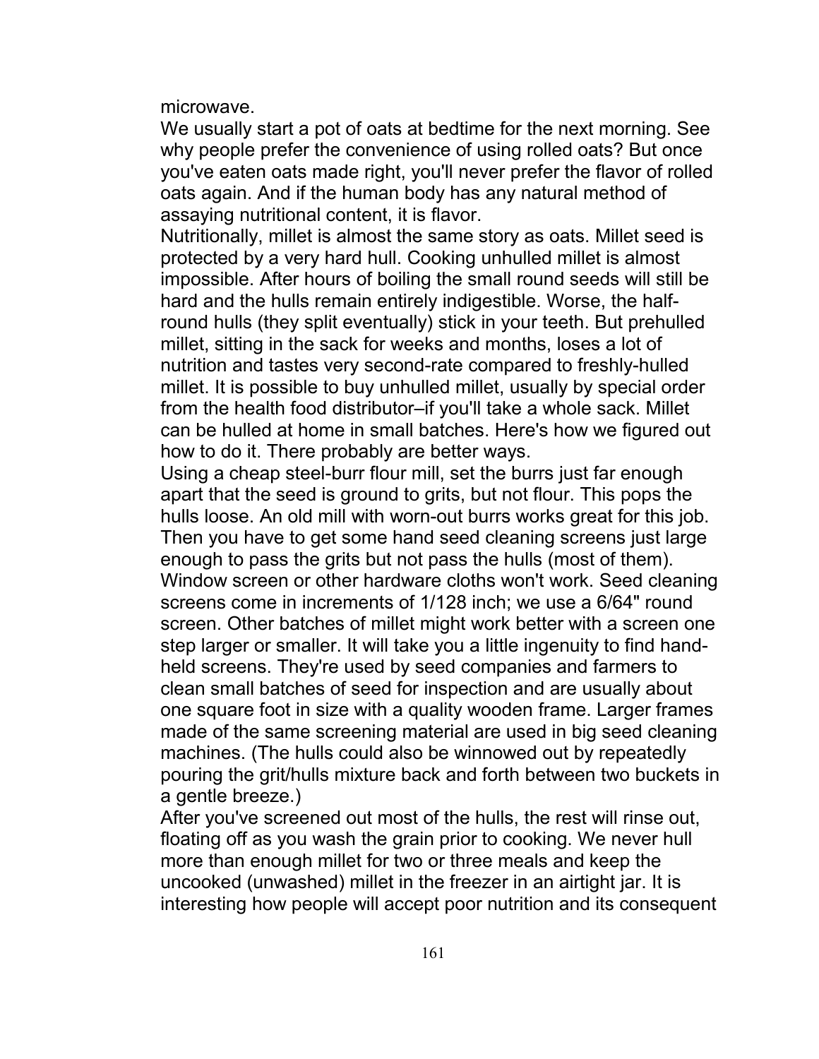microwave.

We usually start a pot of oats at bedtime for the next morning. See why people prefer the convenience of using rolled oats? But once you've eaten oats made right, you'll never prefer the flavor of rolled oats again. And if the human body has any natural method of assaying nutritional content, it is flavor.

Nutritionally, millet is almost the same story as oats. Millet seed is protected by a very hard hull. Cooking unhulled millet is almost impossible. After hours of boiling the small round seeds will still be hard and the hulls remain entirely indigestible. Worse, the half-round hulls (they split eventually) stick in your teeth. But prehulled millet, sitting in the sack for weeks and months, loses a lot of nutrition and tastes very second-rate compared to freshly-hulled millet. It is possible to buy unhulled millet, usually by special order from the health food distributor–if you'll take a whole sack. Millet can be hulled at home in small batches. Here's how we figured out how to do it. There probably are better ways.

Using a cheap steel-burr flour mill, set the burrs just far enough apart that the seed is ground to grits, but not flour. This pops the hulls loose. An old mill with worn-out burrs works great for this job. Then you have to get some hand seed cleaning screens just large enough to pass the grits but not pass the hulls (most of them). Window screen or other hardware cloths won't work. Seed cleaning screens come in increments of 1/128 inch; we use a 6/64" round screen. Other batches of millet might work better with a screen one step larger or smaller. It will take you a little ingenuity to find hand-held screens. They're used by seed companies and farmers to clean small batches of seed for inspection and are usually about one square foot in size with a quality wooden frame. Larger frames made of the same screening material are used in big seed cleaning machines. (The hulls could also be winnowed out by repeatedly pouring the grit/hulls mixture back and forth between two buckets in a gentle breeze.)

After you've screened out most of the hulls, the rest will rinse out, floating off as you wash the grain prior to cooking. We never hull more than enough millet for two or three meals and keep the uncooked (unwashed) millet in the freezer in an airtight jar. It is interesting how people will accept poor nutrition and its consequent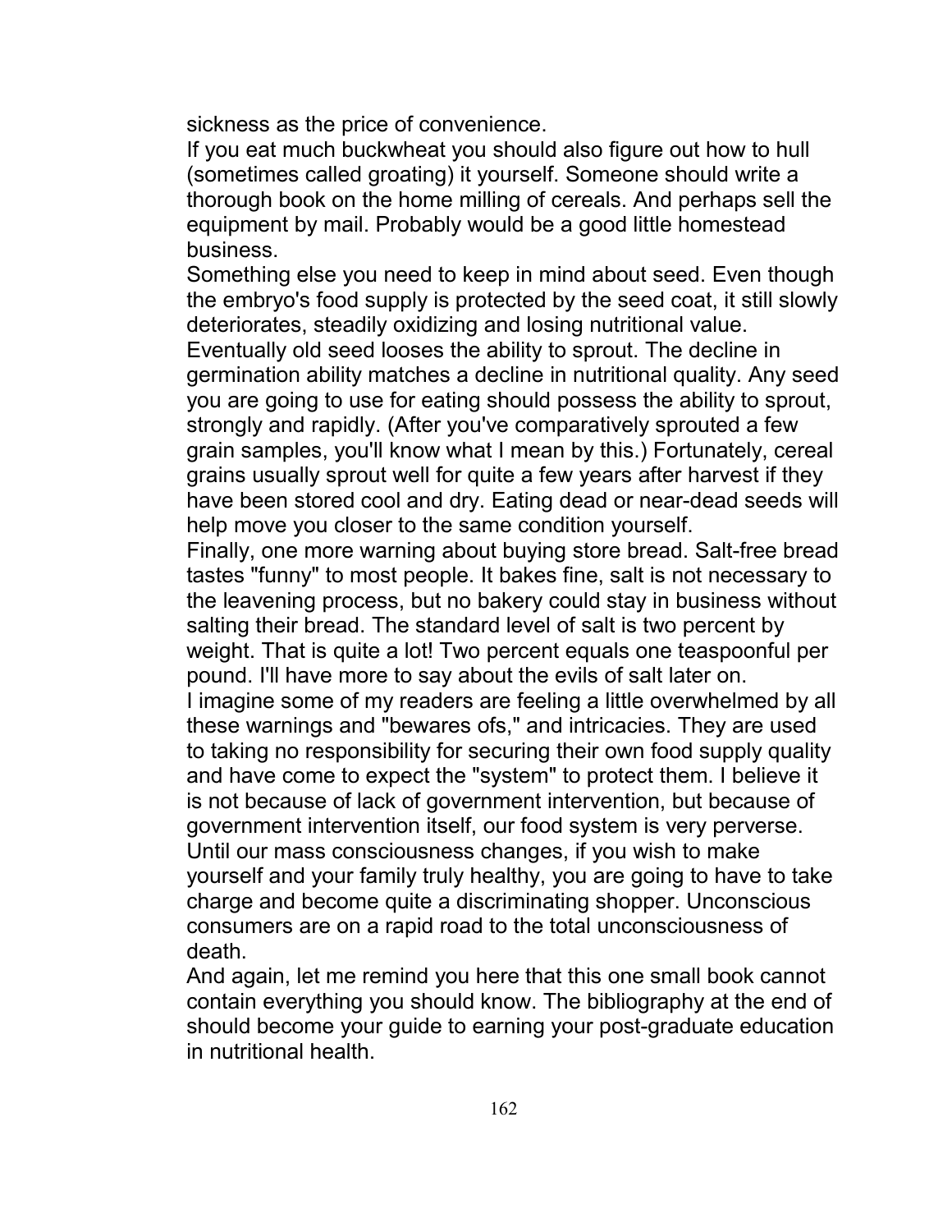sickness as the price of convenience.

If you eat much buckwheat you should also figure out how to hull (sometimes called groating) it yourself. Someone should write a thorough book on the home milling of cereals. And perhaps sell the equipment by mail. Probably would be a good little homestead business.

Something else you need to keep in mind about seed. Even though the embryo's food supply is protected by the seed coat, it still slowly deteriorates, steadily oxidizing and losing nutritional value. Eventually old seed looses the ability to sprout. The decline in germination ability matches a decline in nutritional quality. Any seed you are going to use for eating should possess the ability to sprout, strongly and rapidly. (After you've comparatively sprouted a few grain samples, you'll know what I mean by this.) Fortunately, cereal grains usually sprout well for quite a few years after harvest if they have been stored cool and dry. Eating dead or near-dead seeds will help move you closer to the same condition yourself.

Finally, one more warning about buying store bread. Salt-free bread tastes "funny" to most people. It bakes fine, salt is not necessary to the leavening process, but no bakery could stay in business without salting their bread. The standard level of salt is two percent by weight. That is quite a lot! Two percent equals one teaspoonful per pound. I'll have more to say about the evils of salt later on.

I imagine some of my readers are feeling a little overwhelmed by all these warnings and "bewares ofs," and intricacies. They are used to taking no responsibility for securing their own food supply quality and have come to expect the "system" to protect them. I believe it is not because of lack of government intervention, but because of government intervention itself, our food system is very perverse. Until our mass consciousness changes, if you wish to make yourself and your family truly healthy, you are going to have to take charge and become quite a discriminating shopper. Unconscious consumers are on a rapid road to the total unconsciousness of death.

And again, let me remind you here that this one small book cannot contain everything you should know. The bibliography at the end of should become your guide to earning your post-graduate education in nutritional health.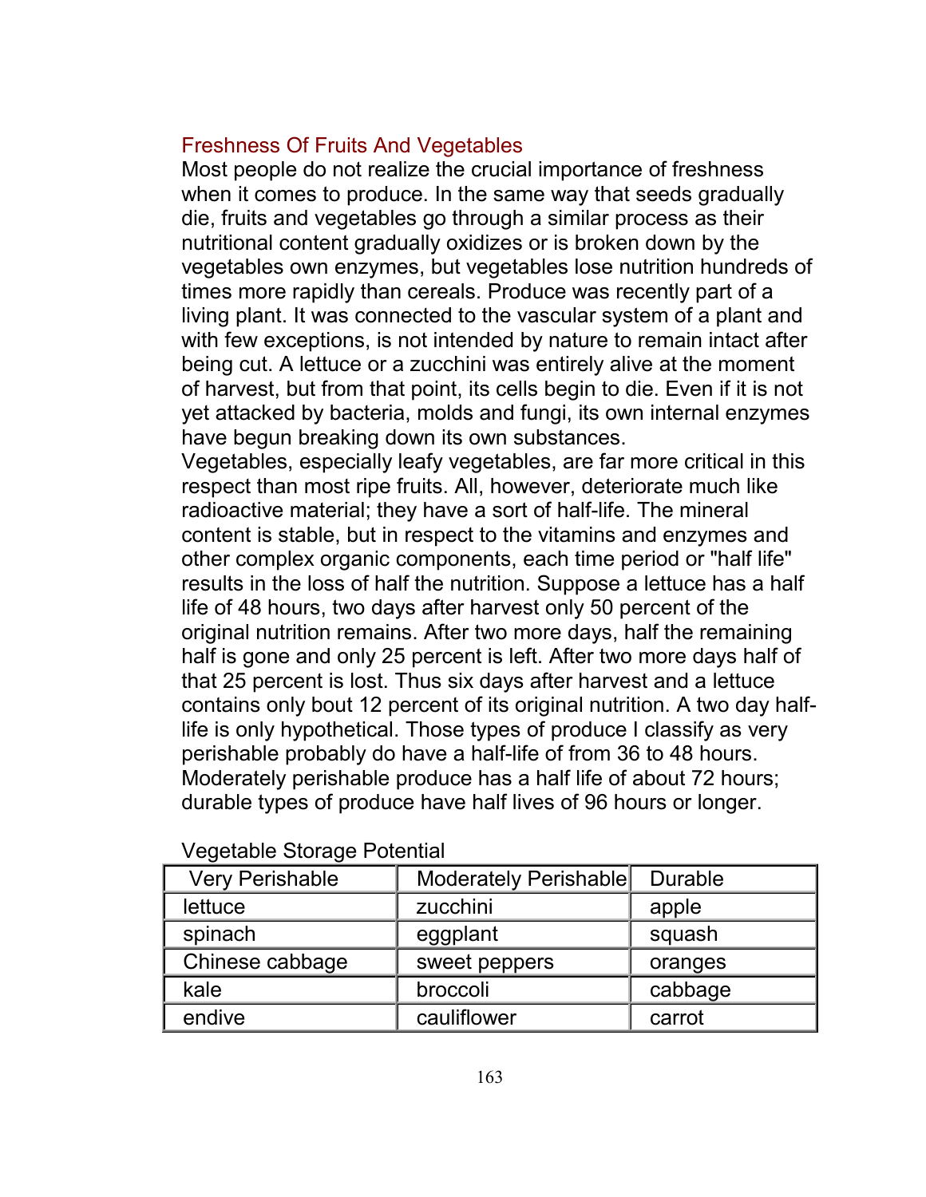## Freshness Of Fruits And Vegetables

Most people do not realize the crucial importance of freshness when it comes to produce. In the same way that seeds gradually die, fruits and vegetables go through a similar process as their nutritional content gradually oxidizes or is broken down by the vegetables own enzymes, but vegetables lose nutrition hundreds of times more rapidly than cereals. Produce was recently part of a living plant. It was connected to the vascular system of a plant and with few exceptions, is not intended by nature to remain intact after being cut. A lettuce or a zucchini was entirely alive at the moment of harvest, but from that point, its cells begin to die. Even if it is not yet attacked by bacteria, molds and fungi, its own internal enzymes have begun breaking down its own substances.

Vegetables, especially leafy vegetables, are far more critical in this respect than most ripe fruits. All, however, deteriorate much like radioactive material; they have a sort of half-life. The mineral content is stable, but in respect to the vitamins and enzymes and other complex organic components, each time period or "half life" results in the loss of half the nutrition. Suppose a lettuce has a half life of 48 hours, two days after harvest only 50 percent of the original nutrition remains. After two more days, half the remaining half is gone and only 25 percent is left. After two more days half of that 25 percent is lost. Thus six days after harvest and a lettuce contains only bout 12 percent of its original nutrition. A two day half-life is only hypothetical. Those types of produce I classify as very perishable probably do have a half-life of from 36 to 48 hours. Moderately perishable produce has a half life of about 72 hours; durable types of produce have half lives of 96 hours or longer.

Vegetable Storage Potential

| Very Perishable | Moderately Perishable | Durable |
|---|---|---|
| lettuce | zucchini | apple |
| spinach | eggplant | squash |
| Chinese cabbage | sweet peppers | oranges |
| kale | broccoli | cabbage |
| endive | cauliflower | carrot |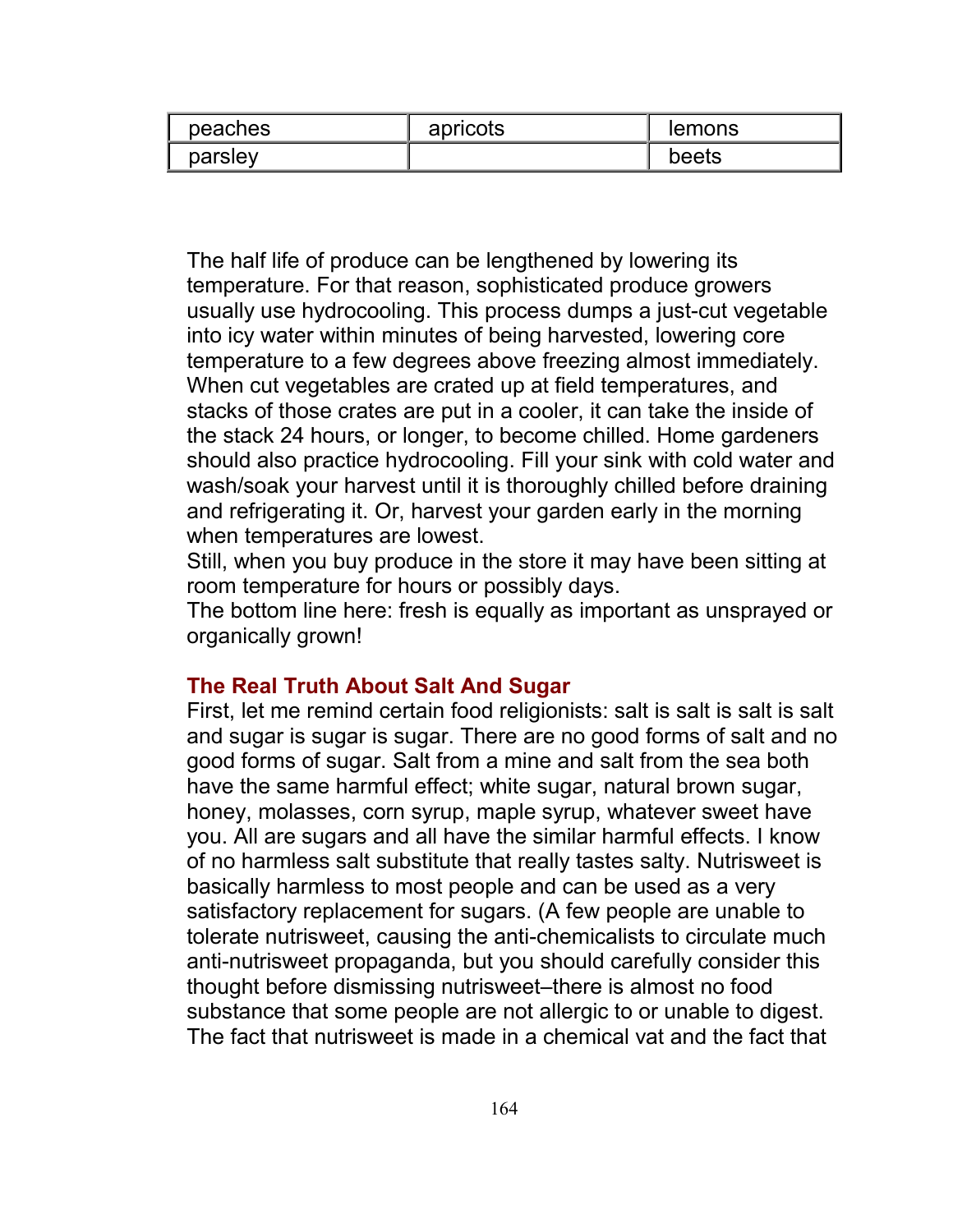| peaches | apricots | lemons |
|---|---|---|
| parsley | | beets |

The half life of produce can be lengthened by lowering its temperature. For that reason, sophisticated produce growers usually use hydrocooling. This process dumps a just-cut vegetable into icy water within minutes of being harvested, lowering core temperature to a few degrees above freezing almost immediately. When cut vegetables are crated up at field temperatures, and stacks of those crates are put in a cooler, it can take the inside of the stack 24 hours, or longer, to become chilled. Home gardeners should also practice hydrocooling. Fill your sink with cold water and wash/soak your harvest until it is thoroughly chilled before draining and refrigerating it. Or, harvest your garden early in the morning when temperatures are lowest.

Still, when you buy produce in the store it may have been sitting at room temperature for hours or possibly days.

The bottom line here: fresh is equally as important as unsprayed or organically grown!

### The Real Truth About Salt And Sugar

First, let me remind certain food religionists: salt is salt is salt is salt and sugar is sugar is sugar. There are no good forms of salt and no good forms of sugar. Salt from a mine and salt from the sea both have the same harmful effect; white sugar, natural brown sugar, honey, molasses, corn syrup, maple syrup, whatever sweet have you. All are sugars and all have the similar harmful effects. I know of no harmless salt substitute that really tastes salty. Nutrisweet is basically harmless to most people and can be used as a very satisfactory replacement for sugars. (A few people are unable to tolerate nutrisweet, causing the anti-chemicalists to circulate much anti-nutrisweet propaganda, but you should carefully consider this thought before dismissing nutrisweet–there is almost no food substance that some people are not allergic to or unable to digest. The fact that nutrisweet is made in a chemical vat and the fact that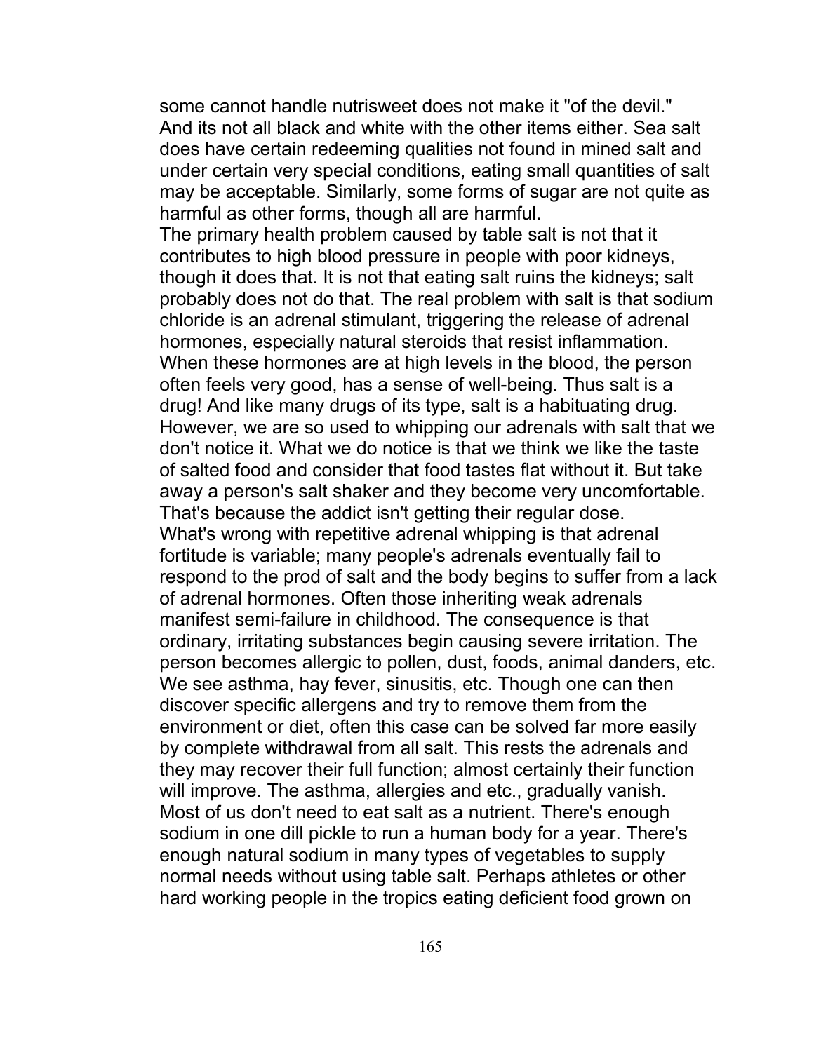some cannot handle nutrisweet does not make it "of the devil." And its not all black and white with the other items either. Sea salt does have certain redeeming qualities not found in mined salt and under certain very special conditions, eating small quantities of salt may be acceptable. Similarly, some forms of sugar are not quite as harmful as other forms, though all are harmful.

The primary health problem caused by table salt is not that it contributes to high blood pressure in people with poor kidneys, though it does that. It is not that eating salt ruins the kidneys; salt probably does not do that. The real problem with salt is that sodium chloride is an adrenal stimulant, triggering the release of adrenal hormones, especially natural steroids that resist inflammation. When these hormones are at high levels in the blood, the person often feels very good, has a sense of well-being. Thus salt is a drug! And like many drugs of its type, salt is a habituating drug. However, we are so used to whipping our adrenals with salt that we don't notice it. What we do notice is that we think we like the taste of salted food and consider that food tastes flat without it. But take away a person's salt shaker and they become very uncomfortable. That's because the addict isn't getting their regular dose.

What's wrong with repetitive adrenal whipping is that adrenal fortitude is variable; many people's adrenals eventually fail to respond to the prod of salt and the body begins to suffer from a lack of adrenal hormones. Often those inheriting weak adrenals manifest semi-failure in childhood. The consequence is that ordinary, irritating substances begin causing severe irritation. The person becomes allergic to pollen, dust, foods, animal danders, etc. We see asthma, hay fever, sinusitis, etc. Though one can then discover specific allergens and try to remove them from the environment or diet, often this case can be solved far more easily by complete withdrawal from all salt. This rests the adrenals and they may recover their full function; almost certainly their function will improve. The asthma, allergies and etc., gradually vanish.

Most of us don't need to eat salt as a nutrient. There's enough sodium in one dill pickle to run a human body for a year. There's enough natural sodium in many types of vegetables to supply normal needs without using table salt. Perhaps athletes or other hard working people in the tropics eating deficient food grown on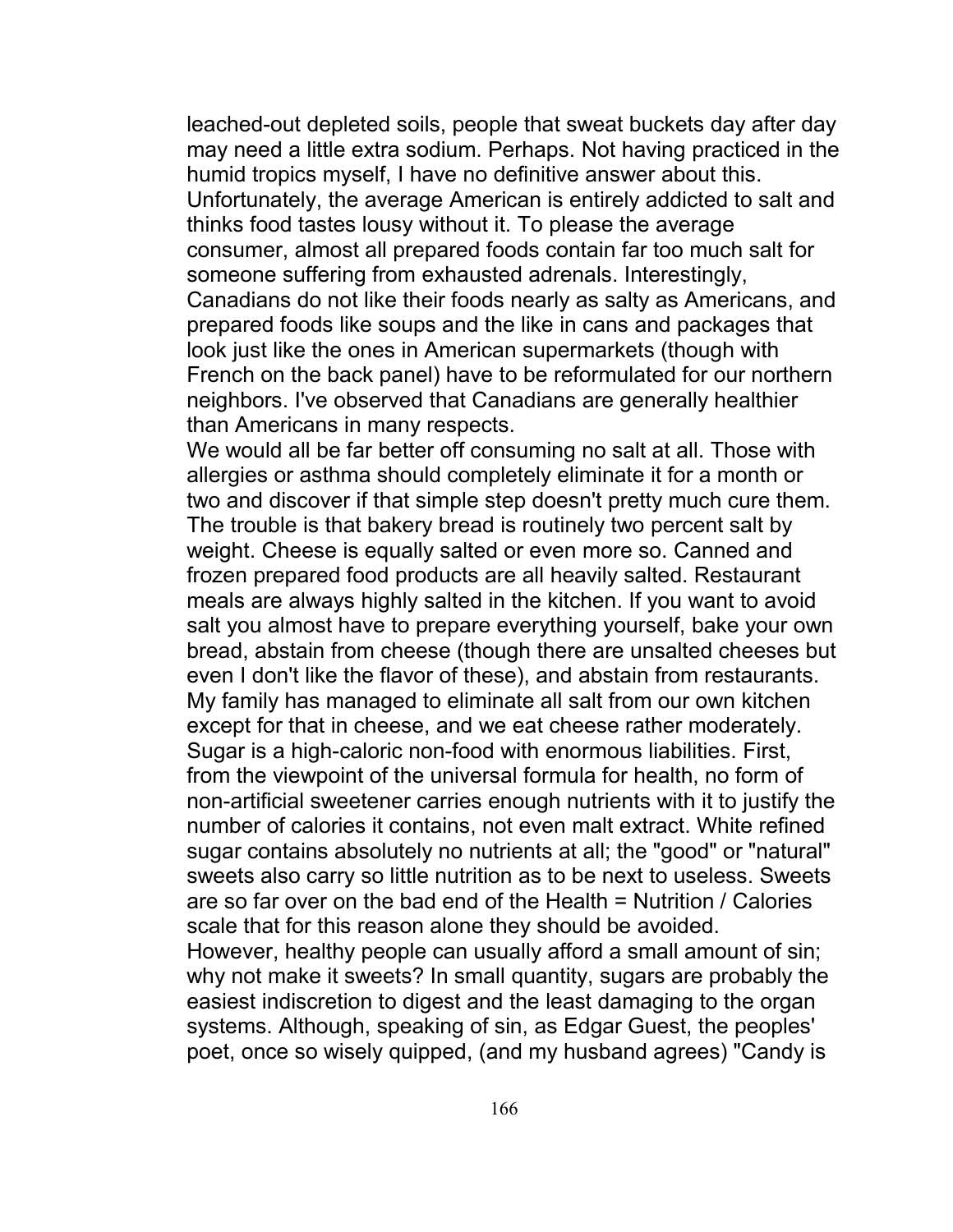leached-out depleted soils, people that sweat buckets day after day may need a little extra sodium. Perhaps. Not having practiced in the humid tropics myself, I have no definitive answer about this. Unfortunately, the average American is entirely addicted to salt and thinks food tastes lousy without it. To please the average consumer, almost all prepared foods contain far too much salt for someone suffering from exhausted adrenals. Interestingly, Canadians do not like their foods nearly as salty as Americans, and prepared foods like soups and the like in cans and packages that look just like the ones in American supermarkets (though with French on the back panel) have to be reformulated for our northern neighbors. I've observed that Canadians are generally healthier than Americans in many respects.

We would all be far better off consuming no salt at all. Those with allergies or asthma should completely eliminate it for a month or two and discover if that simple step doesn't pretty much cure them. The trouble is that bakery bread is routinely two percent salt by weight. Cheese is equally salted or even more so. Canned and frozen prepared food products are all heavily salted. Restaurant meals are always highly salted in the kitchen. If you want to avoid salt you almost have to prepare everything yourself, bake your own bread, abstain from cheese (though there are unsalted cheeses but even I don't like the flavor of these), and abstain from restaurants. My family has managed to eliminate all salt from our own kitchen except for that in cheese, and we eat cheese rather moderately.

Sugar is a high-caloric non-food with enormous liabilities. First, from the viewpoint of the universal formula for health, no form of non-artificial sweetener carries enough nutrients with it to justify the number of calories it contains, not even malt extract. White refined sugar contains absolutely no nutrients at all; the "good" or "natural" sweets also carry so little nutrition as to be next to useless. Sweets are so far over on the bad end of the Health = Nutrition / Calories scale that for this reason alone they should be avoided.

However, healthy people can usually afford a small amount of sin; why not make it sweets? In small quantity, sugars are probably the easiest indiscretion to digest and the least damaging to the organ systems. Although, speaking of sin, as Edgar Guest, the peoples' poet, once so wisely quipped, (and my husband agrees) "Candy is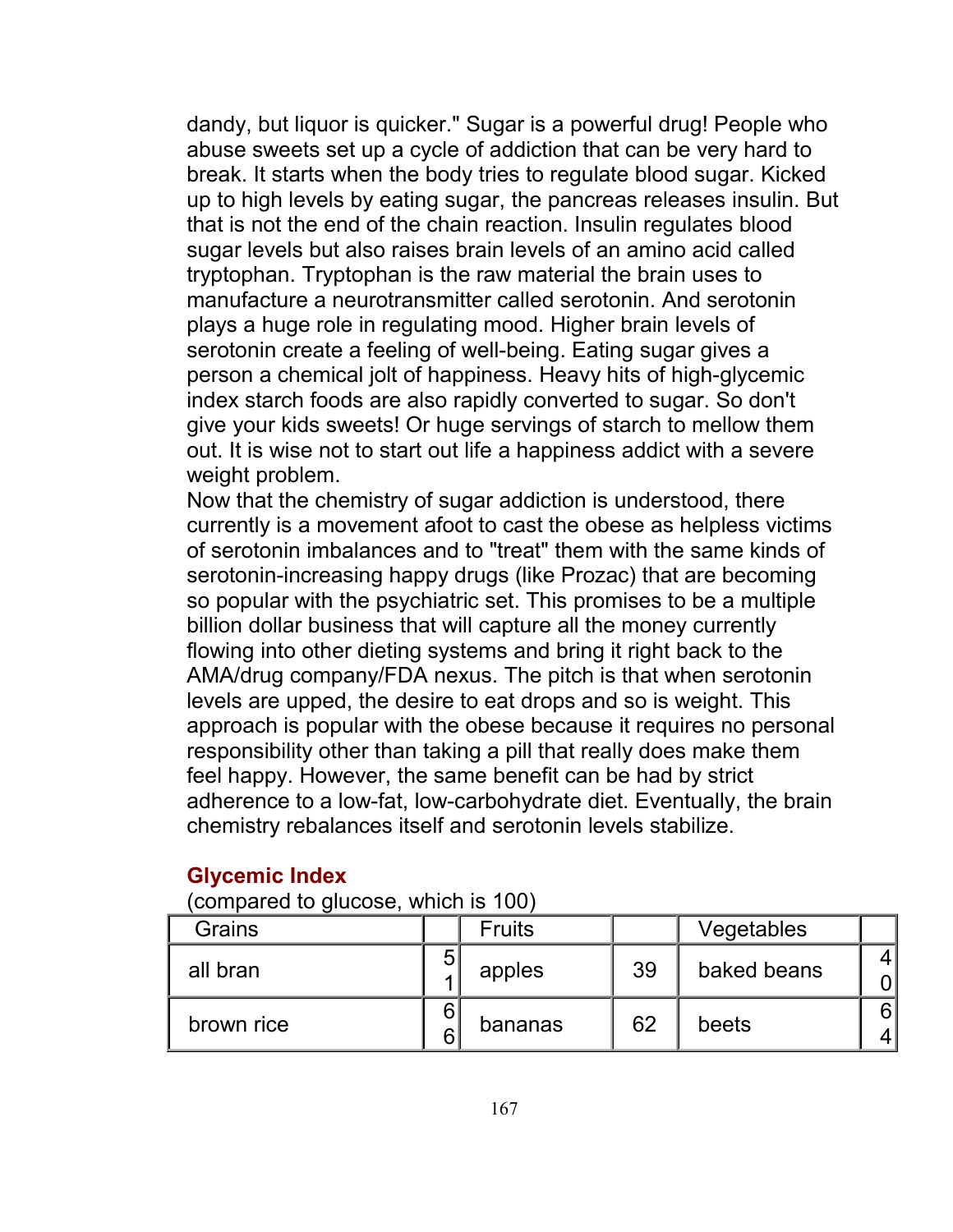dandy, but liquor is quicker." Sugar is a powerful drug! People who abuse sweets set up a cycle of addiction that can be very hard to break. It starts when the body tries to regulate blood sugar. Kicked up to high levels by eating sugar, the pancreas releases insulin. But that is not the end of the chain reaction. Insulin regulates blood sugar levels but also raises brain levels of an amino acid called tryptophan. Tryptophan is the raw material the brain uses to manufacture a neurotransmitter called serotonin. And serotonin plays a huge role in regulating mood. Higher brain levels of serotonin create a feeling of well-being. Eating sugar gives a person a chemical jolt of happiness. Heavy hits of high-glycemic index starch foods are also rapidly converted to sugar. So don't give your kids sweets! Or huge servings of starch to mellow them out. It is wise not to start out life a happiness addict with a severe weight problem.

Now that the chemistry of sugar addiction is understood, there currently is a movement afoot to cast the obese as helpless victims of serotonin imbalances and to "treat" them with the same kinds of serotonin-increasing happy drugs (like Prozac) that are becoming so popular with the psychiatric set. This promises to be a multiple billion dollar business that will capture all the money currently flowing into other dieting systems and bring it right back to the AMA/drug company/FDA nexus. The pitch is that when serotonin levels are upped, the desire to eat drops and so is weight. This approach is popular with the obese because it requires no personal responsibility other than taking a pill that really does make them feel happy. However, the same benefit can be had by strict adherence to a low-fat, low-carbohydrate diet. Eventually, the brain chemistry rebalances itself and serotonin levels stabilize.

### Glycemic Index

(compared to glucose, which is 100)

| Grains | | Fruits | | Vegetables | |
|---|---|---|---|---|---|
| all bran | 51 | apples | 39 | baked beans | 40 |
| brown rice | 66 | bananas | 62 | beets | 64 |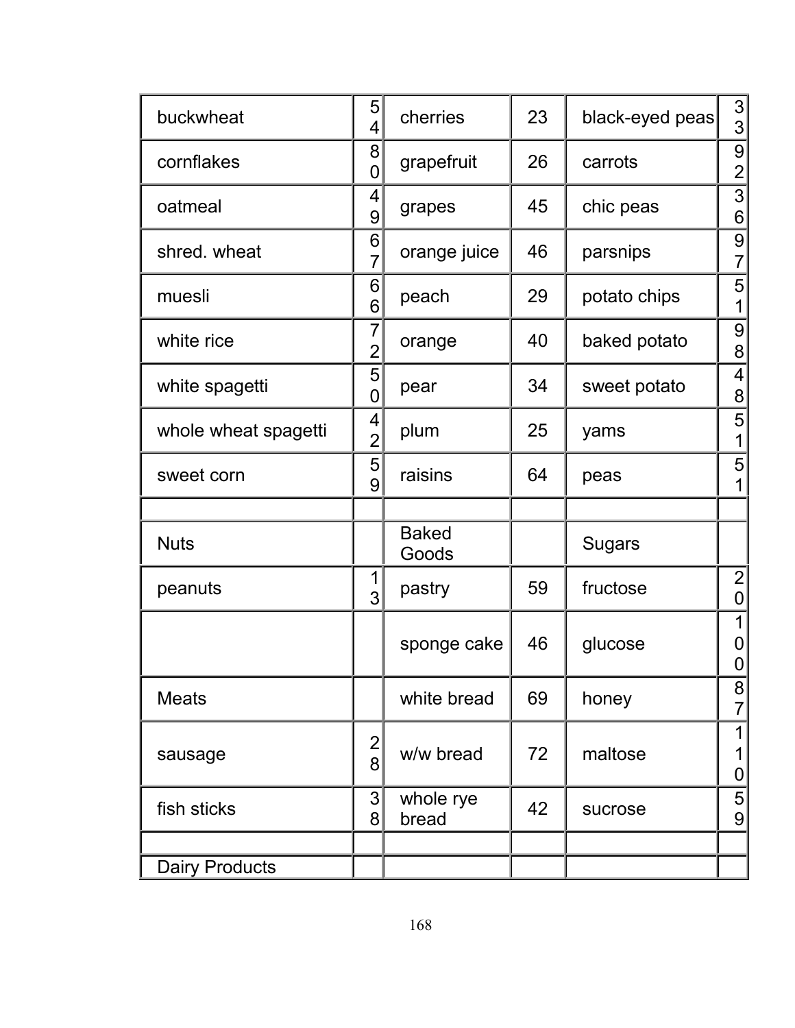| | | | | | |
|---|---|---|---|---|---|
| buckwheat | 54 | cherries | 23 | black-eyed peas | 33 |
| cornflakes | 80 | grapefruit | 26 | carrots | 92 |
| oatmeal | 49 | grapes | 45 | chic peas | 36 |
| shred. wheat | 67 | orange juice | 46 | parsnips | 97 |
| muesli | 66 | peach | 29 | potato chips | 51 |
| white rice | 72 | orange | 40 | baked potato | 98 |
| white spagetti | 50 | pear | 34 | sweet potato | 48 |
| whole wheat spagetti | 42 | plum | 25 | yams | 51 |
| sweet corn | 59 | raisins | 64 | peas | 51 |
| | | | | | |
| Nuts | | Baked Goods | | Sugars | |
| peanuts | 13 | pastry | 59 | fructose | 20 |
| | | sponge cake | 46 | glucose | 100 |
| Meats | | white bread | 69 | honey | 87 |
| sausage | 28 | w/w bread | 72 | maltose | 110 |
| fish sticks | 38 | whole rye bread | 42 | sucrose | 59 |
| | | | | | |
| Dairy Products | | | | | |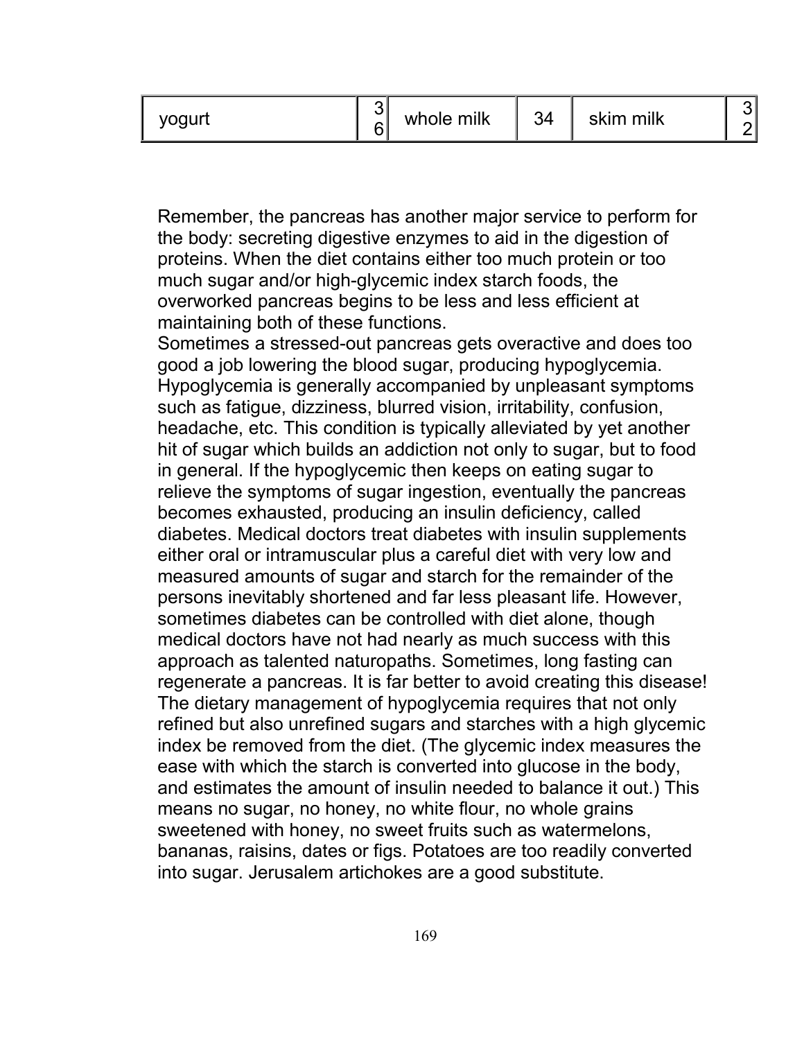| yogurt | 36 | whole milk | 34 | skim milk | 32 |
|---|---|---|---|---|---|

Remember, the pancreas has another major service to perform for the body: secreting digestive enzymes to aid in the digestion of proteins. When the diet contains either too much protein or too much sugar and/or high-glycemic index starch foods, the overworked pancreas begins to be less and less efficient at maintaining both of these functions.

Sometimes a stressed-out pancreas gets overactive and does too good a job lowering the blood sugar, producing hypoglycemia. Hypoglycemia is generally accompanied by unpleasant symptoms such as fatigue, dizziness, blurred vision, irritability, confusion, headache, etc. This condition is typically alleviated by yet another hit of sugar which builds an addiction not only to sugar, but to food in general. If the hypoglycemic then keeps on eating sugar to relieve the symptoms of sugar ingestion, eventually the pancreas becomes exhausted, producing an insulin deficiency, called diabetes. Medical doctors treat diabetes with insulin supplements either oral or intramuscular plus a careful diet with very low and measured amounts of sugar and starch for the remainder of the persons inevitably shortened and far less pleasant life. However, sometimes diabetes can be controlled with diet alone, though medical doctors have not had nearly as much success with this approach as talented naturopaths. Sometimes, long fasting can regenerate a pancreas. It is far better to avoid creating this disease!

The dietary management of hypoglycemia requires that not only refined but also unrefined sugars and starches with a high glycemic index be removed from the diet. (The glycemic index measures the ease with which the starch is converted into glucose in the body, and estimates the amount of insulin needed to balance it out.) This means no sugar, no honey, no white flour, no whole grains sweetened with honey, no sweet fruits such as watermelons, bananas, raisins, dates or figs. Potatoes are too readily converted into sugar. Jerusalem artichokes are a good substitute.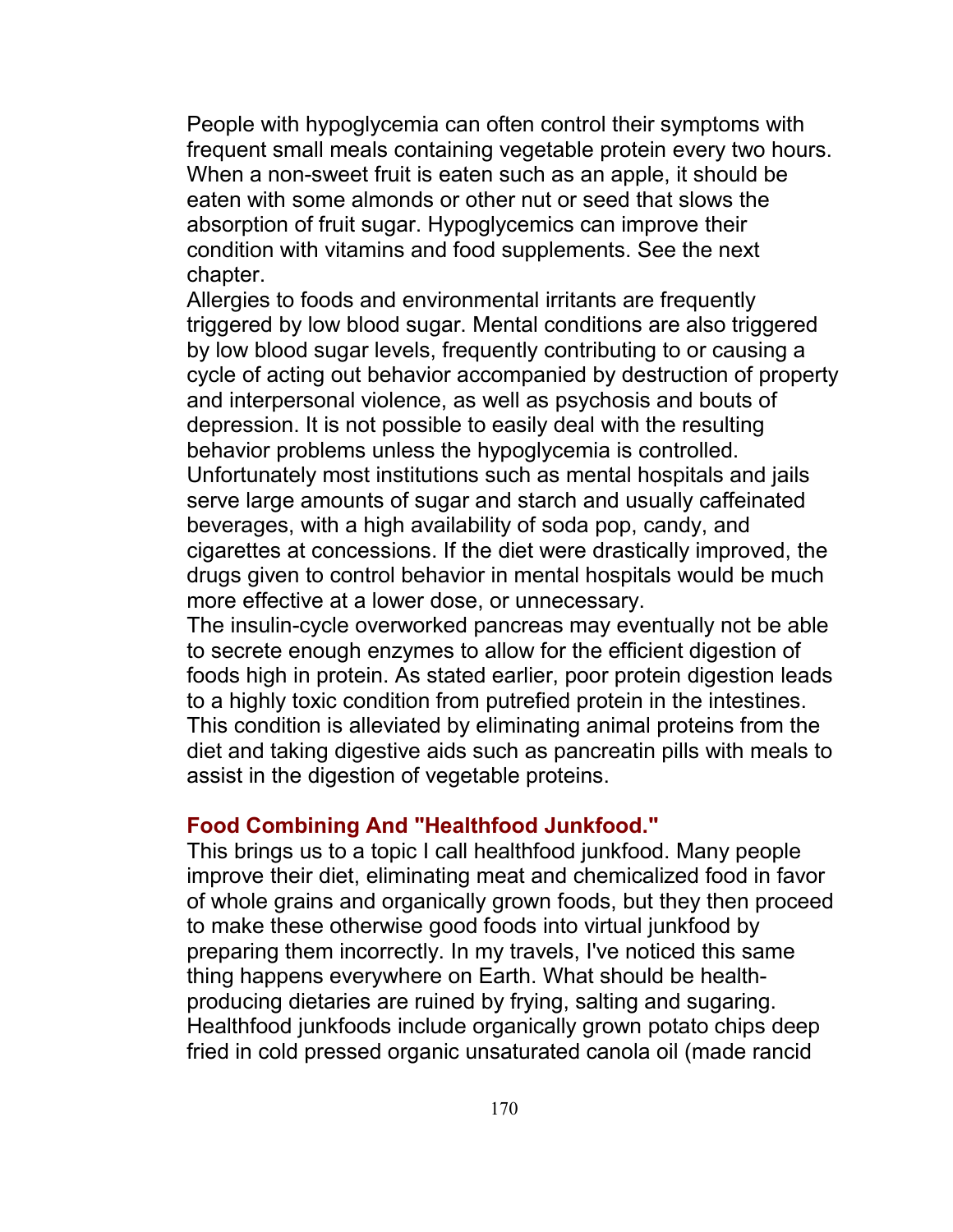People with hypoglycemia can often control their symptoms with frequent small meals containing vegetable protein every two hours. When a non-sweet fruit is eaten such as an apple, it should be eaten with some almonds or other nut or seed that slows the absorption of fruit sugar. Hypoglycemics can improve their condition with vitamins and food supplements. See the next chapter.

Allergies to foods and environmental irritants are frequently triggered by low blood sugar. Mental conditions are also triggered by low blood sugar levels, frequently contributing to or causing a cycle of acting out behavior accompanied by destruction of property and interpersonal violence, as well as psychosis and bouts of depression. It is not possible to easily deal with the resulting behavior problems unless the hypoglycemia is controlled. Unfortunately most institutions such as mental hospitals and jails serve large amounts of sugar and starch and usually caffeinated beverages, with a high availability of soda pop, candy, and cigarettes at concessions. If the diet were drastically improved, the drugs given to control behavior in mental hospitals would be much more effective at a lower dose, or unnecessary.

The insulin-cycle overworked pancreas may eventually not be able to secrete enough enzymes to allow for the efficient digestion of foods high in protein. As stated earlier, poor protein digestion leads to a highly toxic condition from putrefied protein in the intestines. This condition is alleviated by eliminating animal proteins from the diet and taking digestive aids such as pancreatin pills with meals to assist in the digestion of vegetable proteins.

### Food Combining And "Healthfood Junkfood."

This brings us to a topic I call healthfood junkfood. Many people improve their diet, eliminating meat and chemicalized food in favor of whole grains and organically grown foods, but they then proceed to make these otherwise good foods into virtual junkfood by preparing them incorrectly. In my travels, I've noticed this same thing happens everywhere on Earth. What should be health-producing dietaries are ruined by frying, salting and sugaring. Healthfood junkfoods include organically grown potato chips deep fried in cold pressed organic unsaturated canola oil (made rancid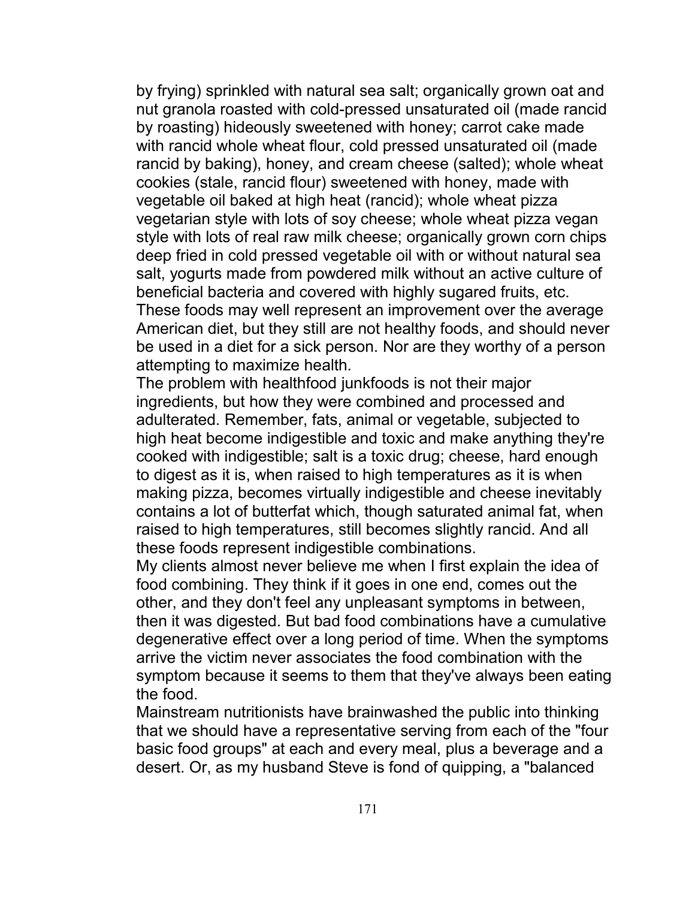by frying) sprinkled with natural sea salt; organically grown oat and nut granola roasted with cold-pressed unsaturated oil (made rancid by roasting) hideously sweetened with honey; carrot cake made with rancid whole wheat flour, cold pressed unsaturated oil (made rancid by baking), honey, and cream cheese (salted); whole wheat cookies (stale, rancid flour) sweetened with honey, made with vegetable oil baked at high heat (rancid); whole wheat pizza vegetarian style with lots of soy cheese; whole wheat pizza vegan style with lots of real raw milk cheese; organically grown corn chips deep fried in cold pressed vegetable oil with or without natural sea salt, yogurts made from powdered milk without an active culture of beneficial bacteria and covered with highly sugared fruits, etc. These foods may well represent an improvement over the average American diet, but they still are not healthy foods, and should never be used in a diet for a sick person. Nor are they worthy of a person attempting to maximize health.

The problem with healthfood junkfoods is not their major ingredients, but how they were combined and processed and adulterated. Remember, fats, animal or vegetable, subjected to high heat become indigestible and toxic and make anything they're cooked with indigestible; salt is a toxic drug; cheese, hard enough to digest as it is, when raised to high temperatures as it is when making pizza, becomes virtually indigestible and cheese inevitably contains a lot of butterfat which, though saturated animal fat, when raised to high temperatures, still becomes slightly rancid. And all these foods represent indigestible combinations.

My clients almost never believe me when I first explain the idea of food combining. They think if it goes in one end, comes out the other, and they don't feel any unpleasant symptoms in between, then it was digested. But bad food combinations have a cumulative degenerative effect over a long period of time. When the symptoms arrive the victim never associates the food combination with the symptom because it seems to them that they've always been eating the food.

Mainstream nutritionists have brainwashed the public into thinking that we should have a representative serving from each of the "four basic food groups" at each and every meal, plus a beverage and a desert. Or, as my husband Steve is fond of quipping, a "balanced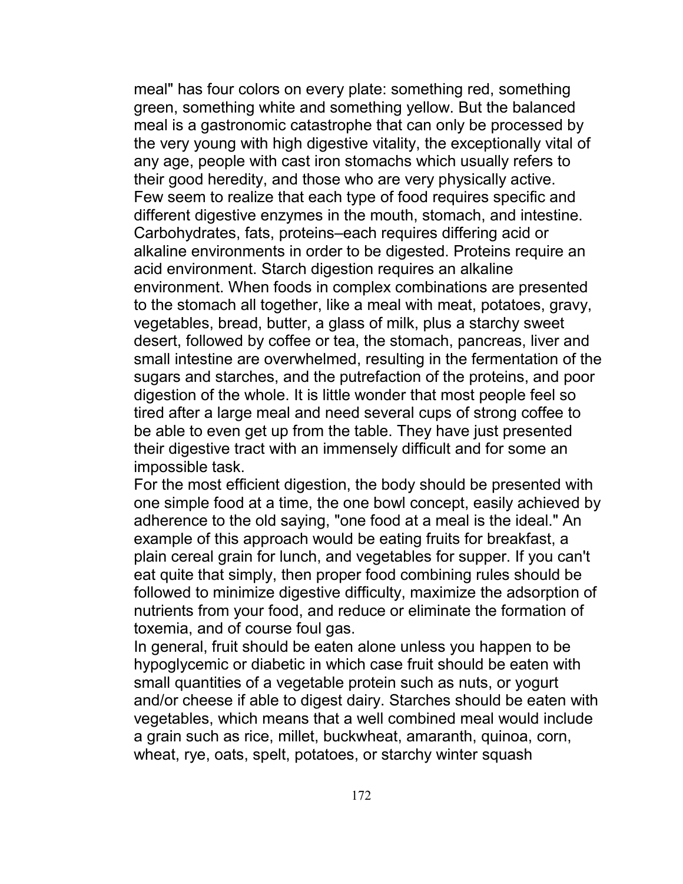meal" has four colors on every plate: something red, something green, something white and something yellow. But the balanced meal is a gastronomic catastrophe that can only be processed by the very young with high digestive vitality, the exceptionally vital of any age, people with cast iron stomachs which usually refers to their good heredity, and those who are very physically active.

Few seem to realize that each type of food requires specific and different digestive enzymes in the mouth, stomach, and intestine. Carbohydrates, fats, proteins–each requires differing acid or alkaline environments in order to be digested. Proteins require an acid environment. Starch digestion requires an alkaline environment. When foods in complex combinations are presented to the stomach all together, like a meal with meat, potatoes, gravy, vegetables, bread, butter, a glass of milk, plus a starchy sweet desert, followed by coffee or tea, the stomach, pancreas, liver and small intestine are overwhelmed, resulting in the fermentation of the sugars and starches, and the putrefaction of the proteins, and poor digestion of the whole. It is little wonder that most people feel so tired after a large meal and need several cups of strong coffee to be able to even get up from the table. They have just presented their digestive tract with an immensely difficult and for some an impossible task.

For the most efficient digestion, the body should be presented with one simple food at a time, the one bowl concept, easily achieved by adherence to the old saying, "one food at a meal is the ideal." An example of this approach would be eating fruits for breakfast, a plain cereal grain for lunch, and vegetables for supper. If you can't eat quite that simply, then proper food combining rules should be followed to minimize digestive difficulty, maximize the adsorption of nutrients from your food, and reduce or eliminate the formation of toxemia, and of course foul gas.

In general, fruit should be eaten alone unless you happen to be hypoglycemic or diabetic in which case fruit should be eaten with small quantities of a vegetable protein such as nuts, or yogurt and/or cheese if able to digest dairy. Starches should be eaten with vegetables, which means that a well combined meal would include a grain such as rice, millet, buckwheat, amaranth, quinoa, corn, wheat, rye, oats, spelt, potatoes, or starchy winter squash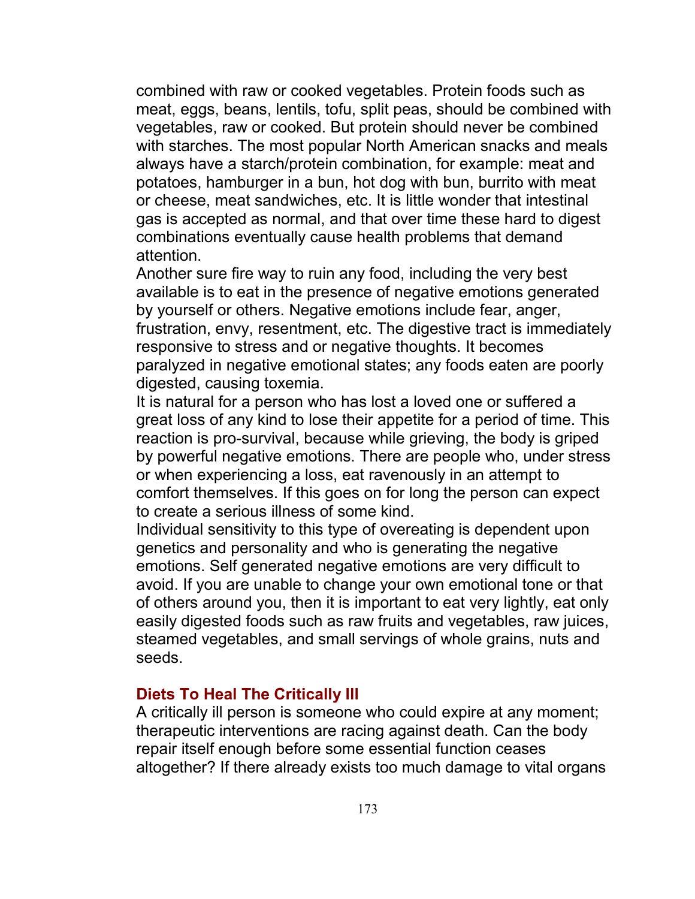combined with raw or cooked vegetables. Protein foods such as meat, eggs, beans, lentils, tofu, split peas, should be combined with vegetables, raw or cooked. But protein should never be combined with starches. The most popular North American snacks and meals always have a starch/protein combination, for example: meat and potatoes, hamburger in a bun, hot dog with bun, burrito with meat or cheese, meat sandwiches, etc. It is little wonder that intestinal gas is accepted as normal, and that over time these hard to digest combinations eventually cause health problems that demand attention.

Another sure fire way to ruin any food, including the very best available is to eat in the presence of negative emotions generated by yourself or others. Negative emotions include fear, anger, frustration, envy, resentment, etc. The digestive tract is immediately responsive to stress and or negative thoughts. It becomes paralyzed in negative emotional states; any foods eaten are poorly digested, causing toxemia.

It is natural for a person who has lost a loved one or suffered a great loss of any kind to lose their appetite for a period of time. This reaction is pro-survival, because while grieving, the body is griped by powerful negative emotions. There are people who, under stress or when experiencing a loss, eat ravenously in an attempt to comfort themselves. If this goes on for long the person can expect to create a serious illness of some kind.

Individual sensitivity to this type of overeating is dependent upon genetics and personality and who is generating the negative emotions. Self generated negative emotions are very difficult to avoid. If you are unable to change your own emotional tone or that of others around you, then it is important to eat very lightly, eat only easily digested foods such as raw fruits and vegetables, raw juices, steamed vegetables, and small servings of whole grains, nuts and seeds.

### Diets To Heal The Critically Ill

A critically ill person is someone who could expire at any moment; therapeutic interventions are racing against death. Can the body repair itself enough before some essential function ceases altogether? If there already exists too much damage to vital organs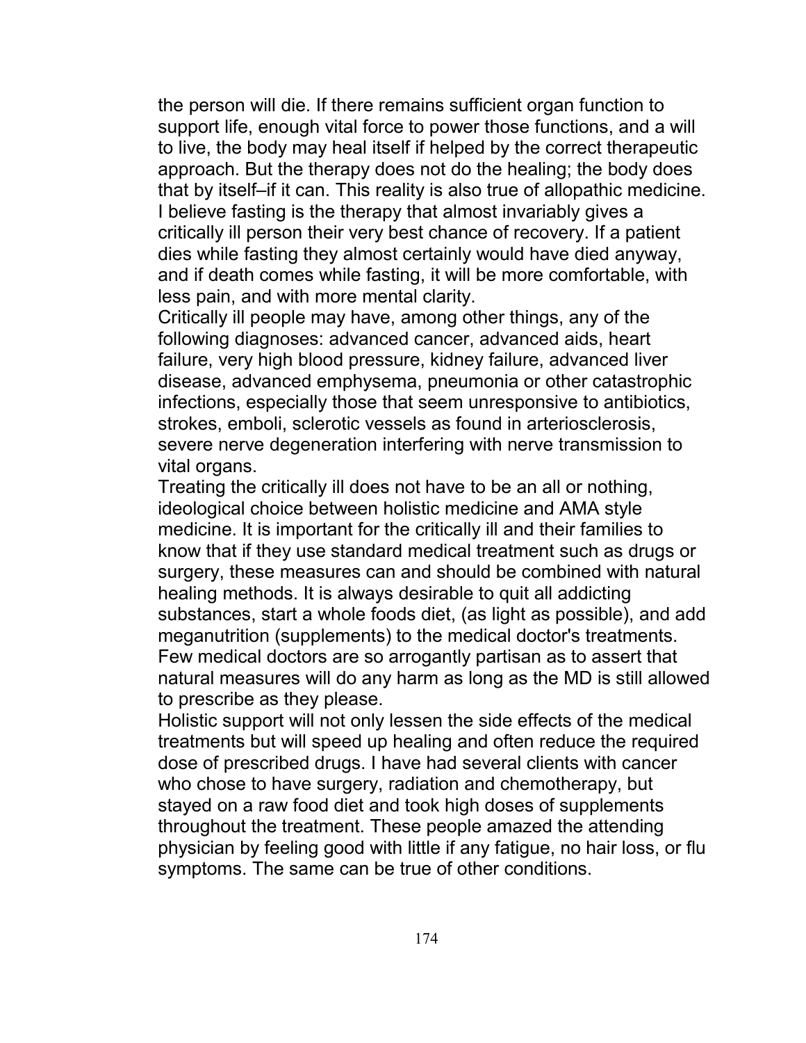the person will die. If there remains sufficient organ function to support life, enough vital force to power those functions, and a will to live, the body may heal itself if helped by the correct therapeutic approach. But the therapy does not do the healing; the body does that by itself–if it can. This reality is also true of allopathic medicine. I believe fasting is the therapy that almost invariably gives a critically ill person their very best chance of recovery. If a patient dies while fasting they almost certainly would have died anyway, and if death comes while fasting, it will be more comfortable, with less pain, and with more mental clarity.

Critically ill people may have, among other things, any of the following diagnoses: advanced cancer, advanced aids, heart failure, very high blood pressure, kidney failure, advanced liver disease, advanced emphysema, pneumonia or other catastrophic infections, especially those that seem unresponsive to antibiotics, strokes, emboli, sclerotic vessels as found in arteriosclerosis, severe nerve degeneration interfering with nerve transmission to vital organs.

Treating the critically ill does not have to be an all or nothing, ideological choice between holistic medicine and AMA style medicine. It is important for the critically ill and their families to know that if they use standard medical treatment such as drugs or surgery, these measures can and should be combined with natural healing methods. It is always desirable to quit all addicting substances, start a whole foods diet, (as light as possible), and add meganutrition (supplements) to the medical doctor's treatments. Few medical doctors are so arrogantly partisan as to assert that natural measures will do any harm as long as the MD is still allowed to prescribe as they please.

Holistic support will not only lessen the side effects of the medical treatments but will speed up healing and often reduce the required dose of prescribed drugs. I have had several clients with cancer who chose to have surgery, radiation and chemotherapy, but stayed on a raw food diet and took high doses of supplements throughout the treatment. These people amazed the attending physician by feeling good with little if any fatigue, no hair loss, or flu symptoms. The same can be true of other conditions.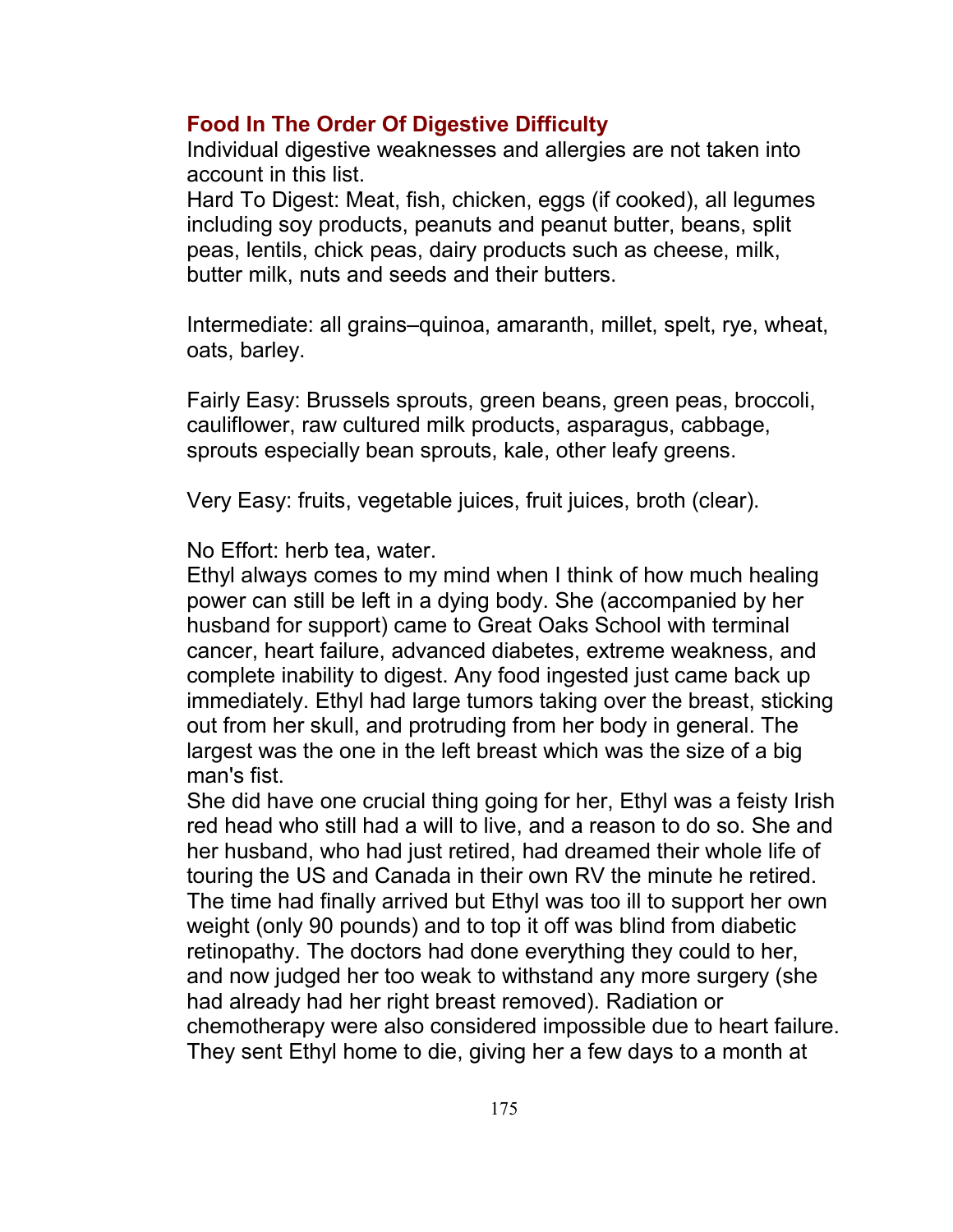## Food In The Order Of Digestive Difficulty

Individual digestive weaknesses and allergies are not taken into account in this list.

Hard To Digest: Meat, fish, chicken, eggs (if cooked), all legumes including soy products, peanuts and peanut butter, beans, split peas, lentils, chick peas, dairy products such as cheese, milk, butter milk, nuts and seeds and their butters.

Intermediate: all grains–quinoa, amaranth, millet, spelt, rye, wheat, oats, barley.

Fairly Easy: Brussels sprouts, green beans, green peas, broccoli, cauliflower, raw cultured milk products, asparagus, cabbage, sprouts especially bean sprouts, kale, other leafy greens.

Very Easy: fruits, vegetable juices, fruit juices, broth (clear).

No Effort: herb tea, water.

Ethyl always comes to my mind when I think of how much healing power can still be left in a dying body. She (accompanied by her husband for support) came to Great Oaks School with terminal cancer, heart failure, advanced diabetes, extreme weakness, and complete inability to digest. Any food ingested just came back up immediately. Ethyl had large tumors taking over the breast, sticking out from her skull, and protruding from her body in general. The largest was the one in the left breast which was the size of a big man's fist.

She did have one crucial thing going for her, Ethyl was a feisty Irish red head who still had a will to live, and a reason to do so. She and her husband, who had just retired, had dreamed their whole life of touring the US and Canada in their own RV the minute he retired. The time had finally arrived but Ethyl was too ill to support her own weight (only 90 pounds) and to top it off was blind from diabetic retinopathy. The doctors had done everything they could to her, and now judged her too weak to withstand any more surgery (she had already had her right breast removed). Radiation or chemotherapy were also considered impossible due to heart failure. They sent Ethyl home to die, giving her a few days to a month at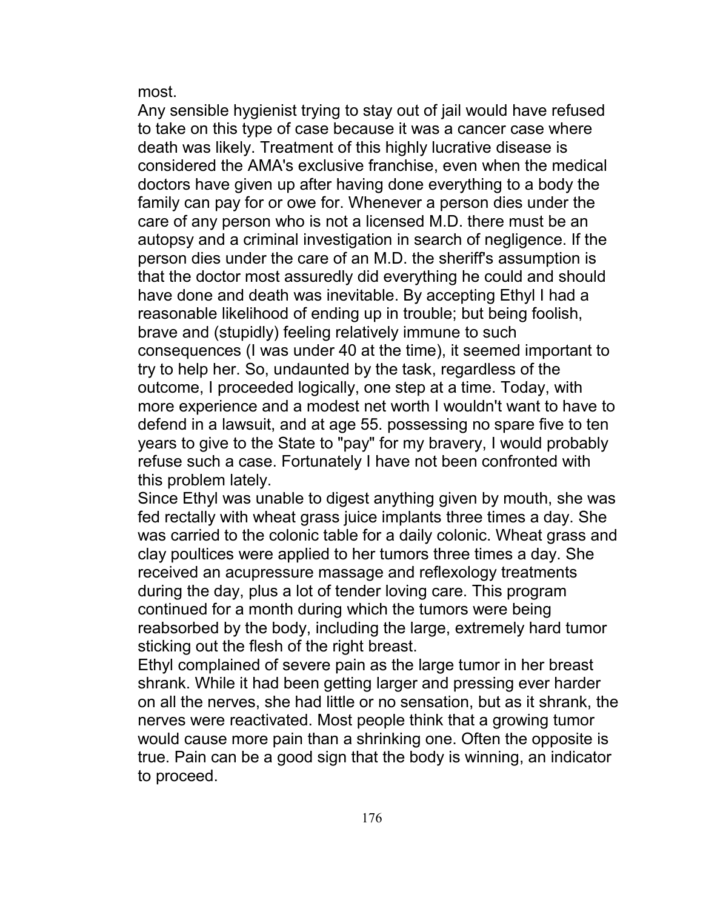most.

Any sensible hygienist trying to stay out of jail would have refused to take on this type of case because it was a cancer case where death was likely. Treatment of this highly lucrative disease is considered the AMA's exclusive franchise, even when the medical doctors have given up after having done everything to a body the family can pay for or owe for. Whenever a person dies under the care of any person who is not a licensed M.D. there must be an autopsy and a criminal investigation in search of negligence. If the person dies under the care of an M.D. the sheriff's assumption is that the doctor most assuredly did everything he could and should have done and death was inevitable. By accepting Ethyl I had a reasonable likelihood of ending up in trouble; but being foolish, brave and (stupidly) feeling relatively immune to such consequences (I was under 40 at the time), it seemed important to try to help her. So, undaunted by the task, regardless of the outcome, I proceeded logically, one step at a time. Today, with more experience and a modest net worth I wouldn't want to have to defend in a lawsuit, and at age 55. possessing no spare five to ten years to give to the State to "pay" for my bravery, I would probably refuse such a case. Fortunately I have not been confronted with this problem lately.

Since Ethyl was unable to digest anything given by mouth, she was fed rectally with wheat grass juice implants three times a day. She was carried to the colonic table for a daily colonic. Wheat grass and clay poultices were applied to her tumors three times a day. She received an acupressure massage and reflexology treatments during the day, plus a lot of tender loving care. This program continued for a month during which the tumors were being reabsorbed by the body, including the large, extremely hard tumor sticking out the flesh of the right breast.

Ethyl complained of severe pain as the large tumor in her breast shrank. While it had been getting larger and pressing ever harder on all the nerves, she had little or no sensation, but as it shrank, the nerves were reactivated. Most people think that a growing tumor would cause more pain than a shrinking one. Often the opposite is true. Pain can be a good sign that the body is winning, an indicator to proceed.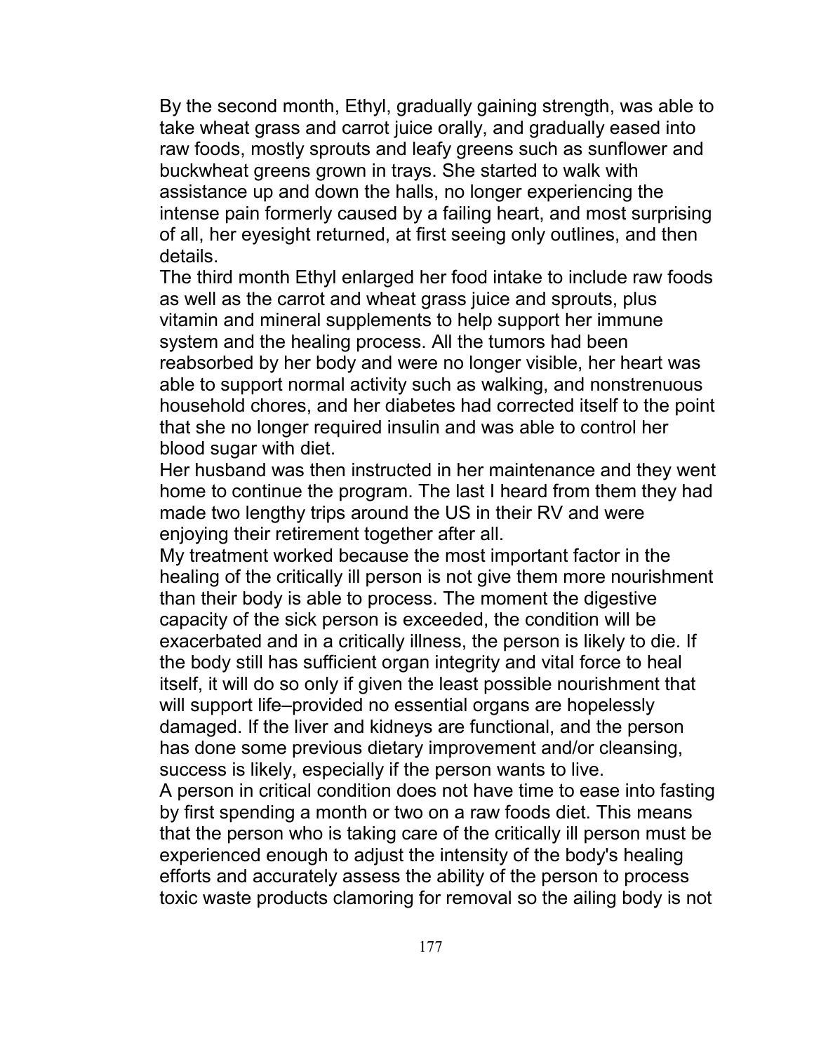By the second month, Ethyl, gradually gaining strength, was able to take wheat grass and carrot juice orally, and gradually eased into raw foods, mostly sprouts and leafy greens such as sunflower and buckwheat greens grown in trays. She started to walk with assistance up and down the halls, no longer experiencing the intense pain formerly caused by a failing heart, and most surprising of all, her eyesight returned, at first seeing only outlines, and then details.

The third month Ethyl enlarged her food intake to include raw foods as well as the carrot and wheat grass juice and sprouts, plus vitamin and mineral supplements to help support her immune system and the healing process. All the tumors had been reabsorbed by her body and were no longer visible, her heart was able to support normal activity such as walking, and nonstrenuous household chores, and her diabetes had corrected itself to the point that she no longer required insulin and was able to control her blood sugar with diet.

Her husband was then instructed in her maintenance and they went home to continue the program. The last I heard from them they had made two lengthy trips around the US in their RV and were enjoying their retirement together after all.

My treatment worked because the most important factor in the healing of the critically ill person is not give them more nourishment than their body is able to process. The moment the digestive capacity of the sick person is exceeded, the condition will be exacerbated and in a critically illness, the person is likely to die. If the body still has sufficient organ integrity and vital force to heal itself, it will do so only if given the least possible nourishment that will support life–provided no essential organs are hopelessly damaged. If the liver and kidneys are functional, and the person has done some previous dietary improvement and/or cleansing, success is likely, especially if the person wants to live.

A person in critical condition does not have time to ease into fasting by first spending a month or two on a raw foods diet. This means that the person who is taking care of the critically ill person must be experienced enough to adjust the intensity of the body's healing efforts and accurately assess the ability of the person to process toxic waste products clamoring for removal so the ailing body is not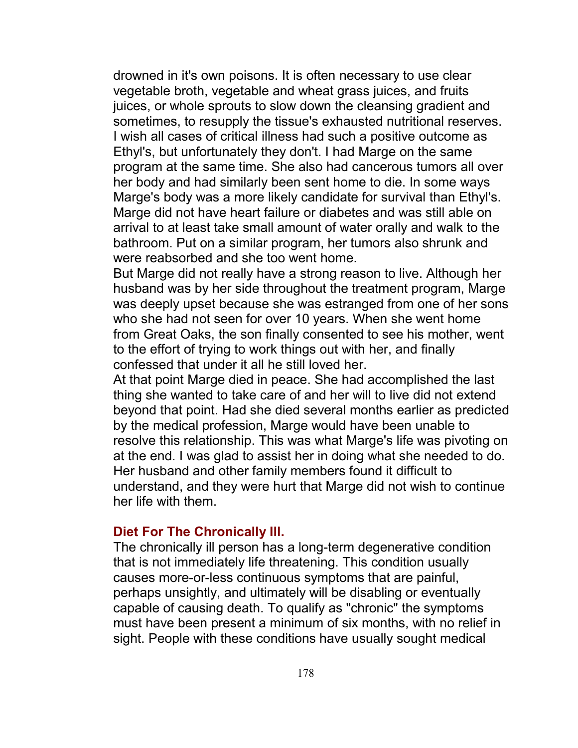drowned in it's own poisons. It is often necessary to use clear vegetable broth, vegetable and wheat grass juices, and fruits juices, or whole sprouts to slow down the cleansing gradient and sometimes, to resupply the tissue's exhausted nutritional reserves.

I wish all cases of critical illness had such a positive outcome as Ethyl's, but unfortunately they don't. I had Marge on the same program at the same time. She also had cancerous tumors all over her body and had similarly been sent home to die. In some ways Marge's body was a more likely candidate for survival than Ethyl's. Marge did not have heart failure or diabetes and was still able on arrival to at least take small amount of water orally and walk to the bathroom. Put on a similar program, her tumors also shrunk and were reabsorbed and she too went home.

But Marge did not really have a strong reason to live. Although her husband was by her side throughout the treatment program, Marge was deeply upset because she was estranged from one of her sons who she had not seen for over 10 years. When she went home from Great Oaks, the son finally consented to see his mother, went to the effort of trying to work things out with her, and finally confessed that under it all he still loved her.

At that point Marge died in peace. She had accomplished the last thing she wanted to take care of and her will to live did not extend beyond that point. Had she died several months earlier as predicted by the medical profession, Marge would have been unable to resolve this relationship. This was what Marge's life was pivoting on at the end. I was glad to assist her in doing what she needed to do. Her husband and other family members found it difficult to understand, and they were hurt that Marge did not wish to continue her life with them.

## Diet For The Chronically Ill.

The chronically ill person has a long-term degenerative condition that is not immediately life threatening. This condition usually causes more-or-less continuous symptoms that are painful, perhaps unsightly, and ultimately will be disabling or eventually capable of causing death. To qualify as "chronic" the symptoms must have been present a minimum of six months, with no relief in sight. People with these conditions have usually sought medical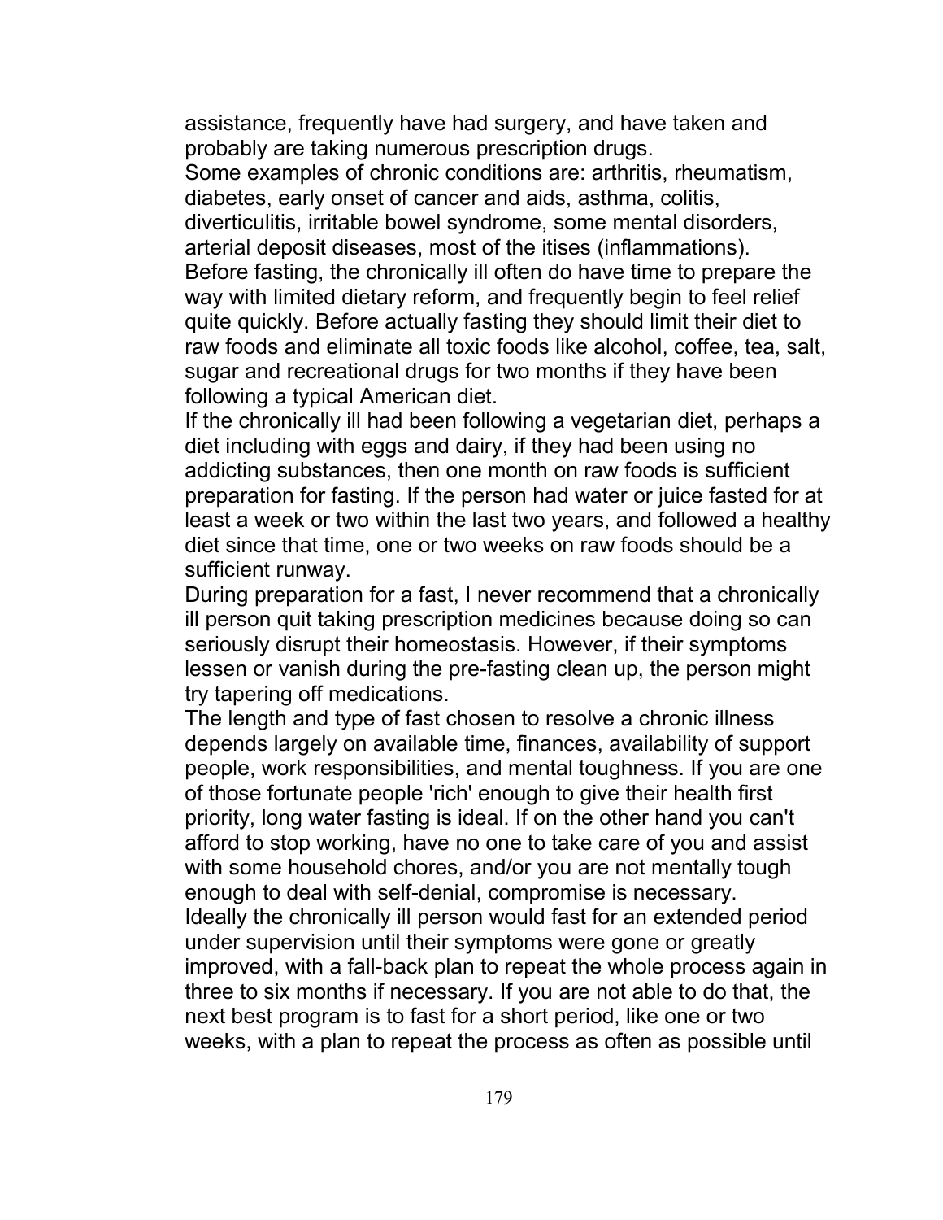assistance, frequently have had surgery, and have taken and probably are taking numerous prescription drugs.

Some examples of chronic conditions are: arthritis, rheumatism, diabetes, early onset of cancer and aids, asthma, colitis, diverticulitis, irritable bowel syndrome, some mental disorders, arterial deposit diseases, most of the itises (inflammations).

Before fasting, the chronically ill often do have time to prepare the way with limited dietary reform, and frequently begin to feel relief quite quickly. Before actually fasting they should limit their diet to raw foods and eliminate all toxic foods like alcohol, coffee, tea, salt, sugar and recreational drugs for two months if they have been following a typical American diet.

If the chronically ill had been following a vegetarian diet, perhaps a diet including with eggs and dairy, if they had been using no addicting substances, then one month on raw foods is sufficient preparation for fasting. If the person had water or juice fasted for at least a week or two within the last two years, and followed a healthy diet since that time, one or two weeks on raw foods should be a sufficient runway.

During preparation for a fast, I never recommend that a chronically ill person quit taking prescription medicines because doing so can seriously disrupt their homeostasis. However, if their symptoms lessen or vanish during the pre-fasting clean up, the person might try tapering off medications.

The length and type of fast chosen to resolve a chronic illness depends largely on available time, finances, availability of support people, work responsibilities, and mental toughness. If you are one of those fortunate people 'rich' enough to give their health first priority, long water fasting is ideal. If on the other hand you can't afford to stop working, have no one to take care of you and assist with some household chores, and/or you are not mentally tough enough to deal with self-denial, compromise is necessary.

Ideally the chronically ill person would fast for an extended period under supervision until their symptoms were gone or greatly improved, with a fall-back plan to repeat the whole process again in three to six months if necessary. If you are not able to do that, the next best program is to fast for a short period, like one or two weeks, with a plan to repeat the process as often as possible until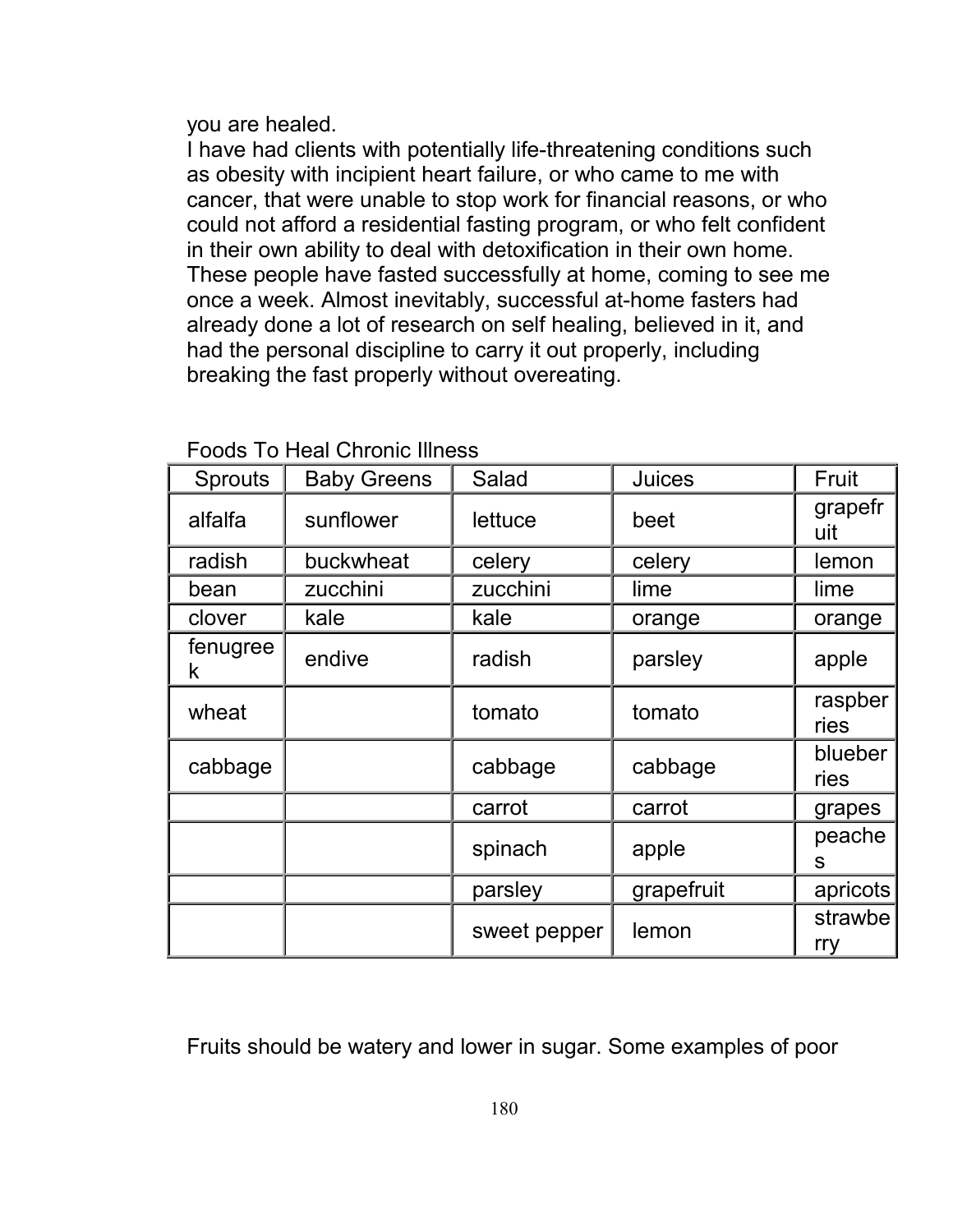you are healed.

I have had clients with potentially life-threatening conditions such as obesity with incipient heart failure, or who came to me with cancer, that were unable to stop work for financial reasons, or who could not afford a residential fasting program, or who felt confident in their own ability to deal with detoxification in their own home. These people have fasted successfully at home, coming to see me once a week. Almost inevitably, successful at-home fasters had already done a lot of research on self healing, believed in it, and had the personal discipline to carry it out properly, including breaking the fast properly without overeating.

Foods To Heal Chronic Illness

| Sprouts | Baby Greens | Salad | Juices | Fruit |
|---|---|---|---|---|
| alfalfa | sunflower | lettuce | beet | grapefruit |
| radish | buckwheat | celery | celery | lemon |
| bean | zucchini | zucchini | lime | lime |
| clover | kale | kale | orange | orange |
| fenugreek | endive | radish | parsley | apple |
| wheat | | tomato | tomato | raspberries |
| cabbage | | cabbage | cabbage | blueberries |
| | | carrot | carrot | grapes |
| | | spinach | apple | peaches |
| | | parsley | grapefruit | apricots |
| | | sweet pepper | lemon | strawberry |

Fruits should be watery and lower in sugar. Some examples of poor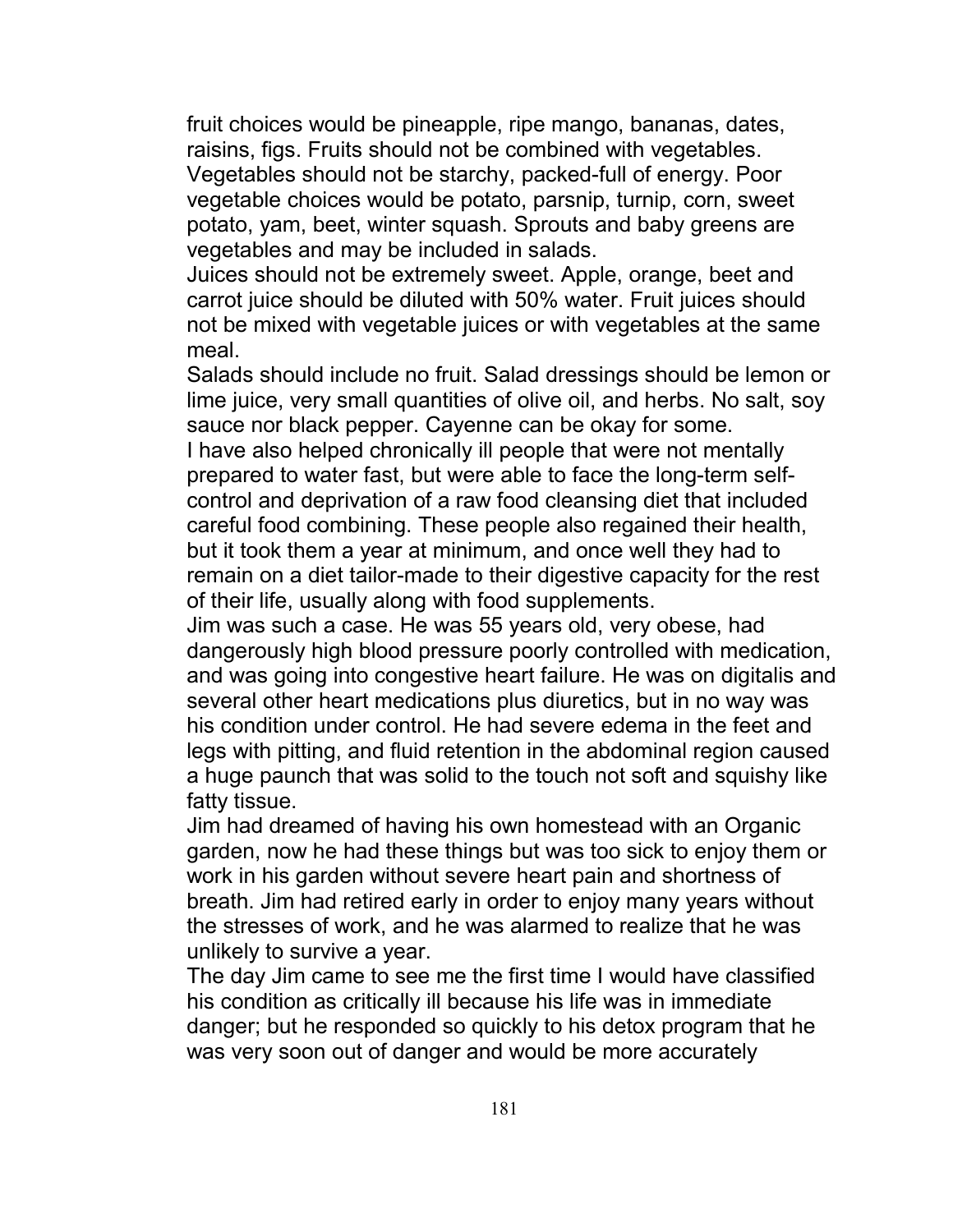fruit choices would be pineapple, ripe mango, bananas, dates, raisins, figs. Fruits should not be combined with vegetables.

Vegetables should not be starchy, packed-full of energy. Poor vegetable choices would be potato, parsnip, turnip, corn, sweet potato, yam, beet, winter squash. Sprouts and baby greens are vegetables and may be included in salads.

Juices should not be extremely sweet. Apple, orange, beet and carrot juice should be diluted with 50% water. Fruit juices should not be mixed with vegetable juices or with vegetables at the same meal.

Salads should include no fruit. Salad dressings should be lemon or lime juice, very small quantities of olive oil, and herbs. No salt, soy sauce nor black pepper. Cayenne can be okay for some.

I have also helped chronically ill people that were not mentally prepared to water fast, but were able to face the long-term self-control and deprivation of a raw food cleansing diet that included careful food combining. These people also regained their health, but it took them a year at minimum, and once well they had to remain on a diet tailor-made to their digestive capacity for the rest of their life, usually along with food supplements.

Jim was such a case. He was 55 years old, very obese, had dangerously high blood pressure poorly controlled with medication, and was going into congestive heart failure. He was on digitalis and several other heart medications plus diuretics, but in no way was his condition under control. He had severe edema in the feet and legs with pitting, and fluid retention in the abdominal region caused a huge paunch that was solid to the touch not soft and squishy like fatty tissue.

Jim had dreamed of having his own homestead with an Organic garden, now he had these things but was too sick to enjoy them or work in his garden without severe heart pain and shortness of breath. Jim had retired early in order to enjoy many years without the stresses of work, and he was alarmed to realize that he was unlikely to survive a year.

The day Jim came to see me the first time I would have classified his condition as critically ill because his life was in immediate danger; but he responded so quickly to his detox program that he was very soon out of danger and would be more accurately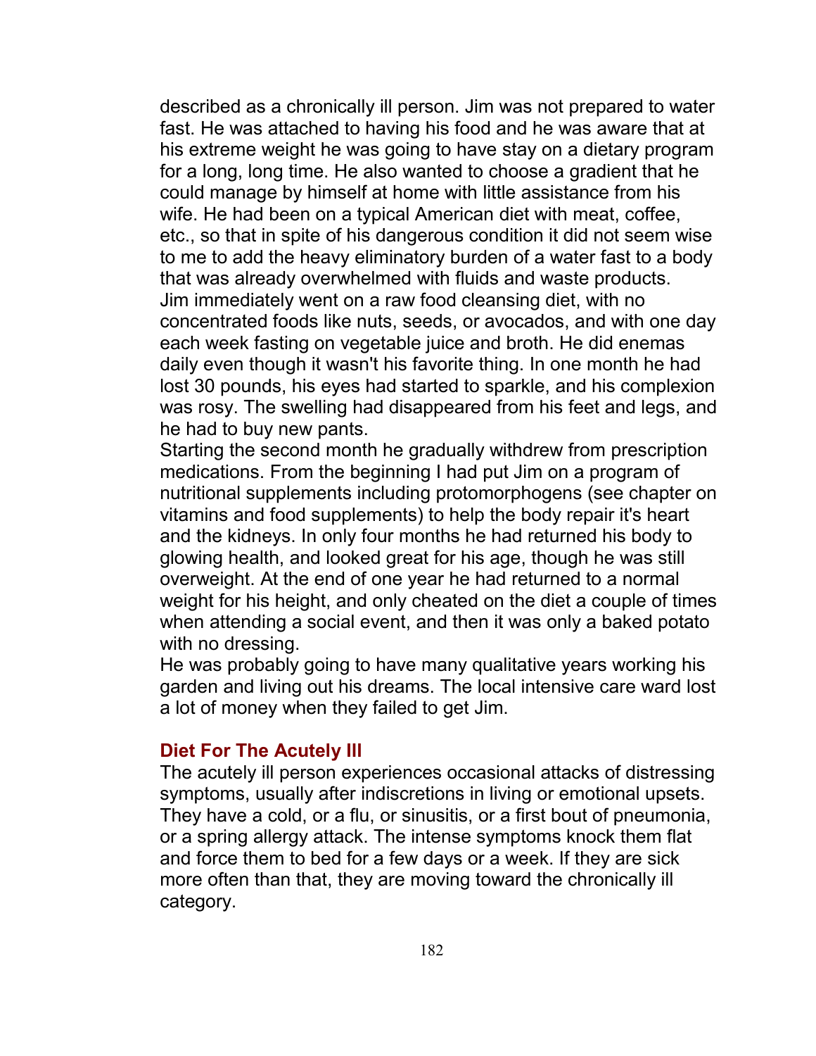described as a chronically ill person. Jim was not prepared to water fast. He was attached to having his food and he was aware that at his extreme weight he was going to have stay on a dietary program for a long, long time. He also wanted to choose a gradient that he could manage by himself at home with little assistance from his wife. He had been on a typical American diet with meat, coffee, etc., so that in spite of his dangerous condition it did not seem wise to me to add the heavy eliminatory burden of a water fast to a body that was already overwhelmed with fluids and waste products.

Jim immediately went on a raw food cleansing diet, with no concentrated foods like nuts, seeds, or avocados, and with one day each week fasting on vegetable juice and broth. He did enemas daily even though it wasn't his favorite thing. In one month he had lost 30 pounds, his eyes had started to sparkle, and his complexion was rosy. The swelling had disappeared from his feet and legs, and he had to buy new pants.

Starting the second month he gradually withdrew from prescription medications. From the beginning I had put Jim on a program of nutritional supplements including protomorphogens (see chapter on vitamins and food supplements) to help the body repair it's heart and the kidneys. In only four months he had returned his body to glowing health, and looked great for his age, though he was still overweight. At the end of one year he had returned to a normal weight for his height, and only cheated on the diet a couple of times when attending a social event, and then it was only a baked potato with no dressing.

He was probably going to have many qualitative years working his garden and living out his dreams. The local intensive care ward lost a lot of money when they failed to get Jim.

### Diet For The Acutely Ill

The acutely ill person experiences occasional attacks of distressing symptoms, usually after indiscretions in living or emotional upsets. They have a cold, or a flu, or sinusitis, or a first bout of pneumonia, or a spring allergy attack. The intense symptoms knock them flat and force them to bed for a few days or a week. If they are sick more often than that, they are moving toward the chronically ill category.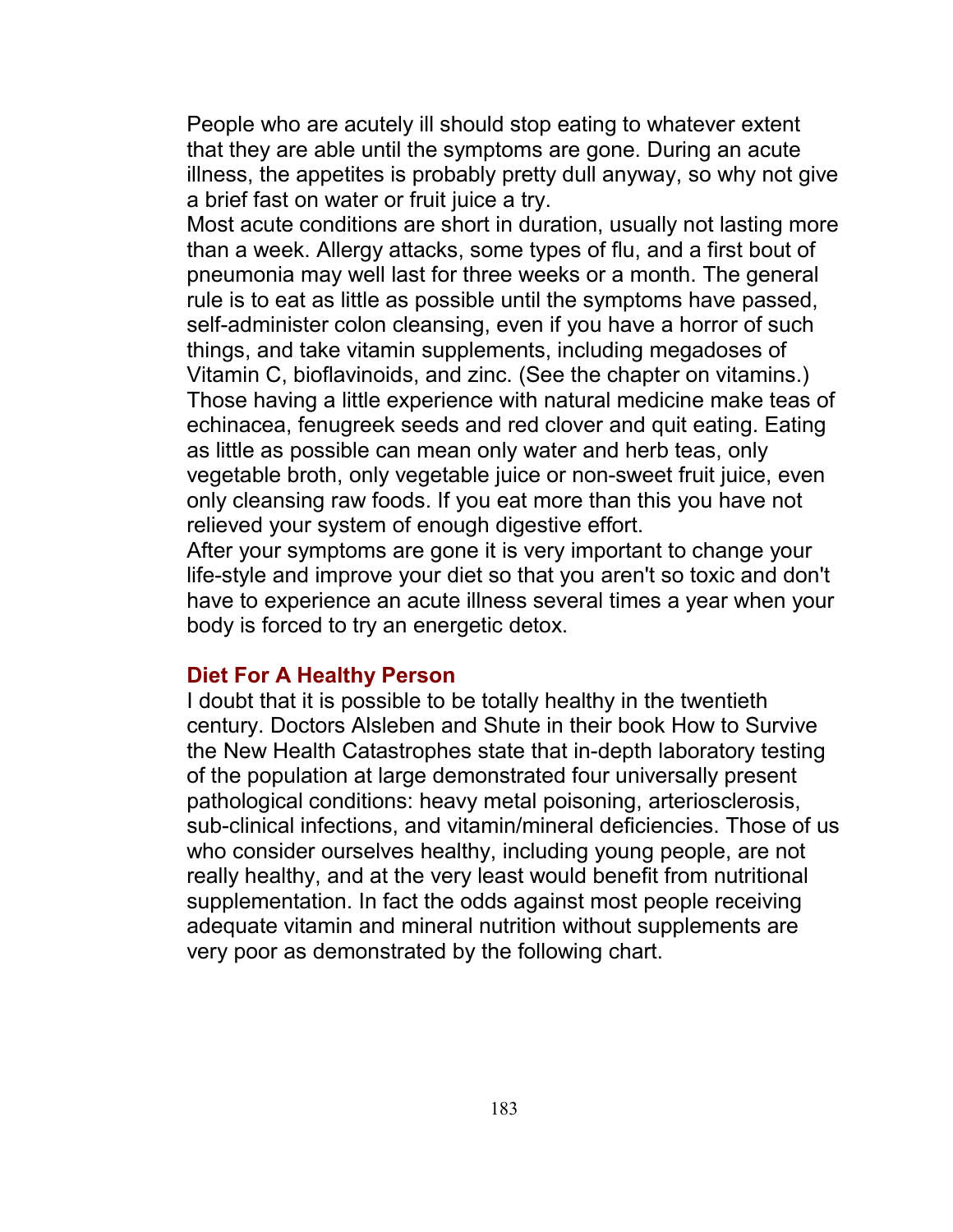People who are acutely ill should stop eating to whatever extent that they are able until the symptoms are gone. During an acute illness, the appetites is probably pretty dull anyway, so why not give a brief fast on water or fruit juice a try.

Most acute conditions are short in duration, usually not lasting more than a week. Allergy attacks, some types of flu, and a first bout of pneumonia may well last for three weeks or a month. The general rule is to eat as little as possible until the symptoms have passed, self-administer colon cleansing, even if you have a horror of such things, and take vitamin supplements, including megadoses of Vitamin C, bioflavinoids, and zinc. (See the chapter on vitamins.) Those having a little experience with natural medicine make teas of echinacea, fenugreek seeds and red clover and quit eating. Eating as little as possible can mean only water and herb teas, only vegetable broth, only vegetable juice or non-sweet fruit juice, even only cleansing raw foods. If you eat more than this you have not relieved your system of enough digestive effort.

After your symptoms are gone it is very important to change your life-style and improve your diet so that you aren't so toxic and don't have to experience an acute illness several times a year when your body is forced to try an energetic detox.

## Diet For A Healthy Person

I doubt that it is possible to be totally healthy in the twentieth century. Doctors Alsleben and Shute in their book How to Survive the New Health Catastrophes state that in-depth laboratory testing of the population at large demonstrated four universally present pathological conditions: heavy metal poisoning, arteriosclerosis, sub-clinical infections, and vitamin/mineral deficiencies. Those of us who consider ourselves healthy, including young people, are not really healthy, and at the very least would benefit from nutritional supplementation. In fact the odds against most people receiving adequate vitamin and mineral nutrition without supplements are very poor as demonstrated by the following chart.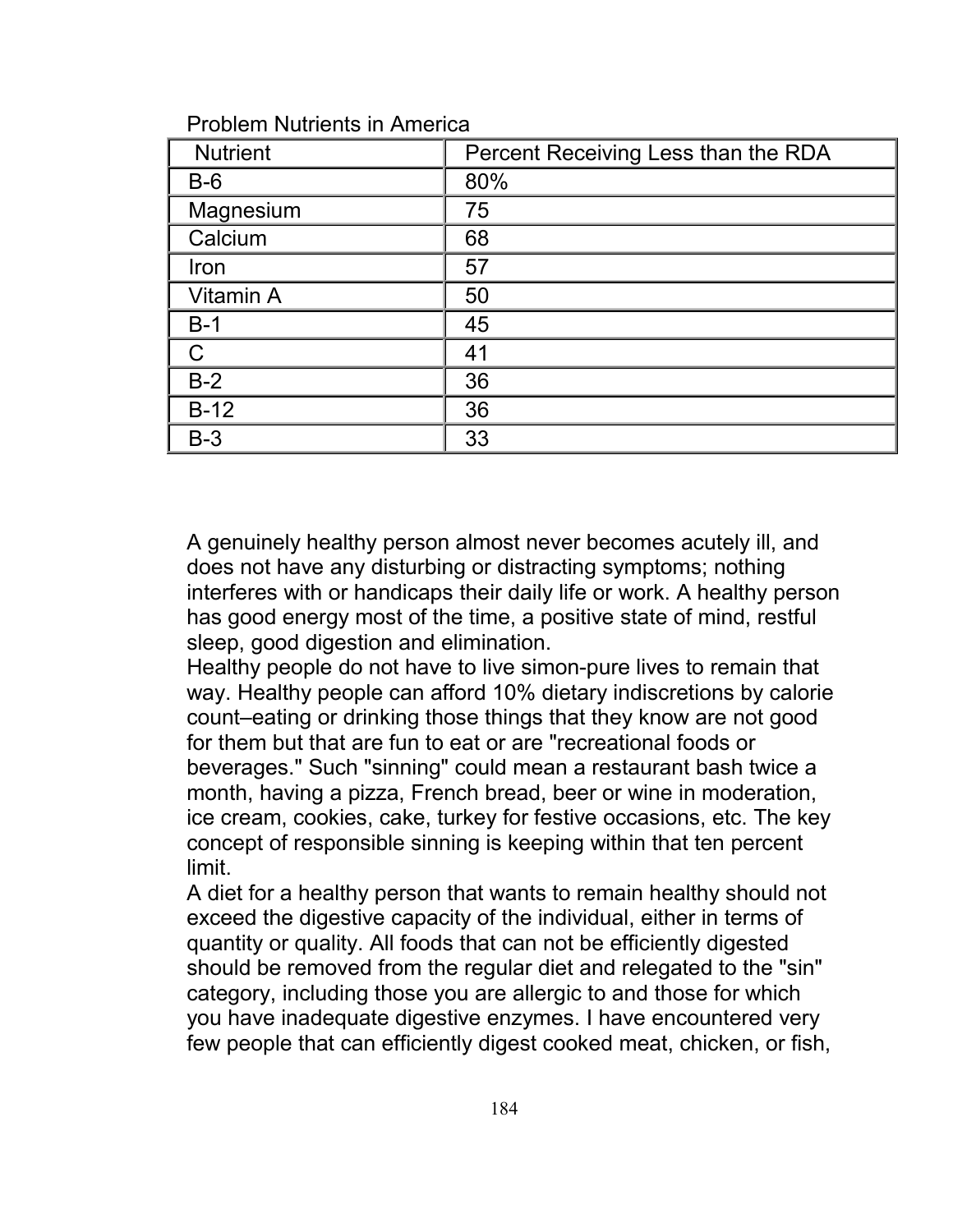Problem Nutrients in America

| Nutrient | Percent Receiving Less than the RDA |
| --- | --- |
| B-6 | 80% |
| Magnesium | 75 |
| Calcium | 68 |
| Iron | 57 |
| Vitamin A | 50 |
| B-1 | 45 |
| C | 41 |
| B-2 | 36 |
| B-12 | 36 |
| B-3 | 33 |

A genuinely healthy person almost never becomes acutely ill, and does not have any disturbing or distracting symptoms; nothing interferes with or handicaps their daily life or work. A healthy person has good energy most of the time, a positive state of mind, restful sleep, good digestion and elimination.

Healthy people do not have to live simon-pure lives to remain that way. Healthy people can afford 10% dietary indiscretions by calorie count–eating or drinking those things that they know are not good for them but that are fun to eat or are "recreational foods or beverages." Such "sinning" could mean a restaurant bash twice a month, having a pizza, French bread, beer or wine in moderation, ice cream, cookies, cake, turkey for festive occasions, etc. The key concept of responsible sinning is keeping within that ten percent limit.

A diet for a healthy person that wants to remain healthy should not exceed the digestive capacity of the individual, either in terms of quantity or quality. All foods that can not be efficiently digested should be removed from the regular diet and relegated to the "sin" category, including those you are allergic to and those for which you have inadequate digestive enzymes. I have encountered very few people that can efficiently digest cooked meat, chicken, or fish,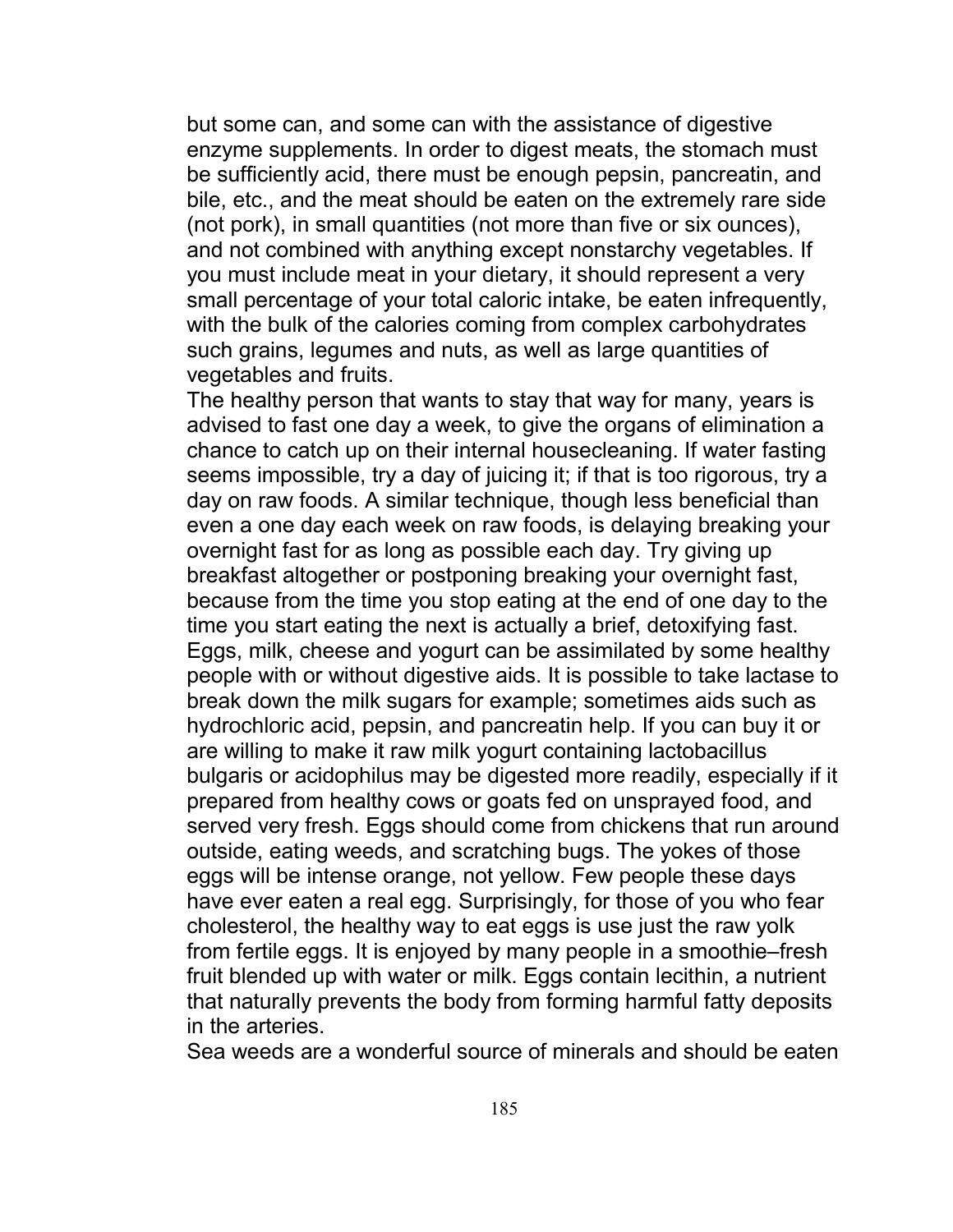but some can, and some can with the assistance of digestive enzyme supplements. In order to digest meats, the stomach must be sufficiently acid, there must be enough pepsin, pancreatin, and bile, etc., and the meat should be eaten on the extremely rare side (not pork), in small quantities (not more than five or six ounces), and not combined with anything except nonstarchy vegetables. If you must include meat in your dietary, it should represent a very small percentage of your total caloric intake, be eaten infrequently, with the bulk of the calories coming from complex carbohydrates such grains, legumes and nuts, as well as large quantities of vegetables and fruits.

The healthy person that wants to stay that way for many, years is advised to fast one day a week, to give the organs of elimination a chance to catch up on their internal housecleaning. If water fasting seems impossible, try a day of juicing it; if that is too rigorous, try a day on raw foods. A similar technique, though less beneficial than even a one day each week on raw foods, is delaying breaking your overnight fast for as long as possible each day. Try giving up breakfast altogether or postponing breaking your overnight fast, because from the time you stop eating at the end of one day to the time you start eating the next is actually a brief, detoxifying fast.

Eggs, milk, cheese and yogurt can be assimilated by some healthy people with or without digestive aids. It is possible to take lactase to break down the milk sugars for example; sometimes aids such as hydrochloric acid, pepsin, and pancreatin help. If you can buy it or are willing to make it raw milk yogurt containing lactobacillus bulgaris or acidophilus may be digested more readily, especially if it prepared from healthy cows or goats fed on unsprayed food, and served very fresh. Eggs should come from chickens that run around outside, eating weeds, and scratching bugs. The yokes of those eggs will be intense orange, not yellow. Few people these days have ever eaten a real egg. Surprisingly, for those of you who fear cholesterol, the healthy way to eat eggs is use just the raw yolk from fertile eggs. It is enjoyed by many people in a smoothie–fresh fruit blended up with water or milk. Eggs contain lecithin, a nutrient that naturally prevents the body from forming harmful fatty deposits in the arteries.

Sea weeds are a wonderful source of minerals and should be eaten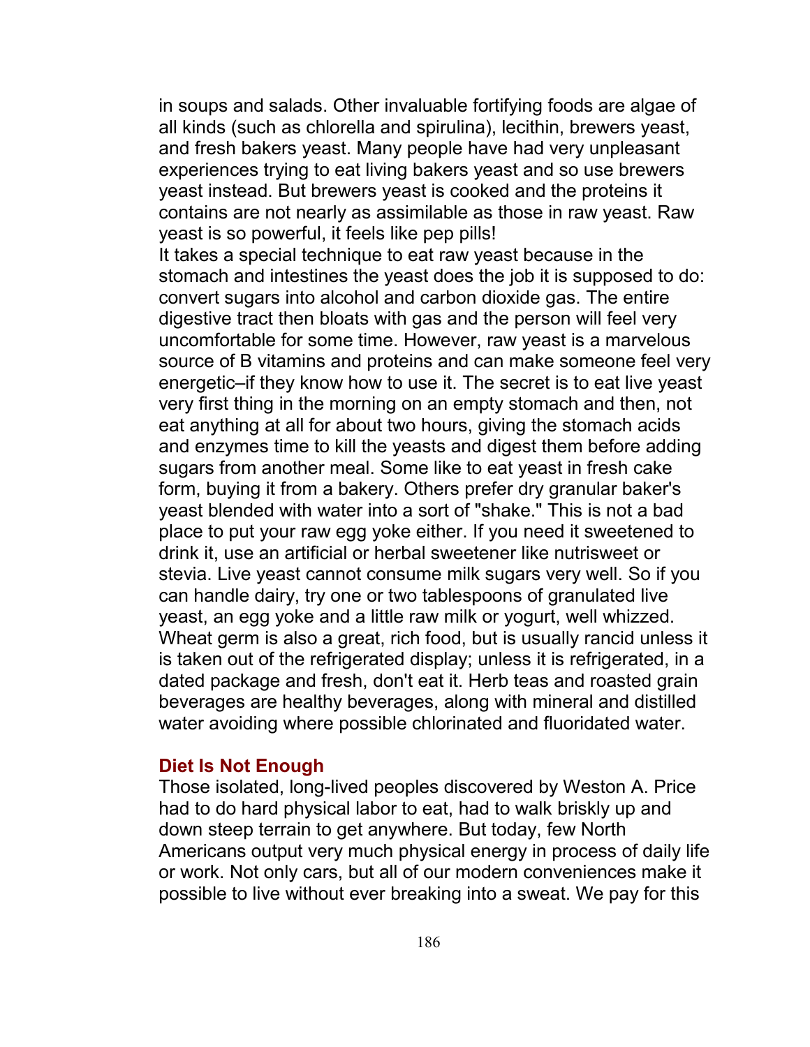in soups and salads. Other invaluable fortifying foods are algae of all kinds (such as chlorella and spirulina), lecithin, brewers yeast, and fresh bakers yeast. Many people have had very unpleasant experiences trying to eat living bakers yeast and so use brewers yeast instead. But brewers yeast is cooked and the proteins it contains are not nearly as assimilable as those in raw yeast. Raw yeast is so powerful, it feels like pep pills!

It takes a special technique to eat raw yeast because in the stomach and intestines the yeast does the job it is supposed to do: convert sugars into alcohol and carbon dioxide gas. The entire digestive tract then bloats with gas and the person will feel very uncomfortable for some time. However, raw yeast is a marvelous source of B vitamins and proteins and can make someone feel very energetic–if they know how to use it. The secret is to eat live yeast very first thing in the morning on an empty stomach and then, not eat anything at all for about two hours, giving the stomach acids and enzymes time to kill the yeasts and digest them before adding sugars from another meal. Some like to eat yeast in fresh cake form, buying it from a bakery. Others prefer dry granular baker's yeast blended with water into a sort of "shake." This is not a bad place to put your raw egg yoke either. If you need it sweetened to drink it, use an artificial or herbal sweetener like nutrisweet or stevia. Live yeast cannot consume milk sugars very well. So if you can handle dairy, try one or two tablespoons of granulated live yeast, an egg yoke and a little raw milk or yogurt, well whizzed. Wheat germ is also a great, rich food, but is usually rancid unless it is taken out of the refrigerated display; unless it is refrigerated, in a dated package and fresh, don't eat it. Herb teas and roasted grain beverages are healthy beverages, along with mineral and distilled water avoiding where possible chlorinated and fluoridated water.

## Diet Is Not Enough

Those isolated, long-lived peoples discovered by Weston A. Price had to do hard physical labor to eat, had to walk briskly up and down steep terrain to get anywhere. But today, few North Americans output very much physical energy in process of daily life or work. Not only cars, but all of our modern conveniences make it possible to live without ever breaking into a sweat. We pay for this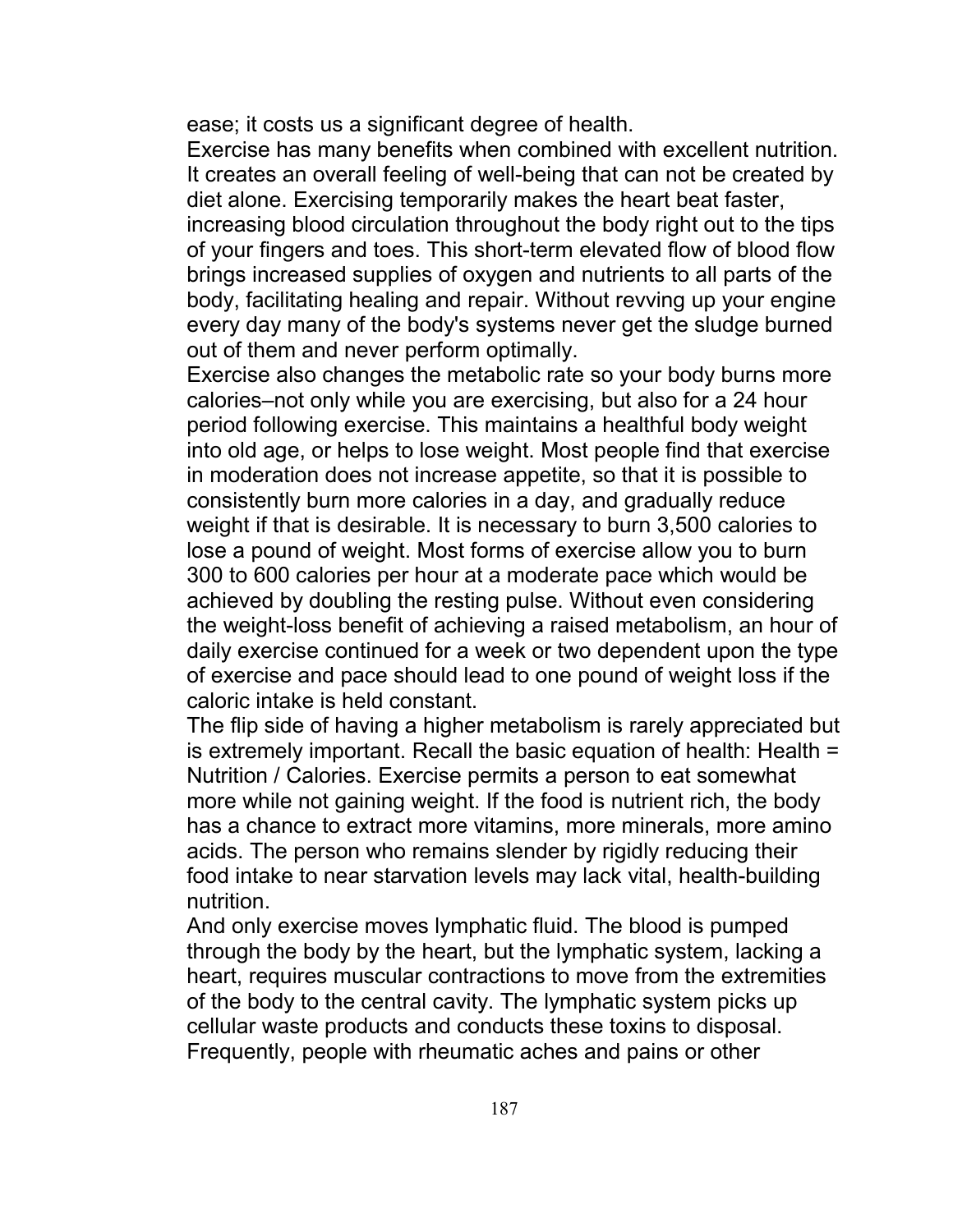ease; it costs us a significant degree of health.

Exercise has many benefits when combined with excellent nutrition. It creates an overall feeling of well-being that can not be created by diet alone. Exercising temporarily makes the heart beat faster, increasing blood circulation throughout the body right out to the tips of your fingers and toes. This short-term elevated flow of blood flow brings increased supplies of oxygen and nutrients to all parts of the body, facilitating healing and repair. Without revving up your engine every day many of the body's systems never get the sludge burned out of them and never perform optimally.

Exercise also changes the metabolic rate so your body burns more calories–not only while you are exercising, but also for a 24 hour period following exercise. This maintains a healthful body weight into old age, or helps to lose weight. Most people find that exercise in moderation does not increase appetite, so that it is possible to consistently burn more calories in a day, and gradually reduce weight if that is desirable. It is necessary to burn 3,500 calories to lose a pound of weight. Most forms of exercise allow you to burn 300 to 600 calories per hour at a moderate pace which would be achieved by doubling the resting pulse. Without even considering the weight-loss benefit of achieving a raised metabolism, an hour of daily exercise continued for a week or two dependent upon the type of exercise and pace should lead to one pound of weight loss if the caloric intake is held constant.

The flip side of having a higher metabolism is rarely appreciated but is extremely important. Recall the basic equation of health: Health = Nutrition / Calories. Exercise permits a person to eat somewhat more while not gaining weight. If the food is nutrient rich, the body has a chance to extract more vitamins, more minerals, more amino acids. The person who remains slender by rigidly reducing their food intake to near starvation levels may lack vital, health-building nutrition.

And only exercise moves lymphatic fluid. The blood is pumped through the body by the heart, but the lymphatic system, lacking a heart, requires muscular contractions to move from the extremities of the body to the central cavity. The lymphatic system picks up cellular waste products and conducts these toxins to disposal. Frequently, people with rheumatic aches and pains or other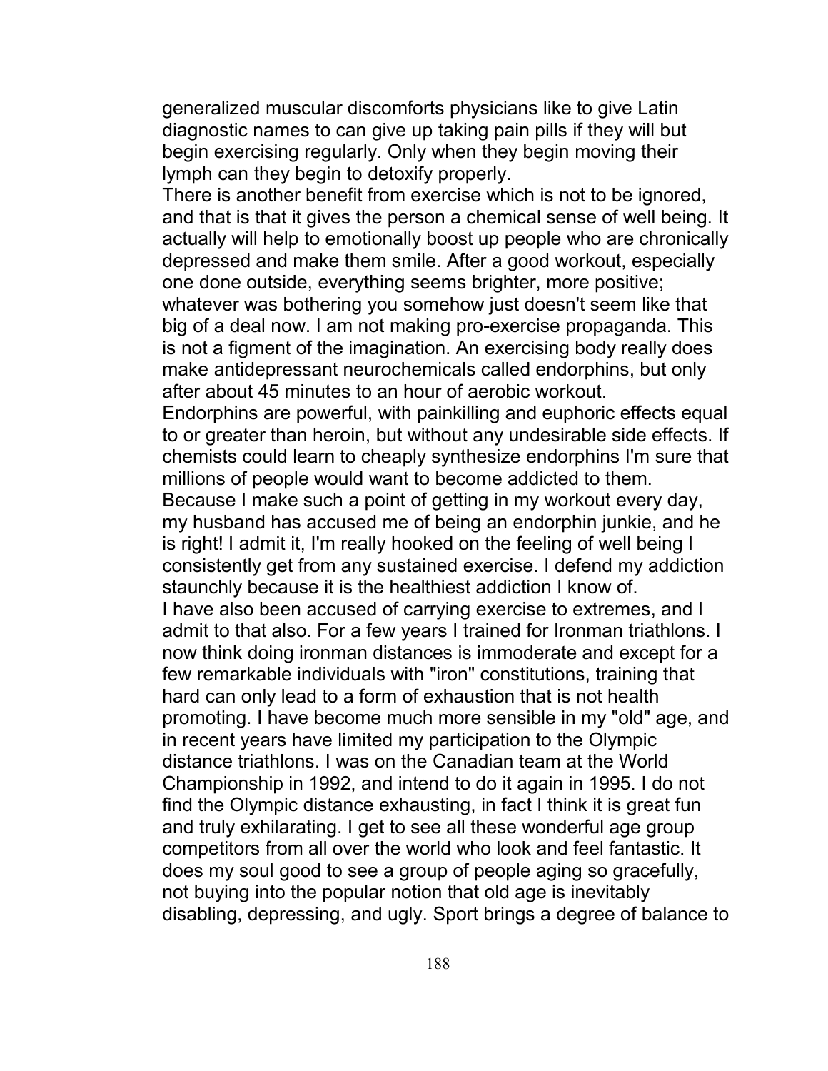generalized muscular discomforts physicians like to give Latin diagnostic names to can give up taking pain pills if they will but begin exercising regularly. Only when they begin moving their lymph can they begin to detoxify properly.

There is another benefit from exercise which is not to be ignored, and that is that it gives the person a chemical sense of well being. It actually will help to emotionally boost up people who are chronically depressed and make them smile. After a good workout, especially one done outside, everything seems brighter, more positive; whatever was bothering you somehow just doesn't seem like that big of a deal now. I am not making pro-exercise propaganda. This is not a figment of the imagination. An exercising body really does make antidepressant neurochemicals called endorphins, but only after about 45 minutes to an hour of aerobic workout.

Endorphins are powerful, with painkilling and euphoric effects equal to or greater than heroin, but without any undesirable side effects. If chemists could learn to cheaply synthesize endorphins I'm sure that millions of people would want to become addicted to them.

Because I make such a point of getting in my workout every day, my husband has accused me of being an endorphin junkie, and he is right! I admit it, I'm really hooked on the feeling of well being I consistently get from any sustained exercise. I defend my addiction staunchly because it is the healthiest addiction I know of.

I have also been accused of carrying exercise to extremes, and I admit to that also. For a few years I trained for Ironman triathlons. I now think doing ironman distances is immoderate and except for a few remarkable individuals with "iron" constitutions, training that hard can only lead to a form of exhaustion that is not health promoting. I have become much more sensible in my "old" age, and in recent years have limited my participation to the Olympic distance triathlons. I was on the Canadian team at the World Championship in 1992, and intend to do it again in 1995. I do not find the Olympic distance exhausting, in fact I think it is great fun and truly exhilarating. I get to see all these wonderful age group competitors from all over the world who look and feel fantastic. It does my soul good to see a group of people aging so gracefully, not buying into the popular notion that old age is inevitably disabling, depressing, and ugly. Sport brings a degree of balance to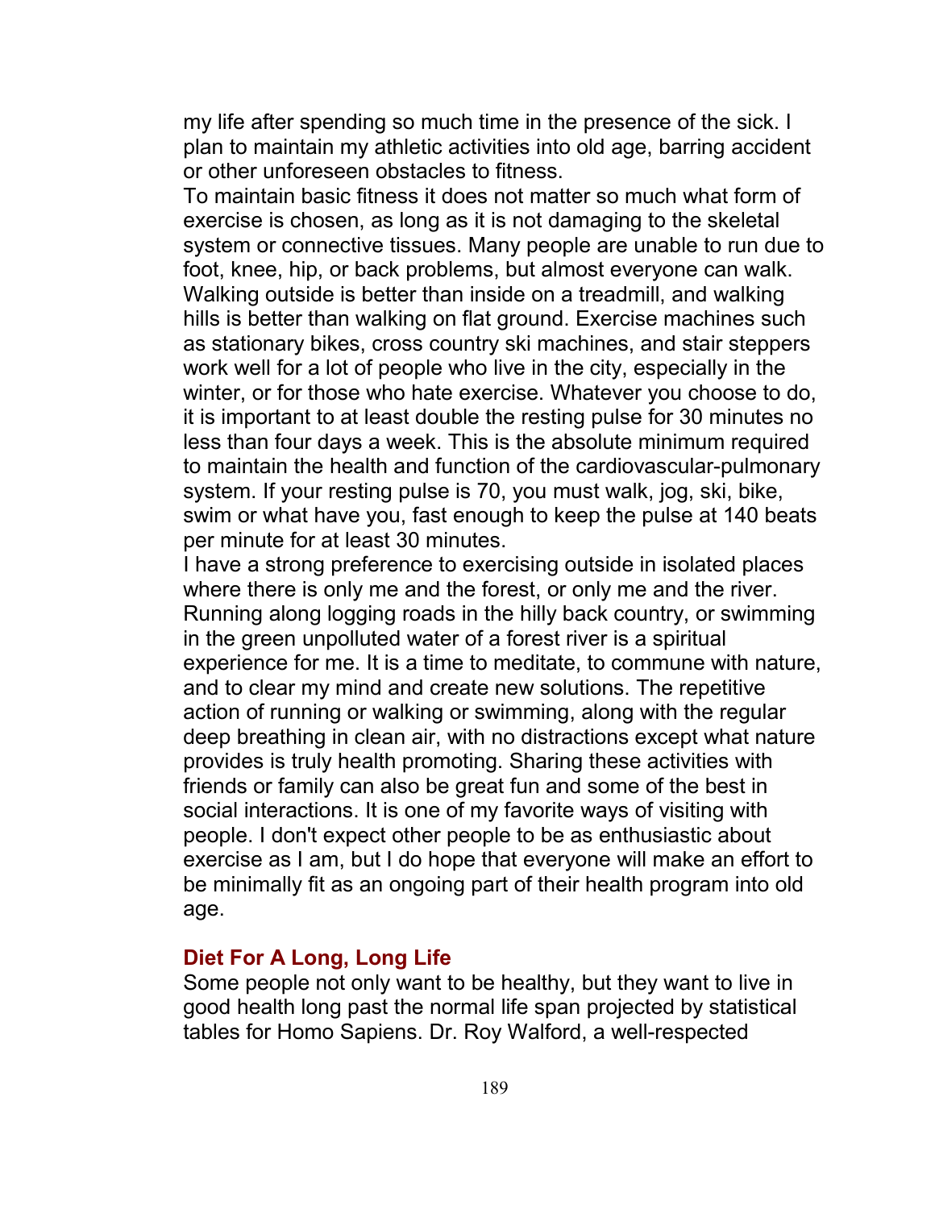my life after spending so much time in the presence of the sick. I plan to maintain my athletic activities into old age, barring accident or other unforeseen obstacles to fitness.

To maintain basic fitness it does not matter so much what form of exercise is chosen, as long as it is not damaging to the skeletal system or connective tissues. Many people are unable to run due to foot, knee, hip, or back problems, but almost everyone can walk. Walking outside is better than inside on a treadmill, and walking hills is better than walking on flat ground. Exercise machines such as stationary bikes, cross country ski machines, and stair steppers work well for a lot of people who live in the city, especially in the winter, or for those who hate exercise. Whatever you choose to do, it is important to at least double the resting pulse for 30 minutes no less than four days a week. This is the absolute minimum required to maintain the health and function of the cardiovascular-pulmonary system. If your resting pulse is 70, you must walk, jog, ski, bike, swim or what have you, fast enough to keep the pulse at 140 beats per minute for at least 30 minutes.

I have a strong preference to exercising outside in isolated places where there is only me and the forest, or only me and the river. Running along logging roads in the hilly back country, or swimming in the green unpolluted water of a forest river is a spiritual experience for me. It is a time to meditate, to commune with nature, and to clear my mind and create new solutions. The repetitive action of running or walking or swimming, along with the regular deep breathing in clean air, with no distractions except what nature provides is truly health promoting. Sharing these activities with friends or family can also be great fun and some of the best in social interactions. It is one of my favorite ways of visiting with people. I don't expect other people to be as enthusiastic about exercise as I am, but I do hope that everyone will make an effort to be minimally fit as an ongoing part of their health program into old age.

### Diet For A Long, Long Life

Some people not only want to be healthy, but they want to live in good health long past the normal life span projected by statistical tables for Homo Sapiens. Dr. Roy Walford, a well-respected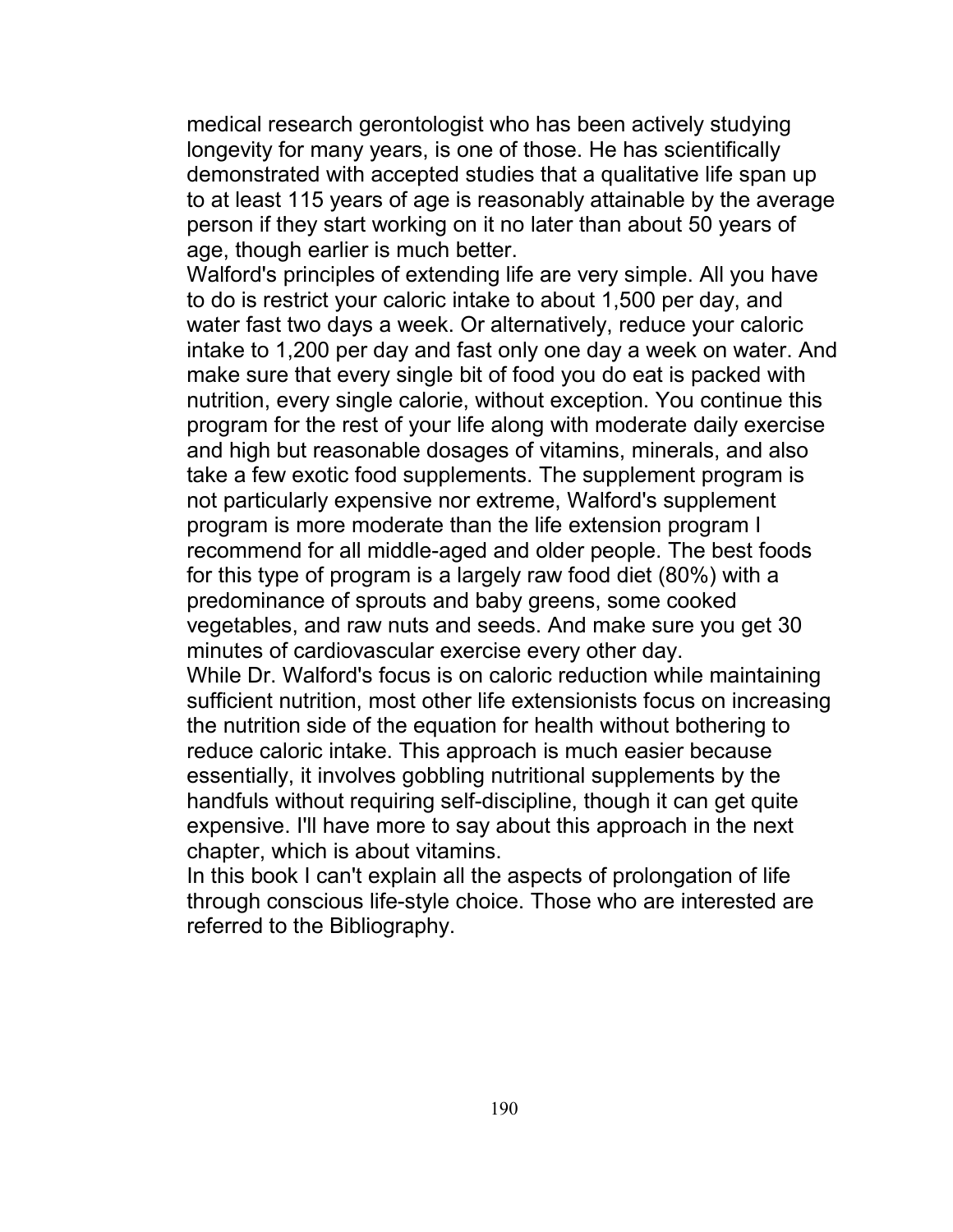medical research gerontologist who has been actively studying longevity for many years, is one of those. He has scientifically demonstrated with accepted studies that a qualitative life span up to at least 115 years of age is reasonably attainable by the average person if they start working on it no later than about 50 years of age, though earlier is much better.

Walford's principles of extending life are very simple. All you have to do is restrict your caloric intake to about 1,500 per day, and water fast two days a week. Or alternatively, reduce your caloric intake to 1,200 per day and fast only one day a week on water. And make sure that every single bit of food you do eat is packed with nutrition, every single calorie, without exception. You continue this program for the rest of your life along with moderate daily exercise and high but reasonable dosages of vitamins, minerals, and also take a few exotic food supplements. The supplement program is not particularly expensive nor extreme, Walford's supplement program is more moderate than the life extension program I recommend for all middle-aged and older people. The best foods for this type of program is a largely raw food diet (80%) with a predominance of sprouts and baby greens, some cooked vegetables, and raw nuts and seeds. And make sure you get 30 minutes of cardiovascular exercise every other day.

While Dr. Walford's focus is on caloric reduction while maintaining sufficient nutrition, most other life extensionists focus on increasing the nutrition side of the equation for health without bothering to reduce caloric intake. This approach is much easier because essentially, it involves gobbling nutritional supplements by the handfuls without requiring self-discipline, though it can get quite expensive. I'll have more to say about this approach in the next chapter, which is about vitamins.

In this book I can't explain all the aspects of prolongation of life through conscious life-style choice. Those who are interested are referred to the Bibliography.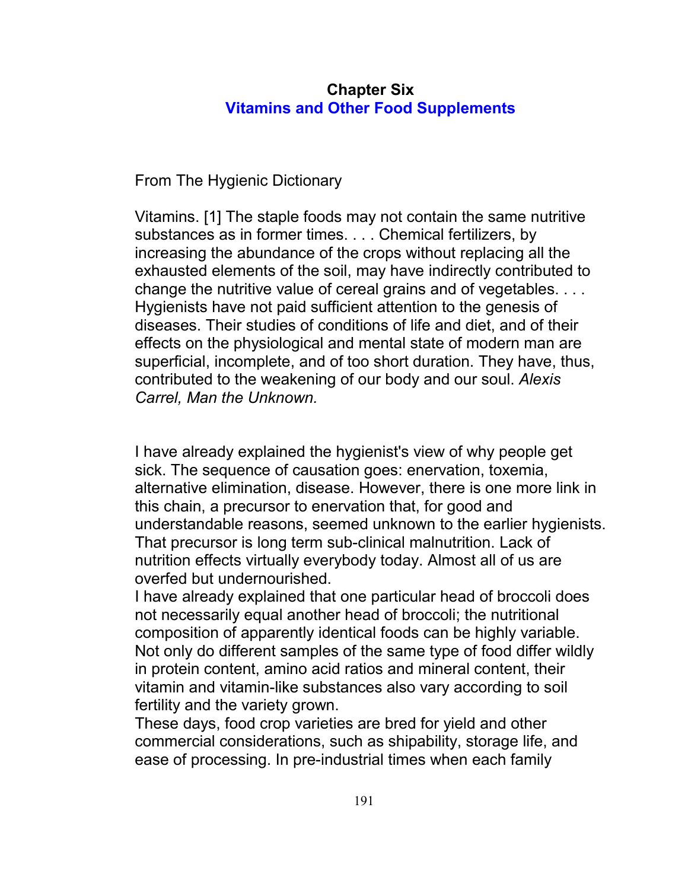# Chapter Six
## Vitamins and Other Food Supplements

From The Hygienic Dictionary

Vitamins. [1] The staple foods may not contain the same nutritive substances as in former times. . . . Chemical fertilizers, by increasing the abundance of the crops without replacing all the exhausted elements of the soil, may have indirectly contributed to change the nutritive value of cereal grains and of vegetables. . . . Hygienists have not paid sufficient attention to the genesis of diseases. Their studies of conditions of life and diet, and of their effects on the physiological and mental state of modern man are superficial, incomplete, and of too short duration. They have, thus, contributed to the weakening of our body and our soul. *Alexis Carrel, Man the Unknown.*

I have already explained the hygienist's view of why people get sick. The sequence of causation goes: enervation, toxemia, alternative elimination, disease. However, there is one more link in this chain, a precursor to enervation that, for good and understandable reasons, seemed unknown to the earlier hygienists. That precursor is long term sub-clinical malnutrition. Lack of nutrition effects virtually everybody today. Almost all of us are overfed but undernourished.

I have already explained that one particular head of broccoli does not necessarily equal another head of broccoli; the nutritional composition of apparently identical foods can be highly variable. Not only do different samples of the same type of food differ wildly in protein content, amino acid ratios and mineral content, their vitamin and vitamin-like substances also vary according to soil fertility and the variety grown.

These days, food crop varieties are bred for yield and other commercial considerations, such as shipability, storage life, and ease of processing. In pre-industrial times when each family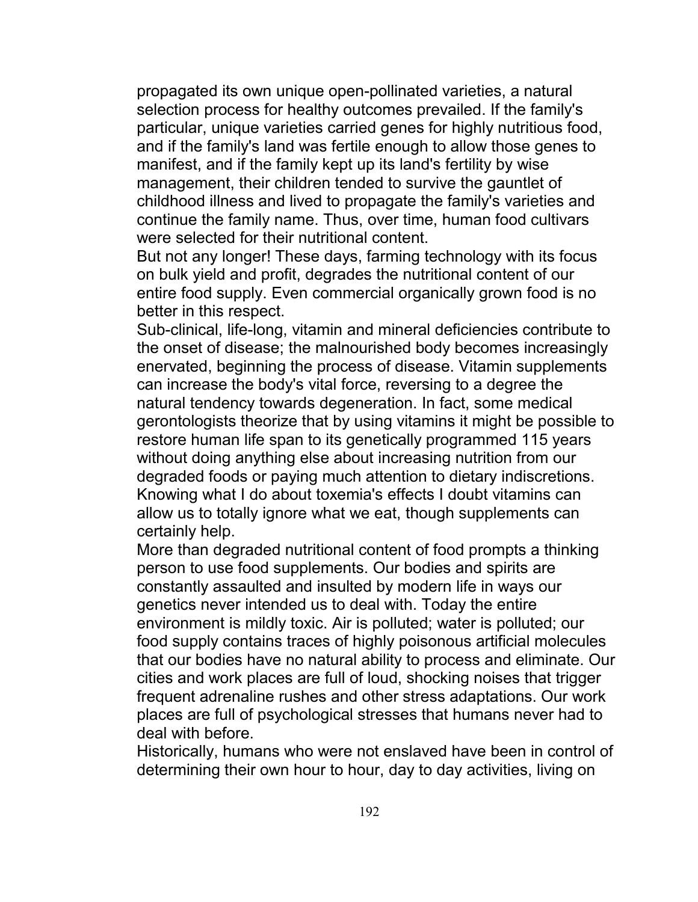propagated its own unique open-pollinated varieties, a natural selection process for healthy outcomes prevailed. If the family's particular, unique varieties carried genes for highly nutritious food, and if the family's land was fertile enough to allow those genes to manifest, and if the family kept up its land's fertility by wise management, their children tended to survive the gauntlet of childhood illness and lived to propagate the family's varieties and continue the family name. Thus, over time, human food cultivars were selected for their nutritional content.

But not any longer! These days, farming technology with its focus on bulk yield and profit, degrades the nutritional content of our entire food supply. Even commercial organically grown food is no better in this respect.

Sub-clinical, life-long, vitamin and mineral deficiencies contribute to the onset of disease; the malnourished body becomes increasingly enervated, beginning the process of disease. Vitamin supplements can increase the body's vital force, reversing to a degree the natural tendency towards degeneration. In fact, some medical gerontologists theorize that by using vitamins it might be possible to restore human life span to its genetically programmed 115 years without doing anything else about increasing nutrition from our degraded foods or paying much attention to dietary indiscretions. Knowing what I do about toxemia's effects I doubt vitamins can allow us to totally ignore what we eat, though supplements can certainly help.

More than degraded nutritional content of food prompts a thinking person to use food supplements. Our bodies and spirits are constantly assaulted and insulted by modern life in ways our genetics never intended us to deal with. Today the entire environment is mildly toxic. Air is polluted; water is polluted; our food supply contains traces of highly poisonous artificial molecules that our bodies have no natural ability to process and eliminate. Our cities and work places are full of loud, shocking noises that trigger frequent adrenaline rushes and other stress adaptations. Our work places are full of psychological stresses that humans never had to deal with before.

Historically, humans who were not enslaved have been in control of determining their own hour to hour, day to day activities, living on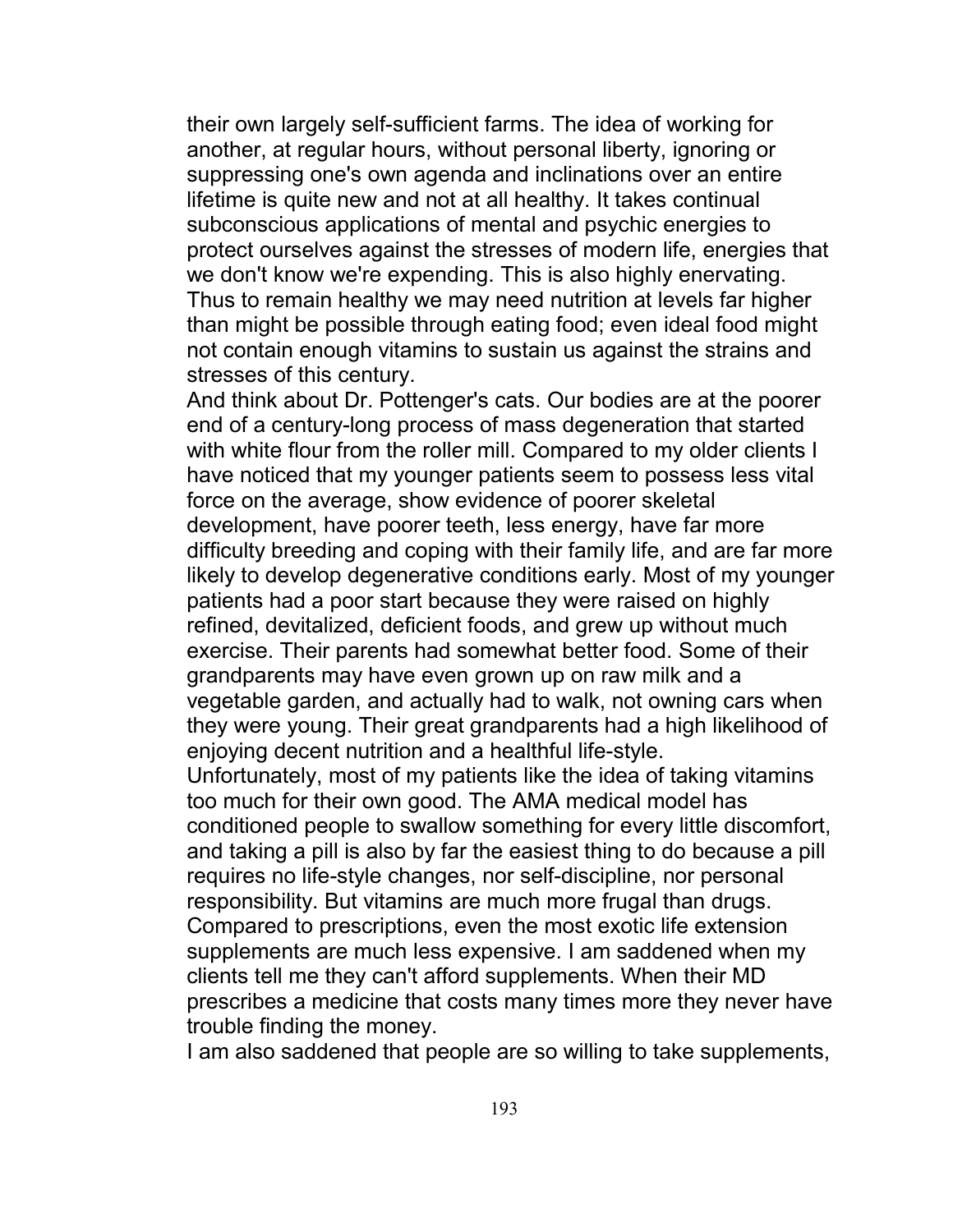their own largely self-sufficient farms. The idea of working for another, at regular hours, without personal liberty, ignoring or suppressing one's own agenda and inclinations over an entire lifetime is quite new and not at all healthy. It takes continual subconscious applications of mental and psychic energies to protect ourselves against the stresses of modern life, energies that we don't know we're expending. This is also highly enervating. Thus to remain healthy we may need nutrition at levels far higher than might be possible through eating food; even ideal food might not contain enough vitamins to sustain us against the strains and stresses of this century.

And think about Dr. Pottenger's cats. Our bodies are at the poorer end of a century-long process of mass degeneration that started with white flour from the roller mill. Compared to my older clients I have noticed that my younger patients seem to possess less vital force on the average, show evidence of poorer skeletal development, have poorer teeth, less energy, have far more difficulty breeding and coping with their family life, and are far more likely to develop degenerative conditions early. Most of my younger patients had a poor start because they were raised on highly refined, devitalized, deficient foods, and grew up without much exercise. Their parents had somewhat better food. Some of their grandparents may have even grown up on raw milk and a vegetable garden, and actually had to walk, not owning cars when they were young. Their great grandparents had a high likelihood of enjoying decent nutrition and a healthful life-style.

Unfortunately, most of my patients like the idea of taking vitamins too much for their own good. The AMA medical model has conditioned people to swallow something for every little discomfort, and taking a pill is also by far the easiest thing to do because a pill requires no life-style changes, nor self-discipline, nor personal responsibility. But vitamins are much more frugal than drugs. Compared to prescriptions, even the most exotic life extension supplements are much less expensive. I am saddened when my clients tell me they can't afford supplements. When their MD prescribes a medicine that costs many times more they never have trouble finding the money.

I am also saddened that people are so willing to take supplements,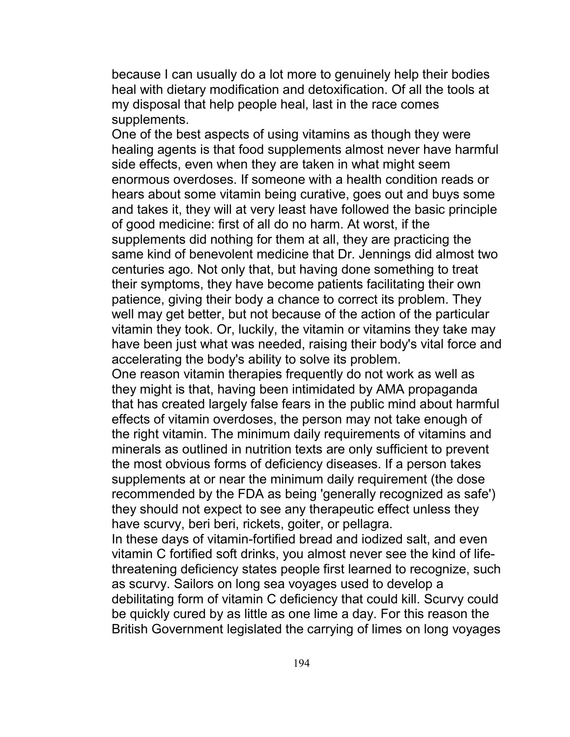because I can usually do a lot more to genuinely help their bodies heal with dietary modification and detoxification. Of all the tools at my disposal that help people heal, last in the race comes supplements.

One of the best aspects of using vitamins as though they were healing agents is that food supplements almost never have harmful side effects, even when they are taken in what might seem enormous overdoses. If someone with a health condition reads or hears about some vitamin being curative, goes out and buys some and takes it, they will at very least have followed the basic principle of good medicine: first of all do no harm. At worst, if the supplements did nothing for them at all, they are practicing the same kind of benevolent medicine that Dr. Jennings did almost two centuries ago. Not only that, but having done something to treat their symptoms, they have become patients facilitating their own patience, giving their body a chance to correct its problem. They well may get better, but not because of the action of the particular vitamin they took. Or, luckily, the vitamin or vitamins they take may have been just what was needed, raising their body's vital force and accelerating the body's ability to solve its problem.

One reason vitamin therapies frequently do not work as well as they might is that, having been intimidated by AMA propaganda that has created largely false fears in the public mind about harmful effects of vitamin overdoses, the person may not take enough of the right vitamin. The minimum daily requirements of vitamins and minerals as outlined in nutrition texts are only sufficient to prevent the most obvious forms of deficiency diseases. If a person takes supplements at or near the minimum daily requirement (the dose recommended by the FDA as being 'generally recognized as safe') they should not expect to see any therapeutic effect unless they have scurvy, beri beri, rickets, goiter, or pellagra.

In these days of vitamin-fortified bread and iodized salt, and even vitamin C fortified soft drinks, you almost never see the kind of life-threatening deficiency states people first learned to recognize, such as scurvy. Sailors on long sea voyages used to develop a debilitating form of vitamin C deficiency that could kill. Scurvy could be quickly cured by as little as one lime a day. For this reason the British Government legislated the carrying of limes on long voyages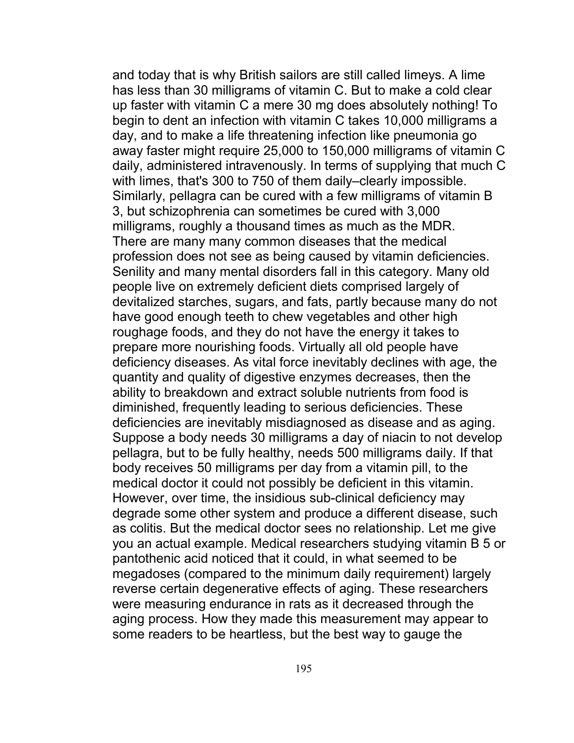and today that is why British sailors are still called limeys. A lime has less than 30 milligrams of vitamin C. But to make a cold clear up faster with vitamin C a mere 30 mg does absolutely nothing! To begin to dent an infection with vitamin C takes 10,000 milligrams a day, and to make a life threatening infection like pneumonia go away faster might require 25,000 to 150,000 milligrams of vitamin C daily, administered intravenously. In terms of supplying that much C with limes, that's 300 to 750 of them daily–clearly impossible. Similarly, pellagra can be cured with a few milligrams of vitamin B 3, but schizophrenia can sometimes be cured with 3,000 milligrams, roughly a thousand times as much as the MDR. There are many many common diseases that the medical profession does not see as being caused by vitamin deficiencies. Senility and many mental disorders fall in this category. Many old people live on extremely deficient diets comprised largely of devitalized starches, sugars, and fats, partly because many do not have good enough teeth to chew vegetables and other high roughage foods, and they do not have the energy it takes to prepare more nourishing foods. Virtually all old people have deficiency diseases. As vital force inevitably declines with age, the quantity and quality of digestive enzymes decreases, then the ability to breakdown and extract soluble nutrients from food is diminished, frequently leading to serious deficiencies. These deficiencies are inevitably misdiagnosed as disease and as aging. Suppose a body needs 30 milligrams a day of niacin to not develop pellagra, but to be fully healthy, needs 500 milligrams daily. If that body receives 50 milligrams per day from a vitamin pill, to the medical doctor it could not possibly be deficient in this vitamin. However, over time, the insidious sub-clinical deficiency may degrade some other system and produce a different disease, such as colitis. But the medical doctor sees no relationship. Let me give you an actual example. Medical researchers studying vitamin B 5 or pantothenic acid noticed that it could, in what seemed to be megadoses (compared to the minimum daily requirement) largely reverse certain degenerative effects of aging. These researchers were measuring endurance in rats as it decreased through the aging process. How they made this measurement may appear to some readers to be heartless, but the best way to gauge the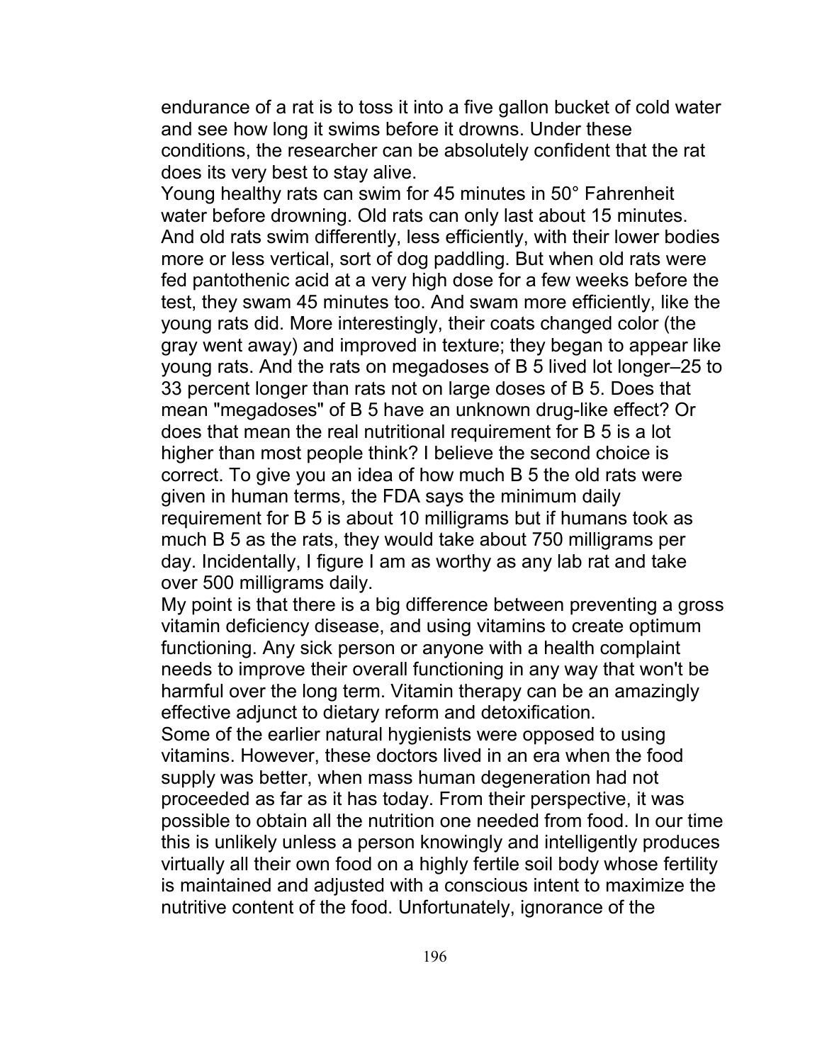endurance of a rat is to toss it into a five gallon bucket of cold water and see how long it swims before it drowns. Under these conditions, the researcher can be absolutely confident that the rat does its very best to stay alive.

Young healthy rats can swim for 45 minutes in 50° Fahrenheit water before drowning. Old rats can only last about 15 minutes. And old rats swim differently, less efficiently, with their lower bodies more or less vertical, sort of dog paddling. But when old rats were fed pantothenic acid at a very high dose for a few weeks before the test, they swam 45 minutes too. And swam more efficiently, like the young rats did. More interestingly, their coats changed color (the gray went away) and improved in texture; they began to appear like young rats. And the rats on megadoses of B 5 lived lot longer–25 to 33 percent longer than rats not on large doses of B 5. Does that mean "megadoses" of B 5 have an unknown drug-like effect? Or does that mean the real nutritional requirement for B 5 is a lot higher than most people think? I believe the second choice is correct. To give you an idea of how much B 5 the old rats were given in human terms, the FDA says the minimum daily requirement for B 5 is about 10 milligrams but if humans took as much B 5 as the rats, they would take about 750 milligrams per day. Incidentally, I figure I am as worthy as any lab rat and take over 500 milligrams daily.

My point is that there is a big difference between preventing a gross vitamin deficiency disease, and using vitamins to create optimum functioning. Any sick person or anyone with a health complaint needs to improve their overall functioning in any way that won't be harmful over the long term. Vitamin therapy can be an amazingly effective adjunct to dietary reform and detoxification.

Some of the earlier natural hygienists were opposed to using vitamins. However, these doctors lived in an era when the food supply was better, when mass human degeneration had not proceeded as far as it has today. From their perspective, it was possible to obtain all the nutrition one needed from food. In our time this is unlikely unless a person knowingly and intelligently produces virtually all their own food on a highly fertile soil body whose fertility is maintained and adjusted with a conscious intent to maximize the nutritive content of the food. Unfortunately, ignorance of the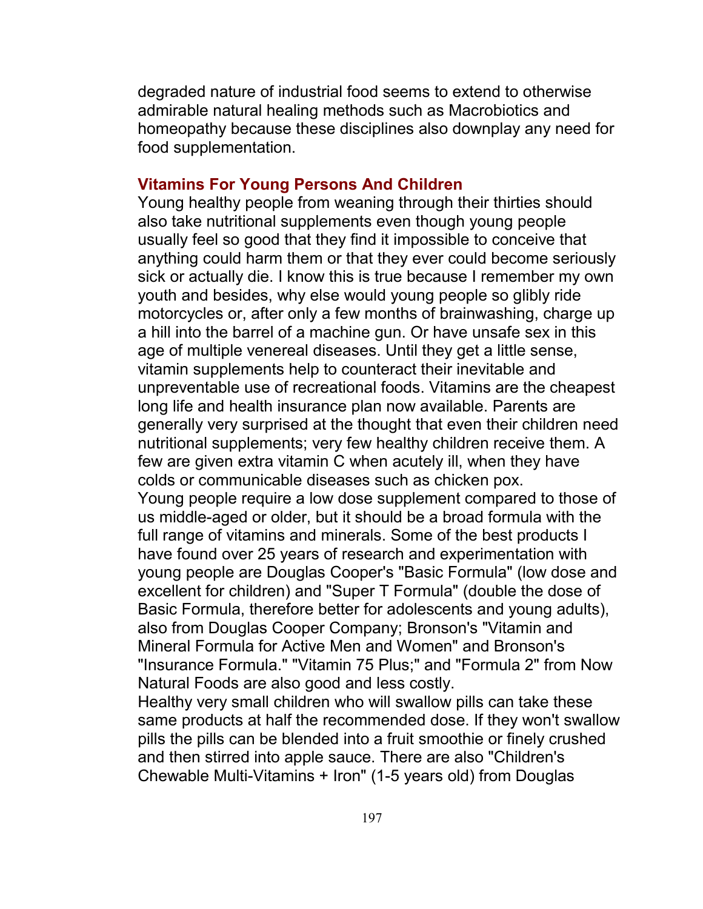degraded nature of industrial food seems to extend to otherwise admirable natural healing methods such as Macrobiotics and homeopathy because these disciplines also downplay any need for food supplementation.

### Vitamins For Young Persons And Children

Young healthy people from weaning through their thirties should also take nutritional supplements even though young people usually feel so good that they find it impossible to conceive that anything could harm them or that they ever could become seriously sick or actually die. I know this is true because I remember my own youth and besides, why else would young people so glibly ride motorcycles or, after only a few months of brainwashing, charge up a hill into the barrel of a machine gun. Or have unsafe sex in this age of multiple venereal diseases. Until they get a little sense, vitamin supplements help to counteract their inevitable and unpreventable use of recreational foods. Vitamins are the cheapest long life and health insurance plan now available. Parents are generally very surprised at the thought that even their children need nutritional supplements; very few healthy children receive them. A few are given extra vitamin C when acutely ill, when they have colds or communicable diseases such as chicken pox.

Young people require a low dose supplement compared to those of us middle-aged or older, but it should be a broad formula with the full range of vitamins and minerals. Some of the best products I have found over 25 years of research and experimentation with young people are Douglas Cooper's "Basic Formula" (low dose and excellent for children) and "Super T Formula" (double the dose of Basic Formula, therefore better for adolescents and young adults), also from Douglas Cooper Company; Bronson's "Vitamin and Mineral Formula for Active Men and Women" and Bronson's "Insurance Formula." "Vitamin 75 Plus;" and "Formula 2" from Now Natural Foods are also good and less costly.

Healthy very small children who will swallow pills can take these same products at half the recommended dose. If they won't swallow pills the pills can be blended into a fruit smoothie or finely crushed and then stirred into apple sauce. There are also "Children's Chewable Multi-Vitamins + Iron" (1-5 years old) from Douglas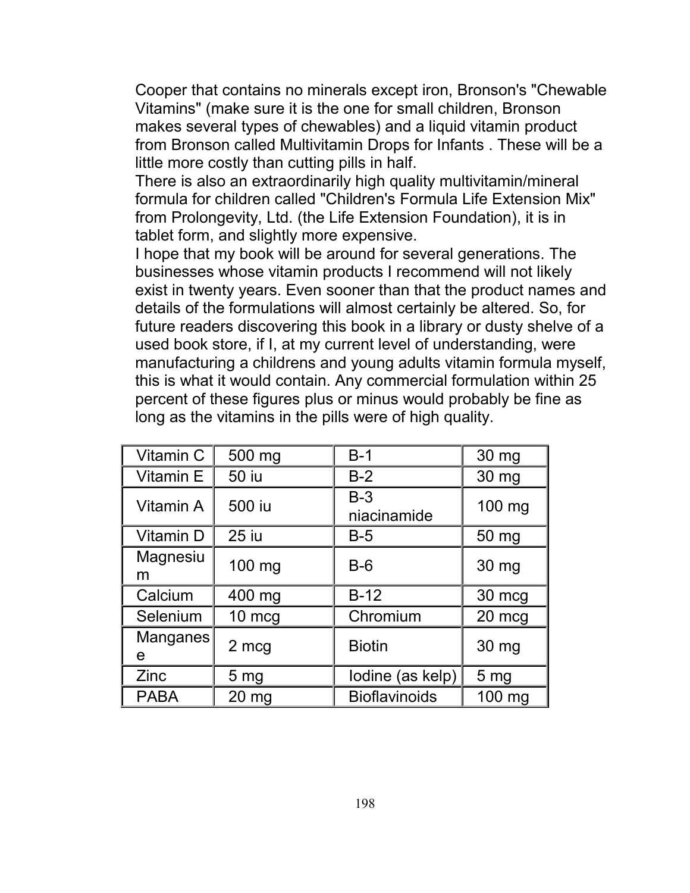Cooper that contains no minerals except iron, Bronson's "Chewable Vitamins" (make sure it is the one for small children, Bronson makes several types of chewables) and a liquid vitamin product from Bronson called Multivitamin Drops for Infants . These will be a little more costly than cutting pills in half.

There is also an extraordinarily high quality multivitamin/mineral formula for children called "Children's Formula Life Extension Mix" from Prolongevity, Ltd. (the Life Extension Foundation), it is in tablet form, and slightly more expensive.

I hope that my book will be around for several generations. The businesses whose vitamin products I recommend will not likely exist in twenty years. Even sooner than that the product names and details of the formulations will almost certainly be altered. So, for future readers discovering this book in a library or dusty shelve of a used book store, if I, at my current level of understanding, were manufacturing a childrens and young adults vitamin formula myself, this is what it would contain. Any commercial formulation within 25 percent of these figures plus or minus would probably be fine as long as the vitamins in the pills were of high quality.

| | | | |
|---|---|---|---|
| Vitamin C | 500 mg | B-1 | 30 mg |
| Vitamin E | 50 iu | B-2 | 30 mg |
| Vitamin A | 500 iu | B-3 niacinamide | 100 mg |
| Vitamin D | 25 iu | B-5 | 50 mg |
| Magnesium | 100 mg | B-6 | 30 mg |
| Calcium | 400 mg | B-12 | 30 mcg |
| Selenium | 10 mcg | Chromium | 20 mcg |
| Manganese | 2 mcg | Biotin | 30 mg |
| Zinc | 5 mg | Iodine (as kelp) | 5 mg |
| PABA | 20 mg | Bioflavinoids | 100 mg |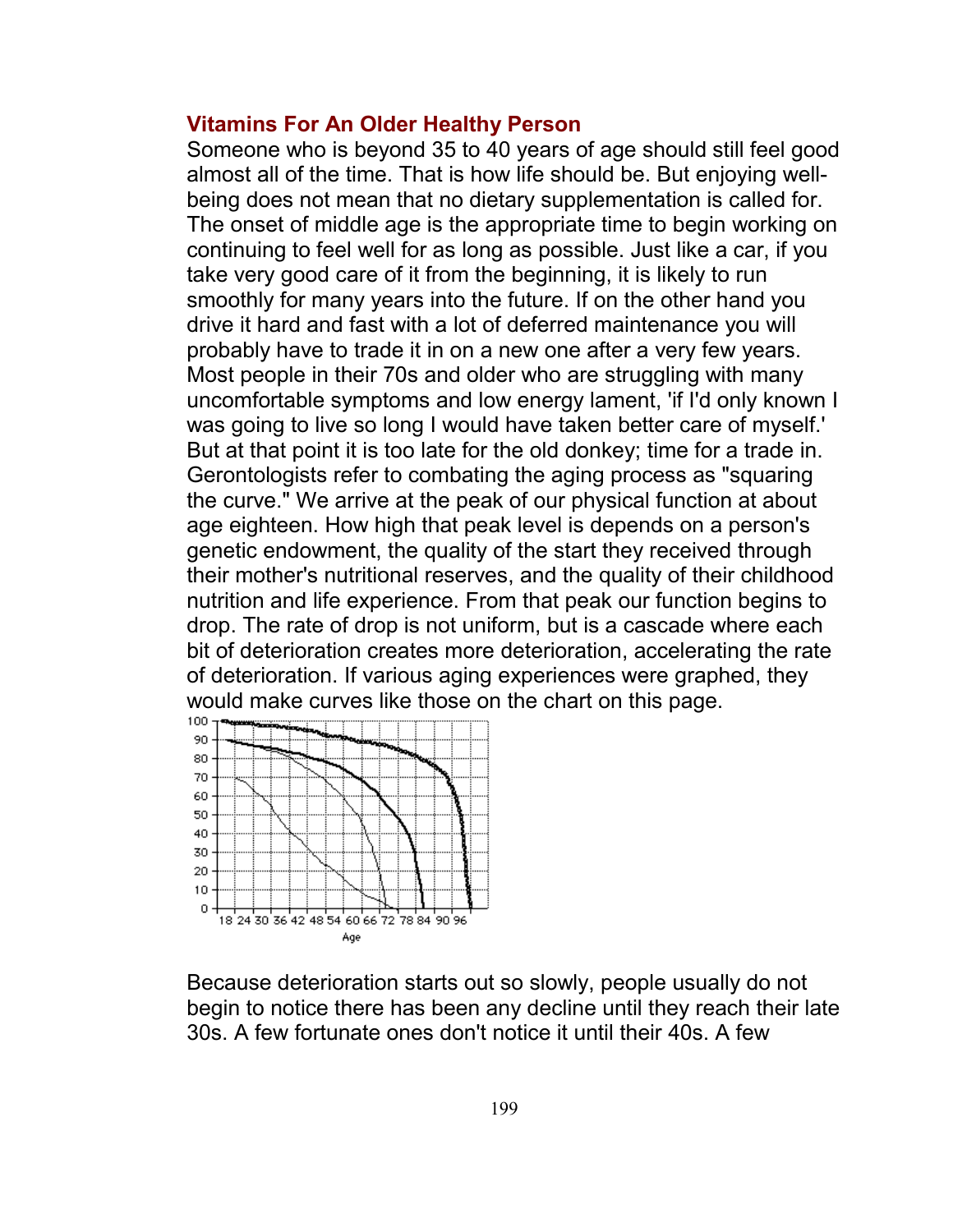## Vitamins For An Older Healthy Person

Someone who is beyond 35 to 40 years of age should still feel good almost all of the time. That is how life should be. But enjoying well-being does not mean that no dietary supplementation is called for. The onset of middle age is the appropriate time to begin working on continuing to feel well for as long as possible. Just like a car, if you take very good care of it from the beginning, it is likely to run smoothly for many years into the future. If on the other hand you drive it hard and fast with a lot of deferred maintenance you will probably have to trade it in on a new one after a very few years. Most people in their 70s and older who are struggling with many uncomfortable symptoms and low energy lament, 'if I'd only known I was going to live so long I would have taken better care of myself.' But at that point it is too late for the old donkey; time for a trade in. Gerontologists refer to combating the aging process as "squaring the curve." We arrive at the peak of our physical function at about age eighteen. How high that peak level is depends on a person's genetic endowment, the quality of the start they received through their mother's nutritional reserves, and the quality of their childhood nutrition and life experience. From that peak our function begins to drop. The rate of drop is not uniform, but is a cascade where each bit of deterioration creates more deterioration, accelerating the rate of deterioration. If various aging experiences were graphed, they would make curves like those on the chart on this page.

Because deterioration starts out so slowly, people usually do not begin to notice there has been any decline until they reach their late 30s. A few fortunate ones don't notice it until their 40s. A few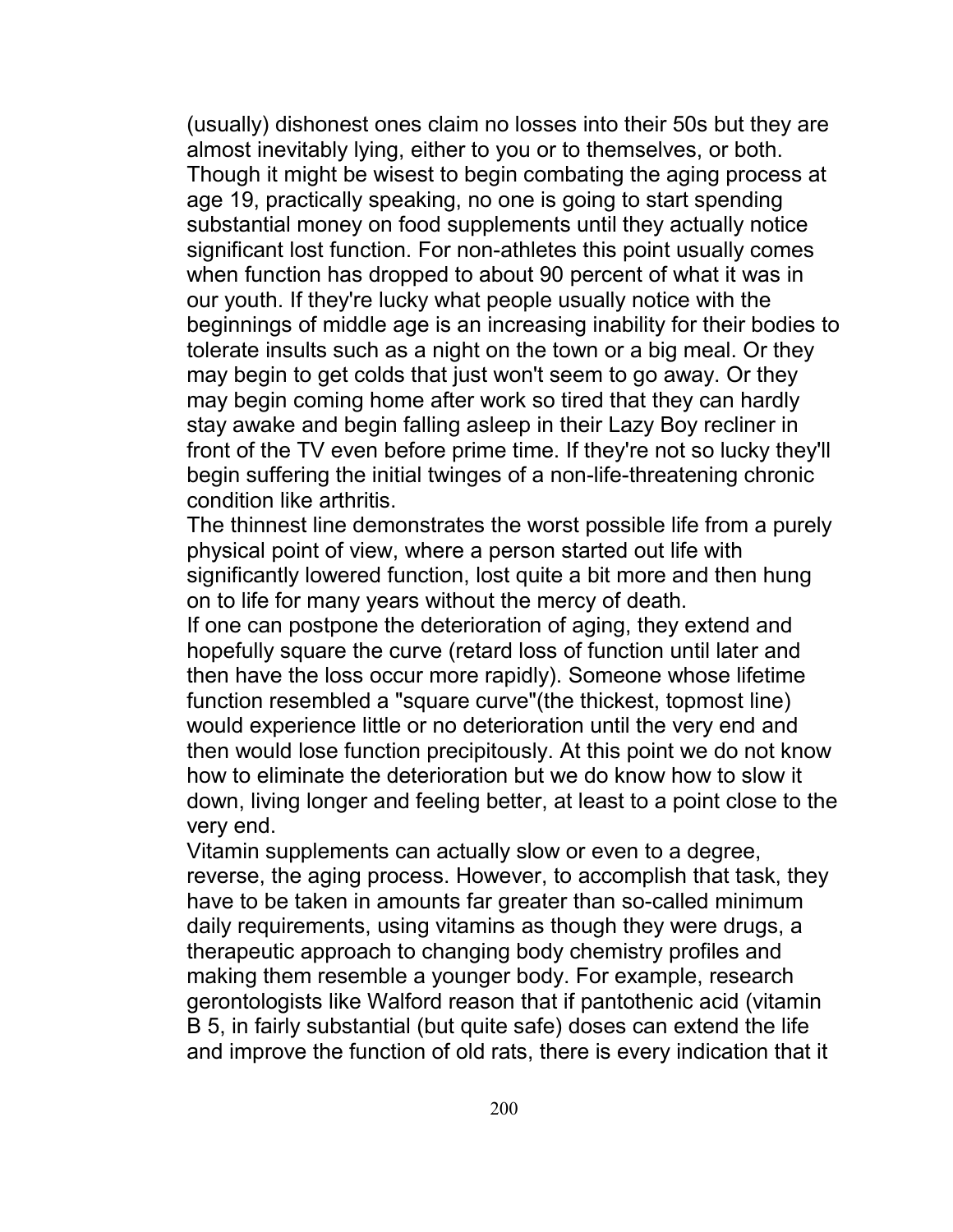(usually) dishonest ones claim no losses into their 50s but they are almost inevitably lying, either to you or to themselves, or both. Though it might be wisest to begin combating the aging process at age 19, practically speaking, no one is going to start spending substantial money on food supplements until they actually notice significant lost function. For non-athletes this point usually comes when function has dropped to about 90 percent of what it was in our youth. If they're lucky what people usually notice with the beginnings of middle age is an increasing inability for their bodies to tolerate insults such as a night on the town or a big meal. Or they may begin to get colds that just won't seem to go away. Or they may begin coming home after work so tired that they can hardly stay awake and begin falling asleep in their Lazy Boy recliner in front of the TV even before prime time. If they're not so lucky they'll begin suffering the initial twinges of a non-life-threatening chronic condition like arthritis.

The thinnest line demonstrates the worst possible life from a purely physical point of view, where a person started out life with significantly lowered function, lost quite a bit more and then hung on to life for many years without the mercy of death.

If one can postpone the deterioration of aging, they extend and hopefully square the curve (retard loss of function until later and then have the loss occur more rapidly). Someone whose lifetime function resembled a "square curve"(the thickest, topmost line) would experience little or no deterioration until the very end and then would lose function precipitously. At this point we do not know how to eliminate the deterioration but we do know how to slow it down, living longer and feeling better, at least to a point close to the very end.

Vitamin supplements can actually slow or even to a degree, reverse, the aging process. However, to accomplish that task, they have to be taken in amounts far greater than so-called minimum daily requirements, using vitamins as though they were drugs, a therapeutic approach to changing body chemistry profiles and making them resemble a younger body. For example, research gerontologists like Walford reason that if pantothenic acid (vitamin B 5, in fairly substantial (but quite safe) doses can extend the life and improve the function of old rats, there is every indication that it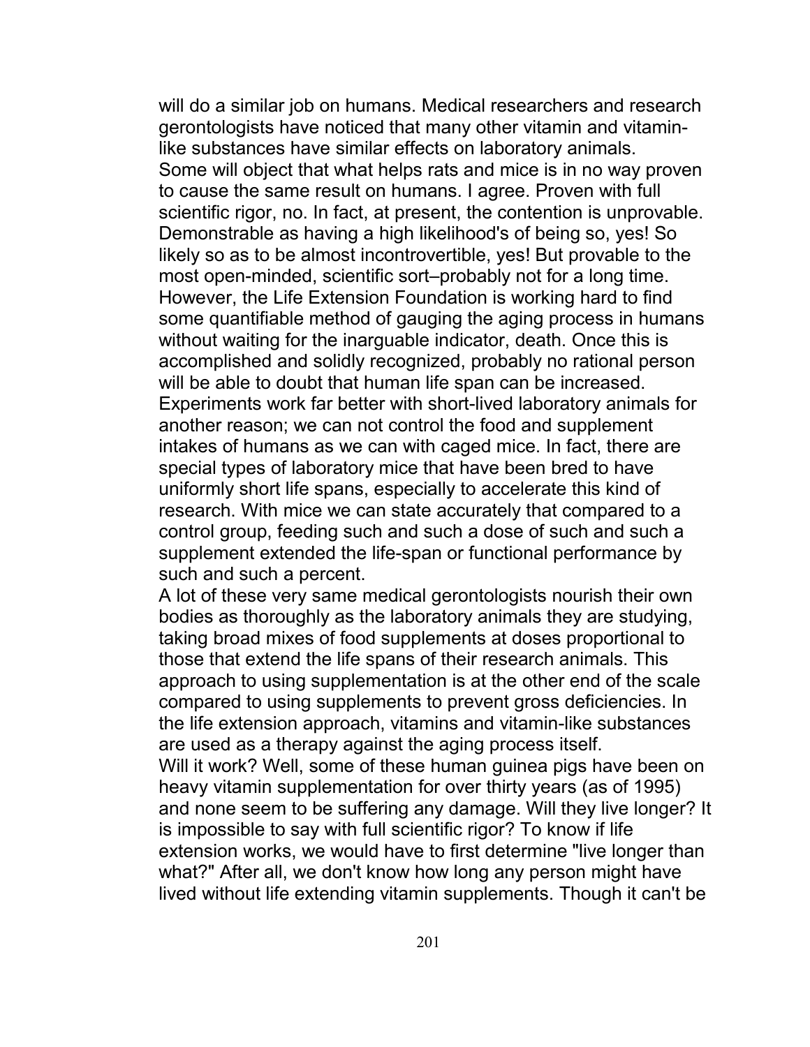will do a similar job on humans. Medical researchers and research gerontologists have noticed that many other vitamin and vitamin-like substances have similar effects on laboratory animals.

Some will object that what helps rats and mice is in no way proven to cause the same result on humans. I agree. Proven with full scientific rigor, no. In fact, at present, the contention is unprovable. Demonstrable as having a high likelihood's of being so, yes! So likely so as to be almost incontrovertible, yes! But provable to the most open-minded, scientific sort–probably not for a long time. However, the Life Extension Foundation is working hard to find some quantifiable method of gauging the aging process in humans without waiting for the inarguable indicator, death. Once this is accomplished and solidly recognized, probably no rational person will be able to doubt that human life span can be increased.

Experiments work far better with short-lived laboratory animals for another reason; we can not control the food and supplement intakes of humans as we can with caged mice. In fact, there are special types of laboratory mice that have been bred to have uniformly short life spans, especially to accelerate this kind of research. With mice we can state accurately that compared to a control group, feeding such and such a dose of such and such a supplement extended the life-span or functional performance by such and such a percent.

A lot of these very same medical gerontologists nourish their own bodies as thoroughly as the laboratory animals they are studying, taking broad mixes of food supplements at doses proportional to those that extend the life spans of their research animals. This approach to using supplementation is at the other end of the scale compared to using supplements to prevent gross deficiencies. In the life extension approach, vitamins and vitamin-like substances are used as a therapy against the aging process itself.

Will it work? Well, some of these human guinea pigs have been on heavy vitamin supplementation for over thirty years (as of 1995) and none seem to be suffering any damage. Will they live longer? It is impossible to say with full scientific rigor? To know if life extension works, we would have to first determine "live longer than what?" After all, we don't know how long any person might have lived without life extending vitamin supplements. Though it can't be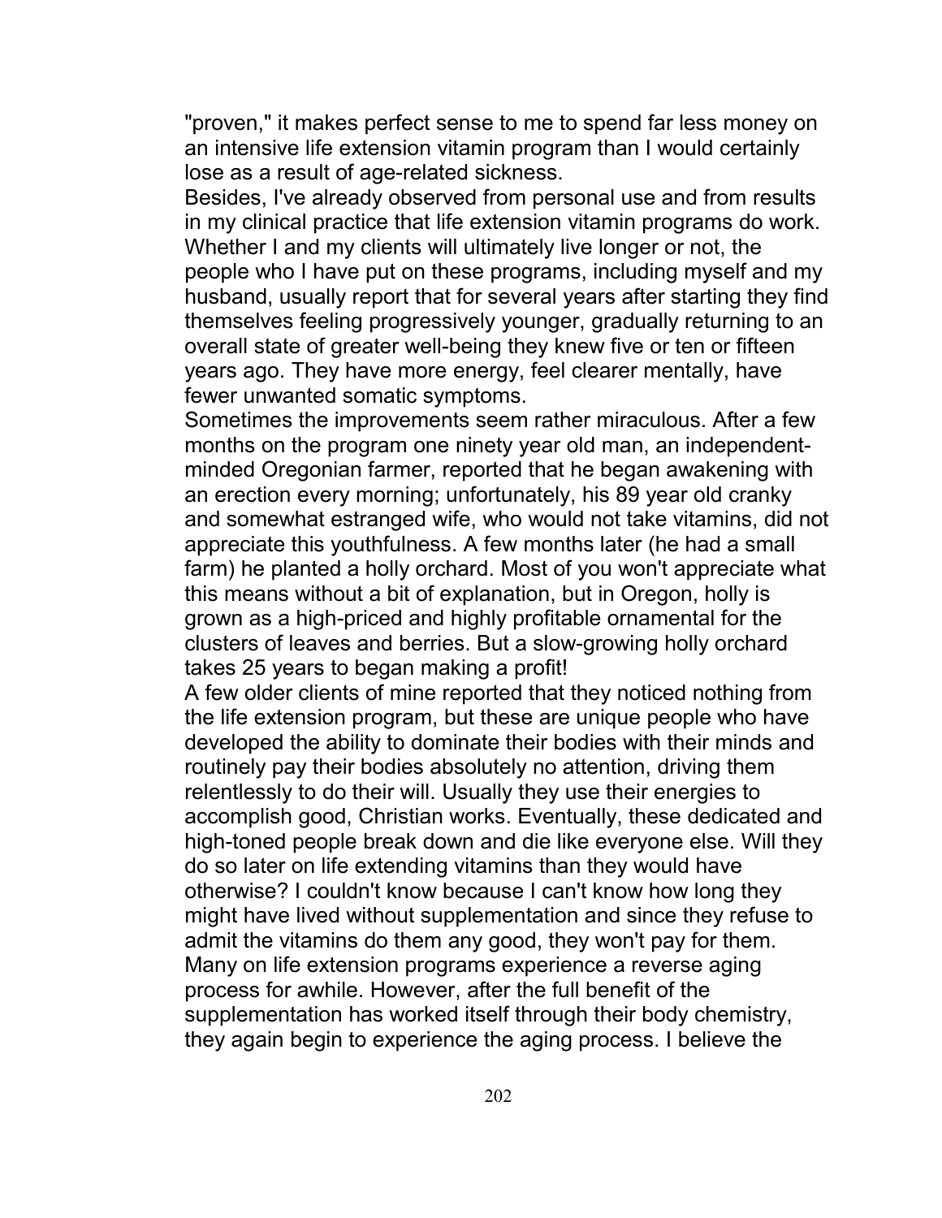"proven," it makes perfect sense to me to spend far less money on an intensive life extension vitamin program than I would certainly lose as a result of age-related sickness.

Besides, I've already observed from personal use and from results in my clinical practice that life extension vitamin programs do work. Whether I and my clients will ultimately live longer or not, the people who I have put on these programs, including myself and my husband, usually report that for several years after starting they find themselves feeling progressively younger, gradually returning to an overall state of greater well-being they knew five or ten or fifteen years ago. They have more energy, feel clearer mentally, have fewer unwanted somatic symptoms.

Sometimes the improvements seem rather miraculous. After a few months on the program one ninety year old man, an independent-minded Oregonian farmer, reported that he began awakening with an erection every morning; unfortunately, his 89 year old cranky and somewhat estranged wife, who would not take vitamins, did not appreciate this youthfulness. A few months later (he had a small farm) he planted a holly orchard. Most of you won't appreciate what this means without a bit of explanation, but in Oregon, holly is grown as a high-priced and highly profitable ornamental for the clusters of leaves and berries. But a slow-growing holly orchard takes 25 years to began making a profit!

A few older clients of mine reported that they noticed nothing from the life extension program, but these are unique people who have developed the ability to dominate their bodies with their minds and routinely pay their bodies absolutely no attention, driving them relentlessly to do their will. Usually they use their energies to accomplish good, Christian works. Eventually, these dedicated and high-toned people break down and die like everyone else. Will they do so later on life extending vitamins than they would have otherwise? I couldn't know because I can't know how long they might have lived without supplementation and since they refuse to admit the vitamins do them any good, they won't pay for them.

Many on life extension programs experience a reverse aging process for awhile. However, after the full benefit of the supplementation has worked itself through their body chemistry, they again begin to experience the aging process. I believe the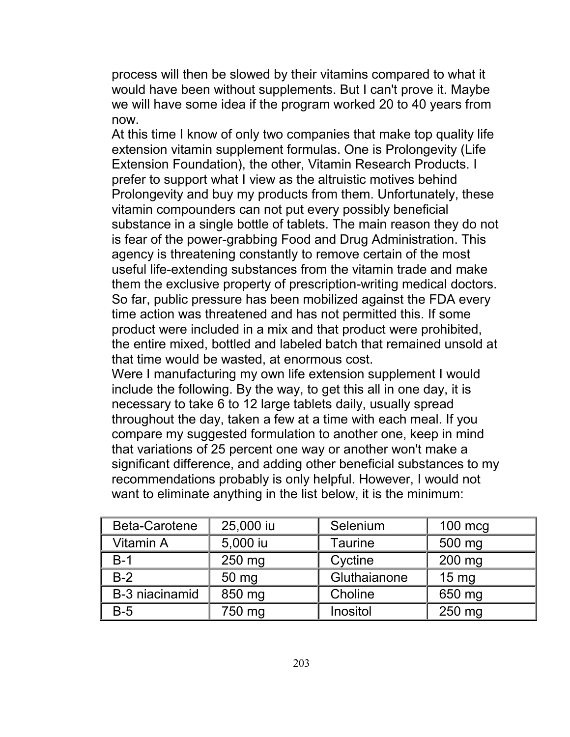process will then be slowed by their vitamins compared to what it would have been without supplements. But I can't prove it. Maybe we will have some idea if the program worked 20 to 40 years from now.

At this time I know of only two companies that make top quality life extension vitamin supplement formulas. One is Prolongevity (Life Extension Foundation), the other, Vitamin Research Products. I prefer to support what I view as the altruistic motives behind Prolongevity and buy my products from them. Unfortunately, these vitamin compounders can not put every possibly beneficial substance in a single bottle of tablets. The main reason they do not is fear of the power-grabbing Food and Drug Administration. This agency is threatening constantly to remove certain of the most useful life-extending substances from the vitamin trade and make them the exclusive property of prescription-writing medical doctors. So far, public pressure has been mobilized against the FDA every time action was threatened and has not permitted this. If some product were included in a mix and that product were prohibited, the entire mixed, bottled and labeled batch that remained unsold at that time would be wasted, at enormous cost.

Were I manufacturing my own life extension supplement I would include the following. By the way, to get this all in one day, it is necessary to take 6 to 12 large tablets daily, usually spread throughout the day, taken a few at a time with each meal. If you compare my suggested formulation to another one, keep in mind that variations of 25 percent one way or another won't make a significant difference, and adding other beneficial substances to my recommendations probably is only helpful. However, I would not want to eliminate anything in the list below, it is the minimum:

| Beta-Carotene | 25,000 iu | Selenium | 100 mcg |
|---|---|---|---|
| Vitamin A | 5,000 iu | Taurine | 500 mg |
| B-1 | 250 mg | Cyctine | 200 mg |
| B-2 | 50 mg | Gluthaianone | 15 mg |
| B-3 niacinamid | 850 mg | Choline | 650 mg |
| B-5 | 750 mg | Inositol | 250 mg |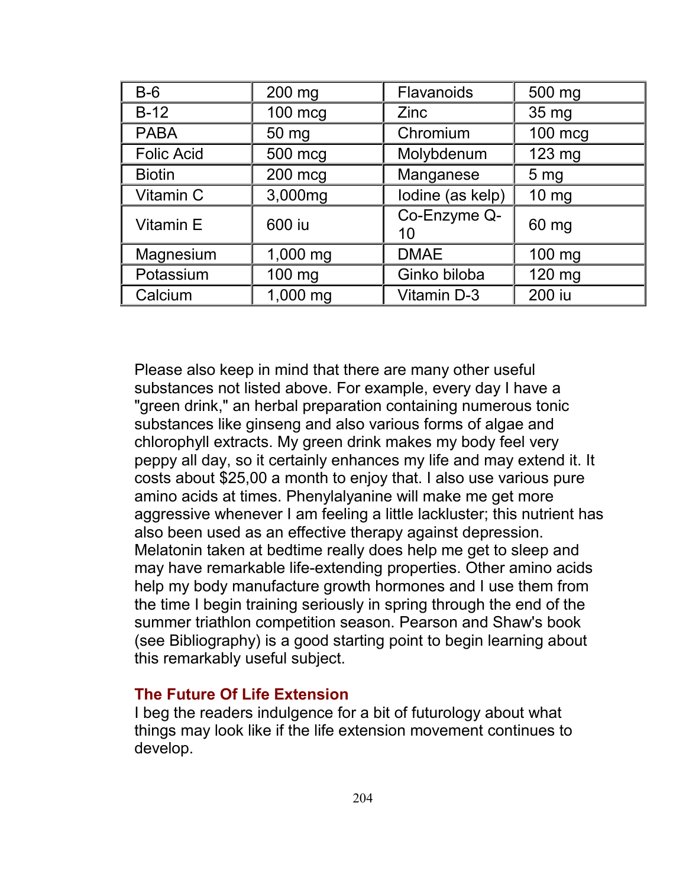| B-6 | 200 mg | Flavanoids | 500 mg |
|---|---|---|---|
| B-12 | 100 mcg | Zinc | 35 mg |
| PABA | 50 mg | Chromium | 100 mcg |
| Folic Acid | 500 mcg | Molybdenum | 123 mg |
| Biotin | 200 mcg | Manganese | 5 mg |
| Vitamin C | 3,000mg | Iodine (as kelp) | 10 mg |
| Vitamin E | 600 iu | Co-Enzyme Q-10 | 60 mg |
| Magnesium | 1,000 mg | DMAE | 100 mg |
| Potassium | 100 mg | Ginko biloba | 120 mg |
| Calcium | 1,000 mg | Vitamin D-3 | 200 iu |

Please also keep in mind that there are many other useful substances not listed above. For example, every day I have a "green drink," an herbal preparation containing numerous tonic substances like ginseng and also various forms of algae and chlorophyll extracts. My green drink makes my body feel very peppy all day, so it certainly enhances my life and may extend it. It costs about $25,00 a month to enjoy that. I also use various pure amino acids at times. Phenylalyanine will make me get more aggressive whenever I am feeling a little lackluster; this nutrient has also been used as an effective therapy against depression. Melatonin taken at bedtime really does help me get to sleep and may have remarkable life-extending properties. Other amino acids help my body manufacture growth hormones and I use them from the time I begin training seriously in spring through the end of the summer triathlon competition season. Pearson and Shaw's book (see Bibliography) is a good starting point to begin learning about this remarkably useful subject.

### The Future Of Life Extension

I beg the readers indulgence for a bit of futurology about what things may look like if the life extension movement continues to develop.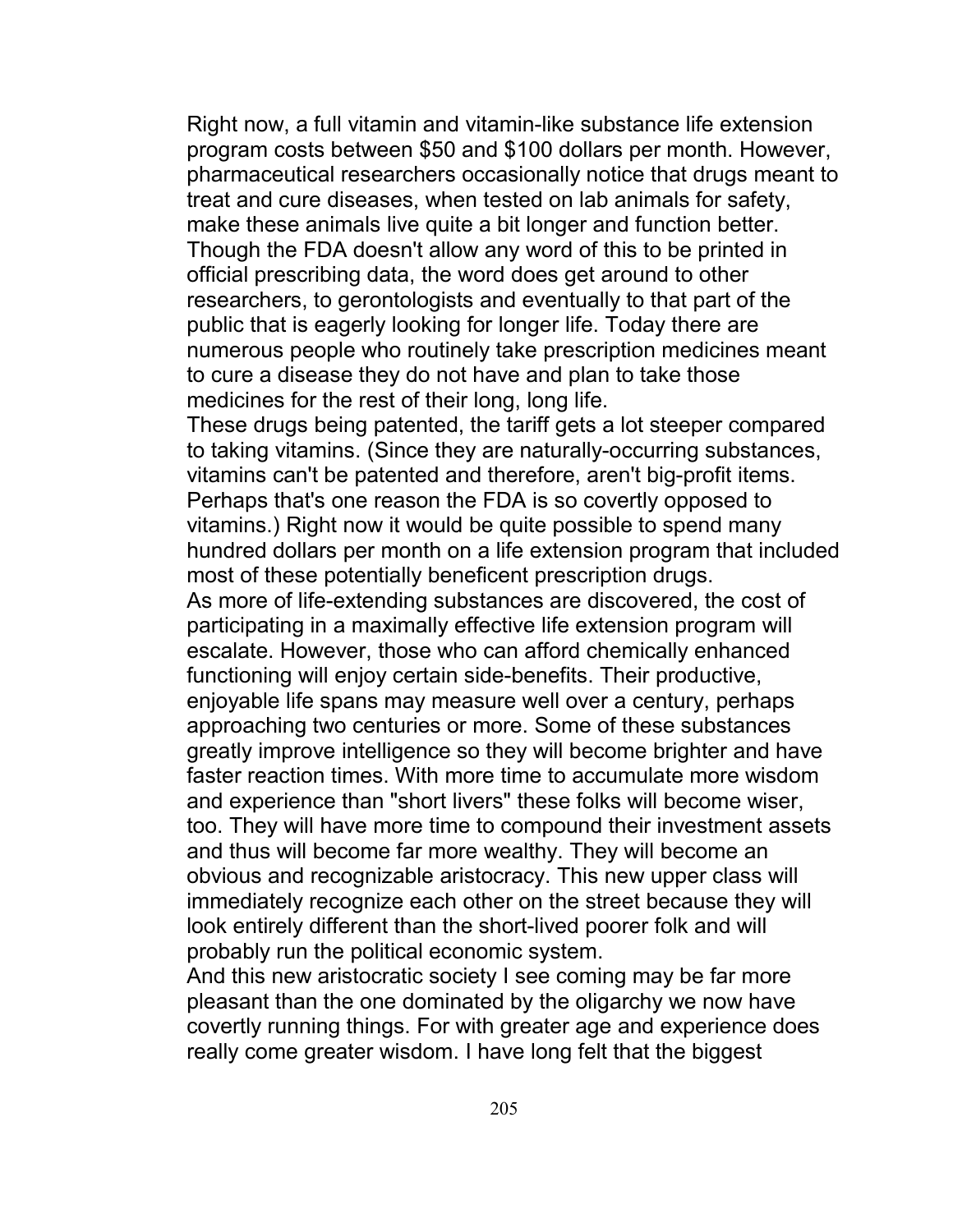Right now, a full vitamin and vitamin-like substance life extension program costs between $50 and $100 dollars per month. However, pharmaceutical researchers occasionally notice that drugs meant to treat and cure diseases, when tested on lab animals for safety, make these animals live quite a bit longer and function better. Though the FDA doesn't allow any word of this to be printed in official prescribing data, the word does get around to other researchers, to gerontologists and eventually to that part of the public that is eagerly looking for longer life. Today there are numerous people who routinely take prescription medicines meant to cure a disease they do not have and plan to take those medicines for the rest of their long, long life.

These drugs being patented, the tariff gets a lot steeper compared to taking vitamins. (Since they are naturally-occurring substances, vitamins can't be patented and therefore, aren't big-profit items. Perhaps that's one reason the FDA is so covertly opposed to vitamins.) Right now it would be quite possible to spend many hundred dollars per month on a life extension program that included most of these potentially beneficent prescription drugs.

As more of life-extending substances are discovered, the cost of participating in a maximally effective life extension program will escalate. However, those who can afford chemically enhanced functioning will enjoy certain side-benefits. Their productive, enjoyable life spans may measure well over a century, perhaps approaching two centuries or more. Some of these substances greatly improve intelligence so they will become brighter and have faster reaction times. With more time to accumulate more wisdom and experience than "short livers" these folks will become wiser, too. They will have more time to compound their investment assets and thus will become far more wealthy. They will become an obvious and recognizable aristocracy. This new upper class will immediately recognize each other on the street because they will look entirely different than the short-lived poorer folk and will probably run the political economic system.

And this new aristocratic society I see coming may be far more pleasant than the one dominated by the oligarchy we now have covertly running things. For with greater age and experience does really come greater wisdom. I have long felt that the biggest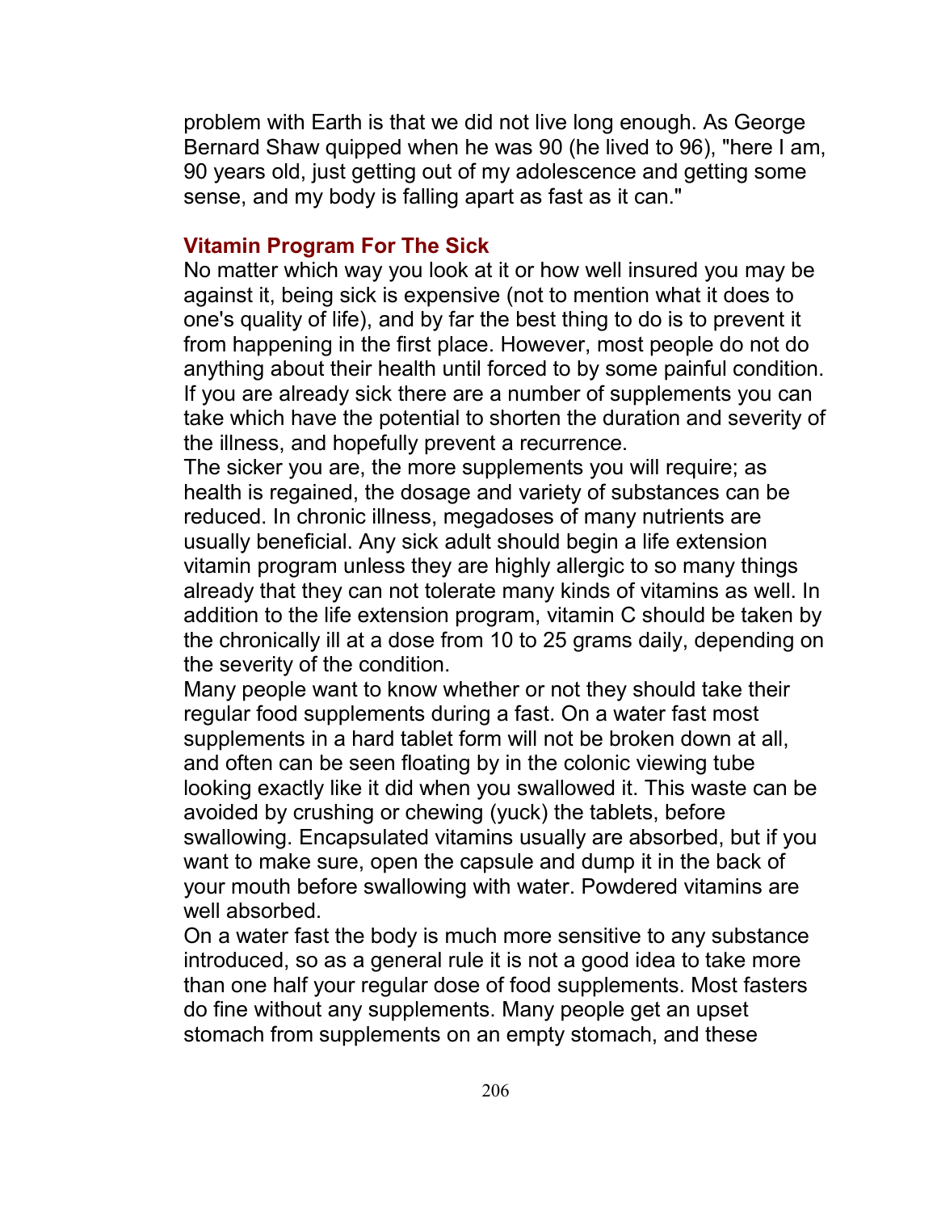problem with Earth is that we did not live long enough. As George Bernard Shaw quipped when he was 90 (he lived to 96), "here I am, 90 years old, just getting out of my adolescence and getting some sense, and my body is falling apart as fast as it can."

### Vitamin Program For The Sick

No matter which way you look at it or how well insured you may be against it, being sick is expensive (not to mention what it does to one's quality of life), and by far the best thing to do is to prevent it from happening in the first place. However, most people do not do anything about their health until forced to by some painful condition. If you are already sick there are a number of supplements you can take which have the potential to shorten the duration and severity of the illness, and hopefully prevent a recurrence.

The sicker you are, the more supplements you will require; as health is regained, the dosage and variety of substances can be reduced. In chronic illness, megadoses of many nutrients are usually beneficial. Any sick adult should begin a life extension vitamin program unless they are highly allergic to so many things already that they can not tolerate many kinds of vitamins as well. In addition to the life extension program, vitamin C should be taken by the chronically ill at a dose from 10 to 25 grams daily, depending on the severity of the condition.

Many people want to know whether or not they should take their regular food supplements during a fast. On a water fast most supplements in a hard tablet form will not be broken down at all, and often can be seen floating by in the colonic viewing tube looking exactly like it did when you swallowed it. This waste can be avoided by crushing or chewing (yuck) the tablets, before swallowing. Encapsulated vitamins usually are absorbed, but if you want to make sure, open the capsule and dump it in the back of your mouth before swallowing with water. Powdered vitamins are well absorbed.

On a water fast the body is much more sensitive to any substance introduced, so as a general rule it is not a good idea to take more than one half your regular dose of food supplements. Most fasters do fine without any supplements. Many people get an upset stomach from supplements on an empty stomach, and these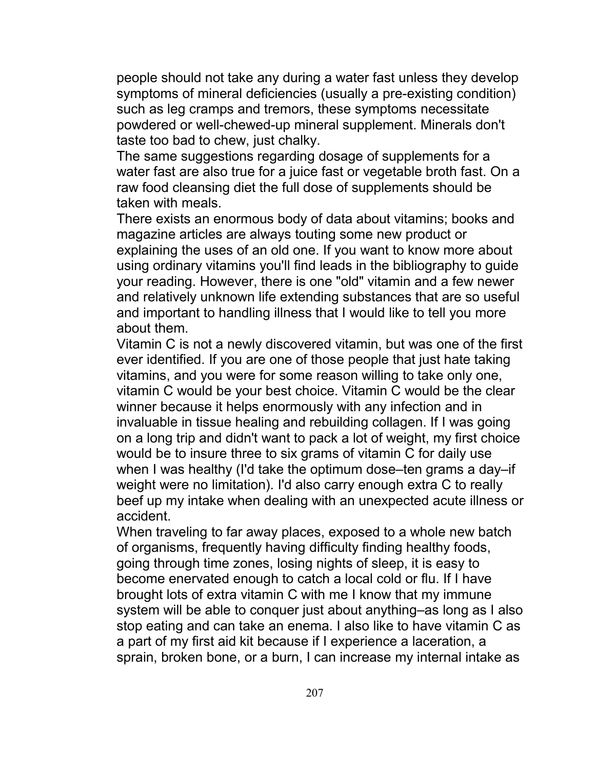people should not take any during a water fast unless they develop symptoms of mineral deficiencies (usually a pre-existing condition) such as leg cramps and tremors, these symptoms necessitate powdered or well-chewed-up mineral supplement. Minerals don't taste too bad to chew, just chalky.

The same suggestions regarding dosage of supplements for a water fast are also true for a juice fast or vegetable broth fast. On a raw food cleansing diet the full dose of supplements should be taken with meals.

There exists an enormous body of data about vitamins; books and magazine articles are always touting some new product or explaining the uses of an old one. If you want to know more about using ordinary vitamins you'll find leads in the bibliography to guide your reading. However, there is one "old" vitamin and a few newer and relatively unknown life extending substances that are so useful and important to handling illness that I would like to tell you more about them.

Vitamin C is not a newly discovered vitamin, but was one of the first ever identified. If you are one of those people that just hate taking vitamins, and you were for some reason willing to take only one, vitamin C would be your best choice. Vitamin C would be the clear winner because it helps enormously with any infection and in invaluable in tissue healing and rebuilding collagen. If I was going on a long trip and didn't want to pack a lot of weight, my first choice would be to insure three to six grams of vitamin C for daily use when I was healthy (I'd take the optimum dose–ten grams a day–if weight were no limitation). I'd also carry enough extra C to really beef up my intake when dealing with an unexpected acute illness or accident.

When traveling to far away places, exposed to a whole new batch of organisms, frequently having difficulty finding healthy foods, going through time zones, losing nights of sleep, it is easy to become enervated enough to catch a local cold or flu. If I have brought lots of extra vitamin C with me I know that my immune system will be able to conquer just about anything–as long as I also stop eating and can take an enema. I also like to have vitamin C as a part of my first aid kit because if I experience a laceration, a sprain, broken bone, or a burn, I can increase my internal intake as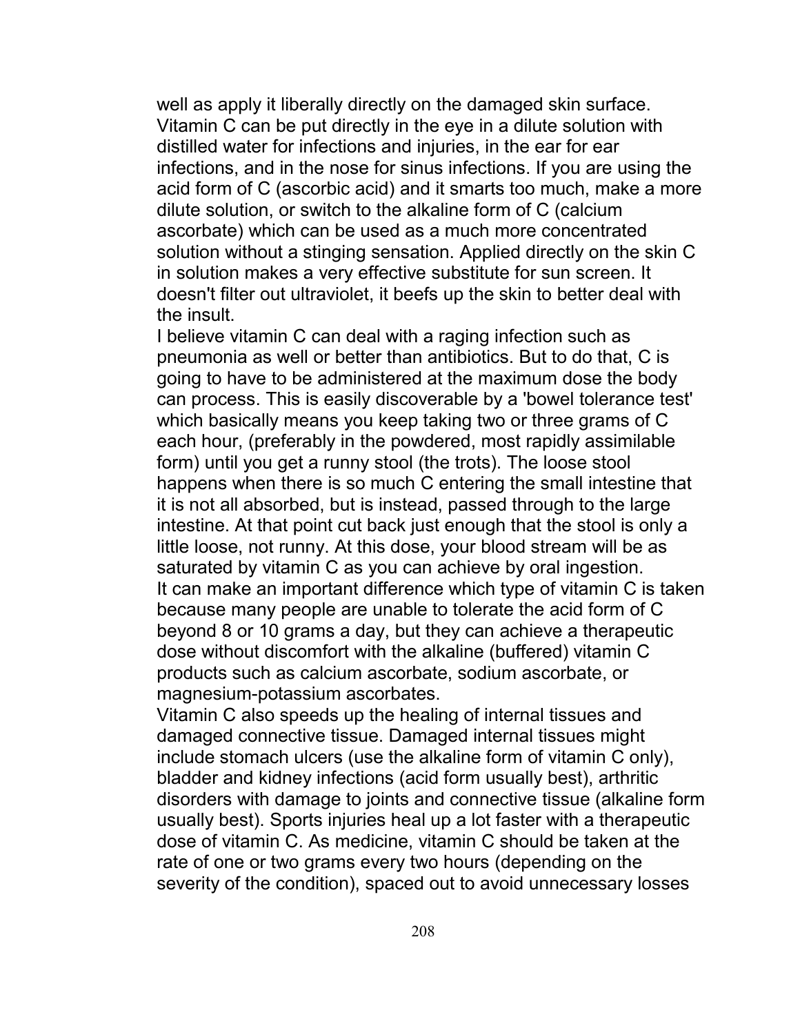well as apply it liberally directly on the damaged skin surface. Vitamin C can be put directly in the eye in a dilute solution with distilled water for infections and injuries, in the ear for ear infections, and in the nose for sinus infections. If you are using the acid form of C (ascorbic acid) and it smarts too much, make a more dilute solution, or switch to the alkaline form of C (calcium ascorbate) which can be used as a much more concentrated solution without a stinging sensation. Applied directly on the skin C in solution makes a very effective substitute for sun screen. It doesn't filter out ultraviolet, it beefs up the skin to better deal with the insult.

I believe vitamin C can deal with a raging infection such as pneumonia as well or better than antibiotics. But to do that, C is going to have to be administered at the maximum dose the body can process. This is easily discoverable by a 'bowel tolerance test' which basically means you keep taking two or three grams of C each hour, (preferably in the powdered, most rapidly assimilable form) until you get a runny stool (the trots). The loose stool happens when there is so much C entering the small intestine that it is not all absorbed, but is instead, passed through to the large intestine. At that point cut back just enough that the stool is only a little loose, not runny. At this dose, your blood stream will be as saturated by vitamin C as you can achieve by oral ingestion.

It can make an important difference which type of vitamin C is taken because many people are unable to tolerate the acid form of C beyond 8 or 10 grams a day, but they can achieve a therapeutic dose without discomfort with the alkaline (buffered) vitamin C products such as calcium ascorbate, sodium ascorbate, or magnesium-potassium ascorbates.

Vitamin C also speeds up the healing of internal tissues and damaged connective tissue. Damaged internal tissues might include stomach ulcers (use the alkaline form of vitamin C only), bladder and kidney infections (acid form usually best), arthritic disorders with damage to joints and connective tissue (alkaline form usually best). Sports injuries heal up a lot faster with a therapeutic dose of vitamin C. As medicine, vitamin C should be taken at the rate of one or two grams every two hours (depending on the severity of the condition), spaced out to avoid unnecessary losses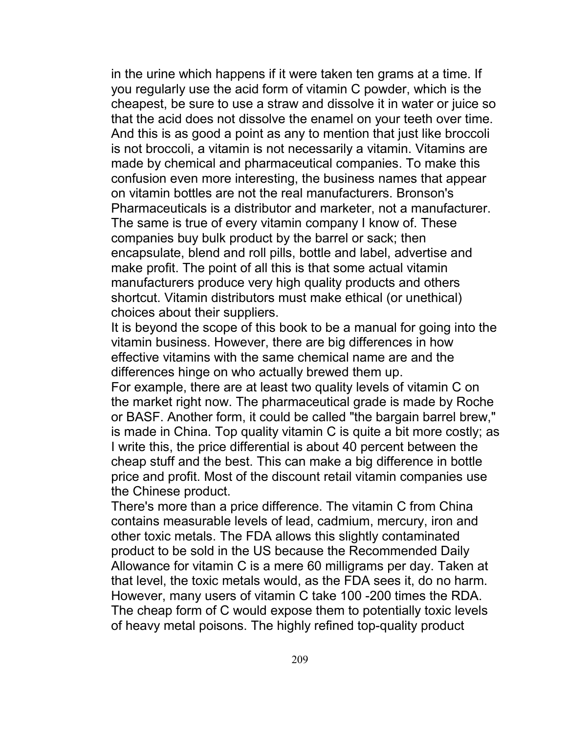in the urine which happens if it were taken ten grams at a time. If you regularly use the acid form of vitamin C powder, which is the cheapest, be sure to use a straw and dissolve it in water or juice so that the acid does not dissolve the enamel on your teeth over time. And this is as good a point as any to mention that just like broccoli is not broccoli, a vitamin is not necessarily a vitamin. Vitamins are made by chemical and pharmaceutical companies. To make this confusion even more interesting, the business names that appear on vitamin bottles are not the real manufacturers. Bronson's Pharmaceuticals is a distributor and marketer, not a manufacturer. The same is true of every vitamin company I know of. These companies buy bulk product by the barrel or sack; then encapsulate, blend and roll pills, bottle and label, advertise and make profit. The point of all this is that some actual vitamin manufacturers produce very high quality products and others shortcut. Vitamin distributors must make ethical (or unethical) choices about their suppliers.

It is beyond the scope of this book to be a manual for going into the vitamin business. However, there are big differences in how effective vitamins with the same chemical name are and the differences hinge on who actually brewed them up.

For example, there are at least two quality levels of vitamin C on the market right now. The pharmaceutical grade is made by Roche or BASF. Another form, it could be called "the bargain barrel brew," is made in China. Top quality vitamin C is quite a bit more costly; as I write this, the price differential is about 40 percent between the cheap stuff and the best. This can make a big difference in bottle price and profit. Most of the discount retail vitamin companies use the Chinese product.

There's more than a price difference. The vitamin C from China contains measurable levels of lead, cadmium, mercury, iron and other toxic metals. The FDA allows this slightly contaminated product to be sold in the US because the Recommended Daily Allowance for vitamin C is a mere 60 milligrams per day. Taken at that level, the toxic metals would, as the FDA sees it, do no harm. However, many users of vitamin C take 100 -200 times the RDA. The cheap form of C would expose them to potentially toxic levels of heavy metal poisons. The highly refined top-quality product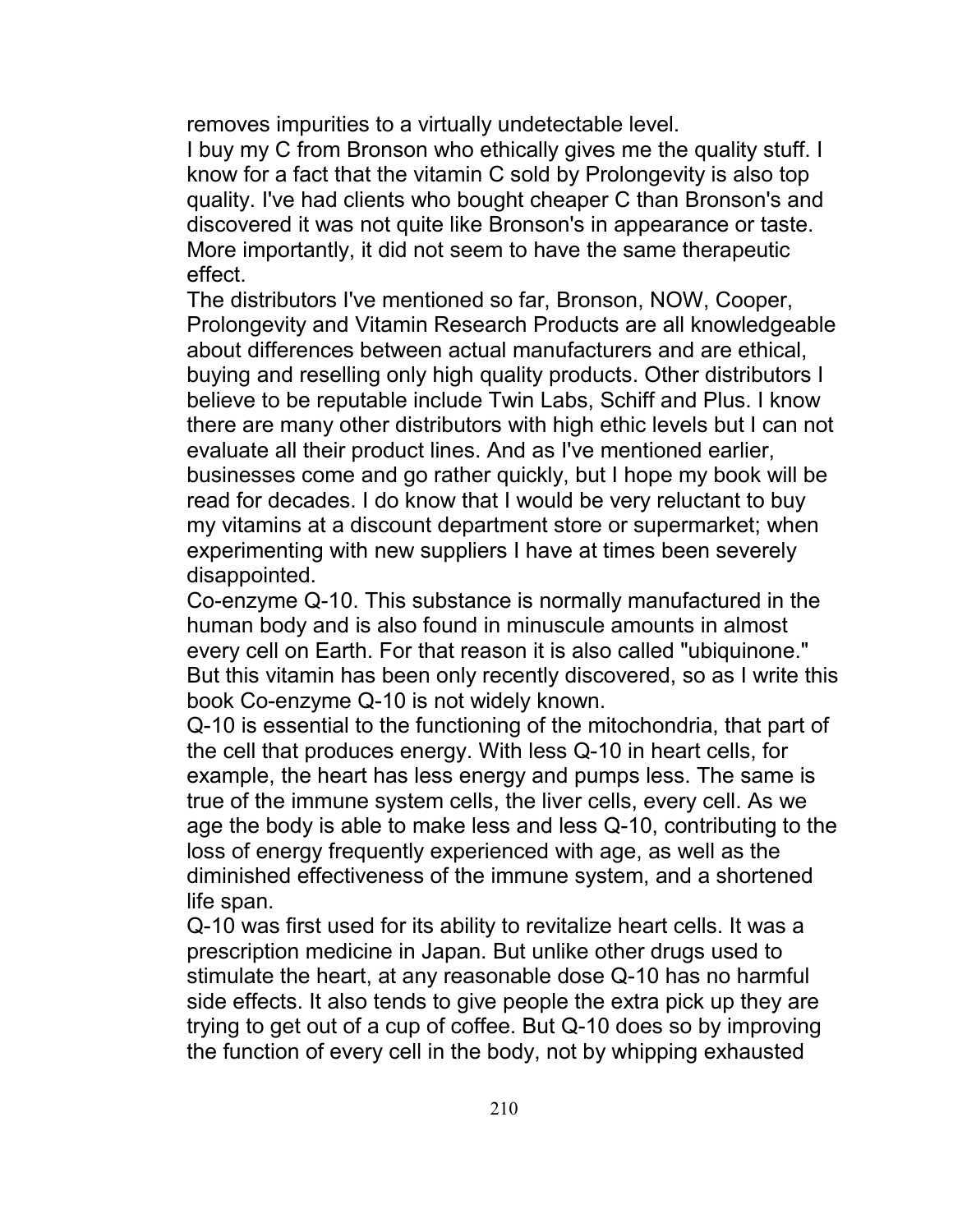removes impurities to a virtually undetectable level.

I buy my C from Bronson who ethically gives me the quality stuff. I know for a fact that the vitamin C sold by Prolongevity is also top quality. I've had clients who bought cheaper C than Bronson's and discovered it was not quite like Bronson's in appearance or taste. More importantly, it did not seem to have the same therapeutic effect.

The distributors I've mentioned so far, Bronson, NOW, Cooper, Prolongevity and Vitamin Research Products are all knowledgeable about differences between actual manufacturers and are ethical, buying and reselling only high quality products. Other distributors I believe to be reputable include Twin Labs, Schiff and Plus. I know there are many other distributors with high ethic levels but I can not evaluate all their product lines. And as I've mentioned earlier, businesses come and go rather quickly, but I hope my book will be read for decades. I do know that I would be very reluctant to buy my vitamins at a discount department store or supermarket; when experimenting with new suppliers I have at times been severely disappointed.

Co-enzyme Q-10. This substance is normally manufactured in the human body and is also found in minuscule amounts in almost every cell on Earth. For that reason it is also called "ubiquinone." But this vitamin has been only recently discovered, so as I write this book Co-enzyme Q-10 is not widely known.

Q-10 is essential to the functioning of the mitochondria, that part of the cell that produces energy. With less Q-10 in heart cells, for example, the heart has less energy and pumps less. The same is true of the immune system cells, the liver cells, every cell. As we age the body is able to make less and less Q-10, contributing to the loss of energy frequently experienced with age, as well as the diminished effectiveness of the immune system, and a shortened life span.

Q-10 was first used for its ability to revitalize heart cells. It was a prescription medicine in Japan. But unlike other drugs used to stimulate the heart, at any reasonable dose Q-10 has no harmful side effects. It also tends to give people the extra pick up they are trying to get out of a cup of coffee. But Q-10 does so by improving the function of every cell in the body, not by whipping exhausted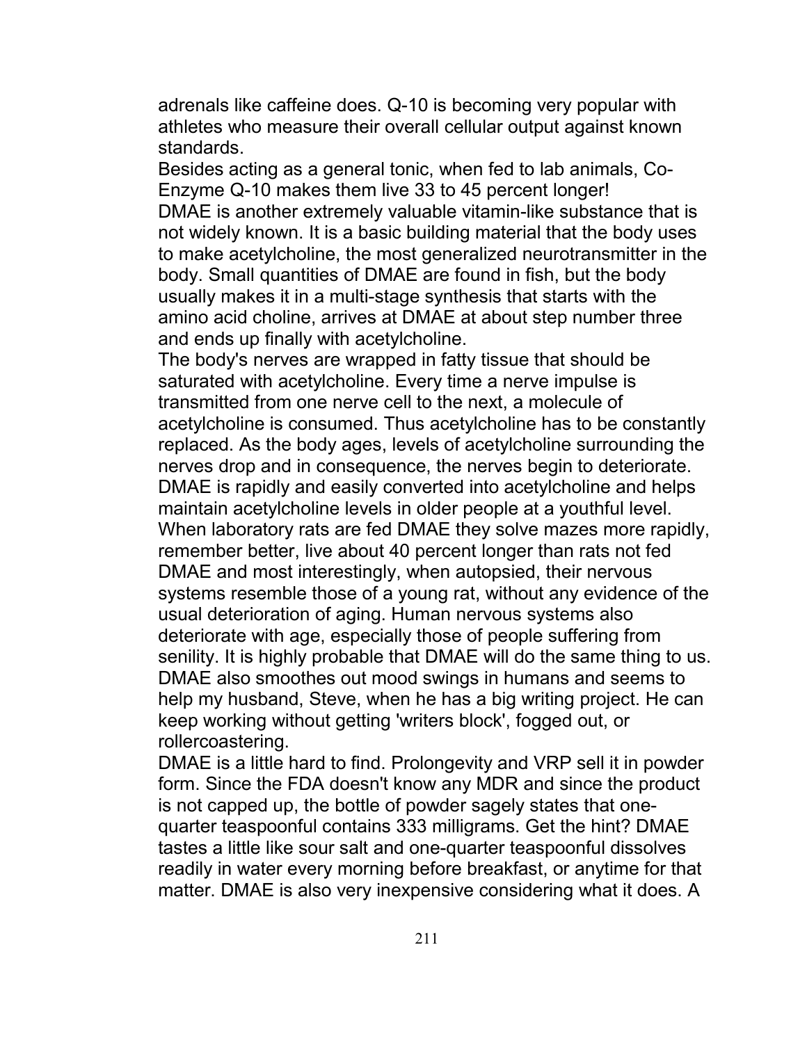adrenals like caffeine does. Q-10 is becoming very popular with athletes who measure their overall cellular output against known standards.

Besides acting as a general tonic, when fed to lab animals, Co-Enzyme Q-10 makes them live 33 to 45 percent longer!

DMAE is another extremely valuable vitamin-like substance that is not widely known. It is a basic building material that the body uses to make acetylcholine, the most generalized neurotransmitter in the body. Small quantities of DMAE are found in fish, but the body usually makes it in a multi-stage synthesis that starts with the amino acid choline, arrives at DMAE at about step number three and ends up finally with acetylcholine.

The body's nerves are wrapped in fatty tissue that should be saturated with acetylcholine. Every time a nerve impulse is transmitted from one nerve cell to the next, a molecule of acetylcholine is consumed. Thus acetylcholine has to be constantly replaced. As the body ages, levels of acetylcholine surrounding the nerves drop and in consequence, the nerves begin to deteriorate. DMAE is rapidly and easily converted into acetylcholine and helps maintain acetylcholine levels in older people at a youthful level. When laboratory rats are fed DMAE they solve mazes more rapidly, remember better, live about 40 percent longer than rats not fed DMAE and most interestingly, when autopsied, their nervous systems resemble those of a young rat, without any evidence of the usual deterioration of aging. Human nervous systems also deteriorate with age, especially those of people suffering from senility. It is highly probable that DMAE will do the same thing to us. DMAE also smoothes out mood swings in humans and seems to help my husband, Steve, when he has a big writing project. He can keep working without getting 'writers block', fogged out, or rollercoastering.

DMAE is a little hard to find. Prolongevity and VRP sell it in powder form. Since the FDA doesn't know any MDR and since the product is not capped up, the bottle of powder sagely states that one-quarter teaspoonful contains 333 milligrams. Get the hint? DMAE tastes a little like sour salt and one-quarter teaspoonful dissolves readily in water every morning before breakfast, or anytime for that matter. DMAE is also very inexpensive considering what it does. A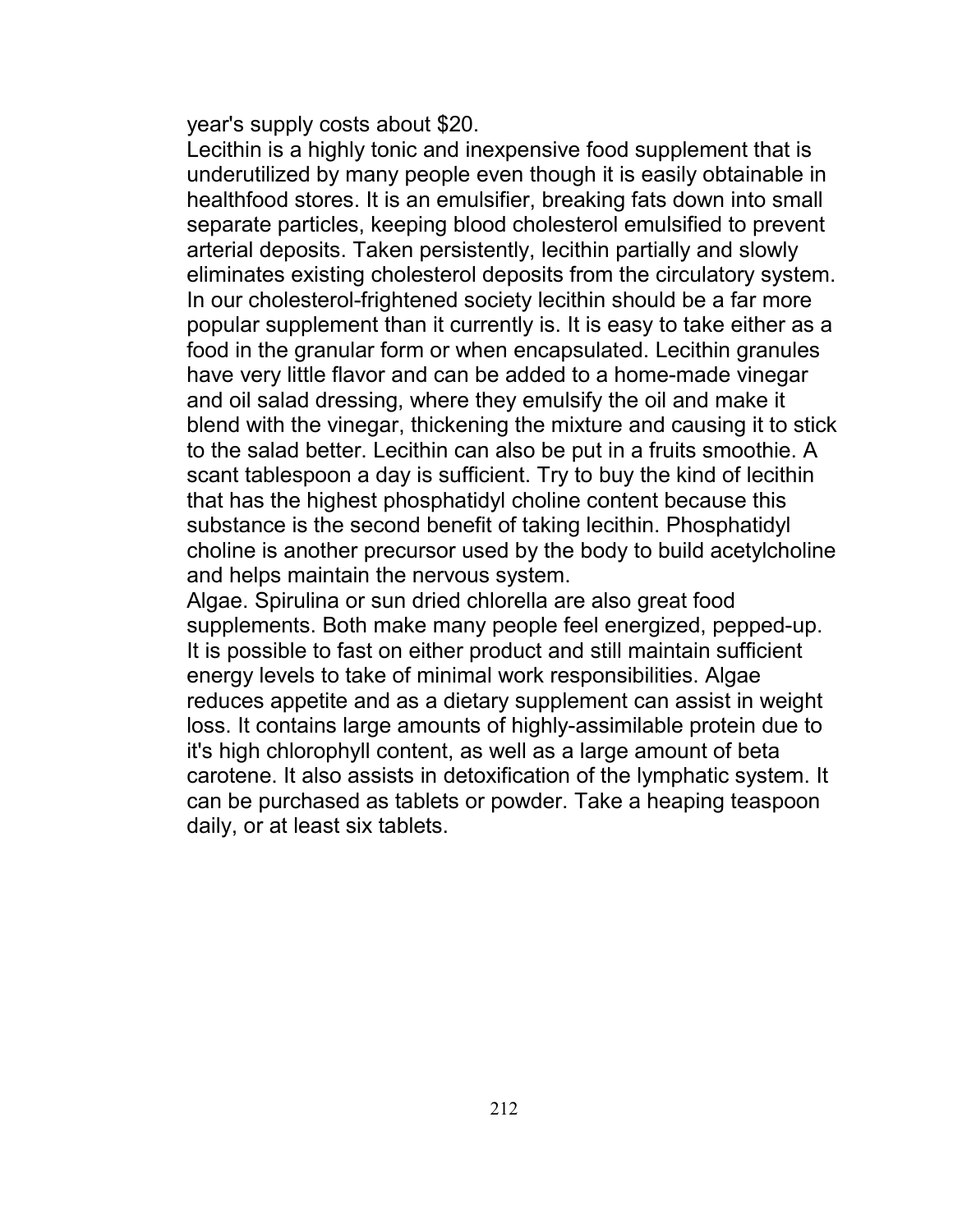year's supply costs about $20.

Lecithin is a highly tonic and inexpensive food supplement that is underutilized by many people even though it is easily obtainable in healthfood stores. It is an emulsifier, breaking fats down into small separate particles, keeping blood cholesterol emulsified to prevent arterial deposits. Taken persistently, lecithin partially and slowly eliminates existing cholesterol deposits from the circulatory system. In our cholesterol-frightened society lecithin should be a far more popular supplement than it currently is. It is easy to take either as a food in the granular form or when encapsulated. Lecithin granules have very little flavor and can be added to a home-made vinegar and oil salad dressing, where they emulsify the oil and make it blend with the vinegar, thickening the mixture and causing it to stick to the salad better. Lecithin can also be put in a fruits smoothie. A scant tablespoon a day is sufficient. Try to buy the kind of lecithin that has the highest phosphatidyl choline content because this substance is the second benefit of taking lecithin. Phosphatidyl choline is another precursor used by the body to build acetylcholine and helps maintain the nervous system.

Algae. Spirulina or sun dried chlorella are also great food supplements. Both make many people feel energized, pepped-up. It is possible to fast on either product and still maintain sufficient energy levels to take of minimal work responsibilities. Algae reduces appetite and as a dietary supplement can assist in weight loss. It contains large amounts of highly-assimilable protein due to it's high chlorophyll content, as well as a large amount of beta carotene. It also assists in detoxification of the lymphatic system. It can be purchased as tablets or powder. Take a heaping teaspoon daily, or at least six tablets.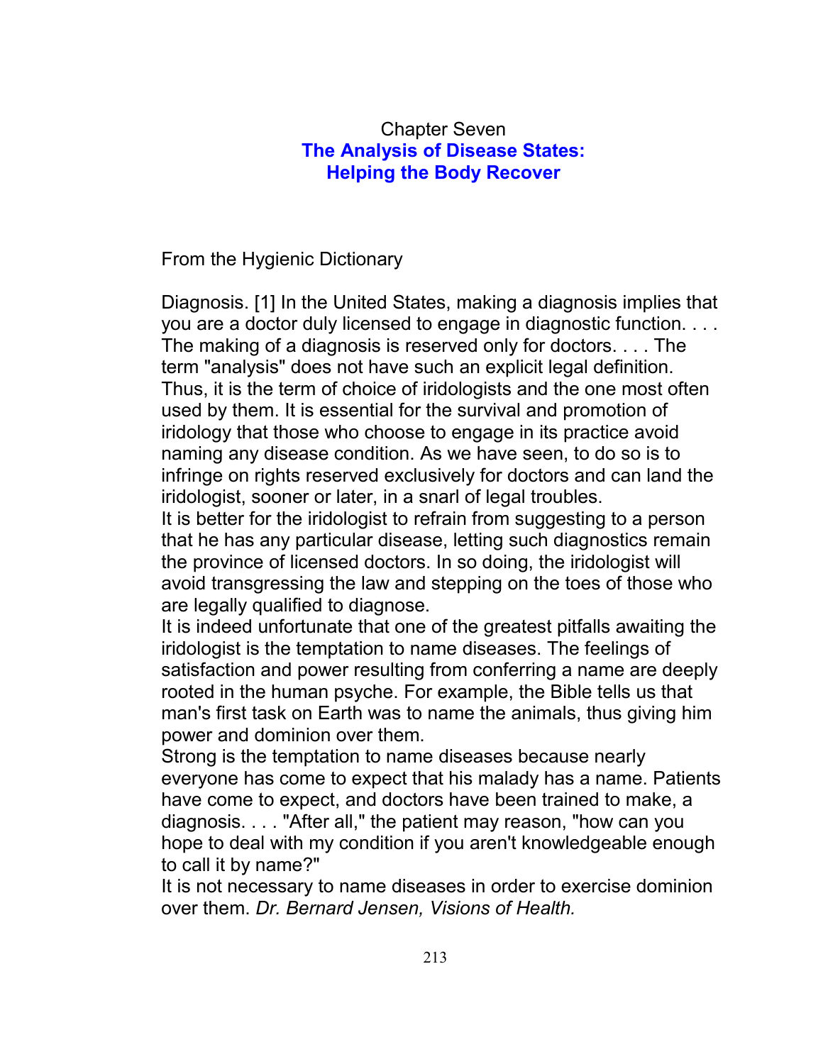# Chapter Seven
## The Analysis of Disease States: Helping the Body Recover

From the Hygienic Dictionary

Diagnosis. [1] In the United States, making a diagnosis implies that you are a doctor duly licensed to engage in diagnostic function. . . . The making of a diagnosis is reserved only for doctors. . . . The term "analysis" does not have such an explicit legal definition. Thus, it is the term of choice of iridologists and the one most often used by them. It is essential for the survival and promotion of iridology that those who choose to engage in its practice avoid naming any disease condition. As we have seen, to do so is to infringe on rights reserved exclusively for doctors and can land the iridologist, sooner or later, in a snarl of legal troubles.

It is better for the iridologist to refrain from suggesting to a person that he has any particular disease, letting such diagnostics remain the province of licensed doctors. In so doing, the iridologist will avoid transgressing the law and stepping on the toes of those who are legally qualified to diagnose.

It is indeed unfortunate that one of the greatest pitfalls awaiting the iridologist is the temptation to name diseases. The feelings of satisfaction and power resulting from conferring a name are deeply rooted in the human psyche. For example, the Bible tells us that man's first task on Earth was to name the animals, thus giving him power and dominion over them.

Strong is the temptation to name diseases because nearly everyone has come to expect that his malady has a name. Patients have come to expect, and doctors have been trained to make, a diagnosis. . . . "After all," the patient may reason, "how can you hope to deal with my condition if you aren't knowledgeable enough to call it by name?"

It is not necessary to name diseases in order to exercise dominion over them. *Dr. Bernard Jensen, Visions of Health.*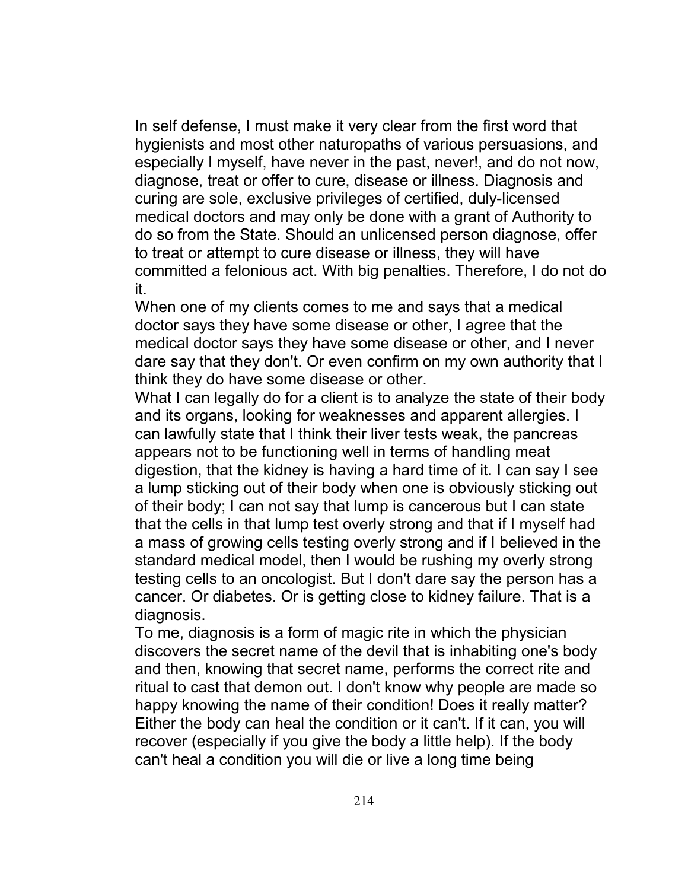In self defense, I must make it very clear from the first word that hygienists and most other naturopaths of various persuasions, and especially I myself, have never in the past, never!, and do not now, diagnose, treat or offer to cure, disease or illness. Diagnosis and curing are sole, exclusive privileges of certified, duly-licensed medical doctors and may only be done with a grant of Authority to do so from the State. Should an unlicensed person diagnose, offer to treat or attempt to cure disease or illness, they will have committed a felonious act. With big penalties. Therefore, I do not do it.

When one of my clients comes to me and says that a medical doctor says they have some disease or other, I agree that the medical doctor says they have some disease or other, and I never dare say that they don't. Or even confirm on my own authority that I think they do have some disease or other.

What I can legally do for a client is to analyze the state of their body and its organs, looking for weaknesses and apparent allergies. I can lawfully state that I think their liver tests weak, the pancreas appears not to be functioning well in terms of handling meat digestion, that the kidney is having a hard time of it. I can say I see a lump sticking out of their body when one is obviously sticking out of their body; I can not say that lump is cancerous but I can state that the cells in that lump test overly strong and that if I myself had a mass of growing cells testing overly strong and if I believed in the standard medical model, then I would be rushing my overly strong testing cells to an oncologist. But I don't dare say the person has a cancer. Or diabetes. Or is getting close to kidney failure. That is a diagnosis.

To me, diagnosis is a form of magic rite in which the physician discovers the secret name of the devil that is inhabiting one's body and then, knowing that secret name, performs the correct rite and ritual to cast that demon out. I don't know why people are made so happy knowing the name of their condition! Does it really matter? Either the body can heal the condition or it can't. If it can, you will recover (especially if you give the body a little help). If the body can't heal a condition you will die or live a long time being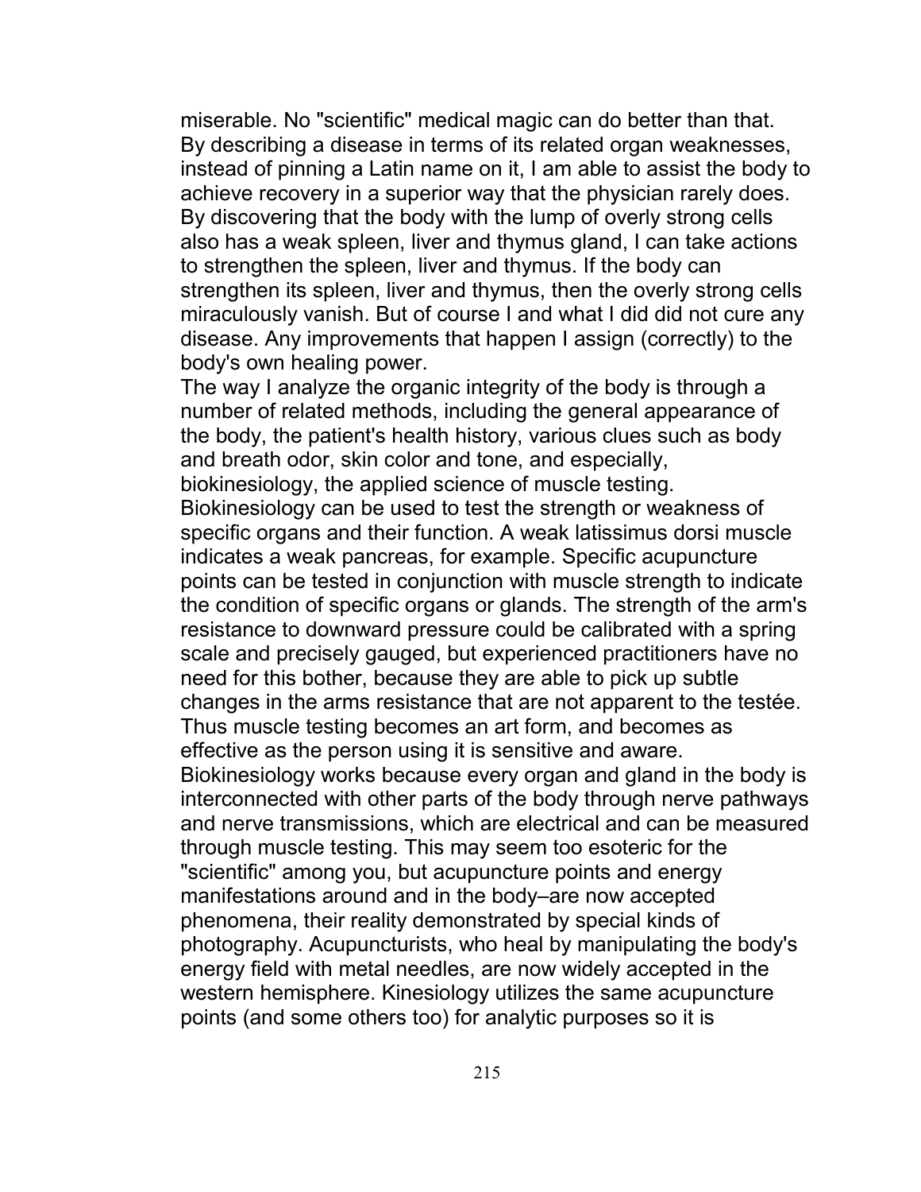miserable. No "scientific" medical magic can do better than that. By describing a disease in terms of its related organ weaknesses, instead of pinning a Latin name on it, I am able to assist the body to achieve recovery in a superior way that the physician rarely does. By discovering that the body with the lump of overly strong cells also has a weak spleen, liver and thymus gland, I can take actions to strengthen the spleen, liver and thymus. If the body can strengthen its spleen, liver and thymus, then the overly strong cells miraculously vanish. But of course I and what I did did not cure any disease. Any improvements that happen I assign (correctly) to the body's own healing power.

The way I analyze the organic integrity of the body is through a number of related methods, including the general appearance of the body, the patient's health history, various clues such as body and breath odor, skin color and tone, and especially, biokinesiology, the applied science of muscle testing.

Biokinesiology can be used to test the strength or weakness of specific organs and their function. A weak latissimus dorsi muscle indicates a weak pancreas, for example. Specific acupuncture points can be tested in conjunction with muscle strength to indicate the condition of specific organs or glands. The strength of the arm's resistance to downward pressure could be calibrated with a spring scale and precisely gauged, but experienced practitioners have no need for this bother, because they are able to pick up subtle changes in the arms resistance that are not apparent to the testée. Thus muscle testing becomes an art form, and becomes as effective as the person using it is sensitive and aware.

Biokinesiology works because every organ and gland in the body is interconnected with other parts of the body through nerve pathways and nerve transmissions, which are electrical and can be measured through muscle testing. This may seem too esoteric for the "scientific" among you, but acupuncture points and energy manifestations around and in the body–are now accepted phenomena, their reality demonstrated by special kinds of photography. Acupuncturists, who heal by manipulating the body's energy field with metal needles, are now widely accepted in the western hemisphere. Kinesiology utilizes the same acupuncture points (and some others too) for analytic purposes so it is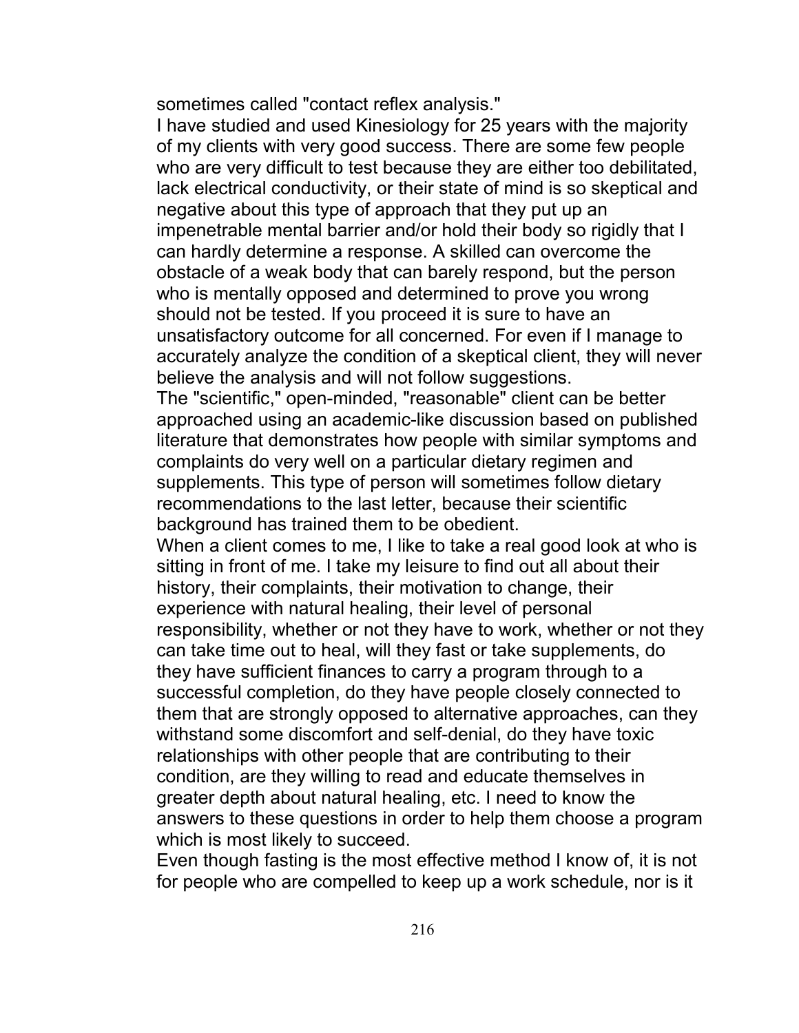sometimes called "contact reflex analysis."

I have studied and used Kinesiology for 25 years with the majority of my clients with very good success. There are some few people who are very difficult to test because they are either too debilitated, lack electrical conductivity, or their state of mind is so skeptical and negative about this type of approach that they put up an impenetrable mental barrier and/or hold their body so rigidly that I can hardly determine a response. A skilled can overcome the obstacle of a weak body that can barely respond, but the person who is mentally opposed and determined to prove you wrong should not be tested. If you proceed it is sure to have an unsatisfactory outcome for all concerned. For even if I manage to accurately analyze the condition of a skeptical client, they will never believe the analysis and will not follow suggestions.

The "scientific," open-minded, "reasonable" client can be better approached using an academic-like discussion based on published literature that demonstrates how people with similar symptoms and complaints do very well on a particular dietary regimen and supplements. This type of person will sometimes follow dietary recommendations to the last letter, because their scientific background has trained them to be obedient.

When a client comes to me, I like to take a real good look at who is sitting in front of me. I take my leisure to find out all about their history, their complaints, their motivation to change, their experience with natural healing, their level of personal responsibility, whether or not they have to work, whether or not they can take time out to heal, will they fast or take supplements, do they have sufficient finances to carry a program through to a successful completion, do they have people closely connected to them that are strongly opposed to alternative approaches, can they withstand some discomfort and self-denial, do they have toxic relationships with other people that are contributing to their condition, are they willing to read and educate themselves in greater depth about natural healing, etc. I need to know the answers to these questions in order to help them choose a program which is most likely to succeed.

Even though fasting is the most effective method I know of, it is not for people who are compelled to keep up a work schedule, nor is it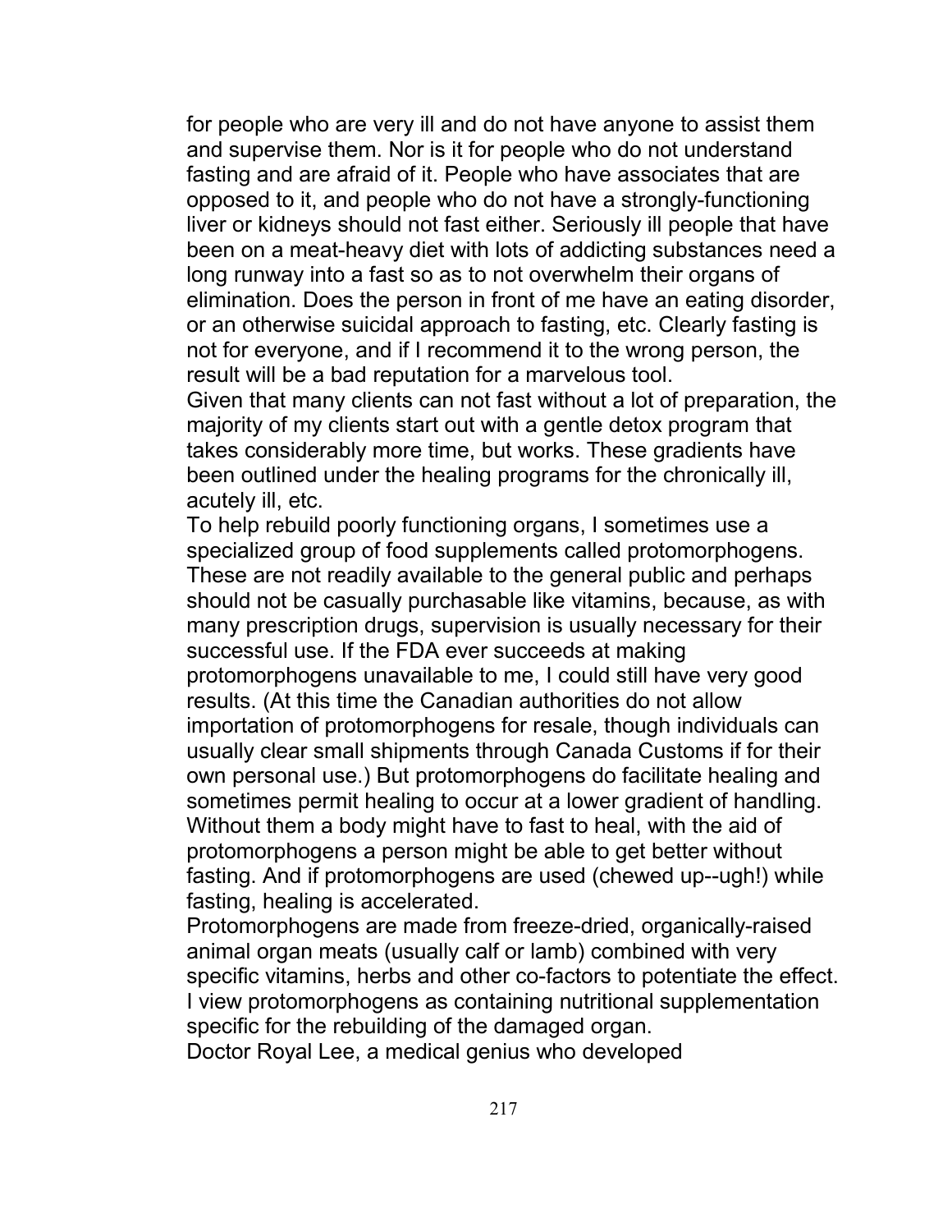for people who are very ill and do not have anyone to assist them and supervise them. Nor is it for people who do not understand fasting and are afraid of it. People who have associates that are opposed to it, and people who do not have a strongly-functioning liver or kidneys should not fast either. Seriously ill people that have been on a meat-heavy diet with lots of addicting substances need a long runway into a fast so as to not overwhelm their organs of elimination. Does the person in front of me have an eating disorder, or an otherwise suicidal approach to fasting, etc. Clearly fasting is not for everyone, and if I recommend it to the wrong person, the result will be a bad reputation for a marvelous tool.

Given that many clients can not fast without a lot of preparation, the majority of my clients start out with a gentle detox program that takes considerably more time, but works. These gradients have been outlined under the healing programs for the chronically ill, acutely ill, etc.

To help rebuild poorly functioning organs, I sometimes use a specialized group of food supplements called protomorphogens. These are not readily available to the general public and perhaps should not be casually purchasable like vitamins, because, as with many prescription drugs, supervision is usually necessary for their successful use. If the FDA ever succeeds at making protomorphogens unavailable to me, I could still have very good results. (At this time the Canadian authorities do not allow importation of protomorphogens for resale, though individuals can usually clear small shipments through Canada Customs if for their own personal use.) But protomorphogens do facilitate healing and sometimes permit healing to occur at a lower gradient of handling. Without them a body might have to fast to heal, with the aid of protomorphogens a person might be able to get better without fasting. And if protomorphogens are used (chewed up--ugh!) while fasting, healing is accelerated.

Protomorphogens are made from freeze-dried, organically-raised animal organ meats (usually calf or lamb) combined with very specific vitamins, herbs and other co-factors to potentiate the effect. I view protomorphogens as containing nutritional supplementation specific for the rebuilding of the damaged organ.

Doctor Royal Lee, a medical genius who developed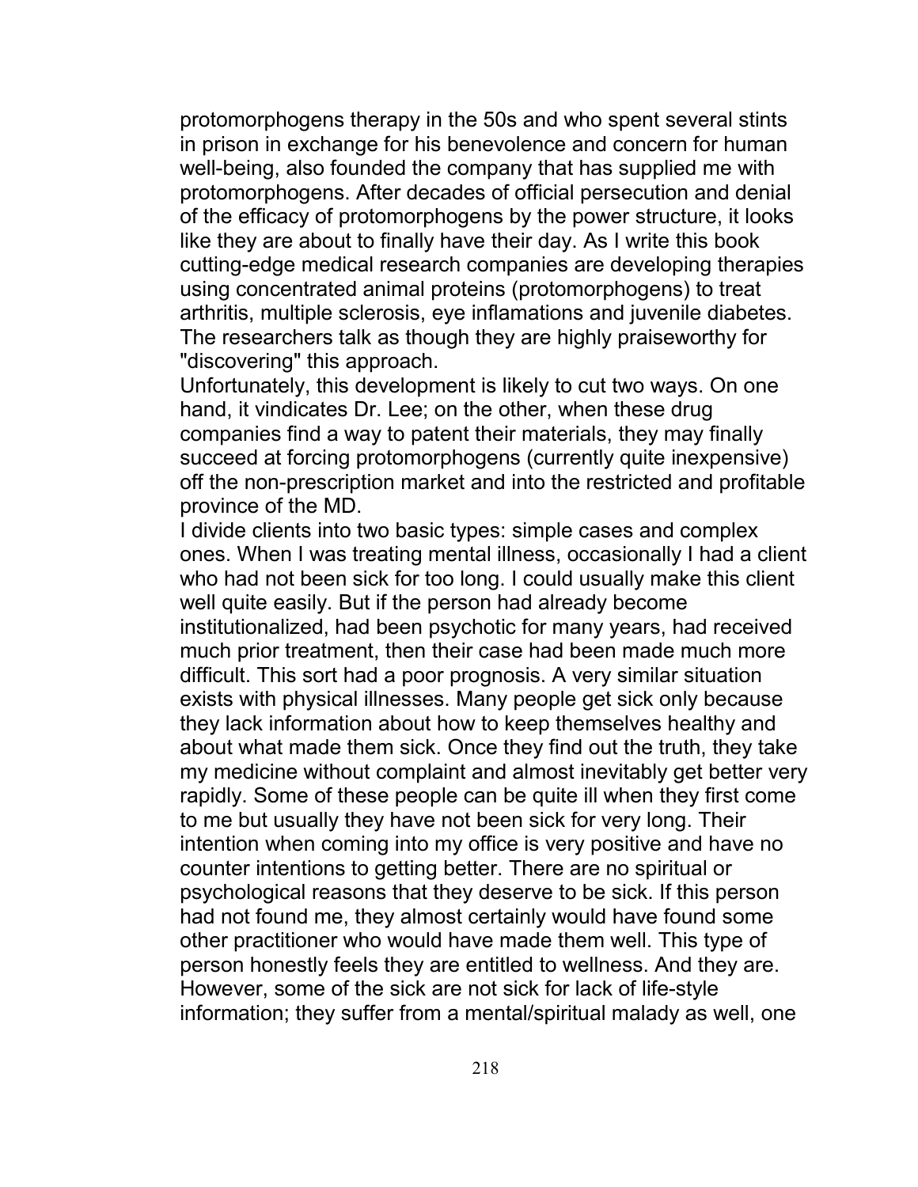protomorphogens therapy in the 50s and who spent several stints in prison in exchange for his benevolence and concern for human well-being, also founded the company that has supplied me with protomorphogens. After decades of official persecution and denial of the efficacy of protomorphogens by the power structure, it looks like they are about to finally have their day. As I write this book cutting-edge medical research companies are developing therapies using concentrated animal proteins (protomorphogens) to treat arthritis, multiple sclerosis, eye inflamations and juvenile diabetes. The researchers talk as though they are highly praiseworthy for "discovering" this approach.

Unfortunately, this development is likely to cut two ways. On one hand, it vindicates Dr. Lee; on the other, when these drug companies find a way to patent their materials, they may finally succeed at forcing protomorphogens (currently quite inexpensive) off the non-prescription market and into the restricted and profitable province of the MD.

I divide clients into two basic types: simple cases and complex ones. When I was treating mental illness, occasionally I had a client who had not been sick for too long. I could usually make this client well quite easily. But if the person had already become institutionalized, had been psychotic for many years, had received much prior treatment, then their case had been made much more difficult. This sort had a poor prognosis. A very similar situation exists with physical illnesses. Many people get sick only because they lack information about how to keep themselves healthy and about what made them sick. Once they find out the truth, they take my medicine without complaint and almost inevitably get better very rapidly. Some of these people can be quite ill when they first come to me but usually they have not been sick for very long. Their intention when coming into my office is very positive and have no counter intentions to getting better. There are no spiritual or psychological reasons that they deserve to be sick. If this person had not found me, they almost certainly would have found some other practitioner who would have made them well. This type of person honestly feels they are entitled to wellness. And they are.

However, some of the sick are not sick for lack of life-style information; they suffer from a mental/spiritual malady as well, one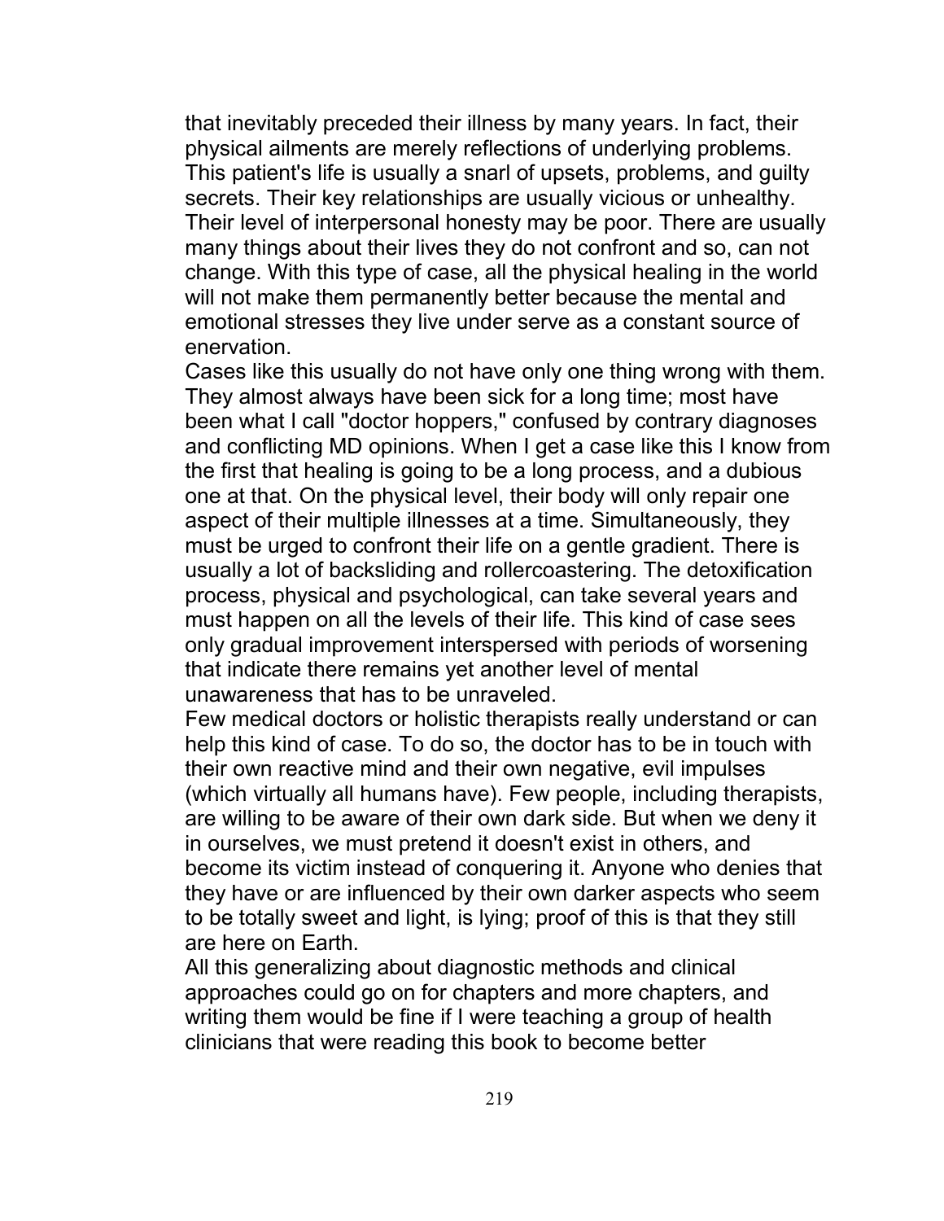that inevitably preceded their illness by many years. In fact, their physical ailments are merely reflections of underlying problems. This patient's life is usually a snarl of upsets, problems, and guilty secrets. Their key relationships are usually vicious or unhealthy. Their level of interpersonal honesty may be poor. There are usually many things about their lives they do not confront and so, can not change. With this type of case, all the physical healing in the world will not make them permanently better because the mental and emotional stresses they live under serve as a constant source of enervation.

Cases like this usually do not have only one thing wrong with them. They almost always have been sick for a long time; most have been what I call "doctor hoppers," confused by contrary diagnoses and conflicting MD opinions. When I get a case like this I know from the first that healing is going to be a long process, and a dubious one at that. On the physical level, their body will only repair one aspect of their multiple illnesses at a time. Simultaneously, they must be urged to confront their life on a gentle gradient. There is usually a lot of backsliding and rollercoastering. The detoxification process, physical and psychological, can take several years and must happen on all the levels of their life. This kind of case sees only gradual improvement interspersed with periods of worsening that indicate there remains yet another level of mental unawareness that has to be unraveled.

Few medical doctors or holistic therapists really understand or can help this kind of case. To do so, the doctor has to be in touch with their own reactive mind and their own negative, evil impulses (which virtually all humans have). Few people, including therapists, are willing to be aware of their own dark side. But when we deny it in ourselves, we must pretend it doesn't exist in others, and become its victim instead of conquering it. Anyone who denies that they have or are influenced by their own darker aspects who seem to be totally sweet and light, is lying; proof of this is that they still are here on Earth.

All this generalizing about diagnostic methods and clinical approaches could go on for chapters and more chapters, and writing them would be fine if I were teaching a group of health clinicians that were reading this book to become better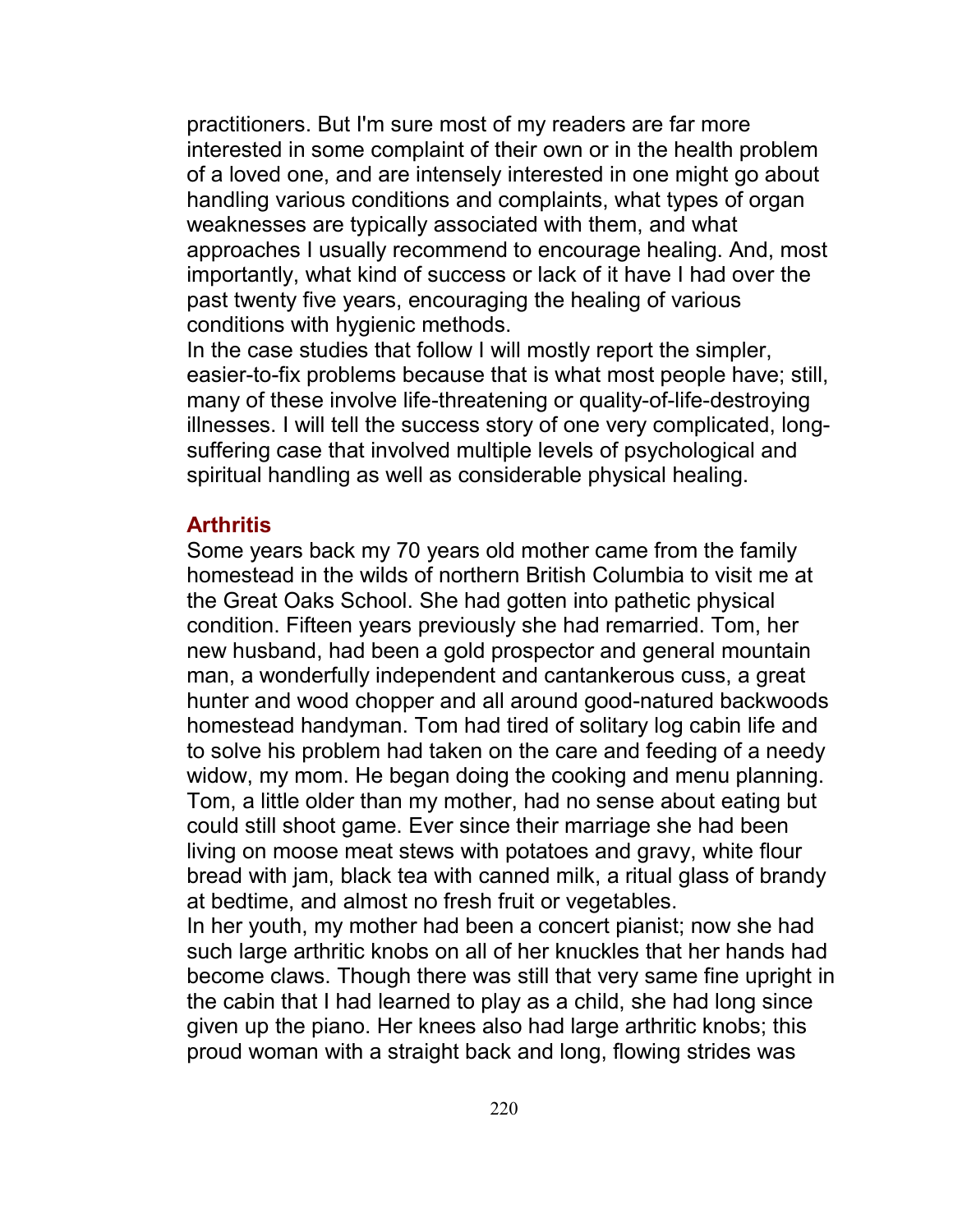practitioners. But I'm sure most of my readers are far more interested in some complaint of their own or in the health problem of a loved one, and are intensely interested in one might go about handling various conditions and complaints, what types of organ weaknesses are typically associated with them, and what approaches I usually recommend to encourage healing. And, most importantly, what kind of success or lack of it have I had over the past twenty five years, encouraging the healing of various conditions with hygienic methods.

In the case studies that follow I will mostly report the simpler, easier-to-fix problems because that is what most people have; still, many of these involve life-threatening or quality-of-life-destroying illnesses. I will tell the success story of one very complicated, long-suffering case that involved multiple levels of psychological and spiritual handling as well as considerable physical healing.

## Arthritis

Some years back my 70 years old mother came from the family homestead in the wilds of northern British Columbia to visit me at the Great Oaks School. She had gotten into pathetic physical condition. Fifteen years previously she had remarried. Tom, her new husband, had been a gold prospector and general mountain man, a wonderfully independent and cantankerous cuss, a great hunter and wood chopper and all around good-natured backwoods homestead handyman. Tom had tired of solitary log cabin life and to solve his problem had taken on the care and feeding of a needy widow, my mom. He began doing the cooking and menu planning. Tom, a little older than my mother, had no sense about eating but could still shoot game. Ever since their marriage she had been living on moose meat stews with potatoes and gravy, white flour bread with jam, black tea with canned milk, a ritual glass of brandy at bedtime, and almost no fresh fruit or vegetables.

In her youth, my mother had been a concert pianist; now she had such large arthritic knobs on all of her knuckles that her hands had become claws. Though there was still that very same fine upright in the cabin that I had learned to play as a child, she had long since given up the piano. Her knees also had large arthritic knobs; this proud woman with a straight back and long, flowing strides was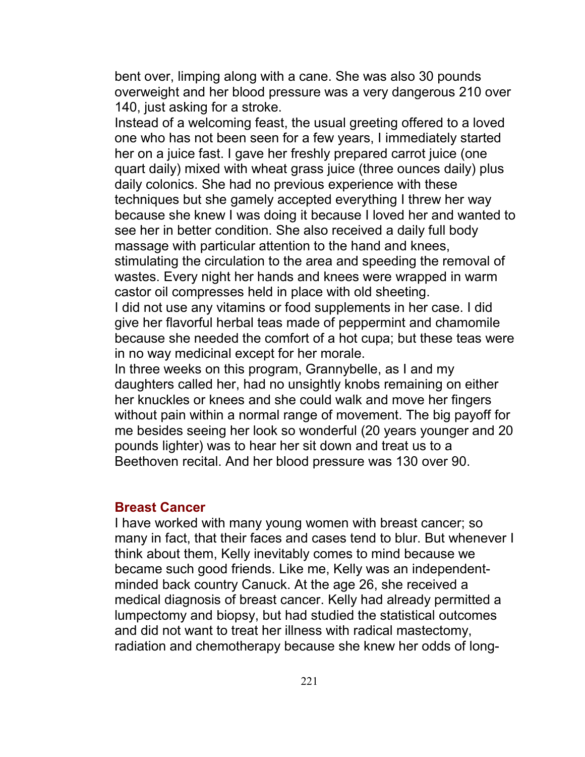bent over, limping along with a cane. She was also 30 pounds overweight and her blood pressure was a very dangerous 210 over 140, just asking for a stroke.

Instead of a welcoming feast, the usual greeting offered to a loved one who has not been seen for a few years, I immediately started her on a juice fast. I gave her freshly prepared carrot juice (one quart daily) mixed with wheat grass juice (three ounces daily) plus daily colonics. She had no previous experience with these techniques but she gamely accepted everything I threw her way because she knew I was doing it because I loved her and wanted to see her in better condition. She also received a daily full body massage with particular attention to the hand and knees, stimulating the circulation to the area and speeding the removal of wastes. Every night her hands and knees were wrapped in warm castor oil compresses held in place with old sheeting.

I did not use any vitamins or food supplements in her case. I did give her flavorful herbal teas made of peppermint and chamomile because she needed the comfort of a hot cupa; but these teas were in no way medicinal except for her morale.

In three weeks on this program, Grannybelle, as I and my daughters called her, had no unsightly knobs remaining on either her knuckles or knees and she could walk and move her fingers without pain within a normal range of movement. The big payoff for me besides seeing her look so wonderful (20 years younger and 20 pounds lighter) was to hear her sit down and treat us to a Beethoven recital. And her blood pressure was 130 over 90.

### Breast Cancer

I have worked with many young women with breast cancer; so many in fact, that their faces and cases tend to blur. But whenever I think about them, Kelly inevitably comes to mind because we became such good friends. Like me, Kelly was an independent-minded back country Canuck. At the age 26, she received a medical diagnosis of breast cancer. Kelly had already permitted a lumpectomy and biopsy, but had studied the statistical outcomes and did not want to treat her illness with radical mastectomy, radiation and chemotherapy because she knew her odds of long-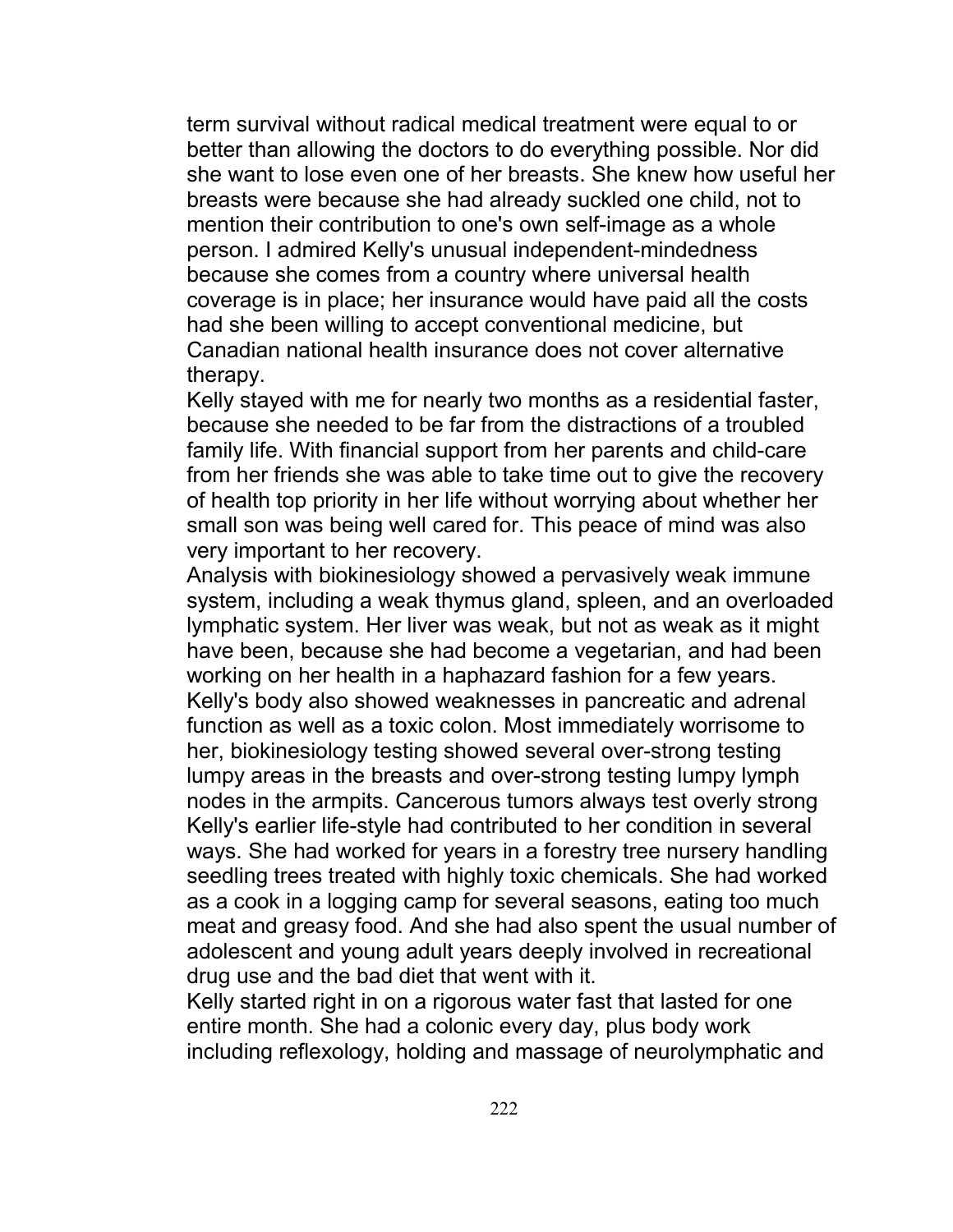term survival without radical medical treatment were equal to or better than allowing the doctors to do everything possible. Nor did she want to lose even one of her breasts. She knew how useful her breasts were because she had already suckled one child, not to mention their contribution to one's own self-image as a whole person. I admired Kelly's unusual independent-mindedness because she comes from a country where universal health coverage is in place; her insurance would have paid all the costs had she been willing to accept conventional medicine, but Canadian national health insurance does not cover alternative therapy.

Kelly stayed with me for nearly two months as a residential faster, because she needed to be far from the distractions of a troubled family life. With financial support from her parents and child-care from her friends she was able to take time out to give the recovery of health top priority in her life without worrying about whether her small son was being well cared for. This peace of mind was also very important to her recovery.

Analysis with biokinesiology showed a pervasively weak immune system, including a weak thymus gland, spleen, and an overloaded lymphatic system. Her liver was weak, but not as weak as it might have been, because she had become a vegetarian, and had been working on her health in a haphazard fashion for a few years. Kelly's body also showed weaknesses in pancreatic and adrenal function as well as a toxic colon. Most immediately worrisome to her, biokinesiology testing showed several over-strong testing lumpy areas in the breasts and over-strong testing lumpy lymph nodes in the armpits. Cancerous tumors always test overly strong Kelly's earlier life-style had contributed to her condition in several ways. She had worked for years in a forestry tree nursery handling seedling trees treated with highly toxic chemicals. She had worked as a cook in a logging camp for several seasons, eating too much meat and greasy food. And she had also spent the usual number of adolescent and young adult years deeply involved in recreational drug use and the bad diet that went with it.

Kelly started right in on a rigorous water fast that lasted for one entire month. She had a colonic every day, plus body work including reflexology, holding and massage of neurolymphatic and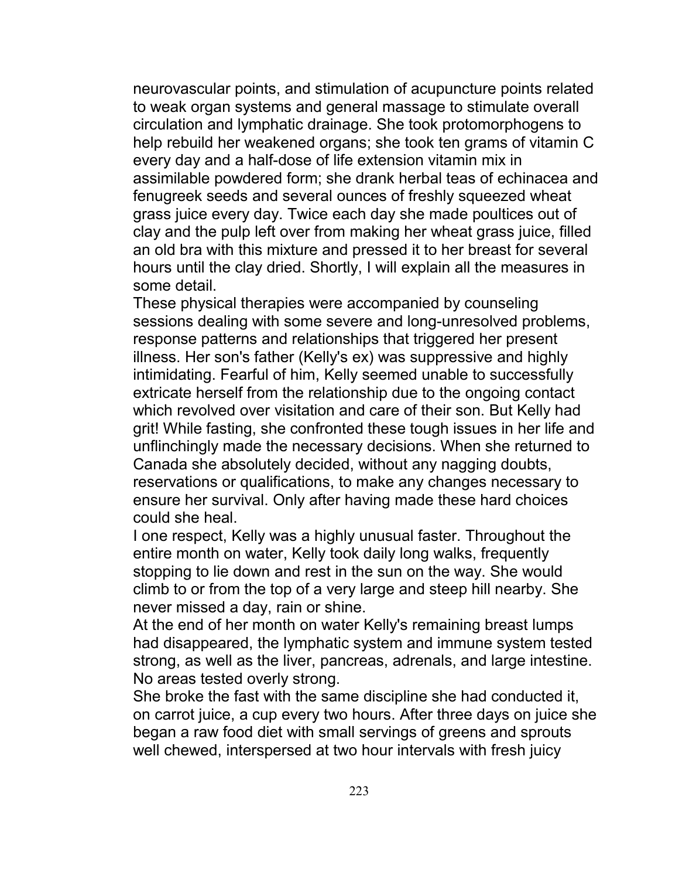neurovascular points, and stimulation of acupuncture points related to weak organ systems and general massage to stimulate overall circulation and lymphatic drainage. She took protomorphogens to help rebuild her weakened organs; she took ten grams of vitamin C every day and a half-dose of life extension vitamin mix in assimilable powdered form; she drank herbal teas of echinacea and fenugreek seeds and several ounces of freshly squeezed wheat grass juice every day. Twice each day she made poultices out of clay and the pulp left over from making her wheat grass juice, filled an old bra with this mixture and pressed it to her breast for several hours until the clay dried. Shortly, I will explain all the measures in some detail.

These physical therapies were accompanied by counseling sessions dealing with some severe and long-unresolved problems, response patterns and relationships that triggered her present illness. Her son's father (Kelly's ex) was suppressive and highly intimidating. Fearful of him, Kelly seemed unable to successfully extricate herself from the relationship due to the ongoing contact which revolved over visitation and care of their son. But Kelly had grit! While fasting, she confronted these tough issues in her life and unflinchingly made the necessary decisions. When she returned to Canada she absolutely decided, without any nagging doubts, reservations or qualifications, to make any changes necessary to ensure her survival. Only after having made these hard choices could she heal.

I one respect, Kelly was a highly unusual faster. Throughout the entire month on water, Kelly took daily long walks, frequently stopping to lie down and rest in the sun on the way. She would climb to or from the top of a very large and steep hill nearby. She never missed a day, rain or shine.

At the end of her month on water Kelly's remaining breast lumps had disappeared, the lymphatic system and immune system tested strong, as well as the liver, pancreas, adrenals, and large intestine. No areas tested overly strong.

She broke the fast with the same discipline she had conducted it, on carrot juice, a cup every two hours. After three days on juice she began a raw food diet with small servings of greens and sprouts well chewed, interspersed at two hour intervals with fresh juicy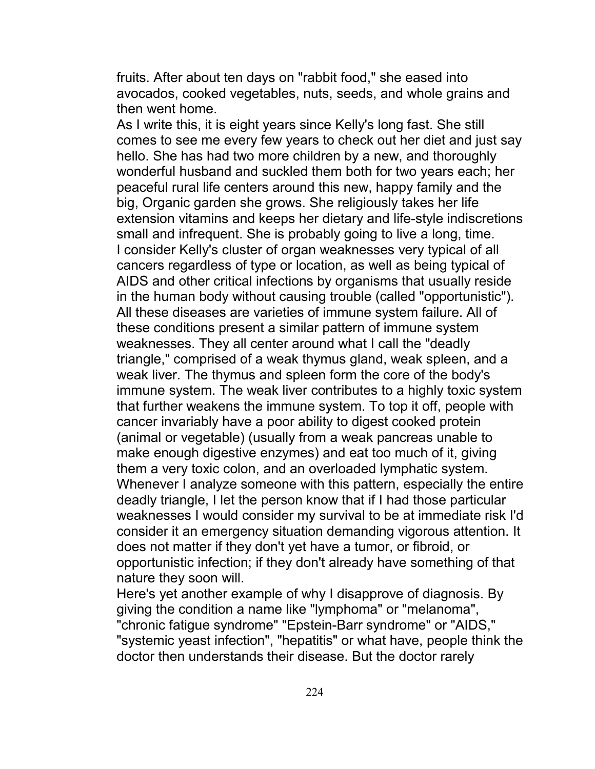fruits. After about ten days on "rabbit food," she eased into avocados, cooked vegetables, nuts, seeds, and whole grains and then went home.

As I write this, it is eight years since Kelly's long fast. She still comes to see me every few years to check out her diet and just say hello. She has had two more children by a new, and thoroughly wonderful husband and suckled them both for two years each; her peaceful rural life centers around this new, happy family and the big, Organic garden she grows. She religiously takes her life extension vitamins and keeps her dietary and life-style indiscretions small and infrequent. She is probably going to live a long, time.

I consider Kelly's cluster of organ weaknesses very typical of all cancers regardless of type or location, as well as being typical of AIDS and other critical infections by organisms that usually reside in the human body without causing trouble (called "opportunistic"). All these diseases are varieties of immune system failure. All of these conditions present a similar pattern of immune system weaknesses. They all center around what I call the "deadly triangle," comprised of a weak thymus gland, weak spleen, and a weak liver. The thymus and spleen form the core of the body's immune system. The weak liver contributes to a highly toxic system that further weakens the immune system. To top it off, people with cancer invariably have a poor ability to digest cooked protein (animal or vegetable) (usually from a weak pancreas unable to make enough digestive enzymes) and eat too much of it, giving them a very toxic colon, and an overloaded lymphatic system.

Whenever I analyze someone with this pattern, especially the entire deadly triangle, I let the person know that if I had those particular weaknesses I would consider my survival to be at immediate risk I'd consider it an emergency situation demanding vigorous attention. It does not matter if they don't yet have a tumor, or fibroid, or opportunistic infection; if they don't already have something of that nature they soon will.

Here's yet another example of why I disapprove of diagnosis. By giving the condition a name like "lymphoma" or "melanoma", "chronic fatigue syndrome" "Epstein-Barr syndrome" or "AIDS," "systemic yeast infection", "hepatitis" or what have, people think the doctor then understands their disease. But the doctor rarely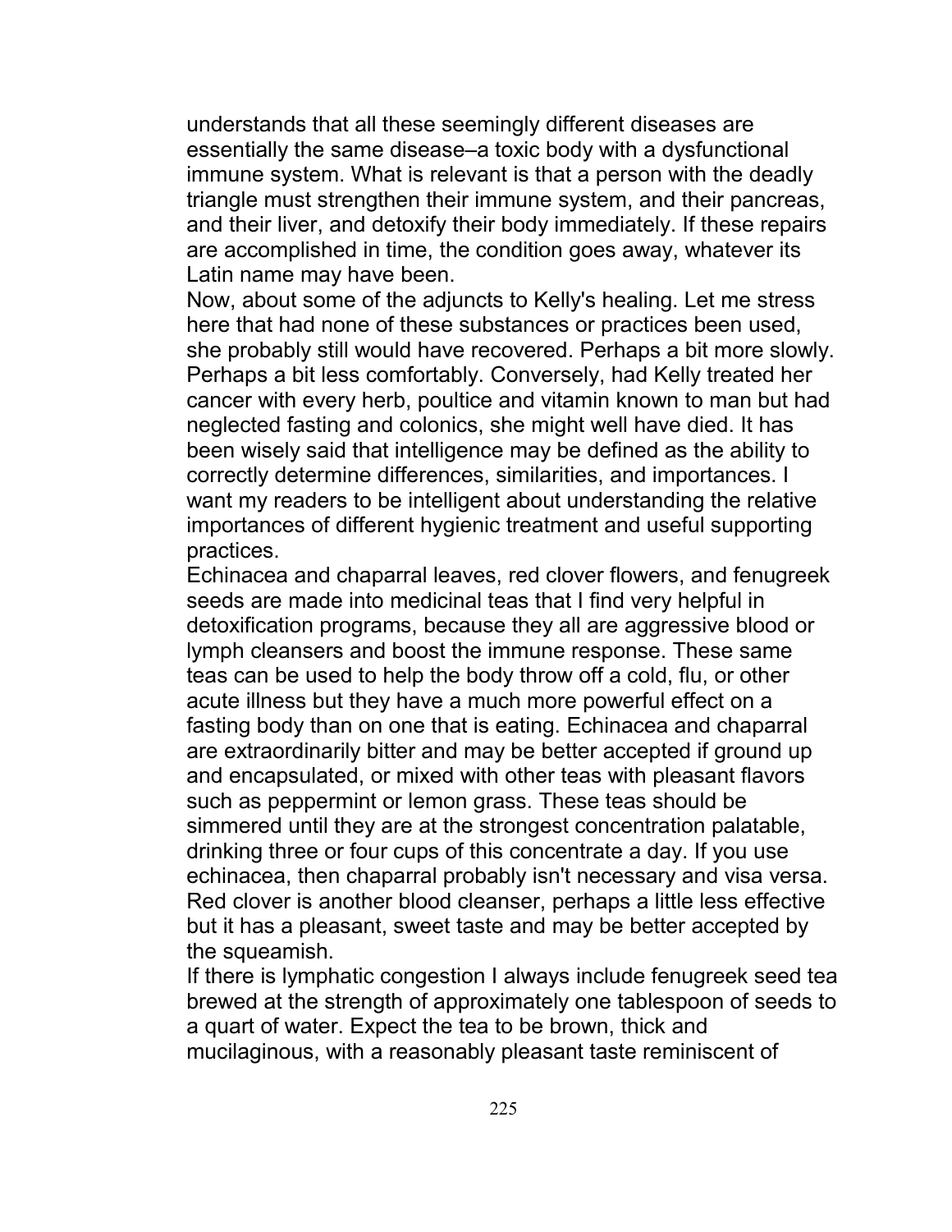understands that all these seemingly different diseases are essentially the same disease–a toxic body with a dysfunctional immune system. What is relevant is that a person with the deadly triangle must strengthen their immune system, and their pancreas, and their liver, and detoxify their body immediately. If these repairs are accomplished in time, the condition goes away, whatever its Latin name may have been.

Now, about some of the adjuncts to Kelly's healing. Let me stress here that had none of these substances or practices been used, she probably still would have recovered. Perhaps a bit more slowly. Perhaps a bit less comfortably. Conversely, had Kelly treated her cancer with every herb, poultice and vitamin known to man but had neglected fasting and colonics, she might well have died. It has been wisely said that intelligence may be defined as the ability to correctly determine differences, similarities, and importances. I want my readers to be intelligent about understanding the relative importances of different hygienic treatment and useful supporting practices.

Echinacea and chaparral leaves, red clover flowers, and fenugreek seeds are made into medicinal teas that I find very helpful in detoxification programs, because they all are aggressive blood or lymph cleansers and boost the immune response. These same teas can be used to help the body throw off a cold, flu, or other acute illness but they have a much more powerful effect on a fasting body than on one that is eating. Echinacea and chaparral are extraordinarily bitter and may be better accepted if ground up and encapsulated, or mixed with other teas with pleasant flavors such as peppermint or lemon grass. These teas should be simmered until they are at the strongest concentration palatable, drinking three or four cups of this concentrate a day. If you use echinacea, then chaparral probably isn't necessary and visa versa. Red clover is another blood cleanser, perhaps a little less effective but it has a pleasant, sweet taste and may be better accepted by the squeamish.

If there is lymphatic congestion I always include fenugreek seed tea brewed at the strength of approximately one tablespoon of seeds to a quart of water. Expect the tea to be brown, thick and mucilaginous, with a reasonably pleasant taste reminiscent of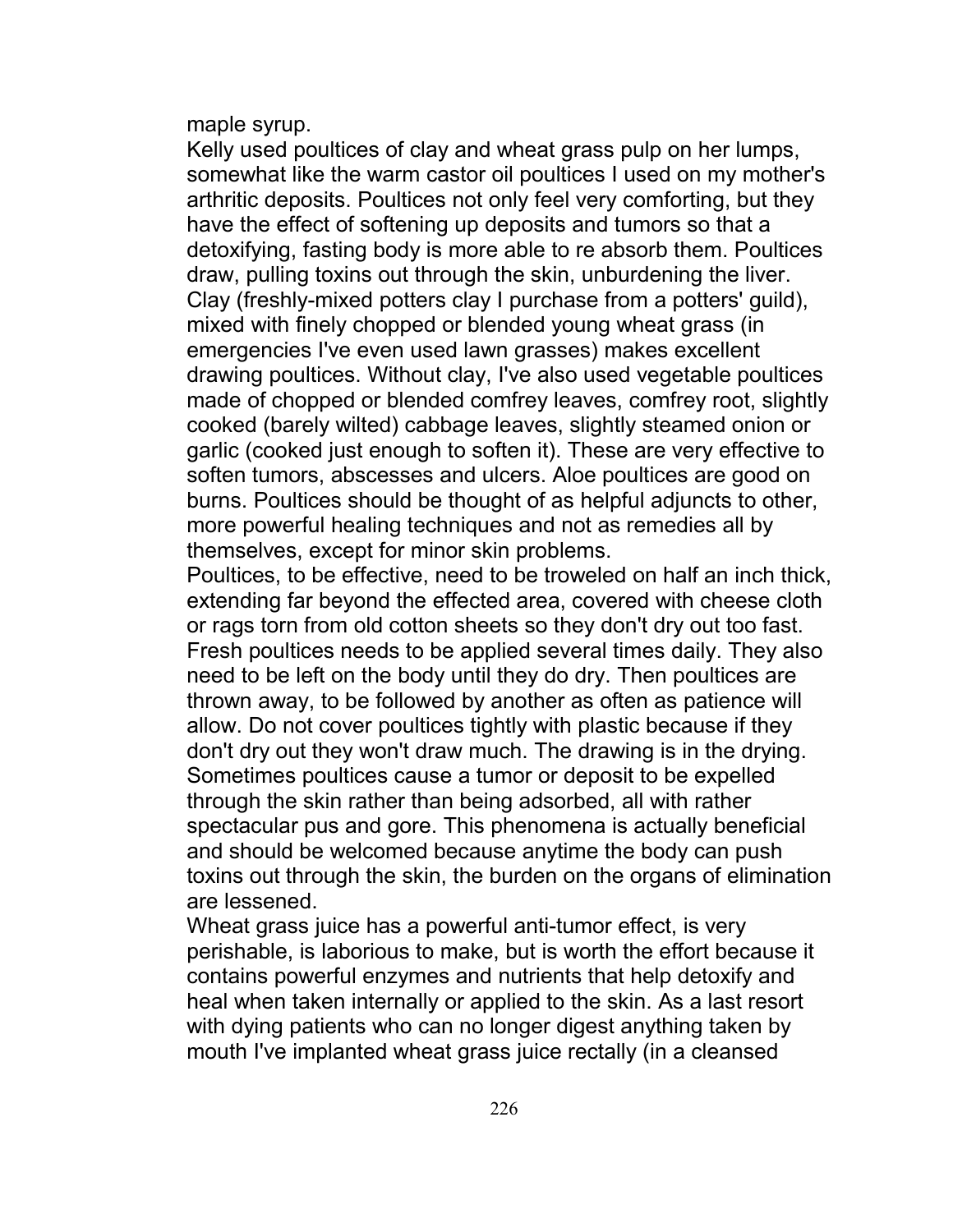maple syrup.

Kelly used poultices of clay and wheat grass pulp on her lumps, somewhat like the warm castor oil poultices I used on my mother's arthritic deposits. Poultices not only feel very comforting, but they have the effect of softening up deposits and tumors so that a detoxifying, fasting body is more able to re absorb them. Poultices draw, pulling toxins out through the skin, unburdening the liver. Clay (freshly-mixed potters clay I purchase from a potters' guild), mixed with finely chopped or blended young wheat grass (in emergencies I've even used lawn grasses) makes excellent drawing poultices. Without clay, I've also used vegetable poultices made of chopped or blended comfrey leaves, comfrey root, slightly cooked (barely wilted) cabbage leaves, slightly steamed onion or garlic (cooked just enough to soften it). These are very effective to soften tumors, abscesses and ulcers. Aloe poultices are good on burns. Poultices should be thought of as helpful adjuncts to other, more powerful healing techniques and not as remedies all by themselves, except for minor skin problems.

Poultices, to be effective, need to be troweled on half an inch thick, extending far beyond the effected area, covered with cheese cloth or rags torn from old cotton sheets so they don't dry out too fast. Fresh poultices needs to be applied several times daily. They also need to be left on the body until they do dry. Then poultices are thrown away, to be followed by another as often as patience will allow. Do not cover poultices tightly with plastic because if they don't dry out they won't draw much. The drawing is in the drying. Sometimes poultices cause a tumor or deposit to be expelled through the skin rather than being adsorbed, all with rather spectacular pus and gore. This phenomena is actually beneficial and should be welcomed because anytime the body can push toxins out through the skin, the burden on the organs of elimination are lessened.

Wheat grass juice has a powerful anti-tumor effect, is very perishable, is laborious to make, but is worth the effort because it contains powerful enzymes and nutrients that help detoxify and heal when taken internally or applied to the skin. As a last resort with dying patients who can no longer digest anything taken by mouth I've implanted wheat grass juice rectally (in a cleansed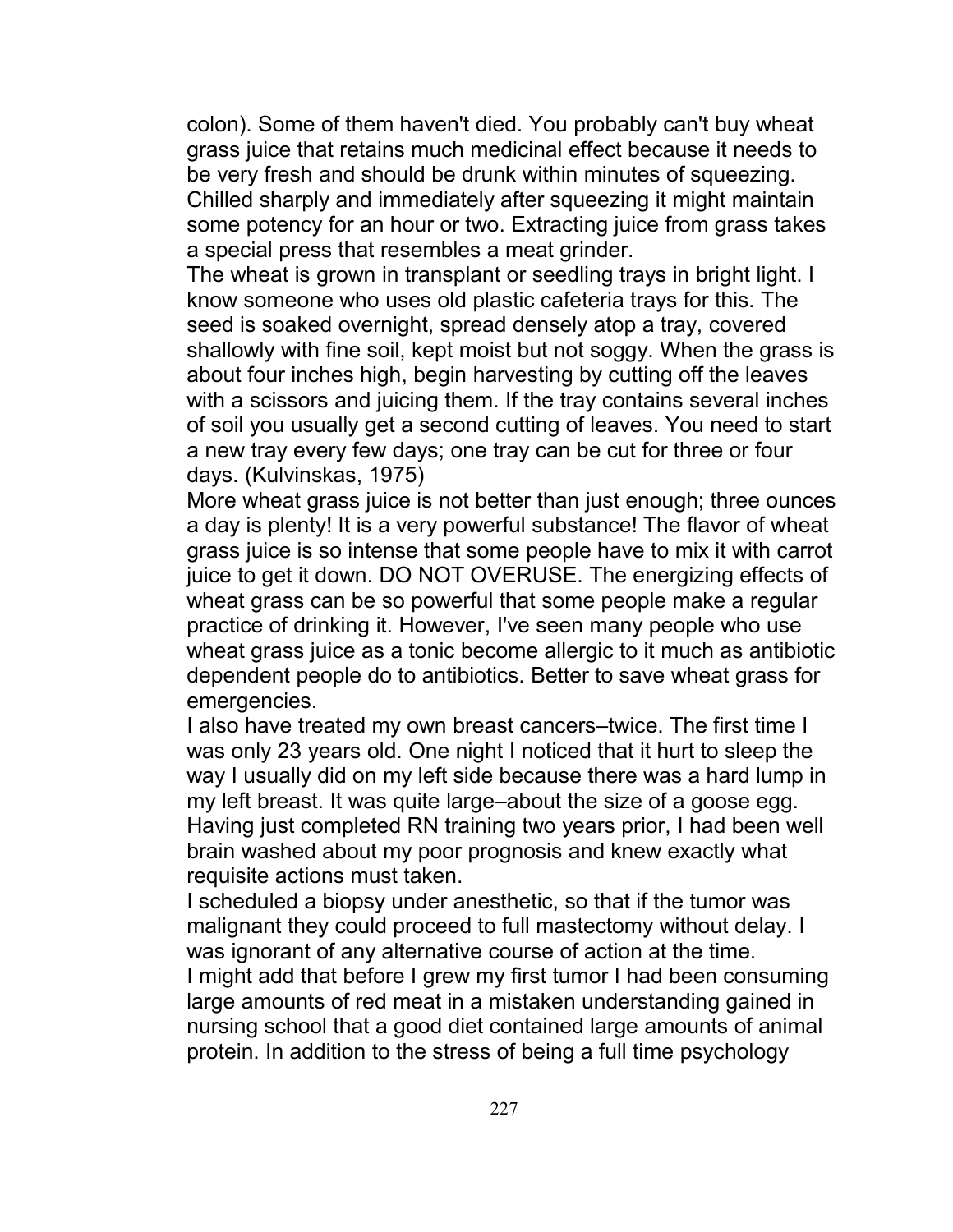colon). Some of them haven't died. You probably can't buy wheat grass juice that retains much medicinal effect because it needs to be very fresh and should be drunk within minutes of squeezing. Chilled sharply and immediately after squeezing it might maintain some potency for an hour or two. Extracting juice from grass takes a special press that resembles a meat grinder.

The wheat is grown in transplant or seedling trays in bright light. I know someone who uses old plastic cafeteria trays for this. The seed is soaked overnight, spread densely atop a tray, covered shallowly with fine soil, kept moist but not soggy. When the grass is about four inches high, begin harvesting by cutting off the leaves with a scissors and juicing them. If the tray contains several inches of soil you usually get a second cutting of leaves. You need to start a new tray every few days; one tray can be cut for three or four days. (Kulvinskas, 1975)

More wheat grass juice is not better than just enough; three ounces a day is plenty! It is a very powerful substance! The flavor of wheat grass juice is so intense that some people have to mix it with carrot juice to get it down. DO NOT OVERUSE. The energizing effects of wheat grass can be so powerful that some people make a regular practice of drinking it. However, I've seen many people who use wheat grass juice as a tonic become allergic to it much as antibiotic dependent people do to antibiotics. Better to save wheat grass for emergencies.

I also have treated my own breast cancers–twice. The first time I was only 23 years old. One night I noticed that it hurt to sleep the way I usually did on my left side because there was a hard lump in my left breast. It was quite large–about the size of a goose egg. Having just completed RN training two years prior, I had been well brain washed about my poor prognosis and knew exactly what requisite actions must taken.

I scheduled a biopsy under anesthetic, so that if the tumor was malignant they could proceed to full mastectomy without delay. I was ignorant of any alternative course of action at the time.

I might add that before I grew my first tumor I had been consuming large amounts of red meat in a mistaken understanding gained in nursing school that a good diet contained large amounts of animal protein. In addition to the stress of being a full time psychology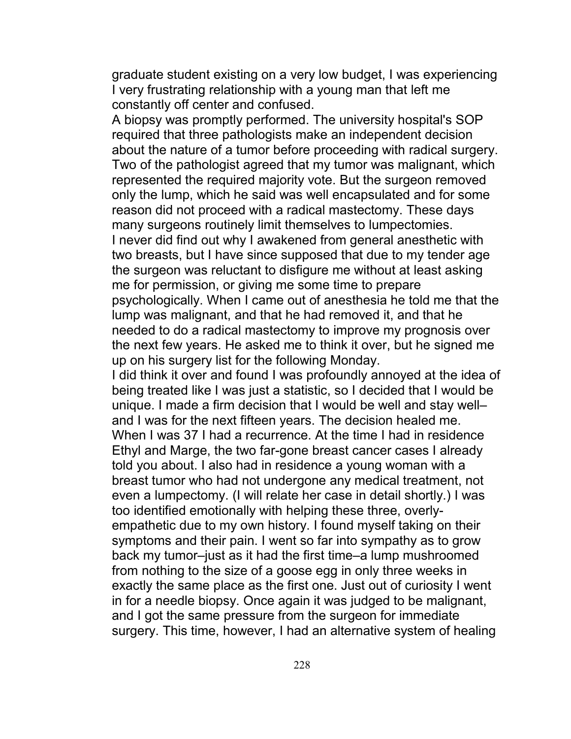graduate student existing on a very low budget, I was experiencing I very frustrating relationship with a young man that left me constantly off center and confused.

A biopsy was promptly performed. The university hospital's SOP required that three pathologists make an independent decision about the nature of a tumor before proceeding with radical surgery. Two of the pathologist agreed that my tumor was malignant, which represented the required majority vote. But the surgeon removed only the lump, which he said was well encapsulated and for some reason did not proceed with a radical mastectomy. These days many surgeons routinely limit themselves to lumpectomies.

I never did find out why I awakened from general anesthetic with two breasts, but I have since supposed that due to my tender age the surgeon was reluctant to disfigure me without at least asking me for permission, or giving me some time to prepare psychologically. When I came out of anesthesia he told me that the lump was malignant, and that he had removed it, and that he needed to do a radical mastectomy to improve my prognosis over the next few years. He asked me to think it over, but he signed me up on his surgery list for the following Monday.

I did think it over and found I was profoundly annoyed at the idea of being treated like I was just a statistic, so I decided that I would be unique. I made a firm decision that I would be well and stay well–and I was for the next fifteen years. The decision healed me.

When I was 37 I had a recurrence. At the time I had in residence Ethyl and Marge, the two far-gone breast cancer cases I already told you about. I also had in residence a young woman with a breast tumor who had not undergone any medical treatment, not even a lumpectomy. (I will relate her case in detail shortly.) I was too identified emotionally with helping these three, overly-empathetic due to my own history. I found myself taking on their symptoms and their pain. I went so far into sympathy as to grow back my tumor–just as it had the first time–a lump mushroomed from nothing to the size of a goose egg in only three weeks in exactly the same place as the first one. Just out of curiosity I went in for a needle biopsy. Once again it was judged to be malignant, and I got the same pressure from the surgeon for immediate surgery. This time, however, I had an alternative system of healing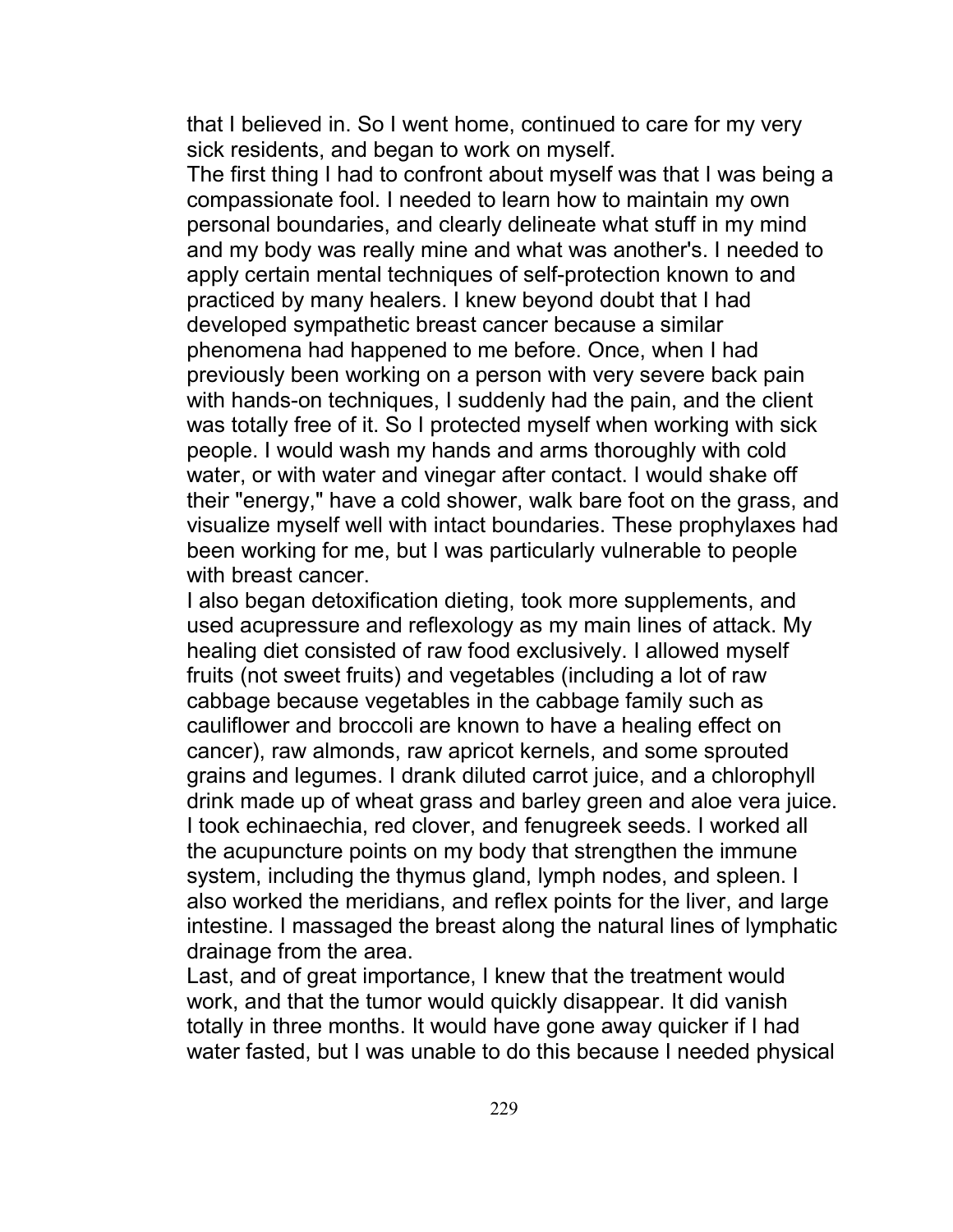that I believed in. So I went home, continued to care for my very sick residents, and began to work on myself.

The first thing I had to confront about myself was that I was being a compassionate fool. I needed to learn how to maintain my own personal boundaries, and clearly delineate what stuff in my mind and my body was really mine and what was another's. I needed to apply certain mental techniques of self-protection known to and practiced by many healers. I knew beyond doubt that I had developed sympathetic breast cancer because a similar phenomena had happened to me before. Once, when I had previously been working on a person with very severe back pain with hands-on techniques, I suddenly had the pain, and the client was totally free of it. So I protected myself when working with sick people. I would wash my hands and arms thoroughly with cold water, or with water and vinegar after contact. I would shake off their "energy," have a cold shower, walk bare foot on the grass, and visualize myself well with intact boundaries. These prophylaxes had been working for me, but I was particularly vulnerable to people with breast cancer.

I also began detoxification dieting, took more supplements, and used acupressure and reflexology as my main lines of attack. My healing diet consisted of raw food exclusively. I allowed myself fruits (not sweet fruits) and vegetables (including a lot of raw cabbage because vegetables in the cabbage family such as cauliflower and broccoli are known to have a healing effect on cancer), raw almonds, raw apricot kernels, and some sprouted grains and legumes. I drank diluted carrot juice, and a chlorophyll drink made up of wheat grass and barley green and aloe vera juice. I took echinaechia, red clover, and fenugreek seeds. I worked all the acupuncture points on my body that strengthen the immune system, including the thymus gland, lymph nodes, and spleen. I also worked the meridians, and reflex points for the liver, and large intestine. I massaged the breast along the natural lines of lymphatic drainage from the area.

Last, and of great importance, I knew that the treatment would work, and that the tumor would quickly disappear. It did vanish totally in three months. It would have gone away quicker if I had water fasted, but I was unable to do this because I needed physical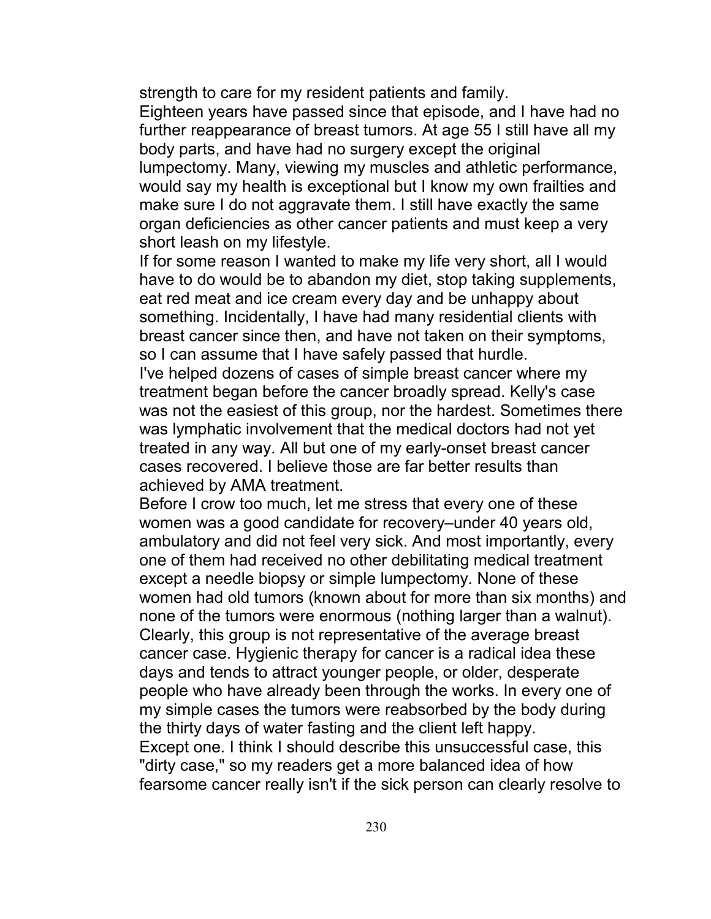strength to care for my resident patients and family.

Eighteen years have passed since that episode, and I have had no further reappearance of breast tumors. At age 55 I still have all my body parts, and have had no surgery except the original lumpectomy. Many, viewing my muscles and athletic performance, would say my health is exceptional but I know my own frailties and make sure I do not aggravate them. I still have exactly the same organ deficiencies as other cancer patients and must keep a very short leash on my lifestyle.

If for some reason I wanted to make my life very short, all I would have to do would be to abandon my diet, stop taking supplements, eat red meat and ice cream every day and be unhappy about something. Incidentally, I have had many residential clients with breast cancer since then, and have not taken on their symptoms, so I can assume that I have safely passed that hurdle.

I've helped dozens of cases of simple breast cancer where my treatment began before the cancer broadly spread. Kelly's case was not the easiest of this group, nor the hardest. Sometimes there was lymphatic involvement that the medical doctors had not yet treated in any way. All but one of my early-onset breast cancer cases recovered. I believe those are far better results than achieved by AMA treatment.

Before I crow too much, let me stress that every one of these women was a good candidate for recovery–under 40 years old, ambulatory and did not feel very sick. And most importantly, every one of them had received no other debilitating medical treatment except a needle biopsy or simple lumpectomy. None of these women had old tumors (known about for more than six months) and none of the tumors were enormous (nothing larger than a walnut). Clearly, this group is not representative of the average breast cancer case. Hygienic therapy for cancer is a radical idea these days and tends to attract younger people, or older, desperate people who have already been through the works. In every one of my simple cases the tumors were reabsorbed by the body during the thirty days of water fasting and the client left happy.

Except one. I think I should describe this unsuccessful case, this "dirty case," so my readers get a more balanced idea of how fearsome cancer really isn't if the sick person can clearly resolve to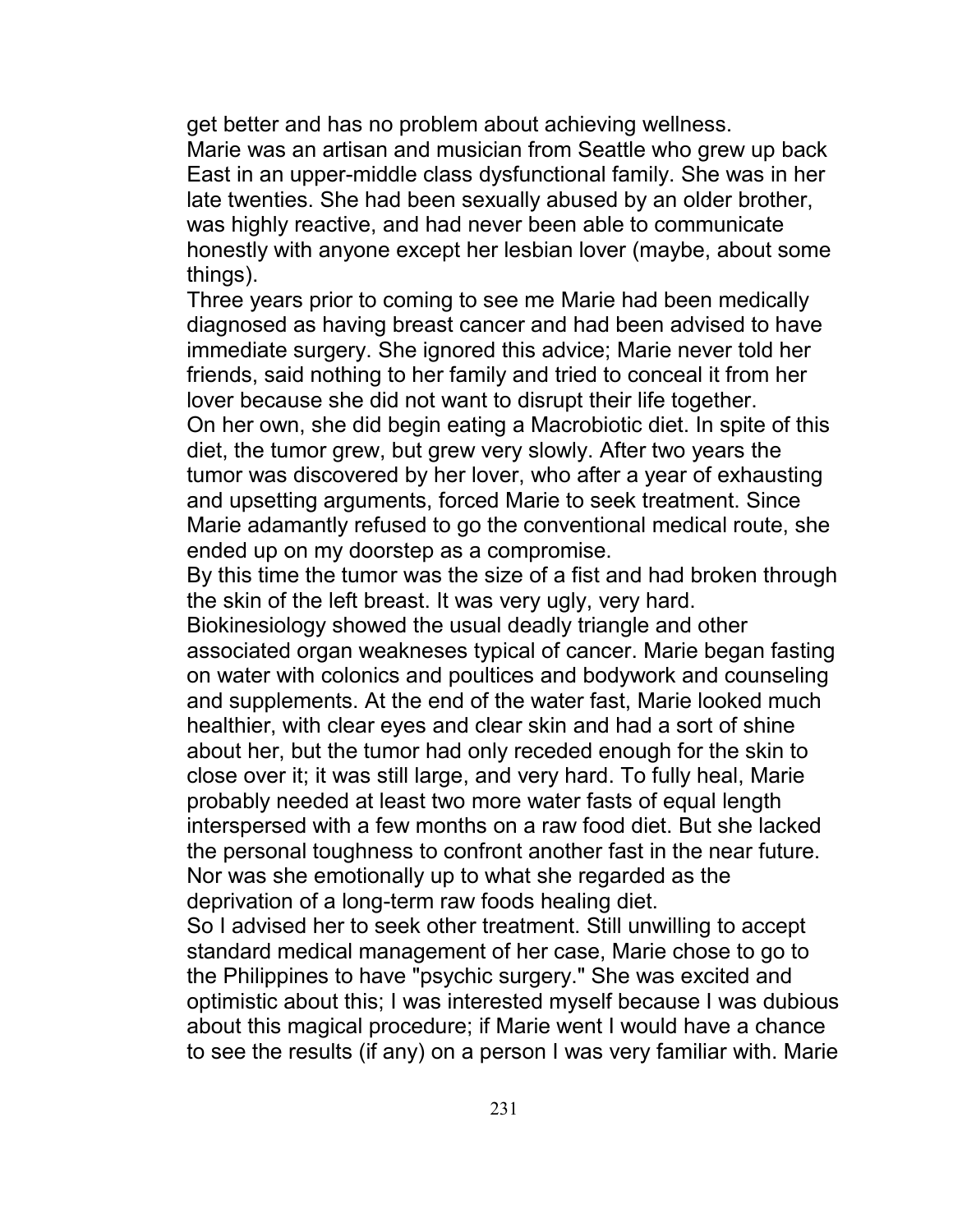get better and has no problem about achieving wellness.

Marie was an artisan and musician from Seattle who grew up back East in an upper-middle class dysfunctional family. She was in her late twenties. She had been sexually abused by an older brother, was highly reactive, and had never been able to communicate honestly with anyone except her lesbian lover (maybe, about some things).

Three years prior to coming to see me Marie had been medically diagnosed as having breast cancer and had been advised to have immediate surgery. She ignored this advice; Marie never told her friends, said nothing to her family and tried to conceal it from her lover because she did not want to disrupt their life together.

On her own, she did begin eating a Macrobiotic diet. In spite of this diet, the tumor grew, but grew very slowly. After two years the tumor was discovered by her lover, who after a year of exhausting and upsetting arguments, forced Marie to seek treatment. Since Marie adamantly refused to go the conventional medical route, she ended up on my doorstep as a compromise.

By this time the tumor was the size of a fist and had broken through the skin of the left breast. It was very ugly, very hard.

Biokinesiology showed the usual deadly triangle and other associated organ weakneses typical of cancer. Marie began fasting on water with colonics and poultices and bodywork and counseling and supplements. At the end of the water fast, Marie looked much healthier, with clear eyes and clear skin and had a sort of shine about her, but the tumor had only receded enough for the skin to close over it; it was still large, and very hard. To fully heal, Marie probably needed at least two more water fasts of equal length interspersed with a few months on a raw food diet. But she lacked the personal toughness to confront another fast in the near future. Nor was she emotionally up to what she regarded as the deprivation of a long-term raw foods healing diet.

So I advised her to seek other treatment. Still unwilling to accept standard medical management of her case, Marie chose to go to the Philippines to have "psychic surgery." She was excited and optimistic about this; I was interested myself because I was dubious about this magical procedure; if Marie went I would have a chance to see the results (if any) on a person I was very familiar with. Marie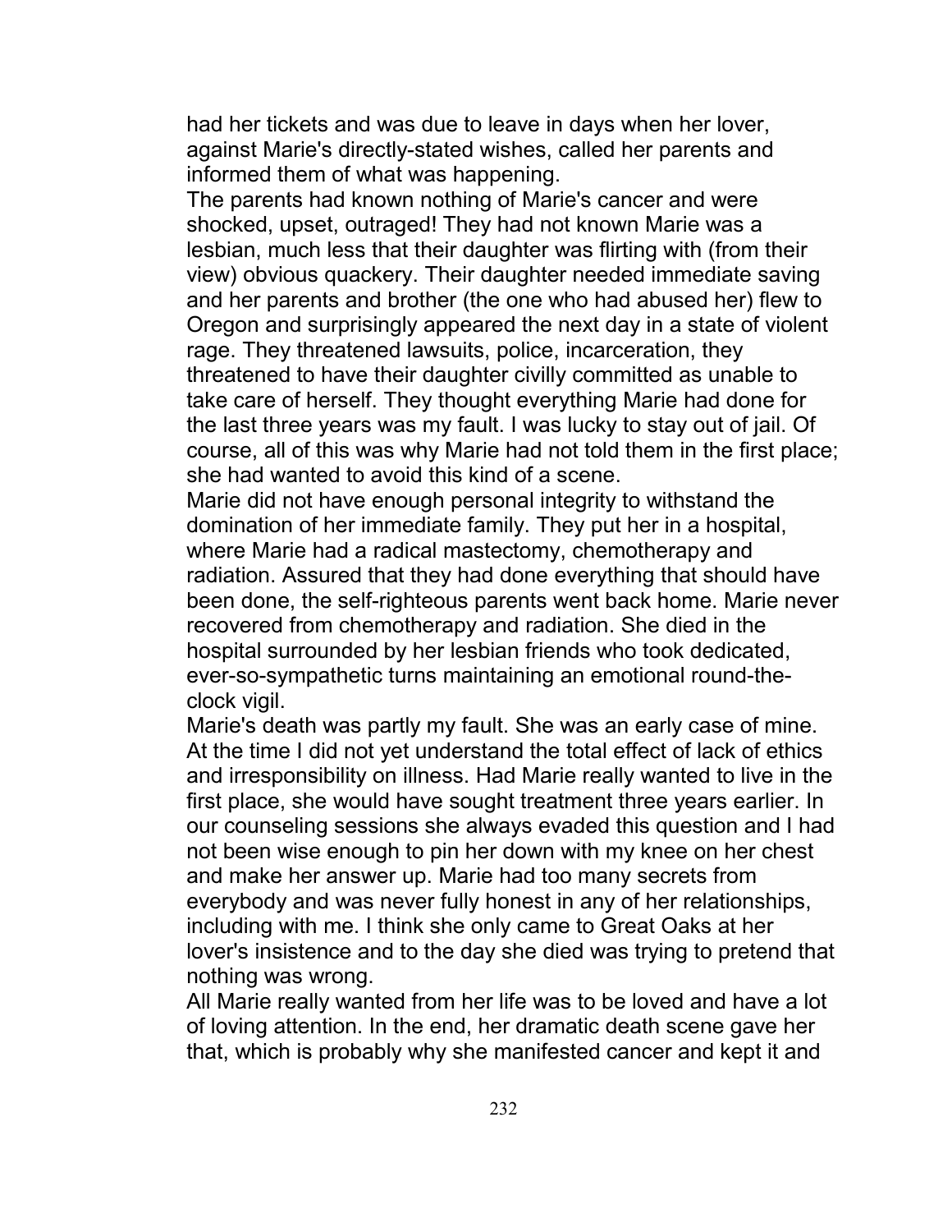had her tickets and was due to leave in days when her lover, against Marie's directly-stated wishes, called her parents and informed them of what was happening.

The parents had known nothing of Marie's cancer and were shocked, upset, outraged! They had not known Marie was a lesbian, much less that their daughter was flirting with (from their view) obvious quackery. Their daughter needed immediate saving and her parents and brother (the one who had abused her) flew to Oregon and surprisingly appeared the next day in a state of violent rage. They threatened lawsuits, police, incarceration, they threatened to have their daughter civilly committed as unable to take care of herself. They thought everything Marie had done for the last three years was my fault. I was lucky to stay out of jail. Of course, all of this was why Marie had not told them in the first place; she had wanted to avoid this kind of a scene.

Marie did not have enough personal integrity to withstand the domination of her immediate family. They put her in a hospital, where Marie had a radical mastectomy, chemotherapy and radiation. Assured that they had done everything that should have been done, the self-righteous parents went back home. Marie never recovered from chemotherapy and radiation. She died in the hospital surrounded by her lesbian friends who took dedicated, ever-so-sympathetic turns maintaining an emotional round-the-clock vigil.

Marie's death was partly my fault. She was an early case of mine. At the time I did not yet understand the total effect of lack of ethics and irresponsibility on illness. Had Marie really wanted to live in the first place, she would have sought treatment three years earlier. In our counseling sessions she always evaded this question and I had not been wise enough to pin her down with my knee on her chest and make her answer up. Marie had too many secrets from everybody and was never fully honest in any of her relationships, including with me. I think she only came to Great Oaks at her lover's insistence and to the day she died was trying to pretend that nothing was wrong.

All Marie really wanted from her life was to be loved and have a lot of loving attention. In the end, her dramatic death scene gave her that, which is probably why she manifested cancer and kept it and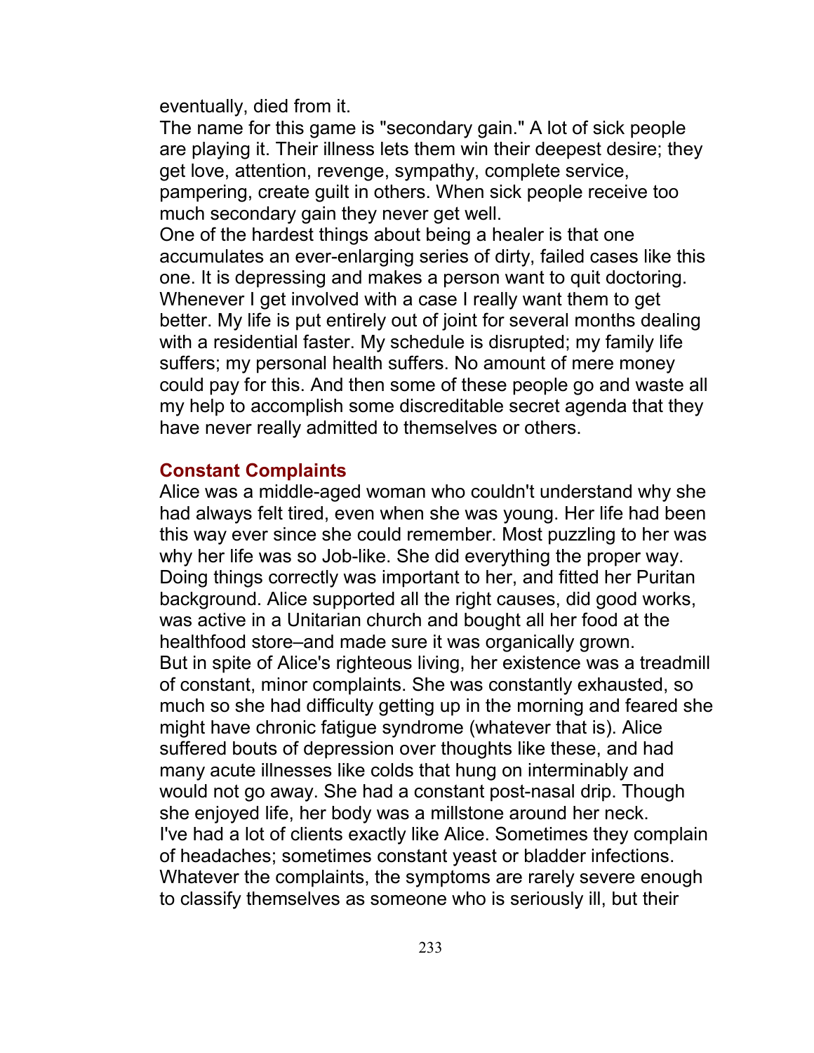eventually, died from it.

The name for this game is "secondary gain." A lot of sick people are playing it. Their illness lets them win their deepest desire; they get love, attention, revenge, sympathy, complete service, pampering, create guilt in others. When sick people receive too much secondary gain they never get well.

One of the hardest things about being a healer is that one accumulates an ever-enlarging series of dirty, failed cases like this one. It is depressing and makes a person want to quit doctoring. Whenever I get involved with a case I really want them to get better. My life is put entirely out of joint for several months dealing with a residential faster. My schedule is disrupted; my family life suffers; my personal health suffers. No amount of mere money could pay for this. And then some of these people go and waste all my help to accomplish some discreditable secret agenda that they have never really admitted to themselves or others.

## Constant Complaints

Alice was a middle-aged woman who couldn't understand why she had always felt tired, even when she was young. Her life had been this way ever since she could remember. Most puzzling to her was why her life was so Job-like. She did everything the proper way. Doing things correctly was important to her, and fitted her Puritan background. Alice supported all the right causes, did good works, was active in a Unitarian church and bought all her food at the healthfood store–and made sure it was organically grown.

But in spite of Alice's righteous living, her existence was a treadmill of constant, minor complaints. She was constantly exhausted, so much so she had difficulty getting up in the morning and feared she might have chronic fatigue syndrome (whatever that is). Alice suffered bouts of depression over thoughts like these, and had many acute illnesses like colds that hung on interminably and would not go away. She had a constant post-nasal drip. Though she enjoyed life, her body was a millstone around her neck.

I've had a lot of clients exactly like Alice. Sometimes they complain of headaches; sometimes constant yeast or bladder infections. Whatever the complaints, the symptoms are rarely severe enough to classify themselves as someone who is seriously ill, but their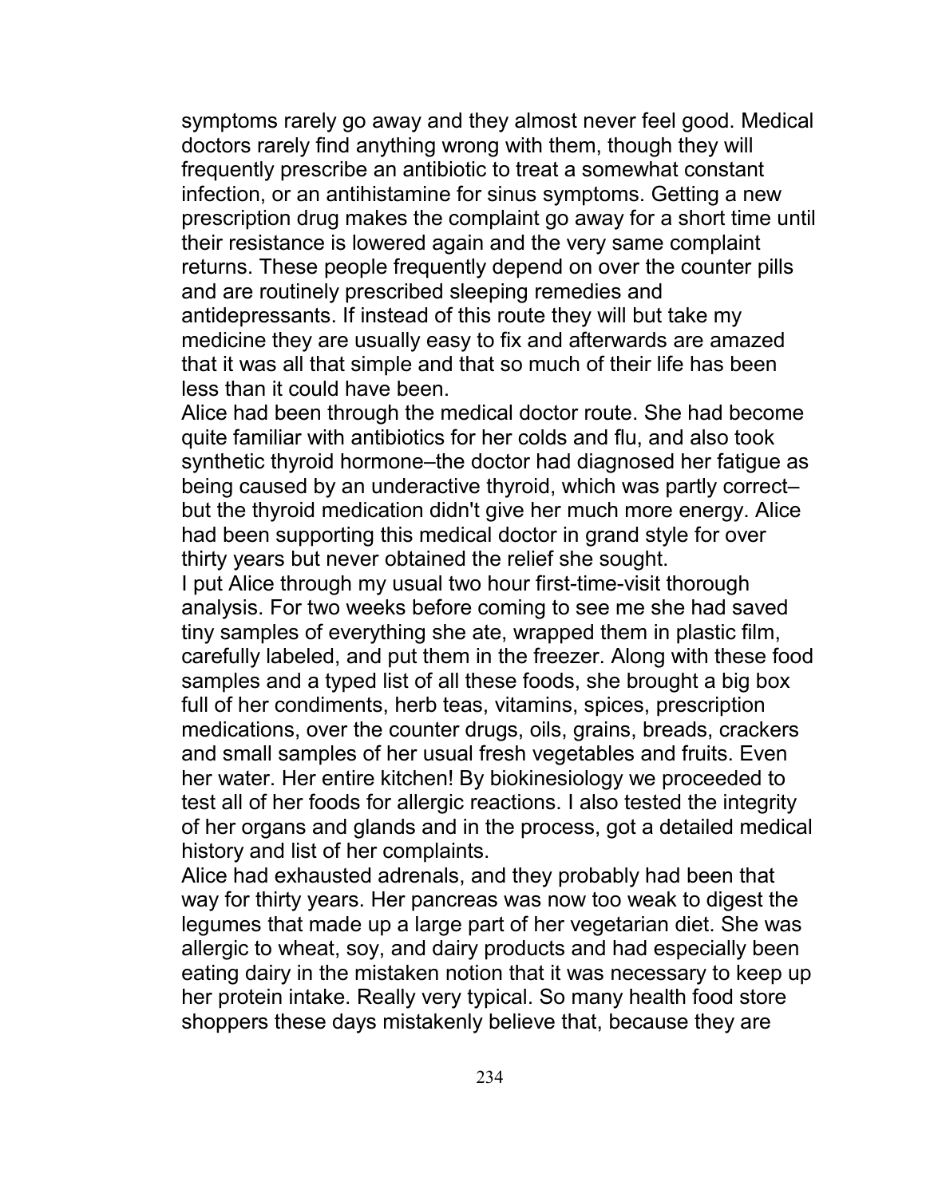symptoms rarely go away and they almost never feel good. Medical doctors rarely find anything wrong with them, though they will frequently prescribe an antibiotic to treat a somewhat constant infection, or an antihistamine for sinus symptoms. Getting a new prescription drug makes the complaint go away for a short time until their resistance is lowered again and the very same complaint returns. These people frequently depend on over the counter pills and are routinely prescribed sleeping remedies and antidepressants. If instead of this route they will but take my medicine they are usually easy to fix and afterwards are amazed that it was all that simple and that so much of their life has been less than it could have been.

Alice had been through the medical doctor route. She had become quite familiar with antibiotics for her colds and flu, and also took synthetic thyroid hormone–the doctor had diagnosed her fatigue as being caused by an underactive thyroid, which was partly correct–but the thyroid medication didn't give her much more energy. Alice had been supporting this medical doctor in grand style for over thirty years but never obtained the relief she sought.

I put Alice through my usual two hour first-time-visit thorough analysis. For two weeks before coming to see me she had saved tiny samples of everything she ate, wrapped them in plastic film, carefully labeled, and put them in the freezer. Along with these food samples and a typed list of all these foods, she brought a big box full of her condiments, herb teas, vitamins, spices, prescription medications, over the counter drugs, oils, grains, breads, crackers and small samples of her usual fresh vegetables and fruits. Even her water. Her entire kitchen! By biokinesiology we proceeded to test all of her foods for allergic reactions. I also tested the integrity of her organs and glands and in the process, got a detailed medical history and list of her complaints.

Alice had exhausted adrenals, and they probably had been that way for thirty years. Her pancreas was now too weak to digest the legumes that made up a large part of her vegetarian diet. She was allergic to wheat, soy, and dairy products and had especially been eating dairy in the mistaken notion that it was necessary to keep up her protein intake. Really very typical. So many health food store shoppers these days mistakenly believe that, because they are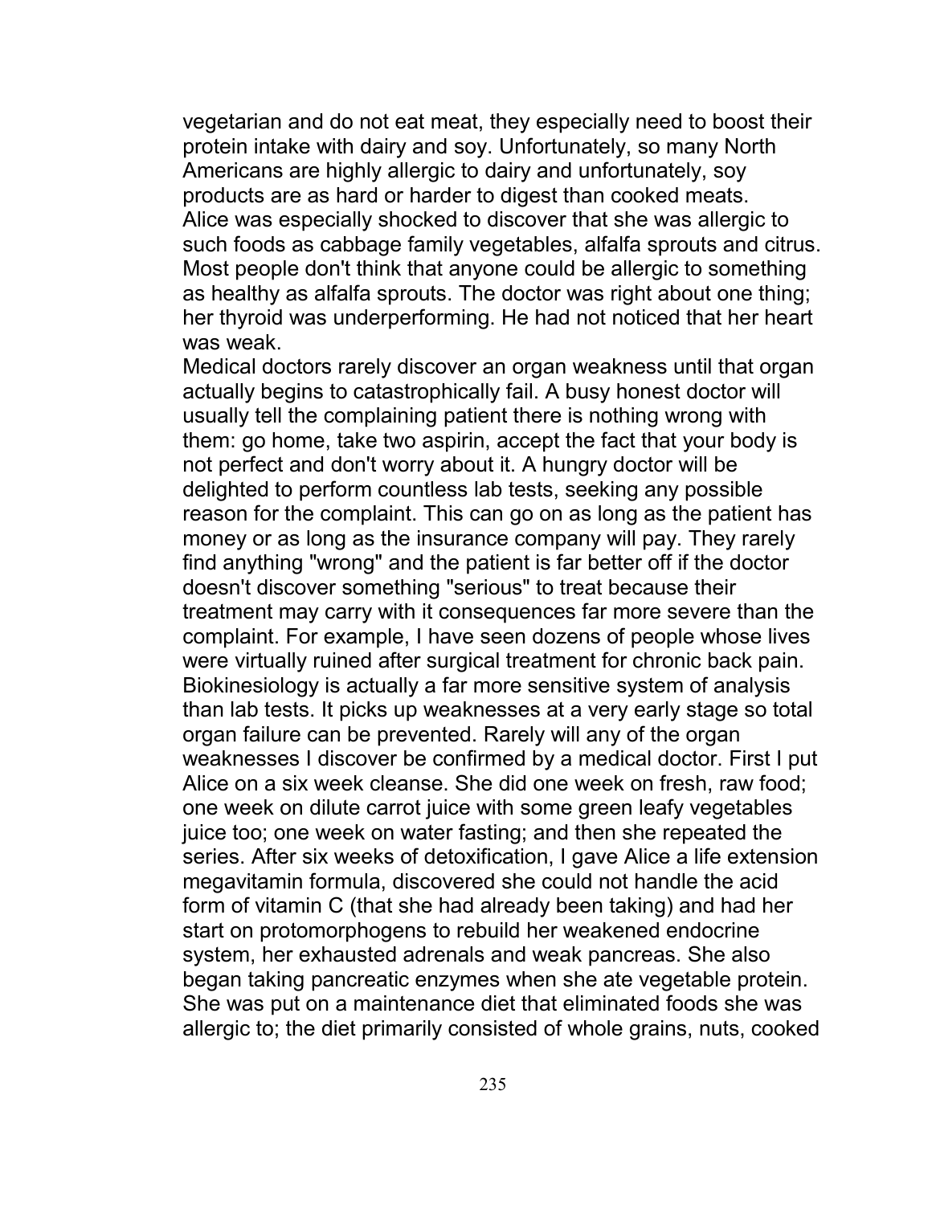vegetarian and do not eat meat, they especially need to boost their protein intake with dairy and soy. Unfortunately, so many North Americans are highly allergic to dairy and unfortunately, soy products are as hard or harder to digest than cooked meats.

Alice was especially shocked to discover that she was allergic to such foods as cabbage family vegetables, alfalfa sprouts and citrus. Most people don't think that anyone could be allergic to something as healthy as alfalfa sprouts. The doctor was right about one thing; her thyroid was underperforming. He had not noticed that her heart was weak.

Medical doctors rarely discover an organ weakness until that organ actually begins to catastrophically fail. A busy honest doctor will usually tell the complaining patient there is nothing wrong with them: go home, take two aspirin, accept the fact that your body is not perfect and don't worry about it. A hungry doctor will be delighted to perform countless lab tests, seeking any possible reason for the complaint. This can go on as long as the patient has money or as long as the insurance company will pay. They rarely find anything "wrong" and the patient is far better off if the doctor doesn't discover something "serious" to treat because their treatment may carry with it consequences far more severe than the complaint. For example, I have seen dozens of people whose lives were virtually ruined after surgical treatment for chronic back pain. Biokinesiology is actually a far more sensitive system of analysis than lab tests. It picks up weaknesses at a very early stage so total organ failure can be prevented. Rarely will any of the organ weaknesses I discover be confirmed by a medical doctor. First I put Alice on a six week cleanse. She did one week on fresh, raw food; one week on dilute carrot juice with some green leafy vegetables juice too; one week on water fasting; and then she repeated the series. After six weeks of detoxification, I gave Alice a life extension megavitamin formula, discovered she could not handle the acid form of vitamin C (that she had already been taking) and had her start on protomorphogens to rebuild her weakened endocrine system, her exhausted adrenals and weak pancreas. She also began taking pancreatic enzymes when she ate vegetable protein. She was put on a maintenance diet that eliminated foods she was allergic to; the diet primarily consisted of whole grains, nuts, cooked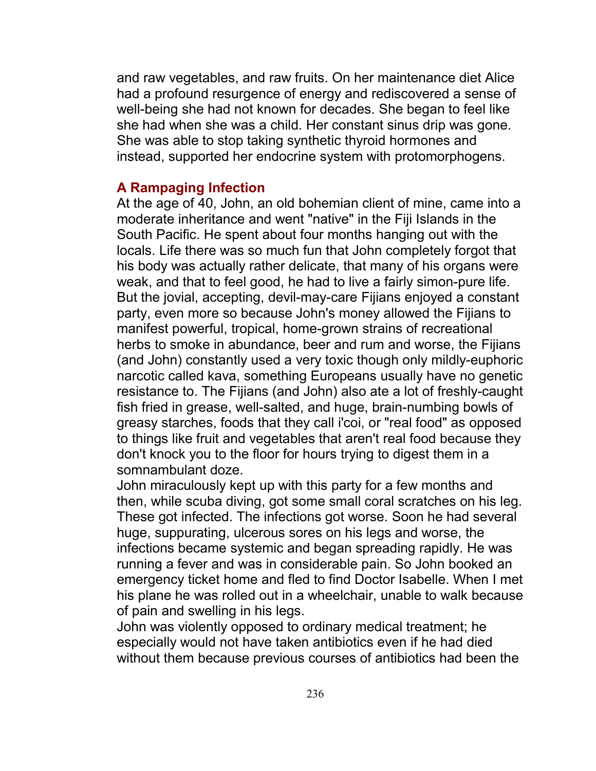and raw vegetables, and raw fruits. On her maintenance diet Alice had a profound resurgence of energy and rediscovered a sense of well-being she had not known for decades. She began to feel like she had when she was a child. Her constant sinus drip was gone. She was able to stop taking synthetic thyroid hormones and instead, supported her endocrine system with protomorphogens.

### A Rampaging Infection

At the age of 40, John, an old bohemian client of mine, came into a moderate inheritance and went "native" in the Fiji Islands in the South Pacific. He spent about four months hanging out with the locals. Life there was so much fun that John completely forgot that his body was actually rather delicate, that many of his organs were weak, and that to feel good, he had to live a fairly simon-pure life. But the jovial, accepting, devil-may-care Fijians enjoyed a constant party, even more so because John's money allowed the Fijians to manifest powerful, tropical, home-grown strains of recreational herbs to smoke in abundance, beer and rum and worse, the Fijians (and John) constantly used a very toxic though only mildly-euphoric narcotic called kava, something Europeans usually have no genetic resistance to. The Fijians (and John) also ate a lot of freshly-caught fish fried in grease, well-salted, and huge, brain-numbing bowls of greasy starches, foods that they call i'coi, or "real food" as opposed to things like fruit and vegetables that aren't real food because they don't knock you to the floor for hours trying to digest them in a somnambulant doze.

John miraculously kept up with this party for a few months and then, while scuba diving, got some small coral scratches on his leg. These got infected. The infections got worse. Soon he had several huge, suppurating, ulcerous sores on his legs and worse, the infections became systemic and began spreading rapidly. He was running a fever and was in considerable pain. So John booked an emergency ticket home and fled to find Doctor Isabelle. When I met his plane he was rolled out in a wheelchair, unable to walk because of pain and swelling in his legs.

John was violently opposed to ordinary medical treatment; he especially would not have taken antibiotics even if he had died without them because previous courses of antibiotics had been the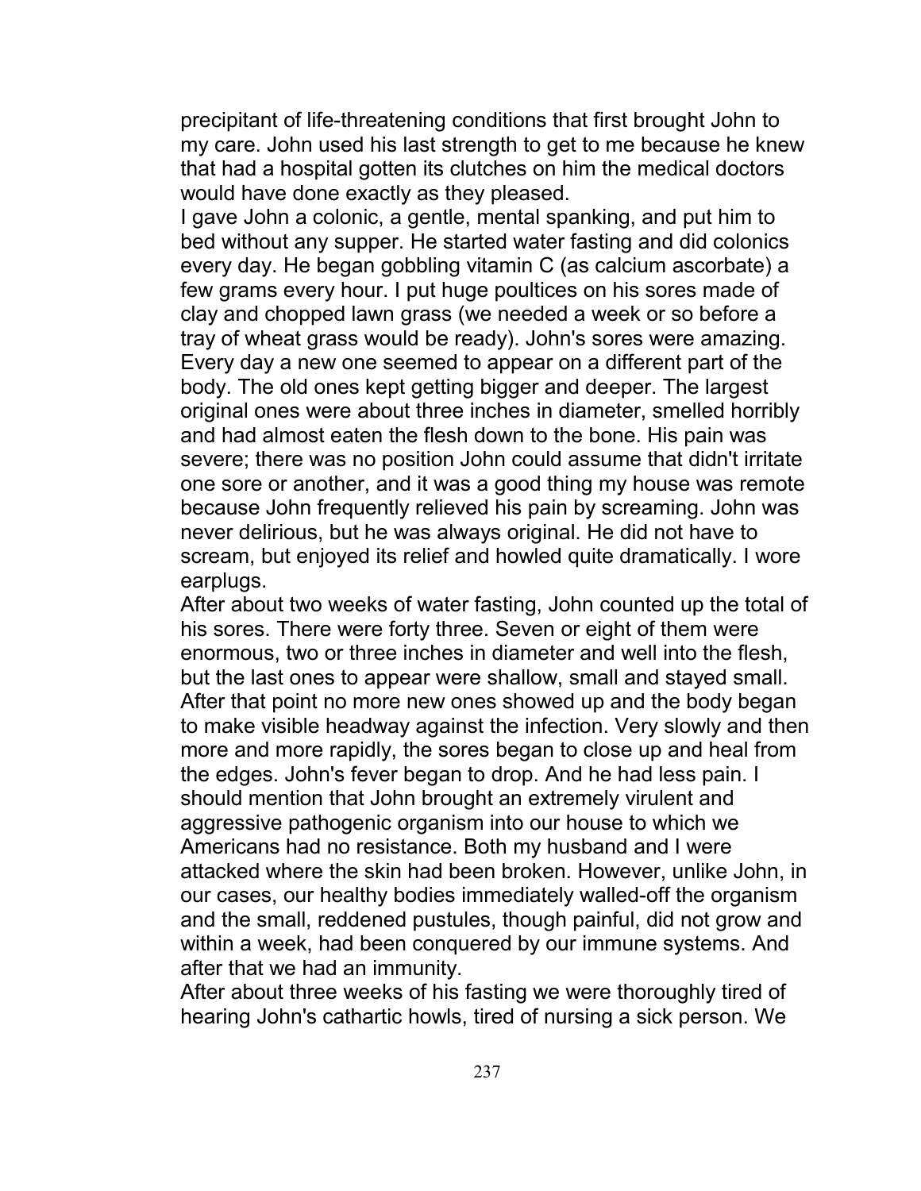precipitant of life-threatening conditions that first brought John to my care. John used his last strength to get to me because he knew that had a hospital gotten its clutches on him the medical doctors would have done exactly as they pleased.

I gave John a colonic, a gentle, mental spanking, and put him to bed without any supper. He started water fasting and did colonics every day. He began gobbling vitamin C (as calcium ascorbate) a few grams every hour. I put huge poultices on his sores made of clay and chopped lawn grass (we needed a week or so before a tray of wheat grass would be ready). John's sores were amazing. Every day a new one seemed to appear on a different part of the body. The old ones kept getting bigger and deeper. The largest original ones were about three inches in diameter, smelled horribly and had almost eaten the flesh down to the bone. His pain was severe; there was no position John could assume that didn't irritate one sore or another, and it was a good thing my house was remote because John frequently relieved his pain by screaming. John was never delirious, but he was always original. He did not have to scream, but enjoyed its relief and howled quite dramatically. I wore earplugs.

After about two weeks of water fasting, John counted up the total of his sores. There were forty three. Seven or eight of them were enormous, two or three inches in diameter and well into the flesh, but the last ones to appear were shallow, small and stayed small. After that point no more new ones showed up and the body began to make visible headway against the infection. Very slowly and then more and more rapidly, the sores began to close up and heal from the edges. John's fever began to drop. And he had less pain. I should mention that John brought an extremely virulent and aggressive pathogenic organism into our house to which we Americans had no resistance. Both my husband and I were attacked where the skin had been broken. However, unlike John, in our cases, our healthy bodies immediately walled-off the organism and the small, reddened pustules, though painful, did not grow and within a week, had been conquered by our immune systems. And after that we had an immunity.

After about three weeks of his fasting we were thoroughly tired of hearing John's cathartic howls, tired of nursing a sick person. We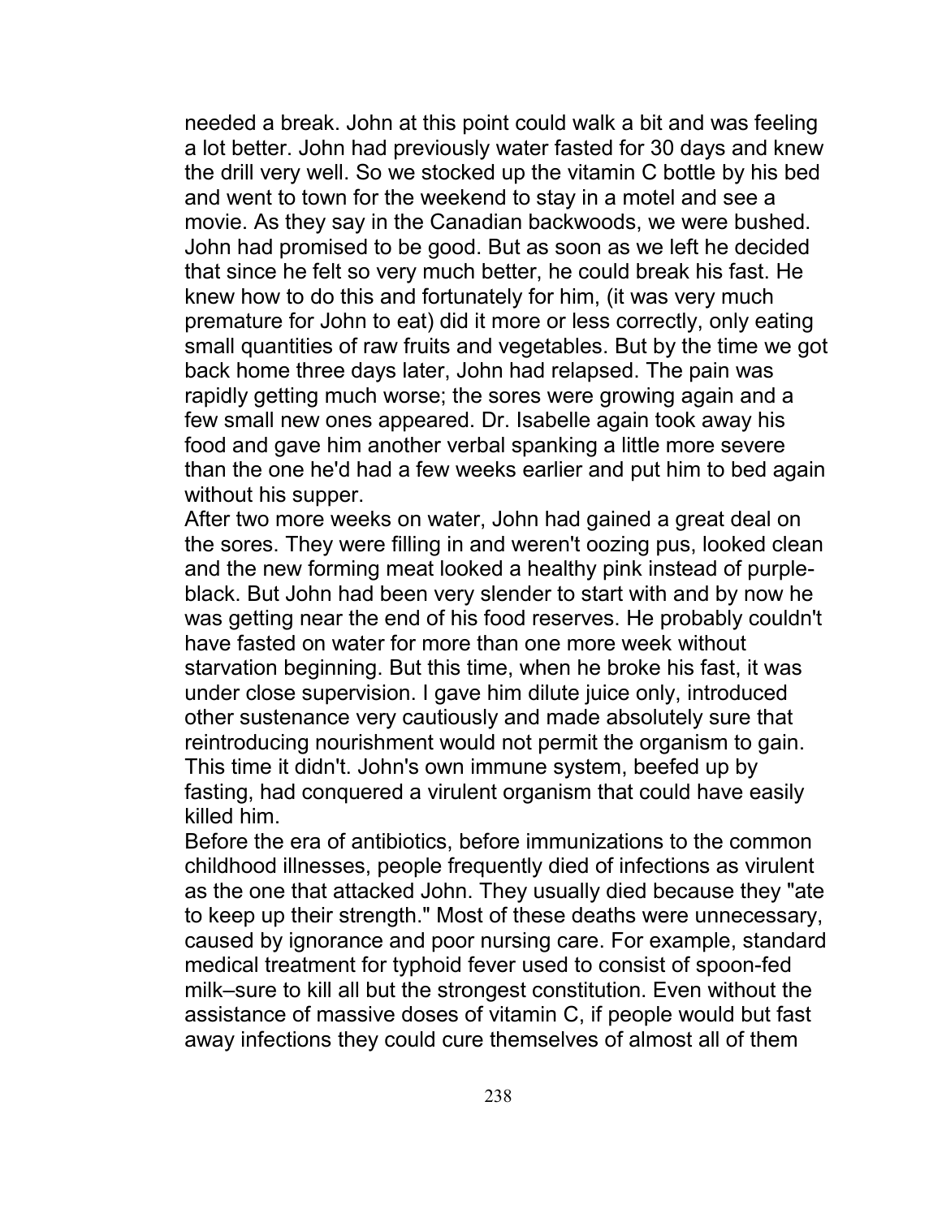needed a break. John at this point could walk a bit and was feeling a lot better. John had previously water fasted for 30 days and knew the drill very well. So we stocked up the vitamin C bottle by his bed and went to town for the weekend to stay in a motel and see a movie. As they say in the Canadian backwoods, we were bushed. John had promised to be good. But as soon as we left he decided that since he felt so very much better, he could break his fast. He knew how to do this and fortunately for him, (it was very much premature for John to eat) did it more or less correctly, only eating small quantities of raw fruits and vegetables. But by the time we got back home three days later, John had relapsed. The pain was rapidly getting much worse; the sores were growing again and a few small new ones appeared. Dr. Isabelle again took away his food and gave him another verbal spanking a little more severe than the one he'd had a few weeks earlier and put him to bed again without his supper.

After two more weeks on water, John had gained a great deal on the sores. They were filling in and weren't oozing pus, looked clean and the new forming meat looked a healthy pink instead of purple-black. But John had been very slender to start with and by now he was getting near the end of his food reserves. He probably couldn't have fasted on water for more than one more week without starvation beginning. But this time, when he broke his fast, it was under close supervision. I gave him dilute juice only, introduced other sustenance very cautiously and made absolutely sure that reintroducing nourishment would not permit the organism to gain. This time it didn't. John's own immune system, beefed up by fasting, had conquered a virulent organism that could have easily killed him.

Before the era of antibiotics, before immunizations to the common childhood illnesses, people frequently died of infections as virulent as the one that attacked John. They usually died because they "ate to keep up their strength." Most of these deaths were unnecessary, caused by ignorance and poor nursing care. For example, standard medical treatment for typhoid fever used to consist of spoon-fed milk–sure to kill all but the strongest constitution. Even without the assistance of massive doses of vitamin C, if people would but fast away infections they could cure themselves of almost all of them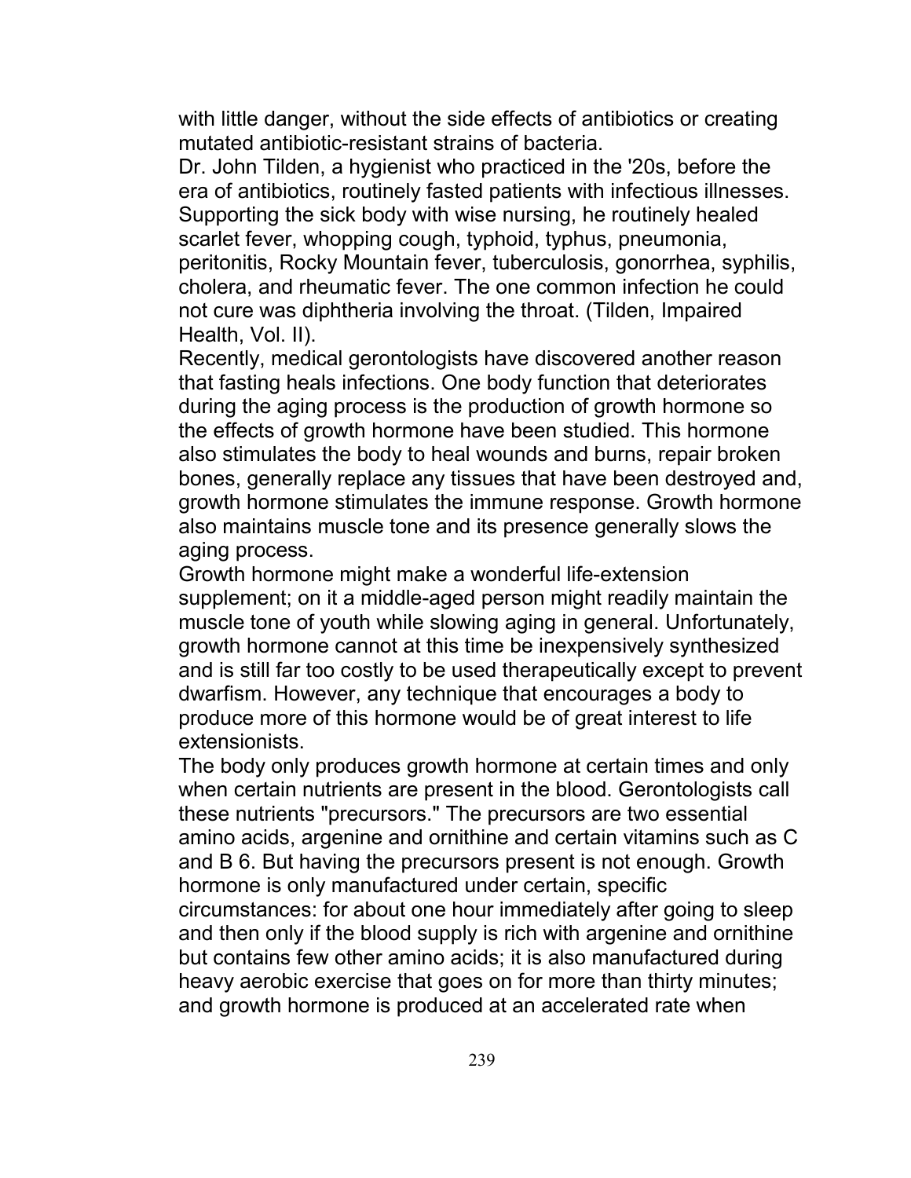with little danger, without the side effects of antibiotics or creating mutated antibiotic-resistant strains of bacteria.

Dr. John Tilden, a hygienist who practiced in the '20s, before the era of antibiotics, routinely fasted patients with infectious illnesses. Supporting the sick body with wise nursing, he routinely healed scarlet fever, whopping cough, typhoid, typhus, pneumonia, peritonitis, Rocky Mountain fever, tuberculosis, gonorrhea, syphilis, cholera, and rheumatic fever. The one common infection he could not cure was diphtheria involving the throat. (Tilden, Impaired Health, Vol. II).

Recently, medical gerontologists have discovered another reason that fasting heals infections. One body function that deteriorates during the aging process is the production of growth hormone so the effects of growth hormone have been studied. This hormone also stimulates the body to heal wounds and burns, repair broken bones, generally replace any tissues that have been destroyed and, growth hormone stimulates the immune response. Growth hormone also maintains muscle tone and its presence generally slows the aging process.

Growth hormone might make a wonderful life-extension supplement; on it a middle-aged person might readily maintain the muscle tone of youth while slowing aging in general. Unfortunately, growth hormone cannot at this time be inexpensively synthesized and is still far too costly to be used therapeutically except to prevent dwarfism. However, any technique that encourages a body to produce more of this hormone would be of great interest to life extensionists.

The body only produces growth hormone at certain times and only when certain nutrients are present in the blood. Gerontologists call these nutrients "precursors." The precursors are two essential amino acids, argenine and ornithine and certain vitamins such as C and B 6. But having the precursors present is not enough. Growth hormone is only manufactured under certain, specific circumstances: for about one hour immediately after going to sleep and then only if the blood supply is rich with argenine and ornithine but contains few other amino acids; it is also manufactured during heavy aerobic exercise that goes on for more than thirty minutes; and growth hormone is produced at an accelerated rate when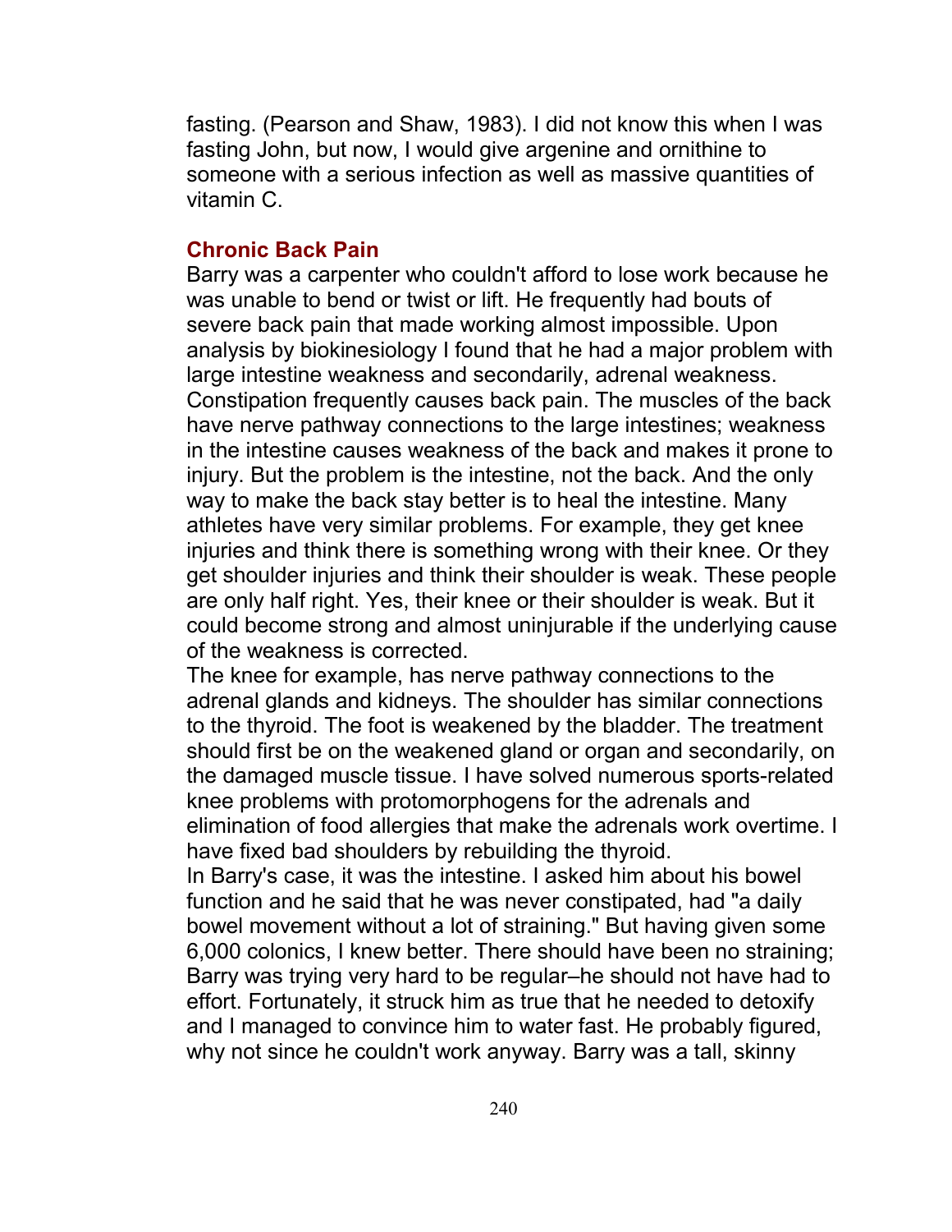fasting. (Pearson and Shaw, 1983). I did not know this when I was fasting John, but now, I would give argenine and ornithine to someone with a serious infection as well as massive quantities of vitamin C.

## Chronic Back Pain

Barry was a carpenter who couldn't afford to lose work because he was unable to bend or twist or lift. He frequently had bouts of severe back pain that made working almost impossible. Upon analysis by biokinesiology I found that he had a major problem with large intestine weakness and secondarily, adrenal weakness. Constipation frequently causes back pain. The muscles of the back have nerve pathway connections to the large intestines; weakness in the intestine causes weakness of the back and makes it prone to injury. But the problem is the intestine, not the back. And the only way to make the back stay better is to heal the intestine. Many athletes have very similar problems. For example, they get knee injuries and think there is something wrong with their knee. Or they get shoulder injuries and think their shoulder is weak. These people are only half right. Yes, their knee or their shoulder is weak. But it could become strong and almost uninjurable if the underlying cause of the weakness is corrected.

The knee for example, has nerve pathway connections to the adrenal glands and kidneys. The shoulder has similar connections to the thyroid. The foot is weakened by the bladder. The treatment should first be on the weakened gland or organ and secondarily, on the damaged muscle tissue. I have solved numerous sports-related knee problems with protomorphogens for the adrenals and elimination of food allergies that make the adrenals work overtime. I have fixed bad shoulders by rebuilding the thyroid.

In Barry's case, it was the intestine. I asked him about his bowel function and he said that he was never constipated, had "a daily bowel movement without a lot of straining." But having given some 6,000 colonics, I knew better. There should have been no straining; Barry was trying very hard to be regular–he should not have had to effort. Fortunately, it struck him as true that he needed to detoxify and I managed to convince him to water fast. He probably figured, why not since he couldn't work anyway. Barry was a tall, skinny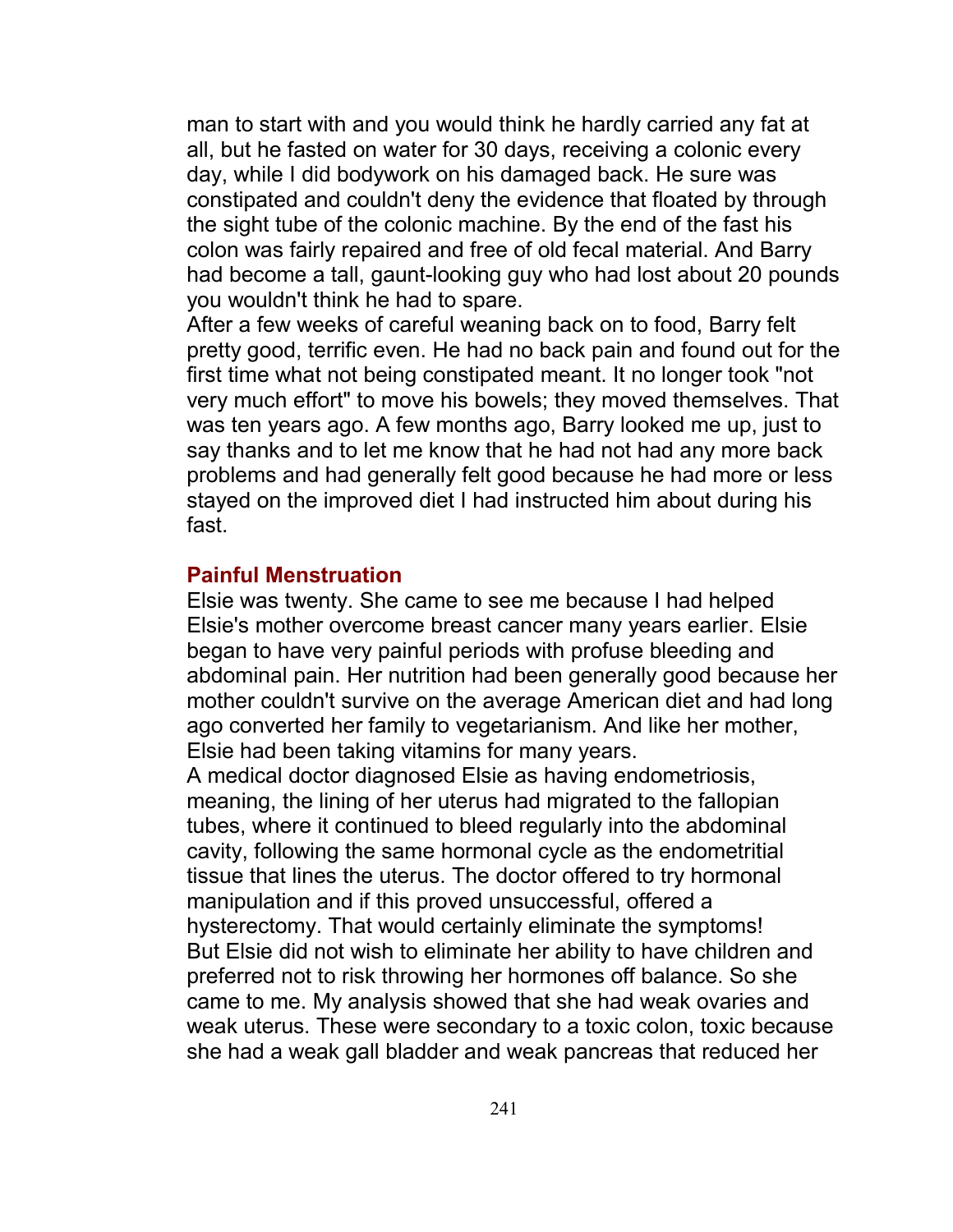man to start with and you would think he hardly carried any fat at all, but he fasted on water for 30 days, receiving a colonic every day, while I did bodywork on his damaged back. He sure was constipated and couldn't deny the evidence that floated by through the sight tube of the colonic machine. By the end of the fast his colon was fairly repaired and free of old fecal material. And Barry had become a tall, gaunt-looking guy who had lost about 20 pounds you wouldn't think he had to spare.

After a few weeks of careful weaning back on to food, Barry felt pretty good, terrific even. He had no back pain and found out for the first time what not being constipated meant. It no longer took "not very much effort" to move his bowels; they moved themselves. That was ten years ago. A few months ago, Barry looked me up, just to say thanks and to let me know that he had not had any more back problems and had generally felt good because he had more or less stayed on the improved diet I had instructed him about during his fast.

### Painful Menstruation

Elsie was twenty. She came to see me because I had helped Elsie's mother overcome breast cancer many years earlier. Elsie began to have very painful periods with profuse bleeding and abdominal pain. Her nutrition had been generally good because her mother couldn't survive on the average American diet and had long ago converted her family to vegetarianism. And like her mother, Elsie had been taking vitamins for many years.

A medical doctor diagnosed Elsie as having endometriosis, meaning, the lining of her uterus had migrated to the fallopian tubes, where it continued to bleed regularly into the abdominal cavity, following the same hormonal cycle as the endometritial tissue that lines the uterus. The doctor offered to try hormonal manipulation and if this proved unsuccessful, offered a hysterectomy. That would certainly eliminate the symptoms!

But Elsie did not wish to eliminate her ability to have children and preferred not to risk throwing her hormones off balance. So she came to me. My analysis showed that she had weak ovaries and weak uterus. These were secondary to a toxic colon, toxic because she had a weak gall bladder and weak pancreas that reduced her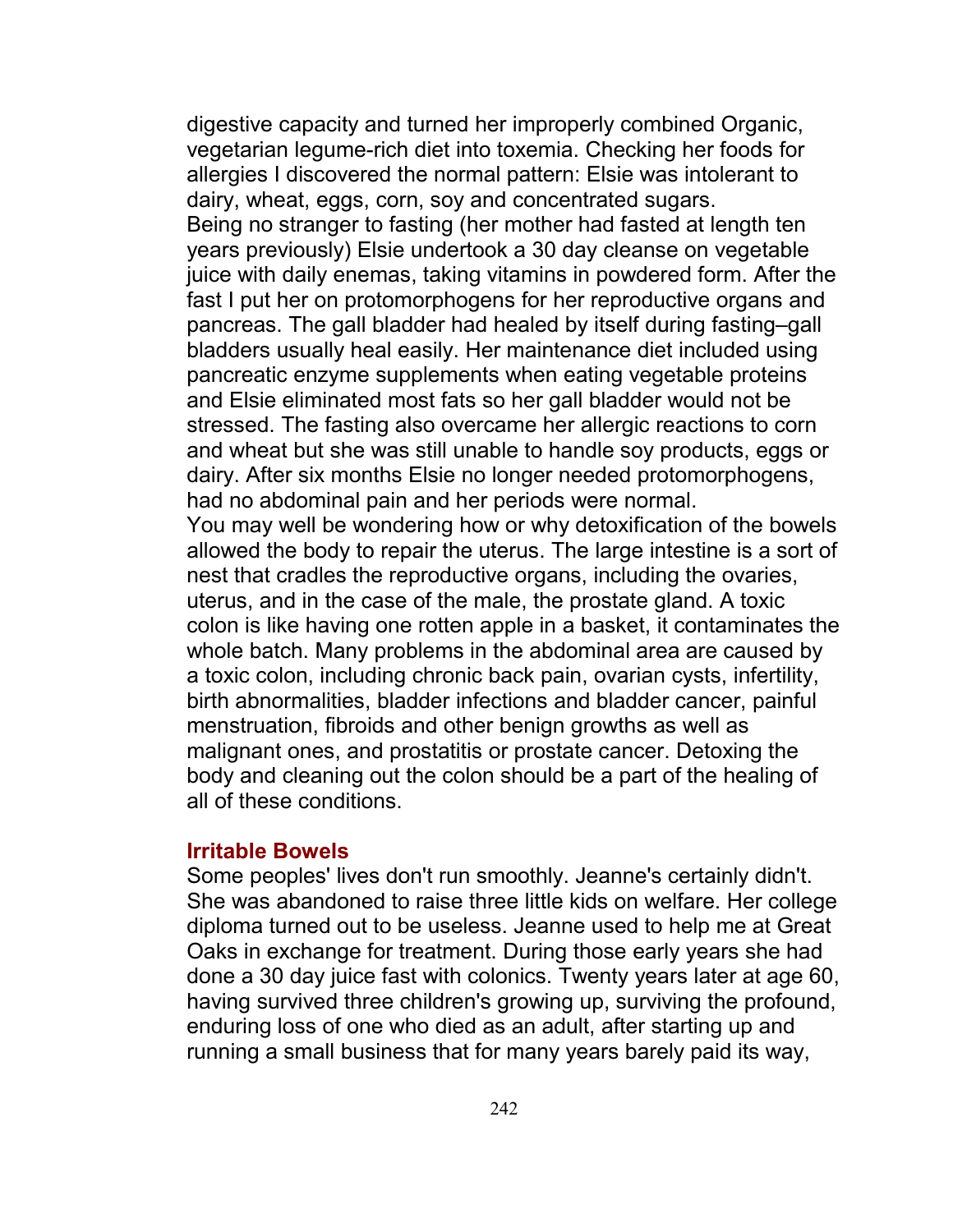digestive capacity and turned her improperly combined Organic, vegetarian legume-rich diet into toxemia. Checking her foods for allergies I discovered the normal pattern: Elsie was intolerant to dairy, wheat, eggs, corn, soy and concentrated sugars.

Being no stranger to fasting (her mother had fasted at length ten years previously) Elsie undertook a 30 day cleanse on vegetable juice with daily enemas, taking vitamins in powdered form. After the fast I put her on protomorphogens for her reproductive organs and pancreas. The gall bladder had healed by itself during fasting–gall bladders usually heal easily. Her maintenance diet included using pancreatic enzyme supplements when eating vegetable proteins and Elsie eliminated most fats so her gall bladder would not be stressed. The fasting also overcame her allergic reactions to corn and wheat but she was still unable to handle soy products, eggs or dairy. After six months Elsie no longer needed protomorphogens, had no abdominal pain and her periods were normal.

You may well be wondering how or why detoxification of the bowels allowed the body to repair the uterus. The large intestine is a sort of nest that cradles the reproductive organs, including the ovaries, uterus, and in the case of the male, the prostate gland. A toxic colon is like having one rotten apple in a basket, it contaminates the whole batch. Many problems in the abdominal area are caused by a toxic colon, including chronic back pain, ovarian cysts, infertility, birth abnormalities, bladder infections and bladder cancer, painful menstruation, fibroids and other benign growths as well as malignant ones, and prostatitis or prostate cancer. Detoxing the body and cleaning out the colon should be a part of the healing of all of these conditions.

### Irritable Bowels

Some peoples' lives don't run smoothly. Jeanne's certainly didn't. She was abandoned to raise three little kids on welfare. Her college diploma turned out to be useless. Jeanne used to help me at Great Oaks in exchange for treatment. During those early years she had done a 30 day juice fast with colonics. Twenty years later at age 60, having survived three children's growing up, surviving the profound, enduring loss of one who died as an adult, after starting up and running a small business that for many years barely paid its way,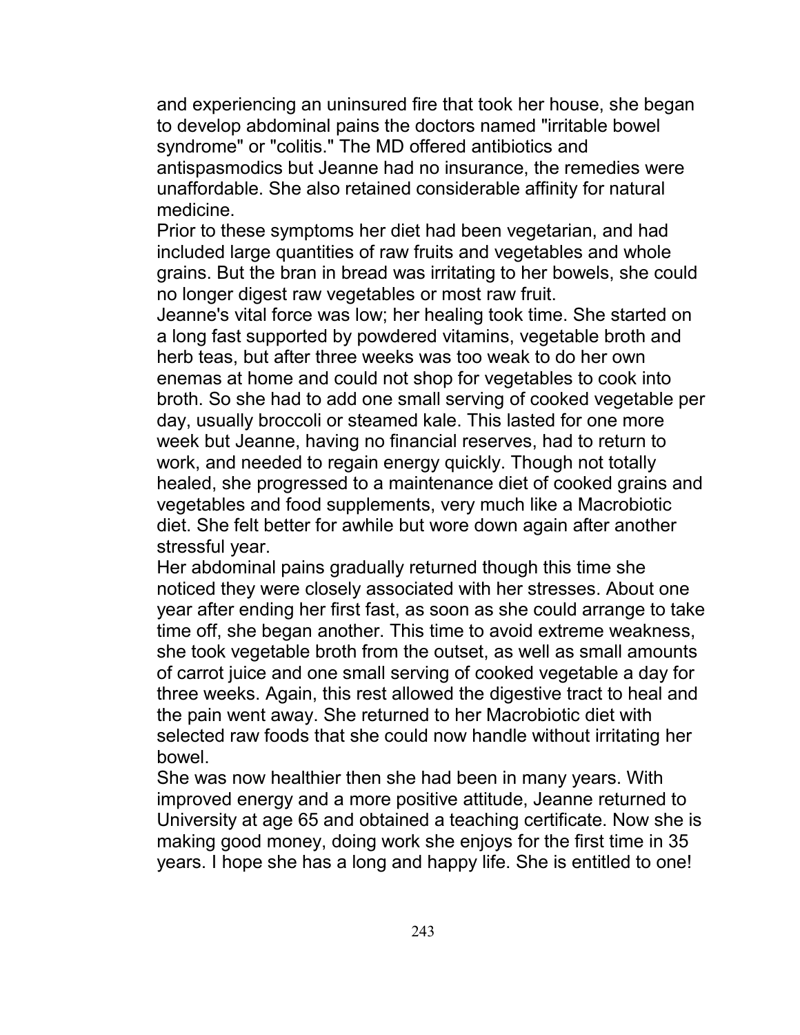and experiencing an uninsured fire that took her house, she began to develop abdominal pains the doctors named "irritable bowel syndrome" or "colitis." The MD offered antibiotics and antispasmodics but Jeanne had no insurance, the remedies were unaffordable. She also retained considerable affinity for natural medicine.

Prior to these symptoms her diet had been vegetarian, and had included large quantities of raw fruits and vegetables and whole grains. But the bran in bread was irritating to her bowels, she could no longer digest raw vegetables or most raw fruit.

Jeanne's vital force was low; her healing took time. She started on a long fast supported by powdered vitamins, vegetable broth and herb teas, but after three weeks was too weak to do her own enemas at home and could not shop for vegetables to cook into broth. So she had to add one small serving of cooked vegetable per day, usually broccoli or steamed kale. This lasted for one more week but Jeanne, having no financial reserves, had to return to work, and needed to regain energy quickly. Though not totally healed, she progressed to a maintenance diet of cooked grains and vegetables and food supplements, very much like a Macrobiotic diet. She felt better for awhile but wore down again after another stressful year.

Her abdominal pains gradually returned though this time she noticed they were closely associated with her stresses. About one year after ending her first fast, as soon as she could arrange to take time off, she began another. This time to avoid extreme weakness, she took vegetable broth from the outset, as well as small amounts of carrot juice and one small serving of cooked vegetable a day for three weeks. Again, this rest allowed the digestive tract to heal and the pain went away. She returned to her Macrobiotic diet with selected raw foods that she could now handle without irritating her bowel.

She was now healthier then she had been in many years. With improved energy and a more positive attitude, Jeanne returned to University at age 65 and obtained a teaching certificate. Now she is making good money, doing work she enjoys for the first time in 35 years. I hope she has a long and happy life. She is entitled to one!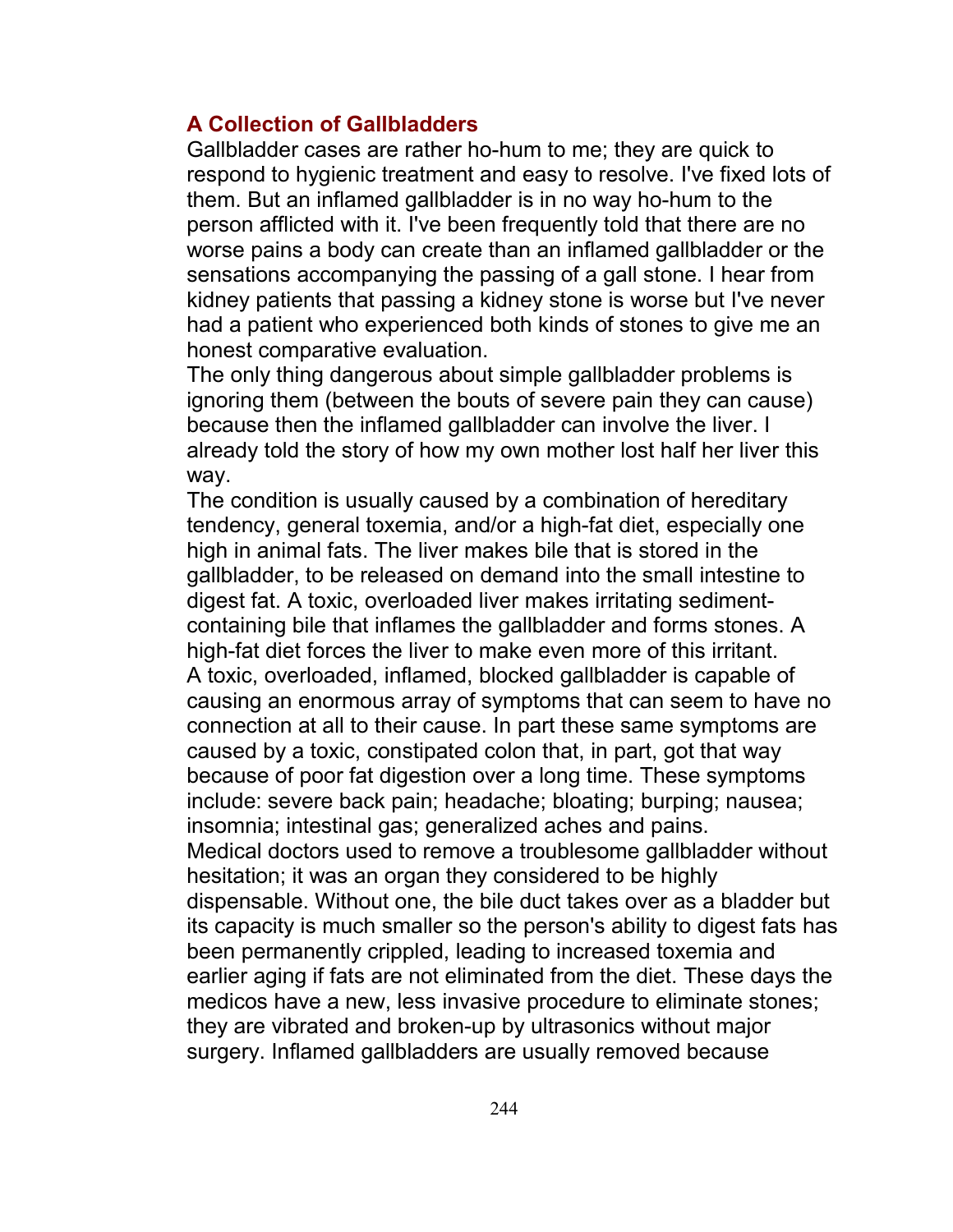### A Collection of Gallbladders

Gallbladder cases are rather ho-hum to me; they are quick to respond to hygienic treatment and easy to resolve. I've fixed lots of them. But an inflamed gallbladder is in no way ho-hum to the person afflicted with it. I've been frequently told that there are no worse pains a body can create than an inflamed gallbladder or the sensations accompanying the passing of a gall stone. I hear from kidney patients that passing a kidney stone is worse but I've never had a patient who experienced both kinds of stones to give me an honest comparative evaluation.

The only thing dangerous about simple gallbladder problems is ignoring them (between the bouts of severe pain they can cause) because then the inflamed gallbladder can involve the liver. I already told the story of how my own mother lost half her liver this way.

The condition is usually caused by a combination of hereditary tendency, general toxemia, and/or a high-fat diet, especially one high in animal fats. The liver makes bile that is stored in the gallbladder, to be released on demand into the small intestine to digest fat. A toxic, overloaded liver makes irritating sediment-containing bile that inflames the gallbladder and forms stones. A high-fat diet forces the liver to make even more of this irritant.

A toxic, overloaded, inflamed, blocked gallbladder is capable of causing an enormous array of symptoms that can seem to have no connection at all to their cause. In part these same symptoms are caused by a toxic, constipated colon that, in part, got that way because of poor fat digestion over a long time. These symptoms include: severe back pain; headache; bloating; burping; nausea; insomnia; intestinal gas; generalized aches and pains.

Medical doctors used to remove a troublesome gallbladder without hesitation; it was an organ they considered to be highly dispensable. Without one, the bile duct takes over as a bladder but its capacity is much smaller so the person's ability to digest fats has been permanently crippled, leading to increased toxemia and earlier aging if fats are not eliminated from the diet. These days the medicos have a new, less invasive procedure to eliminate stones; they are vibrated and broken-up by ultrasonics without major surgery. Inflamed gallbladders are usually removed because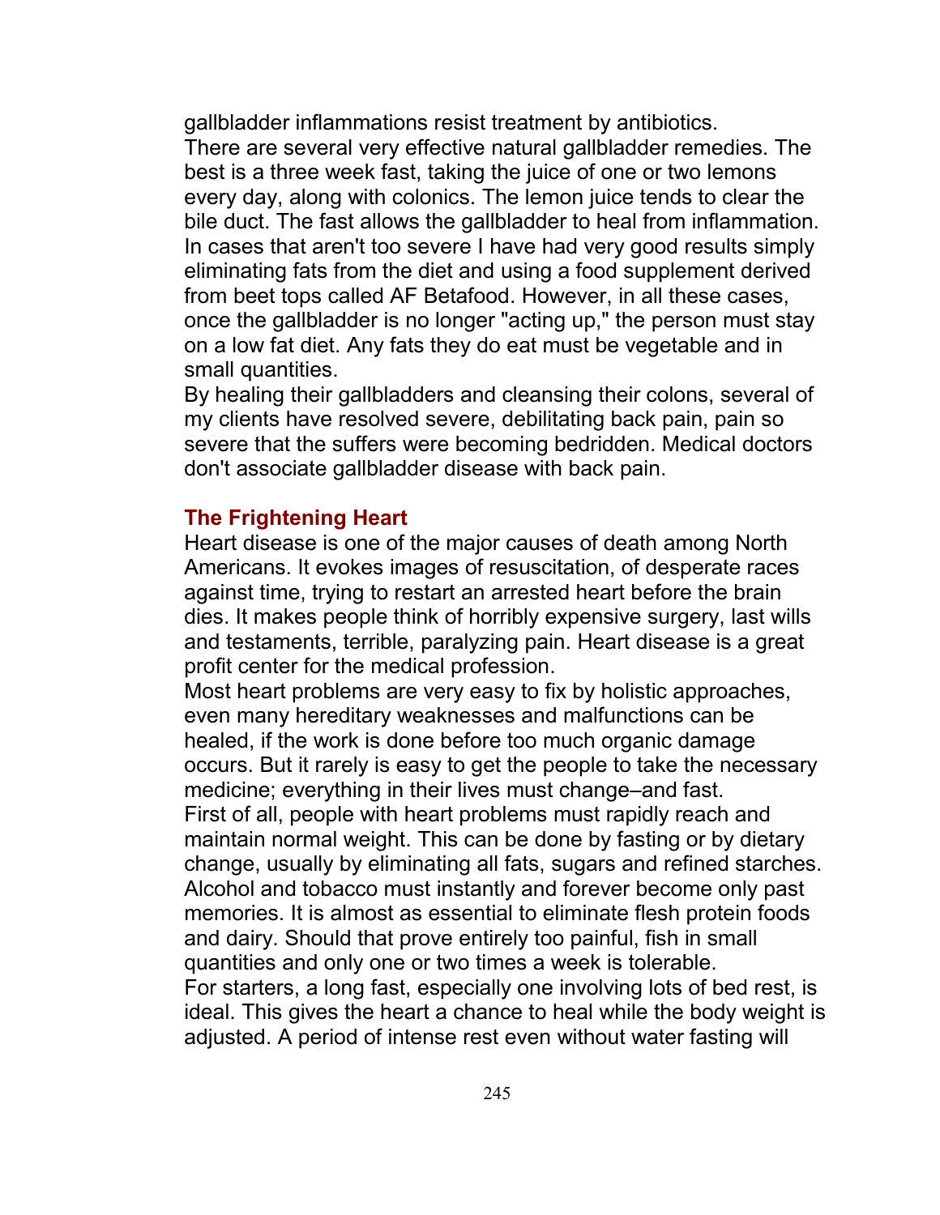gallbladder inflammations resist treatment by antibiotics.

There are several very effective natural gallbladder remedies. The best is a three week fast, taking the juice of one or two lemons every day, along with colonics. The lemon juice tends to clear the bile duct. The fast allows the gallbladder to heal from inflammation. In cases that aren't too severe I have had very good results simply eliminating fats from the diet and using a food supplement derived from beet tops called AF Betafood. However, in all these cases, once the gallbladder is no longer "acting up," the person must stay on a low fat diet. Any fats they do eat must be vegetable and in small quantities.

By healing their gallbladders and cleansing their colons, several of my clients have resolved severe, debilitating back pain, pain so severe that the suffers were becoming bedridden. Medical doctors don't associate gallbladder disease with back pain.

### The Frightening Heart

Heart disease is one of the major causes of death among North Americans. It evokes images of resuscitation, of desperate races against time, trying to restart an arrested heart before the brain dies. It makes people think of horribly expensive surgery, last wills and testaments, terrible, paralyzing pain. Heart disease is a great profit center for the medical profession.

Most heart problems are very easy to fix by holistic approaches, even many hereditary weaknesses and malfunctions can be healed, if the work is done before too much organic damage occurs. But it rarely is easy to get the people to take the necessary medicine; everything in their lives must change–and fast.

First of all, people with heart problems must rapidly reach and maintain normal weight. This can be done by fasting or by dietary change, usually by eliminating all fats, sugars and refined starches. Alcohol and tobacco must instantly and forever become only past memories. It is almost as essential to eliminate flesh protein foods and dairy. Should that prove entirely too painful, fish in small quantities and only one or two times a week is tolerable.

For starters, a long fast, especially one involving lots of bed rest, is ideal. This gives the heart a chance to heal while the body weight is adjusted. A period of intense rest even without water fasting will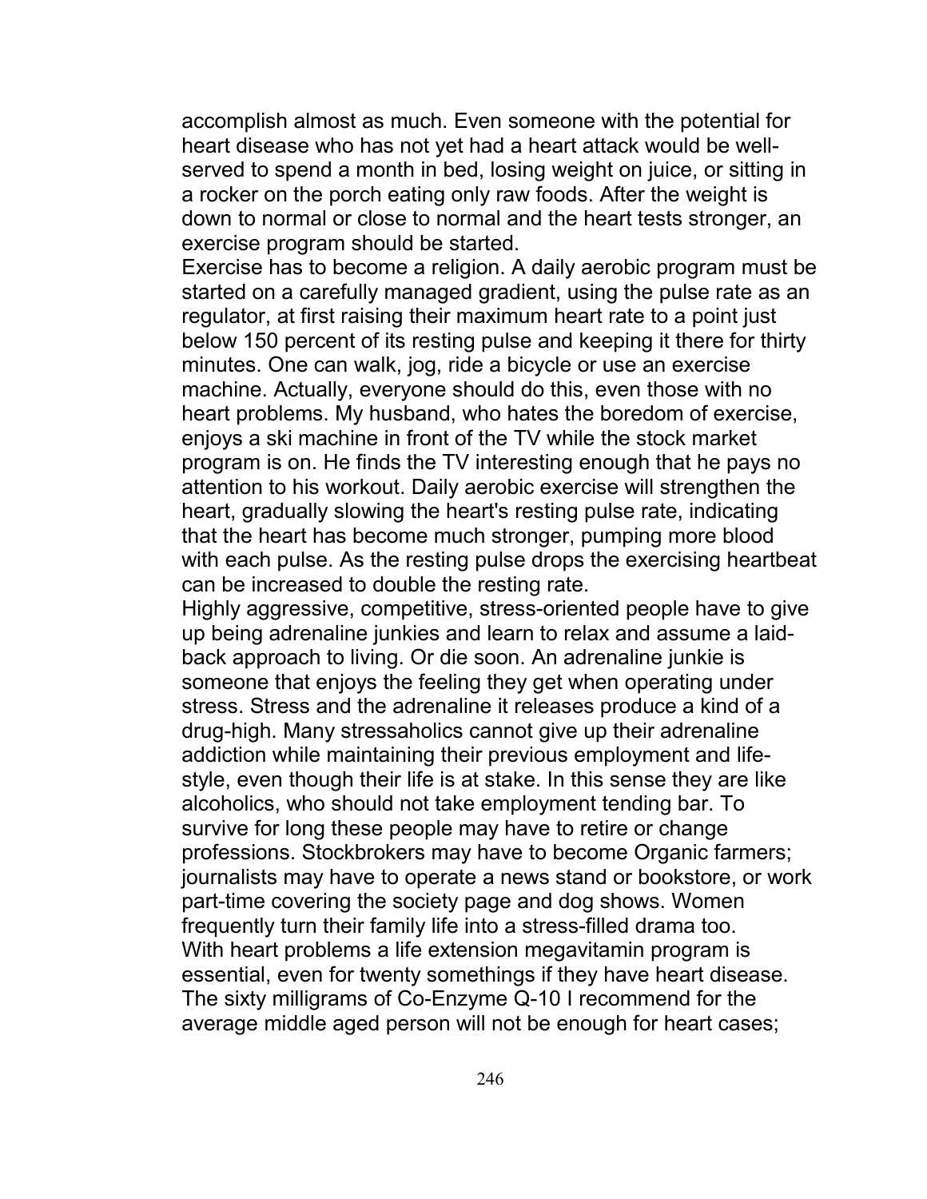accomplish almost as much. Even someone with the potential for heart disease who has not yet had a heart attack would be well-served to spend a month in bed, losing weight on juice, or sitting in a rocker on the porch eating only raw foods. After the weight is down to normal or close to normal and the heart tests stronger, an exercise program should be started.

Exercise has to become a religion. A daily aerobic program must be started on a carefully managed gradient, using the pulse rate as an regulator, at first raising their maximum heart rate to a point just below 150 percent of its resting pulse and keeping it there for thirty minutes. One can walk, jog, ride a bicycle or use an exercise machine. Actually, everyone should do this, even those with no heart problems. My husband, who hates the boredom of exercise, enjoys a ski machine in front of the TV while the stock market program is on. He finds the TV interesting enough that he pays no attention to his workout. Daily aerobic exercise will strengthen the heart, gradually slowing the heart's resting pulse rate, indicating that the heart has become much stronger, pumping more blood with each pulse. As the resting pulse drops the exercising heartbeat can be increased to double the resting rate.

Highly aggressive, competitive, stress-oriented people have to give up being adrenaline junkies and learn to relax and assume a laid-back approach to living. Or die soon. An adrenaline junkie is someone that enjoys the feeling they get when operating under stress. Stress and the adrenaline it releases produce a kind of a drug-high. Many stressaholics cannot give up their adrenaline addiction while maintaining their previous employment and life-style, even though their life is at stake. In this sense they are like alcoholics, who should not take employment tending bar. To survive for long these people may have to retire or change professions. Stockbrokers may have to become Organic farmers; journalists may have to operate a news stand or bookstore, or work part-time covering the society page and dog shows. Women frequently turn their family life into a stress-filled drama too.

With heart problems a life extension megavitamin program is essential, even for twenty somethings if they have heart disease. The sixty milligrams of Co-Enzyme Q-10 I recommend for the average middle aged person will not be enough for heart cases;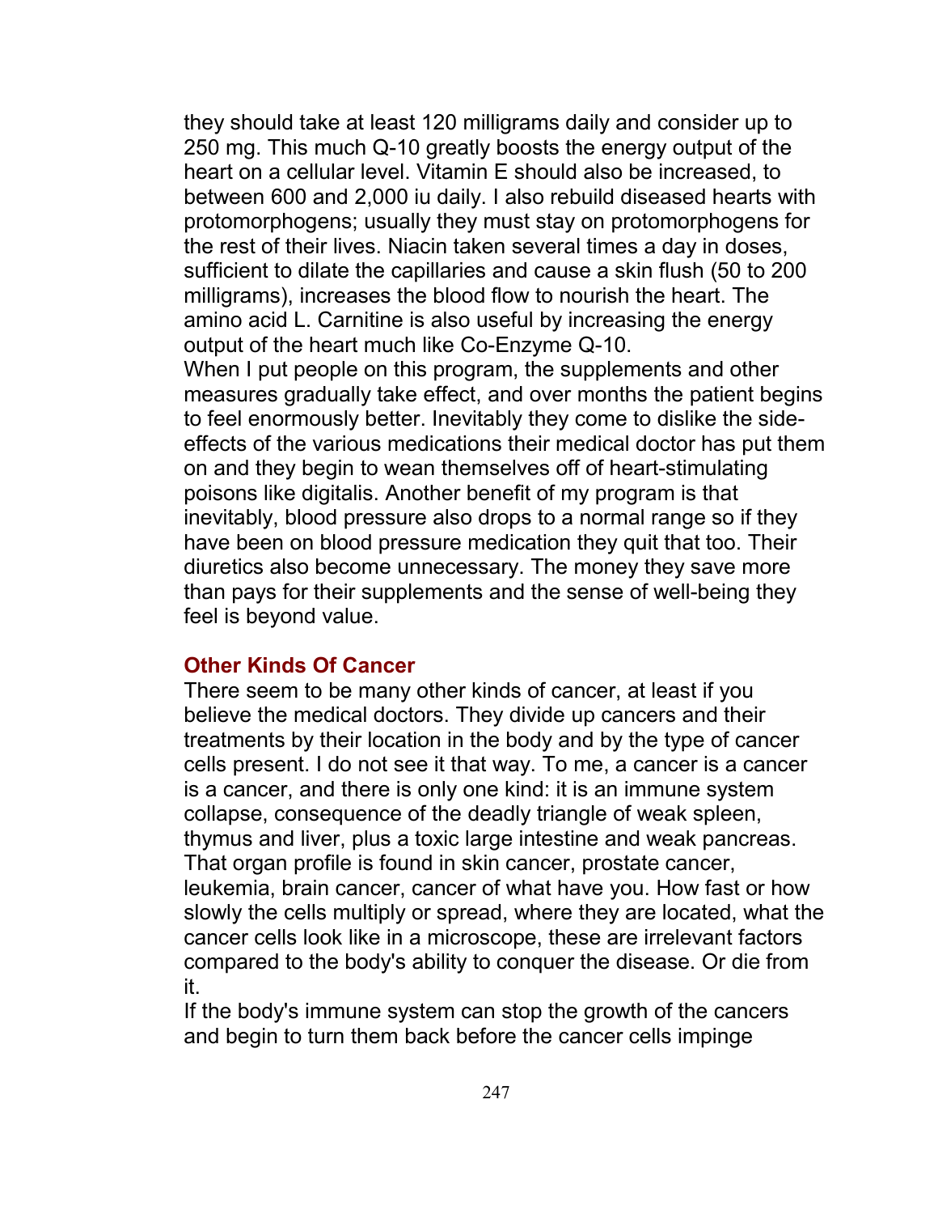they should take at least 120 milligrams daily and consider up to 250 mg. This much Q-10 greatly boosts the energy output of the heart on a cellular level. Vitamin E should also be increased, to between 600 and 2,000 iu daily. I also rebuild diseased hearts with protomorphogens; usually they must stay on protomorphogens for the rest of their lives. Niacin taken several times a day in doses, sufficient to dilate the capillaries and cause a skin flush (50 to 200 milligrams), increases the blood flow to nourish the heart. The amino acid L. Carnitine is also useful by increasing the energy output of the heart much like Co-Enzyme Q-10.

When I put people on this program, the supplements and other measures gradually take effect, and over months the patient begins to feel enormously better. Inevitably they come to dislike the side-effects of the various medications their medical doctor has put them on and they begin to wean themselves off of heart-stimulating poisons like digitalis. Another benefit of my program is that inevitably, blood pressure also drops to a normal range so if they have been on blood pressure medication they quit that too. Their diuretics also become unnecessary. The money they save more than pays for their supplements and the sense of well-being they feel is beyond value.

### Other Kinds Of Cancer

There seem to be many other kinds of cancer, at least if you believe the medical doctors. They divide up cancers and their treatments by their location in the body and by the type of cancer cells present. I do not see it that way. To me, a cancer is a cancer is a cancer, and there is only one kind: it is an immune system collapse, consequence of the deadly triangle of weak spleen, thymus and liver, plus a toxic large intestine and weak pancreas. That organ profile is found in skin cancer, prostate cancer, leukemia, brain cancer, cancer of what have you. How fast or how slowly the cells multiply or spread, where they are located, what the cancer cells look like in a microscope, these are irrelevant factors compared to the body's ability to conquer the disease. Or die from it.

If the body's immune system can stop the growth of the cancers and begin to turn them back before the cancer cells impinge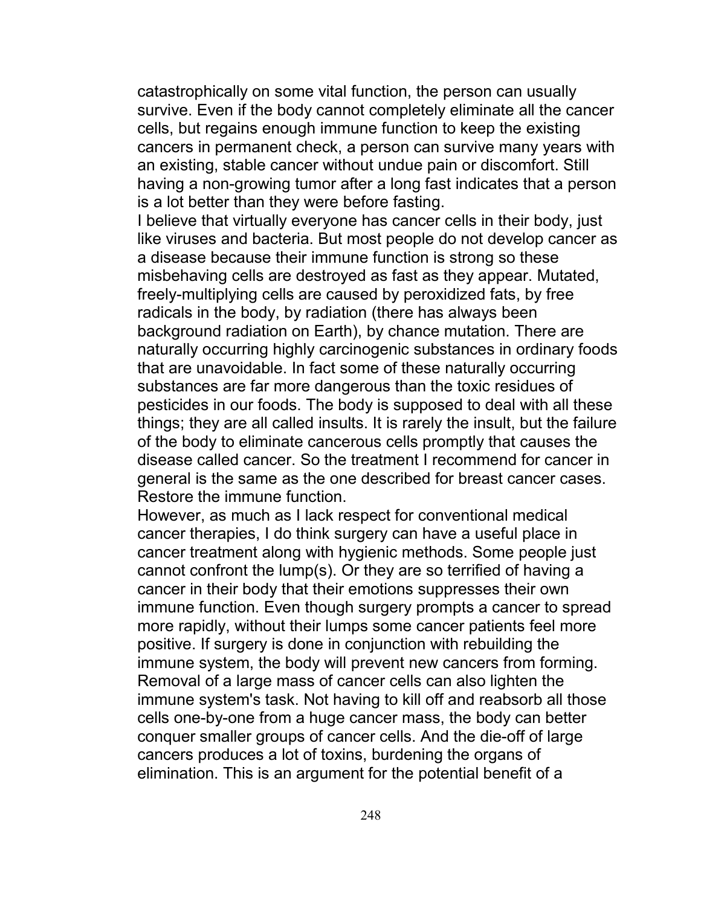catastrophically on some vital function, the person can usually survive. Even if the body cannot completely eliminate all the cancer cells, but regains enough immune function to keep the existing cancers in permanent check, a person can survive many years with an existing, stable cancer without undue pain or discomfort. Still having a non-growing tumor after a long fast indicates that a person is a lot better than they were before fasting.

I believe that virtually everyone has cancer cells in their body, just like viruses and bacteria. But most people do not develop cancer as a disease because their immune function is strong so these misbehaving cells are destroyed as fast as they appear. Mutated, freely-multiplying cells are caused by peroxidized fats, by free radicals in the body, by radiation (there has always been background radiation on Earth), by chance mutation. There are naturally occurring highly carcinogenic substances in ordinary foods that are unavoidable. In fact some of these naturally occurring substances are far more dangerous than the toxic residues of pesticides in our foods. The body is supposed to deal with all these things; they are all called insults. It is rarely the insult, but the failure of the body to eliminate cancerous cells promptly that causes the disease called cancer. So the treatment I recommend for cancer in general is the same as the one described for breast cancer cases. Restore the immune function.

However, as much as I lack respect for conventional medical cancer therapies, I do think surgery can have a useful place in cancer treatment along with hygienic methods. Some people just cannot confront the lump(s). Or they are so terrified of having a cancer in their body that their emotions suppresses their own immune function. Even though surgery prompts a cancer to spread more rapidly, without their lumps some cancer patients feel more positive. If surgery is done in conjunction with rebuilding the immune system, the body will prevent new cancers from forming. Removal of a large mass of cancer cells can also lighten the immune system's task. Not having to kill off and reabsorb all those cells one-by-one from a huge cancer mass, the body can better conquer smaller groups of cancer cells. And the die-off of large cancers produces a lot of toxins, burdening the organs of elimination. This is an argument for the potential benefit of a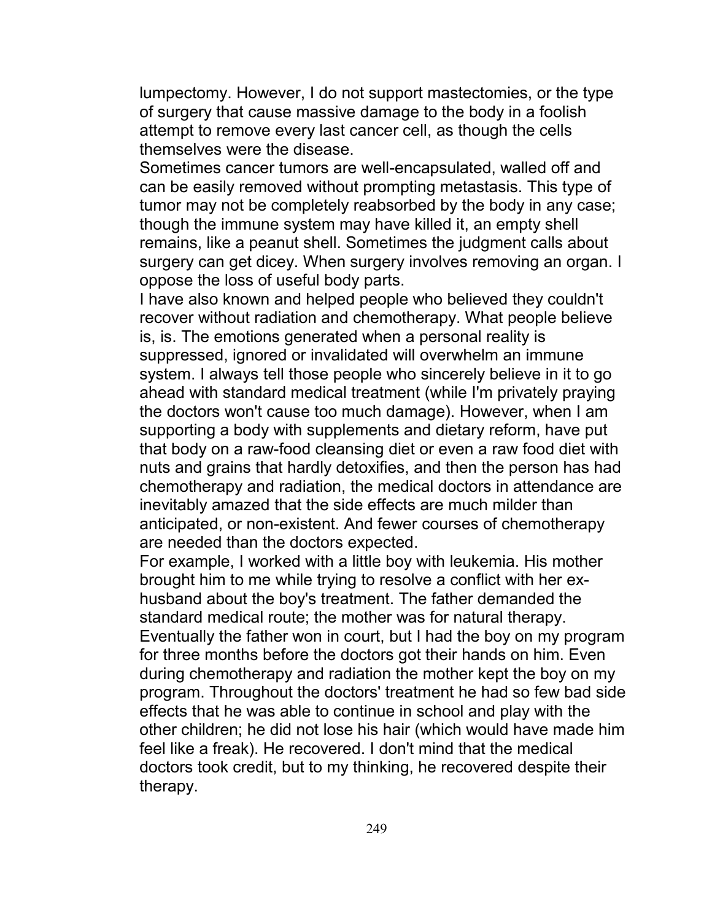lumpectomy. However, I do not support mastectomies, or the type of surgery that cause massive damage to the body in a foolish attempt to remove every last cancer cell, as though the cells themselves were the disease.

Sometimes cancer tumors are well-encapsulated, walled off and can be easily removed without prompting metastasis. This type of tumor may not be completely reabsorbed by the body in any case; though the immune system may have killed it, an empty shell remains, like a peanut shell. Sometimes the judgment calls about surgery can get dicey. When surgery involves removing an organ. I oppose the loss of useful body parts.

I have also known and helped people who believed they couldn't recover without radiation and chemotherapy. What people believe is, is. The emotions generated when a personal reality is suppressed, ignored or invalidated will overwhelm an immune system. I always tell those people who sincerely believe in it to go ahead with standard medical treatment (while I'm privately praying the doctors won't cause too much damage). However, when I am supporting a body with supplements and dietary reform, have put that body on a raw-food cleansing diet or even a raw food diet with nuts and grains that hardly detoxifies, and then the person has had chemotherapy and radiation, the medical doctors in attendance are inevitably amazed that the side effects are much milder than anticipated, or non-existent. And fewer courses of chemotherapy are needed than the doctors expected.

For example, I worked with a little boy with leukemia. His mother brought him to me while trying to resolve a conflict with her ex-husband about the boy's treatment. The father demanded the standard medical route; the mother was for natural therapy. Eventually the father won in court, but I had the boy on my program for three months before the doctors got their hands on him. Even during chemotherapy and radiation the mother kept the boy on my program. Throughout the doctors' treatment he had so few bad side effects that he was able to continue in school and play with the other children; he did not lose his hair (which would have made him feel like a freak). He recovered. I don't mind that the medical doctors took credit, but to my thinking, he recovered despite their therapy.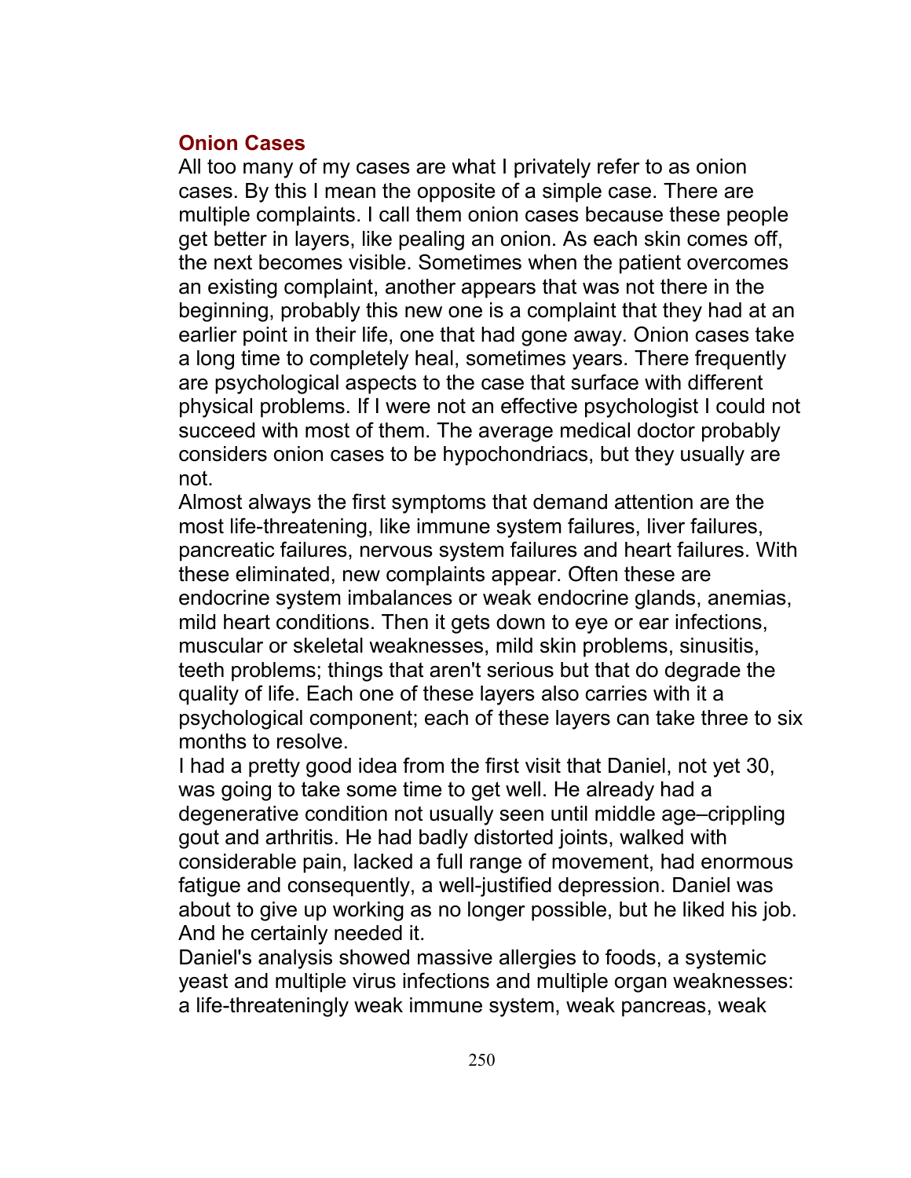## Onion Cases

All too many of my cases are what I privately refer to as onion cases. By this I mean the opposite of a simple case. There are multiple complaints. I call them onion cases because these people get better in layers, like pealing an onion. As each skin comes off, the next becomes visible. Sometimes when the patient overcomes an existing complaint, another appears that was not there in the beginning, probably this new one is a complaint that they had at an earlier point in their life, one that had gone away. Onion cases take a long time to completely heal, sometimes years. There frequently are psychological aspects to the case that surface with different physical problems. If I were not an effective psychologist I could not succeed with most of them. The average medical doctor probably considers onion cases to be hypochondriacs, but they usually are not.

Almost always the first symptoms that demand attention are the most life-threatening, like immune system failures, liver failures, pancreatic failures, nervous system failures and heart failures. With these eliminated, new complaints appear. Often these are endocrine system imbalances or weak endocrine glands, anemias, mild heart conditions. Then it gets down to eye or ear infections, muscular or skeletal weaknesses, mild skin problems, sinusitis, teeth problems; things that aren't serious but that do degrade the quality of life. Each one of these layers also carries with it a psychological component; each of these layers can take three to six months to resolve.

I had a pretty good idea from the first visit that Daniel, not yet 30, was going to take some time to get well. He already had a degenerative condition not usually seen until middle age–crippling gout and arthritis. He had badly distorted joints, walked with considerable pain, lacked a full range of movement, had enormous fatigue and consequently, a well-justified depression. Daniel was about to give up working as no longer possible, but he liked his job. And he certainly needed it.

Daniel's analysis showed massive allergies to foods, a systemic yeast and multiple virus infections and multiple organ weaknesses: a life-threateningly weak immune system, weak pancreas, weak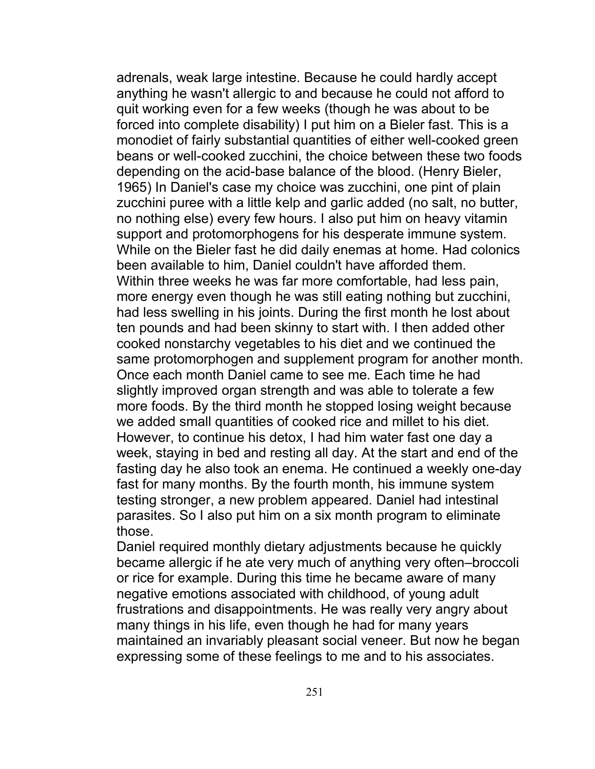adrenals, weak large intestine. Because he could hardly accept anything he wasn't allergic to and because he could not afford to quit working even for a few weeks (though he was about to be forced into complete disability) I put him on a Bieler fast. This is a monodiet of fairly substantial quantities of either well-cooked green beans or well-cooked zucchini, the choice between these two foods depending on the acid-base balance of the blood. (Henry Bieler, 1965) In Daniel's case my choice was zucchini, one pint of plain zucchini puree with a little kelp and garlic added (no salt, no butter, no nothing else) every few hours. I also put him on heavy vitamin support and protomorphogens for his desperate immune system. While on the Bieler fast he did daily enemas at home. Had colonics been available to him, Daniel couldn't have afforded them.

Within three weeks he was far more comfortable, had less pain, more energy even though he was still eating nothing but zucchini, had less swelling in his joints. During the first month he lost about ten pounds and had been skinny to start with. I then added other cooked nonstarchy vegetables to his diet and we continued the same protomorphogen and supplement program for another month. Once each month Daniel came to see me. Each time he had slightly improved organ strength and was able to tolerate a few more foods. By the third month he stopped losing weight because we added small quantities of cooked rice and millet to his diet. However, to continue his detox, I had him water fast one day a week, staying in bed and resting all day. At the start and end of the fasting day he also took an enema. He continued a weekly one-day fast for many months. By the fourth month, his immune system testing stronger, a new problem appeared. Daniel had intestinal parasites. So I also put him on a six month program to eliminate those.

Daniel required monthly dietary adjustments because he quickly became allergic if he ate very much of anything very often–broccoli or rice for example. During this time he became aware of many negative emotions associated with childhood, of young adult frustrations and disappointments. He was really very angry about many things in his life, even though he had for many years maintained an invariably pleasant social veneer. But now he began expressing some of these feelings to me and to his associates.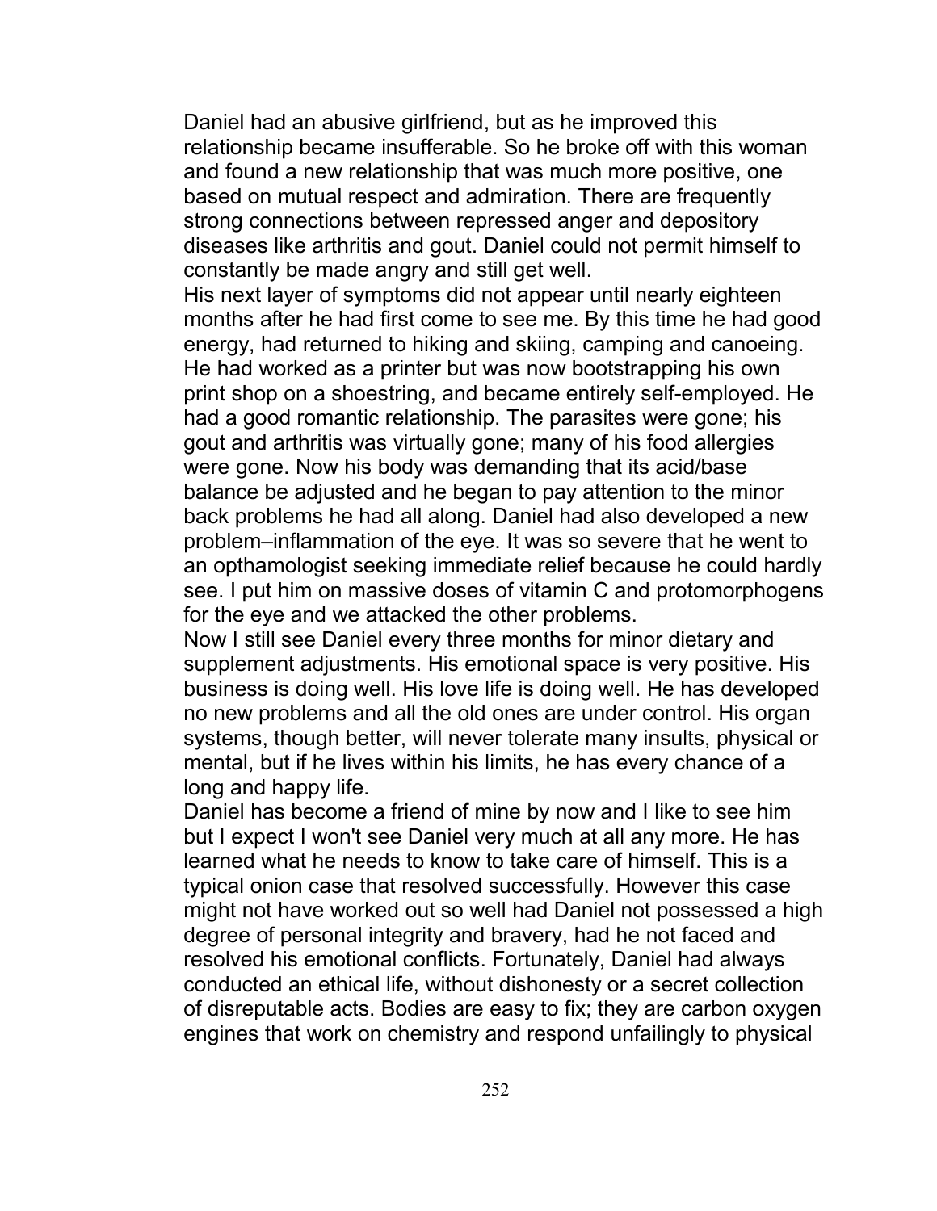Daniel had an abusive girlfriend, but as he improved this relationship became insufferable. So he broke off with this woman and found a new relationship that was much more positive, one based on mutual respect and admiration. There are frequently strong connections between repressed anger and depository diseases like arthritis and gout. Daniel could not permit himself to constantly be made angry and still get well.

His next layer of symptoms did not appear until nearly eighteen months after he had first come to see me. By this time he had good energy, had returned to hiking and skiing, camping and canoeing. He had worked as a printer but was now bootstrapping his own print shop on a shoestring, and became entirely self-employed. He had a good romantic relationship. The parasites were gone; his gout and arthritis was virtually gone; many of his food allergies were gone. Now his body was demanding that its acid/base balance be adjusted and he began to pay attention to the minor back problems he had all along. Daniel had also developed a new problem–inflammation of the eye. It was so severe that he went to an opthamologist seeking immediate relief because he could hardly see. I put him on massive doses of vitamin C and protomorphogens for the eye and we attacked the other problems.

Now I still see Daniel every three months for minor dietary and supplement adjustments. His emotional space is very positive. His business is doing well. His love life is doing well. He has developed no new problems and all the old ones are under control. His organ systems, though better, will never tolerate many insults, physical or mental, but if he lives within his limits, he has every chance of a long and happy life.

Daniel has become a friend of mine by now and I like to see him but I expect I won't see Daniel very much at all any more. He has learned what he needs to know to take care of himself. This is a typical onion case that resolved successfully. However this case might not have worked out so well had Daniel not possessed a high degree of personal integrity and bravery, had he not faced and resolved his emotional conflicts. Fortunately, Daniel had always conducted an ethical life, without dishonesty or a secret collection of disreputable acts. Bodies are easy to fix; they are carbon oxygen engines that work on chemistry and respond unfailingly to physical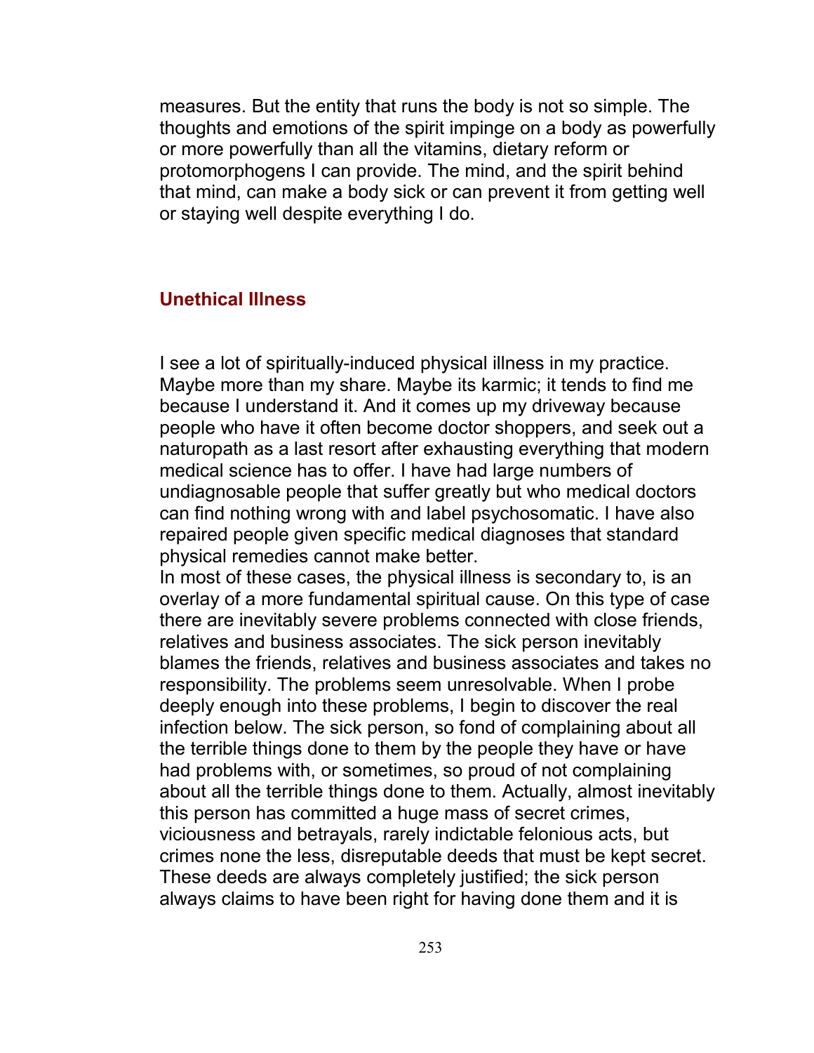measures. But the entity that runs the body is not so simple. The thoughts and emotions of the spirit impinge on a body as powerfully or more powerfully than all the vitamins, dietary reform or protomorphogens I can provide. The mind, and the spirit behind that mind, can make a body sick or can prevent it from getting well or staying well despite everything I do.

## Unethical Illness

I see a lot of spiritually-induced physical illness in my practice. Maybe more than my share. Maybe its karmic; it tends to find me because I understand it. And it comes up my driveway because people who have it often become doctor shoppers, and seek out a naturopath as a last resort after exhausting everything that modern medical science has to offer. I have had large numbers of undiagnosable people that suffer greatly but who medical doctors can find nothing wrong with and label psychosomatic. I have also repaired people given specific medical diagnoses that standard physical remedies cannot make better.

In most of these cases, the physical illness is secondary to, is an overlay of a more fundamental spiritual cause. On this type of case there are inevitably severe problems connected with close friends, relatives and business associates. The sick person inevitably blames the friends, relatives and business associates and takes no responsibility. The problems seem unresolvable. When I probe deeply enough into these problems, I begin to discover the real infection below. The sick person, so fond of complaining about all the terrible things done to them by the people they have or have had problems with, or sometimes, so proud of not complaining about all the terrible things done to them. Actually, almost inevitably this person has committed a huge mass of secret crimes, viciousness and betrayals, rarely indictable felonious acts, but crimes none the less, disreputable deeds that must be kept secret. These deeds are always completely justified; the sick person always claims to have been right for having done them and it is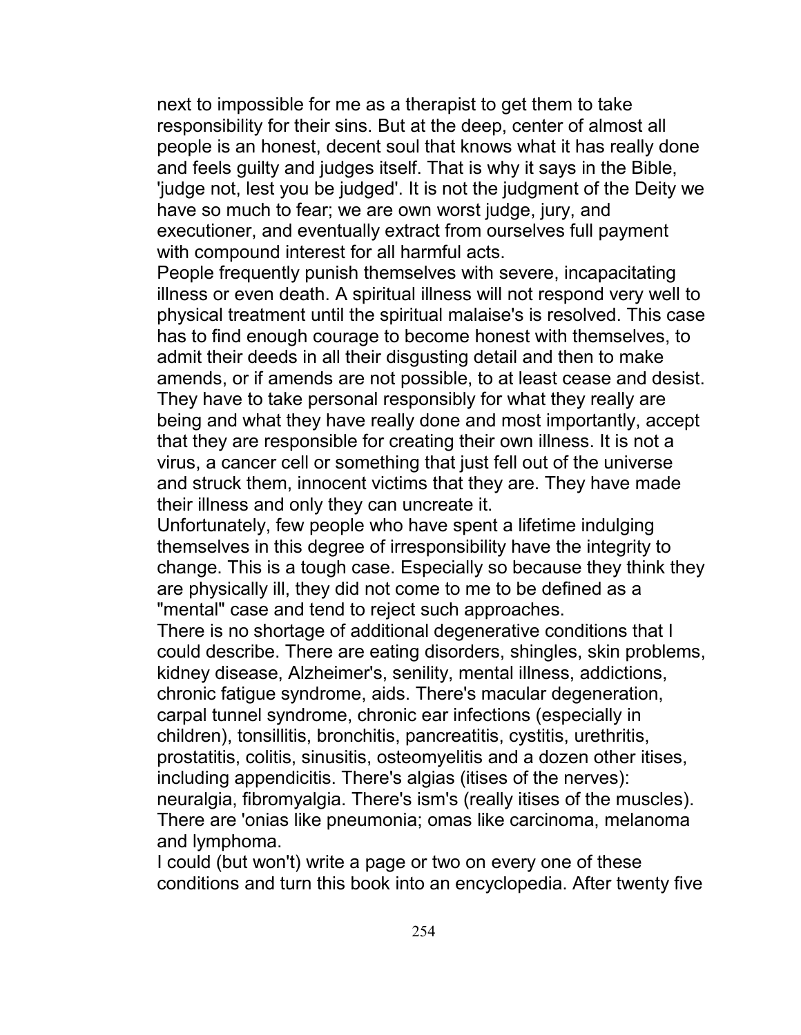next to impossible for me as a therapist to get them to take responsibility for their sins. But at the deep, center of almost all people is an honest, decent soul that knows what it has really done and feels guilty and judges itself. That is why it says in the Bible, 'judge not, lest you be judged'. It is not the judgment of the Deity we have so much to fear; we are own worst judge, jury, and executioner, and eventually extract from ourselves full payment with compound interest for all harmful acts.

People frequently punish themselves with severe, incapacitating illness or even death. A spiritual illness will not respond very well to physical treatment until the spiritual malaise's is resolved. This case has to find enough courage to become honest with themselves, to admit their deeds in all their disgusting detail and then to make amends, or if amends are not possible, to at least cease and desist. They have to take personal responsibly for what they really are being and what they have really done and most importantly, accept that they are responsible for creating their own illness. It is not a virus, a cancer cell or something that just fell out of the universe and struck them, innocent victims that they are. They have made their illness and only they can uncreate it.

Unfortunately, few people who have spent a lifetime indulging themselves in this degree of irresponsibility have the integrity to change. This is a tough case. Especially so because they think they are physically ill, they did not come to me to be defined as a "mental" case and tend to reject such approaches.

There is no shortage of additional degenerative conditions that I could describe. There are eating disorders, shingles, skin problems, kidney disease, Alzheimer's, senility, mental illness, addictions, chronic fatigue syndrome, aids. There's macular degeneration, carpal tunnel syndrome, chronic ear infections (especially in children), tonsillitis, bronchitis, pancreatitis, cystitis, urethritis, prostatitis, colitis, sinusitis, osteomyelitis and a dozen other itises, including appendicitis. There's algias (itises of the nerves): neuralgia, fibromyalgia. There's ism's (really itises of the muscles). There are 'onias like pneumonia; omas like carcinoma, melanoma and lymphoma.

I could (but won't) write a page or two on every one of these conditions and turn this book into an encyclopedia. After twenty five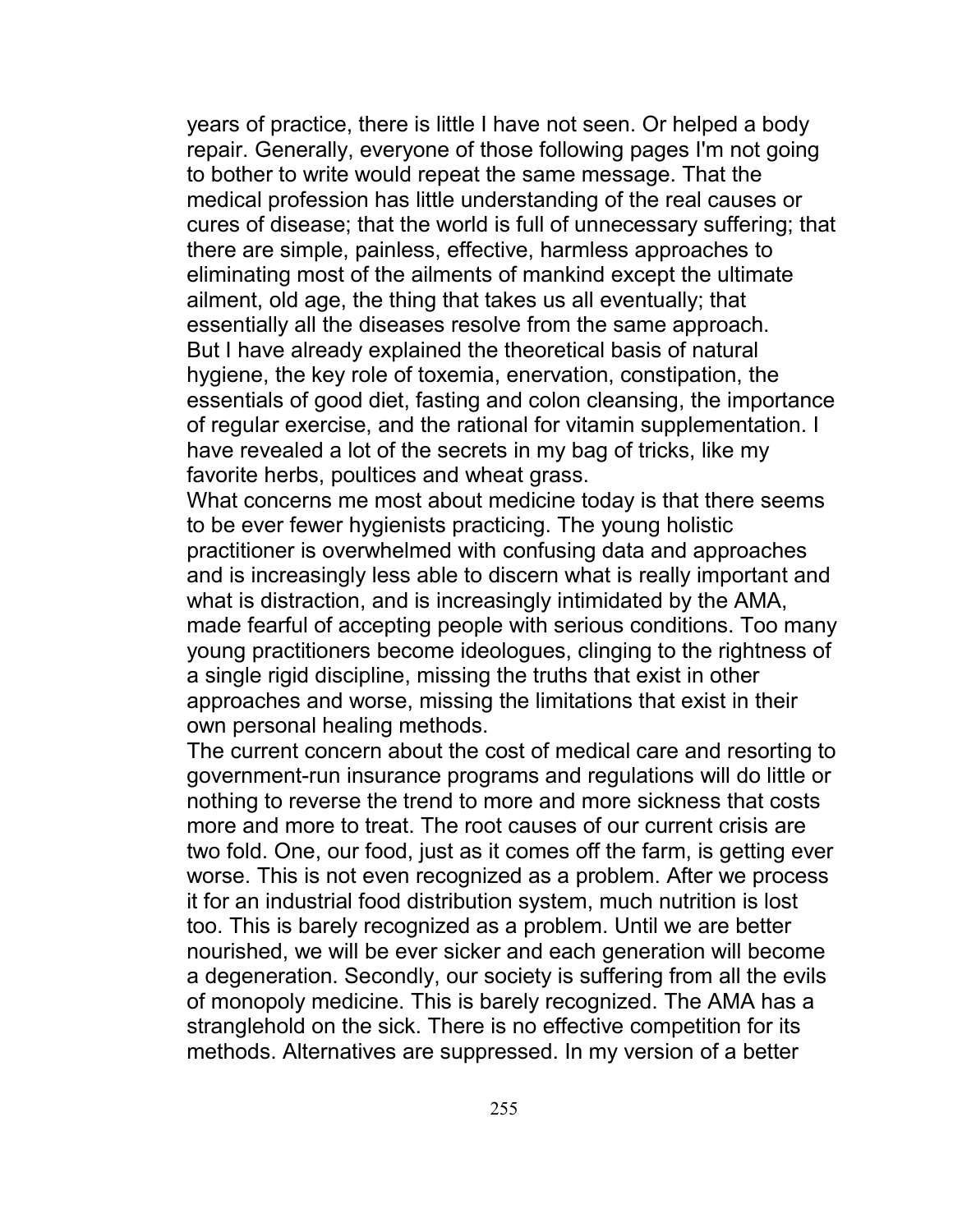years of practice, there is little I have not seen. Or helped a body repair. Generally, everyone of those following pages I'm not going to bother to write would repeat the same message. That the medical profession has little understanding of the real causes or cures of disease; that the world is full of unnecessary suffering; that there are simple, painless, effective, harmless approaches to eliminating most of the ailments of mankind except the ultimate ailment, old age, the thing that takes us all eventually; that essentially all the diseases resolve from the same approach.

But I have already explained the theoretical basis of natural hygiene, the key role of toxemia, enervation, constipation, the essentials of good diet, fasting and colon cleansing, the importance of regular exercise, and the rational for vitamin supplementation. I have revealed a lot of the secrets in my bag of tricks, like my favorite herbs, poultices and wheat grass.

What concerns me most about medicine today is that there seems to be ever fewer hygienists practicing. The young holistic practitioner is overwhelmed with confusing data and approaches and is increasingly less able to discern what is really important and what is distraction, and is increasingly intimidated by the AMA, made fearful of accepting people with serious conditions. Too many young practitioners become ideologues, clinging to the rightness of a single rigid discipline, missing the truths that exist in other approaches and worse, missing the limitations that exist in their own personal healing methods.

The current concern about the cost of medical care and resorting to government-run insurance programs and regulations will do little or nothing to reverse the trend to more and more sickness that costs more and more to treat. The root causes of our current crisis are two fold. One, our food, just as it comes off the farm, is getting ever worse. This is not even recognized as a problem. After we process it for an industrial food distribution system, much nutrition is lost too. This is barely recognized as a problem. Until we are better nourished, we will be ever sicker and each generation will become a degeneration. Secondly, our society is suffering from all the evils of monopoly medicine. This is barely recognized. The AMA has a stranglehold on the sick. There is no effective competition for its methods. Alternatives are suppressed. In my version of a better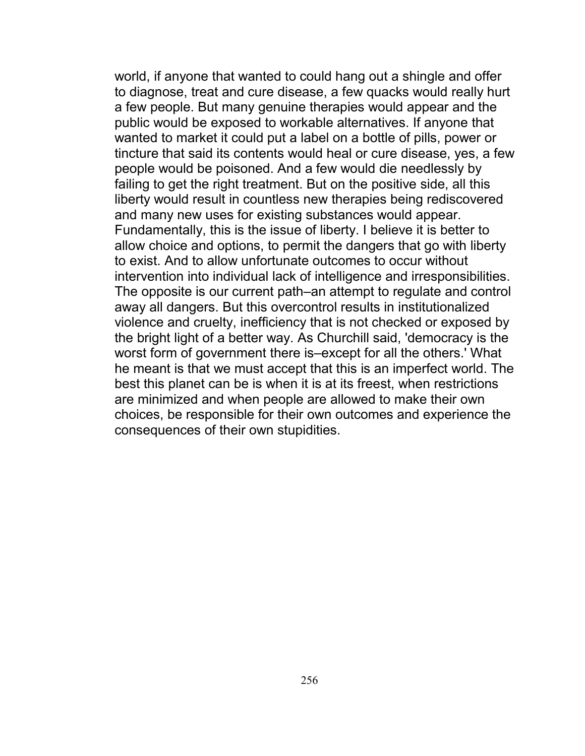world, if anyone that wanted to could hang out a shingle and offer to diagnose, treat and cure disease, a few quacks would really hurt a few people. But many genuine therapies would appear and the public would be exposed to workable alternatives. If anyone that wanted to market it could put a label on a bottle of pills, power or tincture that said its contents would heal or cure disease, yes, a few people would be poisoned. And a few would die needlessly by failing to get the right treatment. But on the positive side, all this liberty would result in countless new therapies being rediscovered and many new uses for existing substances would appear. Fundamentally, this is the issue of liberty. I believe it is better to allow choice and options, to permit the dangers that go with liberty to exist. And to allow unfortunate outcomes to occur without intervention into individual lack of intelligence and irresponsibilities. The opposite is our current path–an attempt to regulate and control away all dangers. But this overcontrol results in institutionalized violence and cruelty, inefficiency that is not checked or exposed by the bright light of a better way. As Churchill said, 'democracy is the worst form of government there is–except for all the others.' What he meant is that we must accept that this is an imperfect world. The best this planet can be is when it is at its freest, when restrictions are minimized and when people are allowed to make their own choices, be responsible for their own outcomes and experience the consequences of their own stupidities.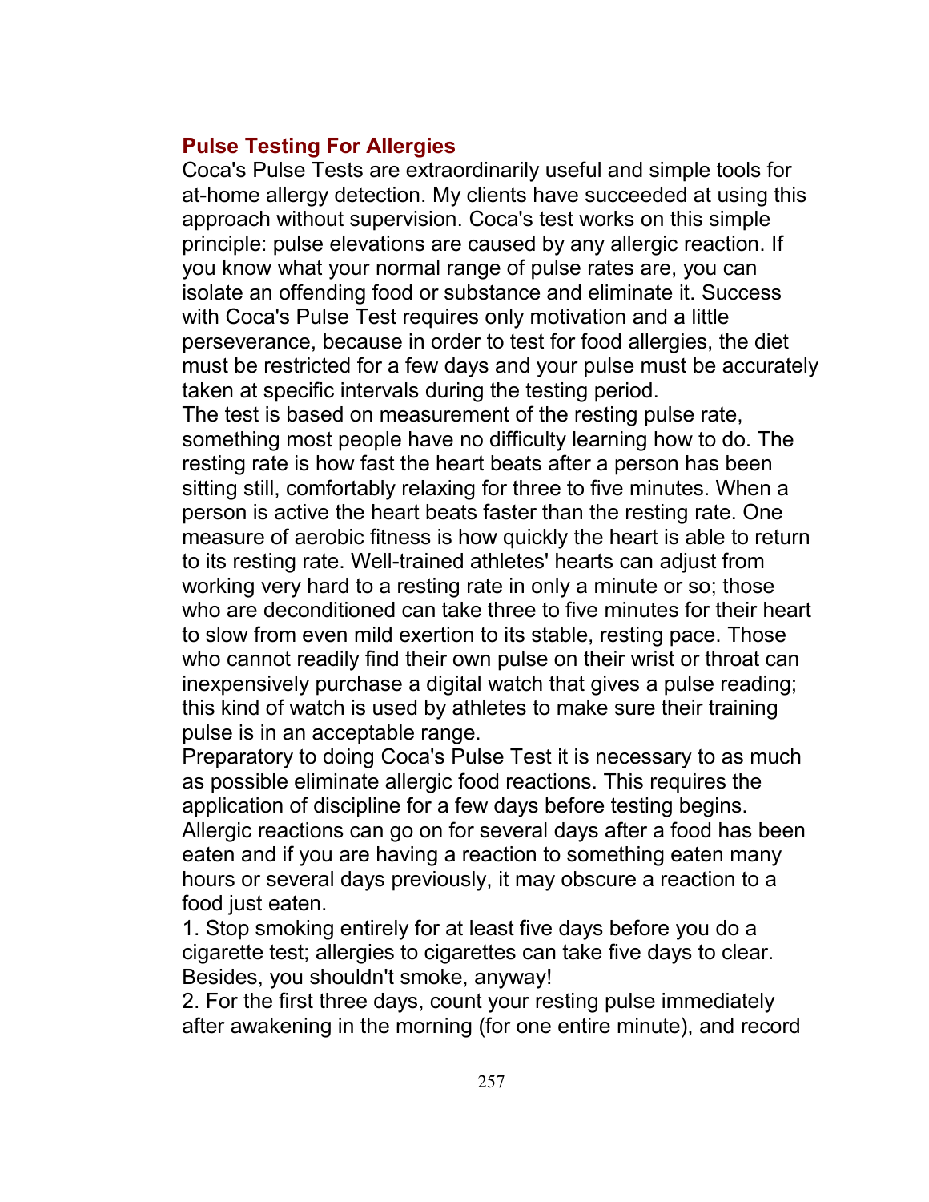## Pulse Testing For Allergies

Coca's Pulse Tests are extraordinarily useful and simple tools for at-home allergy detection. My clients have succeeded at using this approach without supervision. Coca's test works on this simple principle: pulse elevations are caused by any allergic reaction. If you know what your normal range of pulse rates are, you can isolate an offending food or substance and eliminate it. Success with Coca's Pulse Test requires only motivation and a little perseverance, because in order to test for food allergies, the diet must be restricted for a few days and your pulse must be accurately taken at specific intervals during the testing period.

The test is based on measurement of the resting pulse rate, something most people have no difficulty learning how to do. The resting rate is how fast the heart beats after a person has been sitting still, comfortably relaxing for three to five minutes. When a person is active the heart beats faster than the resting rate. One measure of aerobic fitness is how quickly the heart is able to return to its resting rate. Well-trained athletes' hearts can adjust from working very hard to a resting rate in only a minute or so; those who are deconditioned can take three to five minutes for their heart to slow from even mild exertion to its stable, resting pace. Those who cannot readily find their own pulse on their wrist or throat can inexpensively purchase a digital watch that gives a pulse reading; this kind of watch is used by athletes to make sure their training pulse is in an acceptable range.

Preparatory to doing Coca's Pulse Test it is necessary to as much as possible eliminate allergic food reactions. This requires the application of discipline for a few days before testing begins. Allergic reactions can go on for several days after a food has been eaten and if you are having a reaction to something eaten many hours or several days previously, it may obscure a reaction to a food just eaten.

1. Stop smoking entirely for at least five days before you do a cigarette test; allergies to cigarettes can take five days to clear. Besides, you shouldn't smoke, anyway!
2. For the first three days, count your resting pulse immediately after awakening in the morning (for one entire minute), and record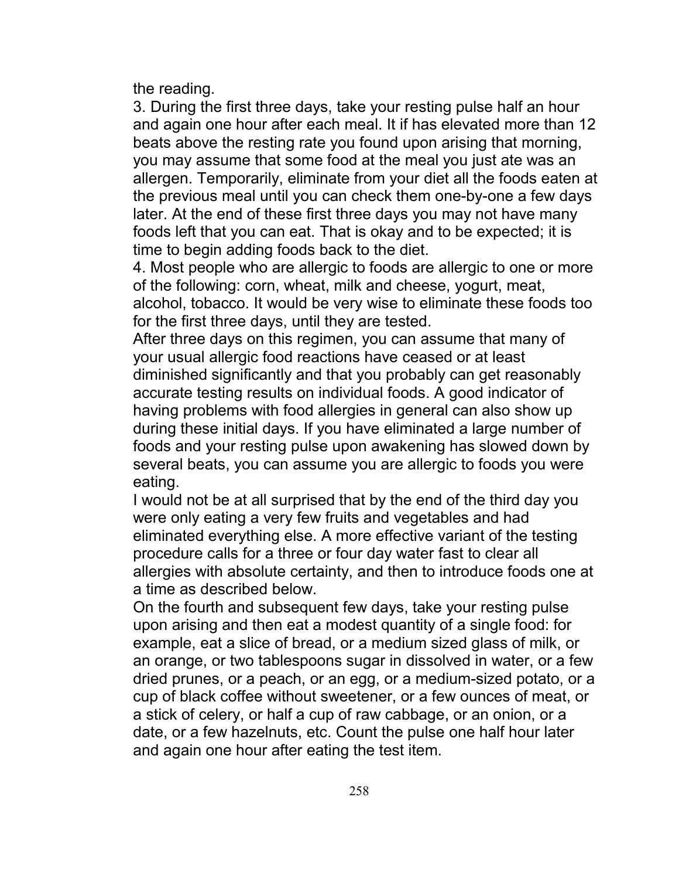the reading.

3. During the first three days, take your resting pulse half an hour and again one hour after each meal. It if has elevated more than 12 beats above the resting rate you found upon arising that morning, you may assume that some food at the meal you just ate was an allergen. Temporarily, eliminate from your diet all the foods eaten at the previous meal until you can check them one-by-one a few days later. At the end of these first three days you may not have many foods left that you can eat. That is okay and to be expected; it is time to begin adding foods back to the diet.

4. Most people who are allergic to foods are allergic to one or more of the following: corn, wheat, milk and cheese, yogurt, meat, alcohol, tobacco. It would be very wise to eliminate these foods too for the first three days, until they are tested.

After three days on this regimen, you can assume that many of your usual allergic food reactions have ceased or at least diminished significantly and that you probably can get reasonably accurate testing results on individual foods. A good indicator of having problems with food allergies in general can also show up during these initial days. If you have eliminated a large number of foods and your resting pulse upon awakening has slowed down by several beats, you can assume you are allergic to foods you were eating.

I would not be at all surprised that by the end of the third day you were only eating a very few fruits and vegetables and had eliminated everything else. A more effective variant of the testing procedure calls for a three or four day water fast to clear all allergies with absolute certainty, and then to introduce foods one at a time as described below.

On the fourth and subsequent few days, take your resting pulse upon arising and then eat a modest quantity of a single food: for example, eat a slice of bread, or a medium sized glass of milk, or an orange, or two tablespoons sugar in dissolved in water, or a few dried prunes, or a peach, or an egg, or a medium-sized potato, or a cup of black coffee without sweetener, or a few ounces of meat, or a stick of celery, or half a cup of raw cabbage, or an onion, or a date, or a few hazelnuts, etc. Count the pulse one half hour later and again one hour after eating the test item.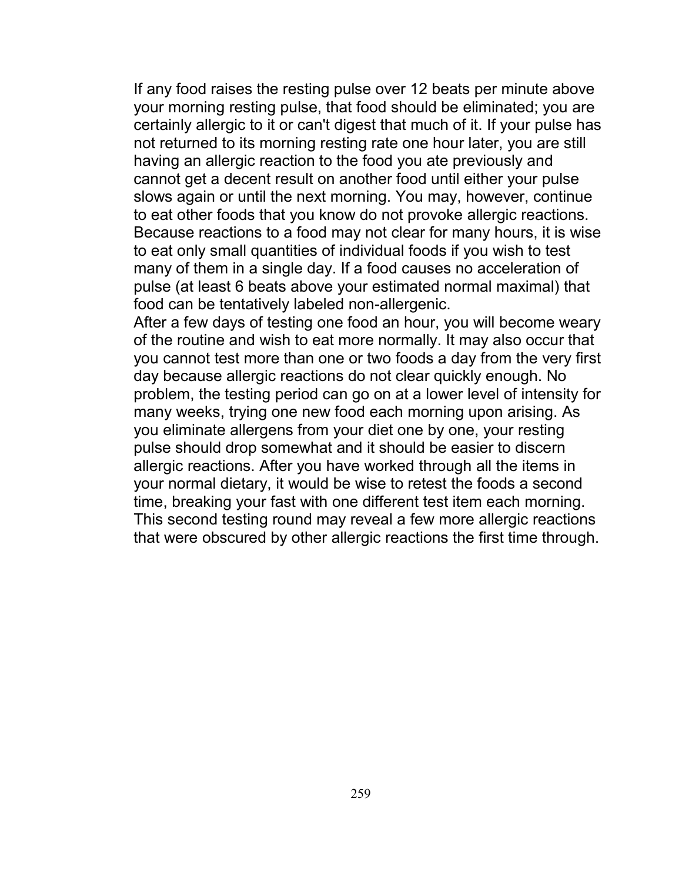If any food raises the resting pulse over 12 beats per minute above your morning resting pulse, that food should be eliminated; you are certainly allergic to it or can't digest that much of it. If your pulse has not returned to its morning resting rate one hour later, you are still having an allergic reaction to the food you ate previously and cannot get a decent result on another food until either your pulse slows again or until the next morning. You may, however, continue to eat other foods that you know do not provoke allergic reactions. Because reactions to a food may not clear for many hours, it is wise to eat only small quantities of individual foods if you wish to test many of them in a single day. If a food causes no acceleration of pulse (at least 6 beats above your estimated normal maximal) that food can be tentatively labeled non-allergenic.

After a few days of testing one food an hour, you will become weary of the routine and wish to eat more normally. It may also occur that you cannot test more than one or two foods a day from the very first day because allergic reactions do not clear quickly enough. No problem, the testing period can go on at a lower level of intensity for many weeks, trying one new food each morning upon arising. As you eliminate allergens from your diet one by one, your resting pulse should drop somewhat and it should be easier to discern allergic reactions. After you have worked through all the items in your normal dietary, it would be wise to retest the foods a second time, breaking your fast with one different test item each morning. This second testing round may reveal a few more allergic reactions that were obscured by other allergic reactions the first time through.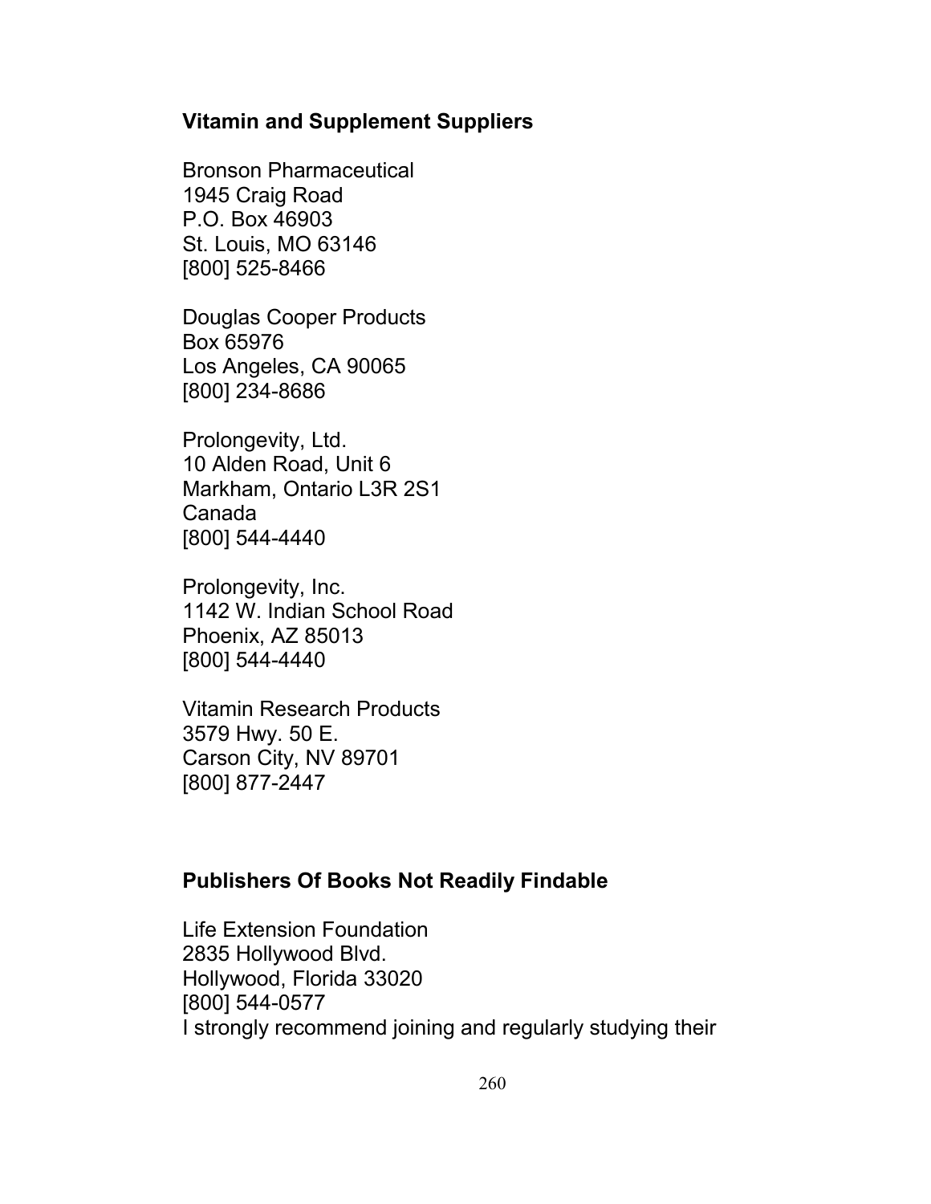## Vitamin and Supplement Suppliers

Bronson Pharmaceutical
1945 Craig Road
P.O. Box 46903
St. Louis, MO 63146
[800] 525-8466

Douglas Cooper Products
Box 65976
Los Angeles, CA 90065
[800] 234-8686

Prolongevity, Ltd.
10 Alden Road, Unit 6
Markham, Ontario L3R 2S1
Canada
[800] 544-4440

Prolongevity, Inc.
1142 W. Indian School Road
Phoenix, AZ 85013
[800] 544-4440

Vitamin Research Products
3579 Hwy. 50 E.
Carson City, NV 89701
[800] 877-2447

## Publishers Of Books Not Readily Findable

Life Extension Foundation
2835 Hollywood Blvd.
Hollywood, Florida 33020
[800] 544-0577
I strongly recommend joining and regularly studying their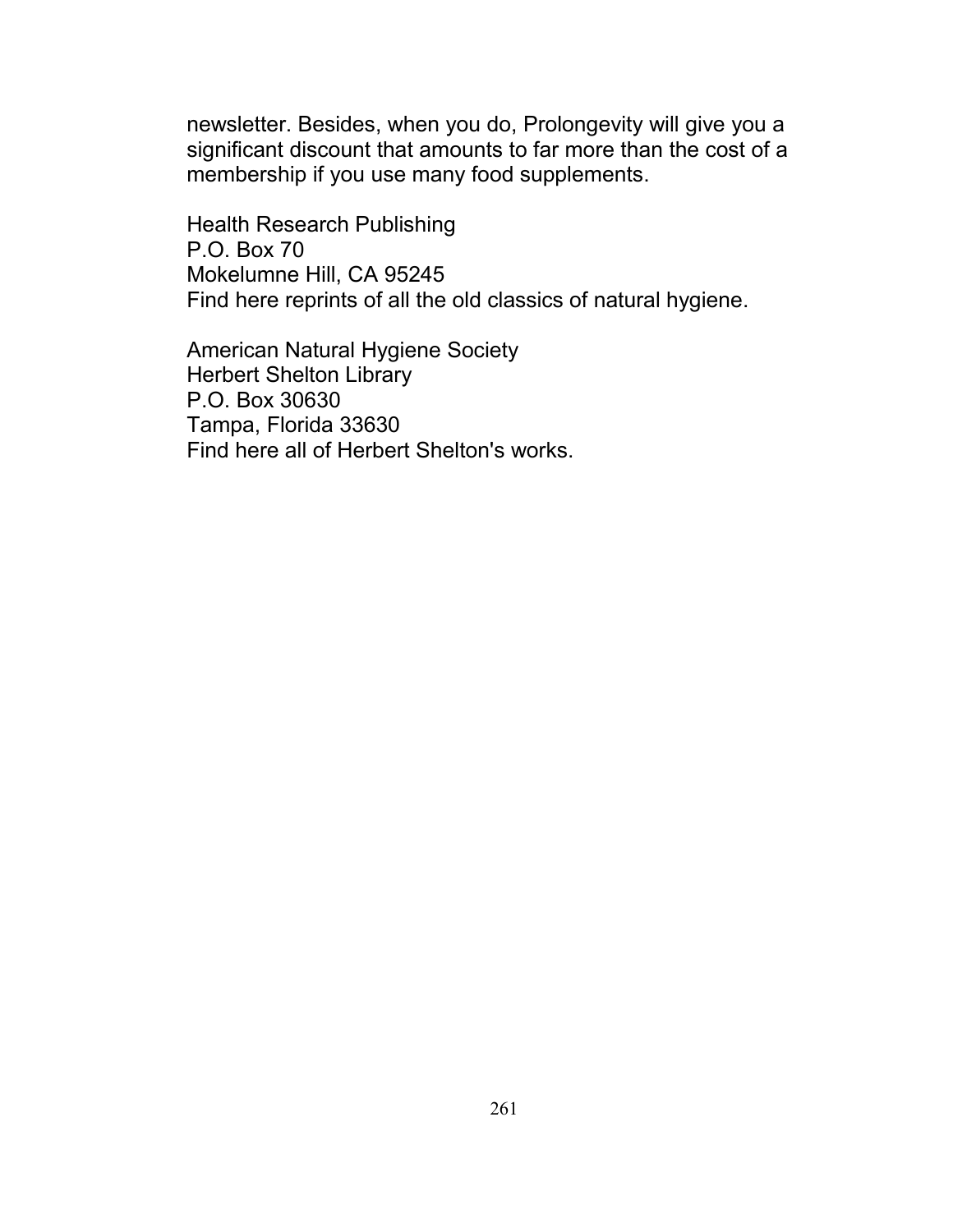newsletter. Besides, when you do, Prolongevity will give you a significant discount that amounts to far more than the cost of a membership if you use many food supplements.

Health Research Publishing
P.O. Box 70
Mokelumne Hill, CA 95245
Find here reprints of all the old classics of natural hygiene.

American Natural Hygiene Society
Herbert Shelton Library
P.O. Box 30630
Tampa, Florida 33630
Find here all of Herbert Shelton's works.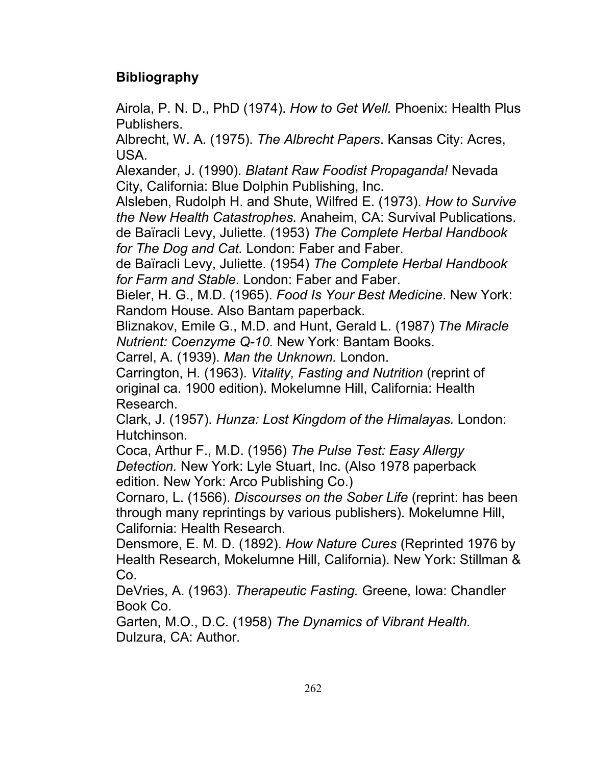## Bibliography

Airola, P. N. D., PhD (1974). *How to Get Well.* Phoenix: Health Plus Publishers.

Albrecht, W. A. (1975). *The Albrecht Papers*. Kansas City: Acres, USA.

Alexander, J. (1990). *Blatant Raw Foodist Propaganda!* Nevada City, California: Blue Dolphin Publishing, Inc.

Alsleben, Rudolph H. and Shute, Wilfred E. (1973). *How to Survive the New Health Catastrophes.* Anaheim, CA: Survival Publications.

de Baïracli Levy, Juliette. (1953) *The Complete Herbal Handbook for The Dog and Cat.* London: Faber and Faber.

de Baïracli Levy, Juliette. (1954) *The Complete Herbal Handbook for Farm and Stable.* London: Faber and Faber.

Bieler, H. G., M.D. (1965). *Food Is Your Best Medicine*. New York: Random House. Also Bantam paperback.

Bliznakov, Emile G., M.D. and Hunt, Gerald L. (1987) *The Miracle Nutrient: Coenzyme Q-10.* New York: Bantam Books.

Carrel, A. (1939). *Man the Unknown.* London.

Carrington, H. (1963). *Vitality, Fasting and Nutrition* (reprint of original ca. 1900 edition). Mokelumne Hill, California: Health Research.

Clark, J. (1957). *Hunza: Lost Kingdom of the Himalayas.* London: Hutchinson.

Coca, Arthur F., M.D. (1956) *The Pulse Test: Easy Allergy Detection.* New York: Lyle Stuart, Inc. (Also 1978 paperback edition. New York: Arco Publishing Co.)

Cornaro, L. (1566). *Discourses on the Sober Life* (reprint: has been through many reprintings by various publishers). Mokelumne Hill, California: Health Research.

Densmore, E. M. D. (1892). *How Nature Cures* (Reprinted 1976 by Health Research, Mokelumne Hill, California). New York: Stillman & Co.

DeVries, A. (1963). *Therapeutic Fasting.* Greene, Iowa: Chandler Book Co.

Garten, M.O., D.C. (1958) *The Dynamics of Vibrant Health.* Dulzura, CA: Author.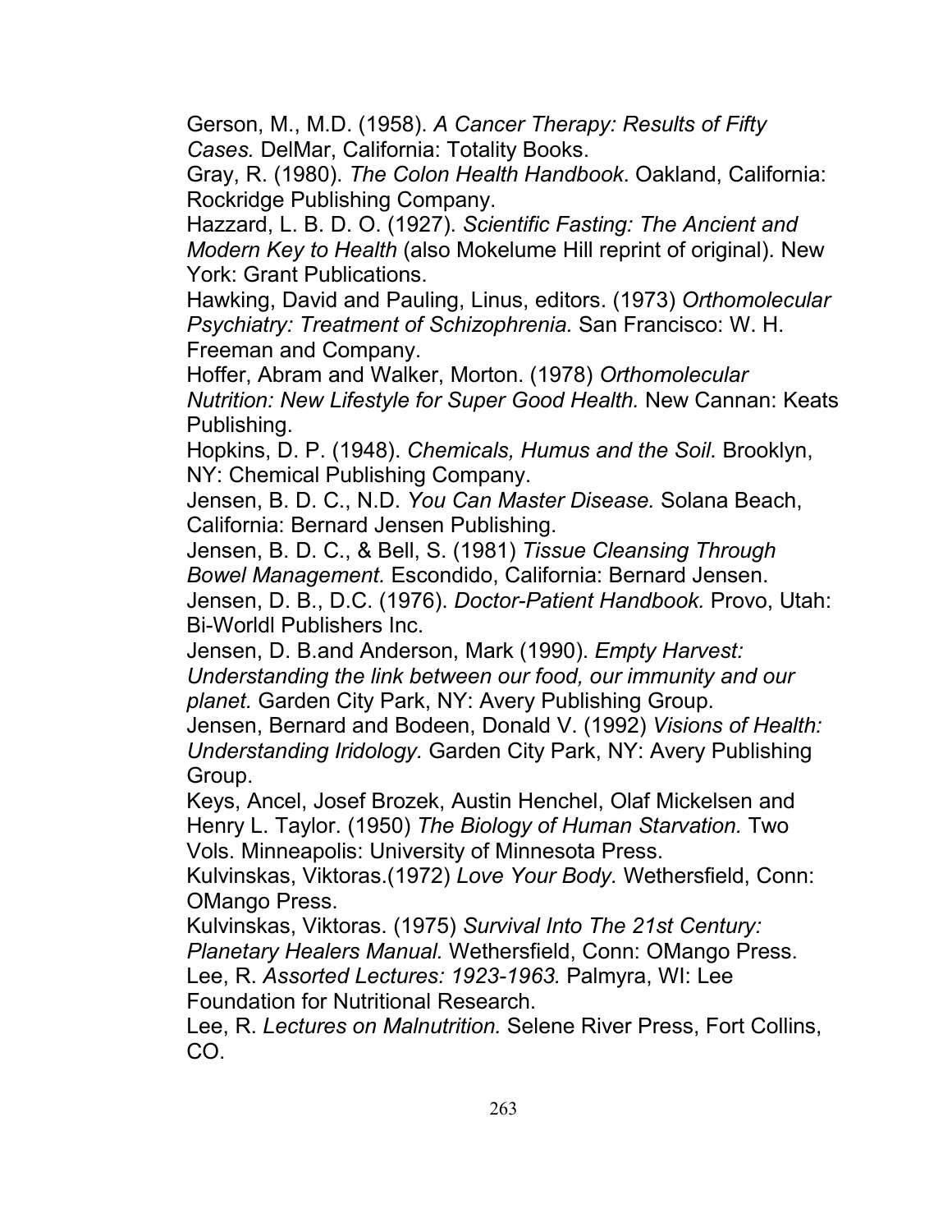Gerson, M., M.D. (1958). *A Cancer Therapy: Results of Fifty Cases.* DelMar, California: Totality Books.

Gray, R. (1980). *The Colon Health Handbook*. Oakland, California: Rockridge Publishing Company.

Hazzard, L. B. D. O. (1927). *Scientific Fasting: The Ancient and Modern Key to Health* (also Mokelume Hill reprint of original). New York: Grant Publications.

Hawking, David and Pauling, Linus, editors. (1973) *Orthomolecular Psychiatry: Treatment of Schizophrenia.* San Francisco: W. H. Freeman and Company.

Hoffer, Abram and Walker, Morton. (1978) *Orthomolecular Nutrition: New Lifestyle for Super Good Health.* New Cannan: Keats Publishing.

Hopkins, D. P. (1948). *Chemicals, Humus and the Soil.* Brooklyn, NY: Chemical Publishing Company.

Jensen, B. D. C., N.D. *You Can Master Disease.* Solana Beach, California: Bernard Jensen Publishing.

Jensen, B. D. C., & Bell, S. (1981) *Tissue Cleansing Through Bowel Management.* Escondido, California: Bernard Jensen.

Jensen, D. B., D.C. (1976). *Doctor-Patient Handbook.* Provo, Utah: Bi-Worldl Publishers Inc.

Jensen, D. B.and Anderson, Mark (1990). *Empty Harvest: Understanding the link between our food, our immunity and our planet.* Garden City Park, NY: Avery Publishing Group.

Jensen, Bernard and Bodeen, Donald V. (1992) *Visions of Health: Understanding Iridology.* Garden City Park, NY: Avery Publishing Group.

Keys, Ancel, Josef Brozek, Austin Henchel, Olaf Mickelsen and Henry L. Taylor. (1950) *The Biology of Human Starvation.* Two Vols. Minneapolis: University of Minnesota Press.

Kulvinskas, Viktoras.(1972) *Love Your Body.* Wethersfield, Conn: OMango Press.

Kulvinskas, Viktoras. (1975) *Survival Into The 21st Century: Planetary Healers Manual.* Wethersfield, Conn: OMango Press.

Lee, R. *Assorted Lectures: 1923-1963.* Palmyra, WI: Lee Foundation for Nutritional Research.

Lee, R. *Lectures on Malnutrition.* Selene River Press, Fort Collins, CO.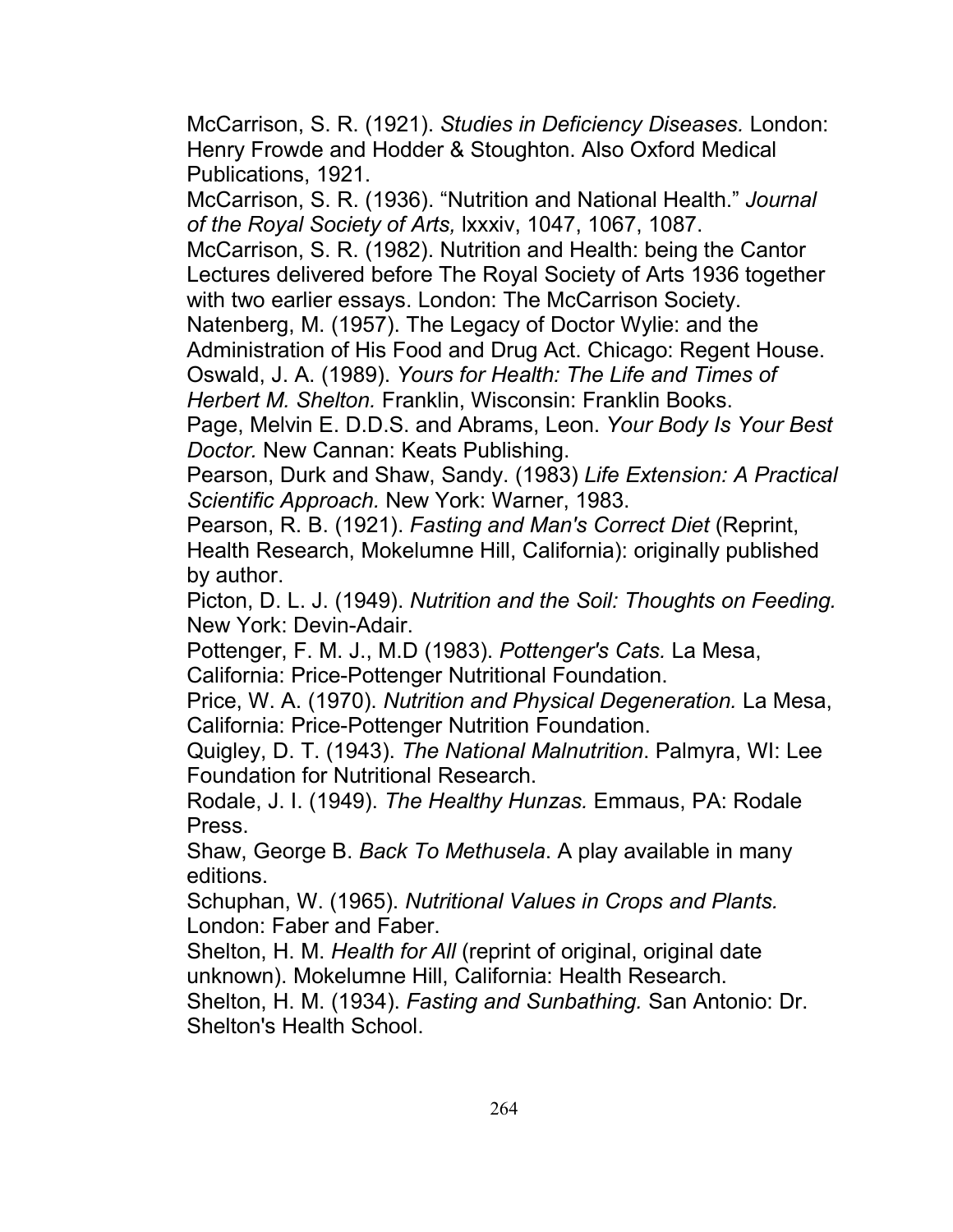McCarrison, S. R. (1921). *Studies in Deficiency Diseases.* London: Henry Frowde and Hodder & Stoughton. Also Oxford Medical Publications, 1921.

McCarrison, S. R. (1936). "Nutrition and National Health." *Journal of the Royal Society of Arts,* lxxxiv, 1047, 1067, 1087.

McCarrison, S. R. (1982). Nutrition and Health: being the Cantor Lectures delivered before The Royal Society of Arts 1936 together with two earlier essays. London: The McCarrison Society.

Natenberg, M. (1957). The Legacy of Doctor Wylie: and the Administration of His Food and Drug Act. Chicago: Regent House.

Oswald, J. A. (1989). *Yours for Health: The Life and Times of Herbert M. Shelton.* Franklin, Wisconsin: Franklin Books.

Page, Melvin E. D.D.S. and Abrams, Leon. *Your Body Is Your Best Doctor.* New Cannan: Keats Publishing.

Pearson, Durk and Shaw, Sandy. (1983) *Life Extension: A Practical Scientific Approach.* New York: Warner, 1983.

Pearson, R. B. (1921). *Fasting and Man's Correct Diet* (Reprint, Health Research, Mokelumne Hill, California): originally published by author.

Picton, D. L. J. (1949). *Nutrition and the Soil: Thoughts on Feeding.* New York: Devin-Adair.

Pottenger, F. M. J., M.D (1983). *Pottenger's Cats.* La Mesa, California: Price-Pottenger Nutritional Foundation.

Price, W. A. (1970). *Nutrition and Physical Degeneration.* La Mesa, California: Price-Pottenger Nutrition Foundation.

Quigley, D. T. (1943). *The National Malnutrition*. Palmyra, WI: Lee Foundation for Nutritional Research.

Rodale, J. I. (1949). *The Healthy Hunzas.* Emmaus, PA: Rodale Press.

Shaw, George B. *Back To Methusela*. A play available in many editions.

Schuphan, W. (1965). *Nutritional Values in Crops and Plants.* London: Faber and Faber.

Shelton, H. M. *Health for All* (reprint of original, original date unknown). Mokelumne Hill, California: Health Research.

Shelton, H. M. (1934). *Fasting and Sunbathing.* San Antonio: Dr. Shelton's Health School.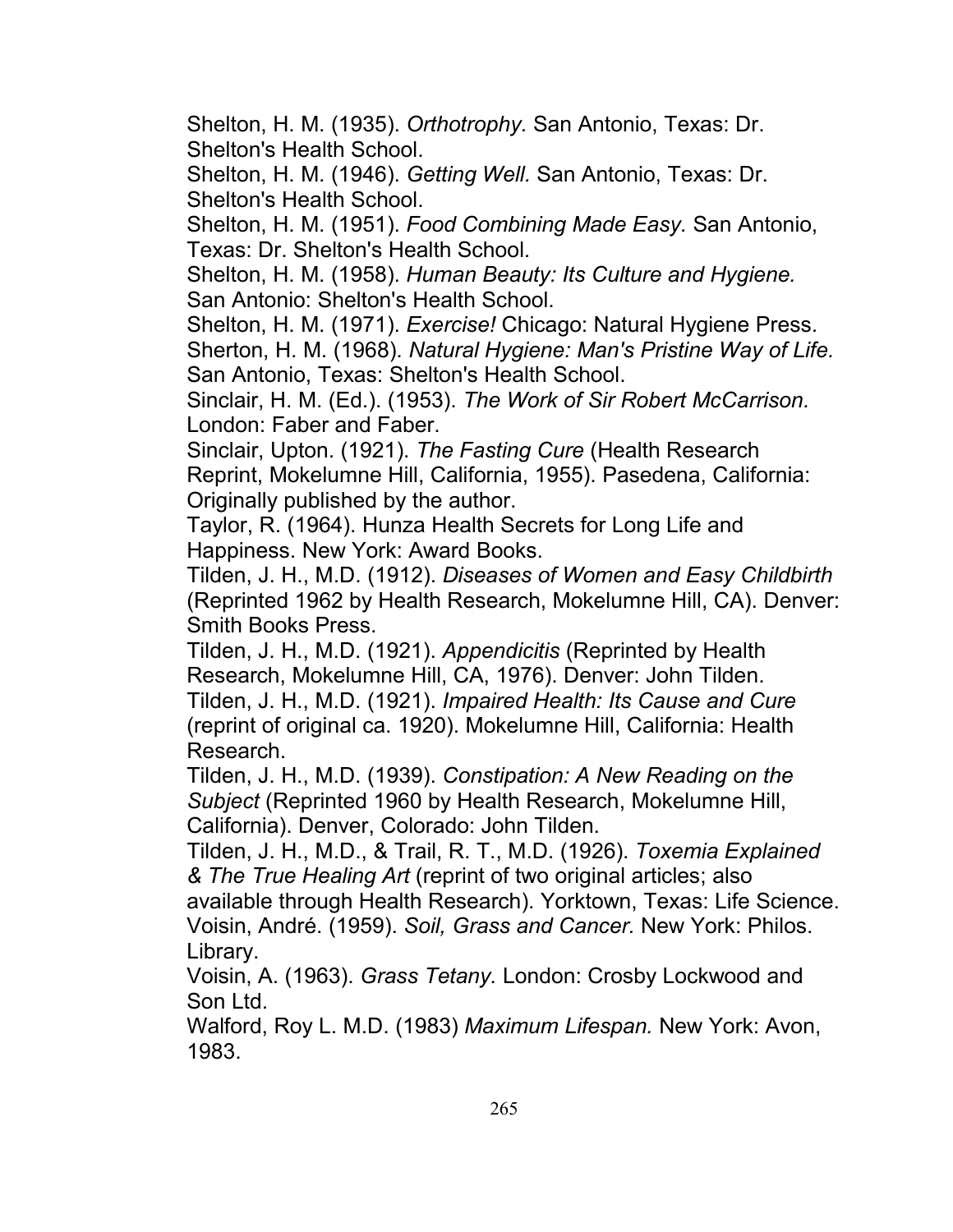Shelton, H. M. (1935). *Orthotrophy.* San Antonio, Texas: Dr. Shelton's Health School.

Shelton, H. M. (1946). *Getting Well.* San Antonio, Texas: Dr. Shelton's Health School.

Shelton, H. M. (1951). *Food Combining Made Easy.* San Antonio, Texas: Dr. Shelton's Health School.

Shelton, H. M. (1958). *Human Beauty: Its Culture and Hygiene.* San Antonio: Shelton's Health School.

Shelton, H. M. (1971). *Exercise!* Chicago: Natural Hygiene Press.

Sherton, H. M. (1968). *Natural Hygiene: Man's Pristine Way of Life.* San Antonio, Texas: Shelton's Health School.

Sinclair, H. M. (Ed.). (1953). *The Work of Sir Robert McCarrison.* London: Faber and Faber.

Sinclair, Upton. (1921). *The Fasting Cure* (Health Research Reprint, Mokelumne Hill, California, 1955). Pasedena, California: Originally published by the author.

Taylor, R. (1964). Hunza Health Secrets for Long Life and Happiness. New York: Award Books.

Tilden, J. H., M.D. (1912). *Diseases of Women and Easy Childbirth* (Reprinted 1962 by Health Research, Mokelumne Hill, CA). Denver: Smith Books Press.

Tilden, J. H., M.D. (1921). *Appendicitis* (Reprinted by Health Research, Mokelumne Hill, CA, 1976). Denver: John Tilden.

Tilden, J. H., M.D. (1921). *Impaired Health: Its Cause and Cure* (reprint of original ca. 1920). Mokelumne Hill, California: Health Research.

Tilden, J. H., M.D. (1939). *Constipation: A New Reading on the Subject* (Reprinted 1960 by Health Research, Mokelumne Hill, California). Denver, Colorado: John Tilden.

Tilden, J. H., M.D., & Trail, R. T., M.D. (1926). *Toxemia Explained & The True Healing Art* (reprint of two original articles; also available through Health Research). Yorktown, Texas: Life Science.

Voisin, André. (1959). *Soil, Grass and Cancer.* New York: Philos. Library.

Voisin, A. (1963). *Grass Tetany.* London: Crosby Lockwood and Son Ltd.

Walford, Roy L. M.D. (1983) *Maximum Lifespan.* New York: Avon, 1983.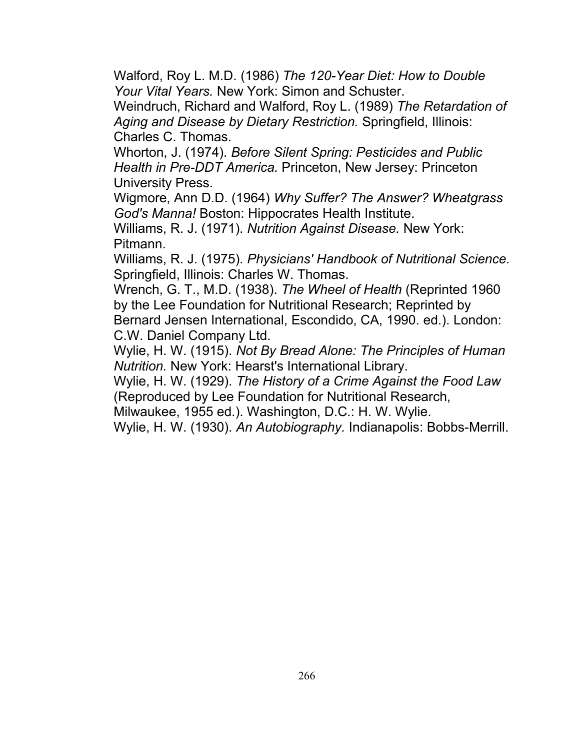Walford, Roy L. M.D. (1986) *The 120-Year Diet: How to Double Your Vital Years.* New York: Simon and Schuster.

Weindruch, Richard and Walford, Roy L. (1989) *The Retardation of Aging and Disease by Dietary Restriction.* Springfield, Illinois: Charles C. Thomas.

Whorton, J. (1974). *Before Silent Spring: Pesticides and Public Health in Pre-DDT America.* Princeton, New Jersey: Princeton University Press.

Wigmore, Ann D.D. (1964) *Why Suffer? The Answer? Wheatgrass God's Manna!* Boston: Hippocrates Health Institute.

Williams, R. J. (1971). *Nutrition Against Disease.* New York: Pitmann.

Williams, R. J. (1975). *Physicians' Handbook of Nutritional Science.* Springfield, Illinois: Charles W. Thomas.

Wrench, G. T., M.D. (1938). *The Wheel of Health* (Reprinted 1960 by the Lee Foundation for Nutritional Research; Reprinted by Bernard Jensen International, Escondido, CA, 1990. ed.). London: C.W. Daniel Company Ltd.

Wylie, H. W. (1915). *Not By Bread Alone: The Principles of Human Nutrition.* New York: Hearst's International Library.

Wylie, H. W. (1929). *The History of a Crime Against the Food Law* (Reproduced by Lee Foundation for Nutritional Research, Milwaukee, 1955 ed.). Washington, D.C.: H. W. Wylie.

Wylie, H. W. (1930). *An Autobiography.* Indianapolis: Bobbs-Merrill.